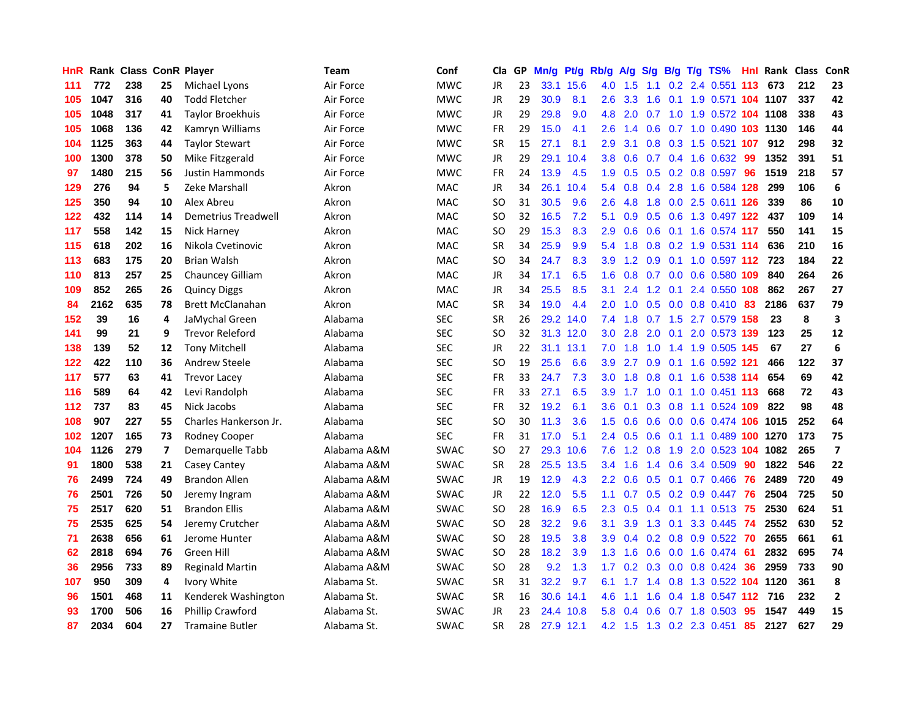| HnR | Rank | Class | ConR | Player | Team | Conf | Cla | GP | Mn/g | Pt/g | Rb/g | A/g | S/g | B/g | T/g | TS% | HnI | Rank | Class | ConR |
|---|---|---|---|---|---|---|---|---|---|---|---|---|---|---|---|---|---|---|---|---|
| 111 | 772 | 238 | 25 | Michael Lyons | Air Force | MWC | JR | 23 | 33.1 | 15.6 | 4.0 | 1.5 | 1.1 | 0.2 | 2.4 | 0.551 | 113 | 673 | 212 | 23 |
| 105 | 1047 | 316 | 40 | Todd Fletcher | Air Force | MWC | JR | 29 | 30.9 | 8.1 | 2.6 | 3.3 | 1.6 | 0.1 | 1.9 | 0.571 | 104 | 1107 | 337 | 42 |
| 105 | 1048 | 317 | 41 | Taylor Broekhuis | Air Force | MWC | JR | 29 | 29.8 | 9.0 | 4.8 | 2.0 | 0.7 | 1.0 | 1.9 | 0.572 | 104 | 1108 | 338 | 43 |
| 105 | 1068 | 136 | 42 | Kamryn Williams | Air Force | MWC | FR | 29 | 15.0 | 4.1 | 2.6 | 1.4 | 0.6 | 0.7 | 1.0 | 0.490 | 103 | 1130 | 146 | 44 |
| 104 | 1125 | 363 | 44 | Taylor Stewart | Air Force | MWC | SR | 15 | 27.1 | 8.1 | 2.9 | 3.1 | 0.8 | 0.3 | 1.5 | 0.521 | 107 | 912 | 298 | 32 |
| 100 | 1300 | 378 | 50 | Mike Fitzgerald | Air Force | MWC | JR | 29 | 29.1 | 10.4 | 3.8 | 0.6 | 0.7 | 0.4 | 1.6 | 0.632 | 99 | 1352 | 391 | 51 |
| 97 | 1480 | 215 | 56 | Justin Hammonds | Air Force | MWC | FR | 24 | 13.9 | 4.5 | 1.9 | 0.5 | 0.5 | 0.2 | 0.8 | 0.597 | 96 | 1519 | 218 | 57 |
| 129 | 276 | 94 | 5 | Zeke Marshall | Akron | MAC | JR | 34 | 26.1 | 10.4 | 5.4 | 0.8 | 0.4 | 2.8 | 1.6 | 0.584 | 128 | 299 | 106 | 6 |
| 125 | 350 | 94 | 10 | Alex Abreu | Akron | MAC | SO | 31 | 30.5 | 9.6 | 2.6 | 4.8 | 1.8 | 0.0 | 2.5 | 0.611 | 126 | 339 | 86 | 10 |
| 122 | 432 | 114 | 14 | Demetrius Treadwell | Akron | MAC | SO | 32 | 16.5 | 7.2 | 5.1 | 0.9 | 0.5 | 0.6 | 1.3 | 0.497 | 122 | 437 | 109 | 14 |
| 117 | 558 | 142 | 15 | Nick Harney | Akron | MAC | SO | 29 | 15.3 | 8.3 | 2.9 | 0.6 | 0.6 | 0.1 | 1.6 | 0.574 | 117 | 550 | 141 | 15 |
| 115 | 618 | 202 | 16 | Nikola Cvetinovic | Akron | MAC | SR | 34 | 25.9 | 9.9 | 5.4 | 1.8 | 0.8 | 0.2 | 1.9 | 0.531 | 114 | 636 | 210 | 16 |
| 113 | 683 | 175 | 20 | Brian Walsh | Akron | MAC | SO | 34 | 24.7 | 8.3 | 3.9 | 1.2 | 0.9 | 0.1 | 1.0 | 0.597 | 112 | 723 | 184 | 22 |
| 110 | 813 | 257 | 25 | Chauncey Gilliam | Akron | MAC | JR | 34 | 17.1 | 6.5 | 1.6 | 0.8 | 0.7 | 0.0 | 0.6 | 0.580 | 109 | 840 | 264 | 26 |
| 109 | 852 | 265 | 26 | Quincy Diggs | Akron | MAC | JR | 34 | 25.5 | 8.5 | 3.1 | 2.4 | 1.2 | 0.1 | 2.4 | 0.550 | 108 | 862 | 267 | 27 |
| 84 | 2162 | 635 | 78 | Brett McClanahan | Akron | MAC | SR | 34 | 19.0 | 4.4 | 2.0 | 1.0 | 0.5 | 0.0 | 0.8 | 0.410 | 83 | 2186 | 637 | 79 |
| 152 | 39 | 16 | 4 | JaMychal Green | Alabama | SEC | SR | 26 | 29.2 | 14.0 | 7.4 | 1.8 | 0.7 | 1.5 | 2.7 | 0.579 | 158 | 23 | 8 | 3 |
| 141 | 99 | 21 | 9 | Trevor Releford | Alabama | SEC | SO | 32 | 31.3 | 12.0 | 3.0 | 2.8 | 2.0 | 0.1 | 2.0 | 0.573 | 139 | 123 | 25 | 12 |
| 138 | 139 | 52 | 12 | Tony Mitchell | Alabama | SEC | JR | 22 | 31.1 | 13.1 | 7.0 | 1.8 | 1.0 | 1.4 | 1.9 | 0.505 | 145 | 67 | 27 | 6 |
| 122 | 422 | 110 | 36 | Andrew Steele | Alabama | SEC | SO | 19 | 25.6 | 6.6 | 3.9 | 2.7 | 0.9 | 0.1 | 1.6 | 0.592 | 121 | 466 | 122 | 37 |
| 117 | 577 | 63 | 41 | Trevor Lacey | Alabama | SEC | FR | 33 | 24.7 | 7.3 | 3.0 | 1.8 | 0.8 | 0.1 | 1.6 | 0.538 | 114 | 654 | 69 | 42 |
| 116 | 589 | 64 | 42 | Levi Randolph | Alabama | SEC | FR | 33 | 27.1 | 6.5 | 3.9 | 1.7 | 1.0 | 0.1 | 1.0 | 0.451 | 113 | 668 | 72 | 43 |
| 112 | 737 | 83 | 45 | Nick Jacobs | Alabama | SEC | FR | 32 | 19.2 | 6.1 | 3.6 | 0.1 | 0.3 | 0.8 | 1.1 | 0.524 | 109 | 822 | 98 | 48 |
| 108 | 907 | 227 | 55 | Charles Hankerson Jr. | Alabama | SEC | SO | 30 | 11.3 | 3.6 | 1.5 | 0.6 | 0.6 | 0.0 | 0.6 | 0.474 | 106 | 1015 | 252 | 64 |
| 102 | 1207 | 165 | 73 | Rodney Cooper | Alabama | SEC | FR | 31 | 17.0 | 5.1 | 2.4 | 0.5 | 0.6 | 0.1 | 1.1 | 0.489 | 100 | 1270 | 173 | 75 |
| 104 | 1126 | 279 | 7 | Demarquelle Tabb | Alabama A&M | SWAC | SO | 27 | 29.3 | 10.6 | 7.6 | 1.2 | 0.8 | 1.9 | 2.0 | 0.523 | 104 | 1082 | 265 | 7 |
| 91 | 1800 | 538 | 21 | Casey Cantey | Alabama A&M | SWAC | SR | 28 | 25.5 | 13.5 | 3.4 | 1.6 | 1.4 | 0.6 | 3.4 | 0.509 | 90 | 1822 | 546 | 22 |
| 76 | 2499 | 724 | 49 | Brandon Allen | Alabama A&M | SWAC | JR | 19 | 12.9 | 4.3 | 2.2 | 0.6 | 0.5 | 0.1 | 0.7 | 0.466 | 76 | 2489 | 720 | 49 |
| 76 | 2501 | 726 | 50 | Jeremy Ingram | Alabama A&M | SWAC | JR | 22 | 12.0 | 5.5 | 1.1 | 0.7 | 0.5 | 0.2 | 0.9 | 0.447 | 76 | 2504 | 725 | 50 |
| 75 | 2517 | 620 | 51 | Brandon Ellis | Alabama A&M | SWAC | SO | 28 | 16.9 | 6.5 | 2.3 | 0.5 | 0.4 | 0.1 | 1.1 | 0.513 | 75 | 2530 | 624 | 51 |
| 75 | 2535 | 625 | 54 | Jeremy Crutcher | Alabama A&M | SWAC | SO | 28 | 32.2 | 9.6 | 3.1 | 3.9 | 1.3 | 0.1 | 3.3 | 0.445 | 74 | 2552 | 630 | 52 |
| 71 | 2638 | 656 | 61 | Jerome Hunter | Alabama A&M | SWAC | SO | 28 | 19.5 | 3.8 | 3.9 | 0.4 | 0.2 | 0.8 | 0.9 | 0.522 | 70 | 2655 | 661 | 61 |
| 62 | 2818 | 694 | 76 | Green Hill | Alabama A&M | SWAC | SO | 28 | 18.2 | 3.9 | 1.3 | 1.6 | 0.6 | 0.0 | 1.6 | 0.474 | 61 | 2832 | 695 | 74 |
| 36 | 2956 | 733 | 89 | Reginald Martin | Alabama A&M | SWAC | SO | 28 | 9.2 | 1.3 | 1.7 | 0.2 | 0.3 | 0.0 | 0.8 | 0.424 | 36 | 2959 | 733 | 90 |
| 107 | 950 | 309 | 4 | Ivory White | Alabama St. | SWAC | SR | 31 | 32.2 | 9.7 | 6.1 | 1.7 | 1.4 | 0.8 | 1.3 | 0.522 | 104 | 1120 | 361 | 8 |
| 96 | 1501 | 468 | 11 | Kenderek Washington | Alabama St. | SWAC | SR | 16 | 30.6 | 14.1 | 4.6 | 1.1 | 1.6 | 0.4 | 1.8 | 0.547 | 112 | 716 | 232 | 2 |
| 93 | 1700 | 506 | 16 | Phillip Crawford | Alabama St. | SWAC | JR | 23 | 24.4 | 10.8 | 5.8 | 0.4 | 0.6 | 0.7 | 1.8 | 0.503 | 95 | 1547 | 449 | 15 |
| 87 | 2034 | 604 | 27 | Tramaine Butler | Alabama St. | SWAC | SR | 28 | 27.9 | 12.1 | 4.2 | 1.5 | 1.3 | 0.2 | 2.3 | 0.451 | 85 | 2127 | 627 | 29 |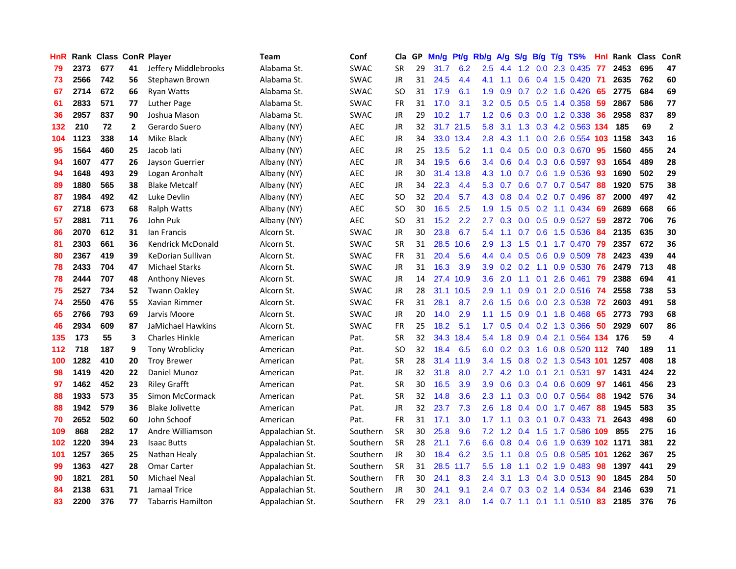| HnR | Rank | Class | ConR | Player | Team | Conf | Cla | GP | Mn/g | Pt/g | Rb/g | A/g | S/g | B/g | T/g | TS% | HnI | Rank | Class | ConR |
|---|---|---|---|---|---|---|---|---|---|---|---|---|---|---|---|---|---|---|---|---|
| 79 | 2373 | 677 | 41 | Jeffery Middlebrooks | Alabama St. | SWAC | SR | 29 | 31.7 | 6.2 | 2.5 | 4.4 | 1.2 | 0.0 | 2.3 | 0.435 | 77 | 2453 | 695 | 47 |
| 73 | 2566 | 742 | 56 | Stephawn Brown | Alabama St. | SWAC | JR | 31 | 24.5 | 4.4 | 4.1 | 1.1 | 0.6 | 0.4 | 1.5 | 0.420 | 71 | 2635 | 762 | 60 |
| 67 | 2714 | 672 | 66 | Ryan Watts | Alabama St. | SWAC | SO | 31 | 17.9 | 6.1 | 1.9 | 0.9 | 0.7 | 0.2 | 1.6 | 0.426 | 65 | 2775 | 684 | 69 |
| 61 | 2833 | 571 | 77 | Luther Page | Alabama St. | SWAC | FR | 31 | 17.0 | 3.1 | 3.2 | 0.5 | 0.5 | 0.5 | 1.4 | 0.358 | 59 | 2867 | 586 | 77 |
| 36 | 2957 | 837 | 90 | Joshua Mason | Alabama St. | SWAC | JR | 29 | 10.2 | 1.7 | 1.2 | 0.6 | 0.3 | 0.0 | 1.2 | 0.338 | 36 | 2958 | 837 | 89 |
| 132 | 210 | 72 | 2 | Gerardo Suero | Albany (NY) | AEC | JR | 32 | 31.7 | 21.5 | 5.8 | 3.1 | 1.3 | 0.3 | 4.2 | 0.563 | 134 | 185 | 69 | 2 |
| 104 | 1123 | 338 | 14 | Mike Black | Albany (NY) | AEC | JR | 34 | 33.0 | 13.4 | 2.8 | 4.3 | 1.1 | 0.0 | 2.6 | 0.554 | 103 | 1158 | 343 | 16 |
| 95 | 1564 | 460 | 25 | Jacob Iati | Albany (NY) | AEC | JR | 25 | 13.5 | 5.2 | 1.1 | 0.4 | 0.5 | 0.0 | 0.3 | 0.670 | 95 | 1560 | 455 | 24 |
| 94 | 1607 | 477 | 26 | Jayson Guerrier | Albany (NY) | AEC | JR | 34 | 19.5 | 6.6 | 3.4 | 0.6 | 0.4 | 0.3 | 0.6 | 0.597 | 93 | 1654 | 489 | 28 |
| 94 | 1648 | 493 | 29 | Logan Aronhalt | Albany (NY) | AEC | JR | 30 | 31.4 | 13.8 | 4.3 | 1.0 | 0.7 | 0.6 | 1.9 | 0.536 | 93 | 1690 | 502 | 29 |
| 89 | 1880 | 565 | 38 | Blake Metcalf | Albany (NY) | AEC | JR | 34 | 22.3 | 4.4 | 5.3 | 0.7 | 0.6 | 0.7 | 0.7 | 0.547 | 88 | 1920 | 575 | 38 |
| 87 | 1984 | 492 | 42 | Luke Devlin | Albany (NY) | AEC | SO | 32 | 20.4 | 5.7 | 4.3 | 0.8 | 0.4 | 0.2 | 0.7 | 0.496 | 87 | 2000 | 497 | 42 |
| 67 | 2718 | 673 | 68 | Ralph Watts | Albany (NY) | AEC | SO | 30 | 16.5 | 2.5 | 1.9 | 1.5 | 0.5 | 0.2 | 1.1 | 0.434 | 69 | 2689 | 668 | 66 |
| 57 | 2881 | 711 | 76 | John Puk | Albany (NY) | AEC | SO | 31 | 15.2 | 2.2 | 2.7 | 0.3 | 0.0 | 0.5 | 0.9 | 0.527 | 59 | 2872 | 706 | 76 |
| 86 | 2070 | 612 | 31 | Ian Francis | Alcorn St. | SWAC | JR | 30 | 23.8 | 6.7 | 5.4 | 1.1 | 0.7 | 0.6 | 1.5 | 0.536 | 84 | 2135 | 635 | 30 |
| 81 | 2303 | 661 | 36 | Kendrick McDonald | Alcorn St. | SWAC | SR | 31 | 28.5 | 10.6 | 2.9 | 1.3 | 1.5 | 0.1 | 1.7 | 0.470 | 79 | 2357 | 672 | 36 |
| 80 | 2367 | 419 | 39 | KeDorian Sullivan | Alcorn St. | SWAC | FR | 31 | 20.4 | 5.6 | 4.4 | 0.4 | 0.5 | 0.6 | 0.9 | 0.509 | 78 | 2423 | 439 | 44 |
| 78 | 2433 | 704 | 47 | Michael Starks | Alcorn St. | SWAC | JR | 31 | 16.3 | 3.9 | 3.9 | 0.2 | 0.2 | 1.1 | 0.9 | 0.530 | 76 | 2479 | 713 | 48 |
| 78 | 2444 | 707 | 48 | Anthony Nieves | Alcorn St. | SWAC | JR | 14 | 27.4 | 10.9 | 3.6 | 2.0 | 1.1 | 0.1 | 2.6 | 0.461 | 79 | 2388 | 694 | 41 |
| 75 | 2527 | 734 | 52 | Twann Oakley | Alcorn St. | SWAC | JR | 28 | 31.1 | 10.5 | 2.9 | 1.1 | 0.9 | 0.1 | 2.0 | 0.516 | 74 | 2558 | 738 | 53 |
| 74 | 2550 | 476 | 55 | Xavian Rimmer | Alcorn St. | SWAC | FR | 31 | 28.1 | 8.7 | 2.6 | 1.5 | 0.6 | 0.0 | 2.3 | 0.538 | 72 | 2603 | 491 | 58 |
| 65 | 2766 | 793 | 69 | Jarvis Moore | Alcorn St. | SWAC | JR | 20 | 14.0 | 2.9 | 1.1 | 1.5 | 0.9 | 0.1 | 1.8 | 0.468 | 65 | 2773 | 793 | 68 |
| 46 | 2934 | 609 | 87 | JaMichael Hawkins | Alcorn St. | SWAC | FR | 25 | 18.2 | 5.1 | 1.7 | 0.5 | 0.4 | 0.2 | 1.3 | 0.366 | 50 | 2929 | 607 | 86 |
| 135 | 173 | 55 | 3 | Charles Hinkle | American | Pat. | SR | 32 | 34.3 | 18.4 | 5.4 | 1.8 | 0.9 | 0.4 | 2.1 | 0.564 | 134 | 176 | 59 | 4 |
| 112 | 718 | 187 | 9 | Tony Wroblicky | American | Pat. | SO | 32 | 18.4 | 6.5 | 6.0 | 0.2 | 0.3 | 1.6 | 0.8 | 0.520 | 112 | 740 | 189 | 11 |
| 100 | 1282 | 410 | 20 | Troy Brewer | American | Pat. | SR | 28 | 31.4 | 11.9 | 3.4 | 1.5 | 0.8 | 0.2 | 1.3 | 0.543 | 101 | 1257 | 408 | 18 |
| 98 | 1419 | 420 | 22 | Daniel Munoz | American | Pat. | JR | 32 | 31.8 | 8.0 | 2.7 | 4.2 | 1.0 | 0.1 | 2.1 | 0.531 | 97 | 1431 | 424 | 22 |
| 97 | 1462 | 452 | 23 | Riley Grafft | American | Pat. | SR | 30 | 16.5 | 3.9 | 3.9 | 0.6 | 0.3 | 0.4 | 0.6 | 0.609 | 97 | 1461 | 456 | 23 |
| 88 | 1933 | 573 | 35 | Simon McCormack | American | Pat. | SR | 32 | 14.8 | 3.6 | 2.3 | 1.1 | 0.3 | 0.0 | 0.7 | 0.564 | 88 | 1942 | 576 | 34 |
| 88 | 1942 | 579 | 36 | Blake Jolivette | American | Pat. | JR | 32 | 23.7 | 7.3 | 2.6 | 1.8 | 0.4 | 0.0 | 1.7 | 0.467 | 88 | 1945 | 583 | 35 |
| 70 | 2652 | 502 | 60 | John Schoof | American | Pat. | FR | 31 | 17.1 | 3.0 | 1.7 | 1.1 | 0.3 | 0.1 | 0.7 | 0.433 | 71 | 2643 | 498 | 60 |
| 109 | 868 | 282 | 17 | Andre Williamson | Appalachian St. | Southern | SR | 30 | 25.8 | 9.6 | 7.2 | 1.2 | 0.4 | 1.5 | 1.7 | 0.586 | 109 | 855 | 275 | 16 |
| 102 | 1220 | 394 | 23 | Isaac Butts | Appalachian St. | Southern | SR | 28 | 21.1 | 7.6 | 6.6 | 0.8 | 0.4 | 0.6 | 1.9 | 0.639 | 102 | 1171 | 381 | 22 |
| 101 | 1257 | 365 | 25 | Nathan Healy | Appalachian St. | Southern | JR | 30 | 18.4 | 6.2 | 3.5 | 1.1 | 0.8 | 0.5 | 0.8 | 0.585 | 101 | 1262 | 367 | 25 |
| 99 | 1363 | 427 | 28 | Omar Carter | Appalachian St. | Southern | SR | 31 | 28.5 | 11.7 | 5.5 | 1.8 | 1.1 | 0.2 | 1.9 | 0.483 | 98 | 1397 | 441 | 29 |
| 90 | 1821 | 281 | 50 | Michael Neal | Appalachian St. | Southern | FR | 30 | 24.1 | 8.3 | 2.4 | 3.1 | 1.3 | 0.4 | 3.0 | 0.513 | 90 | 1845 | 284 | 50 |
| 84 | 2138 | 631 | 71 | Jamaal Trice | Appalachian St. | Southern | JR | 30 | 24.1 | 9.1 | 2.4 | 0.7 | 0.3 | 0.2 | 1.4 | 0.534 | 84 | 2146 | 639 | 71 |
| 83 | 2200 | 376 | 77 | Tabarris Hamilton | Appalachian St. | Southern | FR | 29 | 23.1 | 8.0 | 1.4 | 0.7 | 1.1 | 0.1 | 1.1 | 0.510 | 83 | 2185 | 376 | 76 |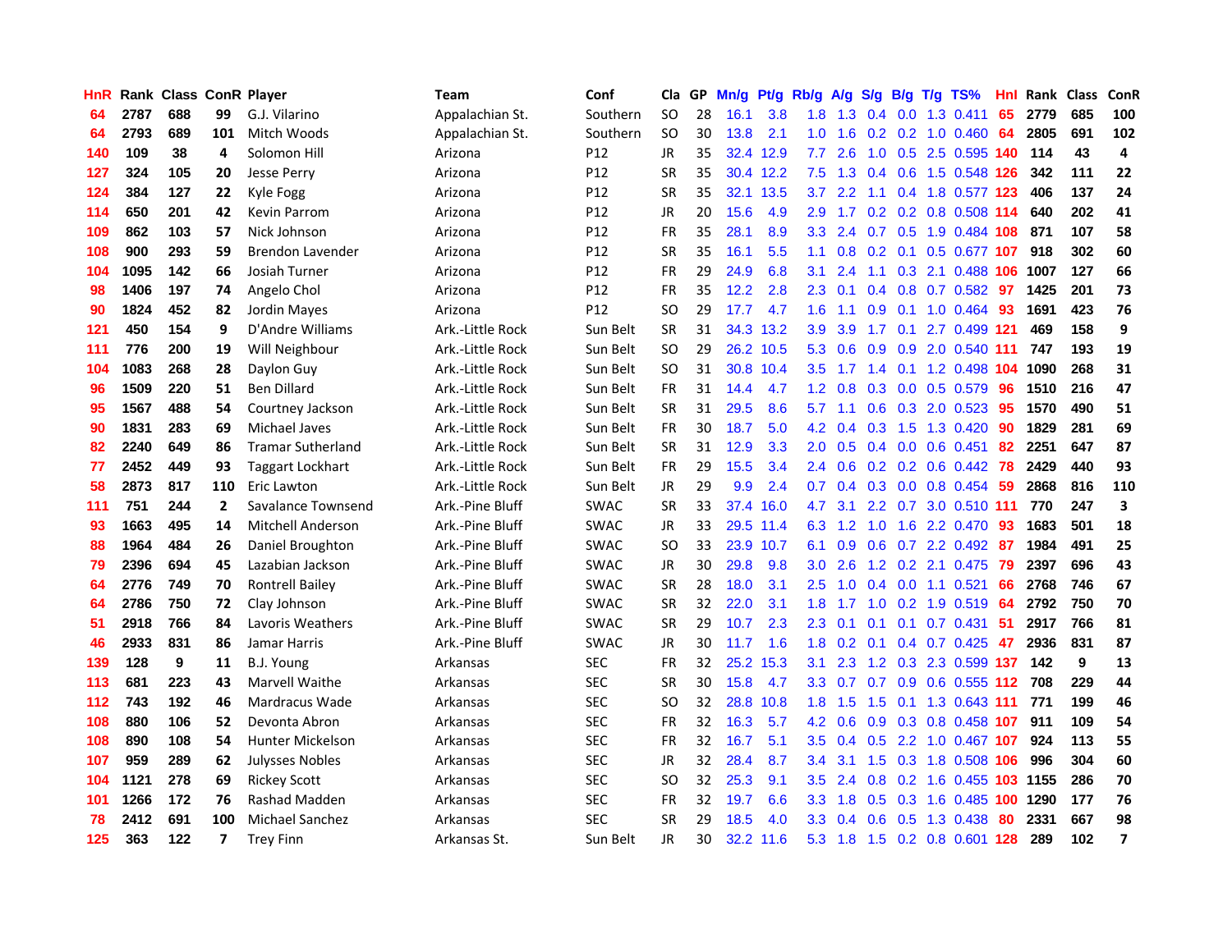| HnR | Rank | Class | ConR | Player | Team | Conf | Cla | GP | Mn/g | Pt/g | Rb/g | A/g | S/g | B/g | T/g | TS% | HnI | Rank | Class | ConR |
|---|---|---|---|---|---|---|---|---|---|---|---|---|---|---|---|---|---|---|---|---|
| 64 | 2787 | 688 | 99 | G.J. Vilarino | Appalachian St. | Southern | SO | 28 | 16.1 | 3.8 | 1.8 | 1.3 | 0.4 | 0.0 | 1.3 | 0.411 | 65 | 2779 | 685 | 100 |
| 64 | 2793 | 689 | 101 | Mitch Woods | Appalachian St. | Southern | SO | 30 | 13.8 | 2.1 | 1.0 | 1.6 | 0.2 | 0.2 | 1.0 | 0.460 | 64 | 2805 | 691 | 102 |
| 140 | 109 | 38 | 4 | Solomon Hill | Arizona | P12 | JR | 35 | 32.4 | 12.9 | 7.7 | 2.6 | 1.0 | 0.5 | 2.5 | 0.595 | 140 | 114 | 43 | 4 |
| 127 | 324 | 105 | 20 | Jesse Perry | Arizona | P12 | SR | 35 | 30.4 | 12.2 | 7.5 | 1.3 | 0.4 | 0.6 | 1.5 | 0.548 | 126 | 342 | 111 | 22 |
| 124 | 384 | 127 | 22 | Kyle Fogg | Arizona | P12 | SR | 35 | 32.1 | 13.5 | 3.7 | 2.2 | 1.1 | 0.4 | 1.8 | 0.577 | 123 | 406 | 137 | 24 |
| 114 | 650 | 201 | 42 | Kevin Parrom | Arizona | P12 | JR | 20 | 15.6 | 4.9 | 2.9 | 1.7 | 0.2 | 0.2 | 0.8 | 0.508 | 114 | 640 | 202 | 41 |
| 109 | 862 | 103 | 57 | Nick Johnson | Arizona | P12 | FR | 35 | 28.1 | 8.9 | 3.3 | 2.4 | 0.7 | 0.5 | 1.9 | 0.484 | 108 | 871 | 107 | 58 |
| 108 | 900 | 293 | 59 | Brendon Lavender | Arizona | P12 | SR | 35 | 16.1 | 5.5 | 1.1 | 0.8 | 0.2 | 0.1 | 0.5 | 0.677 | 107 | 918 | 302 | 60 |
| 104 | 1095 | 142 | 66 | Josiah Turner | Arizona | P12 | FR | 29 | 24.9 | 6.8 | 3.1 | 2.4 | 1.1 | 0.3 | 2.1 | 0.488 | 106 | 1007 | 127 | 66 |
| 98 | 1406 | 197 | 74 | Angelo Chol | Arizona | P12 | FR | 35 | 12.2 | 2.8 | 2.3 | 0.1 | 0.4 | 0.8 | 0.7 | 0.582 | 97 | 1425 | 201 | 73 |
| 90 | 1824 | 452 | 82 | Jordin Mayes | Arizona | P12 | SO | 29 | 17.7 | 4.7 | 1.6 | 1.1 | 0.9 | 0.1 | 1.0 | 0.464 | 93 | 1691 | 423 | 76 |
| 121 | 450 | 154 | 9 | D'Andre Williams | Ark.-Little Rock | Sun Belt | SR | 31 | 34.3 | 13.2 | 3.9 | 3.9 | 1.7 | 0.1 | 2.7 | 0.499 | 121 | 469 | 158 | 9 |
| 111 | 776 | 200 | 19 | Will Neighbour | Ark.-Little Rock | Sun Belt | SO | 29 | 26.2 | 10.5 | 5.3 | 0.6 | 0.9 | 0.9 | 2.0 | 0.540 | 111 | 747 | 193 | 19 |
| 104 | 1083 | 268 | 28 | Daylon Guy | Ark.-Little Rock | Sun Belt | SO | 31 | 30.8 | 10.4 | 3.5 | 1.7 | 1.4 | 0.1 | 1.2 | 0.498 | 104 | 1090 | 268 | 31 |
| 96 | 1509 | 220 | 51 | Ben Dillard | Ark.-Little Rock | Sun Belt | FR | 31 | 14.4 | 4.7 | 1.2 | 0.8 | 0.3 | 0.0 | 0.5 | 0.579 | 96 | 1510 | 216 | 47 |
| 95 | 1567 | 488 | 54 | Courtney Jackson | Ark.-Little Rock | Sun Belt | SR | 31 | 29.5 | 8.6 | 5.7 | 1.1 | 0.6 | 0.3 | 2.0 | 0.523 | 95 | 1570 | 490 | 51 |
| 90 | 1831 | 283 | 69 | Michael Javes | Ark.-Little Rock | Sun Belt | FR | 30 | 18.7 | 5.0 | 4.2 | 0.4 | 0.3 | 1.5 | 1.3 | 0.420 | 90 | 1829 | 281 | 69 |
| 82 | 2240 | 649 | 86 | Tramar Sutherland | Ark.-Little Rock | Sun Belt | SR | 31 | 12.9 | 3.3 | 2.0 | 0.5 | 0.4 | 0.0 | 0.6 | 0.451 | 82 | 2251 | 647 | 87 |
| 77 | 2452 | 449 | 93 | Taggart Lockhart | Ark.-Little Rock | Sun Belt | FR | 29 | 15.5 | 3.4 | 2.4 | 0.6 | 0.2 | 0.2 | 0.6 | 0.442 | 78 | 2429 | 440 | 93 |
| 58 | 2873 | 817 | 110 | Eric Lawton | Ark.-Little Rock | Sun Belt | JR | 29 | 9.9 | 2.4 | 0.7 | 0.4 | 0.3 | 0.0 | 0.8 | 0.454 | 59 | 2868 | 816 | 110 |
| 111 | 751 | 244 | 2 | Savalance Townsend | Ark.-Pine Bluff | SWAC | SR | 33 | 37.4 | 16.0 | 4.7 | 3.1 | 2.2 | 0.7 | 3.0 | 0.510 | 111 | 770 | 247 | 3 |
| 93 | 1663 | 495 | 14 | Mitchell Anderson | Ark.-Pine Bluff | SWAC | JR | 33 | 29.5 | 11.4 | 6.3 | 1.2 | 1.0 | 1.6 | 2.2 | 0.470 | 93 | 1683 | 501 | 18 |
| 88 | 1964 | 484 | 26 | Daniel Broughton | Ark.-Pine Bluff | SWAC | SO | 33 | 23.9 | 10.7 | 6.1 | 0.9 | 0.6 | 0.7 | 2.2 | 0.492 | 87 | 1984 | 491 | 25 |
| 79 | 2396 | 694 | 45 | Lazabian Jackson | Ark.-Pine Bluff | SWAC | JR | 30 | 29.8 | 9.8 | 3.0 | 2.6 | 1.2 | 0.2 | 2.1 | 0.475 | 79 | 2397 | 696 | 43 |
| 64 | 2776 | 749 | 70 | Rontrell Bailey | Ark.-Pine Bluff | SWAC | SR | 28 | 18.0 | 3.1 | 2.5 | 1.0 | 0.4 | 0.0 | 1.1 | 0.521 | 66 | 2768 | 746 | 67 |
| 64 | 2786 | 750 | 72 | Clay Johnson | Ark.-Pine Bluff | SWAC | SR | 32 | 22.0 | 3.1 | 1.8 | 1.7 | 1.0 | 0.2 | 1.9 | 0.519 | 64 | 2792 | 750 | 70 |
| 51 | 2918 | 766 | 84 | Lavoris Weathers | Ark.-Pine Bluff | SWAC | SR | 29 | 10.7 | 2.3 | 2.3 | 0.1 | 0.1 | 0.1 | 0.7 | 0.431 | 51 | 2917 | 766 | 81 |
| 46 | 2933 | 831 | 86 | Jamar Harris | Ark.-Pine Bluff | SWAC | JR | 30 | 11.7 | 1.6 | 1.8 | 0.2 | 0.1 | 0.4 | 0.7 | 0.425 | 47 | 2936 | 831 | 87 |
| 139 | 128 | 9 | 11 | B.J. Young | Arkansas | SEC | FR | 32 | 25.2 | 15.3 | 3.1 | 2.3 | 1.2 | 0.3 | 2.3 | 0.599 | 137 | 142 | 9 | 13 |
| 113 | 681 | 223 | 43 | Marvell Waithe | Arkansas | SEC | SR | 30 | 15.8 | 4.7 | 3.3 | 0.7 | 0.7 | 0.9 | 0.6 | 0.555 | 112 | 708 | 229 | 44 |
| 112 | 743 | 192 | 46 | Mardracus Wade | Arkansas | SEC | SO | 32 | 28.8 | 10.8 | 1.8 | 1.5 | 1.5 | 0.1 | 1.3 | 0.643 | 111 | 771 | 199 | 46 |
| 108 | 880 | 106 | 52 | Devonta Abron | Arkansas | SEC | FR | 32 | 16.3 | 5.7 | 4.2 | 0.6 | 0.9 | 0.3 | 0.8 | 0.458 | 107 | 911 | 109 | 54 |
| 108 | 890 | 108 | 54 | Hunter Mickelson | Arkansas | SEC | FR | 32 | 16.7 | 5.1 | 3.5 | 0.4 | 0.5 | 2.2 | 1.0 | 0.467 | 107 | 924 | 113 | 55 |
| 107 | 959 | 289 | 62 | Julysses Nobles | Arkansas | SEC | JR | 32 | 28.4 | 8.7 | 3.4 | 3.1 | 1.5 | 0.3 | 1.8 | 0.508 | 106 | 996 | 304 | 60 |
| 104 | 1121 | 278 | 69 | Rickey Scott | Arkansas | SEC | SO | 32 | 25.3 | 9.1 | 3.5 | 2.4 | 0.8 | 0.2 | 1.6 | 0.455 | 103 | 1155 | 286 | 70 |
| 101 | 1266 | 172 | 76 | Rashad Madden | Arkansas | SEC | FR | 32 | 19.7 | 6.6 | 3.3 | 1.8 | 0.5 | 0.3 | 1.6 | 0.485 | 100 | 1290 | 177 | 76 |
| 78 | 2412 | 691 | 100 | Michael Sanchez | Arkansas | SEC | SR | 29 | 18.5 | 4.0 | 3.3 | 0.4 | 0.6 | 0.5 | 1.3 | 0.438 | 80 | 2331 | 667 | 98 |
| 125 | 363 | 122 | 7 | Trey Finn | Arkansas St. | Sun Belt | JR | 30 | 32.2 | 11.6 | 5.3 | 1.8 | 1.5 | 0.2 | 0.8 | 0.601 | 128 | 289 | 102 | 7 |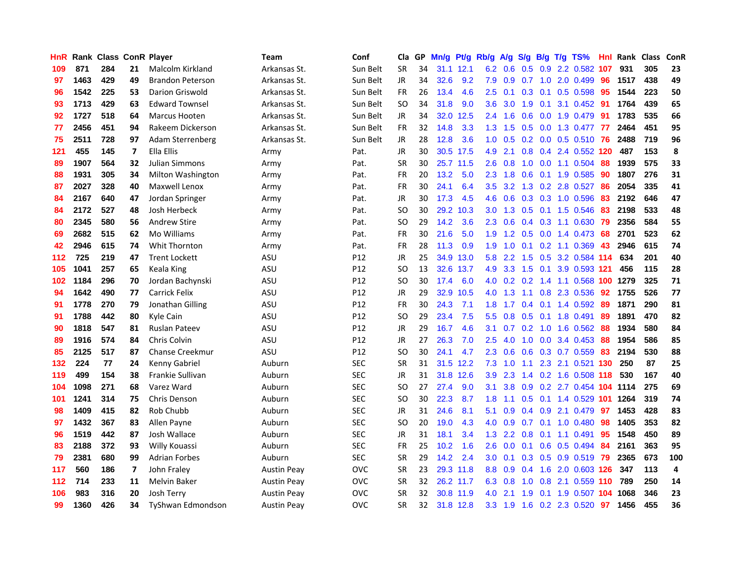| HnR | Rank | Class | ConR | Player | Team | Conf | Cla | GP | Mn/g | Pt/g | Rb/g | A/g | S/g | B/g | T/g | TS% | HnI | Rank | Class | ConR |
|---|---|---|---|---|---|---|---|---|---|---|---|---|---|---|---|---|---|---|---|---|
| 109 | 871 | 284 | 21 | Malcolm Kirkland | Arkansas St. | Sun Belt | SR | 34 | 31.1 | 12.1 | 6.2 | 0.6 | 0.5 | 0.9 | 2.2 | 0.582 | 107 | 931 | 305 | 23 |
| 97 | 1463 | 429 | 49 | Brandon Peterson | Arkansas St. | Sun Belt | JR | 34 | 32.6 | 9.2 | 7.9 | 0.9 | 0.7 | 1.0 | 2.0 | 0.499 | 96 | 1517 | 438 | 49 |
| 96 | 1542 | 225 | 53 | Darion Griswold | Arkansas St. | Sun Belt | FR | 26 | 13.4 | 4.6 | 2.5 | 0.1 | 0.3 | 0.1 | 0.5 | 0.598 | 95 | 1544 | 223 | 50 |
| 93 | 1713 | 429 | 63 | Edward Townsel | Arkansas St. | Sun Belt | SO | 34 | 31.8 | 9.0 | 3.6 | 3.0 | 1.9 | 0.1 | 3.1 | 0.452 | 91 | 1764 | 439 | 65 |
| 92 | 1727 | 518 | 64 | Marcus Hooten | Arkansas St. | Sun Belt | JR | 34 | 32.0 | 12.5 | 2.4 | 1.6 | 0.6 | 0.0 | 1.9 | 0.479 | 91 | 1783 | 535 | 66 |
| 77 | 2456 | 451 | 94 | Rakeem Dickerson | Arkansas St. | Sun Belt | FR | 32 | 14.8 | 3.3 | 1.3 | 1.5 | 0.5 | 0.0 | 1.3 | 0.477 | 77 | 2464 | 451 | 95 |
| 75 | 2511 | 728 | 97 | Adam Sterrenberg | Arkansas St. | Sun Belt | JR | 28 | 12.8 | 3.6 | 1.0 | 0.5 | 0.2 | 0.0 | 0.5 | 0.510 | 76 | 2488 | 719 | 96 |
| 121 | 455 | 145 | 7 | Ella Ellis | Army | Pat. | JR | 30 | 30.5 | 17.5 | 4.9 | 2.1 | 0.8 | 0.4 | 2.4 | 0.552 | 120 | 487 | 153 | 8 |
| 89 | 1907 | 564 | 32 | Julian Simmons | Army | Pat. | SR | 30 | 25.7 | 11.5 | 2.6 | 0.8 | 1.0 | 0.0 | 1.1 | 0.504 | 88 | 1939 | 575 | 33 |
| 88 | 1931 | 305 | 34 | Milton Washington | Army | Pat. | FR | 20 | 13.2 | 5.0 | 2.3 | 1.8 | 0.6 | 0.1 | 1.9 | 0.585 | 90 | 1807 | 276 | 31 |
| 87 | 2027 | 328 | 40 | Maxwell Lenox | Army | Pat. | FR | 30 | 24.1 | 6.4 | 3.5 | 3.2 | 1.3 | 0.2 | 2.8 | 0.527 | 86 | 2054 | 335 | 41 |
| 84 | 2167 | 640 | 47 | Jordan Springer | Army | Pat. | JR | 30 | 17.3 | 4.5 | 4.6 | 0.6 | 0.3 | 0.3 | 1.0 | 0.596 | 83 | 2192 | 646 | 47 |
| 84 | 2172 | 527 | 48 | Josh Herbeck | Army | Pat. | SO | 30 | 29.2 | 10.3 | 3.0 | 1.3 | 0.5 | 0.1 | 1.5 | 0.546 | 83 | 2198 | 533 | 48 |
| 80 | 2345 | 580 | 56 | Andrew Stire | Army | Pat. | SO | 29 | 14.2 | 3.6 | 2.3 | 0.6 | 0.4 | 0.3 | 1.1 | 0.630 | 79 | 2356 | 584 | 55 |
| 69 | 2682 | 515 | 62 | Mo Williams | Army | Pat. | FR | 30 | 21.6 | 5.0 | 1.9 | 1.2 | 0.5 | 0.0 | 1.4 | 0.473 | 68 | 2701 | 523 | 62 |
| 42 | 2946 | 615 | 74 | Whit Thornton | Army | Pat. | FR | 28 | 11.3 | 0.9 | 1.9 | 1.0 | 0.1 | 0.2 | 1.1 | 0.369 | 43 | 2946 | 615 | 74 |
| 112 | 725 | 219 | 47 | Trent Lockett | ASU | P12 | JR | 25 | 34.9 | 13.0 | 5.8 | 2.2 | 1.5 | 0.5 | 3.2 | 0.584 | 114 | 634 | 201 | 40 |
| 105 | 1041 | 257 | 65 | Keala King | ASU | P12 | SO | 13 | 32.6 | 13.7 | 4.9 | 3.3 | 1.5 | 0.1 | 3.9 | 0.593 | 121 | 456 | 115 | 28 |
| 102 | 1184 | 296 | 70 | Jordan Bachynski | ASU | P12 | SO | 30 | 17.4 | 6.0 | 4.0 | 0.2 | 0.2 | 1.4 | 1.1 | 0.568 | 100 | 1279 | 325 | 71 |
| 94 | 1642 | 490 | 77 | Carrick Felix | ASU | P12 | JR | 29 | 32.9 | 10.5 | 4.0 | 1.3 | 1.1 | 0.8 | 2.3 | 0.536 | 92 | 1755 | 526 | 77 |
| 91 | 1778 | 270 | 79 | Jonathan Gilling | ASU | P12 | FR | 30 | 24.3 | 7.1 | 1.8 | 1.7 | 0.4 | 0.1 | 1.4 | 0.592 | 89 | 1871 | 290 | 81 |
| 91 | 1788 | 442 | 80 | Kyle Cain | ASU | P12 | SO | 29 | 23.4 | 7.5 | 5.5 | 0.8 | 0.5 | 0.1 | 1.8 | 0.491 | 89 | 1891 | 470 | 82 |
| 90 | 1818 | 547 | 81 | Ruslan Pateev | ASU | P12 | JR | 29 | 16.7 | 4.6 | 3.1 | 0.7 | 0.2 | 1.0 | 1.6 | 0.562 | 88 | 1934 | 580 | 84 |
| 89 | 1916 | 574 | 84 | Chris Colvin | ASU | P12 | JR | 27 | 26.3 | 7.0 | 2.5 | 4.0 | 1.0 | 0.0 | 3.4 | 0.453 | 88 | 1954 | 586 | 85 |
| 85 | 2125 | 517 | 87 | Chanse Creekmur | ASU | P12 | SO | 30 | 24.1 | 4.7 | 2.3 | 0.6 | 0.6 | 0.3 | 0.7 | 0.559 | 83 | 2194 | 530 | 88 |
| 132 | 224 | 77 | 24 | Kenny Gabriel | Auburn | SEC | SR | 31 | 31.5 | 12.2 | 7.3 | 1.0 | 1.1 | 2.3 | 2.1 | 0.521 | 130 | 250 | 87 | 25 |
| 119 | 499 | 154 | 38 | Frankie Sullivan | Auburn | SEC | JR | 31 | 31.8 | 12.6 | 3.9 | 2.3 | 1.4 | 0.2 | 1.6 | 0.508 | 118 | 530 | 167 | 40 |
| 104 | 1098 | 271 | 68 | Varez Ward | Auburn | SEC | SO | 27 | 27.4 | 9.0 | 3.1 | 3.8 | 0.9 | 0.2 | 2.7 | 0.454 | 104 | 1114 | 275 | 69 |
| 101 | 1241 | 314 | 75 | Chris Denson | Auburn | SEC | SO | 30 | 22.3 | 8.7 | 1.8 | 1.1 | 0.5 | 0.1 | 1.4 | 0.529 | 101 | 1264 | 319 | 74 |
| 98 | 1409 | 415 | 82 | Rob Chubb | Auburn | SEC | JR | 31 | 24.6 | 8.1 | 5.1 | 0.9 | 0.4 | 0.9 | 2.1 | 0.479 | 97 | 1453 | 428 | 83 |
| 97 | 1432 | 367 | 83 | Allen Payne | Auburn | SEC | SO | 20 | 19.0 | 4.3 | 4.0 | 0.9 | 0.7 | 0.1 | 1.0 | 0.480 | 98 | 1405 | 353 | 82 |
| 96 | 1519 | 442 | 87 | Josh Wallace | Auburn | SEC | JR | 31 | 18.1 | 3.4 | 1.3 | 2.2 | 0.8 | 0.1 | 1.1 | 0.491 | 95 | 1548 | 450 | 89 |
| 83 | 2188 | 372 | 93 | Willy Kouassi | Auburn | SEC | FR | 25 | 10.2 | 1.6 | 2.6 | 0.0 | 0.1 | 0.6 | 0.5 | 0.494 | 84 | 2161 | 363 | 95 |
| 79 | 2381 | 680 | 99 | Adrian Forbes | Auburn | SEC | SR | 29 | 14.2 | 2.4 | 3.0 | 0.1 | 0.3 | 0.5 | 0.9 | 0.519 | 79 | 2365 | 673 | 100 |
| 117 | 560 | 186 | 7 | John Fraley | Austin Peay | OVC | SR | 23 | 29.3 | 11.8 | 8.8 | 0.9 | 0.4 | 1.6 | 2.0 | 0.603 | 126 | 347 | 113 | 4 |
| 112 | 714 | 233 | 11 | Melvin Baker | Austin Peay | OVC | SR | 32 | 26.2 | 11.7 | 6.3 | 0.8 | 1.0 | 0.8 | 2.1 | 0.559 | 110 | 789 | 250 | 14 |
| 106 | 983 | 316 | 20 | Josh Terry | Austin Peay | OVC | SR | 32 | 30.8 | 11.9 | 4.0 | 2.1 | 1.9 | 0.1 | 1.9 | 0.507 | 104 | 1068 | 346 | 23 |
| 99 | 1360 | 426 | 34 | TyShwan Edmondson | Austin Peay | OVC | SR | 32 | 31.8 | 12.8 | 3.3 | 1.9 | 1.6 | 0.2 | 2.3 | 0.520 | 97 | 1456 | 455 | 36 |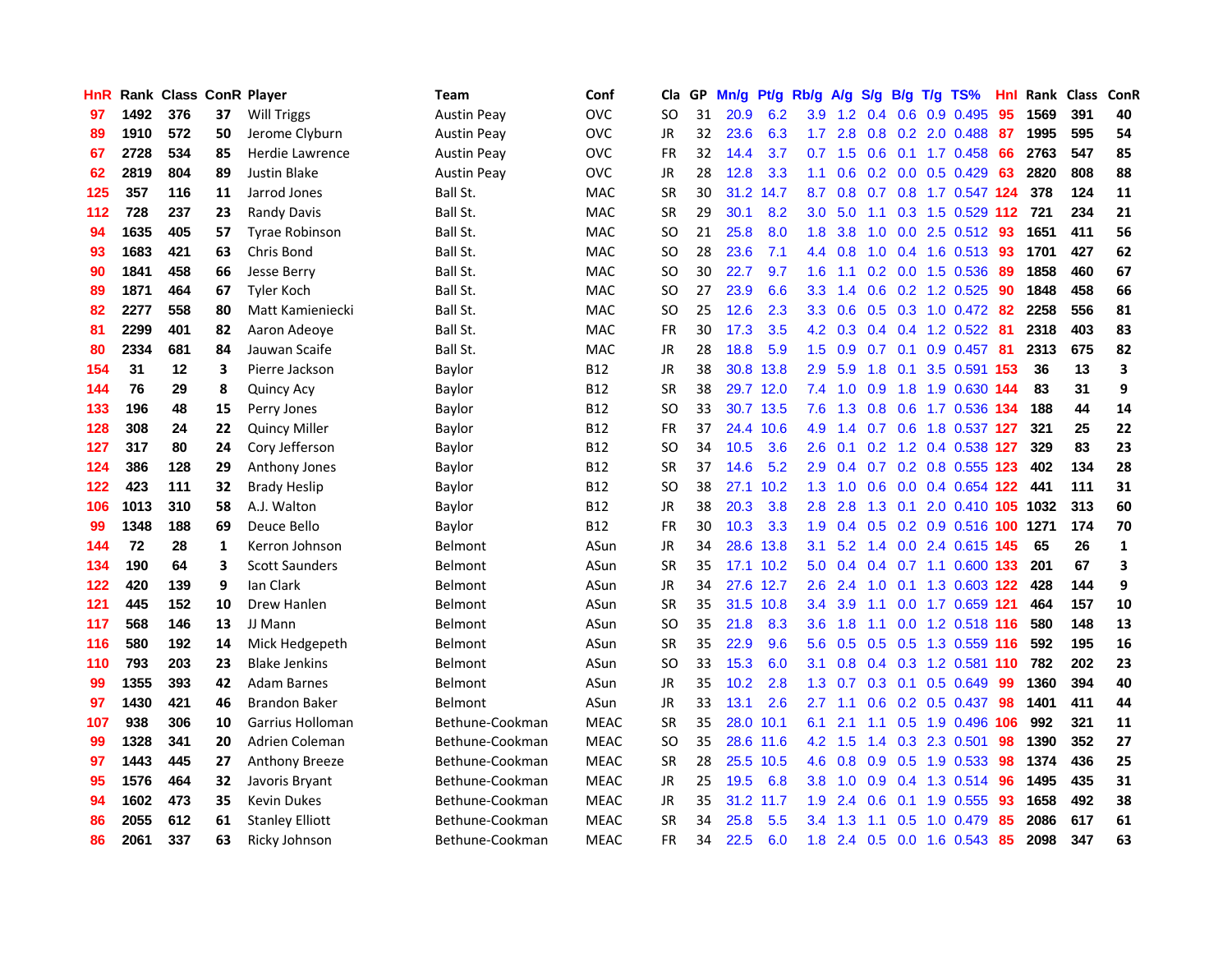| HnR | Rank | Class | ConR | Player | Team | Conf | Cla | GP | Mn/g | Pt/g | Rb/g | A/g | S/g | B/g | T/g | TS% | Hnl | Rank | Class | ConR |
|---|---|---|---|---|---|---|---|---|---|---|---|---|---|---|---|---|---|---|---|---|
| 97 | 1492 | 376 | 37 | Will Triggs | Austin Peay | OVC | SO | 31 | 20.9 | 6.2 | 3.9 | 1.2 | 0.4 | 0.6 | 0.9 | 0.495 | 95 | 1569 | 391 | 40 |
| 89 | 1910 | 572 | 50 | Jerome Clyburn | Austin Peay | OVC | JR | 32 | 23.6 | 6.3 | 1.7 | 2.8 | 0.8 | 0.2 | 2.0 | 0.488 | 87 | 1995 | 595 | 54 |
| 67 | 2728 | 534 | 85 | Herdie Lawrence | Austin Peay | OVC | FR | 32 | 14.4 | 3.7 | 0.7 | 1.5 | 0.6 | 0.1 | 1.7 | 0.458 | 66 | 2763 | 547 | 85 |
| 62 | 2819 | 804 | 89 | Justin Blake | Austin Peay | OVC | JR | 28 | 12.8 | 3.3 | 1.1 | 0.6 | 0.2 | 0.0 | 0.5 | 0.429 | 63 | 2820 | 808 | 88 |
| 125 | 357 | 116 | 11 | Jarrod Jones | Ball St. | MAC | SR | 30 | 31.2 | 14.7 | 8.7 | 0.8 | 0.7 | 0.8 | 1.7 | 0.547 | 124 | 378 | 124 | 11 |
| 112 | 728 | 237 | 23 | Randy Davis | Ball St. | MAC | SR | 29 | 30.1 | 8.2 | 3.0 | 5.0 | 1.1 | 0.3 | 1.5 | 0.529 | 112 | 721 | 234 | 21 |
| 94 | 1635 | 405 | 57 | Tyrae Robinson | Ball St. | MAC | SO | 21 | 25.8 | 8.0 | 1.8 | 3.8 | 1.0 | 0.0 | 2.5 | 0.512 | 93 | 1651 | 411 | 56 |
| 93 | 1683 | 421 | 63 | Chris Bond | Ball St. | MAC | SO | 28 | 23.6 | 7.1 | 4.4 | 0.8 | 1.0 | 0.4 | 1.6 | 0.513 | 93 | 1701 | 427 | 62 |
| 90 | 1841 | 458 | 66 | Jesse Berry | Ball St. | MAC | SO | 30 | 22.7 | 9.7 | 1.6 | 1.1 | 0.2 | 0.0 | 1.5 | 0.536 | 89 | 1858 | 460 | 67 |
| 89 | 1871 | 464 | 67 | Tyler Koch | Ball St. | MAC | SO | 27 | 23.9 | 6.6 | 3.3 | 1.4 | 0.6 | 0.2 | 1.2 | 0.525 | 90 | 1848 | 458 | 66 |
| 82 | 2277 | 558 | 80 | Matt Kamieniecki | Ball St. | MAC | SO | 25 | 12.6 | 2.3 | 3.3 | 0.6 | 0.5 | 0.3 | 1.0 | 0.472 | 82 | 2258 | 556 | 81 |
| 81 | 2299 | 401 | 82 | Aaron Adeoye | Ball St. | MAC | FR | 30 | 17.3 | 3.5 | 4.2 | 0.3 | 0.4 | 0.4 | 1.2 | 0.522 | 81 | 2318 | 403 | 83 |
| 80 | 2334 | 681 | 84 | Jauwan Scaife | Ball St. | MAC | JR | 28 | 18.8 | 5.9 | 1.5 | 0.9 | 0.7 | 0.1 | 0.9 | 0.457 | 81 | 2313 | 675 | 82 |
| 154 | 31 | 12 | 3 | Pierre Jackson | Baylor | B12 | JR | 38 | 30.8 | 13.8 | 2.9 | 5.9 | 1.8 | 0.1 | 3.5 | 0.591 | 153 | 36 | 13 | 3 |
| 144 | 76 | 29 | 8 | Quincy Acy | Baylor | B12 | SR | 38 | 29.7 | 12.0 | 7.4 | 1.0 | 0.9 | 1.8 | 1.9 | 0.630 | 144 | 83 | 31 | 9 |
| 133 | 196 | 48 | 15 | Perry Jones | Baylor | B12 | SO | 33 | 30.7 | 13.5 | 7.6 | 1.3 | 0.8 | 0.6 | 1.7 | 0.536 | 134 | 188 | 44 | 14 |
| 128 | 308 | 24 | 22 | Quincy Miller | Baylor | B12 | FR | 37 | 24.4 | 10.6 | 4.9 | 1.4 | 0.7 | 0.6 | 1.8 | 0.537 | 127 | 321 | 25 | 22 |
| 127 | 317 | 80 | 24 | Cory Jefferson | Baylor | B12 | SO | 34 | 10.5 | 3.6 | 2.6 | 0.1 | 0.2 | 1.2 | 0.4 | 0.538 | 127 | 329 | 83 | 23 |
| 124 | 386 | 128 | 29 | Anthony Jones | Baylor | B12 | SR | 37 | 14.6 | 5.2 | 2.9 | 0.4 | 0.7 | 0.2 | 0.8 | 0.555 | 123 | 402 | 134 | 28 |
| 122 | 423 | 111 | 32 | Brady Heslip | Baylor | B12 | SO | 38 | 27.1 | 10.2 | 1.3 | 1.0 | 0.6 | 0.0 | 0.4 | 0.654 | 122 | 441 | 111 | 31 |
| 106 | 1013 | 310 | 58 | A.J. Walton | Baylor | B12 | JR | 38 | 20.3 | 3.8 | 2.8 | 2.8 | 1.3 | 0.1 | 2.0 | 0.410 | 105 | 1032 | 313 | 60 |
| 99 | 1348 | 188 | 69 | Deuce Bello | Baylor | B12 | FR | 30 | 10.3 | 3.3 | 1.9 | 0.4 | 0.5 | 0.2 | 0.9 | 0.516 | 100 | 1271 | 174 | 70 |
| 144 | 72 | 28 | 1 | Kerron Johnson | Belmont | ASun | JR | 34 | 28.6 | 13.8 | 3.1 | 5.2 | 1.4 | 0.0 | 2.4 | 0.615 | 145 | 65 | 26 | 1 |
| 134 | 190 | 64 | 3 | Scott Saunders | Belmont | ASun | SR | 35 | 17.1 | 10.2 | 5.0 | 0.4 | 0.4 | 0.7 | 1.1 | 0.600 | 133 | 201 | 67 | 3 |
| 122 | 420 | 139 | 9 | Ian Clark | Belmont | ASun | JR | 34 | 27.6 | 12.7 | 2.6 | 2.4 | 1.0 | 0.1 | 1.3 | 0.603 | 122 | 428 | 144 | 9 |
| 121 | 445 | 152 | 10 | Drew Hanlen | Belmont | ASun | SR | 35 | 31.5 | 10.8 | 3.4 | 3.9 | 1.1 | 0.0 | 1.7 | 0.659 | 121 | 464 | 157 | 10 |
| 117 | 568 | 146 | 13 | JJ Mann | Belmont | ASun | SO | 35 | 21.8 | 8.3 | 3.6 | 1.8 | 1.1 | 0.0 | 1.2 | 0.518 | 116 | 580 | 148 | 13 |
| 116 | 580 | 192 | 14 | Mick Hedgepeth | Belmont | ASun | SR | 35 | 22.9 | 9.6 | 5.6 | 0.5 | 0.5 | 0.5 | 1.3 | 0.559 | 116 | 592 | 195 | 16 |
| 110 | 793 | 203 | 23 | Blake Jenkins | Belmont | ASun | SO | 33 | 15.3 | 6.0 | 3.1 | 0.8 | 0.4 | 0.3 | 1.2 | 0.581 | 110 | 782 | 202 | 23 |
| 99 | 1355 | 393 | 42 | Adam Barnes | Belmont | ASun | JR | 35 | 10.2 | 2.8 | 1.3 | 0.7 | 0.3 | 0.1 | 0.5 | 0.649 | 99 | 1360 | 394 | 40 |
| 97 | 1430 | 421 | 46 | Brandon Baker | Belmont | ASun | JR | 33 | 13.1 | 2.6 | 2.7 | 1.1 | 0.6 | 0.2 | 0.5 | 0.437 | 98 | 1401 | 411 | 44 |
| 107 | 938 | 306 | 10 | Garrius Holloman | Bethune-Cookman | MEAC | SR | 35 | 28.0 | 10.1 | 6.1 | 2.1 | 1.1 | 0.5 | 1.9 | 0.496 | 106 | 992 | 321 | 11 |
| 99 | 1328 | 341 | 20 | Adrien Coleman | Bethune-Cookman | MEAC | SO | 35 | 28.6 | 11.6 | 4.2 | 1.5 | 1.4 | 0.3 | 2.3 | 0.501 | 98 | 1390 | 352 | 27 |
| 97 | 1443 | 445 | 27 | Anthony Breeze | Bethune-Cookman | MEAC | SR | 28 | 25.5 | 10.5 | 4.6 | 0.8 | 0.9 | 0.5 | 1.9 | 0.533 | 98 | 1374 | 436 | 25 |
| 95 | 1576 | 464 | 32 | Javoris Bryant | Bethune-Cookman | MEAC | JR | 25 | 19.5 | 6.8 | 3.8 | 1.0 | 0.9 | 0.4 | 1.3 | 0.514 | 96 | 1495 | 435 | 31 |
| 94 | 1602 | 473 | 35 | Kevin Dukes | Bethune-Cookman | MEAC | JR | 35 | 31.2 | 11.7 | 1.9 | 2.4 | 0.6 | 0.1 | 1.9 | 0.555 | 93 | 1658 | 492 | 38 |
| 86 | 2055 | 612 | 61 | Stanley Elliott | Bethune-Cookman | MEAC | SR | 34 | 25.8 | 5.5 | 3.4 | 1.3 | 1.1 | 0.5 | 1.0 | 0.479 | 85 | 2086 | 617 | 61 |
| 86 | 2061 | 337 | 63 | Ricky Johnson | Bethune-Cookman | MEAC | FR | 34 | 22.5 | 6.0 | 1.8 | 2.4 | 0.5 | 0.0 | 1.6 | 0.543 | 85 | 2098 | 347 | 63 |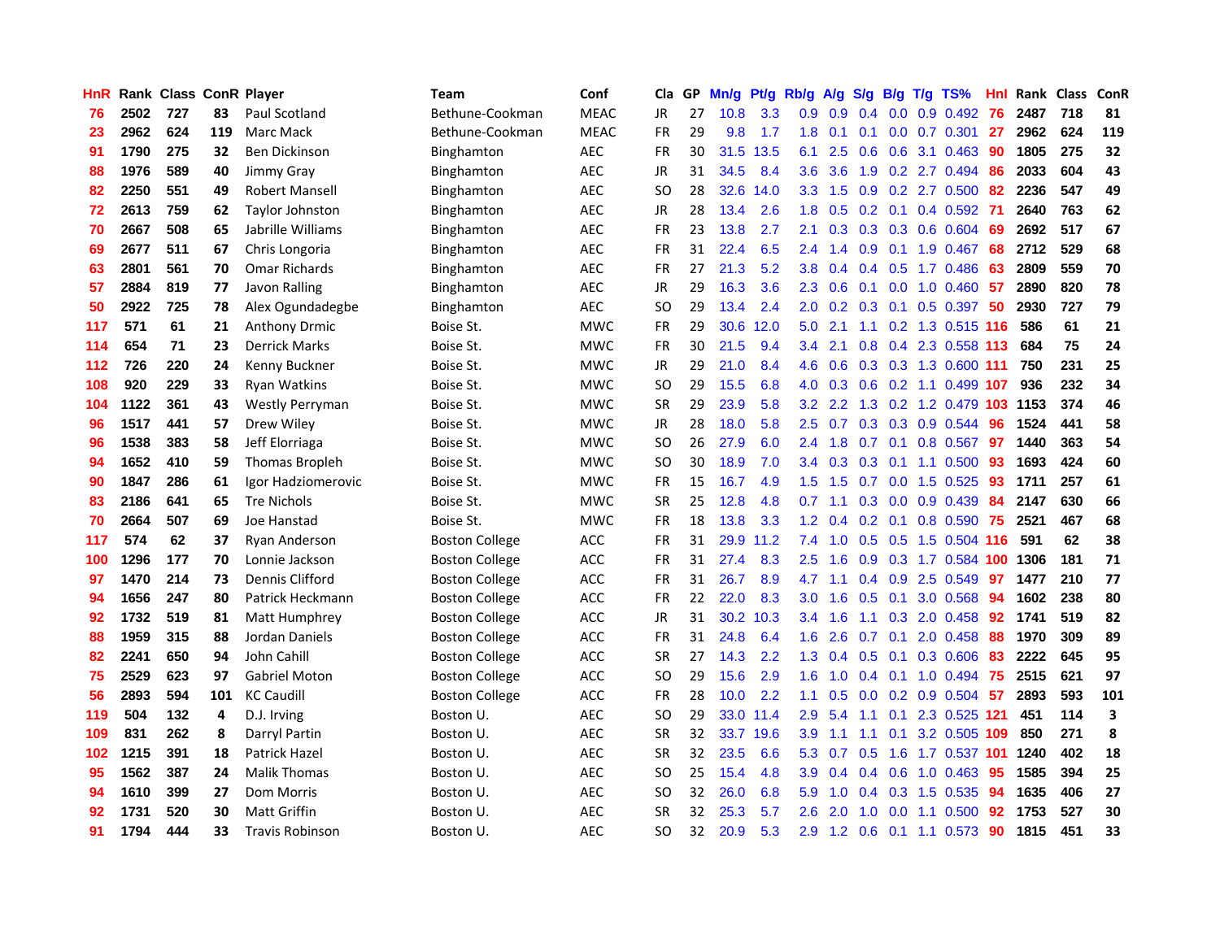| HnR | Rank | Class | ConR | Player | Team | Conf | Cla | GP | Mn/g | Pt/g | Rb/g | A/g | S/g | B/g | T/g | TS% | HnI | Rank | Class | ConR |
|---|---|---|---|---|---|---|---|---|---|---|---|---|---|---|---|---|---|---|---|---|
| 76 | 2502 | 727 | 83 | Paul Scotland | Bethune-Cookman | MEAC | JR | 27 | 10.8 | 3.3 | 0.9 | 0.9 | 0.4 | 0.0 | 0.9 | 0.492 | 76 | 2487 | 718 | 81 |
| 23 | 2962 | 624 | 119 | Marc Mack | Bethune-Cookman | MEAC | FR | 29 | 9.8 | 1.7 | 1.8 | 0.1 | 0.1 | 0.0 | 0.7 | 0.301 | 27 | 2962 | 624 | 119 |
| 91 | 1790 | 275 | 32 | Ben Dickinson | Binghamton | AEC | FR | 30 | 31.5 | 13.5 | 6.1 | 2.5 | 0.6 | 0.6 | 3.1 | 0.463 | 90 | 1805 | 275 | 32 |
| 88 | 1976 | 589 | 40 | Jimmy Gray | Binghamton | AEC | JR | 31 | 34.5 | 8.4 | 3.6 | 3.6 | 1.9 | 0.2 | 2.7 | 0.494 | 86 | 2033 | 604 | 43 |
| 82 | 2250 | 551 | 49 | Robert Mansell | Binghamton | AEC | SO | 28 | 32.6 | 14.0 | 3.3 | 1.5 | 0.9 | 0.2 | 2.7 | 0.500 | 82 | 2236 | 547 | 49 |
| 72 | 2613 | 759 | 62 | Taylor Johnston | Binghamton | AEC | JR | 28 | 13.4 | 2.6 | 1.8 | 0.5 | 0.2 | 0.1 | 0.4 | 0.592 | 71 | 2640 | 763 | 62 |
| 70 | 2667 | 508 | 65 | Jabrille Williams | Binghamton | AEC | FR | 23 | 13.8 | 2.7 | 2.1 | 0.3 | 0.3 | 0.3 | 0.6 | 0.604 | 69 | 2692 | 517 | 67 |
| 69 | 2677 | 511 | 67 | Chris Longoria | Binghamton | AEC | FR | 31 | 22.4 | 6.5 | 2.4 | 1.4 | 0.9 | 0.1 | 1.9 | 0.467 | 68 | 2712 | 529 | 68 |
| 63 | 2801 | 561 | 70 | Omar Richards | Binghamton | AEC | FR | 27 | 21.3 | 5.2 | 3.8 | 0.4 | 0.4 | 0.5 | 1.7 | 0.486 | 63 | 2809 | 559 | 70 |
| 57 | 2884 | 819 | 77 | Javon Ralling | Binghamton | AEC | JR | 29 | 16.3 | 3.6 | 2.3 | 0.6 | 0.1 | 0.0 | 1.0 | 0.460 | 57 | 2890 | 820 | 78 |
| 50 | 2922 | 725 | 78 | Alex Ogundadegbe | Binghamton | AEC | SO | 29 | 13.4 | 2.4 | 2.0 | 0.2 | 0.3 | 0.1 | 0.5 | 0.397 | 50 | 2930 | 727 | 79 |
| 117 | 571 | 61 | 21 | Anthony Drmic | Boise St. | MWC | FR | 29 | 30.6 | 12.0 | 5.0 | 2.1 | 1.1 | 0.2 | 1.3 | 0.515 | 116 | 586 | 61 | 21 |
| 114 | 654 | 71 | 23 | Derrick Marks | Boise St. | MWC | FR | 30 | 21.5 | 9.4 | 3.4 | 2.1 | 0.8 | 0.4 | 2.3 | 0.558 | 113 | 684 | 75 | 24 |
| 112 | 726 | 220 | 24 | Kenny Buckner | Boise St. | MWC | JR | 29 | 21.0 | 8.4 | 4.6 | 0.6 | 0.3 | 0.3 | 1.3 | 0.600 | 111 | 750 | 231 | 25 |
| 108 | 920 | 229 | 33 | Ryan Watkins | Boise St. | MWC | SO | 29 | 15.5 | 6.8 | 4.0 | 0.3 | 0.6 | 0.2 | 1.1 | 0.499 | 107 | 936 | 232 | 34 |
| 104 | 1122 | 361 | 43 | Westly Perryman | Boise St. | MWC | SR | 29 | 23.9 | 5.8 | 3.2 | 2.2 | 1.3 | 0.2 | 1.2 | 0.479 | 103 | 1153 | 374 | 46 |
| 96 | 1517 | 441 | 57 | Drew Wiley | Boise St. | MWC | JR | 28 | 18.0 | 5.8 | 2.5 | 0.7 | 0.3 | 0.3 | 0.9 | 0.544 | 96 | 1524 | 441 | 58 |
| 96 | 1538 | 383 | 58 | Jeff Elorriaga | Boise St. | MWC | SO | 26 | 27.9 | 6.0 | 2.4 | 1.8 | 0.7 | 0.1 | 0.8 | 0.567 | 97 | 1440 | 363 | 54 |
| 94 | 1652 | 410 | 59 | Thomas Bropleh | Boise St. | MWC | SO | 30 | 18.9 | 7.0 | 3.4 | 0.3 | 0.3 | 0.1 | 1.1 | 0.500 | 93 | 1693 | 424 | 60 |
| 90 | 1847 | 286 | 61 | Igor Hadziomerovic | Boise St. | MWC | FR | 15 | 16.7 | 4.9 | 1.5 | 1.5 | 0.7 | 0.0 | 1.5 | 0.525 | 93 | 1711 | 257 | 61 |
| 83 | 2186 | 641 | 65 | Tre Nichols | Boise St. | MWC | SR | 25 | 12.8 | 4.8 | 0.7 | 1.1 | 0.3 | 0.0 | 0.9 | 0.439 | 84 | 2147 | 630 | 66 |
| 70 | 2664 | 507 | 69 | Joe Hanstad | Boise St. | MWC | FR | 18 | 13.8 | 3.3 | 1.2 | 0.4 | 0.2 | 0.1 | 0.8 | 0.590 | 75 | 2521 | 467 | 68 |
| 117 | 574 | 62 | 37 | Ryan Anderson | Boston College | ACC | FR | 31 | 29.9 | 11.2 | 7.4 | 1.0 | 0.5 | 0.5 | 1.5 | 0.504 | 116 | 591 | 62 | 38 |
| 100 | 1296 | 177 | 70 | Lonnie Jackson | Boston College | ACC | FR | 31 | 27.4 | 8.3 | 2.5 | 1.6 | 0.9 | 0.3 | 1.7 | 0.584 | 100 | 1306 | 181 | 71 |
| 97 | 1470 | 214 | 73 | Dennis Clifford | Boston College | ACC | FR | 31 | 26.7 | 8.9 | 4.7 | 1.1 | 0.4 | 0.9 | 2.5 | 0.549 | 97 | 1477 | 210 | 77 |
| 94 | 1656 | 247 | 80 | Patrick Heckmann | Boston College | ACC | FR | 22 | 22.0 | 8.3 | 3.0 | 1.6 | 0.5 | 0.1 | 3.0 | 0.568 | 94 | 1602 | 238 | 80 |
| 92 | 1732 | 519 | 81 | Matt Humphrey | Boston College | ACC | JR | 31 | 30.2 | 10.3 | 3.4 | 1.6 | 1.1 | 0.3 | 2.0 | 0.458 | 92 | 1741 | 519 | 82 |
| 88 | 1959 | 315 | 88 | Jordan Daniels | Boston College | ACC | FR | 31 | 24.8 | 6.4 | 1.6 | 2.6 | 0.7 | 0.1 | 2.0 | 0.458 | 88 | 1970 | 309 | 89 |
| 82 | 2241 | 650 | 94 | John Cahill | Boston College | ACC | SR | 27 | 14.3 | 2.2 | 1.3 | 0.4 | 0.5 | 0.1 | 0.3 | 0.606 | 83 | 2222 | 645 | 95 |
| 75 | 2529 | 623 | 97 | Gabriel Moton | Boston College | ACC | SO | 29 | 15.6 | 2.9 | 1.6 | 1.0 | 0.4 | 0.1 | 1.0 | 0.494 | 75 | 2515 | 621 | 97 |
| 56 | 2893 | 594 | 101 | KC Caudill | Boston College | ACC | FR | 28 | 10.0 | 2.2 | 1.1 | 0.5 | 0.0 | 0.2 | 0.9 | 0.504 | 57 | 2893 | 593 | 101 |
| 119 | 504 | 132 | 4 | D.J. Irving | Boston U. | AEC | SO | 29 | 33.0 | 11.4 | 2.9 | 5.4 | 1.1 | 0.1 | 2.3 | 0.525 | 121 | 451 | 114 | 3 |
| 109 | 831 | 262 | 8 | Darryl Partin | Boston U. | AEC | SR | 32 | 33.7 | 19.6 | 3.9 | 1.1 | 1.1 | 0.1 | 3.2 | 0.505 | 109 | 850 | 271 | 8 |
| 102 | 1215 | 391 | 18 | Patrick Hazel | Boston U. | AEC | SR | 32 | 23.5 | 6.6 | 5.3 | 0.7 | 0.5 | 1.6 | 1.7 | 0.537 | 101 | 1240 | 402 | 18 |
| 95 | 1562 | 387 | 24 | Malik Thomas | Boston U. | AEC | SO | 25 | 15.4 | 4.8 | 3.9 | 0.4 | 0.4 | 0.6 | 1.0 | 0.463 | 95 | 1585 | 394 | 25 |
| 94 | 1610 | 399 | 27 | Dom Morris | Boston U. | AEC | SO | 32 | 26.0 | 6.8 | 5.9 | 1.0 | 0.4 | 0.3 | 1.5 | 0.535 | 94 | 1635 | 406 | 27 |
| 92 | 1731 | 520 | 30 | Matt Griffin | Boston U. | AEC | SR | 32 | 25.3 | 5.7 | 2.6 | 2.0 | 1.0 | 0.0 | 1.1 | 0.500 | 92 | 1753 | 527 | 30 |
| 91 | 1794 | 444 | 33 | Travis Robinson | Boston U. | AEC | SO | 32 | 20.9 | 5.3 | 2.9 | 1.2 | 0.6 | 0.1 | 1.1 | 0.573 | 90 | 1815 | 451 | 33 |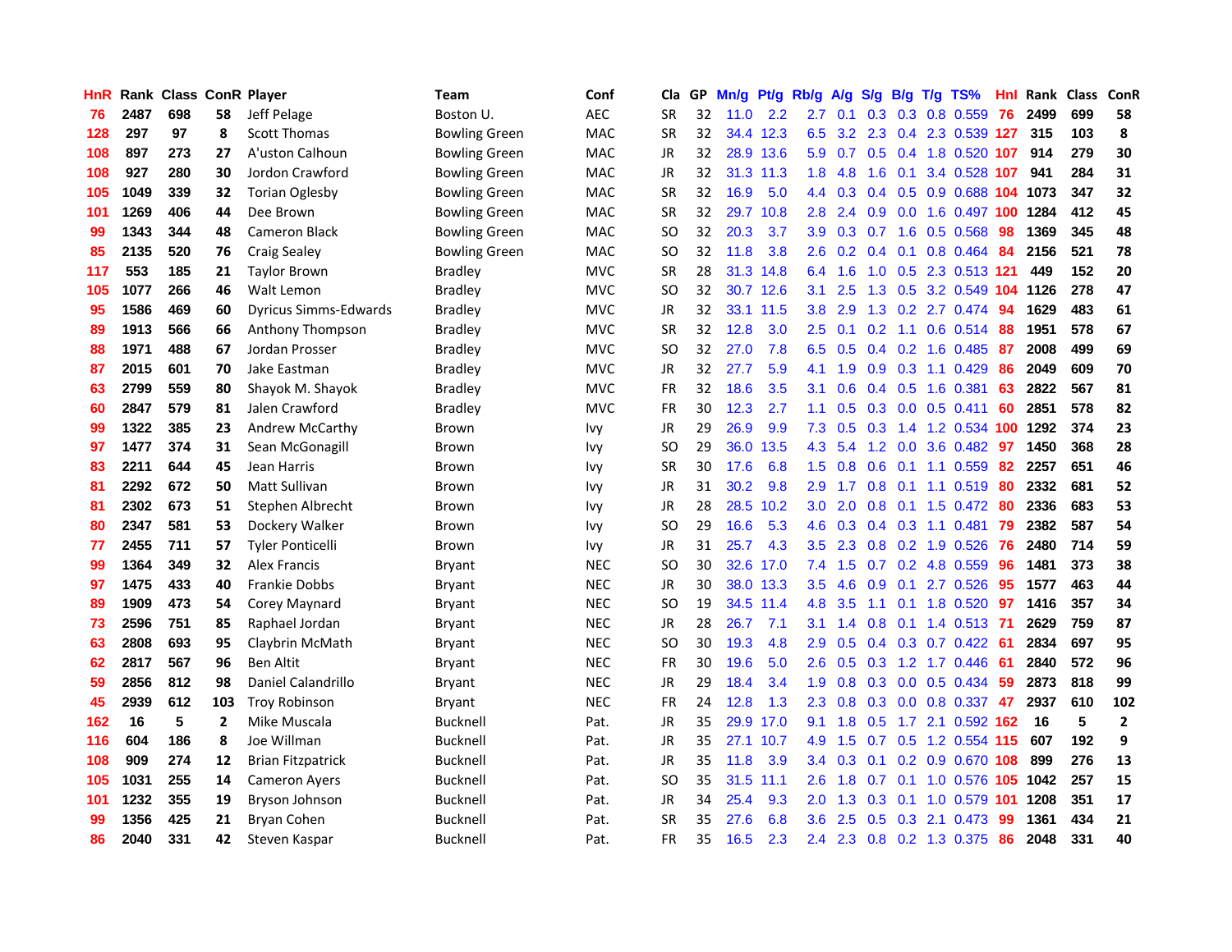| HnR | Rank | Class | ConR | Player | Team | Conf | Cla | GP | Mn/g | Pt/g | Rb/g | A/g | S/g | B/g | T/g | TS% | HnI | Rank | Class | ConR |
|---|---|---|---|---|---|---|---|---|---|---|---|---|---|---|---|---|---|---|---|---|
| 76 | 2487 | 698 | 58 | Jeff Pelage | Boston U. | AEC | SR | 32 | 11.0 | 2.2 | 2.7 | 0.1 | 0.3 | 0.3 | 0.8 | 0.559 | 76 | 2499 | 699 | 58 |
| 128 | 297 | 97 | 8 | Scott Thomas | Bowling Green | MAC | SR | 32 | 34.4 | 12.3 | 6.5 | 3.2 | 2.3 | 0.4 | 2.3 | 0.539 | 127 | 315 | 103 | 8 |
| 108 | 897 | 273 | 27 | A'uston Calhoun | Bowling Green | MAC | JR | 32 | 28.9 | 13.6 | 5.9 | 0.7 | 0.5 | 0.4 | 1.8 | 0.520 | 107 | 914 | 279 | 30 |
| 108 | 927 | 280 | 30 | Jordon Crawford | Bowling Green | MAC | JR | 32 | 31.3 | 11.3 | 1.8 | 4.8 | 1.6 | 0.1 | 3.4 | 0.528 | 107 | 941 | 284 | 31 |
| 105 | 1049 | 339 | 32 | Torian Oglesby | Bowling Green | MAC | SR | 32 | 16.9 | 5.0 | 4.4 | 0.3 | 0.4 | 0.5 | 0.9 | 0.688 | 104 | 1073 | 347 | 32 |
| 101 | 1269 | 406 | 44 | Dee Brown | Bowling Green | MAC | SR | 32 | 29.7 | 10.8 | 2.8 | 2.4 | 0.9 | 0.0 | 1.6 | 0.497 | 100 | 1284 | 412 | 45 |
| 99 | 1343 | 344 | 48 | Cameron Black | Bowling Green | MAC | SO | 32 | 20.3 | 3.7 | 3.9 | 0.3 | 0.7 | 1.6 | 0.5 | 0.568 | 98 | 1369 | 345 | 48 |
| 85 | 2135 | 520 | 76 | Craig Sealey | Bowling Green | MAC | SO | 32 | 11.8 | 3.8 | 2.6 | 0.2 | 0.4 | 0.1 | 0.8 | 0.464 | 84 | 2156 | 521 | 78 |
| 117 | 553 | 185 | 21 | Taylor Brown | Bradley | MVC | SR | 28 | 31.3 | 14.8 | 6.4 | 1.6 | 1.0 | 0.5 | 2.3 | 0.513 | 121 | 449 | 152 | 20 |
| 105 | 1077 | 266 | 46 | Walt Lemon | Bradley | MVC | SO | 32 | 30.7 | 12.6 | 3.1 | 2.5 | 1.3 | 0.5 | 3.2 | 0.549 | 104 | 1126 | 278 | 47 |
| 95 | 1586 | 469 | 60 | Dyricus Simms-Edwards | Bradley | MVC | JR | 32 | 33.1 | 11.5 | 3.8 | 2.9 | 1.3 | 0.2 | 2.7 | 0.474 | 94 | 1629 | 483 | 61 |
| 89 | 1913 | 566 | 66 | Anthony Thompson | Bradley | MVC | SR | 32 | 12.8 | 3.0 | 2.5 | 0.1 | 0.2 | 1.1 | 0.6 | 0.514 | 88 | 1951 | 578 | 67 |
| 88 | 1971 | 488 | 67 | Jordan Prosser | Bradley | MVC | SO | 32 | 27.0 | 7.8 | 6.5 | 0.5 | 0.4 | 0.2 | 1.6 | 0.485 | 87 | 2008 | 499 | 69 |
| 87 | 2015 | 601 | 70 | Jake Eastman | Bradley | MVC | JR | 32 | 27.7 | 5.9 | 4.1 | 1.9 | 0.9 | 0.3 | 1.1 | 0.429 | 86 | 2049 | 609 | 70 |
| 63 | 2799 | 559 | 80 | Shayok M. Shayok | Bradley | MVC | FR | 32 | 18.6 | 3.5 | 3.1 | 0.6 | 0.4 | 0.5 | 1.6 | 0.381 | 63 | 2822 | 567 | 81 |
| 60 | 2847 | 579 | 81 | Jalen Crawford | Bradley | MVC | FR | 30 | 12.3 | 2.7 | 1.1 | 0.5 | 0.3 | 0.0 | 0.5 | 0.411 | 60 | 2851 | 578 | 82 |
| 99 | 1322 | 385 | 23 | Andrew McCarthy | Brown | Ivy | JR | 29 | 26.9 | 9.9 | 7.3 | 0.5 | 0.3 | 1.4 | 1.2 | 0.534 | 100 | 1292 | 374 | 23 |
| 97 | 1477 | 374 | 31 | Sean McGonagill | Brown | Ivy | SO | 29 | 36.0 | 13.5 | 4.3 | 5.4 | 1.2 | 0.0 | 3.6 | 0.482 | 97 | 1450 | 368 | 28 |
| 83 | 2211 | 644 | 45 | Jean Harris | Brown | Ivy | SR | 30 | 17.6 | 6.8 | 1.5 | 0.8 | 0.6 | 0.1 | 1.1 | 0.559 | 82 | 2257 | 651 | 46 |
| 81 | 2292 | 672 | 50 | Matt Sullivan | Brown | Ivy | JR | 31 | 30.2 | 9.8 | 2.9 | 1.7 | 0.8 | 0.1 | 1.1 | 0.519 | 80 | 2332 | 681 | 52 |
| 81 | 2302 | 673 | 51 | Stephen Albrecht | Brown | Ivy | JR | 28 | 28.5 | 10.2 | 3.0 | 2.0 | 0.8 | 0.1 | 1.5 | 0.472 | 80 | 2336 | 683 | 53 |
| 80 | 2347 | 581 | 53 | Dockery Walker | Brown | Ivy | SO | 29 | 16.6 | 5.3 | 4.6 | 0.3 | 0.4 | 0.3 | 1.1 | 0.481 | 79 | 2382 | 587 | 54 |
| 77 | 2455 | 711 | 57 | Tyler Ponticelli | Brown | Ivy | JR | 31 | 25.7 | 4.3 | 3.5 | 2.3 | 0.8 | 0.2 | 1.9 | 0.526 | 76 | 2480 | 714 | 59 |
| 99 | 1364 | 349 | 32 | Alex Francis | Bryant | NEC | SO | 30 | 32.6 | 17.0 | 7.4 | 1.5 | 0.7 | 0.2 | 4.8 | 0.559 | 96 | 1481 | 373 | 38 |
| 97 | 1475 | 433 | 40 | Frankie Dobbs | Bryant | NEC | JR | 30 | 38.0 | 13.3 | 3.5 | 4.6 | 0.9 | 0.1 | 2.7 | 0.526 | 95 | 1577 | 463 | 44 |
| 89 | 1909 | 473 | 54 | Corey Maynard | Bryant | NEC | SO | 19 | 34.5 | 11.4 | 4.8 | 3.5 | 1.1 | 0.1 | 1.8 | 0.520 | 97 | 1416 | 357 | 34 |
| 73 | 2596 | 751 | 85 | Raphael Jordan | Bryant | NEC | JR | 28 | 26.7 | 7.1 | 3.1 | 1.4 | 0.8 | 0.1 | 1.4 | 0.513 | 71 | 2629 | 759 | 87 |
| 63 | 2808 | 693 | 95 | Claybrin McMath | Bryant | NEC | SO | 30 | 19.3 | 4.8 | 2.9 | 0.5 | 0.4 | 0.3 | 0.7 | 0.422 | 61 | 2834 | 697 | 95 |
| 62 | 2817 | 567 | 96 | Ben Altit | Bryant | NEC | FR | 30 | 19.6 | 5.0 | 2.6 | 0.5 | 0.3 | 1.2 | 1.7 | 0.446 | 61 | 2840 | 572 | 96 |
| 59 | 2856 | 812 | 98 | Daniel Calandrillo | Bryant | NEC | JR | 29 | 18.4 | 3.4 | 1.9 | 0.8 | 0.3 | 0.0 | 0.5 | 0.434 | 59 | 2873 | 818 | 99 |
| 45 | 2939 | 612 | 103 | Troy Robinson | Bryant | NEC | FR | 24 | 12.8 | 1.3 | 2.3 | 0.8 | 0.3 | 0.0 | 0.8 | 0.337 | 47 | 2937 | 610 | 102 |
| 162 | 16 | 5 | 2 | Mike Muscala | Bucknell | Pat. | JR | 35 | 29.9 | 17.0 | 9.1 | 1.8 | 0.5 | 1.7 | 2.1 | 0.592 | 162 | 16 | 5 | 2 |
| 116 | 604 | 186 | 8 | Joe Willman | Bucknell | Pat. | JR | 35 | 27.1 | 10.7 | 4.9 | 1.5 | 0.7 | 0.5 | 1.2 | 0.554 | 115 | 607 | 192 | 9 |
| 108 | 909 | 274 | 12 | Brian Fitzpatrick | Bucknell | Pat. | JR | 35 | 11.8 | 3.9 | 3.4 | 0.3 | 0.1 | 0.2 | 0.9 | 0.670 | 108 | 899 | 276 | 13 |
| 105 | 1031 | 255 | 14 | Cameron Ayers | Bucknell | Pat. | SO | 35 | 31.5 | 11.1 | 2.6 | 1.8 | 0.7 | 0.1 | 1.0 | 0.576 | 105 | 1042 | 257 | 15 |
| 101 | 1232 | 355 | 19 | Bryson Johnson | Bucknell | Pat. | JR | 34 | 25.4 | 9.3 | 2.0 | 1.3 | 0.3 | 0.1 | 1.0 | 0.579 | 101 | 1208 | 351 | 17 |
| 99 | 1356 | 425 | 21 | Bryan Cohen | Bucknell | Pat. | SR | 35 | 27.6 | 6.8 | 3.6 | 2.5 | 0.5 | 0.3 | 2.1 | 0.473 | 99 | 1361 | 434 | 21 |
| 86 | 2040 | 331 | 42 | Steven Kaspar | Bucknell | Pat. | FR | 35 | 16.5 | 2.3 | 2.4 | 2.3 | 0.8 | 0.2 | 1.3 | 0.375 | 86 | 2048 | 331 | 40 |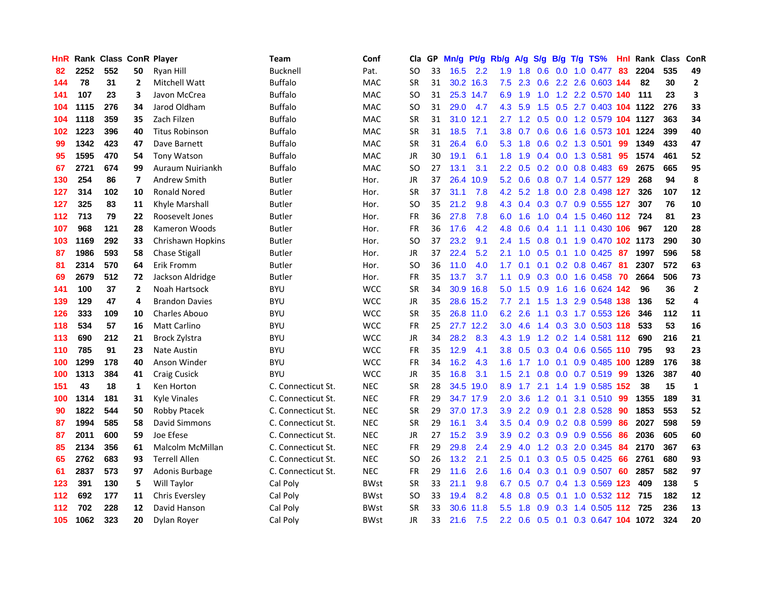| HnR | Rank | Class | ConR | Player | Team | Conf | Cla | GP | Mn/g | Pt/g | Rb/g | A/g | S/g | B/g | T/g | TS% | HnI | Rank | Class | ConR |
|---|---|---|---|---|---|---|---|---|---|---|---|---|---|---|---|---|---|---|---|---|
| 82 | 2252 | 552 | 50 | Ryan Hill | Bucknell | Pat. | SO | 33 | 16.5 | 2.2 | 1.9 | 1.8 | 0.6 | 0.0 | 1.0 | 0.477 | 83 | 2204 | 535 | 49 |
| 144 | 78 | 31 | 2 | Mitchell Watt | Buffalo | MAC | SR | 31 | 30.2 | 16.3 | 7.5 | 2.3 | 0.6 | 2.2 | 2.6 | 0.603 | 144 | 82 | 30 | 2 |
| 141 | 107 | 23 | 3 | Javon McCrea | Buffalo | MAC | SO | 31 | 25.3 | 14.7 | 6.9 | 1.9 | 1.0 | 1.2 | 2.2 | 0.570 | 140 | 111 | 23 | 3 |
| 104 | 1115 | 276 | 34 | Jarod Oldham | Buffalo | MAC | SO | 31 | 29.0 | 4.7 | 4.3 | 5.9 | 1.5 | 0.5 | 2.7 | 0.403 | 104 | 1122 | 276 | 33 |
| 104 | 1118 | 359 | 35 | Zach Filzen | Buffalo | MAC | SR | 31 | 31.0 | 12.1 | 2.7 | 1.2 | 0.5 | 0.0 | 1.2 | 0.579 | 104 | 1127 | 363 | 34 |
| 102 | 1223 | 396 | 40 | Titus Robinson | Buffalo | MAC | SR | 31 | 18.5 | 7.1 | 3.8 | 0.7 | 0.6 | 0.6 | 1.6 | 0.573 | 101 | 1224 | 399 | 40 |
| 99 | 1342 | 423 | 47 | Dave Barnett | Buffalo | MAC | SR | 31 | 26.4 | 6.0 | 5.3 | 1.8 | 0.6 | 0.2 | 1.3 | 0.501 | 99 | 1349 | 433 | 47 |
| 95 | 1595 | 470 | 54 | Tony Watson | Buffalo | MAC | JR | 30 | 19.1 | 6.1 | 1.8 | 1.9 | 0.4 | 0.0 | 1.3 | 0.581 | 95 | 1574 | 461 | 52 |
| 67 | 2721 | 674 | 99 | Auraum Nuiriankh | Buffalo | MAC | SO | 27 | 13.1 | 3.1 | 2.2 | 0.5 | 0.2 | 0.0 | 0.8 | 0.483 | 69 | 2675 | 665 | 95 |
| 130 | 254 | 86 | 7 | Andrew Smith | Butler | Hor. | JR | 37 | 26.4 | 10.9 | 5.2 | 0.6 | 0.8 | 0.7 | 1.4 | 0.577 | 129 | 268 | 94 | 8 |
| 127 | 314 | 102 | 10 | Ronald Nored | Butler | Hor. | SR | 37 | 31.1 | 7.8 | 4.2 | 5.2 | 1.8 | 0.0 | 2.8 | 0.498 | 127 | 326 | 107 | 12 |
| 127 | 325 | 83 | 11 | Khyle Marshall | Butler | Hor. | SO | 35 | 21.2 | 9.8 | 4.3 | 0.4 | 0.3 | 0.7 | 0.9 | 0.555 | 127 | 307 | 76 | 10 |
| 112 | 713 | 79 | 22 | Roosevelt Jones | Butler | Hor. | FR | 36 | 27.8 | 7.8 | 6.0 | 1.6 | 1.0 | 0.4 | 1.5 | 0.460 | 112 | 724 | 81 | 23 |
| 107 | 968 | 121 | 28 | Kameron Woods | Butler | Hor. | FR | 36 | 17.6 | 4.2 | 4.8 | 0.6 | 0.4 | 1.1 | 1.1 | 0.430 | 106 | 967 | 120 | 28 |
| 103 | 1169 | 292 | 33 | Chrishawn Hopkins | Butler | Hor. | SO | 37 | 23.2 | 9.1 | 2.4 | 1.5 | 0.8 | 0.1 | 1.9 | 0.470 | 102 | 1173 | 290 | 30 |
| 87 | 1986 | 593 | 58 | Chase Stigall | Butler | Hor. | JR | 37 | 22.4 | 5.2 | 2.1 | 1.0 | 0.5 | 0.1 | 1.0 | 0.425 | 87 | 1997 | 596 | 58 |
| 81 | 2314 | 570 | 64 | Erik Fromm | Butler | Hor. | SO | 36 | 11.0 | 4.0 | 1.7 | 0.1 | 0.1 | 0.2 | 0.8 | 0.467 | 81 | 2307 | 572 | 63 |
| 69 | 2679 | 512 | 72 | Jackson Aldridge | Butler | Hor. | FR | 35 | 13.7 | 3.7 | 1.1 | 0.9 | 0.3 | 0.0 | 1.6 | 0.458 | 70 | 2664 | 506 | 73 |
| 141 | 100 | 37 | 2 | Noah Hartsock | BYU | WCC | SR | 34 | 30.9 | 16.8 | 5.0 | 1.5 | 0.9 | 1.6 | 1.6 | 0.624 | 142 | 96 | 36 | 2 |
| 139 | 129 | 47 | 4 | Brandon Davies | BYU | WCC | JR | 35 | 28.6 | 15.2 | 7.7 | 2.1 | 1.5 | 1.3 | 2.9 | 0.548 | 138 | 136 | 52 | 4 |
| 126 | 333 | 109 | 10 | Charles Abouo | BYU | WCC | SR | 35 | 26.8 | 11.0 | 6.2 | 2.6 | 1.1 | 0.3 | 1.7 | 0.553 | 126 | 346 | 112 | 11 |
| 118 | 534 | 57 | 16 | Matt Carlino | BYU | WCC | FR | 25 | 27.7 | 12.2 | 3.0 | 4.6 | 1.4 | 0.3 | 3.0 | 0.503 | 118 | 533 | 53 | 16 |
| 113 | 690 | 212 | 21 | Brock Zylstra | BYU | WCC | JR | 34 | 28.2 | 8.3 | 4.3 | 1.9 | 1.2 | 0.2 | 1.4 | 0.581 | 112 | 690 | 216 | 21 |
| 110 | 785 | 91 | 23 | Nate Austin | BYU | WCC | FR | 35 | 12.9 | 4.1 | 3.8 | 0.5 | 0.3 | 0.4 | 0.6 | 0.565 | 110 | 795 | 93 | 23 |
| 100 | 1299 | 178 | 40 | Anson Winder | BYU | WCC | FR | 34 | 16.2 | 4.3 | 1.6 | 1.7 | 1.0 | 0.1 | 0.9 | 0.485 | 100 | 1289 | 176 | 38 |
| 100 | 1313 | 384 | 41 | Craig Cusick | BYU | WCC | JR | 35 | 16.8 | 3.1 | 1.5 | 2.1 | 0.8 | 0.0 | 0.7 | 0.519 | 99 | 1326 | 387 | 40 |
| 151 | 43 | 18 | 1 | Ken Horton | C. Connecticut St. | NEC | SR | 28 | 34.5 | 19.0 | 8.9 | 1.7 | 2.1 | 1.4 | 1.9 | 0.585 | 152 | 38 | 15 | 1 |
| 100 | 1314 | 181 | 31 | Kyle Vinales | C. Connecticut St. | NEC | FR | 29 | 34.7 | 17.9 | 2.0 | 3.6 | 1.2 | 0.1 | 3.1 | 0.510 | 99 | 1355 | 189 | 31 |
| 90 | 1822 | 544 | 50 | Robby Ptacek | C. Connecticut St. | NEC | SR | 29 | 37.0 | 17.3 | 3.9 | 2.2 | 0.9 | 0.1 | 2.8 | 0.528 | 90 | 1853 | 553 | 52 |
| 87 | 1994 | 585 | 58 | David Simmons | C. Connecticut St. | NEC | SR | 29 | 16.1 | 3.4 | 3.5 | 0.4 | 0.9 | 0.2 | 0.8 | 0.599 | 86 | 2027 | 598 | 59 |
| 87 | 2011 | 600 | 59 | Joe Efese | C. Connecticut St. | NEC | JR | 27 | 15.2 | 3.9 | 3.9 | 0.2 | 0.3 | 0.9 | 0.9 | 0.556 | 86 | 2036 | 605 | 60 |
| 85 | 2134 | 356 | 61 | Malcolm McMillan | C. Connecticut St. | NEC | FR | 29 | 29.8 | 2.4 | 2.9 | 4.0 | 1.2 | 0.3 | 2.0 | 0.345 | 84 | 2170 | 367 | 63 |
| 65 | 2762 | 683 | 93 | Terrell Allen | C. Connecticut St. | NEC | SO | 26 | 13.2 | 2.1 | 2.5 | 0.1 | 0.3 | 0.5 | 0.5 | 0.425 | 66 | 2761 | 680 | 93 |
| 61 | 2837 | 573 | 97 | Adonis Burbage | C. Connecticut St. | NEC | FR | 29 | 11.6 | 2.6 | 1.6 | 0.4 | 0.3 | 0.1 | 0.9 | 0.507 | 60 | 2857 | 582 | 97 |
| 123 | 391 | 130 | 5 | Will Taylor | Cal Poly | BWst | SR | 33 | 21.1 | 9.8 | 6.7 | 0.5 | 0.7 | 0.4 | 1.3 | 0.569 | 123 | 409 | 138 | 5 |
| 112 | 692 | 177 | 11 | Chris Eversley | Cal Poly | BWst | SO | 33 | 19.4 | 8.2 | 4.8 | 0.8 | 0.5 | 0.1 | 1.0 | 0.532 | 112 | 715 | 182 | 12 |
| 112 | 702 | 228 | 12 | David Hanson | Cal Poly | BWst | SR | 33 | 30.6 | 11.8 | 5.5 | 1.8 | 0.9 | 0.3 | 1.4 | 0.505 | 112 | 725 | 236 | 13 |
| 105 | 1062 | 323 | 20 | Dylan Royer | Cal Poly | BWst | JR | 33 | 21.6 | 7.5 | 2.2 | 0.6 | 0.5 | 0.1 | 0.3 | 0.647 | 104 | 1072 | 324 | 20 |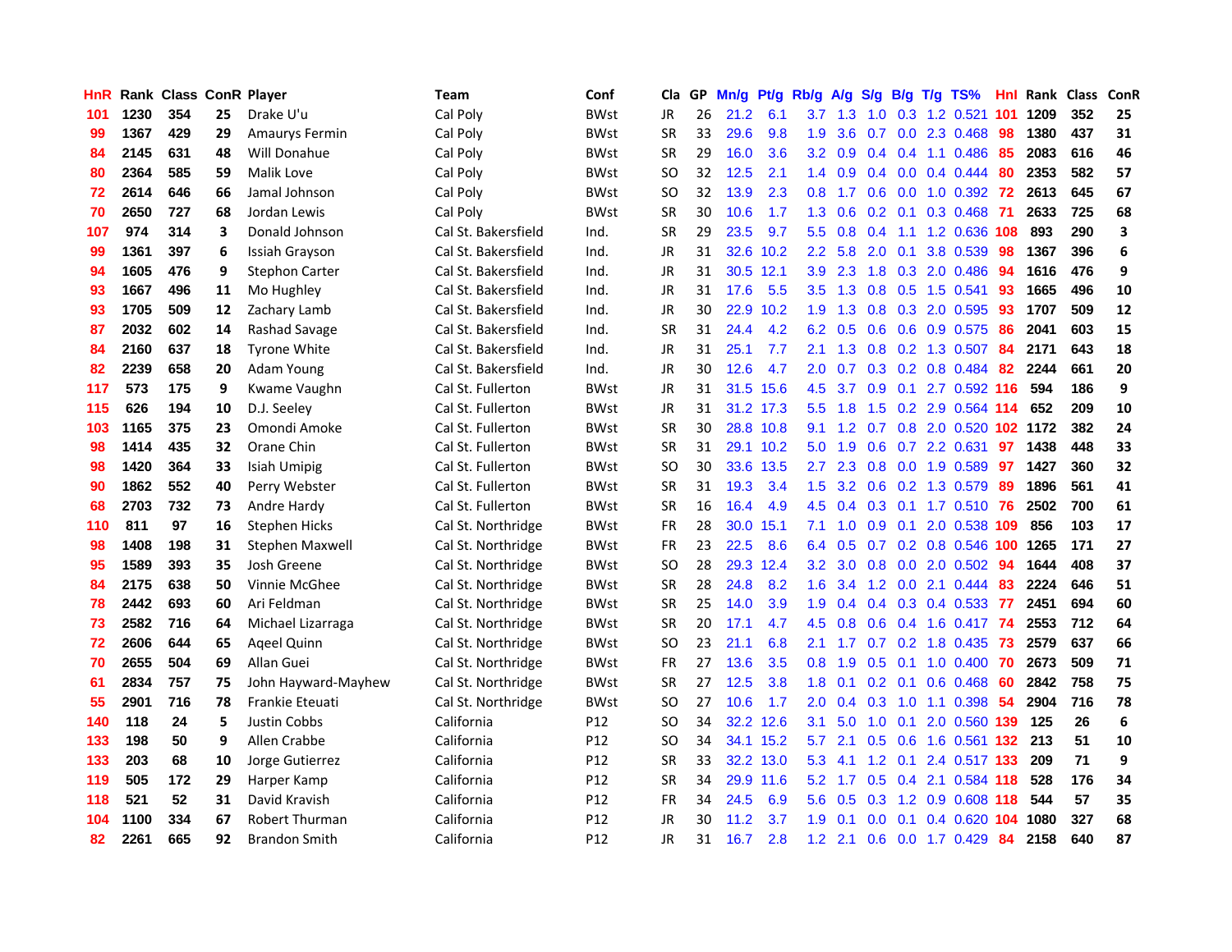| HnR | Rank | Class | ConR | Player | Team | Conf | Cla | GP | Mn/g | Pt/g | Rb/g | A/g | S/g | B/g | T/g | TS% | HnI | Rank | Class | ConR |
|---|---|---|---|---|---|---|---|---|---|---|---|---|---|---|---|---|---|---|---|---|
| 101 | 1230 | 354 | 25 | Drake U'u | Cal Poly | BWst | JR | 26 | 21.2 | 6.1 | 3.7 | 1.3 | 1.0 | 0.3 | 1.2 | 0.521 | 101 | 1209 | 352 | 25 |
| 99 | 1367 | 429 | 29 | Amaurys Fermin | Cal Poly | BWst | SR | 33 | 29.6 | 9.8 | 1.9 | 3.6 | 0.7 | 0.0 | 2.3 | 0.468 | 98 | 1380 | 437 | 31 |
| 84 | 2145 | 631 | 48 | Will Donahue | Cal Poly | BWst | SR | 29 | 16.0 | 3.6 | 3.2 | 0.9 | 0.4 | 0.4 | 1.1 | 0.486 | 85 | 2083 | 616 | 46 |
| 80 | 2364 | 585 | 59 | Malik Love | Cal Poly | BWst | SO | 32 | 12.5 | 2.1 | 1.4 | 0.9 | 0.4 | 0.0 | 0.4 | 0.444 | 80 | 2353 | 582 | 57 |
| 72 | 2614 | 646 | 66 | Jamal Johnson | Cal Poly | BWst | SO | 32 | 13.9 | 2.3 | 0.8 | 1.7 | 0.6 | 0.0 | 1.0 | 0.392 | 72 | 2613 | 645 | 67 |
| 70 | 2650 | 727 | 68 | Jordan Lewis | Cal Poly | BWst | SR | 30 | 10.6 | 1.7 | 1.3 | 0.6 | 0.2 | 0.1 | 0.3 | 0.468 | 71 | 2633 | 725 | 68 |
| 107 | 974 | 314 | 3 | Donald Johnson | Cal St. Bakersfield | Ind. | SR | 29 | 23.5 | 9.7 | 5.5 | 0.8 | 0.4 | 1.1 | 1.2 | 0.636 | 108 | 893 | 290 | 3 |
| 99 | 1361 | 397 | 6 | Issiah Grayson | Cal St. Bakersfield | Ind. | JR | 31 | 32.6 | 10.2 | 2.2 | 5.8 | 2.0 | 0.1 | 3.8 | 0.539 | 98 | 1367 | 396 | 6 |
| 94 | 1605 | 476 | 9 | Stephon Carter | Cal St. Bakersfield | Ind. | JR | 31 | 30.5 | 12.1 | 3.9 | 2.3 | 1.8 | 0.3 | 2.0 | 0.486 | 94 | 1616 | 476 | 9 |
| 93 | 1667 | 496 | 11 | Mo Hughley | Cal St. Bakersfield | Ind. | JR | 31 | 17.6 | 5.5 | 3.5 | 1.3 | 0.8 | 0.5 | 1.5 | 0.541 | 93 | 1665 | 496 | 10 |
| 93 | 1705 | 509 | 12 | Zachary Lamb | Cal St. Bakersfield | Ind. | JR | 30 | 22.9 | 10.2 | 1.9 | 1.3 | 0.8 | 0.3 | 2.0 | 0.595 | 93 | 1707 | 509 | 12 |
| 87 | 2032 | 602 | 14 | Rashad Savage | Cal St. Bakersfield | Ind. | SR | 31 | 24.4 | 4.2 | 6.2 | 0.5 | 0.6 | 0.6 | 0.9 | 0.575 | 86 | 2041 | 603 | 15 |
| 84 | 2160 | 637 | 18 | Tyrone White | Cal St. Bakersfield | Ind. | JR | 31 | 25.1 | 7.7 | 2.1 | 1.3 | 0.8 | 0.2 | 1.3 | 0.507 | 84 | 2171 | 643 | 18 |
| 82 | 2239 | 658 | 20 | Adam Young | Cal St. Bakersfield | Ind. | JR | 30 | 12.6 | 4.7 | 2.0 | 0.7 | 0.3 | 0.2 | 0.8 | 0.484 | 82 | 2244 | 661 | 20 |
| 117 | 573 | 175 | 9 | Kwame Vaughn | Cal St. Fullerton | BWst | JR | 31 | 31.5 | 15.6 | 4.5 | 3.7 | 0.9 | 0.1 | 2.7 | 0.592 | 116 | 594 | 186 | 9 |
| 115 | 626 | 194 | 10 | D.J. Seeley | Cal St. Fullerton | BWst | JR | 31 | 31.2 | 17.3 | 5.5 | 1.8 | 1.5 | 0.2 | 2.9 | 0.564 | 114 | 652 | 209 | 10 |
| 103 | 1165 | 375 | 23 | Omondi Amoke | Cal St. Fullerton | BWst | SR | 30 | 28.8 | 10.8 | 9.1 | 1.2 | 0.7 | 0.8 | 2.0 | 0.520 | 102 | 1172 | 382 | 24 |
| 98 | 1414 | 435 | 32 | Orane Chin | Cal St. Fullerton | BWst | SR | 31 | 29.1 | 10.2 | 5.0 | 1.9 | 0.6 | 0.7 | 2.2 | 0.631 | 97 | 1438 | 448 | 33 |
| 98 | 1420 | 364 | 33 | Isiah Umipig | Cal St. Fullerton | BWst | SO | 30 | 33.6 | 13.5 | 2.7 | 2.3 | 0.8 | 0.0 | 1.9 | 0.589 | 97 | 1427 | 360 | 32 |
| 90 | 1862 | 552 | 40 | Perry Webster | Cal St. Fullerton | BWst | SR | 31 | 19.3 | 3.4 | 1.5 | 3.2 | 0.6 | 0.2 | 1.3 | 0.579 | 89 | 1896 | 561 | 41 |
| 68 | 2703 | 732 | 73 | Andre Hardy | Cal St. Fullerton | BWst | SR | 16 | 16.4 | 4.9 | 4.5 | 0.4 | 0.3 | 0.1 | 1.7 | 0.510 | 76 | 2502 | 700 | 61 |
| 110 | 811 | 97 | 16 | Stephen Hicks | Cal St. Northridge | BWst | FR | 28 | 30.0 | 15.1 | 7.1 | 1.0 | 0.9 | 0.1 | 2.0 | 0.538 | 109 | 856 | 103 | 17 |
| 98 | 1408 | 198 | 31 | Stephen Maxwell | Cal St. Northridge | BWst | FR | 23 | 22.5 | 8.6 | 6.4 | 0.5 | 0.7 | 0.2 | 0.8 | 0.546 | 100 | 1265 | 171 | 27 |
| 95 | 1589 | 393 | 35 | Josh Greene | Cal St. Northridge | BWst | SO | 28 | 29.3 | 12.4 | 3.2 | 3.0 | 0.8 | 0.0 | 2.0 | 0.502 | 94 | 1644 | 408 | 37 |
| 84 | 2175 | 638 | 50 | Vinnie McGhee | Cal St. Northridge | BWst | SR | 28 | 24.8 | 8.2 | 1.6 | 3.4 | 1.2 | 0.0 | 2.1 | 0.444 | 83 | 2224 | 646 | 51 |
| 78 | 2442 | 693 | 60 | Ari Feldman | Cal St. Northridge | BWst | SR | 25 | 14.0 | 3.9 | 1.9 | 0.4 | 0.4 | 0.3 | 0.4 | 0.533 | 77 | 2451 | 694 | 60 |
| 73 | 2582 | 716 | 64 | Michael Lizarraga | Cal St. Northridge | BWst | SR | 20 | 17.1 | 4.7 | 4.5 | 0.8 | 0.6 | 0.4 | 1.6 | 0.417 | 74 | 2553 | 712 | 64 |
| 72 | 2606 | 644 | 65 | Aqeel Quinn | Cal St. Northridge | BWst | SO | 23 | 21.1 | 6.8 | 2.1 | 1.7 | 0.7 | 0.2 | 1.8 | 0.435 | 73 | 2579 | 637 | 66 |
| 70 | 2655 | 504 | 69 | Allan Guei | Cal St. Northridge | BWst | FR | 27 | 13.6 | 3.5 | 0.8 | 1.9 | 0.5 | 0.1 | 1.0 | 0.400 | 70 | 2673 | 509 | 71 |
| 61 | 2834 | 757 | 75 | John Hayward-Mayhew | Cal St. Northridge | BWst | SR | 27 | 12.5 | 3.8 | 1.8 | 0.1 | 0.2 | 0.1 | 0.6 | 0.468 | 60 | 2842 | 758 | 75 |
| 55 | 2901 | 716 | 78 | Frankie Eteuati | Cal St. Northridge | BWst | SO | 27 | 10.6 | 1.7 | 2.0 | 0.4 | 0.3 | 1.0 | 1.1 | 0.398 | 54 | 2904 | 716 | 78 |
| 140 | 118 | 24 | 5 | Justin Cobbs | California | P12 | SO | 34 | 32.2 | 12.6 | 3.1 | 5.0 | 1.0 | 0.1 | 2.0 | 0.560 | 139 | 125 | 26 | 6 |
| 133 | 198 | 50 | 9 | Allen Crabbe | California | P12 | SO | 34 | 34.1 | 15.2 | 5.7 | 2.1 | 0.5 | 0.6 | 1.6 | 0.561 | 132 | 213 | 51 | 10 |
| 133 | 203 | 68 | 10 | Jorge Gutierrez | California | P12 | SR | 33 | 32.2 | 13.0 | 5.3 | 4.1 | 1.2 | 0.1 | 2.4 | 0.517 | 133 | 209 | 71 | 9 |
| 119 | 505 | 172 | 29 | Harper Kamp | California | P12 | SR | 34 | 29.9 | 11.6 | 5.2 | 1.7 | 0.5 | 0.4 | 2.1 | 0.584 | 118 | 528 | 176 | 34 |
| 118 | 521 | 52 | 31 | David Kravish | California | P12 | FR | 34 | 24.5 | 6.9 | 5.6 | 0.5 | 0.3 | 1.2 | 0.9 | 0.608 | 118 | 544 | 57 | 35 |
| 104 | 1100 | 334 | 67 | Robert Thurman | California | P12 | JR | 30 | 11.2 | 3.7 | 1.9 | 0.1 | 0.0 | 0.1 | 0.4 | 0.620 | 104 | 1080 | 327 | 68 |
| 82 | 2261 | 665 | 92 | Brandon Smith | California | P12 | JR | 31 | 16.7 | 2.8 | 1.2 | 2.1 | 0.6 | 0.0 | 1.7 | 0.429 | 84 | 2158 | 640 | 87 |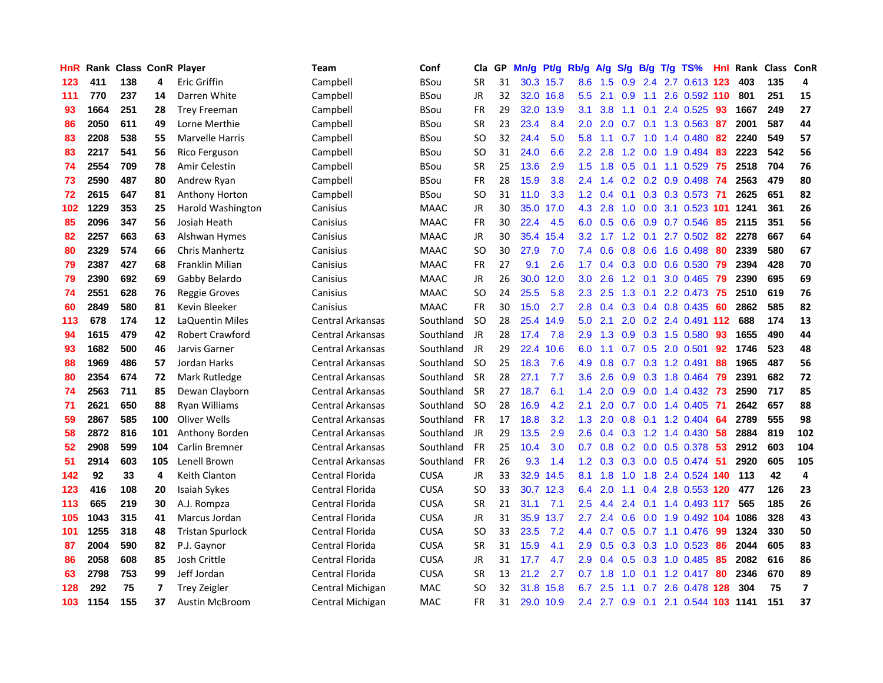| HnR | Rank | Class | ConR | Player | Team | Conf | Cla | GP | Mn/g | Pt/g | Rb/g | A/g | S/g | B/g | T/g | TS% | Hnl | Rank | Class | ConR |
|---|---|---|---|---|---|---|---|---|---|---|---|---|---|---|---|---|---|---|---|---|
| 123 | 411 | 138 | 4 | Eric Griffin | Campbell | BSou | SR | 31 | 30.3 | 15.7 | 8.6 | 1.5 | 0.9 | 2.4 | 2.7 | 0.613 | 123 | 403 | 135 | 4 |
| 111 | 770 | 237 | 14 | Darren White | Campbell | BSou | JR | 32 | 32.0 | 16.8 | 5.5 | 2.1 | 0.9 | 1.1 | 2.6 | 0.592 | 110 | 801 | 251 | 15 |
| 93 | 1664 | 251 | 28 | Trey Freeman | Campbell | BSou | FR | 29 | 32.0 | 13.9 | 3.1 | 3.8 | 1.1 | 0.1 | 2.4 | 0.525 | 93 | 1667 | 249 | 27 |
| 86 | 2050 | 611 | 49 | Lorne Merthie | Campbell | BSou | SR | 23 | 23.4 | 8.4 | 2.0 | 2.0 | 0.7 | 0.1 | 1.3 | 0.563 | 87 | 2001 | 587 | 44 |
| 83 | 2208 | 538 | 55 | Marvelle Harris | Campbell | BSou | SO | 32 | 24.4 | 5.0 | 5.8 | 1.1 | 0.7 | 1.0 | 1.4 | 0.480 | 82 | 2240 | 549 | 57 |
| 83 | 2217 | 541 | 56 | Rico Ferguson | Campbell | BSou | SO | 31 | 24.0 | 6.6 | 2.2 | 2.8 | 1.2 | 0.0 | 1.9 | 0.494 | 83 | 2223 | 542 | 56 |
| 74 | 2554 | 709 | 78 | Amir Celestin | Campbell | BSou | SR | 25 | 13.6 | 2.9 | 1.5 | 1.8 | 0.5 | 0.1 | 1.1 | 0.529 | 75 | 2518 | 704 | 76 |
| 73 | 2590 | 487 | 80 | Andrew Ryan | Campbell | BSou | FR | 28 | 15.9 | 3.8 | 2.4 | 1.4 | 0.2 | 0.2 | 0.9 | 0.498 | 74 | 2563 | 479 | 80 |
| 72 | 2615 | 647 | 81 | Anthony Horton | Campbell | BSou | SO | 31 | 11.0 | 3.3 | 1.2 | 0.4 | 0.1 | 0.3 | 0.3 | 0.573 | 71 | 2625 | 651 | 82 |
| 102 | 1229 | 353 | 25 | Harold Washington | Canisius | MAAC | JR | 30 | 35.0 | 17.0 | 4.3 | 2.8 | 1.0 | 0.0 | 3.1 | 0.523 | 101 | 1241 | 361 | 26 |
| 85 | 2096 | 347 | 56 | Josiah Heath | Canisius | MAAC | FR | 30 | 22.4 | 4.5 | 6.0 | 0.5 | 0.6 | 0.9 | 0.7 | 0.546 | 85 | 2115 | 351 | 56 |
| 82 | 2257 | 663 | 63 | Alshwan Hymes | Canisius | MAAC | JR | 30 | 35.4 | 15.4 | 3.2 | 1.7 | 1.2 | 0.1 | 2.7 | 0.502 | 82 | 2278 | 667 | 64 |
| 80 | 2329 | 574 | 66 | Chris Manhertz | Canisius | MAAC | SO | 30 | 27.9 | 7.0 | 7.4 | 0.6 | 0.8 | 0.6 | 1.6 | 0.498 | 80 | 2339 | 580 | 67 |
| 79 | 2387 | 427 | 68 | Franklin Milian | Canisius | MAAC | FR | 27 | 9.1 | 2.6 | 1.7 | 0.4 | 0.3 | 0.0 | 0.6 | 0.530 | 79 | 2394 | 428 | 70 |
| 79 | 2390 | 692 | 69 | Gabby Belardo | Canisius | MAAC | JR | 26 | 30.0 | 12.0 | 3.0 | 2.6 | 1.2 | 0.1 | 3.0 | 0.465 | 79 | 2390 | 695 | 69 |
| 74 | 2551 | 628 | 76 | Reggie Groves | Canisius | MAAC | SO | 24 | 25.5 | 5.8 | 2.3 | 2.5 | 1.3 | 0.1 | 2.2 | 0.473 | 75 | 2510 | 619 | 76 |
| 60 | 2849 | 580 | 81 | Kevin Bleeker | Canisius | MAAC | FR | 30 | 15.0 | 2.7 | 2.8 | 0.4 | 0.3 | 0.4 | 0.8 | 0.435 | 60 | 2862 | 585 | 82 |
| 113 | 678 | 174 | 12 | LaQuentin Miles | Central Arkansas | Southland | SO | 28 | 25.4 | 14.9 | 5.0 | 2.1 | 2.0 | 0.2 | 2.4 | 0.491 | 112 | 688 | 174 | 13 |
| 94 | 1615 | 479 | 42 | Robert Crawford | Central Arkansas | Southland | JR | 28 | 17.4 | 7.8 | 2.9 | 1.3 | 0.9 | 0.3 | 1.5 | 0.580 | 93 | 1655 | 490 | 44 |
| 93 | 1682 | 500 | 46 | Jarvis Garner | Central Arkansas | Southland | JR | 29 | 22.4 | 10.6 | 6.0 | 1.1 | 0.7 | 0.5 | 2.0 | 0.501 | 92 | 1746 | 523 | 48 |
| 88 | 1969 | 486 | 57 | Jordan Harks | Central Arkansas | Southland | SO | 25 | 18.3 | 7.6 | 4.9 | 0.8 | 0.7 | 0.3 | 1.2 | 0.491 | 88 | 1965 | 487 | 56 |
| 80 | 2354 | 674 | 72 | Mark Rutledge | Central Arkansas | Southland | SR | 28 | 27.1 | 7.7 | 3.6 | 2.6 | 0.9 | 0.3 | 1.8 | 0.464 | 79 | 2391 | 682 | 72 |
| 74 | 2563 | 711 | 85 | Dewan Clayborn | Central Arkansas | Southland | SR | 27 | 18.7 | 6.1 | 1.4 | 2.0 | 0.9 | 0.0 | 1.4 | 0.432 | 73 | 2590 | 717 | 85 |
| 71 | 2621 | 650 | 88 | Ryan Williams | Central Arkansas | Southland | SO | 28 | 16.9 | 4.2 | 2.1 | 2.0 | 0.7 | 0.0 | 1.4 | 0.405 | 71 | 2642 | 657 | 88 |
| 59 | 2867 | 585 | 100 | Oliver Wells | Central Arkansas | Southland | FR | 17 | 18.8 | 3.2 | 1.3 | 2.0 | 0.8 | 0.1 | 1.2 | 0.404 | 64 | 2789 | 555 | 98 |
| 58 | 2872 | 816 | 101 | Anthony Borden | Central Arkansas | Southland | JR | 29 | 13.5 | 2.9 | 2.6 | 0.4 | 0.3 | 1.2 | 1.4 | 0.430 | 58 | 2884 | 819 | 102 |
| 52 | 2908 | 599 | 104 | Carlin Bremner | Central Arkansas | Southland | FR | 25 | 10.4 | 3.0 | 0.7 | 0.8 | 0.2 | 0.0 | 0.5 | 0.378 | 53 | 2912 | 603 | 104 |
| 51 | 2914 | 603 | 105 | Lenell Brown | Central Arkansas | Southland | FR | 26 | 9.3 | 1.4 | 1.2 | 0.3 | 0.3 | 0.0 | 0.5 | 0.474 | 51 | 2920 | 605 | 105 |
| 142 | 92 | 33 | 4 | Keith Clanton | Central Florida | CUSA | JR | 33 | 32.9 | 14.5 | 8.1 | 1.8 | 1.0 | 1.8 | 2.4 | 0.524 | 140 | 113 | 42 | 4 |
| 123 | 416 | 108 | 20 | Isaiah Sykes | Central Florida | CUSA | SO | 33 | 30.7 | 12.3 | 6.4 | 2.0 | 1.1 | 0.4 | 2.8 | 0.553 | 120 | 477 | 126 | 23 |
| 113 | 665 | 219 | 30 | A.J. Rompza | Central Florida | CUSA | SR | 21 | 31.1 | 7.1 | 2.5 | 4.4 | 2.4 | 0.1 | 1.4 | 0.493 | 117 | 565 | 185 | 26 |
| 105 | 1043 | 315 | 41 | Marcus Jordan | Central Florida | CUSA | JR | 31 | 35.9 | 13.7 | 2.7 | 2.4 | 0.6 | 0.0 | 1.9 | 0.492 | 104 | 1086 | 328 | 43 |
| 101 | 1255 | 318 | 48 | Tristan Spurlock | Central Florida | CUSA | SO | 33 | 23.5 | 7.2 | 4.4 | 0.7 | 0.5 | 0.7 | 1.1 | 0.476 | 99 | 1324 | 330 | 50 |
| 87 | 2004 | 590 | 82 | P.J. Gaynor | Central Florida | CUSA | SR | 31 | 15.9 | 4.1 | 2.9 | 0.5 | 0.3 | 0.3 | 1.0 | 0.523 | 86 | 2044 | 605 | 83 |
| 86 | 2058 | 608 | 85 | Josh Crittle | Central Florida | CUSA | JR | 31 | 17.7 | 4.7 | 2.9 | 0.4 | 0.5 | 0.3 | 1.0 | 0.485 | 85 | 2082 | 616 | 86 |
| 63 | 2798 | 753 | 99 | Jeff Jordan | Central Florida | CUSA | SR | 13 | 21.2 | 2.7 | 0.7 | 1.8 | 1.0 | 0.1 | 1.2 | 0.417 | 80 | 2346 | 670 | 89 |
| 128 | 292 | 75 | 7 | Trey Zeigler | Central Michigan | MAC | SO | 32 | 31.8 | 15.8 | 6.7 | 2.5 | 1.1 | 0.7 | 2.6 | 0.478 | 128 | 304 | 75 | 7 |
| 103 | 1154 | 155 | 37 | Austin McBroom | Central Michigan | MAC | FR | 31 | 29.0 | 10.9 | 2.4 | 2.7 | 0.9 | 0.1 | 2.1 | 0.544 | 103 | 1141 | 151 | 37 |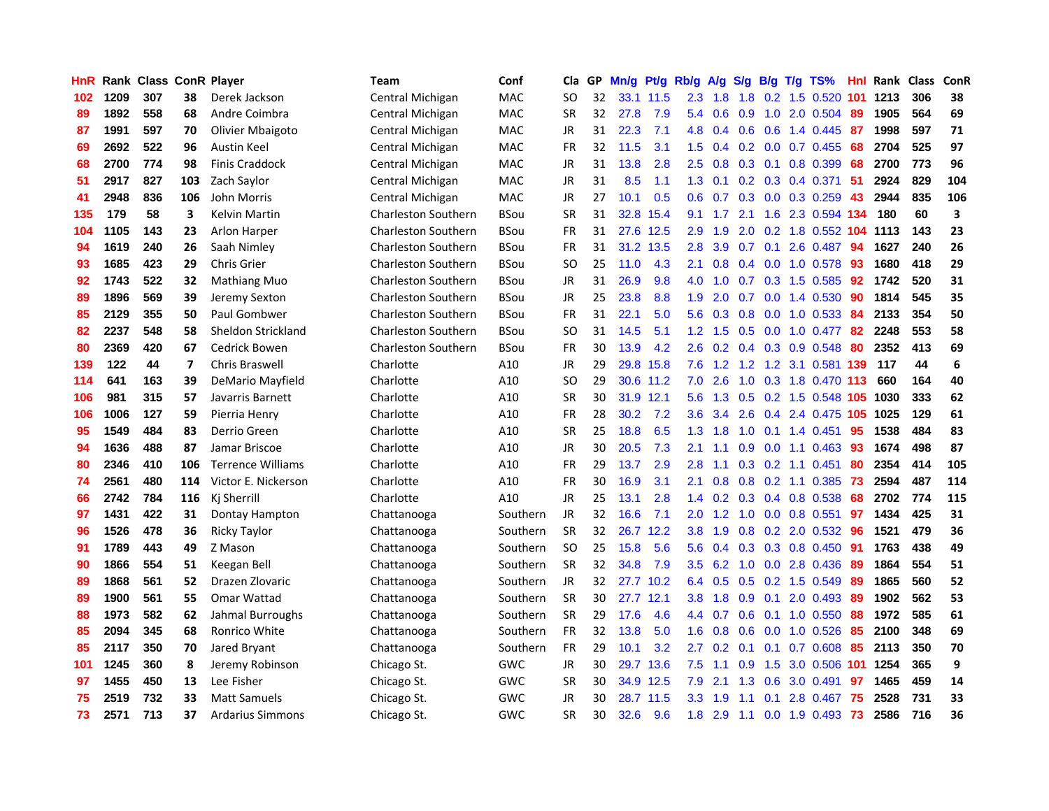| HnR | Rank | Class | ConR | Player | Team | Conf | Cla | GP | Mn/g | Pt/g | Rb/g | A/g | S/g | B/g | T/g | TS% | Hnl | Rank | Class | ConR |
|---|---|---|---|---|---|---|---|---|---|---|---|---|---|---|---|---|---|---|---|---|
| 102 | 1209 | 307 | 38 | Derek Jackson | Central Michigan | MAC | SO | 32 | 33.1 | 11.5 | 2.3 | 1.8 | 1.8 | 0.2 | 1.5 | 0.520 | 101 | 1213 | 306 | 38 |
| 89 | 1892 | 558 | 68 | Andre Coimbra | Central Michigan | MAC | SR | 32 | 27.8 | 7.9 | 5.4 | 0.6 | 0.9 | 1.0 | 2.0 | 0.504 | 89 | 1905 | 564 | 69 |
| 87 | 1991 | 597 | 70 | Olivier Mbaigoto | Central Michigan | MAC | JR | 31 | 22.3 | 7.1 | 4.8 | 0.4 | 0.6 | 0.6 | 1.4 | 0.445 | 87 | 1998 | 597 | 71 |
| 69 | 2692 | 522 | 96 | Austin Keel | Central Michigan | MAC | FR | 32 | 11.5 | 3.1 | 1.5 | 0.4 | 0.2 | 0.0 | 0.7 | 0.455 | 68 | 2704 | 525 | 97 |
| 68 | 2700 | 774 | 98 | Finis Craddock | Central Michigan | MAC | JR | 31 | 13.8 | 2.8 | 2.5 | 0.8 | 0.3 | 0.1 | 0.8 | 0.399 | 68 | 2700 | 773 | 96 |
| 51 | 2917 | 827 | 103 | Zach Saylor | Central Michigan | MAC | JR | 31 | 8.5 | 1.1 | 1.3 | 0.1 | 0.2 | 0.3 | 0.4 | 0.371 | 51 | 2924 | 829 | 104 |
| 41 | 2948 | 836 | 106 | John Morris | Central Michigan | MAC | JR | 27 | 10.1 | 0.5 | 0.6 | 0.7 | 0.3 | 0.0 | 0.3 | 0.259 | 43 | 2944 | 835 | 106 |
| 135 | 179 | 58 | 3 | Kelvin Martin | Charleston Southern | BSou | SR | 31 | 32.8 | 15.4 | 9.1 | 1.7 | 2.1 | 1.6 | 2.3 | 0.594 | 134 | 180 | 60 | 3 |
| 104 | 1105 | 143 | 23 | Arlon Harper | Charleston Southern | BSou | FR | 31 | 27.6 | 12.5 | 2.9 | 1.9 | 2.0 | 0.2 | 1.8 | 0.552 | 104 | 1113 | 143 | 23 |
| 94 | 1619 | 240 | 26 | Saah Nimley | Charleston Southern | BSou | FR | 31 | 31.2 | 13.5 | 2.8 | 3.9 | 0.7 | 0.1 | 2.6 | 0.487 | 94 | 1627 | 240 | 26 |
| 93 | 1685 | 423 | 29 | Chris Grier | Charleston Southern | BSou | SO | 25 | 11.0 | 4.3 | 2.1 | 0.8 | 0.4 | 0.0 | 1.0 | 0.578 | 93 | 1680 | 418 | 29 |
| 92 | 1743 | 522 | 32 | Mathiang Muo | Charleston Southern | BSou | JR | 31 | 26.9 | 9.8 | 4.0 | 1.0 | 0.7 | 0.3 | 1.5 | 0.585 | 92 | 1742 | 520 | 31 |
| 89 | 1896 | 569 | 39 | Jeremy Sexton | Charleston Southern | BSou | JR | 25 | 23.8 | 8.8 | 1.9 | 2.0 | 0.7 | 0.0 | 1.4 | 0.530 | 90 | 1814 | 545 | 35 |
| 85 | 2129 | 355 | 50 | Paul Gombwer | Charleston Southern | BSou | FR | 31 | 22.1 | 5.0 | 5.6 | 0.3 | 0.8 | 0.0 | 1.0 | 0.533 | 84 | 2133 | 354 | 50 |
| 82 | 2237 | 548 | 58 | Sheldon Strickland | Charleston Southern | BSou | SO | 31 | 14.5 | 5.1 | 1.2 | 1.5 | 0.5 | 0.0 | 1.0 | 0.477 | 82 | 2248 | 553 | 58 |
| 80 | 2369 | 420 | 67 | Cedrick Bowen | Charleston Southern | BSou | FR | 30 | 13.9 | 4.2 | 2.6 | 0.2 | 0.4 | 0.3 | 0.9 | 0.548 | 80 | 2352 | 413 | 69 |
| 139 | 122 | 44 | 7 | Chris Braswell | Charlotte | A10 | JR | 29 | 29.8 | 15.8 | 7.6 | 1.2 | 1.2 | 1.2 | 3.1 | 0.581 | 139 | 117 | 44 | 6 |
| 114 | 641 | 163 | 39 | DeMario Mayfield | Charlotte | A10 | SO | 29 | 30.6 | 11.2 | 7.0 | 2.6 | 1.0 | 0.3 | 1.8 | 0.470 | 113 | 660 | 164 | 40 |
| 106 | 981 | 315 | 57 | Javarris Barnett | Charlotte | A10 | SR | 30 | 31.9 | 12.1 | 5.6 | 1.3 | 0.5 | 0.2 | 1.5 | 0.548 | 105 | 1030 | 333 | 62 |
| 106 | 1006 | 127 | 59 | Pierria Henry | Charlotte | A10 | FR | 28 | 30.2 | 7.2 | 3.6 | 3.4 | 2.6 | 0.4 | 2.4 | 0.475 | 105 | 1025 | 129 | 61 |
| 95 | 1549 | 484 | 83 | Derrio Green | Charlotte | A10 | SR | 25 | 18.8 | 6.5 | 1.3 | 1.8 | 1.0 | 0.1 | 1.4 | 0.451 | 95 | 1538 | 484 | 83 |
| 94 | 1636 | 488 | 87 | Jamar Briscoe | Charlotte | A10 | JR | 30 | 20.5 | 7.3 | 2.1 | 1.1 | 0.9 | 0.0 | 1.1 | 0.463 | 93 | 1674 | 498 | 87 |
| 80 | 2346 | 410 | 106 | Terrence Williams | Charlotte | A10 | FR | 29 | 13.7 | 2.9 | 2.8 | 1.1 | 0.3 | 0.2 | 1.1 | 0.451 | 80 | 2354 | 414 | 105 |
| 74 | 2561 | 480 | 114 | Victor E. Nickerson | Charlotte | A10 | FR | 30 | 16.9 | 3.1 | 2.1 | 0.8 | 0.8 | 0.2 | 1.1 | 0.385 | 73 | 2594 | 487 | 114 |
| 66 | 2742 | 784 | 116 | Kj Sherrill | Charlotte | A10 | JR | 25 | 13.1 | 2.8 | 1.4 | 0.2 | 0.3 | 0.4 | 0.8 | 0.538 | 68 | 2702 | 774 | 115 |
| 97 | 1431 | 422 | 31 | Dontay Hampton | Chattanooga | Southern | JR | 32 | 16.6 | 7.1 | 2.0 | 1.2 | 1.0 | 0.0 | 0.8 | 0.551 | 97 | 1434 | 425 | 31 |
| 96 | 1526 | 478 | 36 | Ricky Taylor | Chattanooga | Southern | SR | 32 | 26.7 | 12.2 | 3.8 | 1.9 | 0.8 | 0.2 | 2.0 | 0.532 | 96 | 1521 | 479 | 36 |
| 91 | 1789 | 443 | 49 | Z Mason | Chattanooga | Southern | SO | 25 | 15.8 | 5.6 | 5.6 | 0.4 | 0.3 | 0.3 | 0.8 | 0.450 | 91 | 1763 | 438 | 49 |
| 90 | 1866 | 554 | 51 | Keegan Bell | Chattanooga | Southern | SR | 32 | 34.8 | 7.9 | 3.5 | 6.2 | 1.0 | 0.0 | 2.8 | 0.436 | 89 | 1864 | 554 | 51 |
| 89 | 1868 | 561 | 52 | Drazen Zlovaric | Chattanooga | Southern | JR | 32 | 27.7 | 10.2 | 6.4 | 0.5 | 0.5 | 0.2 | 1.5 | 0.549 | 89 | 1865 | 560 | 52 |
| 89 | 1900 | 561 | 55 | Omar Wattad | Chattanooga | Southern | SR | 30 | 27.7 | 12.1 | 3.8 | 1.8 | 0.9 | 0.1 | 2.0 | 0.493 | 89 | 1902 | 562 | 53 |
| 88 | 1973 | 582 | 62 | Jahmal Burroughs | Chattanooga | Southern | SR | 29 | 17.6 | 4.6 | 4.4 | 0.7 | 0.6 | 0.1 | 1.0 | 0.550 | 88 | 1972 | 585 | 61 |
| 85 | 2094 | 345 | 68 | Ronrico White | Chattanooga | Southern | FR | 32 | 13.8 | 5.0 | 1.6 | 0.8 | 0.6 | 0.0 | 1.0 | 0.526 | 85 | 2100 | 348 | 69 |
| 85 | 2117 | 350 | 70 | Jared Bryant | Chattanooga | Southern | FR | 29 | 10.1 | 3.2 | 2.7 | 0.2 | 0.1 | 0.1 | 0.7 | 0.608 | 85 | 2113 | 350 | 70 |
| 101 | 1245 | 360 | 8 | Jeremy Robinson | Chicago St. | GWC | JR | 30 | 29.7 | 13.6 | 7.5 | 1.1 | 0.9 | 1.5 | 3.0 | 0.506 | 101 | 1254 | 365 | 9 |
| 97 | 1455 | 450 | 13 | Lee Fisher | Chicago St. | GWC | SR | 30 | 34.9 | 12.5 | 7.9 | 2.1 | 1.3 | 0.6 | 3.0 | 0.491 | 97 | 1465 | 459 | 14 |
| 75 | 2519 | 732 | 33 | Matt Samuels | Chicago St. | GWC | JR | 30 | 28.7 | 11.5 | 3.3 | 1.9 | 1.1 | 0.1 | 2.8 | 0.467 | 75 | 2528 | 731 | 33 |
| 73 | 2571 | 713 | 37 | Ardarius Simmons | Chicago St. | GWC | SR | 30 | 32.6 | 9.6 | 1.8 | 2.9 | 1.1 | 0.0 | 1.9 | 0.493 | 73 | 2586 | 716 | 36 |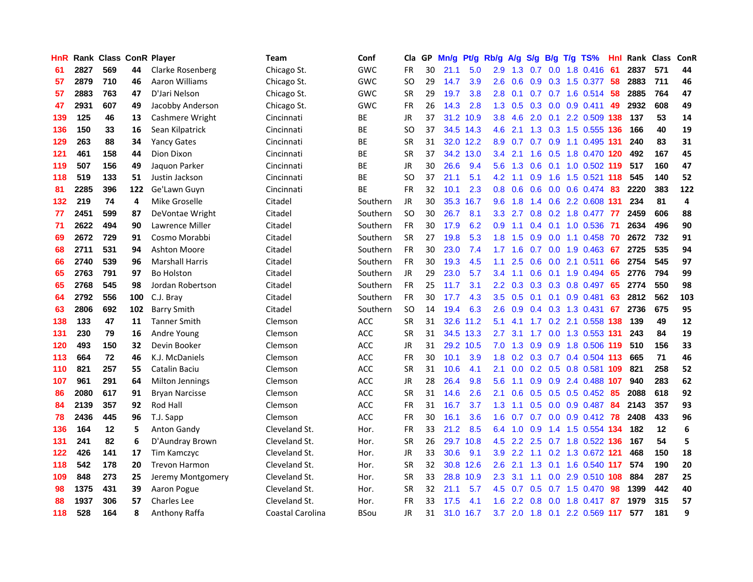| HnR | Rank | Class | ConR | Player | Team | Conf | Cla | GP | Mn/g | Pt/g | Rb/g | A/g | S/g | B/g | T/g | TS% | HnI | Rank | Class | ConR |
|---|---|---|---|---|---|---|---|---|---|---|---|---|---|---|---|---|---|---|---|---|
| 61 | 2827 | 569 | 44 | Clarke Rosenberg | Chicago St. | GWC | FR | 30 | 21.1 | 5.0 | 2.9 | 1.3 | 0.7 | 0.0 | 1.8 | 0.416 | 61 | 2837 | 571 | 44 |
| 57 | 2879 | 710 | 46 | Aaron Williams | Chicago St. | GWC | SO | 29 | 14.7 | 3.9 | 2.6 | 0.6 | 0.9 | 0.3 | 1.5 | 0.377 | 58 | 2883 | 711 | 46 |
| 57 | 2883 | 763 | 47 | D'Jari Nelson | Chicago St. | GWC | SR | 29 | 19.7 | 3.8 | 2.8 | 0.1 | 0.7 | 0.7 | 1.6 | 0.514 | 58 | 2885 | 764 | 47 |
| 47 | 2931 | 607 | 49 | Jacobby Anderson | Chicago St. | GWC | FR | 26 | 14.3 | 2.8 | 1.3 | 0.5 | 0.3 | 0.0 | 0.9 | 0.411 | 49 | 2932 | 608 | 49 |
| 139 | 125 | 46 | 13 | Cashmere Wright | Cincinnati | BE | JR | 37 | 31.2 | 10.9 | 3.8 | 4.6 | 2.0 | 0.1 | 2.2 | 0.509 | 138 | 137 | 53 | 14 |
| 136 | 150 | 33 | 16 | Sean Kilpatrick | Cincinnati | BE | SO | 37 | 34.5 | 14.3 | 4.6 | 2.1 | 1.3 | 0.3 | 1.5 | 0.555 | 136 | 166 | 40 | 19 |
| 129 | 263 | 88 | 34 | Yancy Gates | Cincinnati | BE | SR | 31 | 32.0 | 12.2 | 8.9 | 0.7 | 0.7 | 0.9 | 1.1 | 0.495 | 131 | 240 | 83 | 31 |
| 121 | 461 | 158 | 44 | Dion Dixon | Cincinnati | BE | SR | 37 | 34.2 | 13.0 | 3.4 | 2.1 | 1.6 | 0.5 | 1.8 | 0.470 | 120 | 492 | 167 | 45 |
| 119 | 507 | 156 | 49 | Jaquon Parker | Cincinnati | BE | JR | 30 | 26.6 | 9.4 | 5.6 | 1.3 | 0.6 | 0.1 | 1.0 | 0.502 | 119 | 517 | 160 | 47 |
| 118 | 519 | 133 | 51 | Justin Jackson | Cincinnati | BE | SO | 37 | 21.1 | 5.1 | 4.2 | 1.1 | 0.9 | 1.6 | 1.5 | 0.521 | 118 | 545 | 140 | 52 |
| 81 | 2285 | 396 | 122 | Ge'Lawn Guyn | Cincinnati | BE | FR | 32 | 10.1 | 2.3 | 0.8 | 0.6 | 0.6 | 0.0 | 0.6 | 0.474 | 83 | 2220 | 383 | 122 |
| 132 | 219 | 74 | 4 | Mike Groselle | Citadel | Southern | JR | 30 | 35.3 | 16.7 | 9.6 | 1.8 | 1.4 | 0.6 | 2.2 | 0.608 | 131 | 234 | 81 | 4 |
| 77 | 2451 | 599 | 87 | DeVontae Wright | Citadel | Southern | SO | 30 | 26.7 | 8.1 | 3.3 | 2.7 | 0.8 | 0.2 | 1.8 | 0.477 | 77 | 2459 | 606 | 88 |
| 71 | 2622 | 494 | 90 | Lawrence Miller | Citadel | Southern | FR | 30 | 17.9 | 6.2 | 0.9 | 1.1 | 0.4 | 0.1 | 1.0 | 0.536 | 71 | 2634 | 496 | 90 |
| 69 | 2672 | 729 | 91 | Cosmo Morabbi | Citadel | Southern | SR | 27 | 19.8 | 5.3 | 1.8 | 1.5 | 0.9 | 0.0 | 1.1 | 0.458 | 70 | 2672 | 732 | 91 |
| 68 | 2711 | 531 | 94 | Ashton Moore | Citadel | Southern | FR | 30 | 23.0 | 7.4 | 1.7 | 1.6 | 0.7 | 0.0 | 1.9 | 0.463 | 67 | 2725 | 535 | 94 |
| 66 | 2740 | 539 | 96 | Marshall Harris | Citadel | Southern | FR | 30 | 19.3 | 4.5 | 1.1 | 2.5 | 0.6 | 0.0 | 2.1 | 0.511 | 66 | 2754 | 545 | 97 |
| 65 | 2763 | 791 | 97 | Bo Holston | Citadel | Southern | JR | 29 | 23.0 | 5.7 | 3.4 | 1.1 | 0.6 | 0.1 | 1.9 | 0.494 | 65 | 2776 | 794 | 99 |
| 65 | 2768 | 545 | 98 | Jordan Robertson | Citadel | Southern | FR | 25 | 11.7 | 3.1 | 2.2 | 0.3 | 0.3 | 0.3 | 0.8 | 0.497 | 65 | 2774 | 550 | 98 |
| 64 | 2792 | 556 | 100 | C.J. Bray | Citadel | Southern | FR | 30 | 17.7 | 4.3 | 3.5 | 0.5 | 0.1 | 0.1 | 0.9 | 0.481 | 63 | 2812 | 562 | 103 |
| 63 | 2806 | 692 | 102 | Barry Smith | Citadel | Southern | SO | 14 | 19.4 | 6.3 | 2.6 | 0.9 | 0.4 | 0.3 | 1.3 | 0.431 | 67 | 2736 | 675 | 95 |
| 138 | 133 | 47 | 11 | Tanner Smith | Clemson | ACC | SR | 31 | 32.6 | 11.2 | 5.1 | 4.1 | 1.7 | 0.2 | 2.1 | 0.558 | 138 | 139 | 49 | 12 |
| 131 | 230 | 79 | 16 | Andre Young | Clemson | ACC | SR | 31 | 34.5 | 13.3 | 2.7 | 3.1 | 1.7 | 0.0 | 1.3 | 0.553 | 131 | 243 | 84 | 19 |
| 120 | 493 | 150 | 32 | Devin Booker | Clemson | ACC | JR | 31 | 29.2 | 10.5 | 7.0 | 1.3 | 0.9 | 0.9 | 1.8 | 0.506 | 119 | 510 | 156 | 33 |
| 113 | 664 | 72 | 46 | K.J. McDaniels | Clemson | ACC | FR | 30 | 10.1 | 3.9 | 1.8 | 0.2 | 0.3 | 0.7 | 0.4 | 0.504 | 113 | 665 | 71 | 46 |
| 110 | 821 | 257 | 55 | Catalin Baciu | Clemson | ACC | SR | 31 | 10.6 | 4.1 | 2.1 | 0.0 | 0.2 | 0.5 | 0.8 | 0.581 | 109 | 821 | 258 | 52 |
| 107 | 961 | 291 | 64 | Milton Jennings | Clemson | ACC | JR | 28 | 26.4 | 9.8 | 5.6 | 1.1 | 0.9 | 0.9 | 2.4 | 0.488 | 107 | 940 | 283 | 62 |
| 86 | 2080 | 617 | 91 | Bryan Narcisse | Clemson | ACC | SR | 31 | 14.6 | 2.6 | 2.1 | 0.6 | 0.5 | 0.5 | 0.5 | 0.452 | 85 | 2088 | 618 | 92 |
| 84 | 2139 | 357 | 92 | Rod Hall | Clemson | ACC | FR | 31 | 16.7 | 3.7 | 1.3 | 1.1 | 0.5 | 0.0 | 0.9 | 0.487 | 84 | 2143 | 357 | 93 |
| 78 | 2436 | 445 | 96 | T.J. Sapp | Clemson | ACC | FR | 30 | 16.1 | 3.6 | 1.6 | 0.7 | 0.7 | 0.0 | 0.9 | 0.412 | 78 | 2408 | 433 | 96 |
| 136 | 164 | 12 | 5 | Anton Gandy | Cleveland St. | Hor. | FR | 33 | 21.2 | 8.5 | 6.4 | 1.0 | 0.9 | 1.4 | 1.5 | 0.554 | 134 | 182 | 12 | 6 |
| 131 | 241 | 82 | 6 | D'Aundray Brown | Cleveland St. | Hor. | SR | 26 | 29.7 | 10.8 | 4.5 | 2.2 | 2.5 | 0.7 | 1.8 | 0.522 | 136 | 167 | 54 | 5 |
| 122 | 426 | 141 | 17 | Tim Kamczyc | Cleveland St. | Hor. | JR | 33 | 30.6 | 9.1 | 3.9 | 2.2 | 1.1 | 0.2 | 1.3 | 0.672 | 121 | 468 | 150 | 18 |
| 118 | 542 | 178 | 20 | Trevon Harmon | Cleveland St. | Hor. | SR | 32 | 30.8 | 12.6 | 2.6 | 2.1 | 1.3 | 0.1 | 1.6 | 0.540 | 117 | 574 | 190 | 20 |
| 109 | 848 | 273 | 25 | Jeremy Montgomery | Cleveland St. | Hor. | SR | 33 | 28.8 | 10.9 | 2.3 | 3.1 | 1.1 | 0.0 | 2.9 | 0.510 | 108 | 884 | 287 | 25 |
| 98 | 1375 | 431 | 39 | Aaron Pogue | Cleveland St. | Hor. | SR | 32 | 21.1 | 5.7 | 4.5 | 0.7 | 0.5 | 0.7 | 1.5 | 0.470 | 98 | 1399 | 442 | 40 |
| 88 | 1937 | 306 | 57 | Charles Lee | Cleveland St. | Hor. | FR | 33 | 17.5 | 4.1 | 1.6 | 2.2 | 0.8 | 0.0 | 1.8 | 0.417 | 87 | 1979 | 315 | 57 |
| 118 | 528 | 164 | 8 | Anthony Raffa | Coastal Carolina | BSou | JR | 31 | 31.0 | 16.7 | 3.7 | 2.0 | 1.8 | 0.1 | 2.2 | 0.569 | 117 | 577 | 181 | 9 |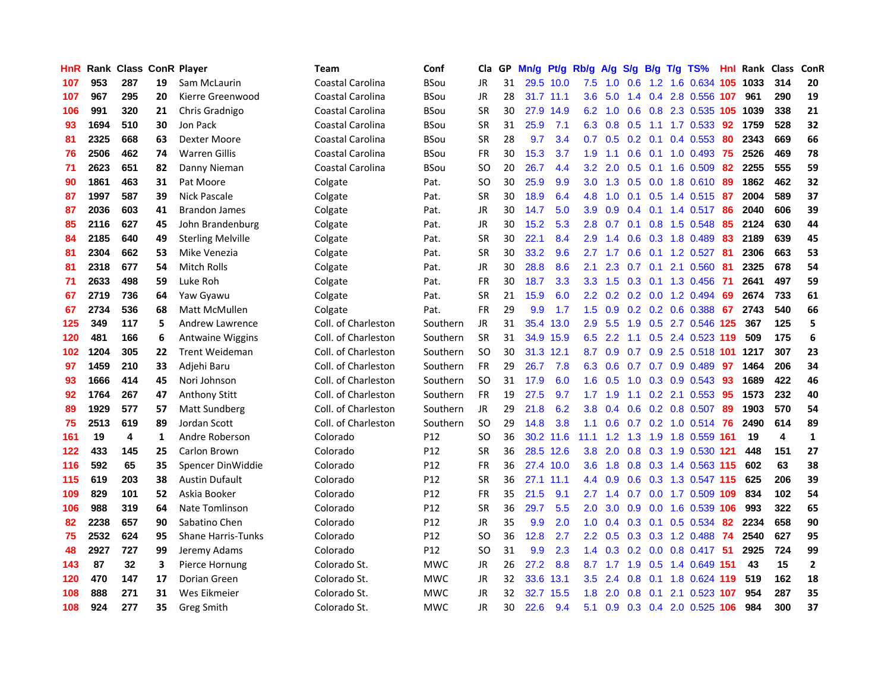| HnR | Rank | Class | ConR | Player | Team | Conf | Cla | GP | Mn/g | Pt/g | Rb/g | A/g | S/g | B/g | T/g | TS% | HnI | Rank | Class | ConR |
|---|---|---|---|---|---|---|---|---|---|---|---|---|---|---|---|---|---|---|---|---|
| 107 | 953 | 287 | 19 | Sam McLaurin | Coastal Carolina | BSou | JR | 31 | 29.5 | 10.0 | 7.5 | 1.0 | 0.6 | 1.2 | 1.6 | 0.634 | 105 | 1033 | 314 | 20 |
| 107 | 967 | 295 | 20 | Kierre Greenwood | Coastal Carolina | BSou | JR | 28 | 31.7 | 11.1 | 3.6 | 5.0 | 1.4 | 0.4 | 2.8 | 0.556 | 107 | 961 | 290 | 19 |
| 106 | 991 | 320 | 21 | Chris Gradnigo | Coastal Carolina | BSou | SR | 30 | 27.9 | 14.9 | 6.2 | 1.0 | 0.6 | 0.8 | 2.3 | 0.535 | 105 | 1039 | 338 | 21 |
| 93 | 1694 | 510 | 30 | Jon Pack | Coastal Carolina | BSou | SR | 31 | 25.9 | 7.1 | 6.3 | 0.8 | 0.5 | 1.1 | 1.7 | 0.533 | 92 | 1759 | 528 | 32 |
| 81 | 2325 | 668 | 63 | Dexter Moore | Coastal Carolina | BSou | SR | 28 | 9.7 | 3.4 | 0.7 | 0.5 | 0.2 | 0.1 | 0.4 | 0.553 | 80 | 2343 | 669 | 66 |
| 76 | 2506 | 462 | 74 | Warren Gillis | Coastal Carolina | BSou | FR | 30 | 15.3 | 3.7 | 1.9 | 1.1 | 0.6 | 0.1 | 1.0 | 0.493 | 75 | 2526 | 469 | 78 |
| 71 | 2623 | 651 | 82 | Danny Nieman | Coastal Carolina | BSou | SO | 20 | 26.7 | 4.4 | 3.2 | 2.0 | 0.5 | 0.1 | 1.6 | 0.509 | 82 | 2255 | 555 | 59 |
| 90 | 1861 | 463 | 31 | Pat Moore | Colgate | Pat. | SO | 30 | 25.9 | 9.9 | 3.0 | 1.3 | 0.5 | 0.0 | 1.8 | 0.610 | 89 | 1862 | 462 | 32 |
| 87 | 1997 | 587 | 39 | Nick Pascale | Colgate | Pat. | SR | 30 | 18.9 | 6.4 | 4.8 | 1.0 | 0.1 | 0.5 | 1.4 | 0.515 | 87 | 2004 | 589 | 37 |
| 87 | 2036 | 603 | 41 | Brandon James | Colgate | Pat. | JR | 30 | 14.7 | 5.0 | 3.9 | 0.9 | 0.4 | 0.1 | 1.4 | 0.517 | 86 | 2040 | 606 | 39 |
| 85 | 2116 | 627 | 45 | John Brandenburg | Colgate | Pat. | JR | 30 | 15.2 | 5.3 | 2.8 | 0.7 | 0.1 | 0.8 | 1.5 | 0.548 | 85 | 2124 | 630 | 44 |
| 84 | 2185 | 640 | 49 | Sterling Melville | Colgate | Pat. | SR | 30 | 22.1 | 8.4 | 2.9 | 1.4 | 0.6 | 0.3 | 1.8 | 0.489 | 83 | 2189 | 639 | 45 |
| 81 | 2304 | 662 | 53 | Mike Venezia | Colgate | Pat. | SR | 30 | 33.2 | 9.6 | 2.7 | 1.7 | 0.6 | 0.1 | 1.2 | 0.527 | 81 | 2306 | 663 | 53 |
| 81 | 2318 | 677 | 54 | Mitch Rolls | Colgate | Pat. | JR | 30 | 28.8 | 8.6 | 2.1 | 2.3 | 0.7 | 0.1 | 2.1 | 0.560 | 81 | 2325 | 678 | 54 |
| 71 | 2633 | 498 | 59 | Luke Roh | Colgate | Pat. | FR | 30 | 18.7 | 3.3 | 3.3 | 1.5 | 0.3 | 0.1 | 1.3 | 0.456 | 71 | 2641 | 497 | 59 |
| 67 | 2719 | 736 | 64 | Yaw Gyawu | Colgate | Pat. | SR | 21 | 15.9 | 6.0 | 2.2 | 0.2 | 0.2 | 0.0 | 1.2 | 0.494 | 69 | 2674 | 733 | 61 |
| 67 | 2734 | 536 | 68 | Matt McMullen | Colgate | Pat. | FR | 29 | 9.9 | 1.7 | 1.5 | 0.9 | 0.2 | 0.2 | 0.6 | 0.388 | 67 | 2743 | 540 | 66 |
| 125 | 349 | 117 | 5 | Andrew Lawrence | Coll. of Charleston | Southern | JR | 31 | 35.4 | 13.0 | 2.9 | 5.5 | 1.9 | 0.5 | 2.7 | 0.546 | 125 | 367 | 125 | 5 |
| 120 | 481 | 166 | 6 | Antwaine Wiggins | Coll. of Charleston | Southern | SR | 31 | 34.9 | 15.9 | 6.5 | 2.2 | 1.1 | 0.5 | 2.4 | 0.523 | 119 | 509 | 175 | 6 |
| 102 | 1204 | 305 | 22 | Trent Weideman | Coll. of Charleston | Southern | SO | 30 | 31.3 | 12.1 | 8.7 | 0.9 | 0.7 | 0.9 | 2.5 | 0.518 | 101 | 1217 | 307 | 23 |
| 97 | 1459 | 210 | 33 | Adjehi Baru | Coll. of Charleston | Southern | FR | 29 | 26.7 | 7.8 | 6.3 | 0.6 | 0.7 | 0.7 | 0.9 | 0.489 | 97 | 1464 | 206 | 34 |
| 93 | 1666 | 414 | 45 | Nori Johnson | Coll. of Charleston | Southern | SO | 31 | 17.9 | 6.0 | 1.6 | 0.5 | 1.0 | 0.3 | 0.9 | 0.543 | 93 | 1689 | 422 | 46 |
| 92 | 1764 | 267 | 47 | Anthony Stitt | Coll. of Charleston | Southern | FR | 19 | 27.5 | 9.7 | 1.7 | 1.9 | 1.1 | 0.2 | 2.1 | 0.553 | 95 | 1573 | 232 | 40 |
| 89 | 1929 | 577 | 57 | Matt Sundberg | Coll. of Charleston | Southern | JR | 29 | 21.8 | 6.2 | 3.8 | 0.4 | 0.6 | 0.2 | 0.8 | 0.507 | 89 | 1903 | 570 | 54 |
| 75 | 2513 | 619 | 89 | Jordan Scott | Coll. of Charleston | Southern | SO | 29 | 14.8 | 3.8 | 1.1 | 0.6 | 0.7 | 0.2 | 1.0 | 0.514 | 76 | 2490 | 614 | 89 |
| 161 | 19 | 4 | 1 | Andre Roberson | Colorado | P12 | SO | 36 | 30.2 | 11.6 | 11.1 | 1.2 | 1.3 | 1.9 | 1.8 | 0.559 | 161 | 19 | 4 | 1 |
| 122 | 433 | 145 | 25 | Carlon Brown | Colorado | P12 | SR | 36 | 28.5 | 12.6 | 3.8 | 2.0 | 0.8 | 0.3 | 1.9 | 0.530 | 121 | 448 | 151 | 27 |
| 116 | 592 | 65 | 35 | Spencer DinWiddie | Colorado | P12 | FR | 36 | 27.4 | 10.0 | 3.6 | 1.8 | 0.8 | 0.3 | 1.4 | 0.563 | 115 | 602 | 63 | 38 |
| 115 | 619 | 203 | 38 | Austin Dufault | Colorado | P12 | SR | 36 | 27.1 | 11.1 | 4.4 | 0.9 | 0.6 | 0.3 | 1.3 | 0.547 | 115 | 625 | 206 | 39 |
| 109 | 829 | 101 | 52 | Askia Booker | Colorado | P12 | FR | 35 | 21.5 | 9.1 | 2.7 | 1.4 | 0.7 | 0.0 | 1.7 | 0.509 | 109 | 834 | 102 | 54 |
| 106 | 988 | 319 | 64 | Nate Tomlinson | Colorado | P12 | SR | 36 | 29.7 | 5.5 | 2.0 | 3.0 | 0.9 | 0.0 | 1.6 | 0.539 | 106 | 993 | 322 | 65 |
| 82 | 2238 | 657 | 90 | Sabatino Chen | Colorado | P12 | JR | 35 | 9.9 | 2.0 | 1.0 | 0.4 | 0.3 | 0.1 | 0.5 | 0.534 | 82 | 2234 | 658 | 90 |
| 75 | 2532 | 624 | 95 | Shane Harris-Tunks | Colorado | P12 | SO | 36 | 12.8 | 2.7 | 2.2 | 0.5 | 0.3 | 0.3 | 1.2 | 0.488 | 74 | 2540 | 627 | 95 |
| 48 | 2927 | 727 | 99 | Jeremy Adams | Colorado | P12 | SO | 31 | 9.9 | 2.3 | 1.4 | 0.3 | 0.2 | 0.0 | 0.8 | 0.417 | 51 | 2925 | 724 | 99 |
| 143 | 87 | 32 | 3 | Pierce Hornung | Colorado St. | MWC | JR | 26 | 27.2 | 8.8 | 8.7 | 1.7 | 1.9 | 0.5 | 1.4 | 0.649 | 151 | 43 | 15 | 2 |
| 120 | 470 | 147 | 17 | Dorian Green | Colorado St. | MWC | JR | 32 | 33.6 | 13.1 | 3.5 | 2.4 | 0.8 | 0.1 | 1.8 | 0.624 | 119 | 519 | 162 | 18 |
| 108 | 888 | 271 | 31 | Wes Eikmeier | Colorado St. | MWC | JR | 32 | 32.7 | 15.5 | 1.8 | 2.0 | 0.8 | 0.1 | 2.1 | 0.523 | 107 | 954 | 287 | 35 |
| 108 | 924 | 277 | 35 | Greg Smith | Colorado St. | MWC | JR | 30 | 22.6 | 9.4 | 5.1 | 0.9 | 0.3 | 0.4 | 2.0 | 0.525 | 106 | 984 | 300 | 37 |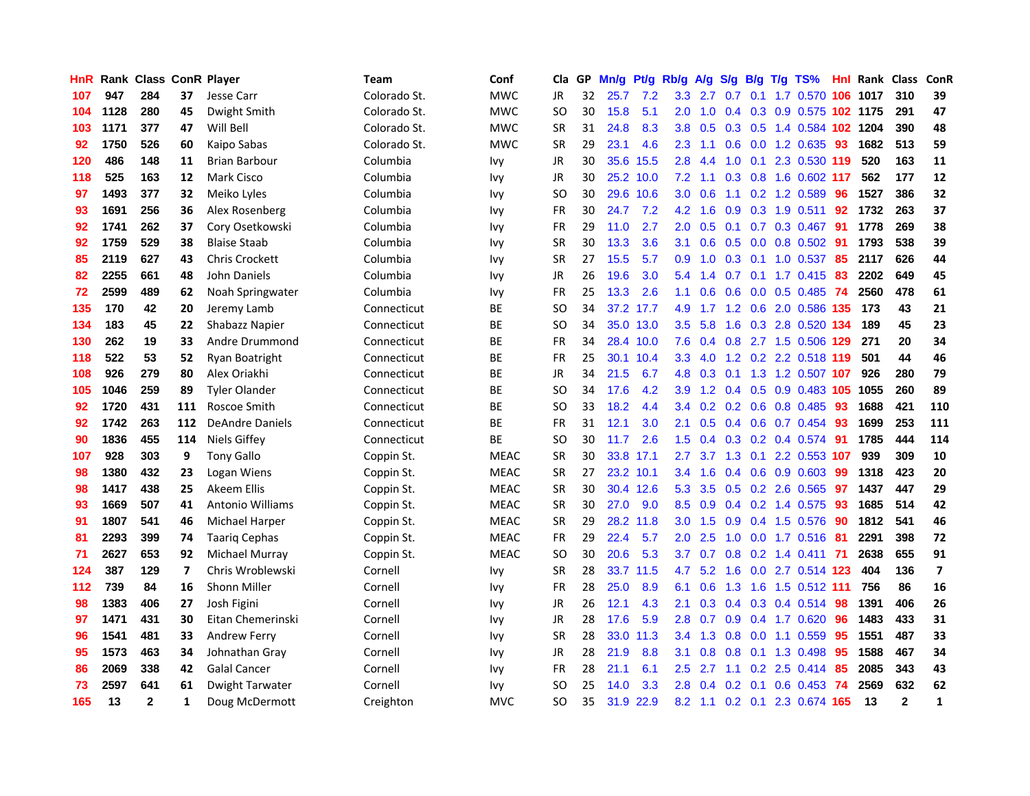| HnR | Rank | Class | ConR | Player | Team | Conf | Cla | GP | Mn/g | Pt/g | Rb/g | A/g | S/g | B/g | T/g | TS% | HnI | Rank | Class | ConR |
|---|---|---|---|---|---|---|---|---|---|---|---|---|---|---|---|---|---|---|---|---|
| 107 | 947 | 284 | 37 | Jesse Carr | Colorado St. | MWC | JR | 32 | 25.7 | 7.2 | 3.3 | 2.7 | 0.7 | 0.1 | 1.7 | 0.570 | 106 | 1017 | 310 | 39 |
| 104 | 1128 | 280 | 45 | Dwight Smith | Colorado St. | MWC | SO | 30 | 15.8 | 5.1 | 2.0 | 1.0 | 0.4 | 0.3 | 0.9 | 0.575 | 102 | 1175 | 291 | 47 |
| 103 | 1171 | 377 | 47 | Will Bell | Colorado St. | MWC | SR | 31 | 24.8 | 8.3 | 3.8 | 0.5 | 0.3 | 0.5 | 1.4 | 0.584 | 102 | 1204 | 390 | 48 |
| 92 | 1750 | 526 | 60 | Kaipo Sabas | Colorado St. | MWC | SR | 29 | 23.1 | 4.6 | 2.3 | 1.1 | 0.6 | 0.0 | 1.2 | 0.635 | 93 | 1682 | 513 | 59 |
| 120 | 486 | 148 | 11 | Brian Barbour | Columbia | Ivy | JR | 30 | 35.6 | 15.5 | 2.8 | 4.4 | 1.0 | 0.1 | 2.3 | 0.530 | 119 | 520 | 163 | 11 |
| 118 | 525 | 163 | 12 | Mark Cisco | Columbia | Ivy | JR | 30 | 25.2 | 10.0 | 7.2 | 1.1 | 0.3 | 0.8 | 1.6 | 0.602 | 117 | 562 | 177 | 12 |
| 97 | 1493 | 377 | 32 | Meiko Lyles | Columbia | Ivy | SO | 30 | 29.6 | 10.6 | 3.0 | 0.6 | 1.1 | 0.2 | 1.2 | 0.589 | 96 | 1527 | 386 | 32 |
| 93 | 1691 | 256 | 36 | Alex Rosenberg | Columbia | Ivy | FR | 30 | 24.7 | 7.2 | 4.2 | 1.6 | 0.9 | 0.3 | 1.9 | 0.511 | 92 | 1732 | 263 | 37 |
| 92 | 1741 | 262 | 37 | Cory Osetkowski | Columbia | Ivy | FR | 29 | 11.0 | 2.7 | 2.0 | 0.5 | 0.1 | 0.7 | 0.3 | 0.467 | 91 | 1778 | 269 | 38 |
| 92 | 1759 | 529 | 38 | Blaise Staab | Columbia | Ivy | SR | 30 | 13.3 | 3.6 | 3.1 | 0.6 | 0.5 | 0.0 | 0.8 | 0.502 | 91 | 1793 | 538 | 39 |
| 85 | 2119 | 627 | 43 | Chris Crockett | Columbia | Ivy | SR | 27 | 15.5 | 5.7 | 0.9 | 1.0 | 0.3 | 0.1 | 1.0 | 0.537 | 85 | 2117 | 626 | 44 |
| 82 | 2255 | 661 | 48 | John Daniels | Columbia | Ivy | JR | 26 | 19.6 | 3.0 | 5.4 | 1.4 | 0.7 | 0.1 | 1.7 | 0.415 | 83 | 2202 | 649 | 45 |
| 72 | 2599 | 489 | 62 | Noah Springwater | Columbia | Ivy | FR | 25 | 13.3 | 2.6 | 1.1 | 0.6 | 0.6 | 0.0 | 0.5 | 0.485 | 74 | 2560 | 478 | 61 |
| 135 | 170 | 42 | 20 | Jeremy Lamb | Connecticut | BE | SO | 34 | 37.2 | 17.7 | 4.9 | 1.7 | 1.2 | 0.6 | 2.0 | 0.586 | 135 | 173 | 43 | 21 |
| 134 | 183 | 45 | 22 | Shabazz Napier | Connecticut | BE | SO | 34 | 35.0 | 13.0 | 3.5 | 5.8 | 1.6 | 0.3 | 2.8 | 0.520 | 134 | 189 | 45 | 23 |
| 130 | 262 | 19 | 33 | Andre Drummond | Connecticut | BE | FR | 34 | 28.4 | 10.0 | 7.6 | 0.4 | 0.8 | 2.7 | 1.5 | 0.506 | 129 | 271 | 20 | 34 |
| 118 | 522 | 53 | 52 | Ryan Boatright | Connecticut | BE | FR | 25 | 30.1 | 10.4 | 3.3 | 4.0 | 1.2 | 0.2 | 2.2 | 0.518 | 119 | 501 | 44 | 46 |
| 108 | 926 | 279 | 80 | Alex Oriakhi | Connecticut | BE | JR | 34 | 21.5 | 6.7 | 4.8 | 0.3 | 0.1 | 1.3 | 1.2 | 0.507 | 107 | 926 | 280 | 79 |
| 105 | 1046 | 259 | 89 | Tyler Olander | Connecticut | BE | SO | 34 | 17.6 | 4.2 | 3.9 | 1.2 | 0.4 | 0.5 | 0.9 | 0.483 | 105 | 1055 | 260 | 89 |
| 92 | 1720 | 431 | 111 | Roscoe Smith | Connecticut | BE | SO | 33 | 18.2 | 4.4 | 3.4 | 0.2 | 0.2 | 0.6 | 0.8 | 0.485 | 93 | 1688 | 421 | 110 |
| 92 | 1742 | 263 | 112 | DeAndre Daniels | Connecticut | BE | FR | 31 | 12.1 | 3.0 | 2.1 | 0.5 | 0.4 | 0.6 | 0.7 | 0.454 | 93 | 1699 | 253 | 111 |
| 90 | 1836 | 455 | 114 | Niels Giffey | Connecticut | BE | SO | 30 | 11.7 | 2.6 | 1.5 | 0.4 | 0.3 | 0.2 | 0.4 | 0.574 | 91 | 1785 | 444 | 114 |
| 107 | 928 | 303 | 9 | Tony Gallo | Coppin St. | MEAC | SR | 30 | 33.8 | 17.1 | 2.7 | 3.7 | 1.3 | 0.1 | 2.2 | 0.553 | 107 | 939 | 309 | 10 |
| 98 | 1380 | 432 | 23 | Logan Wiens | Coppin St. | MEAC | SR | 27 | 23.2 | 10.1 | 3.4 | 1.6 | 0.4 | 0.6 | 0.9 | 0.603 | 99 | 1318 | 423 | 20 |
| 98 | 1417 | 438 | 25 | Akeem Ellis | Coppin St. | MEAC | SR | 30 | 30.4 | 12.6 | 5.3 | 3.5 | 0.5 | 0.2 | 2.6 | 0.565 | 97 | 1437 | 447 | 29 |
| 93 | 1669 | 507 | 41 | Antonio Williams | Coppin St. | MEAC | SR | 30 | 27.0 | 9.0 | 8.5 | 0.9 | 0.4 | 0.2 | 1.4 | 0.575 | 93 | 1685 | 514 | 42 |
| 91 | 1807 | 541 | 46 | Michael Harper | Coppin St. | MEAC | SR | 29 | 28.2 | 11.8 | 3.0 | 1.5 | 0.9 | 0.4 | 1.5 | 0.576 | 90 | 1812 | 541 | 46 |
| 81 | 2293 | 399 | 74 | Taariq Cephas | Coppin St. | MEAC | FR | 29 | 22.4 | 5.7 | 2.0 | 2.5 | 1.0 | 0.0 | 1.7 | 0.516 | 81 | 2291 | 398 | 72 |
| 71 | 2627 | 653 | 92 | Michael Murray | Coppin St. | MEAC | SO | 30 | 20.6 | 5.3 | 3.7 | 0.7 | 0.8 | 0.2 | 1.4 | 0.411 | 71 | 2638 | 655 | 91 |
| 124 | 387 | 129 | 7 | Chris Wroblewski | Cornell | Ivy | SR | 28 | 33.7 | 11.5 | 4.7 | 5.2 | 1.6 | 0.0 | 2.7 | 0.514 | 123 | 404 | 136 | 7 |
| 112 | 739 | 84 | 16 | Shonn Miller | Cornell | Ivy | FR | 28 | 25.0 | 8.9 | 6.1 | 0.6 | 1.3 | 1.6 | 1.5 | 0.512 | 111 | 756 | 86 | 16 |
| 98 | 1383 | 406 | 27 | Josh Figini | Cornell | Ivy | JR | 26 | 12.1 | 4.3 | 2.1 | 0.3 | 0.4 | 0.3 | 0.4 | 0.514 | 98 | 1391 | 406 | 26 |
| 97 | 1471 | 431 | 30 | Eitan Chemerinski | Cornell | Ivy | JR | 28 | 17.6 | 5.9 | 2.8 | 0.7 | 0.9 | 0.4 | 1.7 | 0.620 | 96 | 1483 | 433 | 31 |
| 96 | 1541 | 481 | 33 | Andrew Ferry | Cornell | Ivy | SR | 28 | 33.0 | 11.3 | 3.4 | 1.3 | 0.8 | 0.0 | 1.1 | 0.559 | 95 | 1551 | 487 | 33 |
| 95 | 1573 | 463 | 34 | Johnathan Gray | Cornell | Ivy | JR | 28 | 21.9 | 8.8 | 3.1 | 0.8 | 0.8 | 0.1 | 1.3 | 0.498 | 95 | 1588 | 467 | 34 |
| 86 | 2069 | 338 | 42 | Galal Cancer | Cornell | Ivy | FR | 28 | 21.1 | 6.1 | 2.5 | 2.7 | 1.1 | 0.2 | 2.5 | 0.414 | 85 | 2085 | 343 | 43 |
| 73 | 2597 | 641 | 61 | Dwight Tarwater | Cornell | Ivy | SO | 25 | 14.0 | 3.3 | 2.8 | 0.4 | 0.2 | 0.1 | 0.6 | 0.453 | 74 | 2569 | 632 | 62 |
| 165 | 13 | 2 | 1 | Doug McDermott | Creighton | MVC | SO | 35 | 31.9 | 22.9 | 8.2 | 1.1 | 0.2 | 0.1 | 2.3 | 0.674 | 165 | 13 | 2 | 1 |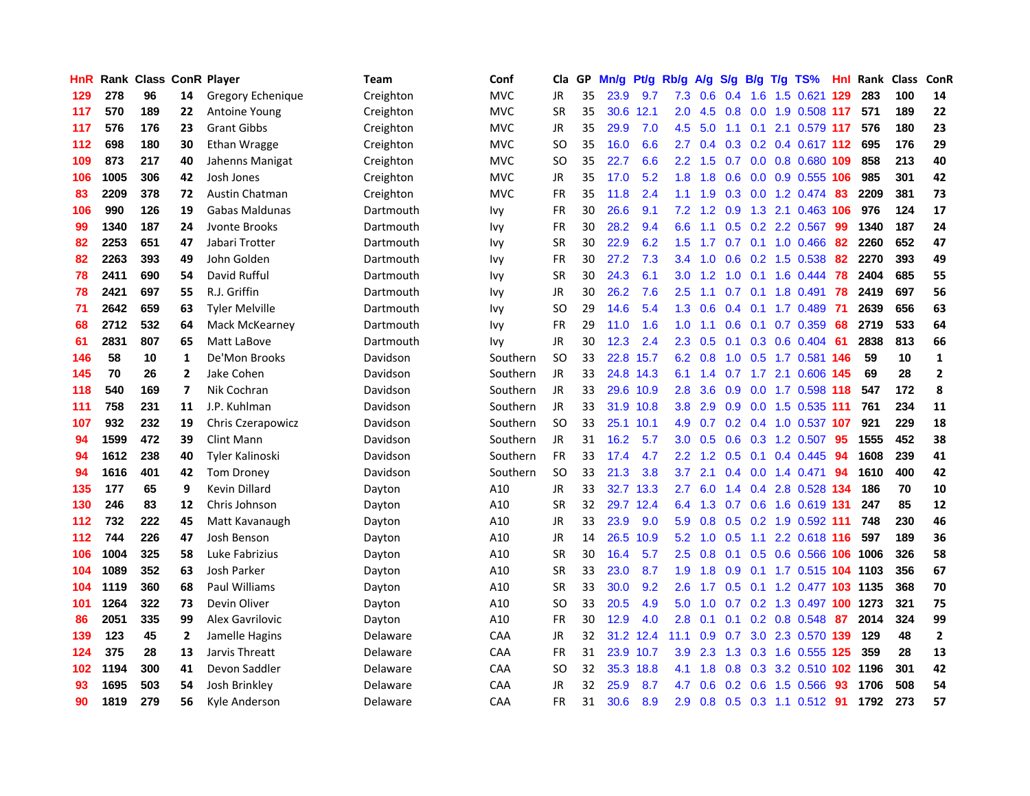| HnR | Rank | Class | ConR | Player | Team | Conf | Cla | GP | Mn/g | Pt/g | Rb/g | A/g | S/g | B/g | T/g | TS% | HnI | Rank | Class | ConR |
|---|---|---|---|---|---|---|---|---|---|---|---|---|---|---|---|---|---|---|---|---|
| 129 | 278 | 96 | 14 | Gregory Echenique | Creighton | MVC | JR | 35 | 23.9 | 9.7 | 7.3 | 0.6 | 0.4 | 1.6 | 1.5 | 0.621 | 129 | 283 | 100 | 14 |
| 117 | 570 | 189 | 22 | Antoine Young | Creighton | MVC | SR | 35 | 30.6 | 12.1 | 2.0 | 4.5 | 0.8 | 0.0 | 1.9 | 0.508 | 117 | 571 | 189 | 22 |
| 117 | 576 | 176 | 23 | Grant Gibbs | Creighton | MVC | JR | 35 | 29.9 | 7.0 | 4.5 | 5.0 | 1.1 | 0.1 | 2.1 | 0.579 | 117 | 576 | 180 | 23 |
| 112 | 698 | 180 | 30 | Ethan Wragge | Creighton | MVC | SO | 35 | 16.0 | 6.6 | 2.7 | 0.4 | 0.3 | 0.2 | 0.4 | 0.617 | 112 | 695 | 176 | 29 |
| 109 | 873 | 217 | 40 | Jahenns Manigat | Creighton | MVC | SO | 35 | 22.7 | 6.6 | 2.2 | 1.5 | 0.7 | 0.0 | 0.8 | 0.680 | 109 | 858 | 213 | 40 |
| 106 | 1005 | 306 | 42 | Josh Jones | Creighton | MVC | JR | 35 | 17.0 | 5.2 | 1.8 | 1.8 | 0.6 | 0.0 | 0.9 | 0.555 | 106 | 985 | 301 | 42 |
| 83 | 2209 | 378 | 72 | Austin Chatman | Creighton | MVC | FR | 35 | 11.8 | 2.4 | 1.1 | 1.9 | 0.3 | 0.0 | 1.2 | 0.474 | 83 | 2209 | 381 | 73 |
| 106 | 990 | 126 | 19 | Gabas Maldunas | Dartmouth | Ivy | FR | 30 | 26.6 | 9.1 | 7.2 | 1.2 | 0.9 | 1.3 | 2.1 | 0.463 | 106 | 976 | 124 | 17 |
| 99 | 1340 | 187 | 24 | Jvonte Brooks | Dartmouth | Ivy | FR | 30 | 28.2 | 9.4 | 6.6 | 1.1 | 0.5 | 0.2 | 2.2 | 0.567 | 99 | 1340 | 187 | 24 |
| 82 | 2253 | 651 | 47 | Jabari Trotter | Dartmouth | Ivy | SR | 30 | 22.9 | 6.2 | 1.5 | 1.7 | 0.7 | 0.1 | 1.0 | 0.466 | 82 | 2260 | 652 | 47 |
| 82 | 2263 | 393 | 49 | John Golden | Dartmouth | Ivy | FR | 30 | 27.2 | 7.3 | 3.4 | 1.0 | 0.6 | 0.2 | 1.5 | 0.538 | 82 | 2270 | 393 | 49 |
| 78 | 2411 | 690 | 54 | David Rufful | Dartmouth | Ivy | SR | 30 | 24.3 | 6.1 | 3.0 | 1.2 | 1.0 | 0.1 | 1.6 | 0.444 | 78 | 2404 | 685 | 55 |
| 78 | 2421 | 697 | 55 | R.J. Griffin | Dartmouth | Ivy | JR | 30 | 26.2 | 7.6 | 2.5 | 1.1 | 0.7 | 0.1 | 1.8 | 0.491 | 78 | 2419 | 697 | 56 |
| 71 | 2642 | 659 | 63 | Tyler Melville | Dartmouth | Ivy | SO | 29 | 14.6 | 5.4 | 1.3 | 0.6 | 0.4 | 0.1 | 1.7 | 0.489 | 71 | 2639 | 656 | 63 |
| 68 | 2712 | 532 | 64 | Mack McKearney | Dartmouth | Ivy | FR | 29 | 11.0 | 1.6 | 1.0 | 1.1 | 0.6 | 0.1 | 0.7 | 0.359 | 68 | 2719 | 533 | 64 |
| 61 | 2831 | 807 | 65 | Matt LaBove | Dartmouth | Ivy | JR | 30 | 12.3 | 2.4 | 2.3 | 0.5 | 0.1 | 0.3 | 0.6 | 0.404 | 61 | 2838 | 813 | 66 |
| 146 | 58 | 10 | 1 | De'Mon Brooks | Davidson | Southern | SO | 33 | 22.8 | 15.7 | 6.2 | 0.8 | 1.0 | 0.5 | 1.7 | 0.581 | 146 | 59 | 10 | 1 |
| 145 | 70 | 26 | 2 | Jake Cohen | Davidson | Southern | JR | 33 | 24.8 | 14.3 | 6.1 | 1.4 | 0.7 | 1.7 | 2.1 | 0.606 | 145 | 69 | 28 | 2 |
| 118 | 540 | 169 | 7 | Nik Cochran | Davidson | Southern | JR | 33 | 29.6 | 10.9 | 2.8 | 3.6 | 0.9 | 0.0 | 1.7 | 0.598 | 118 | 547 | 172 | 8 |
| 111 | 758 | 231 | 11 | J.P. Kuhlman | Davidson | Southern | JR | 33 | 31.9 | 10.8 | 3.8 | 2.9 | 0.9 | 0.0 | 1.5 | 0.535 | 111 | 761 | 234 | 11 |
| 107 | 932 | 232 | 19 | Chris Czerapowicz | Davidson | Southern | SO | 33 | 25.1 | 10.1 | 4.9 | 0.7 | 0.2 | 0.4 | 1.0 | 0.537 | 107 | 921 | 229 | 18 |
| 94 | 1599 | 472 | 39 | Clint Mann | Davidson | Southern | JR | 31 | 16.2 | 5.7 | 3.0 | 0.5 | 0.6 | 0.3 | 1.2 | 0.507 | 95 | 1555 | 452 | 38 |
| 94 | 1612 | 238 | 40 | Tyler Kalinoski | Davidson | Southern | FR | 33 | 17.4 | 4.7 | 2.2 | 1.2 | 0.5 | 0.1 | 0.4 | 0.445 | 94 | 1608 | 239 | 41 |
| 94 | 1616 | 401 | 42 | Tom Droney | Davidson | Southern | SO | 33 | 21.3 | 3.8 | 3.7 | 2.1 | 0.4 | 0.0 | 1.4 | 0.471 | 94 | 1610 | 400 | 42 |
| 135 | 177 | 65 | 9 | Kevin Dillard | Dayton | A10 | JR | 33 | 32.7 | 13.3 | 2.7 | 6.0 | 1.4 | 0.4 | 2.8 | 0.528 | 134 | 186 | 70 | 10 |
| 130 | 246 | 83 | 12 | Chris Johnson | Dayton | A10 | SR | 32 | 29.7 | 12.4 | 6.4 | 1.3 | 0.7 | 0.6 | 1.6 | 0.619 | 131 | 247 | 85 | 12 |
| 112 | 732 | 222 | 45 | Matt Kavanaugh | Dayton | A10 | JR | 33 | 23.9 | 9.0 | 5.9 | 0.8 | 0.5 | 0.2 | 1.9 | 0.592 | 111 | 748 | 230 | 46 |
| 112 | 744 | 226 | 47 | Josh Benson | Dayton | A10 | JR | 14 | 26.5 | 10.9 | 5.2 | 1.0 | 0.5 | 1.1 | 2.2 | 0.618 | 116 | 597 | 189 | 36 |
| 106 | 1004 | 325 | 58 | Luke Fabrizius | Dayton | A10 | SR | 30 | 16.4 | 5.7 | 2.5 | 0.8 | 0.1 | 0.5 | 0.6 | 0.566 | 106 | 1006 | 326 | 58 |
| 104 | 1089 | 352 | 63 | Josh Parker | Dayton | A10 | SR | 33 | 23.0 | 8.7 | 1.9 | 1.8 | 0.9 | 0.1 | 1.7 | 0.515 | 104 | 1103 | 356 | 67 |
| 104 | 1119 | 360 | 68 | Paul Williams | Dayton | A10 | SR | 33 | 30.0 | 9.2 | 2.6 | 1.7 | 0.5 | 0.1 | 1.2 | 0.477 | 103 | 1135 | 368 | 70 |
| 101 | 1264 | 322 | 73 | Devin Oliver | Dayton | A10 | SO | 33 | 20.5 | 4.9 | 5.0 | 1.0 | 0.7 | 0.2 | 1.3 | 0.497 | 100 | 1273 | 321 | 75 |
| 86 | 2051 | 335 | 99 | Alex Gavrilovic | Dayton | A10 | FR | 30 | 12.9 | 4.0 | 2.8 | 0.1 | 0.1 | 0.2 | 0.8 | 0.548 | 87 | 2014 | 324 | 99 |
| 139 | 123 | 45 | 2 | Jamelle Hagins | Delaware | CAA | JR | 32 | 31.2 | 12.4 | 11.1 | 0.9 | 0.7 | 3.0 | 2.3 | 0.570 | 139 | 129 | 48 | 2 |
| 124 | 375 | 28 | 13 | Jarvis Threatt | Delaware | CAA | FR | 31 | 23.9 | 10.7 | 3.9 | 2.3 | 1.3 | 0.3 | 1.6 | 0.555 | 125 | 359 | 28 | 13 |
| 102 | 1194 | 300 | 41 | Devon Saddler | Delaware | CAA | SO | 32 | 35.3 | 18.8 | 4.1 | 1.8 | 0.8 | 0.3 | 3.2 | 0.510 | 102 | 1196 | 301 | 42 |
| 93 | 1695 | 503 | 54 | Josh Brinkley | Delaware | CAA | JR | 32 | 25.9 | 8.7 | 4.7 | 0.6 | 0.2 | 0.6 | 1.5 | 0.566 | 93 | 1706 | 508 | 54 |
| 90 | 1819 | 279 | 56 | Kyle Anderson | Delaware | CAA | FR | 31 | 30.6 | 8.9 | 2.9 | 0.8 | 0.5 | 0.3 | 1.1 | 0.512 | 91 | 1792 | 273 | 57 |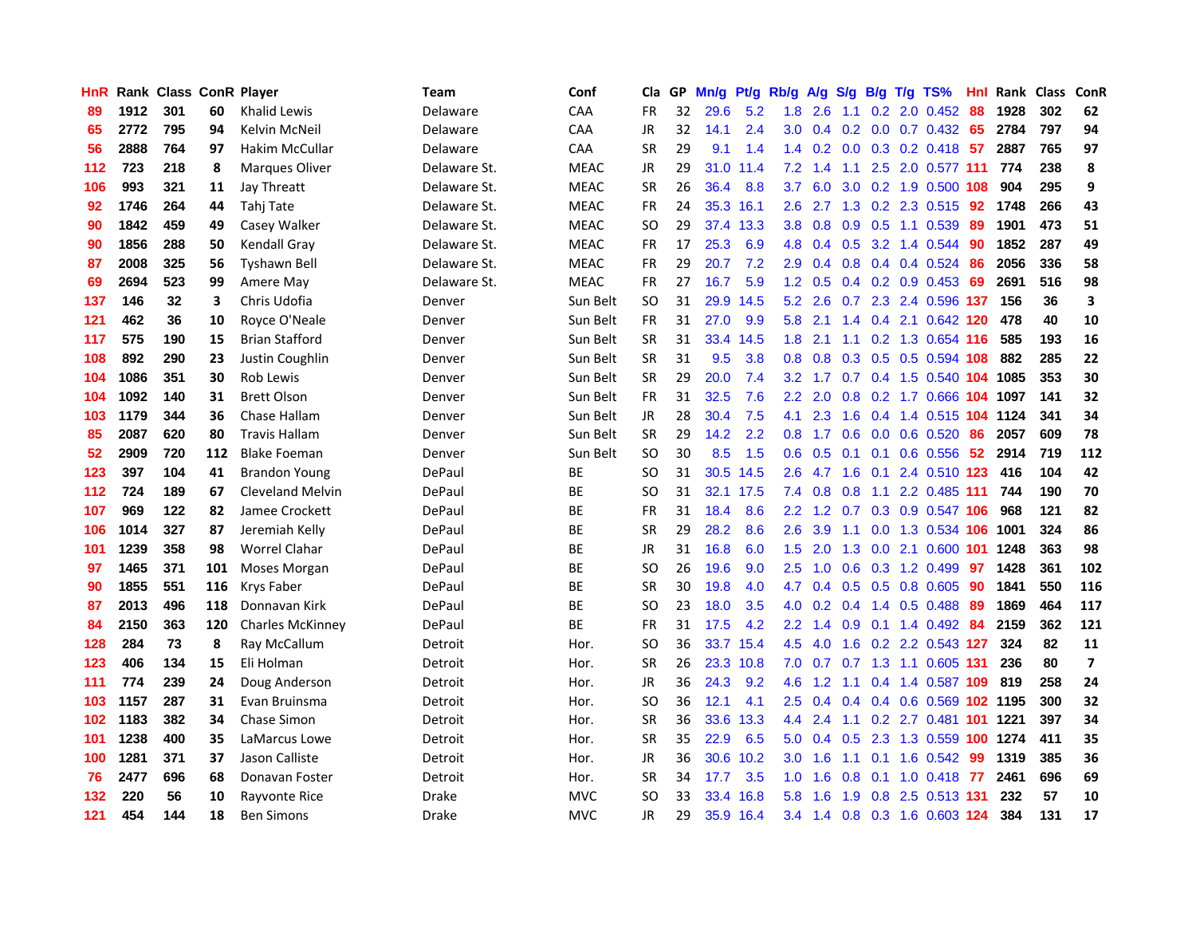| HnR | Rank | Class | ConR | Player | Team | Conf | Cla | GP | Mn/g | Pt/g | Rb/g | A/g | S/g | B/g | T/g | TS% | HnI | Rank | Class | ConR |
|---|---|---|---|---|---|---|---|---|---|---|---|---|---|---|---|---|---|---|---|---|
| 89 | 1912 | 301 | 60 | Khalid Lewis | Delaware | CAA | FR | 32 | 29.6 | 5.2 | 1.8 | 2.6 | 1.1 | 0.2 | 2.0 | 0.452 | 88 | 1928 | 302 | 62 |
| 65 | 2772 | 795 | 94 | Kelvin McNeil | Delaware | CAA | JR | 32 | 14.1 | 2.4 | 3.0 | 0.4 | 0.2 | 0.0 | 0.7 | 0.432 | 65 | 2784 | 797 | 94 |
| 56 | 2888 | 764 | 97 | Hakim McCullar | Delaware | CAA | SR | 29 | 9.1 | 1.4 | 1.4 | 0.2 | 0.0 | 0.3 | 0.2 | 0.418 | 57 | 2887 | 765 | 97 |
| 112 | 723 | 218 | 8 | Marques Oliver | Delaware St. | MEAC | JR | 29 | 31.0 | 11.4 | 7.2 | 1.4 | 1.1 | 2.5 | 2.0 | 0.577 | 111 | 774 | 238 | 8 |
| 106 | 993 | 321 | 11 | Jay Threatt | Delaware St. | MEAC | SR | 26 | 36.4 | 8.8 | 3.7 | 6.0 | 3.0 | 0.2 | 1.9 | 0.500 | 108 | 904 | 295 | 9 |
| 92 | 1746 | 264 | 44 | Tahj Tate | Delaware St. | MEAC | FR | 24 | 35.3 | 16.1 | 2.6 | 2.7 | 1.3 | 0.2 | 2.3 | 0.515 | 92 | 1748 | 266 | 43 |
| 90 | 1842 | 459 | 49 | Casey Walker | Delaware St. | MEAC | SO | 29 | 37.4 | 13.3 | 3.8 | 0.8 | 0.9 | 0.5 | 1.1 | 0.539 | 89 | 1901 | 473 | 51 |
| 90 | 1856 | 288 | 50 | Kendall Gray | Delaware St. | MEAC | FR | 17 | 25.3 | 6.9 | 4.8 | 0.4 | 0.5 | 3.2 | 1.4 | 0.544 | 90 | 1852 | 287 | 49 |
| 87 | 2008 | 325 | 56 | Tyshawn Bell | Delaware St. | MEAC | FR | 29 | 20.7 | 7.2 | 2.9 | 0.4 | 0.8 | 0.4 | 0.4 | 0.524 | 86 | 2056 | 336 | 58 |
| 69 | 2694 | 523 | 99 | Amere May | Delaware St. | MEAC | FR | 27 | 16.7 | 5.9 | 1.2 | 0.5 | 0.4 | 0.2 | 0.9 | 0.453 | 69 | 2691 | 516 | 98 |
| 137 | 146 | 32 | 3 | Chris Udofia | Denver | Sun Belt | SO | 31 | 29.9 | 14.5 | 5.2 | 2.6 | 0.7 | 2.3 | 2.4 | 0.596 | 137 | 156 | 36 | 3 |
| 121 | 462 | 36 | 10 | Royce O'Neale | Denver | Sun Belt | FR | 31 | 27.0 | 9.9 | 5.8 | 2.1 | 1.4 | 0.4 | 2.1 | 0.642 | 120 | 478 | 40 | 10 |
| 117 | 575 | 190 | 15 | Brian Stafford | Denver | Sun Belt | SR | 31 | 33.4 | 14.5 | 1.8 | 2.1 | 1.1 | 0.2 | 1.3 | 0.654 | 116 | 585 | 193 | 16 |
| 108 | 892 | 290 | 23 | Justin Coughlin | Denver | Sun Belt | SR | 31 | 9.5 | 3.8 | 0.8 | 0.8 | 0.3 | 0.5 | 0.5 | 0.594 | 108 | 882 | 285 | 22 |
| 104 | 1086 | 351 | 30 | Rob Lewis | Denver | Sun Belt | SR | 29 | 20.0 | 7.4 | 3.2 | 1.7 | 0.7 | 0.4 | 1.5 | 0.540 | 104 | 1085 | 353 | 30 |
| 104 | 1092 | 140 | 31 | Brett Olson | Denver | Sun Belt | FR | 31 | 32.5 | 7.6 | 2.2 | 2.0 | 0.8 | 0.2 | 1.7 | 0.666 | 104 | 1097 | 141 | 32 |
| 103 | 1179 | 344 | 36 | Chase Hallam | Denver | Sun Belt | JR | 28 | 30.4 | 7.5 | 4.1 | 2.3 | 1.6 | 0.4 | 1.4 | 0.515 | 104 | 1124 | 341 | 34 |
| 85 | 2087 | 620 | 80 | Travis Hallam | Denver | Sun Belt | SR | 29 | 14.2 | 2.2 | 0.8 | 1.7 | 0.6 | 0.0 | 0.6 | 0.520 | 86 | 2057 | 609 | 78 |
| 52 | 2909 | 720 | 112 | Blake Foeman | Denver | Sun Belt | SO | 30 | 8.5 | 1.5 | 0.6 | 0.5 | 0.1 | 0.1 | 0.6 | 0.556 | 52 | 2914 | 719 | 112 |
| 123 | 397 | 104 | 41 | Brandon Young | DePaul | BE | SO | 31 | 30.5 | 14.5 | 2.6 | 4.7 | 1.6 | 0.1 | 2.4 | 0.510 | 123 | 416 | 104 | 42 |
| 112 | 724 | 189 | 67 | Cleveland Melvin | DePaul | BE | SO | 31 | 32.1 | 17.5 | 7.4 | 0.8 | 0.8 | 1.1 | 2.2 | 0.485 | 111 | 744 | 190 | 70 |
| 107 | 969 | 122 | 82 | Jamee Crockett | DePaul | BE | FR | 31 | 18.4 | 8.6 | 2.2 | 1.2 | 0.7 | 0.3 | 0.9 | 0.547 | 106 | 968 | 121 | 82 |
| 106 | 1014 | 327 | 87 | Jeremiah Kelly | DePaul | BE | SR | 29 | 28.2 | 8.6 | 2.6 | 3.9 | 1.1 | 0.0 | 1.3 | 0.534 | 106 | 1001 | 324 | 86 |
| 101 | 1239 | 358 | 98 | Worrel Clahar | DePaul | BE | JR | 31 | 16.8 | 6.0 | 1.5 | 2.0 | 1.3 | 0.0 | 2.1 | 0.600 | 101 | 1248 | 363 | 98 |
| 97 | 1465 | 371 | 101 | Moses Morgan | DePaul | BE | SO | 26 | 19.6 | 9.0 | 2.5 | 1.0 | 0.6 | 0.3 | 1.2 | 0.499 | 97 | 1428 | 361 | 102 |
| 90 | 1855 | 551 | 116 | Krys Faber | DePaul | BE | SR | 30 | 19.8 | 4.0 | 4.7 | 0.4 | 0.5 | 0.5 | 0.8 | 0.605 | 90 | 1841 | 550 | 116 |
| 87 | 2013 | 496 | 118 | Donnavan Kirk | DePaul | BE | SO | 23 | 18.0 | 3.5 | 4.0 | 0.2 | 0.4 | 1.4 | 0.5 | 0.488 | 89 | 1869 | 464 | 117 |
| 84 | 2150 | 363 | 120 | Charles McKinney | DePaul | BE | FR | 31 | 17.5 | 4.2 | 2.2 | 1.4 | 0.9 | 0.1 | 1.4 | 0.492 | 84 | 2159 | 362 | 121 |
| 128 | 284 | 73 | 8 | Ray McCallum | Detroit | Hor. | SO | 36 | 33.7 | 15.4 | 4.5 | 4.0 | 1.6 | 0.2 | 2.2 | 0.543 | 127 | 324 | 82 | 11 |
| 123 | 406 | 134 | 15 | Eli Holman | Detroit | Hor. | SR | 26 | 23.3 | 10.8 | 7.0 | 0.7 | 0.7 | 1.3 | 1.1 | 0.605 | 131 | 236 | 80 | 7 |
| 111 | 774 | 239 | 24 | Doug Anderson | Detroit | Hor. | JR | 36 | 24.3 | 9.2 | 4.6 | 1.2 | 1.1 | 0.4 | 1.4 | 0.587 | 109 | 819 | 258 | 24 |
| 103 | 1157 | 287 | 31 | Evan Bruinsma | Detroit | Hor. | SO | 36 | 12.1 | 4.1 | 2.5 | 0.4 | 0.4 | 0.4 | 0.6 | 0.569 | 102 | 1195 | 300 | 32 |
| 102 | 1183 | 382 | 34 | Chase Simon | Detroit | Hor. | SR | 36 | 33.6 | 13.3 | 4.4 | 2.4 | 1.1 | 0.2 | 2.7 | 0.481 | 101 | 1221 | 397 | 34 |
| 101 | 1238 | 400 | 35 | LaMarcus Lowe | Detroit | Hor. | SR | 35 | 22.9 | 6.5 | 5.0 | 0.4 | 0.5 | 2.3 | 1.3 | 0.559 | 100 | 1274 | 411 | 35 |
| 100 | 1281 | 371 | 37 | Jason Calliste | Detroit | Hor. | JR | 36 | 30.6 | 10.2 | 3.0 | 1.6 | 1.1 | 0.1 | 1.6 | 0.542 | 99 | 1319 | 385 | 36 |
| 76 | 2477 | 696 | 68 | Donavan Foster | Detroit | Hor. | SR | 34 | 17.7 | 3.5 | 1.0 | 1.6 | 0.8 | 0.1 | 1.0 | 0.418 | 77 | 2461 | 696 | 69 |
| 132 | 220 | 56 | 10 | Rayvonte Rice | Drake | MVC | SO | 33 | 33.4 | 16.8 | 5.8 | 1.6 | 1.9 | 0.8 | 2.5 | 0.513 | 131 | 232 | 57 | 10 |
| 121 | 454 | 144 | 18 | Ben Simons | Drake | MVC | JR | 29 | 35.9 | 16.4 | 3.4 | 1.4 | 0.8 | 0.3 | 1.6 | 0.603 | 124 | 384 | 131 | 17 |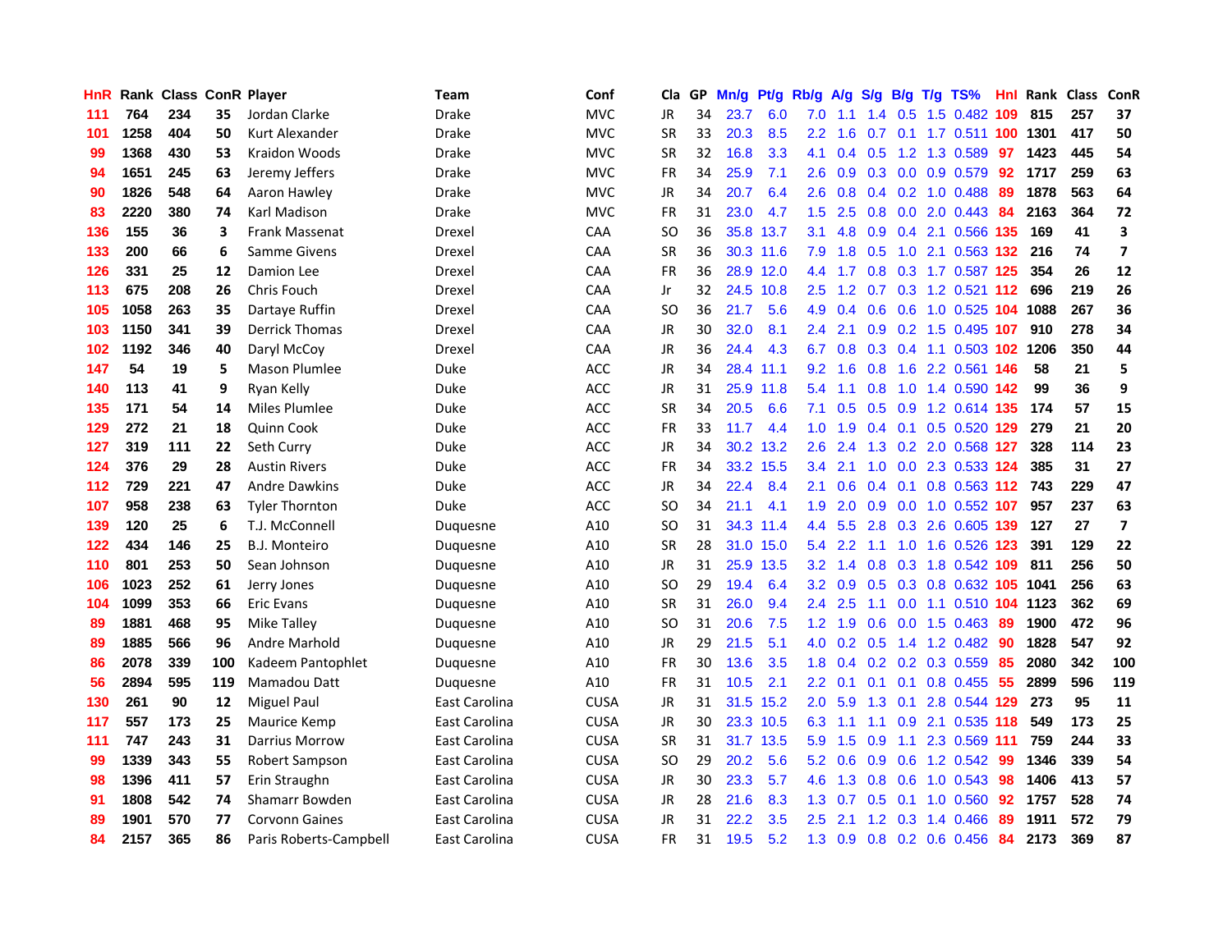| HnR | Rank | Class | ConR | Player | Team | Conf | Cla | GP | Mn/g | Pt/g | Rb/g | A/g | S/g | B/g | T/g | TS% | HnI | Rank | Class | ConR |
|---|---|---|---|---|---|---|---|---|---|---|---|---|---|---|---|---|---|---|---|---|
| 111 | 764 | 234 | 35 | Jordan Clarke | Drake | MVC | JR | 34 | 23.7 | 6.0 | 7.0 | 1.1 | 1.4 | 0.5 | 1.5 | 0.482 | 109 | 815 | 257 | 37 |
| 101 | 1258 | 404 | 50 | Kurt Alexander | Drake | MVC | SR | 33 | 20.3 | 8.5 | 2.2 | 1.6 | 0.7 | 0.1 | 1.7 | 0.511 | 100 | 1301 | 417 | 50 |
| 99 | 1368 | 430 | 53 | Kraidon Woods | Drake | MVC | SR | 32 | 16.8 | 3.3 | 4.1 | 0.4 | 0.5 | 1.2 | 1.3 | 0.589 | 97 | 1423 | 445 | 54 |
| 94 | 1651 | 245 | 63 | Jeremy Jeffers | Drake | MVC | FR | 34 | 25.9 | 7.1 | 2.6 | 0.9 | 0.3 | 0.0 | 0.9 | 0.579 | 92 | 1717 | 259 | 63 |
| 90 | 1826 | 548 | 64 | Aaron Hawley | Drake | MVC | JR | 34 | 20.7 | 6.4 | 2.6 | 0.8 | 0.4 | 0.2 | 1.0 | 0.488 | 89 | 1878 | 563 | 64 |
| 83 | 2220 | 380 | 74 | Karl Madison | Drake | MVC | FR | 31 | 23.0 | 4.7 | 1.5 | 2.5 | 0.8 | 0.0 | 2.0 | 0.443 | 84 | 2163 | 364 | 72 |
| 136 | 155 | 36 | 3 | Frank Massenat | Drexel | CAA | SO | 36 | 35.8 | 13.7 | 3.1 | 4.8 | 0.9 | 0.4 | 2.1 | 0.566 | 135 | 169 | 41 | 3 |
| 133 | 200 | 66 | 6 | Samme Givens | Drexel | CAA | SR | 36 | 30.3 | 11.6 | 7.9 | 1.8 | 0.5 | 1.0 | 2.1 | 0.563 | 132 | 216 | 74 | 7 |
| 126 | 331 | 25 | 12 | Damion Lee | Drexel | CAA | FR | 36 | 28.9 | 12.0 | 4.4 | 1.7 | 0.8 | 0.3 | 1.7 | 0.587 | 125 | 354 | 26 | 12 |
| 113 | 675 | 208 | 26 | Chris Fouch | Drexel | CAA | Jr | 32 | 24.5 | 10.8 | 2.5 | 1.2 | 0.7 | 0.3 | 1.2 | 0.521 | 112 | 696 | 219 | 26 |
| 105 | 1058 | 263 | 35 | Dartaye Ruffin | Drexel | CAA | SO | 36 | 21.7 | 5.6 | 4.9 | 0.4 | 0.6 | 0.6 | 1.0 | 0.525 | 104 | 1088 | 267 | 36 |
| 103 | 1150 | 341 | 39 | Derrick Thomas | Drexel | CAA | JR | 30 | 32.0 | 8.1 | 2.4 | 2.1 | 0.9 | 0.2 | 1.5 | 0.495 | 107 | 910 | 278 | 34 |
| 102 | 1192 | 346 | 40 | Daryl McCoy | Drexel | CAA | JR | 36 | 24.4 | 4.3 | 6.7 | 0.8 | 0.3 | 0.4 | 1.1 | 0.503 | 102 | 1206 | 350 | 44 |
| 147 | 54 | 19 | 5 | Mason Plumlee | Duke | ACC | JR | 34 | 28.4 | 11.1 | 9.2 | 1.6 | 0.8 | 1.6 | 2.2 | 0.561 | 146 | 58 | 21 | 5 |
| 140 | 113 | 41 | 9 | Ryan Kelly | Duke | ACC | JR | 31 | 25.9 | 11.8 | 5.4 | 1.1 | 0.8 | 1.0 | 1.4 | 0.590 | 142 | 99 | 36 | 9 |
| 135 | 171 | 54 | 14 | Miles Plumlee | Duke | ACC | SR | 34 | 20.5 | 6.6 | 7.1 | 0.5 | 0.5 | 0.9 | 1.2 | 0.614 | 135 | 174 | 57 | 15 |
| 129 | 272 | 21 | 18 | Quinn Cook | Duke | ACC | FR | 33 | 11.7 | 4.4 | 1.0 | 1.9 | 0.4 | 0.1 | 0.5 | 0.520 | 129 | 279 | 21 | 20 |
| 127 | 319 | 111 | 22 | Seth Curry | Duke | ACC | JR | 34 | 30.2 | 13.2 | 2.6 | 2.4 | 1.3 | 0.2 | 2.0 | 0.568 | 127 | 328 | 114 | 23 |
| 124 | 376 | 29 | 28 | Austin Rivers | Duke | ACC | FR | 34 | 33.2 | 15.5 | 3.4 | 2.1 | 1.0 | 0.0 | 2.3 | 0.533 | 124 | 385 | 31 | 27 |
| 112 | 729 | 221 | 47 | Andre Dawkins | Duke | ACC | JR | 34 | 22.4 | 8.4 | 2.1 | 0.6 | 0.4 | 0.1 | 0.8 | 0.563 | 112 | 743 | 229 | 47 |
| 107 | 958 | 238 | 63 | Tyler Thornton | Duke | ACC | SO | 34 | 21.1 | 4.1 | 1.9 | 2.0 | 0.9 | 0.0 | 1.0 | 0.552 | 107 | 957 | 237 | 63 |
| 139 | 120 | 25 | 6 | T.J. McConnell | Duquesne | A10 | SO | 31 | 34.3 | 11.4 | 4.4 | 5.5 | 2.8 | 0.3 | 2.6 | 0.605 | 139 | 127 | 27 | 7 |
| 122 | 434 | 146 | 25 | B.J. Monteiro | Duquesne | A10 | SR | 28 | 31.0 | 15.0 | 5.4 | 2.2 | 1.1 | 1.0 | 1.6 | 0.526 | 123 | 391 | 129 | 22 |
| 110 | 801 | 253 | 50 | Sean Johnson | Duquesne | A10 | JR | 31 | 25.9 | 13.5 | 3.2 | 1.4 | 0.8 | 0.3 | 1.8 | 0.542 | 109 | 811 | 256 | 50 |
| 106 | 1023 | 252 | 61 | Jerry Jones | Duquesne | A10 | SO | 29 | 19.4 | 6.4 | 3.2 | 0.9 | 0.5 | 0.3 | 0.8 | 0.632 | 105 | 1041 | 256 | 63 |
| 104 | 1099 | 353 | 66 | Eric Evans | Duquesne | A10 | SR | 31 | 26.0 | 9.4 | 2.4 | 2.5 | 1.1 | 0.0 | 1.1 | 0.510 | 104 | 1123 | 362 | 69 |
| 89 | 1881 | 468 | 95 | Mike Talley | Duquesne | A10 | SO | 31 | 20.6 | 7.5 | 1.2 | 1.9 | 0.6 | 0.0 | 1.5 | 0.463 | 89 | 1900 | 472 | 96 |
| 89 | 1885 | 566 | 96 | Andre Marhold | Duquesne | A10 | JR | 29 | 21.5 | 5.1 | 4.0 | 0.2 | 0.5 | 1.4 | 1.2 | 0.482 | 90 | 1828 | 547 | 92 |
| 86 | 2078 | 339 | 100 | Kadeem Pantophlet | Duquesne | A10 | FR | 30 | 13.6 | 3.5 | 1.8 | 0.4 | 0.2 | 0.2 | 0.3 | 0.559 | 85 | 2080 | 342 | 100 |
| 56 | 2894 | 595 | 119 | Mamadou Datt | Duquesne | A10 | FR | 31 | 10.5 | 2.1 | 2.2 | 0.1 | 0.1 | 0.1 | 0.8 | 0.455 | 55 | 2899 | 596 | 119 |
| 130 | 261 | 90 | 12 | Miguel Paul | East Carolina | CUSA | JR | 31 | 31.5 | 15.2 | 2.0 | 5.9 | 1.3 | 0.1 | 2.8 | 0.544 | 129 | 273 | 95 | 11 |
| 117 | 557 | 173 | 25 | Maurice Kemp | East Carolina | CUSA | JR | 30 | 23.3 | 10.5 | 6.3 | 1.1 | 1.1 | 0.9 | 2.1 | 0.535 | 118 | 549 | 173 | 25 |
| 111 | 747 | 243 | 31 | Darrius Morrow | East Carolina | CUSA | SR | 31 | 31.7 | 13.5 | 5.9 | 1.5 | 0.9 | 1.1 | 2.3 | 0.569 | 111 | 759 | 244 | 33 |
| 99 | 1339 | 343 | 55 | Robert Sampson | East Carolina | CUSA | SO | 29 | 20.2 | 5.6 | 5.2 | 0.6 | 0.9 | 0.6 | 1.2 | 0.542 | 99 | 1346 | 339 | 54 |
| 98 | 1396 | 411 | 57 | Erin Straughn | East Carolina | CUSA | JR | 30 | 23.3 | 5.7 | 4.6 | 1.3 | 0.8 | 0.6 | 1.0 | 0.543 | 98 | 1406 | 413 | 57 |
| 91 | 1808 | 542 | 74 | Shamarr Bowden | East Carolina | CUSA | JR | 28 | 21.6 | 8.3 | 1.3 | 0.7 | 0.5 | 0.1 | 1.0 | 0.560 | 92 | 1757 | 528 | 74 |
| 89 | 1901 | 570 | 77 | Corvonn Gaines | East Carolina | CUSA | JR | 31 | 22.2 | 3.5 | 2.5 | 2.1 | 1.2 | 0.3 | 1.4 | 0.466 | 89 | 1911 | 572 | 79 |
| 84 | 2157 | 365 | 86 | Paris Roberts-Campbell | East Carolina | CUSA | FR | 31 | 19.5 | 5.2 | 1.3 | 0.9 | 0.8 | 0.2 | 0.6 | 0.456 | 84 | 2173 | 369 | 87 |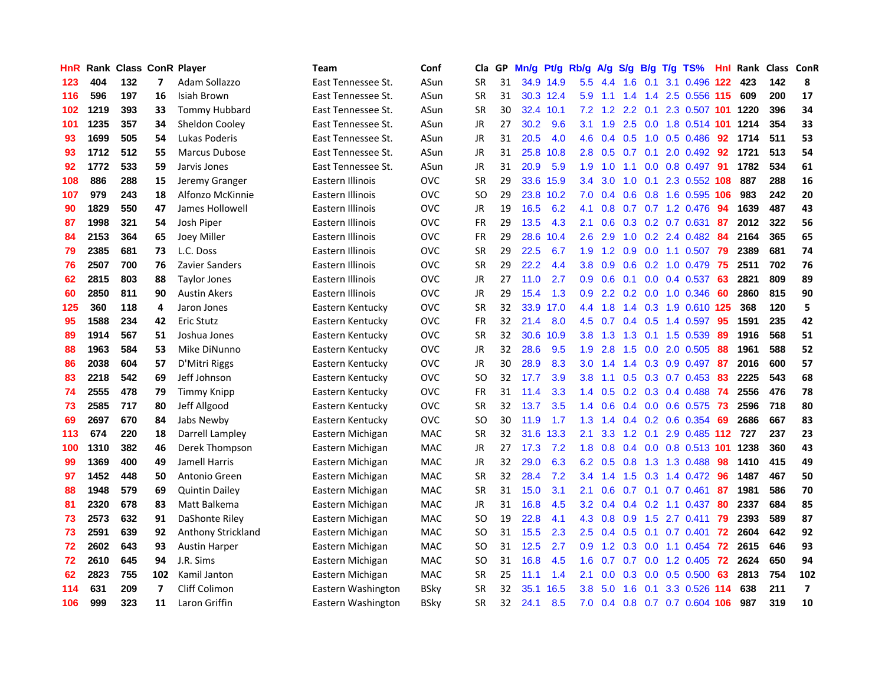| HnR | Rank | Class | ConR | Player | Team | Conf | Cla | GP | Mn/g | Pt/g | Rb/g | A/g | S/g | B/g | T/g | TS% | Hnl | Rank | Class | ConR |
|---|---|---|---|---|---|---|---|---|---|---|---|---|---|---|---|---|---|---|---|---|
| 123 | 404 | 132 | 7 | Adam Sollazzo | East Tennessee St. | ASun | SR | 31 | 34.9 | 14.9 | 5.5 | 4.4 | 1.6 | 0.1 | 3.1 | 0.496 | 122 | 423 | 142 | 8 |
| 116 | 596 | 197 | 16 | Isiah Brown | East Tennessee St. | ASun | SR | 31 | 30.3 | 12.4 | 5.9 | 1.1 | 1.4 | 1.4 | 2.5 | 0.556 | 115 | 609 | 200 | 17 |
| 102 | 1219 | 393 | 33 | Tommy Hubbard | East Tennessee St. | ASun | SR | 30 | 32.4 | 10.1 | 7.2 | 1.2 | 2.2 | 0.1 | 2.3 | 0.507 | 101 | 1220 | 396 | 34 |
| 101 | 1235 | 357 | 34 | Sheldon Cooley | East Tennessee St. | ASun | JR | 27 | 30.2 | 9.6 | 3.1 | 1.9 | 2.5 | 0.0 | 1.8 | 0.514 | 101 | 1214 | 354 | 33 |
| 93 | 1699 | 505 | 54 | Lukas Poderis | East Tennessee St. | ASun | JR | 31 | 20.5 | 4.0 | 4.6 | 0.4 | 0.5 | 1.0 | 0.5 | 0.486 | 92 | 1714 | 511 | 53 |
| 93 | 1712 | 512 | 55 | Marcus Dubose | East Tennessee St. | ASun | JR | 31 | 25.8 | 10.8 | 2.8 | 0.5 | 0.7 | 0.1 | 2.0 | 0.492 | 92 | 1721 | 513 | 54 |
| 92 | 1772 | 533 | 59 | Jarvis Jones | East Tennessee St. | ASun | JR | 31 | 20.9 | 5.9 | 1.9 | 1.0 | 1.1 | 0.0 | 0.8 | 0.497 | 91 | 1782 | 534 | 61 |
| 108 | 886 | 288 | 15 | Jeremy Granger | Eastern Illinois | OVC | SR | 29 | 33.6 | 15.9 | 3.4 | 3.0 | 1.0 | 0.1 | 2.3 | 0.552 | 108 | 887 | 288 | 16 |
| 107 | 979 | 243 | 18 | Alfonzo McKinnie | Eastern Illinois | OVC | SO | 29 | 23.8 | 10.2 | 7.0 | 0.4 | 0.6 | 0.8 | 1.6 | 0.595 | 106 | 983 | 242 | 20 |
| 90 | 1829 | 550 | 47 | James Hollowell | Eastern Illinois | OVC | JR | 19 | 16.5 | 6.2 | 4.1 | 0.8 | 0.7 | 0.7 | 1.2 | 0.476 | 94 | 1639 | 487 | 43 |
| 87 | 1998 | 321 | 54 | Josh Piper | Eastern Illinois | OVC | FR | 29 | 13.5 | 4.3 | 2.1 | 0.6 | 0.3 | 0.2 | 0.7 | 0.631 | 87 | 2012 | 322 | 56 |
| 84 | 2153 | 364 | 65 | Joey Miller | Eastern Illinois | OVC | FR | 29 | 28.6 | 10.4 | 2.6 | 2.9 | 1.0 | 0.2 | 2.4 | 0.482 | 84 | 2164 | 365 | 65 |
| 79 | 2385 | 681 | 73 | L.C. Doss | Eastern Illinois | OVC | SR | 29 | 22.5 | 6.7 | 1.9 | 1.2 | 0.9 | 0.0 | 1.1 | 0.507 | 79 | 2389 | 681 | 74 |
| 76 | 2507 | 700 | 76 | Zavier Sanders | Eastern Illinois | OVC | SR | 29 | 22.2 | 4.4 | 3.8 | 0.9 | 0.6 | 0.2 | 1.0 | 0.479 | 75 | 2511 | 702 | 76 |
| 62 | 2815 | 803 | 88 | Taylor Jones | Eastern Illinois | OVC | JR | 27 | 11.0 | 2.7 | 0.9 | 0.6 | 0.1 | 0.0 | 0.4 | 0.537 | 63 | 2821 | 809 | 89 |
| 60 | 2850 | 811 | 90 | Austin Akers | Eastern Illinois | OVC | JR | 29 | 15.4 | 1.3 | 0.9 | 2.2 | 0.2 | 0.0 | 1.0 | 0.346 | 60 | 2860 | 815 | 90 |
| 125 | 360 | 118 | 4 | Jaron Jones | Eastern Kentucky | OVC | SR | 32 | 33.9 | 17.0 | 4.4 | 1.8 | 1.4 | 0.3 | 1.9 | 0.610 | 125 | 368 | 120 | 5 |
| 95 | 1588 | 234 | 42 | Eric Stutz | Eastern Kentucky | OVC | FR | 32 | 21.4 | 8.0 | 4.5 | 0.7 | 0.4 | 0.5 | 1.4 | 0.597 | 95 | 1591 | 235 | 42 |
| 89 | 1914 | 567 | 51 | Joshua Jones | Eastern Kentucky | OVC | SR | 32 | 30.6 | 10.9 | 3.8 | 1.3 | 1.3 | 0.1 | 1.5 | 0.539 | 89 | 1916 | 568 | 51 |
| 88 | 1963 | 584 | 53 | Mike DiNunno | Eastern Kentucky | OVC | JR | 32 | 28.6 | 9.5 | 1.9 | 2.8 | 1.5 | 0.0 | 2.0 | 0.505 | 88 | 1961 | 588 | 52 |
| 86 | 2038 | 604 | 57 | D'Mitri Riggs | Eastern Kentucky | OVC | JR | 30 | 28.9 | 8.3 | 3.0 | 1.4 | 1.4 | 0.3 | 0.9 | 0.497 | 87 | 2016 | 600 | 57 |
| 83 | 2218 | 542 | 69 | Jeff Johnson | Eastern Kentucky | OVC | SO | 32 | 17.7 | 3.9 | 3.8 | 1.1 | 0.5 | 0.3 | 0.7 | 0.453 | 83 | 2225 | 543 | 68 |
| 74 | 2555 | 478 | 79 | Timmy Knipp | Eastern Kentucky | OVC | FR | 31 | 11.4 | 3.3 | 1.4 | 0.5 | 0.2 | 0.3 | 0.4 | 0.488 | 74 | 2556 | 476 | 78 |
| 73 | 2585 | 717 | 80 | Jeff Allgood | Eastern Kentucky | OVC | SR | 32 | 13.7 | 3.5 | 1.4 | 0.6 | 0.4 | 0.0 | 0.6 | 0.575 | 73 | 2596 | 718 | 80 |
| 69 | 2697 | 670 | 84 | Jabs Newby | Eastern Kentucky | OVC | SO | 30 | 11.9 | 1.7 | 1.3 | 1.4 | 0.4 | 0.2 | 0.6 | 0.354 | 69 | 2686 | 667 | 83 |
| 113 | 674 | 220 | 18 | Darrell Lampley | Eastern Michigan | MAC | SR | 32 | 31.6 | 13.3 | 2.1 | 3.3 | 1.2 | 0.1 | 2.9 | 0.485 | 112 | 727 | 237 | 23 |
| 100 | 1310 | 382 | 46 | Derek Thompson | Eastern Michigan | MAC | JR | 27 | 17.3 | 7.2 | 1.8 | 0.8 | 0.4 | 0.0 | 0.8 | 0.513 | 101 | 1238 | 360 | 43 |
| 99 | 1369 | 400 | 49 | Jamell Harris | Eastern Michigan | MAC | JR | 32 | 29.0 | 6.3 | 6.2 | 0.5 | 0.8 | 1.3 | 1.3 | 0.488 | 98 | 1410 | 415 | 49 |
| 97 | 1452 | 448 | 50 | Antonio Green | Eastern Michigan | MAC | SR | 32 | 28.4 | 7.2 | 3.4 | 1.4 | 1.5 | 0.3 | 1.4 | 0.472 | 96 | 1487 | 467 | 50 |
| 88 | 1948 | 579 | 69 | Quintin Dailey | Eastern Michigan | MAC | SR | 31 | 15.0 | 3.1 | 2.1 | 0.6 | 0.7 | 0.1 | 0.7 | 0.461 | 87 | 1981 | 586 | 70 |
| 81 | 2320 | 678 | 83 | Matt Balkema | Eastern Michigan | MAC | JR | 31 | 16.8 | 4.5 | 3.2 | 0.4 | 0.4 | 0.2 | 1.1 | 0.437 | 80 | 2337 | 684 | 85 |
| 73 | 2573 | 632 | 91 | DaShonte Riley | Eastern Michigan | MAC | SO | 19 | 22.8 | 4.1 | 4.3 | 0.8 | 0.9 | 1.5 | 2.7 | 0.411 | 79 | 2393 | 589 | 87 |
| 73 | 2591 | 639 | 92 | Anthony Strickland | Eastern Michigan | MAC | SO | 31 | 15.5 | 2.3 | 2.5 | 0.4 | 0.5 | 0.1 | 0.7 | 0.401 | 72 | 2604 | 642 | 92 |
| 72 | 2602 | 643 | 93 | Austin Harper | Eastern Michigan | MAC | SO | 31 | 12.5 | 2.7 | 0.9 | 1.2 | 0.3 | 0.0 | 1.1 | 0.454 | 72 | 2615 | 646 | 93 |
| 72 | 2610 | 645 | 94 | J.R. Sims | Eastern Michigan | MAC | SO | 31 | 16.8 | 4.5 | 1.6 | 0.7 | 0.7 | 0.0 | 1.2 | 0.405 | 72 | 2624 | 650 | 94 |
| 62 | 2823 | 755 | 102 | Kamil Janton | Eastern Michigan | MAC | SR | 25 | 11.1 | 1.4 | 2.1 | 0.0 | 0.3 | 0.0 | 0.5 | 0.500 | 63 | 2813 | 754 | 102 |
| 114 | 631 | 209 | 7 | Cliff Colimon | Eastern Washington | BSky | SR | 32 | 35.1 | 16.5 | 3.8 | 5.0 | 1.6 | 0.1 | 3.3 | 0.526 | 114 | 638 | 211 | 7 |
| 106 | 999 | 323 | 11 | Laron Griffin | Eastern Washington | BSky | SR | 32 | 24.1 | 8.5 | 7.0 | 0.4 | 0.8 | 0.7 | 0.7 | 0.604 | 106 | 987 | 319 | 10 |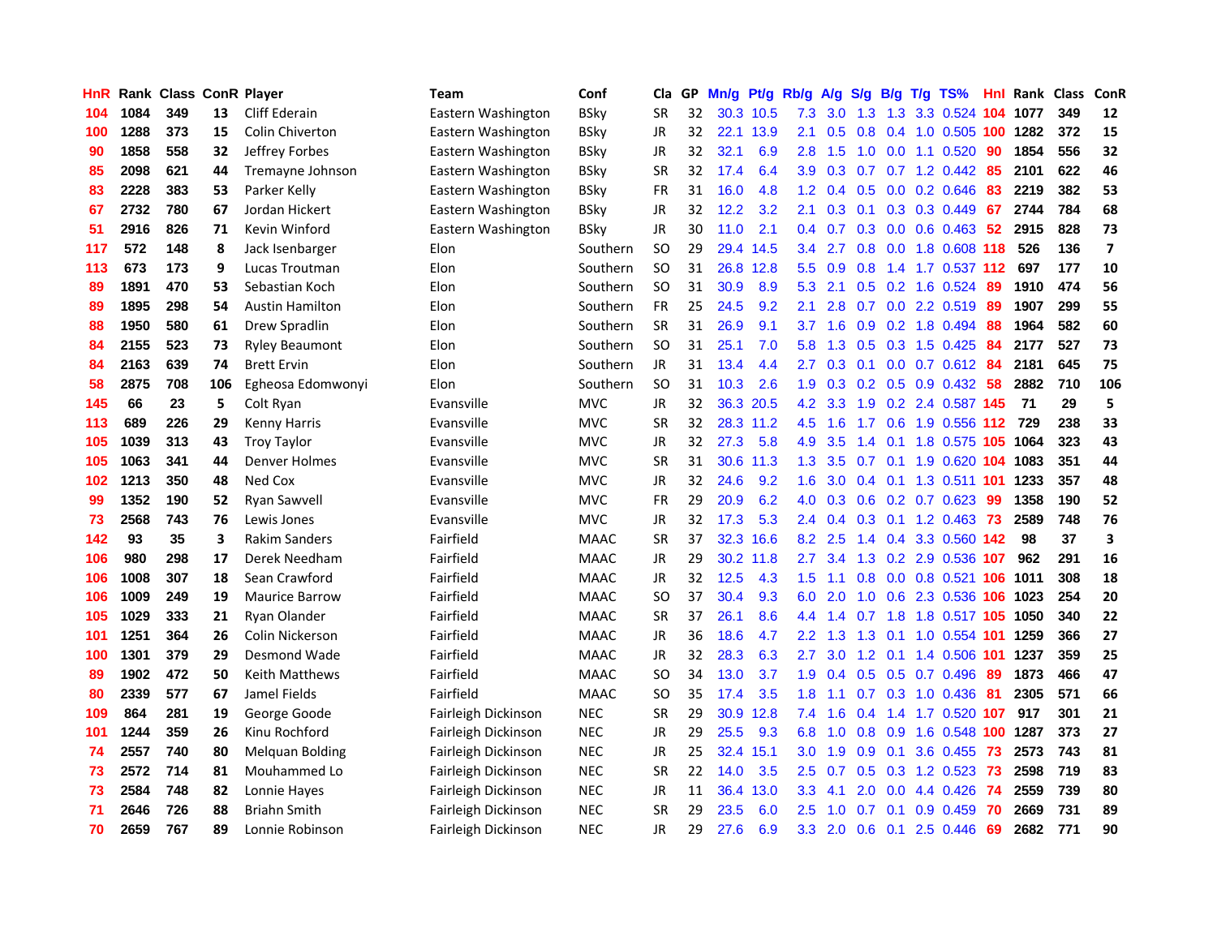| HnR | Rank | Class | ConR | Player | Team | Conf | Cla | GP | Mn/g | Pt/g | Rb/g | A/g | S/g | B/g | T/g | TS% | Hnl | Rank | Class | ConR |
|---|---|---|---|---|---|---|---|---|---|---|---|---|---|---|---|---|---|---|---|---|
| 104 | 1084 | 349 | 13 | Cliff Ederain | Eastern Washington | BSky | SR | 32 | 30.3 | 10.5 | 7.3 | 3.0 | 1.3 | 1.3 | 3.3 | 0.524 | 104 | 1077 | 349 | 12 |
| 100 | 1288 | 373 | 15 | Colin Chiverton | Eastern Washington | BSky | JR | 32 | 22.1 | 13.9 | 2.1 | 0.5 | 0.8 | 0.4 | 1.0 | 0.505 | 100 | 1282 | 372 | 15 |
| 90 | 1858 | 558 | 32 | Jeffrey Forbes | Eastern Washington | BSky | JR | 32 | 32.1 | 6.9 | 2.8 | 1.5 | 1.0 | 0.0 | 1.1 | 0.520 | 90 | 1854 | 556 | 32 |
| 85 | 2098 | 621 | 44 | Tremayne Johnson | Eastern Washington | BSky | SR | 32 | 17.4 | 6.4 | 3.9 | 0.3 | 0.7 | 0.7 | 1.2 | 0.442 | 85 | 2101 | 622 | 46 |
| 83 | 2228 | 383 | 53 | Parker Kelly | Eastern Washington | BSky | FR | 31 | 16.0 | 4.8 | 1.2 | 0.4 | 0.5 | 0.0 | 0.2 | 0.646 | 83 | 2219 | 382 | 53 |
| 67 | 2732 | 780 | 67 | Jordan Hickert | Eastern Washington | BSky | JR | 32 | 12.2 | 3.2 | 2.1 | 0.3 | 0.1 | 0.3 | 0.3 | 0.449 | 67 | 2744 | 784 | 68 |
| 51 | 2916 | 826 | 71 | Kevin Winford | Eastern Washington | BSky | JR | 30 | 11.0 | 2.1 | 0.4 | 0.7 | 0.3 | 0.0 | 0.6 | 0.463 | 52 | 2915 | 828 | 73 |
| 117 | 572 | 148 | 8 | Jack Isenbarger | Elon | Southern | SO | 29 | 29.4 | 14.5 | 3.4 | 2.7 | 0.8 | 0.0 | 1.8 | 0.608 | 118 | 526 | 136 | 7 |
| 113 | 673 | 173 | 9 | Lucas Troutman | Elon | Southern | SO | 31 | 26.8 | 12.8 | 5.5 | 0.9 | 0.8 | 1.4 | 1.7 | 0.537 | 112 | 697 | 177 | 10 |
| 89 | 1891 | 470 | 53 | Sebastian Koch | Elon | Southern | SO | 31 | 30.9 | 8.9 | 5.3 | 2.1 | 0.5 | 0.2 | 1.6 | 0.524 | 89 | 1910 | 474 | 56 |
| 89 | 1895 | 298 | 54 | Austin Hamilton | Elon | Southern | FR | 25 | 24.5 | 9.2 | 2.1 | 2.8 | 0.7 | 0.0 | 2.2 | 0.519 | 89 | 1907 | 299 | 55 |
| 88 | 1950 | 580 | 61 | Drew Spradlin | Elon | Southern | SR | 31 | 26.9 | 9.1 | 3.7 | 1.6 | 0.9 | 0.2 | 1.8 | 0.494 | 88 | 1964 | 582 | 60 |
| 84 | 2155 | 523 | 73 | Ryley Beaumont | Elon | Southern | SO | 31 | 25.1 | 7.0 | 5.8 | 1.3 | 0.5 | 0.3 | 1.5 | 0.425 | 84 | 2177 | 527 | 73 |
| 84 | 2163 | 639 | 74 | Brett Ervin | Elon | Southern | JR | 31 | 13.4 | 4.4 | 2.7 | 0.3 | 0.1 | 0.0 | 0.7 | 0.612 | 84 | 2181 | 645 | 75 |
| 58 | 2875 | 708 | 106 | Egheosa Edomwonyi | Elon | Southern | SO | 31 | 10.3 | 2.6 | 1.9 | 0.3 | 0.2 | 0.5 | 0.9 | 0.432 | 58 | 2882 | 710 | 106 |
| 145 | 66 | 23 | 5 | Colt Ryan | Evansville | MVC | JR | 32 | 36.3 | 20.5 | 4.2 | 3.3 | 1.9 | 0.2 | 2.4 | 0.587 | 145 | 71 | 29 | 5 |
| 113 | 689 | 226 | 29 | Kenny Harris | Evansville | MVC | SR | 32 | 28.3 | 11.2 | 4.5 | 1.6 | 1.7 | 0.6 | 1.9 | 0.556 | 112 | 729 | 238 | 33 |
| 105 | 1039 | 313 | 43 | Troy Taylor | Evansville | MVC | JR | 32 | 27.3 | 5.8 | 4.9 | 3.5 | 1.4 | 0.1 | 1.8 | 0.575 | 105 | 1064 | 323 | 43 |
| 105 | 1063 | 341 | 44 | Denver Holmes | Evansville | MVC | SR | 31 | 30.6 | 11.3 | 1.3 | 3.5 | 0.7 | 0.1 | 1.9 | 0.620 | 104 | 1083 | 351 | 44 |
| 102 | 1213 | 350 | 48 | Ned Cox | Evansville | MVC | JR | 32 | 24.6 | 9.2 | 1.6 | 3.0 | 0.4 | 0.1 | 1.3 | 0.511 | 101 | 1233 | 357 | 48 |
| 99 | 1352 | 190 | 52 | Ryan Sawvell | Evansville | MVC | FR | 29 | 20.9 | 6.2 | 4.0 | 0.3 | 0.6 | 0.2 | 0.7 | 0.623 | 99 | 1358 | 190 | 52 |
| 73 | 2568 | 743 | 76 | Lewis Jones | Evansville | MVC | JR | 32 | 17.3 | 5.3 | 2.4 | 0.4 | 0.3 | 0.1 | 1.2 | 0.463 | 73 | 2589 | 748 | 76 |
| 142 | 93 | 35 | 3 | Rakim Sanders | Fairfield | MAAC | SR | 37 | 32.3 | 16.6 | 8.2 | 2.5 | 1.4 | 0.4 | 3.3 | 0.560 | 142 | 98 | 37 | 3 |
| 106 | 980 | 298 | 17 | Derek Needham | Fairfield | MAAC | JR | 29 | 30.2 | 11.8 | 2.7 | 3.4 | 1.3 | 0.2 | 2.9 | 0.536 | 107 | 962 | 291 | 16 |
| 106 | 1008 | 307 | 18 | Sean Crawford | Fairfield | MAAC | JR | 32 | 12.5 | 4.3 | 1.5 | 1.1 | 0.8 | 0.0 | 0.8 | 0.521 | 106 | 1011 | 308 | 18 |
| 106 | 1009 | 249 | 19 | Maurice Barrow | Fairfield | MAAC | SO | 37 | 30.4 | 9.3 | 6.0 | 2.0 | 1.0 | 0.6 | 2.3 | 0.536 | 106 | 1023 | 254 | 20 |
| 105 | 1029 | 333 | 21 | Ryan Olander | Fairfield | MAAC | SR | 37 | 26.1 | 8.6 | 4.4 | 1.4 | 0.7 | 1.8 | 1.8 | 0.517 | 105 | 1050 | 340 | 22 |
| 101 | 1251 | 364 | 26 | Colin Nickerson | Fairfield | MAAC | JR | 36 | 18.6 | 4.7 | 2.2 | 1.3 | 1.3 | 0.1 | 1.0 | 0.554 | 101 | 1259 | 366 | 27 |
| 100 | 1301 | 379 | 29 | Desmond Wade | Fairfield | MAAC | JR | 32 | 28.3 | 6.3 | 2.7 | 3.0 | 1.2 | 0.1 | 1.4 | 0.506 | 101 | 1237 | 359 | 25 |
| 89 | 1902 | 472 | 50 | Keith Matthews | Fairfield | MAAC | SO | 34 | 13.0 | 3.7 | 1.9 | 0.4 | 0.5 | 0.5 | 0.7 | 0.496 | 89 | 1873 | 466 | 47 |
| 80 | 2339 | 577 | 67 | Jamel Fields | Fairfield | MAAC | SO | 35 | 17.4 | 3.5 | 1.8 | 1.1 | 0.7 | 0.3 | 1.0 | 0.436 | 81 | 2305 | 571 | 66 |
| 109 | 864 | 281 | 19 | George Goode | Fairleigh Dickinson | NEC | SR | 29 | 30.9 | 12.8 | 7.4 | 1.6 | 0.4 | 1.4 | 1.7 | 0.520 | 107 | 917 | 301 | 21 |
| 101 | 1244 | 359 | 26 | Kinu Rochford | Fairleigh Dickinson | NEC | JR | 29 | 25.5 | 9.3 | 6.8 | 1.0 | 0.8 | 0.9 | 1.6 | 0.548 | 100 | 1287 | 373 | 27 |
| 74 | 2557 | 740 | 80 | Melquan Bolding | Fairleigh Dickinson | NEC | JR | 25 | 32.4 | 15.1 | 3.0 | 1.9 | 0.9 | 0.1 | 3.6 | 0.455 | 73 | 2573 | 743 | 81 |
| 73 | 2572 | 714 | 81 | Mouhammed Lo | Fairleigh Dickinson | NEC | SR | 22 | 14.0 | 3.5 | 2.5 | 0.7 | 0.5 | 0.3 | 1.2 | 0.523 | 73 | 2598 | 719 | 83 |
| 73 | 2584 | 748 | 82 | Lonnie Hayes | Fairleigh Dickinson | NEC | JR | 11 | 36.4 | 13.0 | 3.3 | 4.1 | 2.0 | 0.0 | 4.4 | 0.426 | 74 | 2559 | 739 | 80 |
| 71 | 2646 | 726 | 88 | Briahn Smith | Fairleigh Dickinson | NEC | SR | 29 | 23.5 | 6.0 | 2.5 | 1.0 | 0.7 | 0.1 | 0.9 | 0.459 | 70 | 2669 | 731 | 89 |
| 70 | 2659 | 767 | 89 | Lonnie Robinson | Fairleigh Dickinson | NEC | JR | 29 | 27.6 | 6.9 | 3.3 | 2.0 | 0.6 | 0.1 | 2.5 | 0.446 | 69 | 2682 | 771 | 90 |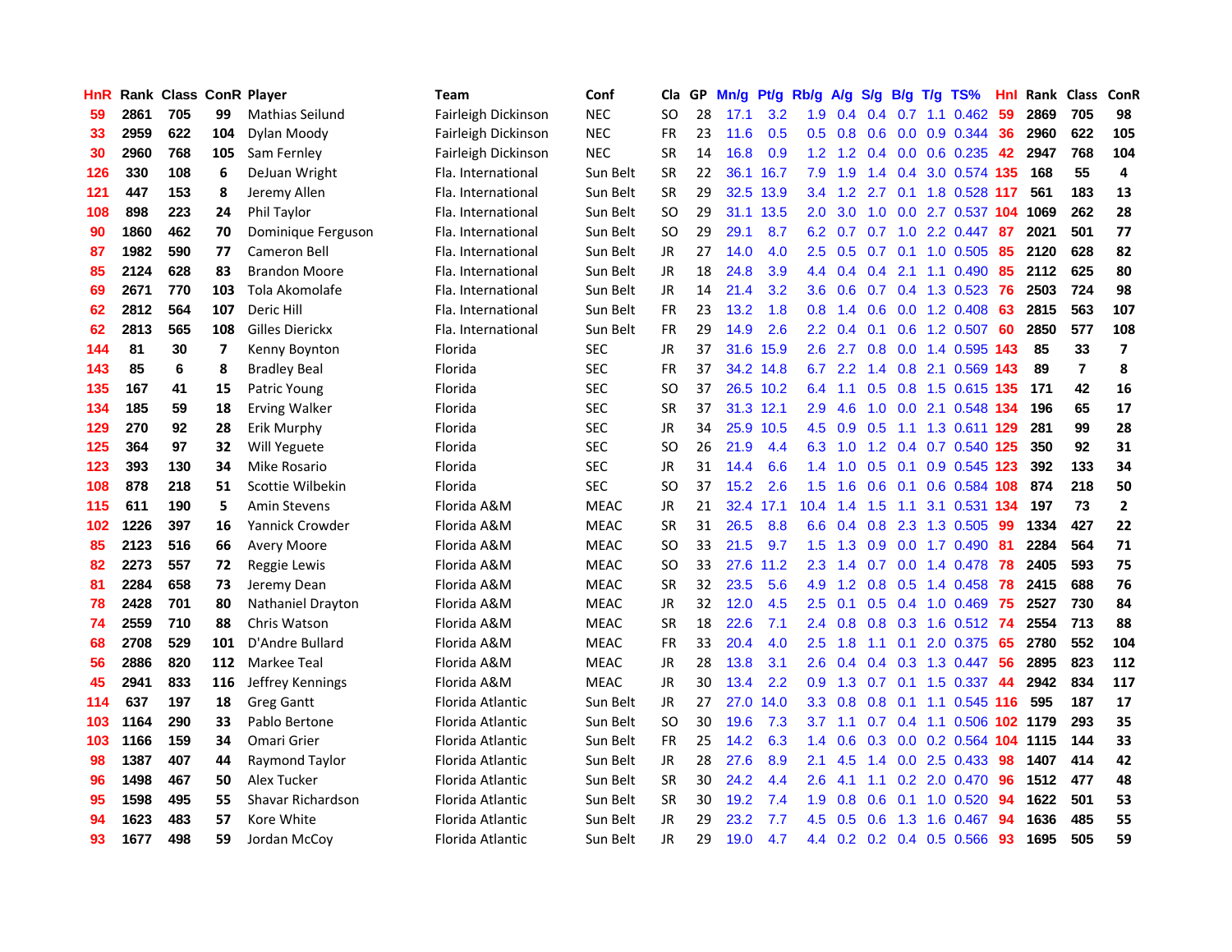| HnR | Rank | Class | ConR | Player | Team | Conf | Cla | GP | Mn/g | Pt/g | Rb/g | A/g | S/g | B/g | T/g | TS% | HnI | Rank | Class | ConR |
|---|---|---|---|---|---|---|---|---|---|---|---|---|---|---|---|---|---|---|---|---|
| 59 | 2861 | 705 | 99 | Mathias Seilund | Fairleigh Dickinson | NEC | SO | 28 | 17.1 | 3.2 | 1.9 | 0.4 | 0.4 | 0.7 | 1.1 | 0.462 | 59 | 2869 | 705 | 98 |
| 33 | 2959 | 622 | 104 | Dylan Moody | Fairleigh Dickinson | NEC | FR | 23 | 11.6 | 0.5 | 0.5 | 0.8 | 0.6 | 0.0 | 0.9 | 0.344 | 36 | 2960 | 622 | 105 |
| 30 | 2960 | 768 | 105 | Sam Fernley | Fairleigh Dickinson | NEC | SR | 14 | 16.8 | 0.9 | 1.2 | 1.2 | 0.4 | 0.0 | 0.6 | 0.235 | 42 | 2947 | 768 | 104 |
| 126 | 330 | 108 | 6 | DeJuan Wright | Fla. International | Sun Belt | SR | 22 | 36.1 | 16.7 | 7.9 | 1.9 | 1.4 | 0.4 | 3.0 | 0.574 | 135 | 168 | 55 | 4 |
| 121 | 447 | 153 | 8 | Jeremy Allen | Fla. International | Sun Belt | SR | 29 | 32.5 | 13.9 | 3.4 | 1.2 | 2.7 | 0.1 | 1.8 | 0.528 | 117 | 561 | 183 | 13 |
| 108 | 898 | 223 | 24 | Phil Taylor | Fla. International | Sun Belt | SO | 29 | 31.1 | 13.5 | 2.0 | 3.0 | 1.0 | 0.0 | 2.7 | 0.537 | 104 | 1069 | 262 | 28 |
| 90 | 1860 | 462 | 70 | Dominique Ferguson | Fla. International | Sun Belt | SO | 29 | 29.1 | 8.7 | 6.2 | 0.7 | 0.7 | 1.0 | 2.2 | 0.447 | 87 | 2021 | 501 | 77 |
| 87 | 1982 | 590 | 77 | Cameron Bell | Fla. International | Sun Belt | JR | 27 | 14.0 | 4.0 | 2.5 | 0.5 | 0.7 | 0.1 | 1.0 | 0.505 | 85 | 2120 | 628 | 82 |
| 85 | 2124 | 628 | 83 | Brandon Moore | Fla. International | Sun Belt | JR | 18 | 24.8 | 3.9 | 4.4 | 0.4 | 0.4 | 2.1 | 1.1 | 0.490 | 85 | 2112 | 625 | 80 |
| 69 | 2671 | 770 | 103 | Tola Akomolafe | Fla. International | Sun Belt | JR | 14 | 21.4 | 3.2 | 3.6 | 0.6 | 0.7 | 0.4 | 1.3 | 0.523 | 76 | 2503 | 724 | 98 |
| 62 | 2812 | 564 | 107 | Deric Hill | Fla. International | Sun Belt | FR | 23 | 13.2 | 1.8 | 0.8 | 1.4 | 0.6 | 0.0 | 1.2 | 0.408 | 63 | 2815 | 563 | 107 |
| 62 | 2813 | 565 | 108 | Gilles Dierickx | Fla. International | Sun Belt | FR | 29 | 14.9 | 2.6 | 2.2 | 0.4 | 0.1 | 0.6 | 1.2 | 0.507 | 60 | 2850 | 577 | 108 |
| 144 | 81 | 30 | 7 | Kenny Boynton | Florida | SEC | JR | 37 | 31.6 | 15.9 | 2.6 | 2.7 | 0.8 | 0.0 | 1.4 | 0.595 | 143 | 85 | 33 | 7 |
| 143 | 85 | 6 | 8 | Bradley Beal | Florida | SEC | FR | 37 | 34.2 | 14.8 | 6.7 | 2.2 | 1.4 | 0.8 | 2.1 | 0.569 | 143 | 89 | 7 | 8 |
| 135 | 167 | 41 | 15 | Patric Young | Florida | SEC | SO | 37 | 26.5 | 10.2 | 6.4 | 1.1 | 0.5 | 0.8 | 1.5 | 0.615 | 135 | 171 | 42 | 16 |
| 134 | 185 | 59 | 18 | Erving Walker | Florida | SEC | SR | 37 | 31.3 | 12.1 | 2.9 | 4.6 | 1.0 | 0.0 | 2.1 | 0.548 | 134 | 196 | 65 | 17 |
| 129 | 270 | 92 | 28 | Erik Murphy | Florida | SEC | JR | 34 | 25.9 | 10.5 | 4.5 | 0.9 | 0.5 | 1.1 | 1.3 | 0.611 | 129 | 281 | 99 | 28 |
| 125 | 364 | 97 | 32 | Will Yeguete | Florida | SEC | SO | 26 | 21.9 | 4.4 | 6.3 | 1.0 | 1.2 | 0.4 | 0.7 | 0.540 | 125 | 350 | 92 | 31 |
| 123 | 393 | 130 | 34 | Mike Rosario | Florida | SEC | JR | 31 | 14.4 | 6.6 | 1.4 | 1.0 | 0.5 | 0.1 | 0.9 | 0.545 | 123 | 392 | 133 | 34 |
| 108 | 878 | 218 | 51 | Scottie Wilbekin | Florida | SEC | SO | 37 | 15.2 | 2.6 | 1.5 | 1.6 | 0.6 | 0.1 | 0.6 | 0.584 | 108 | 874 | 218 | 50 |
| 115 | 611 | 190 | 5 | Amin Stevens | Florida A&M | MEAC | JR | 21 | 32.4 | 17.1 | 10.4 | 1.4 | 1.5 | 1.1 | 3.1 | 0.531 | 134 | 197 | 73 | 2 |
| 102 | 1226 | 397 | 16 | Yannick Crowder | Florida A&M | MEAC | SR | 31 | 26.5 | 8.8 | 6.6 | 0.4 | 0.8 | 2.3 | 1.3 | 0.505 | 99 | 1334 | 427 | 22 |
| 85 | 2123 | 516 | 66 | Avery Moore | Florida A&M | MEAC | SO | 33 | 21.5 | 9.7 | 1.5 | 1.3 | 0.9 | 0.0 | 1.7 | 0.490 | 81 | 2284 | 564 | 71 |
| 82 | 2273 | 557 | 72 | Reggie Lewis | Florida A&M | MEAC | SO | 33 | 27.6 | 11.2 | 2.3 | 1.4 | 0.7 | 0.0 | 1.4 | 0.478 | 78 | 2405 | 593 | 75 |
| 81 | 2284 | 658 | 73 | Jeremy Dean | Florida A&M | MEAC | SR | 32 | 23.5 | 5.6 | 4.9 | 1.2 | 0.8 | 0.5 | 1.4 | 0.458 | 78 | 2415 | 688 | 76 |
| 78 | 2428 | 701 | 80 | Nathaniel Drayton | Florida A&M | MEAC | JR | 32 | 12.0 | 4.5 | 2.5 | 0.1 | 0.5 | 0.4 | 1.0 | 0.469 | 75 | 2527 | 730 | 84 |
| 74 | 2559 | 710 | 88 | Chris Watson | Florida A&M | MEAC | SR | 18 | 22.6 | 7.1 | 2.4 | 0.8 | 0.8 | 0.3 | 1.6 | 0.512 | 74 | 2554 | 713 | 88 |
| 68 | 2708 | 529 | 101 | D'Andre Bullard | Florida A&M | MEAC | FR | 33 | 20.4 | 4.0 | 2.5 | 1.8 | 1.1 | 0.1 | 2.0 | 0.375 | 65 | 2780 | 552 | 104 |
| 56 | 2886 | 820 | 112 | Markee Teal | Florida A&M | MEAC | JR | 28 | 13.8 | 3.1 | 2.6 | 0.4 | 0.4 | 0.3 | 1.3 | 0.447 | 56 | 2895 | 823 | 112 |
| 45 | 2941 | 833 | 116 | Jeffrey Kennings | Florida A&M | MEAC | JR | 30 | 13.4 | 2.2 | 0.9 | 1.3 | 0.7 | 0.1 | 1.5 | 0.337 | 44 | 2942 | 834 | 117 |
| 114 | 637 | 197 | 18 | Greg Gantt | Florida Atlantic | Sun Belt | JR | 27 | 27.0 | 14.0 | 3.3 | 0.8 | 0.8 | 0.1 | 1.1 | 0.545 | 116 | 595 | 187 | 17 |
| 103 | 1164 | 290 | 33 | Pablo Bertone | Florida Atlantic | Sun Belt | SO | 30 | 19.6 | 7.3 | 3.7 | 1.1 | 0.7 | 0.4 | 1.1 | 0.506 | 102 | 1179 | 293 | 35 |
| 103 | 1166 | 159 | 34 | Omari Grier | Florida Atlantic | Sun Belt | FR | 25 | 14.2 | 6.3 | 1.4 | 0.6 | 0.3 | 0.0 | 0.2 | 0.564 | 104 | 1115 | 144 | 33 |
| 98 | 1387 | 407 | 44 | Raymond Taylor | Florida Atlantic | Sun Belt | JR | 28 | 27.6 | 8.9 | 2.1 | 4.5 | 1.4 | 0.0 | 2.5 | 0.433 | 98 | 1407 | 414 | 42 |
| 96 | 1498 | 467 | 50 | Alex Tucker | Florida Atlantic | Sun Belt | SR | 30 | 24.2 | 4.4 | 2.6 | 4.1 | 1.1 | 0.2 | 2.0 | 0.470 | 96 | 1512 | 477 | 48 |
| 95 | 1598 | 495 | 55 | Shavar Richardson | Florida Atlantic | Sun Belt | SR | 30 | 19.2 | 7.4 | 1.9 | 0.8 | 0.6 | 0.1 | 1.0 | 0.520 | 94 | 1622 | 501 | 53 |
| 94 | 1623 | 483 | 57 | Kore White | Florida Atlantic | Sun Belt | JR | 29 | 23.2 | 7.7 | 4.5 | 0.5 | 0.6 | 1.3 | 1.6 | 0.467 | 94 | 1636 | 485 | 55 |
| 93 | 1677 | 498 | 59 | Jordan McCoy | Florida Atlantic | Sun Belt | JR | 29 | 19.0 | 4.7 | 4.4 | 0.2 | 0.2 | 0.4 | 0.5 | 0.566 | 93 | 1695 | 505 | 59 |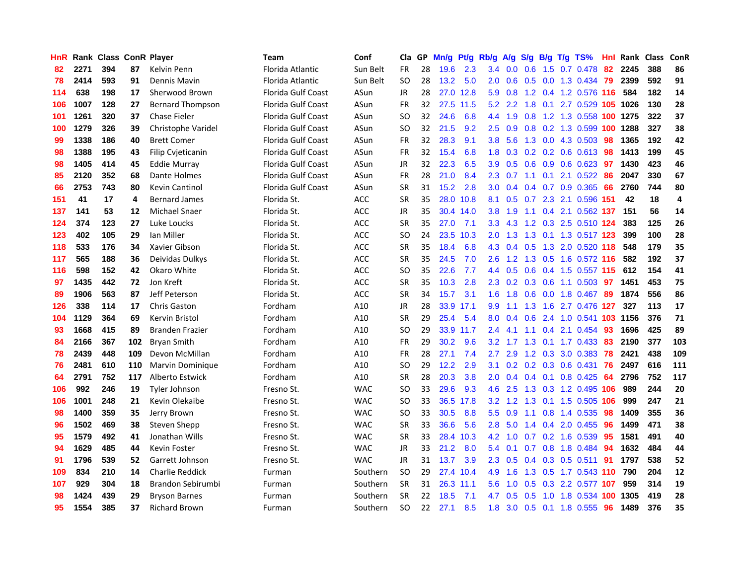| HnR | Rank | Class | ConR | Player | Team | Conf | Cla | GP | Mn/g | Pt/g | Rb/g | A/g | S/g | B/g | T/g | TS% | HnI | Rank | Class | ConR |
|---|---|---|---|---|---|---|---|---|---|---|---|---|---|---|---|---|---|---|---|---|
| 82 | 2271 | 394 | 87 | Kelvin Penn | Florida Atlantic | Sun Belt | FR | 28 | 19.6 | 2.3 | 3.4 | 0.0 | 0.6 | 1.5 | 0.7 | 0.478 | 82 | 2245 | 388 | 86 |
| 78 | 2414 | 593 | 91 | Dennis Mavin | Florida Atlantic | Sun Belt | SO | 28 | 13.2 | 5.0 | 2.0 | 0.6 | 0.5 | 0.0 | 1.3 | 0.434 | 79 | 2399 | 592 | 91 |
| 114 | 638 | 198 | 17 | Sherwood Brown | Florida Gulf Coast | ASun | JR | 28 | 27.0 | 12.8 | 5.9 | 0.8 | 1.2 | 0.4 | 1.2 | 0.576 | 116 | 584 | 182 | 14 |
| 106 | 1007 | 128 | 27 | Bernard Thompson | Florida Gulf Coast | ASun | FR | 32 | 27.5 | 11.5 | 5.2 | 2.2 | 1.8 | 0.1 | 2.7 | 0.529 | 105 | 1026 | 130 | 28 |
| 101 | 1261 | 320 | 37 | Chase Fieler | Florida Gulf Coast | ASun | SO | 32 | 24.6 | 6.8 | 4.4 | 1.9 | 0.8 | 1.2 | 1.3 | 0.558 | 100 | 1275 | 322 | 37 |
| 100 | 1279 | 326 | 39 | Christophe Varidel | Florida Gulf Coast | ASun | SO | 32 | 21.5 | 9.2 | 2.5 | 0.9 | 0.8 | 0.2 | 1.3 | 0.599 | 100 | 1288 | 327 | 38 |
| 99 | 1338 | 186 | 40 | Brett Comer | Florida Gulf Coast | ASun | FR | 32 | 28.3 | 9.1 | 3.8 | 5.6 | 1.3 | 0.0 | 4.3 | 0.503 | 98 | 1365 | 192 | 42 |
| 98 | 1388 | 195 | 43 | Filip Cvjeticanin | Florida Gulf Coast | ASun | FR | 32 | 15.4 | 6.8 | 1.8 | 0.3 | 0.2 | 0.2 | 0.6 | 0.613 | 98 | 1413 | 199 | 45 |
| 98 | 1405 | 414 | 45 | Eddie Murray | Florida Gulf Coast | ASun | JR | 32 | 22.3 | 6.5 | 3.9 | 0.5 | 0.6 | 0.9 | 0.6 | 0.623 | 97 | 1430 | 423 | 46 |
| 85 | 2120 | 352 | 68 | Dante Holmes | Florida Gulf Coast | ASun | FR | 28 | 21.0 | 8.4 | 2.3 | 0.7 | 1.1 | 0.1 | 2.1 | 0.522 | 86 | 2047 | 330 | 67 |
| 66 | 2753 | 743 | 80 | Kevin Cantinol | Florida Gulf Coast | ASun | SR | 31 | 15.2 | 2.8 | 3.0 | 0.4 | 0.4 | 0.7 | 0.9 | 0.365 | 66 | 2760 | 744 | 80 |
| 151 | 41 | 17 | 4 | Bernard James | Florida St. | ACC | SR | 35 | 28.0 | 10.8 | 8.1 | 0.5 | 0.7 | 2.3 | 2.1 | 0.596 | 151 | 42 | 18 | 4 |
| 137 | 141 | 53 | 12 | Michael Snaer | Florida St. | ACC | JR | 35 | 30.4 | 14.0 | 3.8 | 1.9 | 1.1 | 0.4 | 2.1 | 0.562 | 137 | 151 | 56 | 14 |
| 124 | 374 | 123 | 27 | Luke Loucks | Florida St. | ACC | SR | 35 | 27.0 | 7.1 | 3.3 | 4.3 | 1.2 | 0.3 | 2.5 | 0.510 | 124 | 383 | 125 | 26 |
| 123 | 402 | 105 | 29 | Ian Miller | Florida St. | ACC | SO | 24 | 23.5 | 10.3 | 2.0 | 1.3 | 1.3 | 0.1 | 1.3 | 0.517 | 123 | 399 | 100 | 28 |
| 118 | 533 | 176 | 34 | Xavier Gibson | Florida St. | ACC | SR | 35 | 18.4 | 6.8 | 4.3 | 0.4 | 0.5 | 1.3 | 2.0 | 0.520 | 118 | 548 | 179 | 35 |
| 117 | 565 | 188 | 36 | Deividas Dulkys | Florida St. | ACC | SR | 35 | 24.5 | 7.0 | 2.6 | 1.2 | 1.3 | 0.5 | 1.6 | 0.572 | 116 | 582 | 192 | 37 |
| 116 | 598 | 152 | 42 | Okaro White | Florida St. | ACC | SO | 35 | 22.6 | 7.7 | 4.4 | 0.5 | 0.6 | 0.4 | 1.5 | 0.557 | 115 | 612 | 154 | 41 |
| 97 | 1435 | 442 | 72 | Jon Kreft | Florida St. | ACC | SR | 35 | 10.3 | 2.8 | 2.3 | 0.2 | 0.3 | 0.6 | 1.1 | 0.503 | 97 | 1451 | 453 | 75 |
| 89 | 1906 | 563 | 87 | Jeff Peterson | Florida St. | ACC | SR | 34 | 15.7 | 3.1 | 1.6 | 1.8 | 0.6 | 0.0 | 1.8 | 0.467 | 89 | 1874 | 556 | 86 |
| 126 | 338 | 114 | 17 | Chris Gaston | Fordham | A10 | JR | 28 | 33.9 | 17.1 | 9.9 | 1.1 | 1.3 | 1.6 | 2.7 | 0.476 | 127 | 327 | 113 | 17 |
| 104 | 1129 | 364 | 69 | Kervin Bristol | Fordham | A10 | SR | 29 | 25.4 | 5.4 | 8.0 | 0.4 | 0.6 | 2.4 | 1.0 | 0.541 | 103 | 1156 | 376 | 71 |
| 93 | 1668 | 415 | 89 | Branden Frazier | Fordham | A10 | SO | 29 | 33.9 | 11.7 | 2.4 | 4.1 | 1.1 | 0.4 | 2.1 | 0.454 | 93 | 1696 | 425 | 89 |
| 84 | 2166 | 367 | 102 | Bryan Smith | Fordham | A10 | FR | 29 | 30.2 | 9.6 | 3.2 | 1.7 | 1.3 | 0.1 | 1.7 | 0.433 | 83 | 2190 | 377 | 103 |
| 78 | 2439 | 448 | 109 | Devon McMillan | Fordham | A10 | FR | 28 | 27.1 | 7.4 | 2.7 | 2.9 | 1.2 | 0.3 | 3.0 | 0.383 | 78 | 2421 | 438 | 109 |
| 76 | 2481 | 610 | 110 | Marvin Dominique | Fordham | A10 | SO | 29 | 12.2 | 2.9 | 3.1 | 0.2 | 0.2 | 0.3 | 0.6 | 0.431 | 76 | 2497 | 616 | 111 |
| 64 | 2791 | 752 | 117 | Alberto Estwick | Fordham | A10 | SR | 28 | 20.3 | 3.8 | 2.0 | 0.4 | 0.4 | 0.1 | 0.8 | 0.425 | 64 | 2796 | 752 | 117 |
| 106 | 992 | 246 | 19 | Tyler Johnson | Fresno St. | WAC | SO | 33 | 29.6 | 9.3 | 4.6 | 2.5 | 1.3 | 0.3 | 1.2 | 0.495 | 106 | 989 | 244 | 20 |
| 106 | 1001 | 248 | 21 | Kevin Olekaibe | Fresno St. | WAC | SO | 33 | 36.5 | 17.8 | 3.2 | 1.2 | 1.3 | 0.1 | 1.5 | 0.505 | 106 | 999 | 247 | 21 |
| 98 | 1400 | 359 | 35 | Jerry Brown | Fresno St. | WAC | SO | 33 | 30.5 | 8.8 | 5.5 | 0.9 | 1.1 | 0.8 | 1.4 | 0.535 | 98 | 1409 | 355 | 36 |
| 96 | 1502 | 469 | 38 | Steven Shepp | Fresno St. | WAC | SR | 33 | 36.6 | 5.6 | 2.8 | 5.0 | 1.4 | 0.4 | 2.0 | 0.455 | 96 | 1499 | 471 | 38 |
| 95 | 1579 | 492 | 41 | Jonathan Wills | Fresno St. | WAC | SR | 33 | 28.4 | 10.3 | 4.2 | 1.0 | 0.7 | 0.2 | 1.6 | 0.539 | 95 | 1581 | 491 | 40 |
| 94 | 1629 | 485 | 44 | Kevin Foster | Fresno St. | WAC | JR | 33 | 21.2 | 8.0 | 5.4 | 0.1 | 0.7 | 0.8 | 1.8 | 0.484 | 94 | 1632 | 484 | 44 |
| 91 | 1796 | 539 | 52 | Garrett Johnson | Fresno St. | WAC | JR | 31 | 13.7 | 3.9 | 2.3 | 0.5 | 0.4 | 0.3 | 0.5 | 0.511 | 91 | 1797 | 538 | 52 |
| 109 | 834 | 210 | 14 | Charlie Reddick | Furman | Southern | SO | 29 | 27.4 | 10.4 | 4.9 | 1.6 | 1.3 | 0.5 | 1.7 | 0.543 | 110 | 790 | 204 | 12 |
| 107 | 929 | 304 | 18 | Brandon Sebirumbi | Furman | Southern | SR | 31 | 26.3 | 11.1 | 5.6 | 1.0 | 0.5 | 0.3 | 2.2 | 0.577 | 107 | 959 | 314 | 19 |
| 98 | 1424 | 439 | 29 | Bryson Barnes | Furman | Southern | SR | 22 | 18.5 | 7.1 | 4.7 | 0.5 | 0.5 | 1.0 | 1.8 | 0.534 | 100 | 1305 | 419 | 28 |
| 95 | 1554 | 385 | 37 | Richard Brown | Furman | Southern | SO | 22 | 27.1 | 8.5 | 1.8 | 3.0 | 0.5 | 0.1 | 1.8 | 0.555 | 96 | 1489 | 376 | 35 |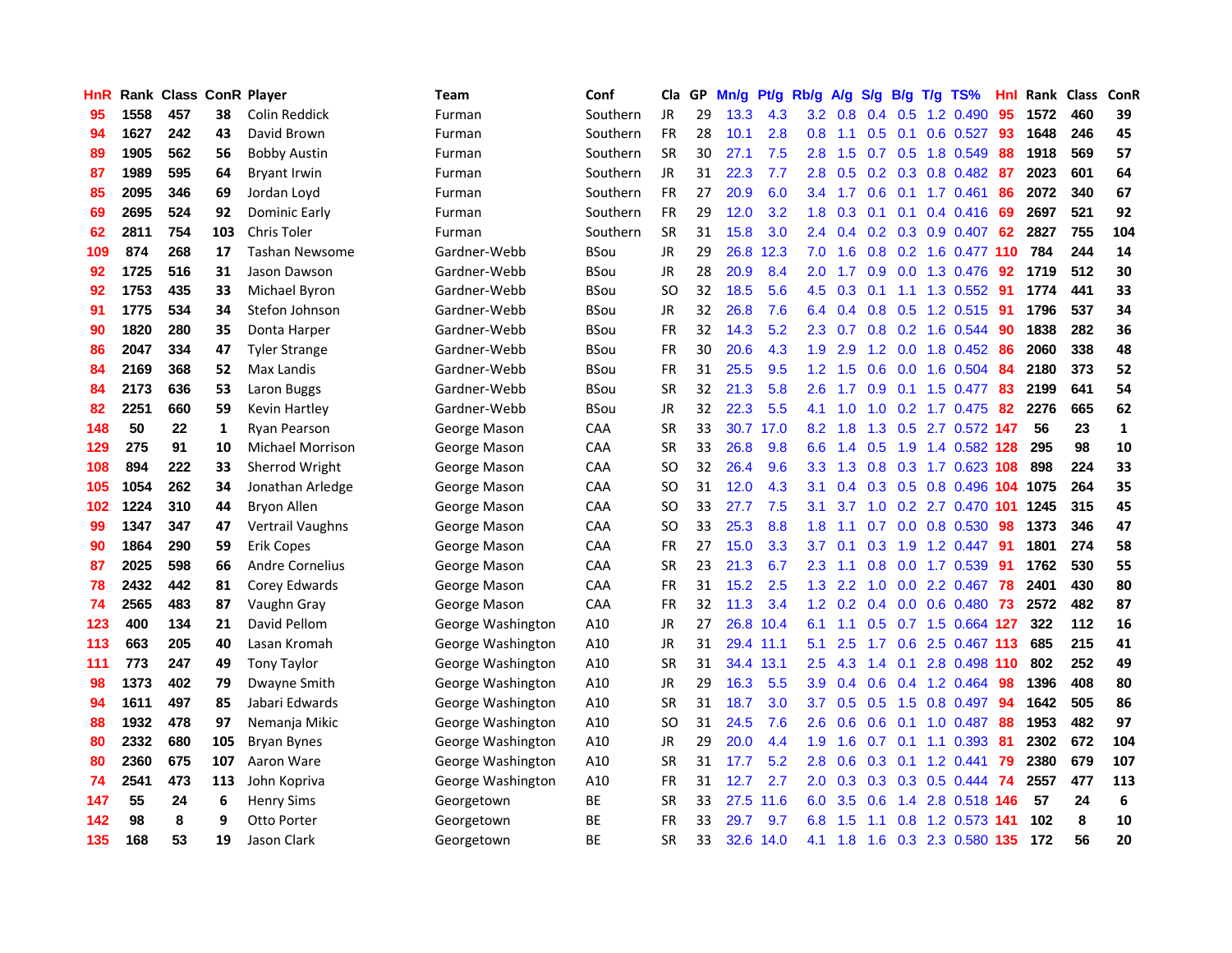| HnR | Rank | Class | ConR | Player | Team | Conf | Cla | GP | Mn/g | Pt/g | Rb/g | A/g | S/g | B/g | T/g | TS% | HnI | Rank | Class | ConR |
|---|---|---|---|---|---|---|---|---|---|---|---|---|---|---|---|---|---|---|---|---|
| 95 | 1558 | 457 | 38 | Colin Reddick | Furman | Southern | JR | 29 | 13.3 | 4.3 | 3.2 | 0.8 | 0.4 | 0.5 | 1.2 | 0.490 | 95 | 1572 | 460 | 39 |
| 94 | 1627 | 242 | 43 | David Brown | Furman | Southern | FR | 28 | 10.1 | 2.8 | 0.8 | 1.1 | 0.5 | 0.1 | 0.6 | 0.527 | 93 | 1648 | 246 | 45 |
| 89 | 1905 | 562 | 56 | Bobby Austin | Furman | Southern | SR | 30 | 27.1 | 7.5 | 2.8 | 1.5 | 0.7 | 0.5 | 1.8 | 0.549 | 88 | 1918 | 569 | 57 |
| 87 | 1989 | 595 | 64 | Bryant Irwin | Furman | Southern | JR | 31 | 22.3 | 7.7 | 2.8 | 0.5 | 0.2 | 0.3 | 0.8 | 0.482 | 87 | 2023 | 601 | 64 |
| 85 | 2095 | 346 | 69 | Jordan Loyd | Furman | Southern | FR | 27 | 20.9 | 6.0 | 3.4 | 1.7 | 0.6 | 0.1 | 1.7 | 0.461 | 86 | 2072 | 340 | 67 |
| 69 | 2695 | 524 | 92 | Dominic Early | Furman | Southern | FR | 29 | 12.0 | 3.2 | 1.8 | 0.3 | 0.1 | 0.1 | 0.4 | 0.416 | 69 | 2697 | 521 | 92 |
| 62 | 2811 | 754 | 103 | Chris Toler | Furman | Southern | SR | 31 | 15.8 | 3.0 | 2.4 | 0.4 | 0.2 | 0.3 | 0.9 | 0.407 | 62 | 2827 | 755 | 104 |
| 109 | 874 | 268 | 17 | Tashan Newsome | Gardner-Webb | BSou | JR | 29 | 26.8 | 12.3 | 7.0 | 1.6 | 0.8 | 0.2 | 1.6 | 0.477 | 110 | 784 | 244 | 14 |
| 92 | 1725 | 516 | 31 | Jason Dawson | Gardner-Webb | BSou | JR | 28 | 20.9 | 8.4 | 2.0 | 1.7 | 0.9 | 0.0 | 1.3 | 0.476 | 92 | 1719 | 512 | 30 |
| 92 | 1753 | 435 | 33 | Michael Byron | Gardner-Webb | BSou | SO | 32 | 18.5 | 5.6 | 4.5 | 0.3 | 0.1 | 1.1 | 1.3 | 0.552 | 91 | 1774 | 441 | 33 |
| 91 | 1775 | 534 | 34 | Stefon Johnson | Gardner-Webb | BSou | JR | 32 | 26.8 | 7.6 | 6.4 | 0.4 | 0.8 | 0.5 | 1.2 | 0.515 | 91 | 1796 | 537 | 34 |
| 90 | 1820 | 280 | 35 | Donta Harper | Gardner-Webb | BSou | FR | 32 | 14.3 | 5.2 | 2.3 | 0.7 | 0.8 | 0.2 | 1.6 | 0.544 | 90 | 1838 | 282 | 36 |
| 86 | 2047 | 334 | 47 | Tyler Strange | Gardner-Webb | BSou | FR | 30 | 20.6 | 4.3 | 1.9 | 2.9 | 1.2 | 0.0 | 1.8 | 0.452 | 86 | 2060 | 338 | 48 |
| 84 | 2169 | 368 | 52 | Max Landis | Gardner-Webb | BSou | FR | 31 | 25.5 | 9.5 | 1.2 | 1.5 | 0.6 | 0.0 | 1.6 | 0.504 | 84 | 2180 | 373 | 52 |
| 84 | 2173 | 636 | 53 | Laron Buggs | Gardner-Webb | BSou | SR | 32 | 21.3 | 5.8 | 2.6 | 1.7 | 0.9 | 0.1 | 1.5 | 0.477 | 83 | 2199 | 641 | 54 |
| 82 | 2251 | 660 | 59 | Kevin Hartley | Gardner-Webb | BSou | JR | 32 | 22.3 | 5.5 | 4.1 | 1.0 | 1.0 | 0.2 | 1.7 | 0.475 | 82 | 2276 | 665 | 62 |
| 148 | 50 | 22 | 1 | Ryan Pearson | George Mason | CAA | SR | 33 | 30.7 | 17.0 | 8.2 | 1.8 | 1.3 | 0.5 | 2.7 | 0.572 | 147 | 56 | 23 | 1 |
| 129 | 275 | 91 | 10 | Michael Morrison | George Mason | CAA | SR | 33 | 26.8 | 9.8 | 6.6 | 1.4 | 0.5 | 1.9 | 1.4 | 0.582 | 128 | 295 | 98 | 10 |
| 108 | 894 | 222 | 33 | Sherrod Wright | George Mason | CAA | SO | 32 | 26.4 | 9.6 | 3.3 | 1.3 | 0.8 | 0.3 | 1.7 | 0.623 | 108 | 898 | 224 | 33 |
| 105 | 1054 | 262 | 34 | Jonathan Arledge | George Mason | CAA | SO | 31 | 12.0 | 4.3 | 3.1 | 0.4 | 0.3 | 0.5 | 0.8 | 0.496 | 104 | 1075 | 264 | 35 |
| 102 | 1224 | 310 | 44 | Bryon Allen | George Mason | CAA | SO | 33 | 27.7 | 7.5 | 3.1 | 3.7 | 1.0 | 0.2 | 2.7 | 0.470 | 101 | 1245 | 315 | 45 |
| 99 | 1347 | 347 | 47 | Vertrail Vaughns | George Mason | CAA | SO | 33 | 25.3 | 8.8 | 1.8 | 1.1 | 0.7 | 0.0 | 0.8 | 0.530 | 98 | 1373 | 346 | 47 |
| 90 | 1864 | 290 | 59 | Erik Copes | George Mason | CAA | FR | 27 | 15.0 | 3.3 | 3.7 | 0.1 | 0.3 | 1.9 | 1.2 | 0.447 | 91 | 1801 | 274 | 58 |
| 87 | 2025 | 598 | 66 | Andre Cornelius | George Mason | CAA | SR | 23 | 21.3 | 6.7 | 2.3 | 1.1 | 0.8 | 0.0 | 1.7 | 0.539 | 91 | 1762 | 530 | 55 |
| 78 | 2432 | 442 | 81 | Corey Edwards | George Mason | CAA | FR | 31 | 15.2 | 2.5 | 1.3 | 2.2 | 1.0 | 0.0 | 2.2 | 0.467 | 78 | 2401 | 430 | 80 |
| 74 | 2565 | 483 | 87 | Vaughn Gray | George Mason | CAA | FR | 32 | 11.3 | 3.4 | 1.2 | 0.2 | 0.4 | 0.0 | 0.6 | 0.480 | 73 | 2572 | 482 | 87 |
| 123 | 400 | 134 | 21 | David Pellom | George Washington | A10 | JR | 27 | 26.8 | 10.4 | 6.1 | 1.1 | 0.5 | 0.7 | 1.5 | 0.664 | 127 | 322 | 112 | 16 |
| 113 | 663 | 205 | 40 | Lasan Kromah | George Washington | A10 | JR | 31 | 29.4 | 11.1 | 5.1 | 2.5 | 1.7 | 0.6 | 2.5 | 0.467 | 113 | 685 | 215 | 41 |
| 111 | 773 | 247 | 49 | Tony Taylor | George Washington | A10 | SR | 31 | 34.4 | 13.1 | 2.5 | 4.3 | 1.4 | 0.1 | 2.8 | 0.498 | 110 | 802 | 252 | 49 |
| 98 | 1373 | 402 | 79 | Dwayne Smith | George Washington | A10 | JR | 29 | 16.3 | 5.5 | 3.9 | 0.4 | 0.6 | 0.4 | 1.2 | 0.464 | 98 | 1396 | 408 | 80 |
| 94 | 1611 | 497 | 85 | Jabari Edwards | George Washington | A10 | SR | 31 | 18.7 | 3.0 | 3.7 | 0.5 | 0.5 | 1.5 | 0.8 | 0.497 | 94 | 1642 | 505 | 86 |
| 88 | 1932 | 478 | 97 | Nemanja Mikic | George Washington | A10 | SO | 31 | 24.5 | 7.6 | 2.6 | 0.6 | 0.6 | 0.1 | 1.0 | 0.487 | 88 | 1953 | 482 | 97 |
| 80 | 2332 | 680 | 105 | Bryan Bynes | George Washington | A10 | JR | 29 | 20.0 | 4.4 | 1.9 | 1.6 | 0.7 | 0.1 | 1.1 | 0.393 | 81 | 2302 | 672 | 104 |
| 80 | 2360 | 675 | 107 | Aaron Ware | George Washington | A10 | SR | 31 | 17.7 | 5.2 | 2.8 | 0.6 | 0.3 | 0.1 | 1.2 | 0.441 | 79 | 2380 | 679 | 107 |
| 74 | 2541 | 473 | 113 | John Kopriva | George Washington | A10 | FR | 31 | 12.7 | 2.7 | 2.0 | 0.3 | 0.3 | 0.3 | 0.5 | 0.444 | 74 | 2557 | 477 | 113 |
| 147 | 55 | 24 | 6 | Henry Sims | Georgetown | BE | SR | 33 | 27.5 | 11.6 | 6.0 | 3.5 | 0.6 | 1.4 | 2.8 | 0.518 | 146 | 57 | 24 | 6 |
| 142 | 98 | 8 | 9 | Otto Porter | Georgetown | BE | FR | 33 | 29.7 | 9.7 | 6.8 | 1.5 | 1.1 | 0.8 | 1.2 | 0.573 | 141 | 102 | 8 | 10 |
| 135 | 168 | 53 | 19 | Jason Clark | Georgetown | BE | SR | 33 | 32.6 | 14.0 | 4.1 | 1.8 | 1.6 | 0.3 | 2.3 | 0.580 | 135 | 172 | 56 | 20 |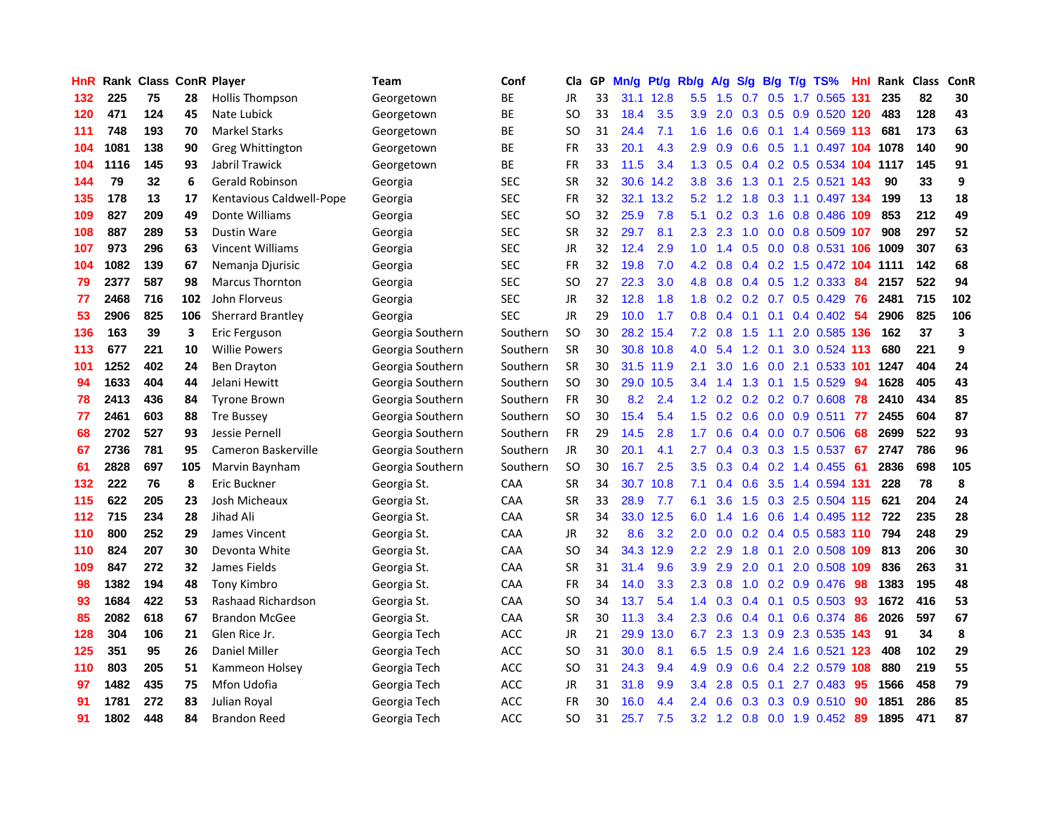| HnR | Rank | Class | ConR | Player | Team | Conf | Cla | GP | Mn/g | Pt/g | Rb/g | A/g | S/g | B/g | T/g | TS% | HnI | Rank | Class | ConR |
|---|---|---|---|---|---|---|---|---|---|---|---|---|---|---|---|---|---|---|---|---|
| 132 | 225 | 75 | 28 | Hollis Thompson | Georgetown | BE | JR | 33 | 31.1 | 12.8 | 5.5 | 1.5 | 0.7 | 0.5 | 1.7 | 0.565 | 131 | 235 | 82 | 30 |
| 120 | 471 | 124 | 45 | Nate Lubick | Georgetown | BE | SO | 33 | 18.4 | 3.5 | 3.9 | 2.0 | 0.3 | 0.5 | 0.9 | 0.520 | 120 | 483 | 128 | 43 |
| 111 | 748 | 193 | 70 | Markel Starks | Georgetown | BE | SO | 31 | 24.4 | 7.1 | 1.6 | 1.6 | 0.6 | 0.1 | 1.4 | 0.569 | 113 | 681 | 173 | 63 |
| 104 | 1081 | 138 | 90 | Greg Whittington | Georgetown | BE | FR | 33 | 20.1 | 4.3 | 2.9 | 0.9 | 0.6 | 0.5 | 1.1 | 0.497 | 104 | 1078 | 140 | 90 |
| 104 | 1116 | 145 | 93 | Jabril Trawick | Georgetown | BE | FR | 33 | 11.5 | 3.4 | 1.3 | 0.5 | 0.4 | 0.2 | 0.5 | 0.534 | 104 | 1117 | 145 | 91 |
| 144 | 79 | 32 | 6 | Gerald Robinson | Georgia | SEC | SR | 32 | 30.6 | 14.2 | 3.8 | 3.6 | 1.3 | 0.1 | 2.5 | 0.521 | 143 | 90 | 33 | 9 |
| 135 | 178 | 13 | 17 | Kentavious Caldwell-Pope | Georgia | SEC | FR | 32 | 32.1 | 13.2 | 5.2 | 1.2 | 1.8 | 0.3 | 1.1 | 0.497 | 134 | 199 | 13 | 18 |
| 109 | 827 | 209 | 49 | Donte Williams | Georgia | SEC | SO | 32 | 25.9 | 7.8 | 5.1 | 0.2 | 0.3 | 1.6 | 0.8 | 0.486 | 109 | 853 | 212 | 49 |
| 108 | 887 | 289 | 53 | Dustin Ware | Georgia | SEC | SR | 32 | 29.7 | 8.1 | 2.3 | 2.3 | 1.0 | 0.0 | 0.8 | 0.509 | 107 | 908 | 297 | 52 |
| 107 | 973 | 296 | 63 | Vincent Williams | Georgia | SEC | JR | 32 | 12.4 | 2.9 | 1.0 | 1.4 | 0.5 | 0.0 | 0.8 | 0.531 | 106 | 1009 | 307 | 63 |
| 104 | 1082 | 139 | 67 | Nemanja Djurisic | Georgia | SEC | FR | 32 | 19.8 | 7.0 | 4.2 | 0.8 | 0.4 | 0.2 | 1.5 | 0.472 | 104 | 1111 | 142 | 68 |
| 79 | 2377 | 587 | 98 | Marcus Thornton | Georgia | SEC | SO | 27 | 22.3 | 3.0 | 4.8 | 0.8 | 0.4 | 0.5 | 1.2 | 0.333 | 84 | 2157 | 522 | 94 |
| 77 | 2468 | 716 | 102 | John Florveus | Georgia | SEC | JR | 32 | 12.8 | 1.8 | 1.8 | 0.2 | 0.2 | 0.7 | 0.5 | 0.429 | 76 | 2481 | 715 | 102 |
| 53 | 2906 | 825 | 106 | Sherrard Brantley | Georgia | SEC | JR | 29 | 10.0 | 1.7 | 0.8 | 0.4 | 0.1 | 0.1 | 0.4 | 0.402 | 54 | 2906 | 825 | 106 |
| 136 | 163 | 39 | 3 | Eric Ferguson | Georgia Southern | Southern | SO | 30 | 28.2 | 15.4 | 7.2 | 0.8 | 1.5 | 1.1 | 2.0 | 0.585 | 136 | 162 | 37 | 3 |
| 113 | 677 | 221 | 10 | Willie Powers | Georgia Southern | Southern | SR | 30 | 30.8 | 10.8 | 4.0 | 5.4 | 1.2 | 0.1 | 3.0 | 0.524 | 113 | 680 | 221 | 9 |
| 101 | 1252 | 402 | 24 | Ben Drayton | Georgia Southern | Southern | SR | 30 | 31.5 | 11.9 | 2.1 | 3.0 | 1.6 | 0.0 | 2.1 | 0.533 | 101 | 1247 | 404 | 24 |
| 94 | 1633 | 404 | 44 | Jelani Hewitt | Georgia Southern | Southern | SO | 30 | 29.0 | 10.5 | 3.4 | 1.4 | 1.3 | 0.1 | 1.5 | 0.529 | 94 | 1628 | 405 | 43 |
| 78 | 2413 | 436 | 84 | Tyrone Brown | Georgia Southern | Southern | FR | 30 | 8.2 | 2.4 | 1.2 | 0.2 | 0.2 | 0.2 | 0.7 | 0.608 | 78 | 2410 | 434 | 85 |
| 77 | 2461 | 603 | 88 | Tre Bussey | Georgia Southern | Southern | SO | 30 | 15.4 | 5.4 | 1.5 | 0.2 | 0.6 | 0.0 | 0.9 | 0.511 | 77 | 2455 | 604 | 87 |
| 68 | 2702 | 527 | 93 | Jessie Pernell | Georgia Southern | Southern | FR | 29 | 14.5 | 2.8 | 1.7 | 0.6 | 0.4 | 0.0 | 0.7 | 0.506 | 68 | 2699 | 522 | 93 |
| 67 | 2736 | 781 | 95 | Cameron Baskerville | Georgia Southern | Southern | JR | 30 | 20.1 | 4.1 | 2.7 | 0.4 | 0.3 | 0.3 | 1.5 | 0.537 | 67 | 2747 | 786 | 96 |
| 61 | 2828 | 697 | 105 | Marvin Baynham | Georgia Southern | Southern | SO | 30 | 16.7 | 2.5 | 3.5 | 0.3 | 0.4 | 0.2 | 1.4 | 0.455 | 61 | 2836 | 698 | 105 |
| 132 | 222 | 76 | 8 | Eric Buckner | Georgia St. | CAA | SR | 34 | 30.7 | 10.8 | 7.1 | 0.4 | 0.6 | 3.5 | 1.4 | 0.594 | 131 | 228 | 78 | 8 |
| 115 | 622 | 205 | 23 | Josh Micheaux | Georgia St. | CAA | SR | 33 | 28.9 | 7.7 | 6.1 | 3.6 | 1.5 | 0.3 | 2.5 | 0.504 | 115 | 621 | 204 | 24 |
| 112 | 715 | 234 | 28 | Jihad Ali | Georgia St. | CAA | SR | 34 | 33.0 | 12.5 | 6.0 | 1.4 | 1.6 | 0.6 | 1.4 | 0.495 | 112 | 722 | 235 | 28 |
| 110 | 800 | 252 | 29 | James Vincent | Georgia St. | CAA | JR | 32 | 8.6 | 3.2 | 2.0 | 0.0 | 0.2 | 0.4 | 0.5 | 0.583 | 110 | 794 | 248 | 29 |
| 110 | 824 | 207 | 30 | Devonta White | Georgia St. | CAA | SO | 34 | 34.3 | 12.9 | 2.2 | 2.9 | 1.8 | 0.1 | 2.0 | 0.508 | 109 | 813 | 206 | 30 |
| 109 | 847 | 272 | 32 | James Fields | Georgia St. | CAA | SR | 31 | 31.4 | 9.6 | 3.9 | 2.9 | 2.0 | 0.1 | 2.0 | 0.508 | 109 | 836 | 263 | 31 |
| 98 | 1382 | 194 | 48 | Tony Kimbro | Georgia St. | CAA | FR | 34 | 14.0 | 3.3 | 2.3 | 0.8 | 1.0 | 0.2 | 0.9 | 0.476 | 98 | 1383 | 195 | 48 |
| 93 | 1684 | 422 | 53 | Rashaad Richardson | Georgia St. | CAA | SO | 34 | 13.7 | 5.4 | 1.4 | 0.3 | 0.4 | 0.1 | 0.5 | 0.503 | 93 | 1672 | 416 | 53 |
| 85 | 2082 | 618 | 67 | Brandon McGee | Georgia St. | CAA | SR | 30 | 11.3 | 3.4 | 2.3 | 0.6 | 0.4 | 0.1 | 0.6 | 0.374 | 86 | 2026 | 597 | 67 |
| 128 | 304 | 106 | 21 | Glen Rice Jr. | Georgia Tech | ACC | JR | 21 | 29.9 | 13.0 | 6.7 | 2.3 | 1.3 | 0.9 | 2.3 | 0.535 | 143 | 91 | 34 | 8 |
| 125 | 351 | 95 | 26 | Daniel Miller | Georgia Tech | ACC | SO | 31 | 30.0 | 8.1 | 6.5 | 1.5 | 0.9 | 2.4 | 1.6 | 0.521 | 123 | 408 | 102 | 29 |
| 110 | 803 | 205 | 51 | Kammeon Holsey | Georgia Tech | ACC | SO | 31 | 24.3 | 9.4 | 4.9 | 0.9 | 0.6 | 0.4 | 2.2 | 0.579 | 108 | 880 | 219 | 55 |
| 97 | 1482 | 435 | 75 | Mfon Udofia | Georgia Tech | ACC | JR | 31 | 31.8 | 9.9 | 3.4 | 2.8 | 0.5 | 0.1 | 2.7 | 0.483 | 95 | 1566 | 458 | 79 |
| 91 | 1781 | 272 | 83 | Julian Royal | Georgia Tech | ACC | FR | 30 | 16.0 | 4.4 | 2.4 | 0.6 | 0.3 | 0.3 | 0.9 | 0.510 | 90 | 1851 | 286 | 85 |
| 91 | 1802 | 448 | 84 | Brandon Reed | Georgia Tech | ACC | SO | 31 | 25.7 | 7.5 | 3.2 | 1.2 | 0.8 | 0.0 | 1.9 | 0.452 | 89 | 1895 | 471 | 87 |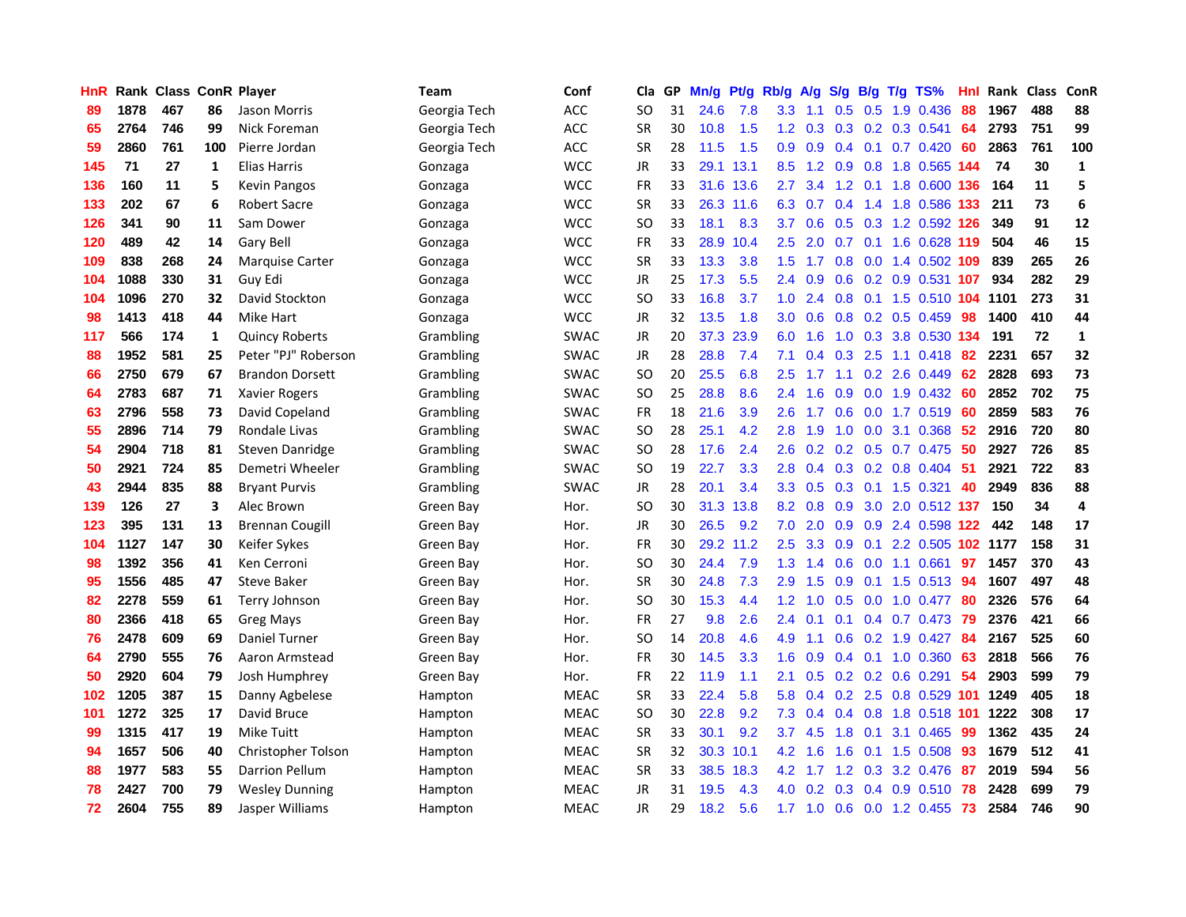| HnR | Rank | Class | ConR | Player | Team | Conf | Cla | GP | Mn/g | Pt/g | Rb/g | A/g | S/g | B/g | T/g | TS% | HnI | Rank | Class | ConR |
|---|---|---|---|---|---|---|---|---|---|---|---|---|---|---|---|---|---|---|---|---|
| 89 | 1878 | 467 | 86 | Jason Morris | Georgia Tech | ACC | SO | 31 | 24.6 | 7.8 | 3.3 | 1.1 | 0.5 | 0.5 | 1.9 | 0.436 | 88 | 1967 | 488 | 88 |
| 65 | 2764 | 746 | 99 | Nick Foreman | Georgia Tech | ACC | SR | 30 | 10.8 | 1.5 | 1.2 | 0.3 | 0.3 | 0.2 | 0.3 | 0.541 | 64 | 2793 | 751 | 99 |
| 59 | 2860 | 761 | 100 | Pierre Jordan | Georgia Tech | ACC | SR | 28 | 11.5 | 1.5 | 0.9 | 0.9 | 0.4 | 0.1 | 0.7 | 0.420 | 60 | 2863 | 761 | 100 |
| 145 | 71 | 27 | 1 | Elias Harris | Gonzaga | WCC | JR | 33 | 29.1 | 13.1 | 8.5 | 1.2 | 0.9 | 0.8 | 1.8 | 0.565 | 144 | 74 | 30 | 1 |
| 136 | 160 | 11 | 5 | Kevin Pangos | Gonzaga | WCC | FR | 33 | 31.6 | 13.6 | 2.7 | 3.4 | 1.2 | 0.1 | 1.8 | 0.600 | 136 | 164 | 11 | 5 |
| 133 | 202 | 67 | 6 | Robert Sacre | Gonzaga | WCC | SR | 33 | 26.3 | 11.6 | 6.3 | 0.7 | 0.4 | 1.4 | 1.8 | 0.586 | 133 | 211 | 73 | 6 |
| 126 | 341 | 90 | 11 | Sam Dower | Gonzaga | WCC | SO | 33 | 18.1 | 8.3 | 3.7 | 0.6 | 0.5 | 0.3 | 1.2 | 0.592 | 126 | 349 | 91 | 12 |
| 120 | 489 | 42 | 14 | Gary Bell | Gonzaga | WCC | FR | 33 | 28.9 | 10.4 | 2.5 | 2.0 | 0.7 | 0.1 | 1.6 | 0.628 | 119 | 504 | 46 | 15 |
| 109 | 838 | 268 | 24 | Marquise Carter | Gonzaga | WCC | SR | 33 | 13.3 | 3.8 | 1.5 | 1.7 | 0.8 | 0.0 | 1.4 | 0.502 | 109 | 839 | 265 | 26 |
| 104 | 1088 | 330 | 31 | Guy Edi | Gonzaga | WCC | JR | 25 | 17.3 | 5.5 | 2.4 | 0.9 | 0.6 | 0.2 | 0.9 | 0.531 | 107 | 934 | 282 | 29 |
| 104 | 1096 | 270 | 32 | David Stockton | Gonzaga | WCC | SO | 33 | 16.8 | 3.7 | 1.0 | 2.4 | 0.8 | 0.1 | 1.5 | 0.510 | 104 | 1101 | 273 | 31 |
| 98 | 1413 | 418 | 44 | Mike Hart | Gonzaga | WCC | JR | 32 | 13.5 | 1.8 | 3.0 | 0.6 | 0.8 | 0.2 | 0.5 | 0.459 | 98 | 1400 | 410 | 44 |
| 117 | 566 | 174 | 1 | Quincy Roberts | Grambling | SWAC | JR | 20 | 37.3 | 23.9 | 6.0 | 1.6 | 1.0 | 0.3 | 3.8 | 0.530 | 134 | 191 | 72 | 1 |
| 88 | 1952 | 581 | 25 | Peter "PJ" Roberson | Grambling | SWAC | JR | 28 | 28.8 | 7.4 | 7.1 | 0.4 | 0.3 | 2.5 | 1.1 | 0.418 | 82 | 2231 | 657 | 32 |
| 66 | 2750 | 679 | 67 | Brandon Dorsett | Grambling | SWAC | SO | 20 | 25.5 | 6.8 | 2.5 | 1.7 | 1.1 | 0.2 | 2.6 | 0.449 | 62 | 2828 | 693 | 73 |
| 64 | 2783 | 687 | 71 | Xavier Rogers | Grambling | SWAC | SO | 25 | 28.8 | 8.6 | 2.4 | 1.6 | 0.9 | 0.0 | 1.9 | 0.432 | 60 | 2852 | 702 | 75 |
| 63 | 2796 | 558 | 73 | David Copeland | Grambling | SWAC | FR | 18 | 21.6 | 3.9 | 2.6 | 1.7 | 0.6 | 0.0 | 1.7 | 0.519 | 60 | 2859 | 583 | 76 |
| 55 | 2896 | 714 | 79 | Rondale Livas | Grambling | SWAC | SO | 28 | 25.1 | 4.2 | 2.8 | 1.9 | 1.0 | 0.0 | 3.1 | 0.368 | 52 | 2916 | 720 | 80 |
| 54 | 2904 | 718 | 81 | Steven Danridge | Grambling | SWAC | SO | 28 | 17.6 | 2.4 | 2.6 | 0.2 | 0.2 | 0.5 | 0.7 | 0.475 | 50 | 2927 | 726 | 85 |
| 50 | 2921 | 724 | 85 | Demetri Wheeler | Grambling | SWAC | SO | 19 | 22.7 | 3.3 | 2.8 | 0.4 | 0.3 | 0.2 | 0.8 | 0.404 | 51 | 2921 | 722 | 83 |
| 43 | 2944 | 835 | 88 | Bryant Purvis | Grambling | SWAC | JR | 28 | 20.1 | 3.4 | 3.3 | 0.5 | 0.3 | 0.1 | 1.5 | 0.321 | 40 | 2949 | 836 | 88 |
| 139 | 126 | 27 | 3 | Alec Brown | Green Bay | Hor. | SO | 30 | 31.3 | 13.8 | 8.2 | 0.8 | 0.9 | 3.0 | 2.0 | 0.512 | 137 | 150 | 34 | 4 |
| 123 | 395 | 131 | 13 | Brennan Cougill | Green Bay | Hor. | JR | 30 | 26.5 | 9.2 | 7.0 | 2.0 | 0.9 | 0.9 | 2.4 | 0.598 | 122 | 442 | 148 | 17 |
| 104 | 1127 | 147 | 30 | Keifer Sykes | Green Bay | Hor. | FR | 30 | 29.2 | 11.2 | 2.5 | 3.3 | 0.9 | 0.1 | 2.2 | 0.505 | 102 | 1177 | 158 | 31 |
| 98 | 1392 | 356 | 41 | Ken Cerroni | Green Bay | Hor. | SO | 30 | 24.4 | 7.9 | 1.3 | 1.4 | 0.6 | 0.0 | 1.1 | 0.661 | 97 | 1457 | 370 | 43 |
| 95 | 1556 | 485 | 47 | Steve Baker | Green Bay | Hor. | SR | 30 | 24.8 | 7.3 | 2.9 | 1.5 | 0.9 | 0.1 | 1.5 | 0.513 | 94 | 1607 | 497 | 48 |
| 82 | 2278 | 559 | 61 | Terry Johnson | Green Bay | Hor. | SO | 30 | 15.3 | 4.4 | 1.2 | 1.0 | 0.5 | 0.0 | 1.0 | 0.477 | 80 | 2326 | 576 | 64 |
| 80 | 2366 | 418 | 65 | Greg Mays | Green Bay | Hor. | FR | 27 | 9.8 | 2.6 | 2.4 | 0.1 | 0.1 | 0.4 | 0.7 | 0.473 | 79 | 2376 | 421 | 66 |
| 76 | 2478 | 609 | 69 | Daniel Turner | Green Bay | Hor. | SO | 14 | 20.8 | 4.6 | 4.9 | 1.1 | 0.6 | 0.2 | 1.9 | 0.427 | 84 | 2167 | 525 | 60 |
| 64 | 2790 | 555 | 76 | Aaron Armstead | Green Bay | Hor. | FR | 30 | 14.5 | 3.3 | 1.6 | 0.9 | 0.4 | 0.1 | 1.0 | 0.360 | 63 | 2818 | 566 | 76 |
| 50 | 2920 | 604 | 79 | Josh Humphrey | Green Bay | Hor. | FR | 22 | 11.9 | 1.1 | 2.1 | 0.5 | 0.2 | 0.2 | 0.6 | 0.291 | 54 | 2903 | 599 | 79 |
| 102 | 1205 | 387 | 15 | Danny Agbelese | Hampton | MEAC | SR | 33 | 22.4 | 5.8 | 5.8 | 0.4 | 0.2 | 2.5 | 0.8 | 0.529 | 101 | 1249 | 405 | 18 |
| 101 | 1272 | 325 | 17 | David Bruce | Hampton | MEAC | SO | 30 | 22.8 | 9.2 | 7.3 | 0.4 | 0.4 | 0.8 | 1.8 | 0.518 | 101 | 1222 | 308 | 17 |
| 99 | 1315 | 417 | 19 | Mike Tuitt | Hampton | MEAC | SR | 33 | 30.1 | 9.2 | 3.7 | 4.5 | 1.8 | 0.1 | 3.1 | 0.465 | 99 | 1362 | 435 | 24 |
| 94 | 1657 | 506 | 40 | Christopher Tolson | Hampton | MEAC | SR | 32 | 30.3 | 10.1 | 4.2 | 1.6 | 1.6 | 0.1 | 1.5 | 0.508 | 93 | 1679 | 512 | 41 |
| 88 | 1977 | 583 | 55 | Darrion Pellum | Hampton | MEAC | SR | 33 | 38.5 | 18.3 | 4.2 | 1.7 | 1.2 | 0.3 | 3.2 | 0.476 | 87 | 2019 | 594 | 56 |
| 78 | 2427 | 700 | 79 | Wesley Dunning | Hampton | MEAC | JR | 31 | 19.5 | 4.3 | 4.0 | 0.2 | 0.3 | 0.4 | 0.9 | 0.510 | 78 | 2428 | 699 | 79 |
| 72 | 2604 | 755 | 89 | Jasper Williams | Hampton | MEAC | JR | 29 | 18.2 | 5.6 | 1.7 | 1.0 | 0.6 | 0.0 | 1.2 | 0.455 | 73 | 2584 | 746 | 90 |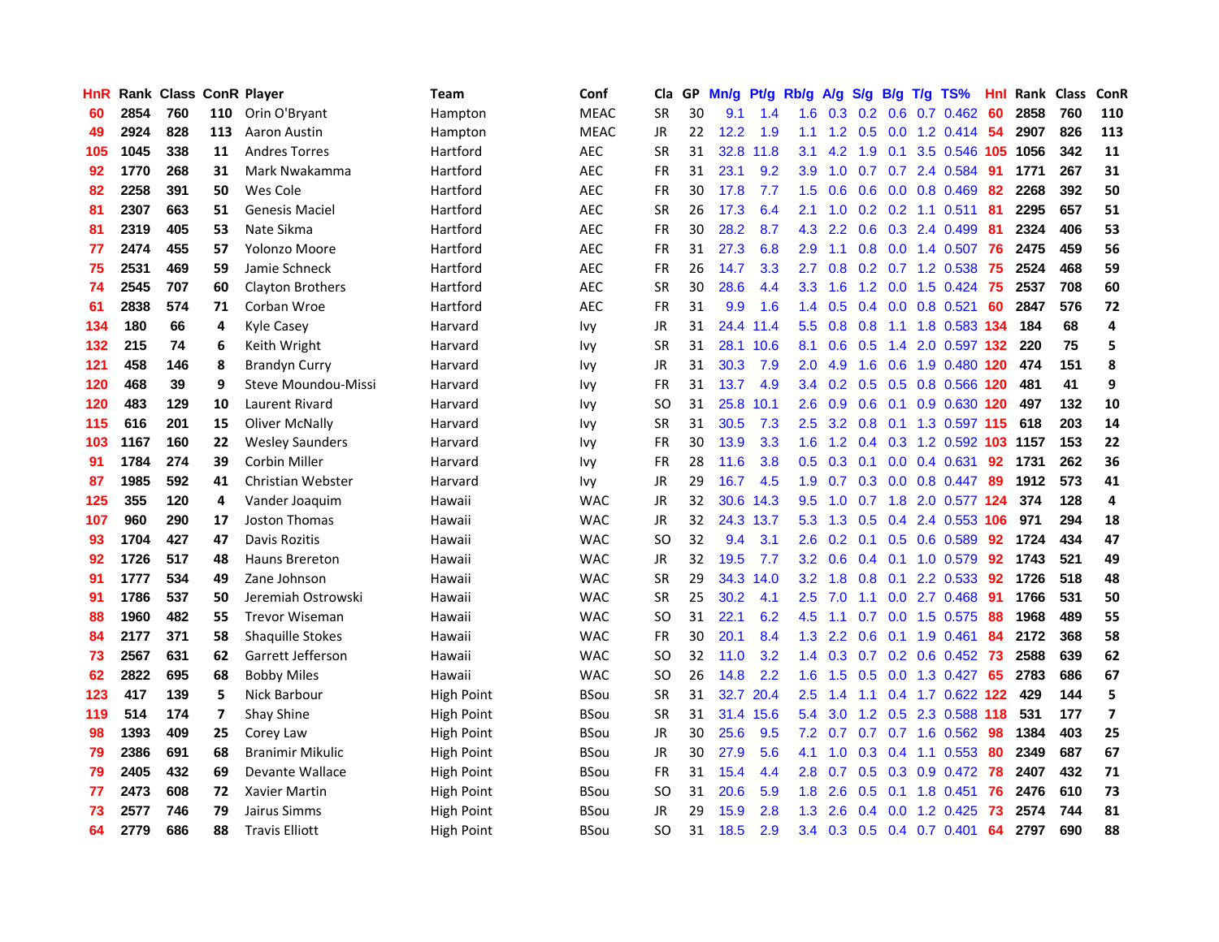| HnR | Rank | Class | ConR | Player | Team | Conf | Cla | GP | Mn/g | Pt/g | Rb/g | A/g | S/g | B/g | T/g | TS% | HnI | Rank | Class | ConR |
|---|---|---|---|---|---|---|---|---|---|---|---|---|---|---|---|---|---|---|---|---|
| 60 | 2854 | 760 | 110 | Orin O'Bryant | Hampton | MEAC | SR | 30 | 9.1 | 1.4 | 1.6 | 0.3 | 0.2 | 0.6 | 0.7 | 0.462 | 60 | 2858 | 760 | 110 |
| 49 | 2924 | 828 | 113 | Aaron Austin | Hampton | MEAC | JR | 22 | 12.2 | 1.9 | 1.1 | 1.2 | 0.5 | 0.0 | 1.2 | 0.414 | 54 | 2907 | 826 | 113 |
| 105 | 1045 | 338 | 11 | Andres Torres | Hartford | AEC | SR | 31 | 32.8 | 11.8 | 3.1 | 4.2 | 1.9 | 0.1 | 3.5 | 0.546 | 105 | 1056 | 342 | 11 |
| 92 | 1770 | 268 | 31 | Mark Nwakamma | Hartford | AEC | FR | 31 | 23.1 | 9.2 | 3.9 | 1.0 | 0.7 | 0.7 | 2.4 | 0.584 | 91 | 1771 | 267 | 31 |
| 82 | 2258 | 391 | 50 | Wes Cole | Hartford | AEC | FR | 30 | 17.8 | 7.7 | 1.5 | 0.6 | 0.6 | 0.0 | 0.8 | 0.469 | 82 | 2268 | 392 | 50 |
| 81 | 2307 | 663 | 51 | Genesis Maciel | Hartford | AEC | SR | 26 | 17.3 | 6.4 | 2.1 | 1.0 | 0.2 | 0.2 | 1.1 | 0.511 | 81 | 2295 | 657 | 51 |
| 81 | 2319 | 405 | 53 | Nate Sikma | Hartford | AEC | FR | 30 | 28.2 | 8.7 | 4.3 | 2.2 | 0.6 | 0.3 | 2.4 | 0.499 | 81 | 2324 | 406 | 53 |
| 77 | 2474 | 455 | 57 | Yolonzo Moore | Hartford | AEC | FR | 31 | 27.3 | 6.8 | 2.9 | 1.1 | 0.8 | 0.0 | 1.4 | 0.507 | 76 | 2475 | 459 | 56 |
| 75 | 2531 | 469 | 59 | Jamie Schneck | Hartford | AEC | FR | 26 | 14.7 | 3.3 | 2.7 | 0.8 | 0.2 | 0.7 | 1.2 | 0.538 | 75 | 2524 | 468 | 59 |
| 74 | 2545 | 707 | 60 | Clayton Brothers | Hartford | AEC | SR | 30 | 28.6 | 4.4 | 3.3 | 1.6 | 1.2 | 0.0 | 1.5 | 0.424 | 75 | 2537 | 708 | 60 |
| 61 | 2838 | 574 | 71 | Corban Wroe | Hartford | AEC | FR | 31 | 9.9 | 1.6 | 1.4 | 0.5 | 0.4 | 0.0 | 0.8 | 0.521 | 60 | 2847 | 576 | 72 |
| 134 | 180 | 66 | 4 | Kyle Casey | Harvard | Ivy | JR | 31 | 24.4 | 11.4 | 5.5 | 0.8 | 0.8 | 1.1 | 1.8 | 0.583 | 134 | 184 | 68 | 4 |
| 132 | 215 | 74 | 6 | Keith Wright | Harvard | Ivy | SR | 31 | 28.1 | 10.6 | 8.1 | 0.6 | 0.5 | 1.4 | 2.0 | 0.597 | 132 | 220 | 75 | 5 |
| 121 | 458 | 146 | 8 | Brandyn Curry | Harvard | Ivy | JR | 31 | 30.3 | 7.9 | 2.0 | 4.9 | 1.6 | 0.6 | 1.9 | 0.480 | 120 | 474 | 151 | 8 |
| 120 | 468 | 39 | 9 | Steve Moundou-Missi | Harvard | Ivy | FR | 31 | 13.7 | 4.9 | 3.4 | 0.2 | 0.5 | 0.5 | 0.8 | 0.566 | 120 | 481 | 41 | 9 |
| 120 | 483 | 129 | 10 | Laurent Rivard | Harvard | Ivy | SO | 31 | 25.8 | 10.1 | 2.6 | 0.9 | 0.6 | 0.1 | 0.9 | 0.630 | 120 | 497 | 132 | 10 |
| 115 | 616 | 201 | 15 | Oliver McNally | Harvard | Ivy | SR | 31 | 30.5 | 7.3 | 2.5 | 3.2 | 0.8 | 0.1 | 1.3 | 0.597 | 115 | 618 | 203 | 14 |
| 103 | 1167 | 160 | 22 | Wesley Saunders | Harvard | Ivy | FR | 30 | 13.9 | 3.3 | 1.6 | 1.2 | 0.4 | 0.3 | 1.2 | 0.592 | 103 | 1157 | 153 | 22 |
| 91 | 1784 | 274 | 39 | Corbin Miller | Harvard | Ivy | FR | 28 | 11.6 | 3.8 | 0.5 | 0.3 | 0.1 | 0.0 | 0.4 | 0.631 | 92 | 1731 | 262 | 36 |
| 87 | 1985 | 592 | 41 | Christian Webster | Harvard | Ivy | JR | 29 | 16.7 | 4.5 | 1.9 | 0.7 | 0.3 | 0.0 | 0.8 | 0.447 | 89 | 1912 | 573 | 41 |
| 125 | 355 | 120 | 4 | Vander Joaquim | Hawaii | WAC | JR | 32 | 30.6 | 14.3 | 9.5 | 1.0 | 0.7 | 1.8 | 2.0 | 0.577 | 124 | 374 | 128 | 4 |
| 107 | 960 | 290 | 17 | Joston Thomas | Hawaii | WAC | JR | 32 | 24.3 | 13.7 | 5.3 | 1.3 | 0.5 | 0.4 | 2.4 | 0.553 | 106 | 971 | 294 | 18 |
| 93 | 1704 | 427 | 47 | Davis Rozitis | Hawaii | WAC | SO | 32 | 9.4 | 3.1 | 2.6 | 0.2 | 0.1 | 0.5 | 0.6 | 0.589 | 92 | 1724 | 434 | 47 |
| 92 | 1726 | 517 | 48 | Hauns Brereton | Hawaii | WAC | JR | 32 | 19.5 | 7.7 | 3.2 | 0.6 | 0.4 | 0.1 | 1.0 | 0.579 | 92 | 1743 | 521 | 49 |
| 91 | 1777 | 534 | 49 | Zane Johnson | Hawaii | WAC | SR | 29 | 34.3 | 14.0 | 3.2 | 1.8 | 0.8 | 0.1 | 2.2 | 0.533 | 92 | 1726 | 518 | 48 |
| 91 | 1786 | 537 | 50 | Jeremiah Ostrowski | Hawaii | WAC | SR | 25 | 30.2 | 4.1 | 2.5 | 7.0 | 1.1 | 0.0 | 2.7 | 0.468 | 91 | 1766 | 531 | 50 |
| 88 | 1960 | 482 | 55 | Trevor Wiseman | Hawaii | WAC | SO | 31 | 22.1 | 6.2 | 4.5 | 1.1 | 0.7 | 0.0 | 1.5 | 0.575 | 88 | 1968 | 489 | 55 |
| 84 | 2177 | 371 | 58 | Shaquille Stokes | Hawaii | WAC | FR | 30 | 20.1 | 8.4 | 1.3 | 2.2 | 0.6 | 0.1 | 1.9 | 0.461 | 84 | 2172 | 368 | 58 |
| 73 | 2567 | 631 | 62 | Garrett Jefferson | Hawaii | WAC | SO | 32 | 11.0 | 3.2 | 1.4 | 0.3 | 0.7 | 0.2 | 0.6 | 0.452 | 73 | 2588 | 639 | 62 |
| 62 | 2822 | 695 | 68 | Bobby Miles | Hawaii | WAC | SO | 26 | 14.8 | 2.2 | 1.6 | 1.5 | 0.5 | 0.0 | 1.3 | 0.427 | 65 | 2783 | 686 | 67 |
| 123 | 417 | 139 | 5 | Nick Barbour | High Point | BSou | SR | 31 | 32.7 | 20.4 | 2.5 | 1.4 | 1.1 | 0.4 | 1.7 | 0.622 | 122 | 429 | 144 | 5 |
| 119 | 514 | 174 | 7 | Shay Shine | High Point | BSou | SR | 31 | 31.4 | 15.6 | 5.4 | 3.0 | 1.2 | 0.5 | 2.3 | 0.588 | 118 | 531 | 177 | 7 |
| 98 | 1393 | 409 | 25 | Corey Law | High Point | BSou | JR | 30 | 25.6 | 9.5 | 7.2 | 0.7 | 0.7 | 0.7 | 1.6 | 0.562 | 98 | 1384 | 403 | 25 |
| 79 | 2386 | 691 | 68 | Branimir Mikulic | High Point | BSou | JR | 30 | 27.9 | 5.6 | 4.1 | 1.0 | 0.3 | 0.4 | 1.1 | 0.553 | 80 | 2349 | 687 | 67 |
| 79 | 2405 | 432 | 69 | Devante Wallace | High Point | BSou | FR | 31 | 15.4 | 4.4 | 2.8 | 0.7 | 0.5 | 0.3 | 0.9 | 0.472 | 78 | 2407 | 432 | 71 |
| 77 | 2473 | 608 | 72 | Xavier Martin | High Point | BSou | SO | 31 | 20.6 | 5.9 | 1.8 | 2.6 | 0.5 | 0.1 | 1.8 | 0.451 | 76 | 2476 | 610 | 73 |
| 73 | 2577 | 746 | 79 | Jairus Simms | High Point | BSou | JR | 29 | 15.9 | 2.8 | 1.3 | 2.6 | 0.4 | 0.0 | 1.2 | 0.425 | 73 | 2574 | 744 | 81 |
| 64 | 2779 | 686 | 88 | Travis Elliott | High Point | BSou | SO | 31 | 18.5 | 2.9 | 3.4 | 0.3 | 0.5 | 0.4 | 0.7 | 0.401 | 64 | 2797 | 690 | 88 |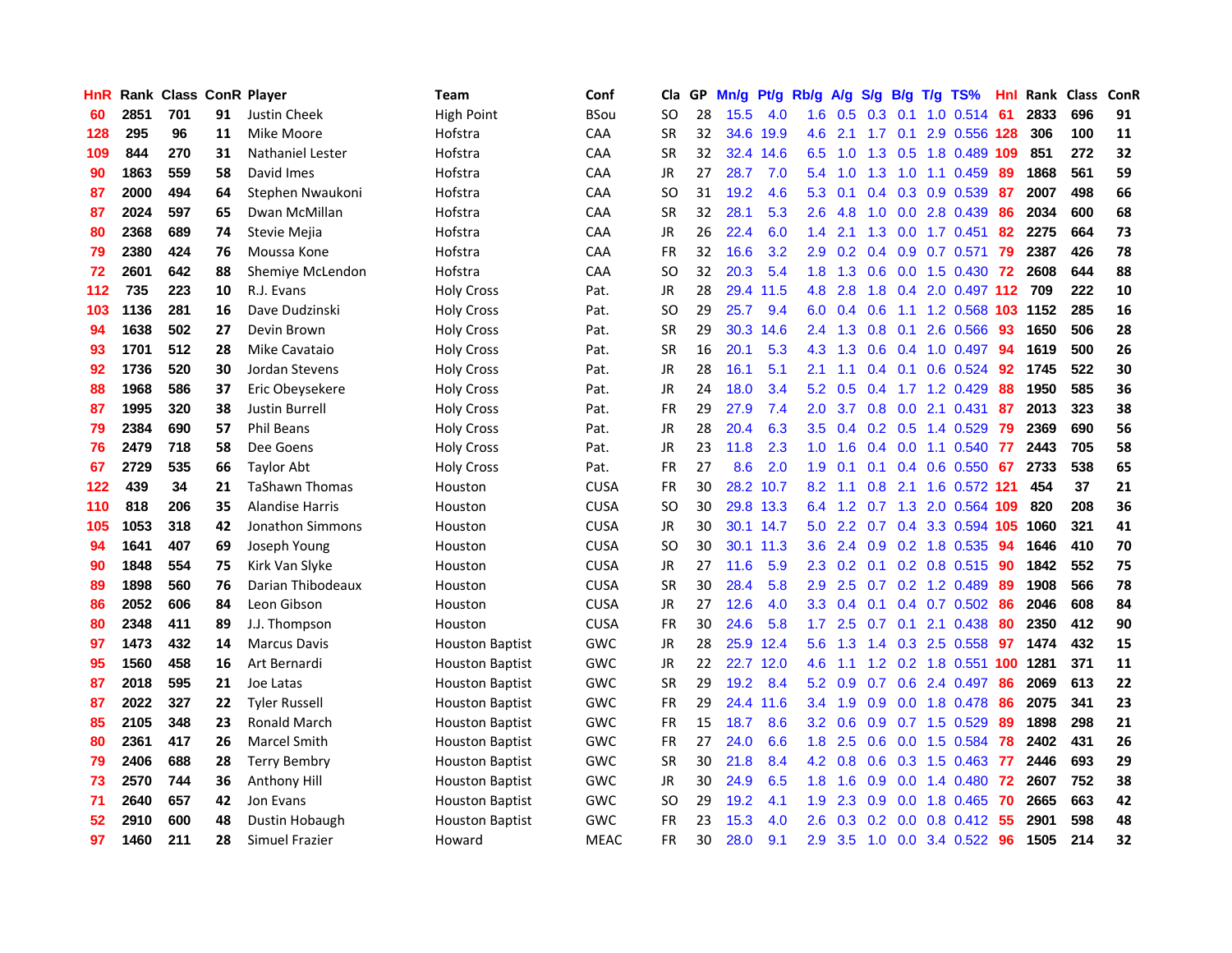| HnR | Rank | Class | ConR | Player | Team | Conf | Cla | GP | Mn/g | Pt/g | Rb/g | A/g | S/g | B/g | T/g | TS% | HnI | Rank | Class | ConR |
|---|---|---|---|---|---|---|---|---|---|---|---|---|---|---|---|---|---|---|---|---|
| 60 | 2851 | 701 | 91 | Justin Cheek | High Point | BSou | SO | 28 | 15.5 | 4.0 | 1.6 | 0.5 | 0.3 | 0.1 | 1.0 | 0.514 | 61 | 2833 | 696 | 91 |
| 128 | 295 | 96 | 11 | Mike Moore | Hofstra | CAA | SR | 32 | 34.6 | 19.9 | 4.6 | 2.1 | 1.7 | 0.1 | 2.9 | 0.556 | 128 | 306 | 100 | 11 |
| 109 | 844 | 270 | 31 | Nathaniel Lester | Hofstra | CAA | SR | 32 | 32.4 | 14.6 | 6.5 | 1.0 | 1.3 | 0.5 | 1.8 | 0.489 | 109 | 851 | 272 | 32 |
| 90 | 1863 | 559 | 58 | David Imes | Hofstra | CAA | JR | 27 | 28.7 | 7.0 | 5.4 | 1.0 | 1.3 | 1.0 | 1.1 | 0.459 | 89 | 1868 | 561 | 59 |
| 87 | 2000 | 494 | 64 | Stephen Nwaukoni | Hofstra | CAA | SO | 31 | 19.2 | 4.6 | 5.3 | 0.1 | 0.4 | 0.3 | 0.9 | 0.539 | 87 | 2007 | 498 | 66 |
| 87 | 2024 | 597 | 65 | Dwan McMillan | Hofstra | CAA | SR | 32 | 28.1 | 5.3 | 2.6 | 4.8 | 1.0 | 0.0 | 2.8 | 0.439 | 86 | 2034 | 600 | 68 |
| 80 | 2368 | 689 | 74 | Stevie Mejia | Hofstra | CAA | JR | 26 | 22.4 | 6.0 | 1.4 | 2.1 | 1.3 | 0.0 | 1.7 | 0.451 | 82 | 2275 | 664 | 73 |
| 79 | 2380 | 424 | 76 | Moussa Kone | Hofstra | CAA | FR | 32 | 16.6 | 3.2 | 2.9 | 0.2 | 0.4 | 0.9 | 0.7 | 0.571 | 79 | 2387 | 426 | 78 |
| 72 | 2601 | 642 | 88 | Shemiye McLendon | Hofstra | CAA | SO | 32 | 20.3 | 5.4 | 1.8 | 1.3 | 0.6 | 0.0 | 1.5 | 0.430 | 72 | 2608 | 644 | 88 |
| 112 | 735 | 223 | 10 | R.J. Evans | Holy Cross | Pat. | JR | 28 | 29.4 | 11.5 | 4.8 | 2.8 | 1.8 | 0.4 | 2.0 | 0.497 | 112 | 709 | 222 | 10 |
| 103 | 1136 | 281 | 16 | Dave Dudzinski | Holy Cross | Pat. | SO | 29 | 25.7 | 9.4 | 6.0 | 0.4 | 0.6 | 1.1 | 1.2 | 0.568 | 103 | 1152 | 285 | 16 |
| 94 | 1638 | 502 | 27 | Devin Brown | Holy Cross | Pat. | SR | 29 | 30.3 | 14.6 | 2.4 | 1.3 | 0.8 | 0.1 | 2.6 | 0.566 | 93 | 1650 | 506 | 28 |
| 93 | 1701 | 512 | 28 | Mike Cavataio | Holy Cross | Pat. | SR | 16 | 20.1 | 5.3 | 4.3 | 1.3 | 0.6 | 0.4 | 1.0 | 0.497 | 94 | 1619 | 500 | 26 |
| 92 | 1736 | 520 | 30 | Jordan Stevens | Holy Cross | Pat. | JR | 28 | 16.1 | 5.1 | 2.1 | 1.1 | 0.4 | 0.1 | 0.6 | 0.524 | 92 | 1745 | 522 | 30 |
| 88 | 1968 | 586 | 37 | Eric Obeysekere | Holy Cross | Pat. | JR | 24 | 18.0 | 3.4 | 5.2 | 0.5 | 0.4 | 1.7 | 1.2 | 0.429 | 88 | 1950 | 585 | 36 |
| 87 | 1995 | 320 | 38 | Justin Burrell | Holy Cross | Pat. | FR | 29 | 27.9 | 7.4 | 2.0 | 3.7 | 0.8 | 0.0 | 2.1 | 0.431 | 87 | 2013 | 323 | 38 |
| 79 | 2384 | 690 | 57 | Phil Beans | Holy Cross | Pat. | JR | 28 | 20.4 | 6.3 | 3.5 | 0.4 | 0.2 | 0.5 | 1.4 | 0.529 | 79 | 2369 | 690 | 56 |
| 76 | 2479 | 718 | 58 | Dee Goens | Holy Cross | Pat. | JR | 23 | 11.8 | 2.3 | 1.0 | 1.6 | 0.4 | 0.0 | 1.1 | 0.540 | 77 | 2443 | 705 | 58 |
| 67 | 2729 | 535 | 66 | Taylor Abt | Holy Cross | Pat. | FR | 27 | 8.6 | 2.0 | 1.9 | 0.1 | 0.1 | 0.4 | 0.6 | 0.550 | 67 | 2733 | 538 | 65 |
| 122 | 439 | 34 | 21 | TaShawn Thomas | Houston | CUSA | FR | 30 | 28.2 | 10.7 | 8.2 | 1.1 | 0.8 | 2.1 | 1.6 | 0.572 | 121 | 454 | 37 | 21 |
| 110 | 818 | 206 | 35 | Alandise Harris | Houston | CUSA | SO | 30 | 29.8 | 13.3 | 6.4 | 1.2 | 0.7 | 1.3 | 2.0 | 0.564 | 109 | 820 | 208 | 36 |
| 105 | 1053 | 318 | 42 | Jonathon Simmons | Houston | CUSA | JR | 30 | 30.1 | 14.7 | 5.0 | 2.2 | 0.7 | 0.4 | 3.3 | 0.594 | 105 | 1060 | 321 | 41 |
| 94 | 1641 | 407 | 69 | Joseph Young | Houston | CUSA | SO | 30 | 30.1 | 11.3 | 3.6 | 2.4 | 0.9 | 0.2 | 1.8 | 0.535 | 94 | 1646 | 410 | 70 |
| 90 | 1848 | 554 | 75 | Kirk Van Slyke | Houston | CUSA | JR | 27 | 11.6 | 5.9 | 2.3 | 0.2 | 0.1 | 0.2 | 0.8 | 0.515 | 90 | 1842 | 552 | 75 |
| 89 | 1898 | 560 | 76 | Darian Thibodeaux | Houston | CUSA | SR | 30 | 28.4 | 5.8 | 2.9 | 2.5 | 0.7 | 0.2 | 1.2 | 0.489 | 89 | 1908 | 566 | 78 |
| 86 | 2052 | 606 | 84 | Leon Gibson | Houston | CUSA | JR | 27 | 12.6 | 4.0 | 3.3 | 0.4 | 0.1 | 0.4 | 0.7 | 0.502 | 86 | 2046 | 608 | 84 |
| 80 | 2348 | 411 | 89 | J.J. Thompson | Houston | CUSA | FR | 30 | 24.6 | 5.8 | 1.7 | 2.5 | 0.7 | 0.1 | 2.1 | 0.438 | 80 | 2350 | 412 | 90 |
| 97 | 1473 | 432 | 14 | Marcus Davis | Houston Baptist | GWC | JR | 28 | 25.9 | 12.4 | 5.6 | 1.3 | 1.4 | 0.3 | 2.5 | 0.558 | 97 | 1474 | 432 | 15 |
| 95 | 1560 | 458 | 16 | Art Bernardi | Houston Baptist | GWC | JR | 22 | 22.7 | 12.0 | 4.6 | 1.1 | 1.2 | 0.2 | 1.8 | 0.551 | 100 | 1281 | 371 | 11 |
| 87 | 2018 | 595 | 21 | Joe Latas | Houston Baptist | GWC | SR | 29 | 19.2 | 8.4 | 5.2 | 0.9 | 0.7 | 0.6 | 2.4 | 0.497 | 86 | 2069 | 613 | 22 |
| 87 | 2022 | 327 | 22 | Tyler Russell | Houston Baptist | GWC | FR | 29 | 24.4 | 11.6 | 3.4 | 1.9 | 0.9 | 0.0 | 1.8 | 0.478 | 86 | 2075 | 341 | 23 |
| 85 | 2105 | 348 | 23 | Ronald March | Houston Baptist | GWC | FR | 15 | 18.7 | 8.6 | 3.2 | 0.6 | 0.9 | 0.7 | 1.5 | 0.529 | 89 | 1898 | 298 | 21 |
| 80 | 2361 | 417 | 26 | Marcel Smith | Houston Baptist | GWC | FR | 27 | 24.0 | 6.6 | 1.8 | 2.5 | 0.6 | 0.0 | 1.5 | 0.584 | 78 | 2402 | 431 | 26 |
| 79 | 2406 | 688 | 28 | Terry Bembry | Houston Baptist | GWC | SR | 30 | 21.8 | 8.4 | 4.2 | 0.8 | 0.6 | 0.3 | 1.5 | 0.463 | 77 | 2446 | 693 | 29 |
| 73 | 2570 | 744 | 36 | Anthony Hill | Houston Baptist | GWC | JR | 30 | 24.9 | 6.5 | 1.8 | 1.6 | 0.9 | 0.0 | 1.4 | 0.480 | 72 | 2607 | 752 | 38 |
| 71 | 2640 | 657 | 42 | Jon Evans | Houston Baptist | GWC | SO | 29 | 19.2 | 4.1 | 1.9 | 2.3 | 0.9 | 0.0 | 1.8 | 0.465 | 70 | 2665 | 663 | 42 |
| 52 | 2910 | 600 | 48 | Dustin Hobaugh | Houston Baptist | GWC | FR | 23 | 15.3 | 4.0 | 2.6 | 0.3 | 0.2 | 0.0 | 0.8 | 0.412 | 55 | 2901 | 598 | 48 |
| 97 | 1460 | 211 | 28 | Simuel Frazier | Howard | MEAC | FR | 30 | 28.0 | 9.1 | 2.9 | 3.5 | 1.0 | 0.0 | 3.4 | 0.522 | 96 | 1505 | 214 | 32 |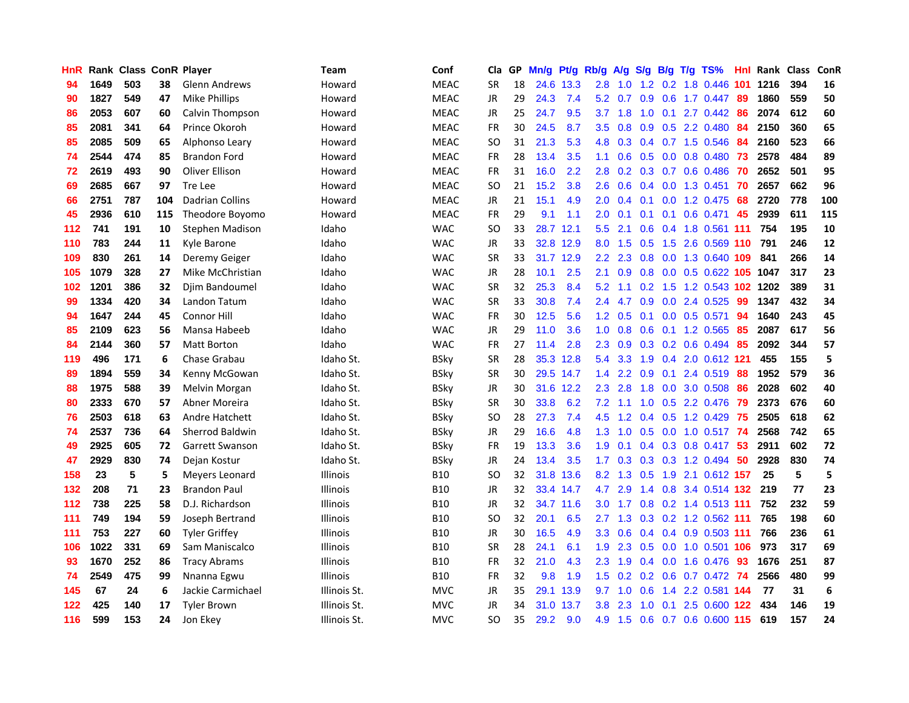| HnR | Rank | Class | ConR | Player | Team | Conf | Cla | GP | Mn/g | Pt/g | Rb/g | A/g | S/g | B/g | T/g | TS% | Hnl | Rank | Class | ConR |
|---|---|---|---|---|---|---|---|---|---|---|---|---|---|---|---|---|---|---|---|---|
| 94 | 1649 | 503 | 38 | Glenn Andrews | Howard | MEAC | SR | 18 | 24.6 | 13.3 | 2.8 | 1.0 | 1.2 | 0.2 | 1.8 | 0.446 | 101 | 1216 | 394 | 16 |
| 90 | 1827 | 549 | 47 | Mike Phillips | Howard | MEAC | JR | 29 | 24.3 | 7.4 | 5.2 | 0.7 | 0.9 | 0.6 | 1.7 | 0.447 | 89 | 1860 | 559 | 50 |
| 86 | 2053 | 607 | 60 | Calvin Thompson | Howard | MEAC | JR | 25 | 24.7 | 9.5 | 3.7 | 1.8 | 1.0 | 0.1 | 2.7 | 0.442 | 86 | 2074 | 612 | 60 |
| 85 | 2081 | 341 | 64 | Prince Okoroh | Howard | MEAC | FR | 30 | 24.5 | 8.7 | 3.5 | 0.8 | 0.9 | 0.5 | 2.2 | 0.480 | 84 | 2150 | 360 | 65 |
| 85 | 2085 | 509 | 65 | Alphonso Leary | Howard | MEAC | SO | 31 | 21.3 | 5.3 | 4.8 | 0.3 | 0.4 | 0.7 | 1.5 | 0.546 | 84 | 2160 | 523 | 66 |
| 74 | 2544 | 474 | 85 | Brandon Ford | Howard | MEAC | FR | 28 | 13.4 | 3.5 | 1.1 | 0.6 | 0.5 | 0.0 | 0.8 | 0.480 | 73 | 2578 | 484 | 89 |
| 72 | 2619 | 493 | 90 | Oliver Ellison | Howard | MEAC | FR | 31 | 16.0 | 2.2 | 2.8 | 0.2 | 0.3 | 0.7 | 0.6 | 0.486 | 70 | 2652 | 501 | 95 |
| 69 | 2685 | 667 | 97 | Tre Lee | Howard | MEAC | SO | 21 | 15.2 | 3.8 | 2.6 | 0.6 | 0.4 | 0.0 | 1.3 | 0.451 | 70 | 2657 | 662 | 96 |
| 66 | 2751 | 787 | 104 | Dadrian Collins | Howard | MEAC | JR | 21 | 15.1 | 4.9 | 2.0 | 0.4 | 0.1 | 0.0 | 1.2 | 0.475 | 68 | 2720 | 778 | 100 |
| 45 | 2936 | 610 | 115 | Theodore Boyomo | Howard | MEAC | FR | 29 | 9.1 | 1.1 | 2.0 | 0.1 | 0.1 | 0.1 | 0.6 | 0.471 | 45 | 2939 | 611 | 115 |
| 112 | 741 | 191 | 10 | Stephen Madison | Idaho | WAC | SO | 33 | 28.7 | 12.1 | 5.5 | 2.1 | 0.6 | 0.4 | 1.8 | 0.561 | 111 | 754 | 195 | 10 |
| 110 | 783 | 244 | 11 | Kyle Barone | Idaho | WAC | JR | 33 | 32.8 | 12.9 | 8.0 | 1.5 | 0.5 | 1.5 | 2.6 | 0.569 | 110 | 791 | 246 | 12 |
| 109 | 830 | 261 | 14 | Deremy Geiger | Idaho | WAC | SR | 33 | 31.7 | 12.9 | 2.2 | 2.3 | 0.8 | 0.0 | 1.3 | 0.640 | 109 | 841 | 266 | 14 |
| 105 | 1079 | 328 | 27 | Mike McChristian | Idaho | WAC | JR | 28 | 10.1 | 2.5 | 2.1 | 0.9 | 0.8 | 0.0 | 0.5 | 0.622 | 105 | 1047 | 317 | 23 |
| 102 | 1201 | 386 | 32 | Djim Bandoumel | Idaho | WAC | SR | 32 | 25.3 | 8.4 | 5.2 | 1.1 | 0.2 | 1.5 | 1.2 | 0.543 | 102 | 1202 | 389 | 31 |
| 99 | 1334 | 420 | 34 | Landon Tatum | Idaho | WAC | SR | 33 | 30.8 | 7.4 | 2.4 | 4.7 | 0.9 | 0.0 | 2.4 | 0.525 | 99 | 1347 | 432 | 34 |
| 94 | 1647 | 244 | 45 | Connor Hill | Idaho | WAC | FR | 30 | 12.5 | 5.6 | 1.2 | 0.5 | 0.1 | 0.0 | 0.5 | 0.571 | 94 | 1640 | 243 | 45 |
| 85 | 2109 | 623 | 56 | Mansa Habeeb | Idaho | WAC | JR | 29 | 11.0 | 3.6 | 1.0 | 0.8 | 0.6 | 0.1 | 1.2 | 0.565 | 85 | 2087 | 617 | 56 |
| 84 | 2144 | 360 | 57 | Matt Borton | Idaho | WAC | FR | 27 | 11.4 | 2.8 | 2.3 | 0.9 | 0.3 | 0.2 | 0.6 | 0.494 | 85 | 2092 | 344 | 57 |
| 119 | 496 | 171 | 6 | Chase Grabau | Idaho St. | BSky | SR | 28 | 35.3 | 12.8 | 5.4 | 3.3 | 1.9 | 0.4 | 2.0 | 0.612 | 121 | 455 | 155 | 5 |
| 89 | 1894 | 559 | 34 | Kenny McGowan | Idaho St. | BSky | SR | 30 | 29.5 | 14.7 | 1.4 | 2.2 | 0.9 | 0.1 | 2.4 | 0.519 | 88 | 1952 | 579 | 36 |
| 88 | 1975 | 588 | 39 | Melvin Morgan | Idaho St. | BSky | JR | 30 | 31.6 | 12.2 | 2.3 | 2.8 | 1.8 | 0.0 | 3.0 | 0.508 | 86 | 2028 | 602 | 40 |
| 80 | 2333 | 670 | 57 | Abner Moreira | Idaho St. | BSky | SR | 30 | 33.8 | 6.2 | 7.2 | 1.1 | 1.0 | 0.5 | 2.2 | 0.476 | 79 | 2373 | 676 | 60 |
| 76 | 2503 | 618 | 63 | Andre Hatchett | Idaho St. | BSky | SO | 28 | 27.3 | 7.4 | 4.5 | 1.2 | 0.4 | 0.5 | 1.2 | 0.429 | 75 | 2505 | 618 | 62 |
| 74 | 2537 | 736 | 64 | Sherrod Baldwin | Idaho St. | BSky | JR | 29 | 16.6 | 4.8 | 1.3 | 1.0 | 0.5 | 0.0 | 1.0 | 0.517 | 74 | 2568 | 742 | 65 |
| 49 | 2925 | 605 | 72 | Garrett Swanson | Idaho St. | BSky | FR | 19 | 13.3 | 3.6 | 1.9 | 0.1 | 0.4 | 0.3 | 0.8 | 0.417 | 53 | 2911 | 602 | 72 |
| 47 | 2929 | 830 | 74 | Dejan Kostur | Idaho St. | BSky | JR | 24 | 13.4 | 3.5 | 1.7 | 0.3 | 0.3 | 0.3 | 1.2 | 0.494 | 50 | 2928 | 830 | 74 |
| 158 | 23 | 5 | 5 | Meyers Leonard | Illinois | B10 | SO | 32 | 31.8 | 13.6 | 8.2 | 1.3 | 0.5 | 1.9 | 2.1 | 0.612 | 157 | 25 | 5 | 5 |
| 132 | 208 | 71 | 23 | Brandon Paul | Illinois | B10 | JR | 32 | 33.4 | 14.7 | 4.7 | 2.9 | 1.4 | 0.8 | 3.4 | 0.514 | 132 | 219 | 77 | 23 |
| 112 | 738 | 225 | 58 | D.J. Richardson | Illinois | B10 | JR | 32 | 34.7 | 11.6 | 3.0 | 1.7 | 0.8 | 0.2 | 1.4 | 0.513 | 111 | 752 | 232 | 59 |
| 111 | 749 | 194 | 59 | Joseph Bertrand | Illinois | B10 | SO | 32 | 20.1 | 6.5 | 2.7 | 1.3 | 0.3 | 0.2 | 1.2 | 0.562 | 111 | 765 | 198 | 60 |
| 111 | 753 | 227 | 60 | Tyler Griffey | Illinois | B10 | JR | 30 | 16.5 | 4.9 | 3.3 | 0.6 | 0.4 | 0.4 | 0.9 | 0.503 | 111 | 766 | 236 | 61 |
| 106 | 1022 | 331 | 69 | Sam Maniscalco | Illinois | B10 | SR | 28 | 24.1 | 6.1 | 1.9 | 2.3 | 0.5 | 0.0 | 1.0 | 0.501 | 106 | 973 | 317 | 69 |
| 93 | 1670 | 252 | 86 | Tracy Abrams | Illinois | B10 | FR | 32 | 21.0 | 4.3 | 2.3 | 1.9 | 0.4 | 0.0 | 1.6 | 0.476 | 93 | 1676 | 251 | 87 |
| 74 | 2549 | 475 | 99 | Nnanna Egwu | Illinois | B10 | FR | 32 | 9.8 | 1.9 | 1.5 | 0.2 | 0.2 | 0.6 | 0.7 | 0.472 | 74 | 2566 | 480 | 99 |
| 145 | 67 | 24 | 6 | Jackie Carmichael | Illinois St. | MVC | JR | 35 | 29.1 | 13.9 | 9.7 | 1.0 | 0.6 | 1.4 | 2.2 | 0.581 | 144 | 77 | 31 | 6 |
| 122 | 425 | 140 | 17 | Tyler Brown | Illinois St. | MVC | JR | 34 | 31.0 | 13.7 | 3.8 | 2.3 | 1.0 | 0.1 | 2.5 | 0.600 | 122 | 434 | 146 | 19 |
| 116 | 599 | 153 | 24 | Jon Ekey | Illinois St. | MVC | SO | 35 | 29.2 | 9.0 | 4.9 | 1.5 | 0.6 | 0.7 | 0.6 | 0.600 | 115 | 619 | 157 | 24 |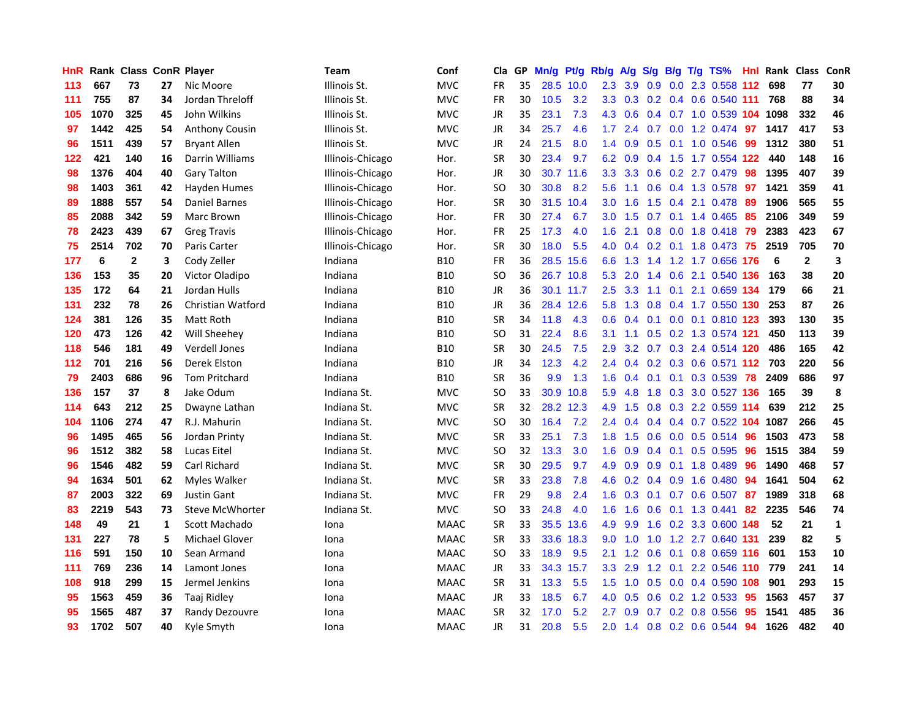| HnR | Rank | Class | ConR | Player | Team | Conf | Cla | GP | Mn/g | Pt/g | Rb/g | A/g | S/g | B/g | T/g | TS% | HnI | Rank | Class | ConR |
|---|---|---|---|---|---|---|---|---|---|---|---|---|---|---|---|---|---|---|---|---|
| 113 | 667 | 73 | 27 | Nic Moore | Illinois St. | MVC | FR | 35 | 28.5 | 10.0 | 2.3 | 3.9 | 0.9 | 0.0 | 2.3 | 0.558 | 112 | 698 | 77 | 30 |
| 111 | 755 | 87 | 34 | Jordan Threloff | Illinois St. | MVC | FR | 30 | 10.5 | 3.2 | 3.3 | 0.3 | 0.2 | 0.4 | 0.6 | 0.540 | 111 | 768 | 88 | 34 |
| 105 | 1070 | 325 | 45 | John Wilkins | Illinois St. | MVC | JR | 35 | 23.1 | 7.3 | 4.3 | 0.6 | 0.4 | 0.7 | 1.0 | 0.539 | 104 | 1098 | 332 | 46 |
| 97 | 1442 | 425 | 54 | Anthony Cousin | Illinois St. | MVC | JR | 34 | 25.7 | 4.6 | 1.7 | 2.4 | 0.7 | 0.0 | 1.2 | 0.474 | 97 | 1417 | 417 | 53 |
| 96 | 1511 | 439 | 57 | Bryant Allen | Illinois St. | MVC | JR | 24 | 21.5 | 8.0 | 1.4 | 0.9 | 0.5 | 0.1 | 1.0 | 0.546 | 99 | 1312 | 380 | 51 |
| 122 | 421 | 140 | 16 | Darrin Williams | Illinois-Chicago | Hor. | SR | 30 | 23.4 | 9.7 | 6.2 | 0.9 | 0.4 | 1.5 | 1.7 | 0.554 | 122 | 440 | 148 | 16 |
| 98 | 1376 | 404 | 40 | Gary Talton | Illinois-Chicago | Hor. | JR | 30 | 30.7 | 11.6 | 3.3 | 3.3 | 0.6 | 0.2 | 2.7 | 0.479 | 98 | 1395 | 407 | 39 |
| 98 | 1403 | 361 | 42 | Hayden Humes | Illinois-Chicago | Hor. | SO | 30 | 30.8 | 8.2 | 5.6 | 1.1 | 0.6 | 0.4 | 1.3 | 0.578 | 97 | 1421 | 359 | 41 |
| 89 | 1888 | 557 | 54 | Daniel Barnes | Illinois-Chicago | Hor. | SR | 30 | 31.5 | 10.4 | 3.0 | 1.6 | 1.5 | 0.4 | 2.1 | 0.478 | 89 | 1906 | 565 | 55 |
| 85 | 2088 | 342 | 59 | Marc Brown | Illinois-Chicago | Hor. | FR | 30 | 27.4 | 6.7 | 3.0 | 1.5 | 0.7 | 0.1 | 1.4 | 0.465 | 85 | 2106 | 349 | 59 |
| 78 | 2423 | 439 | 67 | Greg Travis | Illinois-Chicago | Hor. | FR | 25 | 17.3 | 4.0 | 1.6 | 2.1 | 0.8 | 0.0 | 1.8 | 0.418 | 79 | 2383 | 423 | 67 |
| 75 | 2514 | 702 | 70 | Paris Carter | Illinois-Chicago | Hor. | SR | 30 | 18.0 | 5.5 | 4.0 | 0.4 | 0.2 | 0.1 | 1.8 | 0.473 | 75 | 2519 | 705 | 70 |
| 177 | 6 | 2 | 3 | Cody Zeller | Indiana | B10 | FR | 36 | 28.5 | 15.6 | 6.6 | 1.3 | 1.4 | 1.2 | 1.7 | 0.656 | 176 | 6 | 2 | 3 |
| 136 | 153 | 35 | 20 | Victor Oladipo | Indiana | B10 | SO | 36 | 26.7 | 10.8 | 5.3 | 2.0 | 1.4 | 0.6 | 2.1 | 0.540 | 136 | 163 | 38 | 20 |
| 135 | 172 | 64 | 21 | Jordan Hulls | Indiana | B10 | JR | 36 | 30.1 | 11.7 | 2.5 | 3.3 | 1.1 | 0.1 | 2.1 | 0.659 | 134 | 179 | 66 | 21 |
| 131 | 232 | 78 | 26 | Christian Watford | Indiana | B10 | JR | 36 | 28.4 | 12.6 | 5.8 | 1.3 | 0.8 | 0.4 | 1.7 | 0.550 | 130 | 253 | 87 | 26 |
| 124 | 381 | 126 | 35 | Matt Roth | Indiana | B10 | SR | 34 | 11.8 | 4.3 | 0.6 | 0.4 | 0.1 | 0.0 | 0.1 | 0.810 | 123 | 393 | 130 | 35 |
| 120 | 473 | 126 | 42 | Will Sheehey | Indiana | B10 | SO | 31 | 22.4 | 8.6 | 3.1 | 1.1 | 0.5 | 0.2 | 1.3 | 0.574 | 121 | 450 | 113 | 39 |
| 118 | 546 | 181 | 49 | Verdell Jones | Indiana | B10 | SR | 30 | 24.5 | 7.5 | 2.9 | 3.2 | 0.7 | 0.3 | 2.4 | 0.514 | 120 | 486 | 165 | 42 |
| 112 | 701 | 216 | 56 | Derek Elston | Indiana | B10 | JR | 34 | 12.3 | 4.2 | 2.4 | 0.4 | 0.2 | 0.3 | 0.6 | 0.571 | 112 | 703 | 220 | 56 |
| 79 | 2403 | 686 | 96 | Tom Pritchard | Indiana | B10 | SR | 36 | 9.9 | 1.3 | 1.6 | 0.4 | 0.1 | 0.1 | 0.3 | 0.539 | 78 | 2409 | 686 | 97 |
| 136 | 157 | 37 | 8 | Jake Odum | Indiana St. | MVC | SO | 33 | 30.9 | 10.8 | 5.9 | 4.8 | 1.8 | 0.3 | 3.0 | 0.527 | 136 | 165 | 39 | 8 |
| 114 | 643 | 212 | 25 | Dwayne Lathan | Indiana St. | MVC | SR | 32 | 28.2 | 12.3 | 4.9 | 1.5 | 0.8 | 0.3 | 2.2 | 0.559 | 114 | 639 | 212 | 25 |
| 104 | 1106 | 274 | 47 | R.J. Mahurin | Indiana St. | MVC | SO | 30 | 16.4 | 7.2 | 2.4 | 0.4 | 0.4 | 0.4 | 0.7 | 0.522 | 104 | 1087 | 266 | 45 |
| 96 | 1495 | 465 | 56 | Jordan Printy | Indiana St. | MVC | SR | 33 | 25.1 | 7.3 | 1.8 | 1.5 | 0.6 | 0.0 | 0.5 | 0.514 | 96 | 1503 | 473 | 58 |
| 96 | 1512 | 382 | 58 | Lucas Eitel | Indiana St. | MVC | SO | 32 | 13.3 | 3.0 | 1.6 | 0.9 | 0.4 | 0.1 | 0.5 | 0.595 | 96 | 1515 | 384 | 59 |
| 96 | 1546 | 482 | 59 | Carl Richard | Indiana St. | MVC | SR | 30 | 29.5 | 9.7 | 4.9 | 0.9 | 0.9 | 0.1 | 1.8 | 0.489 | 96 | 1490 | 468 | 57 |
| 94 | 1634 | 501 | 62 | Myles Walker | Indiana St. | MVC | SR | 33 | 23.8 | 7.8 | 4.6 | 0.2 | 0.4 | 0.9 | 1.6 | 0.480 | 94 | 1641 | 504 | 62 |
| 87 | 2003 | 322 | 69 | Justin Gant | Indiana St. | MVC | FR | 29 | 9.8 | 2.4 | 1.6 | 0.3 | 0.1 | 0.7 | 0.6 | 0.507 | 87 | 1989 | 318 | 68 |
| 83 | 2219 | 543 | 73 | Steve McWhorter | Indiana St. | MVC | SO | 33 | 24.8 | 4.0 | 1.6 | 1.6 | 0.6 | 0.1 | 1.3 | 0.441 | 82 | 2235 | 546 | 74 |
| 148 | 49 | 21 | 1 | Scott Machado | Iona | MAAC | SR | 33 | 35.5 | 13.6 | 4.9 | 9.9 | 1.6 | 0.2 | 3.3 | 0.600 | 148 | 52 | 21 | 1 |
| 131 | 227 | 78 | 5 | Michael Glover | Iona | MAAC | SR | 33 | 33.6 | 18.3 | 9.0 | 1.0 | 1.0 | 1.2 | 2.7 | 0.640 | 131 | 239 | 82 | 5 |
| 116 | 591 | 150 | 10 | Sean Armand | Iona | MAAC | SO | 33 | 18.9 | 9.5 | 2.1 | 1.2 | 0.6 | 0.1 | 0.8 | 0.659 | 116 | 601 | 153 | 10 |
| 111 | 769 | 236 | 14 | Lamont Jones | Iona | MAAC | JR | 33 | 34.3 | 15.7 | 3.3 | 2.9 | 1.2 | 0.1 | 2.2 | 0.546 | 110 | 779 | 241 | 14 |
| 108 | 918 | 299 | 15 | Jermel Jenkins | Iona | MAAC | SR | 31 | 13.3 | 5.5 | 1.5 | 1.0 | 0.5 | 0.0 | 0.4 | 0.590 | 108 | 901 | 293 | 15 |
| 95 | 1563 | 459 | 36 | Taaj Ridley | Iona | MAAC | JR | 33 | 18.5 | 6.7 | 4.0 | 0.5 | 0.6 | 0.2 | 1.2 | 0.533 | 95 | 1563 | 457 | 37 |
| 95 | 1565 | 487 | 37 | Randy Dezouvre | Iona | MAAC | SR | 32 | 17.0 | 5.2 | 2.7 | 0.9 | 0.7 | 0.2 | 0.8 | 0.556 | 95 | 1541 | 485 | 36 |
| 93 | 1702 | 507 | 40 | Kyle Smyth | Iona | MAAC | JR | 31 | 20.8 | 5.5 | 2.0 | 1.4 | 0.8 | 0.2 | 0.6 | 0.544 | 94 | 1626 | 482 | 40 |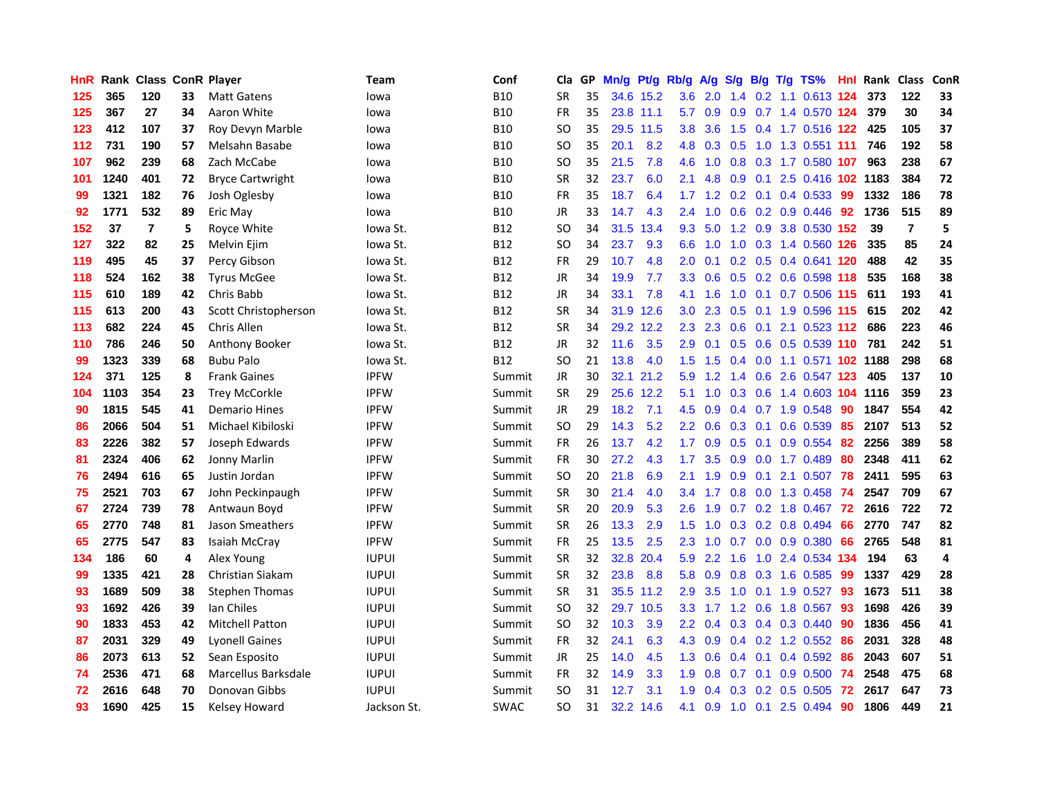| HnR | Rank | Class | ConR | Player | Team | Conf | Cla | GP | Mn/g | Pt/g | Rb/g | A/g | S/g | B/g | T/g | TS% | Hnl | Rank | Class | ConR |
|---|---|---|---|---|---|---|---|---|---|---|---|---|---|---|---|---|---|---|---|---|
| 125 | 365 | 120 | 33 | Matt Gatens | Iowa | B10 | SR | 35 | 34.6 | 15.2 | 3.6 | 2.0 | 1.4 | 0.2 | 1.1 | 0.613 | 124 | 373 | 122 | 33 |
| 125 | 367 | 27 | 34 | Aaron White | Iowa | B10 | FR | 35 | 23.8 | 11.1 | 5.7 | 0.9 | 0.9 | 0.7 | 1.4 | 0.570 | 124 | 379 | 30 | 34 |
| 123 | 412 | 107 | 37 | Roy Devyn Marble | Iowa | B10 | SO | 35 | 29.5 | 11.5 | 3.8 | 3.6 | 1.5 | 0.4 | 1.7 | 0.516 | 122 | 425 | 105 | 37 |
| 112 | 731 | 190 | 57 | Melsahn Basabe | Iowa | B10 | SO | 35 | 20.1 | 8.2 | 4.8 | 0.3 | 0.5 | 1.0 | 1.3 | 0.551 | 111 | 746 | 192 | 58 |
| 107 | 962 | 239 | 68 | Zach McCabe | Iowa | B10 | SO | 35 | 21.5 | 7.8 | 4.6 | 1.0 | 0.8 | 0.3 | 1.7 | 0.580 | 107 | 963 | 238 | 67 |
| 101 | 1240 | 401 | 72 | Bryce Cartwright | Iowa | B10 | SR | 32 | 23.7 | 6.0 | 2.1 | 4.8 | 0.9 | 0.1 | 2.5 | 0.416 | 102 | 1183 | 384 | 72 |
| 99 | 1321 | 182 | 76 | Josh Oglesby | Iowa | B10 | FR | 35 | 18.7 | 6.4 | 1.7 | 1.2 | 0.2 | 0.1 | 0.4 | 0.533 | 99 | 1332 | 186 | 78 |
| 92 | 1771 | 532 | 89 | Eric May | Iowa | B10 | JR | 33 | 14.7 | 4.3 | 2.4 | 1.0 | 0.6 | 0.2 | 0.9 | 0.446 | 92 | 1736 | 515 | 89 |
| 152 | 37 | 7 | 5 | Royce White | Iowa St. | B12 | SO | 34 | 31.5 | 13.4 | 9.3 | 5.0 | 1.2 | 0.9 | 3.8 | 0.530 | 152 | 39 | 7 | 5 |
| 127 | 322 | 82 | 25 | Melvin Ejim | Iowa St. | B12 | SO | 34 | 23.7 | 9.3 | 6.6 | 1.0 | 1.0 | 0.3 | 1.4 | 0.560 | 126 | 335 | 85 | 24 |
| 119 | 495 | 45 | 37 | Percy Gibson | Iowa St. | B12 | FR | 29 | 10.7 | 4.8 | 2.0 | 0.1 | 0.2 | 0.5 | 0.4 | 0.641 | 120 | 488 | 42 | 35 |
| 118 | 524 | 162 | 38 | Tyrus McGee | Iowa St. | B12 | JR | 34 | 19.9 | 7.7 | 3.3 | 0.6 | 0.5 | 0.2 | 0.6 | 0.598 | 118 | 535 | 168 | 38 |
| 115 | 610 | 189 | 42 | Chris Babb | Iowa St. | B12 | JR | 34 | 33.1 | 7.8 | 4.1 | 1.6 | 1.0 | 0.1 | 0.7 | 0.506 | 115 | 611 | 193 | 41 |
| 115 | 613 | 200 | 43 | Scott Christopherson | Iowa St. | B12 | SR | 34 | 31.9 | 12.6 | 3.0 | 2.3 | 0.5 | 0.1 | 1.9 | 0.596 | 115 | 615 | 202 | 42 |
| 113 | 682 | 224 | 45 | Chris Allen | Iowa St. | B12 | SR | 34 | 29.2 | 12.2 | 2.3 | 2.3 | 0.6 | 0.1 | 2.1 | 0.523 | 112 | 686 | 223 | 46 |
| 110 | 786 | 246 | 50 | Anthony Booker | Iowa St. | B12 | JR | 32 | 11.6 | 3.5 | 2.9 | 0.1 | 0.5 | 0.6 | 0.5 | 0.539 | 110 | 781 | 242 | 51 |
| 99 | 1323 | 339 | 68 | Bubu Palo | Iowa St. | B12 | SO | 21 | 13.8 | 4.0 | 1.5 | 1.5 | 0.4 | 0.0 | 1.1 | 0.571 | 102 | 1188 | 298 | 68 |
| 124 | 371 | 125 | 8 | Frank Gaines | IPFW | Summit | JR | 30 | 32.1 | 21.2 | 5.9 | 1.2 | 1.4 | 0.6 | 2.6 | 0.547 | 123 | 405 | 137 | 10 |
| 104 | 1103 | 354 | 23 | Trey McCorkle | IPFW | Summit | SR | 29 | 25.6 | 12.2 | 5.1 | 1.0 | 0.3 | 0.6 | 1.4 | 0.603 | 104 | 1116 | 359 | 23 |
| 90 | 1815 | 545 | 41 | Demario Hines | IPFW | Summit | JR | 29 | 18.2 | 7.1 | 4.5 | 0.9 | 0.4 | 0.7 | 1.9 | 0.548 | 90 | 1847 | 554 | 42 |
| 86 | 2066 | 504 | 51 | Michael Kibiloski | IPFW | Summit | SO | 29 | 14.3 | 5.2 | 2.2 | 0.6 | 0.3 | 0.1 | 0.6 | 0.539 | 85 | 2107 | 513 | 52 |
| 83 | 2226 | 382 | 57 | Joseph Edwards | IPFW | Summit | FR | 26 | 13.7 | 4.2 | 1.7 | 0.9 | 0.5 | 0.1 | 0.9 | 0.554 | 82 | 2256 | 389 | 58 |
| 81 | 2324 | 406 | 62 | Jonny Marlin | IPFW | Summit | FR | 30 | 27.2 | 4.3 | 1.7 | 3.5 | 0.9 | 0.0 | 1.7 | 0.489 | 80 | 2348 | 411 | 62 |
| 76 | 2494 | 616 | 65 | Justin Jordan | IPFW | Summit | SO | 20 | 21.8 | 6.9 | 2.1 | 1.9 | 0.9 | 0.1 | 2.1 | 0.507 | 78 | 2411 | 595 | 63 |
| 75 | 2521 | 703 | 67 | John Peckinpaugh | IPFW | Summit | SR | 30 | 21.4 | 4.0 | 3.4 | 1.7 | 0.8 | 0.0 | 1.3 | 0.458 | 74 | 2547 | 709 | 67 |
| 67 | 2724 | 739 | 78 | Antwaun Boyd | IPFW | Summit | SR | 20 | 20.9 | 5.3 | 2.6 | 1.9 | 0.7 | 0.2 | 1.8 | 0.467 | 72 | 2616 | 722 | 72 |
| 65 | 2770 | 748 | 81 | Jason Smeathers | IPFW | Summit | SR | 26 | 13.3 | 2.9 | 1.5 | 1.0 | 0.3 | 0.2 | 0.8 | 0.494 | 66 | 2770 | 747 | 82 |
| 65 | 2775 | 547 | 83 | Isaiah McCray | IPFW | Summit | FR | 25 | 13.5 | 2.5 | 2.3 | 1.0 | 0.7 | 0.0 | 0.9 | 0.380 | 66 | 2765 | 548 | 81 |
| 134 | 186 | 60 | 4 | Alex Young | IUPUI | Summit | SR | 32 | 32.8 | 20.4 | 5.9 | 2.2 | 1.6 | 1.0 | 2.4 | 0.534 | 134 | 194 | 63 | 4 |
| 99 | 1335 | 421 | 28 | Christian Siakam | IUPUI | Summit | SR | 32 | 23.8 | 8.8 | 5.8 | 0.9 | 0.8 | 0.3 | 1.6 | 0.585 | 99 | 1337 | 429 | 28 |
| 93 | 1689 | 509 | 38 | Stephen Thomas | IUPUI | Summit | SR | 31 | 35.5 | 11.2 | 2.9 | 3.5 | 1.0 | 0.1 | 1.9 | 0.527 | 93 | 1673 | 511 | 38 |
| 93 | 1692 | 426 | 39 | Ian Chiles | IUPUI | Summit | SO | 32 | 29.7 | 10.5 | 3.3 | 1.7 | 1.2 | 0.6 | 1.8 | 0.567 | 93 | 1698 | 426 | 39 |
| 90 | 1833 | 453 | 42 | Mitchell Patton | IUPUI | Summit | SO | 32 | 10.3 | 3.9 | 2.2 | 0.4 | 0.3 | 0.4 | 0.3 | 0.440 | 90 | 1836 | 456 | 41 |
| 87 | 2031 | 329 | 49 | Lyonell Gaines | IUPUI | Summit | FR | 32 | 24.1 | 6.3 | 4.3 | 0.9 | 0.4 | 0.2 | 1.2 | 0.552 | 87 | 2031 | 328 | 48 |
| 86 | 2073 | 613 | 52 | Sean Esposito | IUPUI | Summit | JR | 25 | 14.0 | 4.5 | 1.3 | 0.6 | 0.4 | 0.1 | 0.4 | 0.592 | 86 | 2043 | 607 | 51 |
| 74 | 2536 | 471 | 68 | Marcellus Barksdale | IUPUI | Summit | FR | 32 | 14.9 | 3.3 | 1.9 | 0.8 | 0.7 | 0.1 | 0.9 | 0.500 | 74 | 2548 | 475 | 68 |
| 72 | 2616 | 648 | 70 | Donovan Gibbs | IUPUI | Summit | SO | 31 | 12.7 | 3.1 | 1.9 | 0.4 | 0.3 | 0.2 | 0.5 | 0.505 | 72 | 2617 | 647 | 73 |
| 93 | 1690 | 425 | 15 | Kelsey Howard | Jackson St. | SWAC | SO | 31 | 32.2 | 14.6 | 4.1 | 0.9 | 1.0 | 0.1 | 2.5 | 0.494 | 90 | 1806 | 449 | 21 |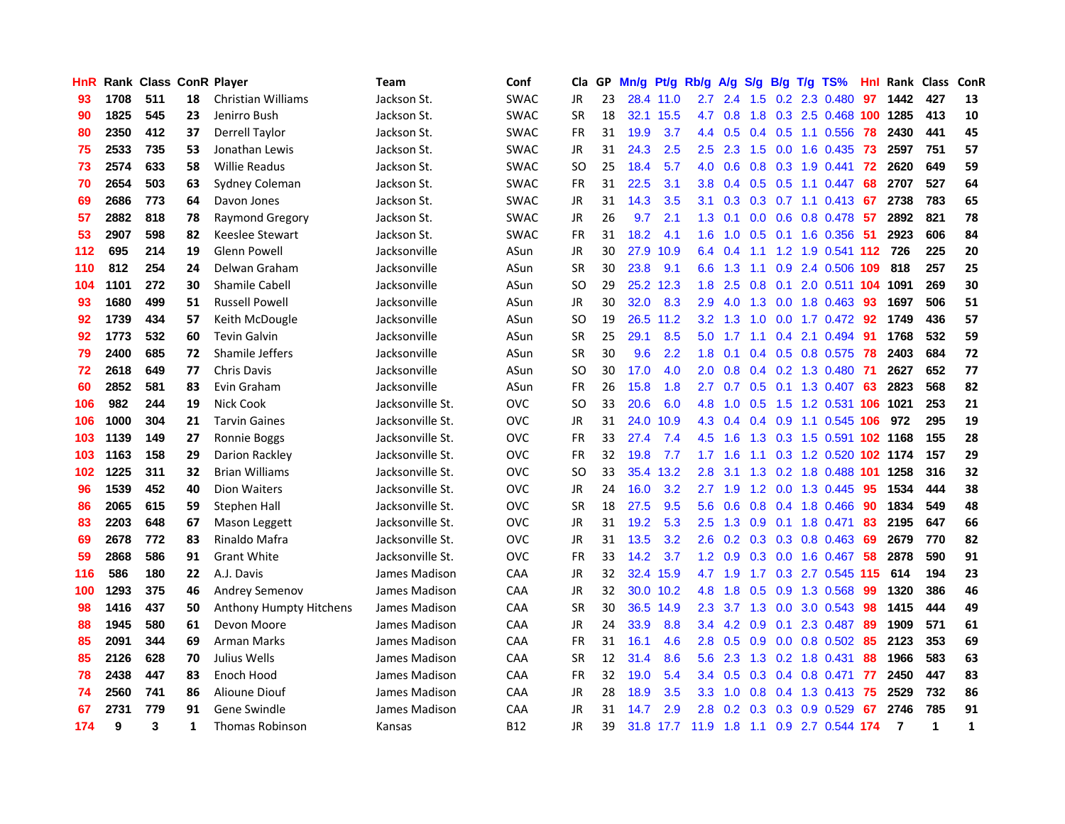| HnR | Rank | Class | ConR | Player | Team | Conf | Cla | GP | Mn/g | Pt/g | Rb/g | A/g | S/g | B/g | T/g | TS% | HnI | Rank | Class | ConR |
|---|---|---|---|---|---|---|---|---|---|---|---|---|---|---|---|---|---|---|---|---|
| 93 | 1708 | 511 | 18 | Christian Williams | Jackson St. | SWAC | JR | 23 | 28.4 | 11.0 | 2.7 | 2.4 | 1.5 | 0.2 | 2.3 | 0.480 | 97 | 1442 | 427 | 13 |
| 90 | 1825 | 545 | 23 | Jenirro Bush | Jackson St. | SWAC | SR | 18 | 32.1 | 15.5 | 4.7 | 0.8 | 1.8 | 0.3 | 2.5 | 0.468 | 100 | 1285 | 413 | 10 |
| 80 | 2350 | 412 | 37 | Derrell Taylor | Jackson St. | SWAC | FR | 31 | 19.9 | 3.7 | 4.4 | 0.5 | 0.4 | 0.5 | 1.1 | 0.556 | 78 | 2430 | 441 | 45 |
| 75 | 2533 | 735 | 53 | Jonathan Lewis | Jackson St. | SWAC | JR | 31 | 24.3 | 2.5 | 2.5 | 2.3 | 1.5 | 0.0 | 1.6 | 0.435 | 73 | 2597 | 751 | 57 |
| 73 | 2574 | 633 | 58 | Willie Readus | Jackson St. | SWAC | SO | 25 | 18.4 | 5.7 | 4.0 | 0.6 | 0.8 | 0.3 | 1.9 | 0.441 | 72 | 2620 | 649 | 59 |
| 70 | 2654 | 503 | 63 | Sydney Coleman | Jackson St. | SWAC | FR | 31 | 22.5 | 3.1 | 3.8 | 0.4 | 0.5 | 0.5 | 1.1 | 0.447 | 68 | 2707 | 527 | 64 |
| 69 | 2686 | 773 | 64 | Davon Jones | Jackson St. | SWAC | JR | 31 | 14.3 | 3.5 | 3.1 | 0.3 | 0.3 | 0.7 | 1.1 | 0.413 | 67 | 2738 | 783 | 65 |
| 57 | 2882 | 818 | 78 | Raymond Gregory | Jackson St. | SWAC | JR | 26 | 9.7 | 2.1 | 1.3 | 0.1 | 0.0 | 0.6 | 0.8 | 0.478 | 57 | 2892 | 821 | 78 |
| 53 | 2907 | 598 | 82 | Keeslee Stewart | Jackson St. | SWAC | FR | 31 | 18.2 | 4.1 | 1.6 | 1.0 | 0.5 | 0.1 | 1.6 | 0.356 | 51 | 2923 | 606 | 84 |
| 112 | 695 | 214 | 19 | Glenn Powell | Jacksonville | ASun | JR | 30 | 27.9 | 10.9 | 6.4 | 0.4 | 1.1 | 1.2 | 1.9 | 0.541 | 112 | 726 | 225 | 20 |
| 110 | 812 | 254 | 24 | Delwan Graham | Jacksonville | ASun | SR | 30 | 23.8 | 9.1 | 6.6 | 1.3 | 1.1 | 0.9 | 2.4 | 0.506 | 109 | 818 | 257 | 25 |
| 104 | 1101 | 272 | 30 | Shamile Cabell | Jacksonville | ASun | SO | 29 | 25.2 | 12.3 | 1.8 | 2.5 | 0.8 | 0.1 | 2.0 | 0.511 | 104 | 1091 | 269 | 30 |
| 93 | 1680 | 499 | 51 | Russell Powell | Jacksonville | ASun | JR | 30 | 32.0 | 8.3 | 2.9 | 4.0 | 1.3 | 0.0 | 1.8 | 0.463 | 93 | 1697 | 506 | 51 |
| 92 | 1739 | 434 | 57 | Keith McDougle | Jacksonville | ASun | SO | 19 | 26.5 | 11.2 | 3.2 | 1.3 | 1.0 | 0.0 | 1.7 | 0.472 | 92 | 1749 | 436 | 57 |
| 92 | 1773 | 532 | 60 | Tevin Galvin | Jacksonville | ASun | SR | 25 | 29.1 | 8.5 | 5.0 | 1.7 | 1.1 | 0.4 | 2.1 | 0.494 | 91 | 1768 | 532 | 59 |
| 79 | 2400 | 685 | 72 | Shamile Jeffers | Jacksonville | ASun | SR | 30 | 9.6 | 2.2 | 1.8 | 0.1 | 0.4 | 0.5 | 0.8 | 0.575 | 78 | 2403 | 684 | 72 |
| 72 | 2618 | 649 | 77 | Chris Davis | Jacksonville | ASun | SO | 30 | 17.0 | 4.0 | 2.0 | 0.8 | 0.4 | 0.2 | 1.3 | 0.480 | 71 | 2627 | 652 | 77 |
| 60 | 2852 | 581 | 83 | Evin Graham | Jacksonville | ASun | FR | 26 | 15.8 | 1.8 | 2.7 | 0.7 | 0.5 | 0.1 | 1.3 | 0.407 | 63 | 2823 | 568 | 82 |
| 106 | 982 | 244 | 19 | Nick Cook | Jacksonville St. | OVC | SO | 33 | 20.6 | 6.0 | 4.8 | 1.0 | 0.5 | 1.5 | 1.2 | 0.531 | 106 | 1021 | 253 | 21 |
| 106 | 1000 | 304 | 21 | Tarvin Gaines | Jacksonville St. | OVC | JR | 31 | 24.0 | 10.9 | 4.3 | 0.4 | 0.4 | 0.9 | 1.1 | 0.545 | 106 | 972 | 295 | 19 |
| 103 | 1139 | 149 | 27 | Ronnie Boggs | Jacksonville St. | OVC | FR | 33 | 27.4 | 7.4 | 4.5 | 1.6 | 1.3 | 0.3 | 1.5 | 0.591 | 102 | 1168 | 155 | 28 |
| 103 | 1163 | 158 | 29 | Darion Rackley | Jacksonville St. | OVC | FR | 32 | 19.8 | 7.7 | 1.7 | 1.6 | 1.1 | 0.3 | 1.2 | 0.520 | 102 | 1174 | 157 | 29 |
| 102 | 1225 | 311 | 32 | Brian Williams | Jacksonville St. | OVC | SO | 33 | 35.4 | 13.2 | 2.8 | 3.1 | 1.3 | 0.2 | 1.8 | 0.488 | 101 | 1258 | 316 | 32 |
| 96 | 1539 | 452 | 40 | Dion Waiters | Jacksonville St. | OVC | JR | 24 | 16.0 | 3.2 | 2.7 | 1.9 | 1.2 | 0.0 | 1.3 | 0.445 | 95 | 1534 | 444 | 38 |
| 86 | 2065 | 615 | 59 | Stephen Hall | Jacksonville St. | OVC | SR | 18 | 27.5 | 9.5 | 5.6 | 0.6 | 0.8 | 0.4 | 1.8 | 0.466 | 90 | 1834 | 549 | 48 |
| 83 | 2203 | 648 | 67 | Mason Leggett | Jacksonville St. | OVC | JR | 31 | 19.2 | 5.3 | 2.5 | 1.3 | 0.9 | 0.1 | 1.8 | 0.471 | 83 | 2195 | 647 | 66 |
| 69 | 2678 | 772 | 83 | Rinaldo Mafra | Jacksonville St. | OVC | JR | 31 | 13.5 | 3.2 | 2.6 | 0.2 | 0.3 | 0.3 | 0.8 | 0.463 | 69 | 2679 | 770 | 82 |
| 59 | 2868 | 586 | 91 | Grant White | Jacksonville St. | OVC | FR | 33 | 14.2 | 3.7 | 1.2 | 0.9 | 0.3 | 0.0 | 1.6 | 0.467 | 58 | 2878 | 590 | 91 |
| 116 | 586 | 180 | 22 | A.J. Davis | James Madison | CAA | JR | 32 | 32.4 | 15.9 | 4.7 | 1.9 | 1.7 | 0.3 | 2.7 | 0.545 | 115 | 614 | 194 | 23 |
| 100 | 1293 | 375 | 46 | Andrey Semenov | James Madison | CAA | JR | 32 | 30.0 | 10.2 | 4.8 | 1.8 | 0.5 | 0.9 | 1.3 | 0.568 | 99 | 1320 | 386 | 46 |
| 98 | 1416 | 437 | 50 | Anthony Humpty Hitchens | James Madison | CAA | SR | 30 | 36.5 | 14.9 | 2.3 | 3.7 | 1.3 | 0.0 | 3.0 | 0.543 | 98 | 1415 | 444 | 49 |
| 88 | 1945 | 580 | 61 | Devon Moore | James Madison | CAA | JR | 24 | 33.9 | 8.8 | 3.4 | 4.2 | 0.9 | 0.1 | 2.3 | 0.487 | 89 | 1909 | 571 | 61 |
| 85 | 2091 | 344 | 69 | Arman Marks | James Madison | CAA | FR | 31 | 16.1 | 4.6 | 2.8 | 0.5 | 0.9 | 0.0 | 0.8 | 0.502 | 85 | 2123 | 353 | 69 |
| 85 | 2126 | 628 | 70 | Julius Wells | James Madison | CAA | SR | 12 | 31.4 | 8.6 | 5.6 | 2.3 | 1.3 | 0.2 | 1.8 | 0.431 | 88 | 1966 | 583 | 63 |
| 78 | 2438 | 447 | 83 | Enoch Hood | James Madison | CAA | FR | 32 | 19.0 | 5.4 | 3.4 | 0.5 | 0.3 | 0.4 | 0.8 | 0.471 | 77 | 2450 | 447 | 83 |
| 74 | 2560 | 741 | 86 | Alioune Diouf | James Madison | CAA | JR | 28 | 18.9 | 3.5 | 3.3 | 1.0 | 0.8 | 0.4 | 1.3 | 0.413 | 75 | 2529 | 732 | 86 |
| 67 | 2731 | 779 | 91 | Gene Swindle | James Madison | CAA | JR | 31 | 14.7 | 2.9 | 2.8 | 0.2 | 0.3 | 0.3 | 0.9 | 0.529 | 67 | 2746 | 785 | 91 |
| 174 | 9 | 3 | 1 | Thomas Robinson | Kansas | B12 | JR | 39 | 31.8 | 17.7 | 11.9 | 1.8 | 1.1 | 0.9 | 2.7 | 0.544 | 174 | 7 | 1 | 1 |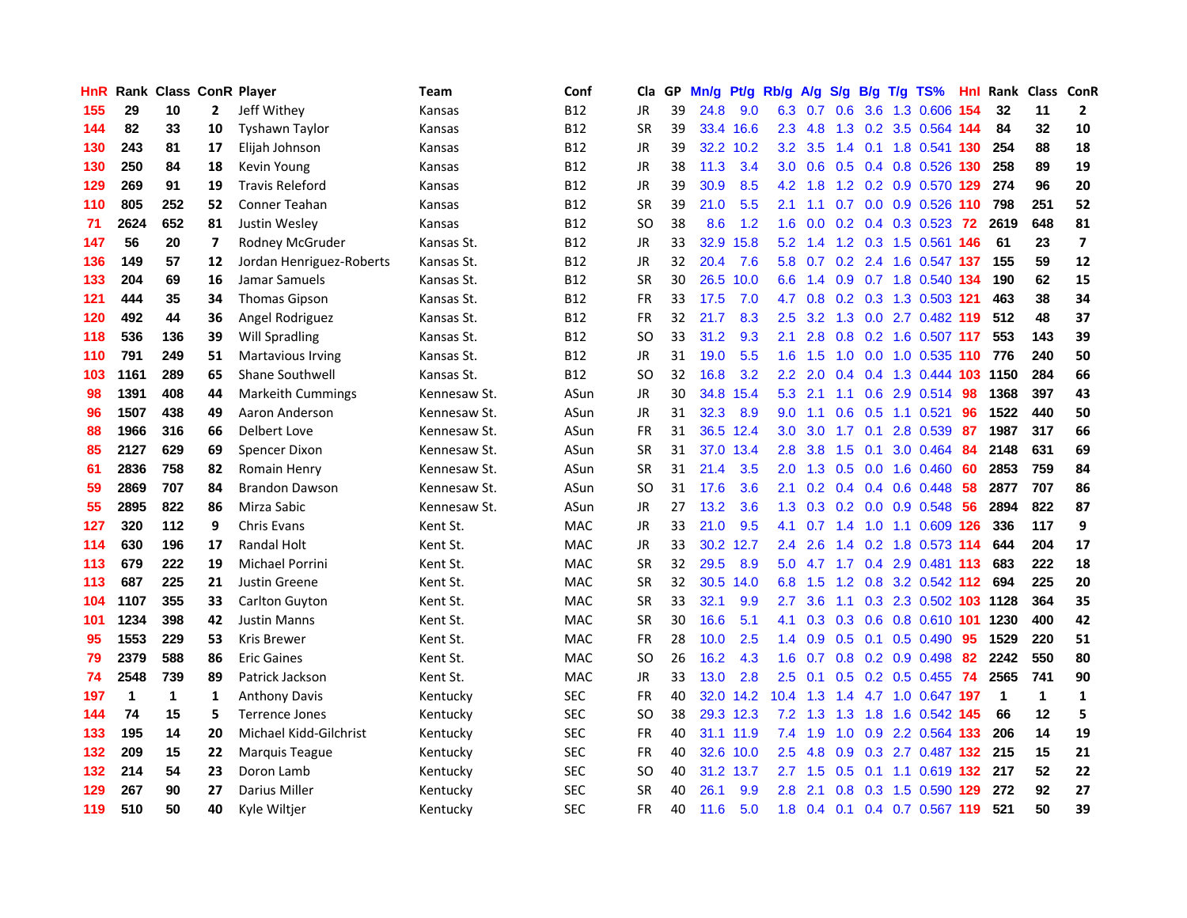| HnR | Rank | Class | ConR | Player | Team | Conf | Cla | GP | Mn/g | Pt/g | Rb/g | A/g | S/g | B/g | T/g | TS% | HnI | Rank | Class | ConR |
|---|---|---|---|---|---|---|---|---|---|---|---|---|---|---|---|---|---|---|---|---|
| 155 | 29 | 10 | 2 | Jeff Withey | Kansas | B12 | JR | 39 | 24.8 | 9.0 | 6.3 | 0.7 | 0.6 | 3.6 | 1.3 | 0.606 | 154 | 32 | 11 | 2 |
| 144 | 82 | 33 | 10 | Tyshawn Taylor | Kansas | B12 | SR | 39 | 33.4 | 16.6 | 2.3 | 4.8 | 1.3 | 0.2 | 3.5 | 0.564 | 144 | 84 | 32 | 10 |
| 130 | 243 | 81 | 17 | Elijah Johnson | Kansas | B12 | JR | 39 | 32.2 | 10.2 | 3.2 | 3.5 | 1.4 | 0.1 | 1.8 | 0.541 | 130 | 254 | 88 | 18 |
| 130 | 250 | 84 | 18 | Kevin Young | Kansas | B12 | JR | 38 | 11.3 | 3.4 | 3.0 | 0.6 | 0.5 | 0.4 | 0.8 | 0.526 | 130 | 258 | 89 | 19 |
| 129 | 269 | 91 | 19 | Travis Releford | Kansas | B12 | JR | 39 | 30.9 | 8.5 | 4.2 | 1.8 | 1.2 | 0.2 | 0.9 | 0.570 | 129 | 274 | 96 | 20 |
| 110 | 805 | 252 | 52 | Conner Teahan | Kansas | B12 | SR | 39 | 21.0 | 5.5 | 2.1 | 1.1 | 0.7 | 0.0 | 0.9 | 0.526 | 110 | 798 | 251 | 52 |
| 71 | 2624 | 652 | 81 | Justin Wesley | Kansas | B12 | SO | 38 | 8.6 | 1.2 | 1.6 | 0.0 | 0.2 | 0.4 | 0.3 | 0.523 | 72 | 2619 | 648 | 81 |
| 147 | 56 | 20 | 7 | Rodney McGruder | Kansas St. | B12 | JR | 33 | 32.9 | 15.8 | 5.2 | 1.4 | 1.2 | 0.3 | 1.5 | 0.561 | 146 | 61 | 23 | 7 |
| 136 | 149 | 57 | 12 | Jordan Henriquez-Roberts | Kansas St. | B12 | JR | 32 | 20.4 | 7.6 | 5.8 | 0.7 | 0.2 | 2.4 | 1.6 | 0.547 | 137 | 155 | 59 | 12 |
| 133 | 204 | 69 | 16 | Jamar Samuels | Kansas St. | B12 | SR | 30 | 26.5 | 10.0 | 6.6 | 1.4 | 0.9 | 0.7 | 1.8 | 0.540 | 134 | 190 | 62 | 15 |
| 121 | 444 | 35 | 34 | Thomas Gipson | Kansas St. | B12 | FR | 33 | 17.5 | 7.0 | 4.7 | 0.8 | 0.2 | 0.3 | 1.3 | 0.503 | 121 | 463 | 38 | 34 |
| 120 | 492 | 44 | 36 | Angel Rodriguez | Kansas St. | B12 | FR | 32 | 21.7 | 8.3 | 2.5 | 3.2 | 1.3 | 0.0 | 2.7 | 0.482 | 119 | 512 | 48 | 37 |
| 118 | 536 | 136 | 39 | Will Spradling | Kansas St. | B12 | SO | 33 | 31.2 | 9.3 | 2.1 | 2.8 | 0.8 | 0.2 | 1.6 | 0.507 | 117 | 553 | 143 | 39 |
| 110 | 791 | 249 | 51 | Martavious Irving | Kansas St. | B12 | JR | 31 | 19.0 | 5.5 | 1.6 | 1.5 | 1.0 | 0.0 | 1.0 | 0.535 | 110 | 776 | 240 | 50 |
| 103 | 1161 | 289 | 65 | Shane Southwell | Kansas St. | B12 | SO | 32 | 16.8 | 3.2 | 2.2 | 2.0 | 0.4 | 0.4 | 1.3 | 0.444 | 103 | 1150 | 284 | 66 |
| 98 | 1391 | 408 | 44 | Markeith Cummings | Kennesaw St. | ASun | JR | 30 | 34.8 | 15.4 | 5.3 | 2.1 | 1.1 | 0.6 | 2.9 | 0.514 | 98 | 1368 | 397 | 43 |
| 96 | 1507 | 438 | 49 | Aaron Anderson | Kennesaw St. | ASun | JR | 31 | 32.3 | 8.9 | 9.0 | 1.1 | 0.6 | 0.5 | 1.1 | 0.521 | 96 | 1522 | 440 | 50 |
| 88 | 1966 | 316 | 66 | Delbert Love | Kennesaw St. | ASun | FR | 31 | 36.5 | 12.4 | 3.0 | 3.0 | 1.7 | 0.1 | 2.8 | 0.539 | 87 | 1987 | 317 | 66 |
| 85 | 2127 | 629 | 69 | Spencer Dixon | Kennesaw St. | ASun | SR | 31 | 37.0 | 13.4 | 2.8 | 3.8 | 1.5 | 0.1 | 3.0 | 0.464 | 84 | 2148 | 631 | 69 |
| 61 | 2836 | 758 | 82 | Romain Henry | Kennesaw St. | ASun | SR | 31 | 21.4 | 3.5 | 2.0 | 1.3 | 0.5 | 0.0 | 1.6 | 0.460 | 60 | 2853 | 759 | 84 |
| 59 | 2869 | 707 | 84 | Brandon Dawson | Kennesaw St. | ASun | SO | 31 | 17.6 | 3.6 | 2.1 | 0.2 | 0.4 | 0.4 | 0.6 | 0.448 | 58 | 2877 | 707 | 86 |
| 55 | 2895 | 822 | 86 | Mirza Sabic | Kennesaw St. | ASun | JR | 27 | 13.2 | 3.6 | 1.3 | 0.3 | 0.2 | 0.0 | 0.9 | 0.548 | 56 | 2894 | 822 | 87 |
| 127 | 320 | 112 | 9 | Chris Evans | Kent St. | MAC | JR | 33 | 21.0 | 9.5 | 4.1 | 0.7 | 1.4 | 1.0 | 1.1 | 0.609 | 126 | 336 | 117 | 9 |
| 114 | 630 | 196 | 17 | Randal Holt | Kent St. | MAC | JR | 33 | 30.2 | 12.7 | 2.4 | 2.6 | 1.4 | 0.2 | 1.8 | 0.573 | 114 | 644 | 204 | 17 |
| 113 | 679 | 222 | 19 | Michael Porrini | Kent St. | MAC | SR | 32 | 29.5 | 8.9 | 5.0 | 4.7 | 1.7 | 0.4 | 2.9 | 0.481 | 113 | 683 | 222 | 18 |
| 113 | 687 | 225 | 21 | Justin Greene | Kent St. | MAC | SR | 32 | 30.5 | 14.0 | 6.8 | 1.5 | 1.2 | 0.8 | 3.2 | 0.542 | 112 | 694 | 225 | 20 |
| 104 | 1107 | 355 | 33 | Carlton Guyton | Kent St. | MAC | SR | 33 | 32.1 | 9.9 | 2.7 | 3.6 | 1.1 | 0.3 | 2.3 | 0.502 | 103 | 1128 | 364 | 35 |
| 101 | 1234 | 398 | 42 | Justin Manns | Kent St. | MAC | SR | 30 | 16.6 | 5.1 | 4.1 | 0.3 | 0.3 | 0.6 | 0.8 | 0.610 | 101 | 1230 | 400 | 42 |
| 95 | 1553 | 229 | 53 | Kris Brewer | Kent St. | MAC | FR | 28 | 10.0 | 2.5 | 1.4 | 0.9 | 0.5 | 0.1 | 0.5 | 0.490 | 95 | 1529 | 220 | 51 |
| 79 | 2379 | 588 | 86 | Eric Gaines | Kent St. | MAC | SO | 26 | 16.2 | 4.3 | 1.6 | 0.7 | 0.8 | 0.2 | 0.9 | 0.498 | 82 | 2242 | 550 | 80 |
| 74 | 2548 | 739 | 89 | Patrick Jackson | Kent St. | MAC | JR | 33 | 13.0 | 2.8 | 2.5 | 0.1 | 0.5 | 0.2 | 0.5 | 0.455 | 74 | 2565 | 741 | 90 |
| 197 | 1 | 1 | 1 | Anthony Davis | Kentucky | SEC | FR | 40 | 32.0 | 14.2 | 10.4 | 1.3 | 1.4 | 4.7 | 1.0 | 0.647 | 197 | 1 | 1 | 1 |
| 144 | 74 | 15 | 5 | Terrence Jones | Kentucky | SEC | SO | 38 | 29.3 | 12.3 | 7.2 | 1.3 | 1.3 | 1.8 | 1.6 | 0.542 | 145 | 66 | 12 | 5 |
| 133 | 195 | 14 | 20 | Michael Kidd-Gilchrist | Kentucky | SEC | FR | 40 | 31.1 | 11.9 | 7.4 | 1.9 | 1.0 | 0.9 | 2.2 | 0.564 | 133 | 206 | 14 | 19 |
| 132 | 209 | 15 | 22 | Marquis Teague | Kentucky | SEC | FR | 40 | 32.6 | 10.0 | 2.5 | 4.8 | 0.9 | 0.3 | 2.7 | 0.487 | 132 | 215 | 15 | 21 |
| 132 | 214 | 54 | 23 | Doron Lamb | Kentucky | SEC | SO | 40 | 31.2 | 13.7 | 2.7 | 1.5 | 0.5 | 0.1 | 1.1 | 0.619 | 132 | 217 | 52 | 22 |
| 129 | 267 | 90 | 27 | Darius Miller | Kentucky | SEC | SR | 40 | 26.1 | 9.9 | 2.8 | 2.1 | 0.8 | 0.3 | 1.5 | 0.590 | 129 | 272 | 92 | 27 |
| 119 | 510 | 50 | 40 | Kyle Wiltjer | Kentucky | SEC | FR | 40 | 11.6 | 5.0 | 1.8 | 0.4 | 0.1 | 0.4 | 0.7 | 0.567 | 119 | 521 | 50 | 39 |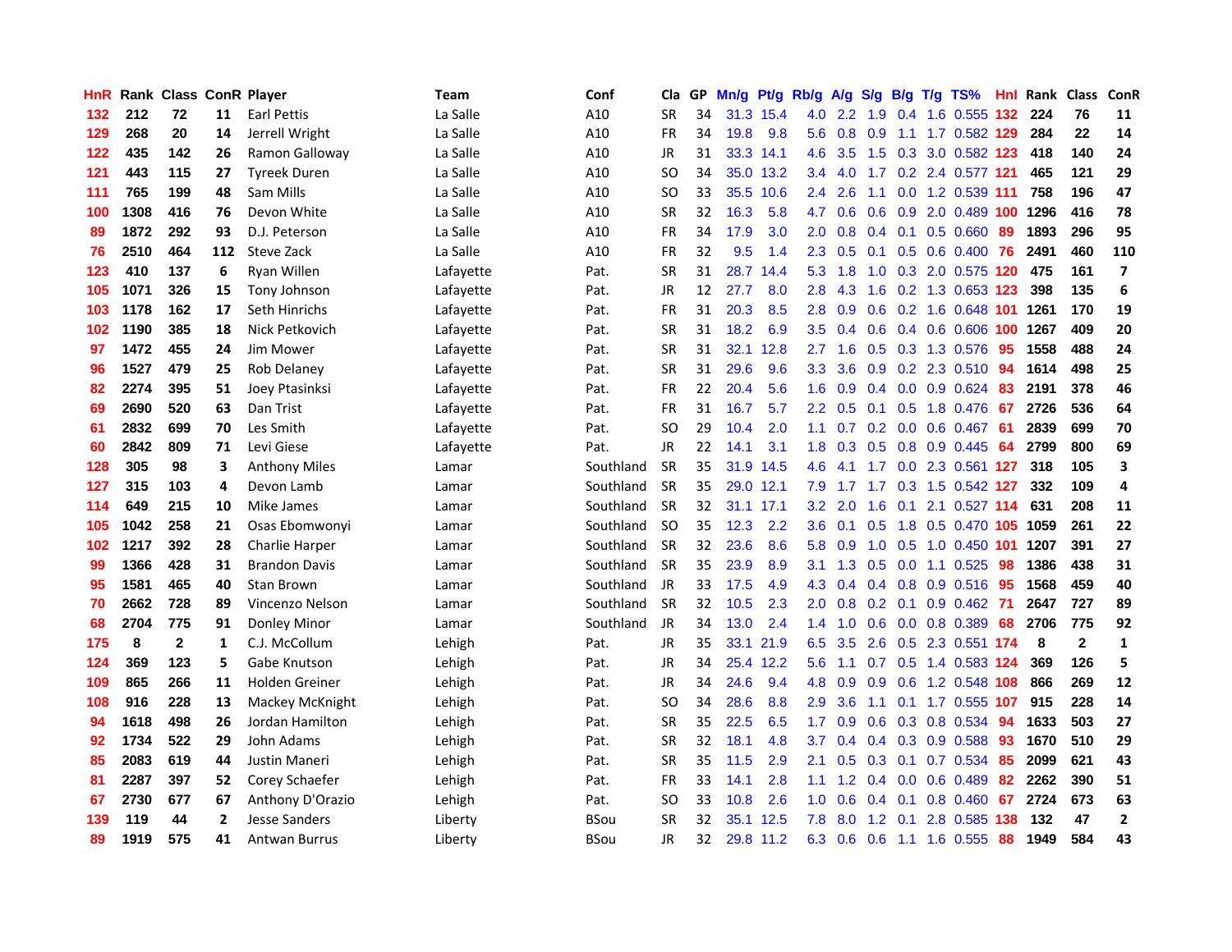| HnR | Rank | Class | ConR | Player | Team | Conf | Cla | GP | Mn/g | Pt/g | Rb/g | A/g | S/g | B/g | T/g | TS% | HnI | Rank | Class | ConR |
|---|---|---|---|---|---|---|---|---|---|---|---|---|---|---|---|---|---|---|---|---|
| 132 | 212 | 72 | 11 | Earl Pettis | La Salle | A10 | SR | 34 | 31.3 | 15.4 | 4.0 | 2.2 | 1.9 | 0.4 | 1.6 | 0.555 | 132 | 224 | 76 | 11 |
| 129 | 268 | 20 | 14 | Jerrell Wright | La Salle | A10 | FR | 34 | 19.8 | 9.8 | 5.6 | 0.8 | 0.9 | 1.1 | 1.7 | 0.582 | 129 | 284 | 22 | 14 |
| 122 | 435 | 142 | 26 | Ramon Galloway | La Salle | A10 | JR | 31 | 33.3 | 14.1 | 4.6 | 3.5 | 1.5 | 0.3 | 3.0 | 0.582 | 123 | 418 | 140 | 24 |
| 121 | 443 | 115 | 27 | Tyreek Duren | La Salle | A10 | SO | 34 | 35.0 | 13.2 | 3.4 | 4.0 | 1.7 | 0.2 | 2.4 | 0.577 | 121 | 465 | 121 | 29 |
| 111 | 765 | 199 | 48 | Sam Mills | La Salle | A10 | SO | 33 | 35.5 | 10.6 | 2.4 | 2.6 | 1.1 | 0.0 | 1.2 | 0.539 | 111 | 758 | 196 | 47 |
| 100 | 1308 | 416 | 76 | Devon White | La Salle | A10 | SR | 32 | 16.3 | 5.8 | 4.7 | 0.6 | 0.6 | 0.9 | 2.0 | 0.489 | 100 | 1296 | 416 | 78 |
| 89 | 1872 | 292 | 93 | D.J. Peterson | La Salle | A10 | FR | 34 | 17.9 | 3.0 | 2.0 | 0.8 | 0.4 | 0.1 | 0.5 | 0.660 | 89 | 1893 | 296 | 95 |
| 76 | 2510 | 464 | 112 | Steve Zack | La Salle | A10 | FR | 32 | 9.5 | 1.4 | 2.3 | 0.5 | 0.1 | 0.5 | 0.6 | 0.400 | 76 | 2491 | 460 | 110 |
| 123 | 410 | 137 | 6 | Ryan Willen | Lafayette | Pat. | SR | 31 | 28.7 | 14.4 | 5.3 | 1.8 | 1.0 | 0.3 | 2.0 | 0.575 | 120 | 475 | 161 | 7 |
| 105 | 1071 | 326 | 15 | Tony Johnson | Lafayette | Pat. | JR | 12 | 27.7 | 8.0 | 2.8 | 4.3 | 1.6 | 0.2 | 1.3 | 0.653 | 123 | 398 | 135 | 6 |
| 103 | 1178 | 162 | 17 | Seth Hinrichs | Lafayette | Pat. | FR | 31 | 20.3 | 8.5 | 2.8 | 0.9 | 0.6 | 0.2 | 1.6 | 0.648 | 101 | 1261 | 170 | 19 |
| 102 | 1190 | 385 | 18 | Nick Petkovich | Lafayette | Pat. | SR | 31 | 18.2 | 6.9 | 3.5 | 0.4 | 0.6 | 0.4 | 0.6 | 0.606 | 100 | 1267 | 409 | 20 |
| 97 | 1472 | 455 | 24 | Jim Mower | Lafayette | Pat. | SR | 31 | 32.1 | 12.8 | 2.7 | 1.6 | 0.5 | 0.3 | 1.3 | 0.576 | 95 | 1558 | 488 | 24 |
| 96 | 1527 | 479 | 25 | Rob Delaney | Lafayette | Pat. | SR | 31 | 29.6 | 9.6 | 3.3 | 3.6 | 0.9 | 0.2 | 2.3 | 0.510 | 94 | 1614 | 498 | 25 |
| 82 | 2274 | 395 | 51 | Joey Ptasinksi | Lafayette | Pat. | FR | 22 | 20.4 | 5.6 | 1.6 | 0.9 | 0.4 | 0.0 | 0.9 | 0.624 | 83 | 2191 | 378 | 46 |
| 69 | 2690 | 520 | 63 | Dan Trist | Lafayette | Pat. | FR | 31 | 16.7 | 5.7 | 2.2 | 0.5 | 0.1 | 0.5 | 1.8 | 0.476 | 67 | 2726 | 536 | 64 |
| 61 | 2832 | 699 | 70 | Les Smith | Lafayette | Pat. | SO | 29 | 10.4 | 2.0 | 1.1 | 0.7 | 0.2 | 0.0 | 0.6 | 0.467 | 61 | 2839 | 699 | 70 |
| 60 | 2842 | 809 | 71 | Levi Giese | Lafayette | Pat. | JR | 22 | 14.1 | 3.1 | 1.8 | 0.3 | 0.5 | 0.8 | 0.9 | 0.445 | 64 | 2799 | 800 | 69 |
| 128 | 305 | 98 | 3 | Anthony Miles | Lamar | Southland | SR | 35 | 31.9 | 14.5 | 4.6 | 4.1 | 1.7 | 0.0 | 2.3 | 0.561 | 127 | 318 | 105 | 3 |
| 127 | 315 | 103 | 4 | Devon Lamb | Lamar | Southland | SR | 35 | 29.0 | 12.1 | 7.9 | 1.7 | 1.7 | 0.3 | 1.5 | 0.542 | 127 | 332 | 109 | 4 |
| 114 | 649 | 215 | 10 | Mike James | Lamar | Southland | SR | 32 | 31.1 | 17.1 | 3.2 | 2.0 | 1.6 | 0.1 | 2.1 | 0.527 | 114 | 631 | 208 | 11 |
| 105 | 1042 | 258 | 21 | Osas Ebomwonyi | Lamar | Southland | SO | 35 | 12.3 | 2.2 | 3.6 | 0.1 | 0.5 | 1.8 | 0.5 | 0.470 | 105 | 1059 | 261 | 22 |
| 102 | 1217 | 392 | 28 | Charlie Harper | Lamar | Southland | SR | 32 | 23.6 | 8.6 | 5.8 | 0.9 | 1.0 | 0.5 | 1.0 | 0.450 | 101 | 1207 | 391 | 27 |
| 99 | 1366 | 428 | 31 | Brandon Davis | Lamar | Southland | SR | 35 | 23.9 | 8.9 | 3.1 | 1.3 | 0.5 | 0.0 | 1.1 | 0.525 | 98 | 1386 | 438 | 31 |
| 95 | 1581 | 465 | 40 | Stan Brown | Lamar | Southland | JR | 33 | 17.5 | 4.9 | 4.3 | 0.4 | 0.4 | 0.8 | 0.9 | 0.516 | 95 | 1568 | 459 | 40 |
| 70 | 2662 | 728 | 89 | Vincenzo Nelson | Lamar | Southland | SR | 32 | 10.5 | 2.3 | 2.0 | 0.8 | 0.2 | 0.1 | 0.9 | 0.462 | 71 | 2647 | 727 | 89 |
| 68 | 2704 | 775 | 91 | Donley Minor | Lamar | Southland | JR | 34 | 13.0 | 2.4 | 1.4 | 1.0 | 0.6 | 0.0 | 0.8 | 0.389 | 68 | 2706 | 775 | 92 |
| 175 | 8 | 2 | 1 | C.J. McCollum | Lehigh | Pat. | JR | 35 | 33.1 | 21.9 | 6.5 | 3.5 | 2.6 | 0.5 | 2.3 | 0.551 | 174 | 8 | 2 | 1 |
| 124 | 369 | 123 | 5 | Gabe Knutson | Lehigh | Pat. | JR | 34 | 25.4 | 12.2 | 5.6 | 1.1 | 0.7 | 0.5 | 1.4 | 0.583 | 124 | 369 | 126 | 5 |
| 109 | 865 | 266 | 11 | Holden Greiner | Lehigh | Pat. | JR | 34 | 24.6 | 9.4 | 4.8 | 0.9 | 0.9 | 0.6 | 1.2 | 0.548 | 108 | 866 | 269 | 12 |
| 108 | 916 | 228 | 13 | Mackey McKnight | Lehigh | Pat. | SO | 34 | 28.6 | 8.8 | 2.9 | 3.6 | 1.1 | 0.1 | 1.7 | 0.555 | 107 | 915 | 228 | 14 |
| 94 | 1618 | 498 | 26 | Jordan Hamilton | Lehigh | Pat. | SR | 35 | 22.5 | 6.5 | 1.7 | 0.9 | 0.6 | 0.3 | 0.8 | 0.534 | 94 | 1633 | 503 | 27 |
| 92 | 1734 | 522 | 29 | John Adams | Lehigh | Pat. | SR | 32 | 18.1 | 4.8 | 3.7 | 0.4 | 0.4 | 0.3 | 0.9 | 0.588 | 93 | 1670 | 510 | 29 |
| 85 | 2083 | 619 | 44 | Justin Maneri | Lehigh | Pat. | SR | 35 | 11.5 | 2.9 | 2.1 | 0.5 | 0.3 | 0.1 | 0.7 | 0.534 | 85 | 2099 | 621 | 43 |
| 81 | 2287 | 397 | 52 | Corey Schaefer | Lehigh | Pat. | FR | 33 | 14.1 | 2.8 | 1.1 | 1.2 | 0.4 | 0.0 | 0.6 | 0.489 | 82 | 2262 | 390 | 51 |
| 67 | 2730 | 677 | 67 | Anthony D'Orazio | Lehigh | Pat. | SO | 33 | 10.8 | 2.6 | 1.0 | 0.6 | 0.4 | 0.1 | 0.8 | 0.460 | 67 | 2724 | 673 | 63 |
| 139 | 119 | 44 | 2 | Jesse Sanders | Liberty | BSou | SR | 32 | 35.1 | 12.5 | 7.8 | 8.0 | 1.2 | 0.1 | 2.8 | 0.585 | 138 | 132 | 47 | 2 |
| 89 | 1919 | 575 | 41 | Antwan Burrus | Liberty | BSou | JR | 32 | 29.8 | 11.2 | 6.3 | 0.6 | 0.6 | 1.1 | 1.6 | 0.555 | 88 | 1949 | 584 | 43 |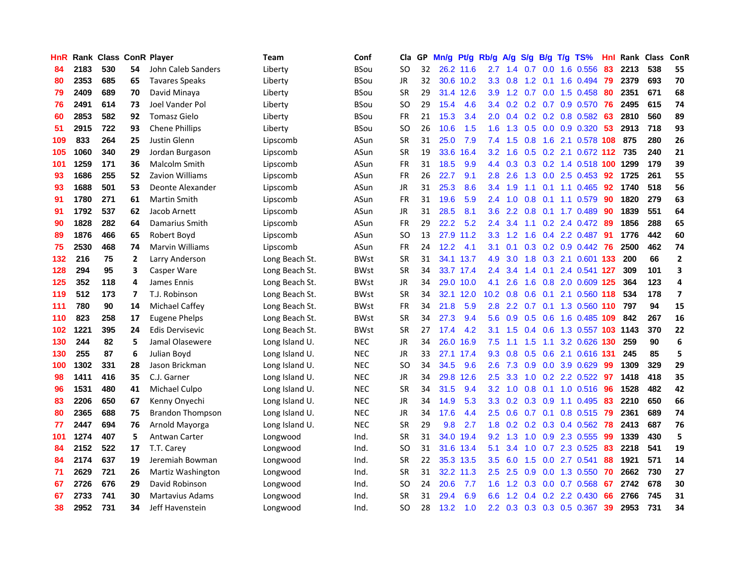| HnR | Rank | Class | ConR | Player | Team | Conf | Cla | GP | Mn/g | Pt/g | Rb/g | A/g | S/g | B/g | T/g | TS% | HnI | Rank | Class | ConR |
|---|---|---|---|---|---|---|---|---|---|---|---|---|---|---|---|---|---|---|---|---|
| 84 | 2183 | 530 | 54 | John Caleb Sanders | Liberty | BSou | SO | 32 | 26.2 | 11.6 | 2.7 | 1.4 | 0.7 | 0.0 | 1.6 | 0.556 | 83 | 2213 | 538 | 55 |
| 80 | 2353 | 685 | 65 | Tavares Speaks | Liberty | BSou | JR | 32 | 30.6 | 10.2 | 3.3 | 0.8 | 1.2 | 0.1 | 1.6 | 0.494 | 79 | 2379 | 693 | 70 |
| 79 | 2409 | 689 | 70 | David Minaya | Liberty | BSou | SR | 29 | 31.4 | 12.6 | 3.9 | 1.2 | 0.7 | 0.0 | 1.5 | 0.458 | 80 | 2351 | 671 | 68 |
| 76 | 2491 | 614 | 73 | Joel Vander Pol | Liberty | BSou | SO | 29 | 15.4 | 4.6 | 3.4 | 0.2 | 0.2 | 0.7 | 0.9 | 0.570 | 76 | 2495 | 615 | 74 |
| 60 | 2853 | 582 | 92 | Tomasz Gielo | Liberty | BSou | FR | 21 | 15.3 | 3.4 | 2.0 | 0.4 | 0.2 | 0.2 | 0.8 | 0.582 | 63 | 2810 | 560 | 89 |
| 51 | 2915 | 722 | 93 | Chene Phillips | Liberty | BSou | SO | 26 | 10.6 | 1.5 | 1.6 | 1.3 | 0.5 | 0.0 | 0.9 | 0.320 | 53 | 2913 | 718 | 93 |
| 109 | 833 | 264 | 25 | Justin Glenn | Lipscomb | ASun | SR | 31 | 25.0 | 7.9 | 7.4 | 1.5 | 0.8 | 1.6 | 2.1 | 0.578 | 108 | 875 | 280 | 26 |
| 105 | 1060 | 340 | 29 | Jordan Burgason | Lipscomb | ASun | SR | 19 | 33.6 | 16.4 | 3.2 | 1.6 | 0.5 | 0.2 | 2.1 | 0.672 | 112 | 735 | 240 | 21 |
| 101 | 1259 | 171 | 36 | Malcolm Smith | Lipscomb | ASun | FR | 31 | 18.5 | 9.9 | 4.4 | 0.3 | 0.3 | 0.2 | 1.4 | 0.518 | 100 | 1299 | 179 | 39 |
| 93 | 1686 | 255 | 52 | Zavion Williams | Lipscomb | ASun | FR | 26 | 22.7 | 9.1 | 2.8 | 2.6 | 1.3 | 0.0 | 2.5 | 0.453 | 92 | 1725 | 261 | 55 |
| 93 | 1688 | 501 | 53 | Deonte Alexander | Lipscomb | ASun | JR | 31 | 25.3 | 8.6 | 3.4 | 1.9 | 1.1 | 0.1 | 1.1 | 0.465 | 92 | 1740 | 518 | 56 |
| 91 | 1780 | 271 | 61 | Martin Smith | Lipscomb | ASun | FR | 31 | 19.6 | 5.9 | 2.4 | 1.0 | 0.8 | 0.1 | 1.1 | 0.579 | 90 | 1820 | 279 | 63 |
| 91 | 1792 | 537 | 62 | Jacob Arnett | Lipscomb | ASun | JR | 31 | 28.5 | 8.1 | 3.6 | 2.2 | 0.8 | 0.1 | 1.7 | 0.489 | 90 | 1839 | 551 | 64 |
| 90 | 1828 | 282 | 64 | Damarius Smith | Lipscomb | ASun | FR | 29 | 22.2 | 5.2 | 2.4 | 3.4 | 1.1 | 0.2 | 2.4 | 0.472 | 89 | 1856 | 288 | 65 |
| 89 | 1876 | 466 | 65 | Robert Boyd | Lipscomb | ASun | SO | 13 | 27.9 | 11.2 | 3.3 | 1.2 | 1.6 | 0.4 | 2.2 | 0.487 | 91 | 1776 | 442 | 60 |
| 75 | 2530 | 468 | 74 | Marvin Williams | Lipscomb | ASun | FR | 24 | 12.2 | 4.1 | 3.1 | 0.1 | 0.3 | 0.2 | 0.9 | 0.442 | 76 | 2500 | 462 | 74 |
| 132 | 216 | 75 | 2 | Larry Anderson | Long Beach St. | BWst | SR | 31 | 34.1 | 13.7 | 4.9 | 3.0 | 1.8 | 0.3 | 2.1 | 0.601 | 133 | 200 | 66 | 2 |
| 128 | 294 | 95 | 3 | Casper Ware | Long Beach St. | BWst | SR | 34 | 33.7 | 17.4 | 2.4 | 3.4 | 1.4 | 0.1 | 2.4 | 0.541 | 127 | 309 | 101 | 3 |
| 125 | 352 | 118 | 4 | James Ennis | Long Beach St. | BWst | JR | 34 | 29.0 | 10.0 | 4.1 | 2.6 | 1.6 | 0.8 | 2.0 | 0.609 | 125 | 364 | 123 | 4 |
| 119 | 512 | 173 | 7 | T.J. Robinson | Long Beach St. | BWst | SR | 34 | 32.1 | 12.0 | 10.2 | 0.8 | 0.6 | 0.1 | 2.1 | 0.560 | 118 | 534 | 178 | 7 |
| 111 | 780 | 90 | 14 | Michael Caffey | Long Beach St. | BWst | FR | 34 | 21.8 | 5.9 | 2.8 | 2.2 | 0.7 | 0.1 | 1.3 | 0.560 | 110 | 797 | 94 | 15 |
| 110 | 823 | 258 | 17 | Eugene Phelps | Long Beach St. | BWst | SR | 34 | 27.3 | 9.4 | 5.6 | 0.9 | 0.5 | 0.6 | 1.6 | 0.485 | 109 | 842 | 267 | 16 |
| 102 | 1221 | 395 | 24 | Edis Dervisevic | Long Beach St. | BWst | SR | 27 | 17.4 | 4.2 | 3.1 | 1.5 | 0.4 | 0.6 | 1.3 | 0.557 | 103 | 1143 | 370 | 22 |
| 130 | 244 | 82 | 5 | Jamal Olasewere | Long Island U. | NEC | JR | 34 | 26.0 | 16.9 | 7.5 | 1.1 | 1.5 | 1.1 | 3.2 | 0.626 | 130 | 259 | 90 | 6 |
| 130 | 255 | 87 | 6 | Julian Boyd | Long Island U. | NEC | JR | 33 | 27.1 | 17.4 | 9.3 | 0.8 | 0.5 | 0.6 | 2.1 | 0.616 | 131 | 245 | 85 | 5 |
| 100 | 1302 | 331 | 28 | Jason Brickman | Long Island U. | NEC | SO | 34 | 34.5 | 9.6 | 2.6 | 7.3 | 0.9 | 0.0 | 3.9 | 0.629 | 99 | 1309 | 329 | 29 |
| 98 | 1411 | 416 | 35 | C.J. Garner | Long Island U. | NEC | JR | 34 | 29.8 | 12.6 | 2.5 | 3.3 | 1.0 | 0.2 | 2.2 | 0.522 | 97 | 1418 | 418 | 35 |
| 96 | 1531 | 480 | 41 | Michael Culpo | Long Island U. | NEC | SR | 34 | 31.5 | 9.4 | 3.2 | 1.0 | 0.8 | 0.1 | 1.0 | 0.516 | 96 | 1528 | 482 | 42 |
| 83 | 2206 | 650 | 67 | Kenny Onyechi | Long Island U. | NEC | JR | 34 | 14.9 | 5.3 | 3.3 | 0.2 | 0.3 | 0.9 | 1.1 | 0.495 | 83 | 2210 | 650 | 66 |
| 80 | 2365 | 688 | 75 | Brandon Thompson | Long Island U. | NEC | JR | 34 | 17.6 | 4.4 | 2.5 | 0.6 | 0.7 | 0.1 | 0.8 | 0.515 | 79 | 2361 | 689 | 74 |
| 77 | 2447 | 694 | 76 | Arnold Mayorga | Long Island U. | NEC | SR | 29 | 9.8 | 2.7 | 1.8 | 0.2 | 0.2 | 0.3 | 0.4 | 0.562 | 78 | 2413 | 687 | 76 |
| 101 | 1274 | 407 | 5 | Antwan Carter | Longwood | Ind. | SR | 31 | 34.0 | 19.4 | 9.2 | 1.3 | 1.0 | 0.9 | 2.3 | 0.555 | 99 | 1339 | 430 | 5 |
| 84 | 2152 | 522 | 17 | T.T. Carey | Longwood | Ind. | SO | 31 | 31.6 | 13.4 | 5.1 | 3.4 | 1.0 | 0.7 | 2.3 | 0.525 | 83 | 2218 | 541 | 19 |
| 84 | 2174 | 637 | 19 | Jeremiah Bowman | Longwood | Ind. | SR | 22 | 35.3 | 13.5 | 3.5 | 6.0 | 1.5 | 0.0 | 2.7 | 0.541 | 88 | 1921 | 571 | 14 |
| 71 | 2629 | 721 | 26 | Martiz Washington | Longwood | Ind. | SR | 31 | 32.2 | 11.3 | 2.5 | 2.5 | 0.9 | 0.0 | 1.3 | 0.550 | 70 | 2662 | 730 | 27 |
| 67 | 2726 | 676 | 29 | David Robinson | Longwood | Ind. | SO | 24 | 20.6 | 7.7 | 1.6 | 1.2 | 0.3 | 0.0 | 0.7 | 0.568 | 67 | 2742 | 678 | 30 |
| 67 | 2733 | 741 | 30 | Martavius Adams | Longwood | Ind. | SR | 31 | 29.4 | 6.9 | 6.6 | 1.2 | 0.4 | 0.2 | 2.2 | 0.430 | 66 | 2766 | 745 | 31 |
| 38 | 2952 | 731 | 34 | Jeff Havenstein | Longwood | Ind. | SO | 28 | 13.2 | 1.0 | 2.2 | 0.3 | 0.3 | 0.3 | 0.5 | 0.367 | 39 | 2953 | 731 | 34 |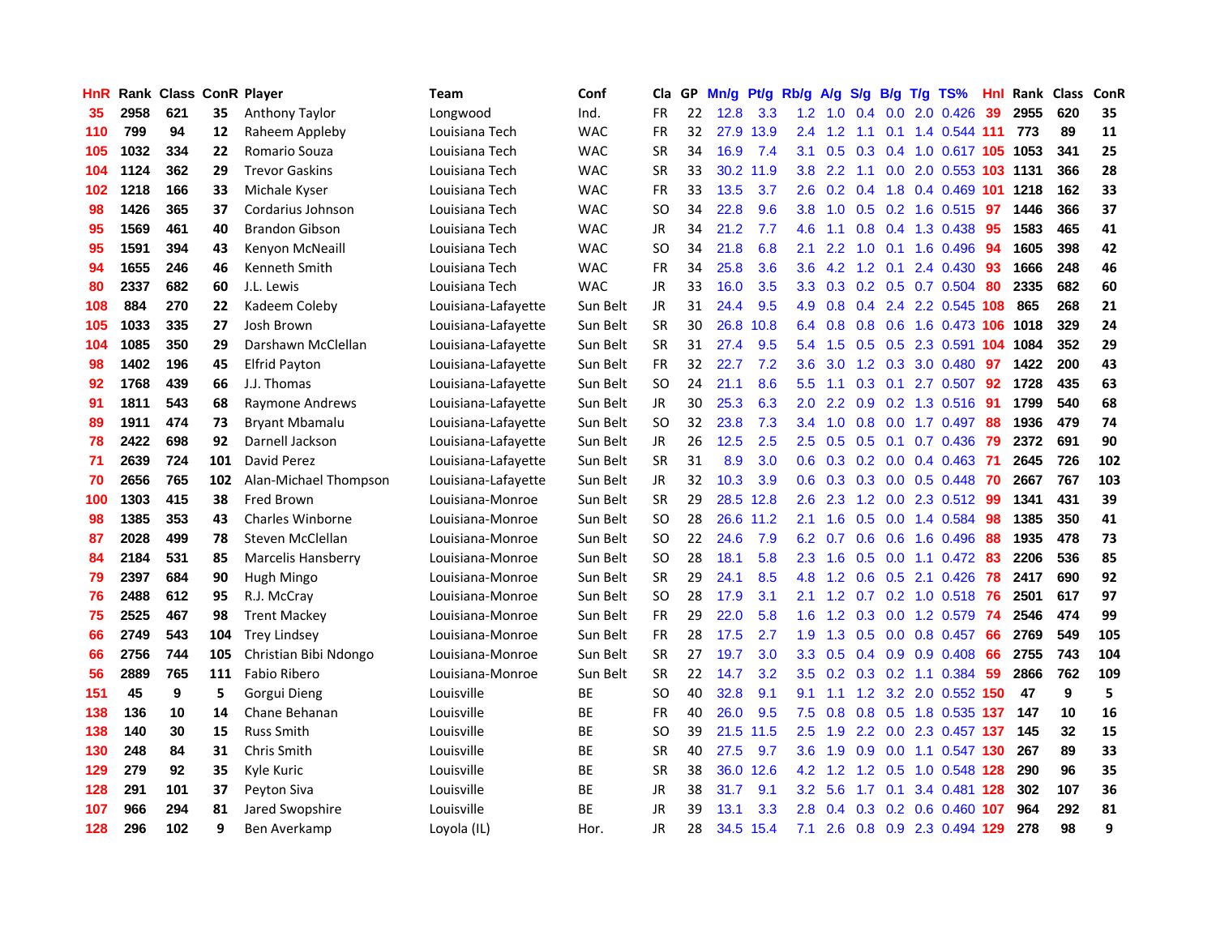| HnR | Rank | Class | ConR | Player | Team | Conf | Cla | GP | Mn/g | Pt/g | Rb/g | A/g | S/g | B/g | T/g | TS% | HnI | Rank | Class | ConR |
|---|---|---|---|---|---|---|---|---|---|---|---|---|---|---|---|---|---|---|---|---|
| 35 | 2958 | 621 | 35 | Anthony Taylor | Longwood | Ind. | FR | 22 | 12.8 | 3.3 | 1.2 | 1.0 | 0.4 | 0.0 | 2.0 | 0.426 | 39 | 2955 | 620 | 35 |
| 110 | 799 | 94 | 12 | Raheem Appleby | Louisiana Tech | WAC | FR | 32 | 27.9 | 13.9 | 2.4 | 1.2 | 1.1 | 0.1 | 1.4 | 0.544 | 111 | 773 | 89 | 11 |
| 105 | 1032 | 334 | 22 | Romario Souza | Louisiana Tech | WAC | SR | 34 | 16.9 | 7.4 | 3.1 | 0.5 | 0.3 | 0.4 | 1.0 | 0.617 | 105 | 1053 | 341 | 25 |
| 104 | 1124 | 362 | 29 | Trevor Gaskins | Louisiana Tech | WAC | SR | 33 | 30.2 | 11.9 | 3.8 | 2.2 | 1.1 | 0.0 | 2.0 | 0.553 | 103 | 1131 | 366 | 28 |
| 102 | 1218 | 166 | 33 | Michale Kyser | Louisiana Tech | WAC | FR | 33 | 13.5 | 3.7 | 2.6 | 0.2 | 0.4 | 1.8 | 0.4 | 0.469 | 101 | 1218 | 162 | 33 |
| 98 | 1426 | 365 | 37 | Cordarius Johnson | Louisiana Tech | WAC | SO | 34 | 22.8 | 9.6 | 3.8 | 1.0 | 0.5 | 0.2 | 1.6 | 0.515 | 97 | 1446 | 366 | 37 |
| 95 | 1569 | 461 | 40 | Brandon Gibson | Louisiana Tech | WAC | JR | 34 | 21.2 | 7.7 | 4.6 | 1.1 | 0.8 | 0.4 | 1.3 | 0.438 | 95 | 1583 | 465 | 41 |
| 95 | 1591 | 394 | 43 | Kenyon McNeaill | Louisiana Tech | WAC | SO | 34 | 21.8 | 6.8 | 2.1 | 2.2 | 1.0 | 0.1 | 1.6 | 0.496 | 94 | 1605 | 398 | 42 |
| 94 | 1655 | 246 | 46 | Kenneth Smith | Louisiana Tech | WAC | FR | 34 | 25.8 | 3.6 | 3.6 | 4.2 | 1.2 | 0.1 | 2.4 | 0.430 | 93 | 1666 | 248 | 46 |
| 80 | 2337 | 682 | 60 | J.L. Lewis | Louisiana Tech | WAC | JR | 33 | 16.0 | 3.5 | 3.3 | 0.3 | 0.2 | 0.5 | 0.7 | 0.504 | 80 | 2335 | 682 | 60 |
| 108 | 884 | 270 | 22 | Kadeem Coleby | Louisiana-Lafayette | Sun Belt | JR | 31 | 24.4 | 9.5 | 4.9 | 0.8 | 0.4 | 2.4 | 2.2 | 0.545 | 108 | 865 | 268 | 21 |
| 105 | 1033 | 335 | 27 | Josh Brown | Louisiana-Lafayette | Sun Belt | SR | 30 | 26.8 | 10.8 | 6.4 | 0.8 | 0.8 | 0.6 | 1.6 | 0.473 | 106 | 1018 | 329 | 24 |
| 104 | 1085 | 350 | 29 | Darshawn McClellan | Louisiana-Lafayette | Sun Belt | SR | 31 | 27.4 | 9.5 | 5.4 | 1.5 | 0.5 | 0.5 | 2.3 | 0.591 | 104 | 1084 | 352 | 29 |
| 98 | 1402 | 196 | 45 | Elfrid Payton | Louisiana-Lafayette | Sun Belt | FR | 32 | 22.7 | 7.2 | 3.6 | 3.0 | 1.2 | 0.3 | 3.0 | 0.480 | 97 | 1422 | 200 | 43 |
| 92 | 1768 | 439 | 66 | J.J. Thomas | Louisiana-Lafayette | Sun Belt | SO | 24 | 21.1 | 8.6 | 5.5 | 1.1 | 0.3 | 0.1 | 2.7 | 0.507 | 92 | 1728 | 435 | 63 |
| 91 | 1811 | 543 | 68 | Raymone Andrews | Louisiana-Lafayette | Sun Belt | JR | 30 | 25.3 | 6.3 | 2.0 | 2.2 | 0.9 | 0.2 | 1.3 | 0.516 | 91 | 1799 | 540 | 68 |
| 89 | 1911 | 474 | 73 | Bryant Mbamalu | Louisiana-Lafayette | Sun Belt | SO | 32 | 23.8 | 7.3 | 3.4 | 1.0 | 0.8 | 0.0 | 1.7 | 0.497 | 88 | 1936 | 479 | 74 |
| 78 | 2422 | 698 | 92 | Darnell Jackson | Louisiana-Lafayette | Sun Belt | JR | 26 | 12.5 | 2.5 | 2.5 | 0.5 | 0.5 | 0.1 | 0.7 | 0.436 | 79 | 2372 | 691 | 90 |
| 71 | 2639 | 724 | 101 | David Perez | Louisiana-Lafayette | Sun Belt | SR | 31 | 8.9 | 3.0 | 0.6 | 0.3 | 0.2 | 0.0 | 0.4 | 0.463 | 71 | 2645 | 726 | 102 |
| 70 | 2656 | 765 | 102 | Alan-Michael Thompson | Louisiana-Lafayette | Sun Belt | JR | 32 | 10.3 | 3.9 | 0.6 | 0.3 | 0.3 | 0.0 | 0.5 | 0.448 | 70 | 2667 | 767 | 103 |
| 100 | 1303 | 415 | 38 | Fred Brown | Louisiana-Monroe | Sun Belt | SR | 29 | 28.5 | 12.8 | 2.6 | 2.3 | 1.2 | 0.0 | 2.3 | 0.512 | 99 | 1341 | 431 | 39 |
| 98 | 1385 | 353 | 43 | Charles Winborne | Louisiana-Monroe | Sun Belt | SO | 28 | 26.6 | 11.2 | 2.1 | 1.6 | 0.5 | 0.0 | 1.4 | 0.584 | 98 | 1385 | 350 | 41 |
| 87 | 2028 | 499 | 78 | Steven McClellan | Louisiana-Monroe | Sun Belt | SO | 22 | 24.6 | 7.9 | 6.2 | 0.7 | 0.6 | 0.6 | 1.6 | 0.496 | 88 | 1935 | 478 | 73 |
| 84 | 2184 | 531 | 85 | Marcelis Hansberry | Louisiana-Monroe | Sun Belt | SO | 28 | 18.1 | 5.8 | 2.3 | 1.6 | 0.5 | 0.0 | 1.1 | 0.472 | 83 | 2206 | 536 | 85 |
| 79 | 2397 | 684 | 90 | Hugh Mingo | Louisiana-Monroe | Sun Belt | SR | 29 | 24.1 | 8.5 | 4.8 | 1.2 | 0.6 | 0.5 | 2.1 | 0.426 | 78 | 2417 | 690 | 92 |
| 76 | 2488 | 612 | 95 | R.J. McCray | Louisiana-Monroe | Sun Belt | SO | 28 | 17.9 | 3.1 | 2.1 | 1.2 | 0.7 | 0.2 | 1.0 | 0.518 | 76 | 2501 | 617 | 97 |
| 75 | 2525 | 467 | 98 | Trent Mackey | Louisiana-Monroe | Sun Belt | FR | 29 | 22.0 | 5.8 | 1.6 | 1.2 | 0.3 | 0.0 | 1.2 | 0.579 | 74 | 2546 | 474 | 99 |
| 66 | 2749 | 543 | 104 | Trey Lindsey | Louisiana-Monroe | Sun Belt | FR | 28 | 17.5 | 2.7 | 1.9 | 1.3 | 0.5 | 0.0 | 0.8 | 0.457 | 66 | 2769 | 549 | 105 |
| 66 | 2756 | 744 | 105 | Christian Bibi Ndongo | Louisiana-Monroe | Sun Belt | SR | 27 | 19.7 | 3.0 | 3.3 | 0.5 | 0.4 | 0.9 | 0.9 | 0.408 | 66 | 2755 | 743 | 104 |
| 56 | 2889 | 765 | 111 | Fabio Ribero | Louisiana-Monroe | Sun Belt | SR | 22 | 14.7 | 3.2 | 3.5 | 0.2 | 0.3 | 0.2 | 1.1 | 0.384 | 59 | 2866 | 762 | 109 |
| 151 | 45 | 9 | 5 | Gorgui Dieng | Louisville | BE | SO | 40 | 32.8 | 9.1 | 9.1 | 1.1 | 1.2 | 3.2 | 2.0 | 0.552 | 150 | 47 | 9 | 5 |
| 138 | 136 | 10 | 14 | Chane Behanan | Louisville | BE | FR | 40 | 26.0 | 9.5 | 7.5 | 0.8 | 0.8 | 0.5 | 1.8 | 0.535 | 137 | 147 | 10 | 16 |
| 138 | 140 | 30 | 15 | Russ Smith | Louisville | BE | SO | 39 | 21.5 | 11.5 | 2.5 | 1.9 | 2.2 | 0.0 | 2.3 | 0.457 | 137 | 145 | 32 | 15 |
| 130 | 248 | 84 | 31 | Chris Smith | Louisville | BE | SR | 40 | 27.5 | 9.7 | 3.6 | 1.9 | 0.9 | 0.0 | 1.1 | 0.547 | 130 | 267 | 89 | 33 |
| 129 | 279 | 92 | 35 | Kyle Kuric | Louisville | BE | SR | 38 | 36.0 | 12.6 | 4.2 | 1.2 | 1.2 | 0.5 | 1.0 | 0.548 | 128 | 290 | 96 | 35 |
| 128 | 291 | 101 | 37 | Peyton Siva | Louisville | BE | JR | 38 | 31.7 | 9.1 | 3.2 | 5.6 | 1.7 | 0.1 | 3.4 | 0.481 | 128 | 302 | 107 | 36 |
| 107 | 966 | 294 | 81 | Jared Swopshire | Louisville | BE | JR | 39 | 13.1 | 3.3 | 2.8 | 0.4 | 0.3 | 0.2 | 0.6 | 0.460 | 107 | 964 | 292 | 81 |
| 128 | 296 | 102 | 9 | Ben Averkamp | Loyola (IL) | Hor. | JR | 28 | 34.5 | 15.4 | 7.1 | 2.6 | 0.8 | 0.9 | 2.3 | 0.494 | 129 | 278 | 98 | 9 |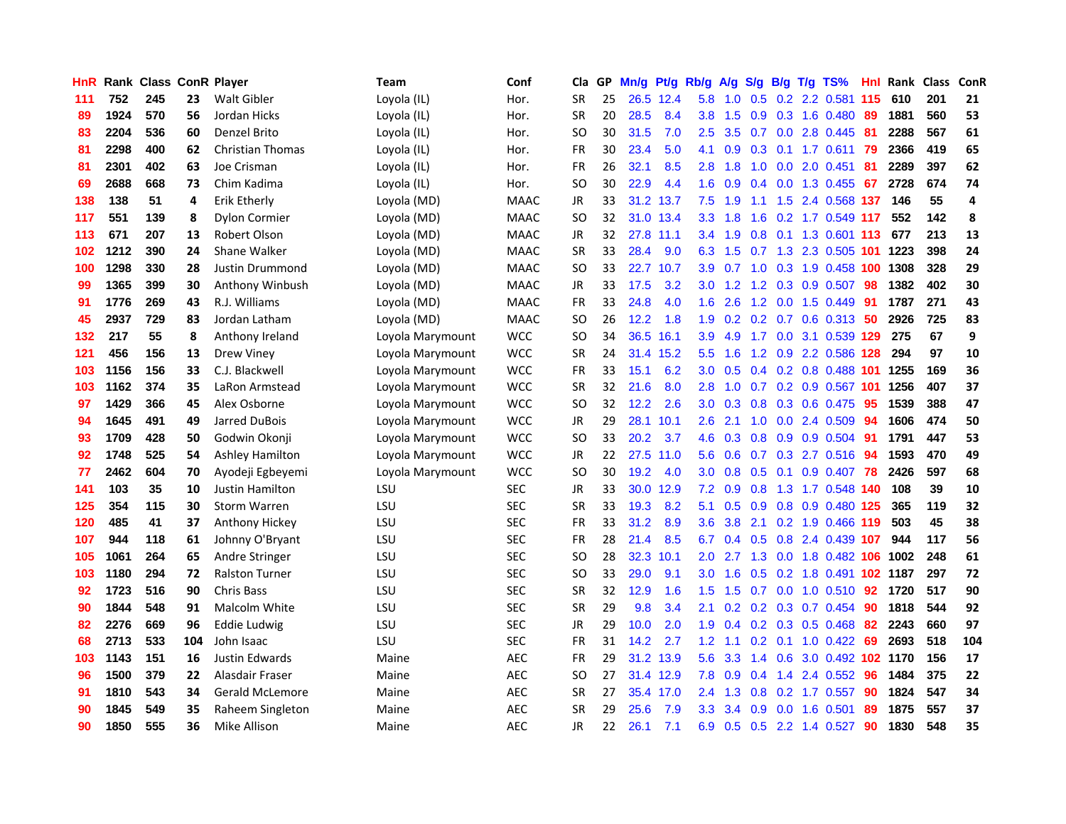| HnR | Rank | Class | ConR | Player | Team | Conf | Cla | GP | Mn/g | Pt/g | Rb/g | A/g | S/g | B/g | T/g | TS% | Hnl | Rank | Class | ConR |
|---|---|---|---|---|---|---|---|---|---|---|---|---|---|---|---|---|---|---|---|---|
| 111 | 752 | 245 | 23 | Walt Gibler | Loyola (IL) | Hor. | SR | 25 | 26.5 | 12.4 | 5.8 | 1.0 | 0.5 | 0.2 | 2.2 | 0.581 | 115 | 610 | 201 | 21 |
| 89 | 1924 | 570 | 56 | Jordan Hicks | Loyola (IL) | Hor. | SR | 20 | 28.5 | 8.4 | 3.8 | 1.5 | 0.9 | 0.3 | 1.6 | 0.480 | 89 | 1881 | 560 | 53 |
| 83 | 2204 | 536 | 60 | Denzel Brito | Loyola (IL) | Hor. | SO | 30 | 31.5 | 7.0 | 2.5 | 3.5 | 0.7 | 0.0 | 2.8 | 0.445 | 81 | 2288 | 567 | 61 |
| 81 | 2298 | 400 | 62 | Christian Thomas | Loyola (IL) | Hor. | FR | 30 | 23.4 | 5.0 | 4.1 | 0.9 | 0.3 | 0.1 | 1.7 | 0.611 | 79 | 2366 | 419 | 65 |
| 81 | 2301 | 402 | 63 | Joe Crisman | Loyola (IL) | Hor. | FR | 26 | 32.1 | 8.5 | 2.8 | 1.8 | 1.0 | 0.0 | 2.0 | 0.451 | 81 | 2289 | 397 | 62 |
| 69 | 2688 | 668 | 73 | Chim Kadima | Loyola (IL) | Hor. | SO | 30 | 22.9 | 4.4 | 1.6 | 0.9 | 0.4 | 0.0 | 1.3 | 0.455 | 67 | 2728 | 674 | 74 |
| 138 | 138 | 51 | 4 | Erik Etherly | Loyola (MD) | MAAC | JR | 33 | 31.2 | 13.7 | 7.5 | 1.9 | 1.1 | 1.5 | 2.4 | 0.568 | 137 | 146 | 55 | 4 |
| 117 | 551 | 139 | 8 | Dylon Cormier | Loyola (MD) | MAAC | SO | 32 | 31.0 | 13.4 | 3.3 | 1.8 | 1.6 | 0.2 | 1.7 | 0.549 | 117 | 552 | 142 | 8 |
| 113 | 671 | 207 | 13 | Robert Olson | Loyola (MD) | MAAC | JR | 32 | 27.8 | 11.1 | 3.4 | 1.9 | 0.8 | 0.1 | 1.3 | 0.601 | 113 | 677 | 213 | 13 |
| 102 | 1212 | 390 | 24 | Shane Walker | Loyola (MD) | MAAC | SR | 33 | 28.4 | 9.0 | 6.3 | 1.5 | 0.7 | 1.3 | 2.3 | 0.505 | 101 | 1223 | 398 | 24 |
| 100 | 1298 | 330 | 28 | Justin Drummond | Loyola (MD) | MAAC | SO | 33 | 22.7 | 10.7 | 3.9 | 0.7 | 1.0 | 0.3 | 1.9 | 0.458 | 100 | 1308 | 328 | 29 |
| 99 | 1365 | 399 | 30 | Anthony Winbush | Loyola (MD) | MAAC | JR | 33 | 17.5 | 3.2 | 3.0 | 1.2 | 1.2 | 0.3 | 0.9 | 0.507 | 98 | 1382 | 402 | 30 |
| 91 | 1776 | 269 | 43 | R.J. Williams | Loyola (MD) | MAAC | FR | 33 | 24.8 | 4.0 | 1.6 | 2.6 | 1.2 | 0.0 | 1.5 | 0.449 | 91 | 1787 | 271 | 43 |
| 45 | 2937 | 729 | 83 | Jordan Latham | Loyola (MD) | MAAC | SO | 26 | 12.2 | 1.8 | 1.9 | 0.2 | 0.2 | 0.7 | 0.6 | 0.313 | 50 | 2926 | 725 | 83 |
| 132 | 217 | 55 | 8 | Anthony Ireland | Loyola Marymount | WCC | SO | 34 | 36.5 | 16.1 | 3.9 | 4.9 | 1.7 | 0.0 | 3.1 | 0.539 | 129 | 275 | 67 | 9 |
| 121 | 456 | 156 | 13 | Drew Viney | Loyola Marymount | WCC | SR | 24 | 31.4 | 15.2 | 5.5 | 1.6 | 1.2 | 0.9 | 2.2 | 0.586 | 128 | 294 | 97 | 10 |
| 103 | 1156 | 156 | 33 | C.J. Blackwell | Loyola Marymount | WCC | FR | 33 | 15.1 | 6.2 | 3.0 | 0.5 | 0.4 | 0.2 | 0.8 | 0.488 | 101 | 1255 | 169 | 36 |
| 103 | 1162 | 374 | 35 | LaRon Armstead | Loyola Marymount | WCC | SR | 32 | 21.6 | 8.0 | 2.8 | 1.0 | 0.7 | 0.2 | 0.9 | 0.567 | 101 | 1256 | 407 | 37 |
| 97 | 1429 | 366 | 45 | Alex Osborne | Loyola Marymount | WCC | SO | 32 | 12.2 | 2.6 | 3.0 | 0.3 | 0.8 | 0.3 | 0.6 | 0.475 | 95 | 1539 | 388 | 47 |
| 94 | 1645 | 491 | 49 | Jarred DuBois | Loyola Marymount | WCC | JR | 29 | 28.1 | 10.1 | 2.6 | 2.1 | 1.0 | 0.0 | 2.4 | 0.509 | 94 | 1606 | 474 | 50 |
| 93 | 1709 | 428 | 50 | Godwin Okonji | Loyola Marymount | WCC | SO | 33 | 20.2 | 3.7 | 4.6 | 0.3 | 0.8 | 0.9 | 0.9 | 0.504 | 91 | 1791 | 447 | 53 |
| 92 | 1748 | 525 | 54 | Ashley Hamilton | Loyola Marymount | WCC | JR | 22 | 27.5 | 11.0 | 5.6 | 0.6 | 0.7 | 0.3 | 2.7 | 0.516 | 94 | 1593 | 470 | 49 |
| 77 | 2462 | 604 | 70 | Ayodeji Egbeyemi | Loyola Marymount | WCC | SO | 30 | 19.2 | 4.0 | 3.0 | 0.8 | 0.5 | 0.1 | 0.9 | 0.407 | 78 | 2426 | 597 | 68 |
| 141 | 103 | 35 | 10 | Justin Hamilton | LSU | SEC | JR | 33 | 30.0 | 12.9 | 7.2 | 0.9 | 0.8 | 1.3 | 1.7 | 0.548 | 140 | 108 | 39 | 10 |
| 125 | 354 | 115 | 30 | Storm Warren | LSU | SEC | SR | 33 | 19.3 | 8.2 | 5.1 | 0.5 | 0.9 | 0.8 | 0.9 | 0.480 | 125 | 365 | 119 | 32 |
| 120 | 485 | 41 | 37 | Anthony Hickey | LSU | SEC | FR | 33 | 31.2 | 8.9 | 3.6 | 3.8 | 2.1 | 0.2 | 1.9 | 0.466 | 119 | 503 | 45 | 38 |
| 107 | 944 | 118 | 61 | Johnny O'Bryant | LSU | SEC | FR | 28 | 21.4 | 8.5 | 6.7 | 0.4 | 0.5 | 0.8 | 2.4 | 0.439 | 107 | 944 | 117 | 56 |
| 105 | 1061 | 264 | 65 | Andre Stringer | LSU | SEC | SO | 28 | 32.3 | 10.1 | 2.0 | 2.7 | 1.3 | 0.0 | 1.8 | 0.482 | 106 | 1002 | 248 | 61 |
| 103 | 1180 | 294 | 72 | Ralston Turner | LSU | SEC | SO | 33 | 29.0 | 9.1 | 3.0 | 1.6 | 0.5 | 0.2 | 1.8 | 0.491 | 102 | 1187 | 297 | 72 |
| 92 | 1723 | 516 | 90 | Chris Bass | LSU | SEC | SR | 32 | 12.9 | 1.6 | 1.5 | 1.5 | 0.7 | 0.0 | 1.0 | 0.510 | 92 | 1720 | 517 | 90 |
| 90 | 1844 | 548 | 91 | Malcolm White | LSU | SEC | SR | 29 | 9.8 | 3.4 | 2.1 | 0.2 | 0.2 | 0.3 | 0.7 | 0.454 | 90 | 1818 | 544 | 92 |
| 82 | 2276 | 669 | 96 | Eddie Ludwig | LSU | SEC | JR | 29 | 10.0 | 2.0 | 1.9 | 0.4 | 0.2 | 0.3 | 0.5 | 0.468 | 82 | 2243 | 660 | 97 |
| 68 | 2713 | 533 | 104 | John Isaac | LSU | SEC | FR | 31 | 14.2 | 2.7 | 1.2 | 1.1 | 0.2 | 0.1 | 1.0 | 0.422 | 69 | 2693 | 518 | 104 |
| 103 | 1143 | 151 | 16 | Justin Edwards | Maine | AEC | FR | 29 | 31.2 | 13.9 | 5.6 | 3.3 | 1.4 | 0.6 | 3.0 | 0.492 | 102 | 1170 | 156 | 17 |
| 96 | 1500 | 379 | 22 | Alasdair Fraser | Maine | AEC | SO | 27 | 31.4 | 12.9 | 7.8 | 0.9 | 0.4 | 1.4 | 2.4 | 0.552 | 96 | 1484 | 375 | 22 |
| 91 | 1810 | 543 | 34 | Gerald McLemore | Maine | AEC | SR | 27 | 35.4 | 17.0 | 2.4 | 1.3 | 0.8 | 0.2 | 1.7 | 0.557 | 90 | 1824 | 547 | 34 |
| 90 | 1845 | 549 | 35 | Raheem Singleton | Maine | AEC | SR | 29 | 25.6 | 7.9 | 3.3 | 3.4 | 0.9 | 0.0 | 1.6 | 0.501 | 89 | 1875 | 557 | 37 |
| 90 | 1850 | 555 | 36 | Mike Allison | Maine | AEC | JR | 22 | 26.1 | 7.1 | 6.9 | 0.5 | 0.5 | 2.2 | 1.4 | 0.527 | 90 | 1830 | 548 | 35 |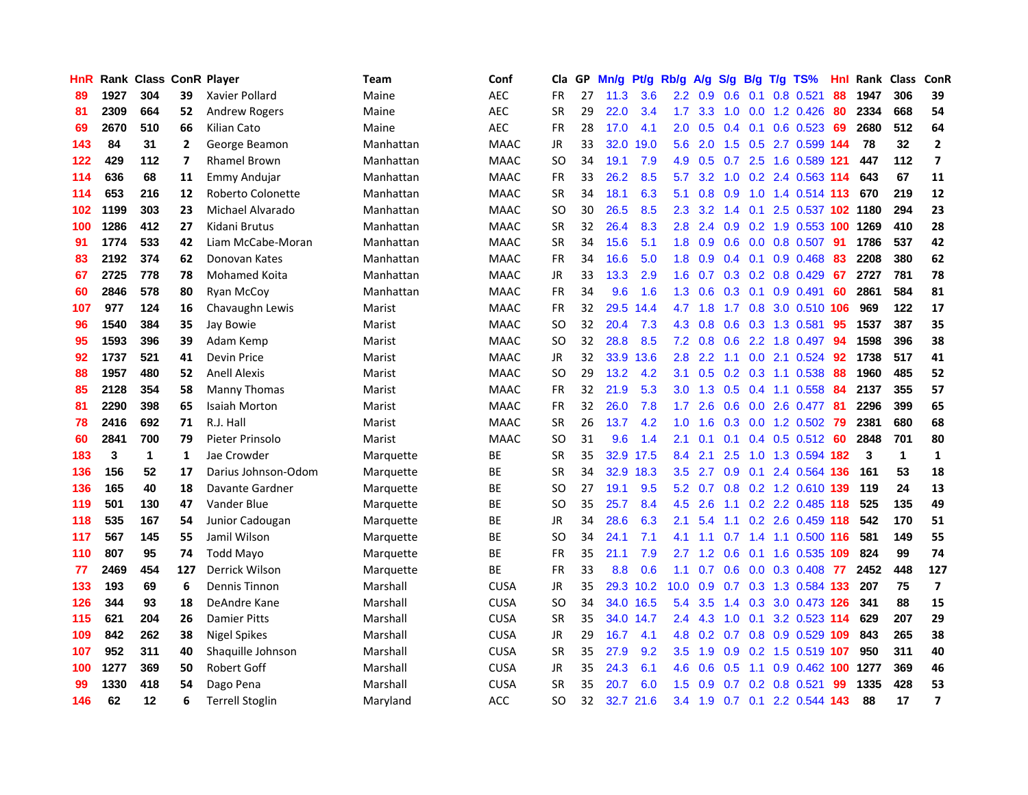| HnR | Rank | Class | ConR | Player | Team | Conf | Cla | GP | Mn/g | Pt/g | Rb/g | A/g | S/g | B/g | T/g | TS% | HnI | Rank | Class | ConR |
|---|---|---|---|---|---|---|---|---|---|---|---|---|---|---|---|---|---|---|---|---|
| 89 | 1927 | 304 | 39 | Xavier Pollard | Maine | AEC | FR | 27 | 11.3 | 3.6 | 2.2 | 0.9 | 0.6 | 0.1 | 0.8 | 0.521 | 88 | 1947 | 306 | 39 |
| 81 | 2309 | 664 | 52 | Andrew Rogers | Maine | AEC | SR | 29 | 22.0 | 3.4 | 1.7 | 3.3 | 1.0 | 0.0 | 1.2 | 0.426 | 80 | 2334 | 668 | 54 |
| 69 | 2670 | 510 | 66 | Kilian Cato | Maine | AEC | FR | 28 | 17.0 | 4.1 | 2.0 | 0.5 | 0.4 | 0.1 | 0.6 | 0.523 | 69 | 2680 | 512 | 64 |
| 143 | 84 | 31 | 2 | George Beamon | Manhattan | MAAC | JR | 33 | 32.0 | 19.0 | 5.6 | 2.0 | 1.5 | 0.5 | 2.7 | 0.599 | 144 | 78 | 32 | 2 |
| 122 | 429 | 112 | 7 | Rhamel Brown | Manhattan | MAAC | SO | 34 | 19.1 | 7.9 | 4.9 | 0.5 | 0.7 | 2.5 | 1.6 | 0.589 | 121 | 447 | 112 | 7 |
| 114 | 636 | 68 | 11 | Emmy Andujar | Manhattan | MAAC | FR | 33 | 26.2 | 8.5 | 5.7 | 3.2 | 1.0 | 0.2 | 2.4 | 0.563 | 114 | 643 | 67 | 11 |
| 114 | 653 | 216 | 12 | Roberto Colonette | Manhattan | MAAC | SR | 34 | 18.1 | 6.3 | 5.1 | 0.8 | 0.9 | 1.0 | 1.4 | 0.514 | 113 | 670 | 219 | 12 |
| 102 | 1199 | 303 | 23 | Michael Alvarado | Manhattan | MAAC | SO | 30 | 26.5 | 8.5 | 2.3 | 3.2 | 1.4 | 0.1 | 2.5 | 0.537 | 102 | 1180 | 294 | 23 |
| 100 | 1286 | 412 | 27 | Kidani Brutus | Manhattan | MAAC | SR | 32 | 26.4 | 8.3 | 2.8 | 2.4 | 0.9 | 0.2 | 1.9 | 0.553 | 100 | 1269 | 410 | 28 |
| 91 | 1774 | 533 | 42 | Liam McCabe-Moran | Manhattan | MAAC | SR | 34 | 15.6 | 5.1 | 1.8 | 0.9 | 0.6 | 0.0 | 0.8 | 0.507 | 91 | 1786 | 537 | 42 |
| 83 | 2192 | 374 | 62 | Donovan Kates | Manhattan | MAAC | FR | 34 | 16.6 | 5.0 | 1.8 | 0.9 | 0.4 | 0.1 | 0.9 | 0.468 | 83 | 2208 | 380 | 62 |
| 67 | 2725 | 778 | 78 | Mohamed Koita | Manhattan | MAAC | JR | 33 | 13.3 | 2.9 | 1.6 | 0.7 | 0.3 | 0.2 | 0.8 | 0.429 | 67 | 2727 | 781 | 78 |
| 60 | 2846 | 578 | 80 | Ryan McCoy | Manhattan | MAAC | FR | 34 | 9.6 | 1.6 | 1.3 | 0.6 | 0.3 | 0.1 | 0.9 | 0.491 | 60 | 2861 | 584 | 81 |
| 107 | 977 | 124 | 16 | Chavaughn Lewis | Marist | MAAC | FR | 32 | 29.5 | 14.4 | 4.7 | 1.8 | 1.7 | 0.8 | 3.0 | 0.510 | 106 | 969 | 122 | 17 |
| 96 | 1540 | 384 | 35 | Jay Bowie | Marist | MAAC | SO | 32 | 20.4 | 7.3 | 4.3 | 0.8 | 0.6 | 0.3 | 1.3 | 0.581 | 95 | 1537 | 387 | 35 |
| 95 | 1593 | 396 | 39 | Adam Kemp | Marist | MAAC | SO | 32 | 28.8 | 8.5 | 7.2 | 0.8 | 0.6 | 2.2 | 1.8 | 0.497 | 94 | 1598 | 396 | 38 |
| 92 | 1737 | 521 | 41 | Devin Price | Marist | MAAC | JR | 32 | 33.9 | 13.6 | 2.8 | 2.2 | 1.1 | 0.0 | 2.1 | 0.524 | 92 | 1738 | 517 | 41 |
| 88 | 1957 | 480 | 52 | Anell Alexis | Marist | MAAC | SO | 29 | 13.2 | 4.2 | 3.1 | 0.5 | 0.2 | 0.3 | 1.1 | 0.538 | 88 | 1960 | 485 | 52 |
| 85 | 2128 | 354 | 58 | Manny Thomas | Marist | MAAC | FR | 32 | 21.9 | 5.3 | 3.0 | 1.3 | 0.5 | 0.4 | 1.1 | 0.558 | 84 | 2137 | 355 | 57 |
| 81 | 2290 | 398 | 65 | Isaiah Morton | Marist | MAAC | FR | 32 | 26.0 | 7.8 | 1.7 | 2.6 | 0.6 | 0.0 | 2.6 | 0.477 | 81 | 2296 | 399 | 65 |
| 78 | 2416 | 692 | 71 | R.J. Hall | Marist | MAAC | SR | 26 | 13.7 | 4.2 | 1.0 | 1.6 | 0.3 | 0.0 | 1.2 | 0.502 | 79 | 2381 | 680 | 68 |
| 60 | 2841 | 700 | 79 | Pieter Prinsolo | Marist | MAAC | SO | 31 | 9.6 | 1.4 | 2.1 | 0.1 | 0.1 | 0.4 | 0.5 | 0.512 | 60 | 2848 | 701 | 80 |
| 183 | 3 | 1 | 1 | Jae Crowder | Marquette | BE | SR | 35 | 32.9 | 17.5 | 8.4 | 2.1 | 2.5 | 1.0 | 1.3 | 0.594 | 182 | 3 | 1 | 1 |
| 136 | 156 | 52 | 17 | Darius Johnson-Odom | Marquette | BE | SR | 34 | 32.9 | 18.3 | 3.5 | 2.7 | 0.9 | 0.1 | 2.4 | 0.564 | 136 | 161 | 53 | 18 |
| 136 | 165 | 40 | 18 | Davante Gardner | Marquette | BE | SO | 27 | 19.1 | 9.5 | 5.2 | 0.7 | 0.8 | 0.2 | 1.2 | 0.610 | 139 | 119 | 24 | 13 |
| 119 | 501 | 130 | 47 | Vander Blue | Marquette | BE | SO | 35 | 25.7 | 8.4 | 4.5 | 2.6 | 1.1 | 0.2 | 2.2 | 0.485 | 118 | 525 | 135 | 49 |
| 118 | 535 | 167 | 54 | Junior Cadougan | Marquette | BE | JR | 34 | 28.6 | 6.3 | 2.1 | 5.4 | 1.1 | 0.2 | 2.6 | 0.459 | 118 | 542 | 170 | 51 |
| 117 | 567 | 145 | 55 | Jamil Wilson | Marquette | BE | SO | 34 | 24.1 | 7.1 | 4.1 | 1.1 | 0.7 | 1.4 | 1.1 | 0.500 | 116 | 581 | 149 | 55 |
| 110 | 807 | 95 | 74 | Todd Mayo | Marquette | BE | FR | 35 | 21.1 | 7.9 | 2.7 | 1.2 | 0.6 | 0.1 | 1.6 | 0.535 | 109 | 824 | 99 | 74 |
| 77 | 2469 | 454 | 127 | Derrick Wilson | Marquette | BE | FR | 33 | 8.8 | 0.6 | 1.1 | 0.7 | 0.6 | 0.0 | 0.3 | 0.408 | 77 | 2452 | 448 | 127 |
| 133 | 193 | 69 | 6 | Dennis Tinnon | Marshall | CUSA | JR | 35 | 29.3 | 10.2 | 10.0 | 0.9 | 0.7 | 0.3 | 1.3 | 0.584 | 133 | 207 | 75 | 7 |
| 126 | 344 | 93 | 18 | DeAndre Kane | Marshall | CUSA | SO | 34 | 34.0 | 16.5 | 5.4 | 3.5 | 1.4 | 0.3 | 3.0 | 0.473 | 126 | 341 | 88 | 15 |
| 115 | 621 | 204 | 26 | Damier Pitts | Marshall | CUSA | SR | 35 | 34.0 | 14.7 | 2.4 | 4.3 | 1.0 | 0.1 | 3.2 | 0.523 | 114 | 629 | 207 | 29 |
| 109 | 842 | 262 | 38 | Nigel Spikes | Marshall | CUSA | JR | 29 | 16.7 | 4.1 | 4.8 | 0.2 | 0.7 | 0.8 | 0.9 | 0.529 | 109 | 843 | 265 | 38 |
| 107 | 952 | 311 | 40 | Shaquille Johnson | Marshall | CUSA | SR | 35 | 27.9 | 9.2 | 3.5 | 1.9 | 0.9 | 0.2 | 1.5 | 0.519 | 107 | 950 | 311 | 40 |
| 100 | 1277 | 369 | 50 | Robert Goff | Marshall | CUSA | JR | 35 | 24.3 | 6.1 | 4.6 | 0.6 | 0.5 | 1.1 | 0.9 | 0.462 | 100 | 1277 | 369 | 46 |
| 99 | 1330 | 418 | 54 | Dago Pena | Marshall | CUSA | SR | 35 | 20.7 | 6.0 | 1.5 | 0.9 | 0.7 | 0.2 | 0.8 | 0.521 | 99 | 1335 | 428 | 53 |
| 146 | 62 | 12 | 6 | Terrell Stoglin | Maryland | ACC | SO | 32 | 32.7 | 21.6 | 3.4 | 1.9 | 0.7 | 0.1 | 2.2 | 0.544 | 143 | 88 | 17 | 7 |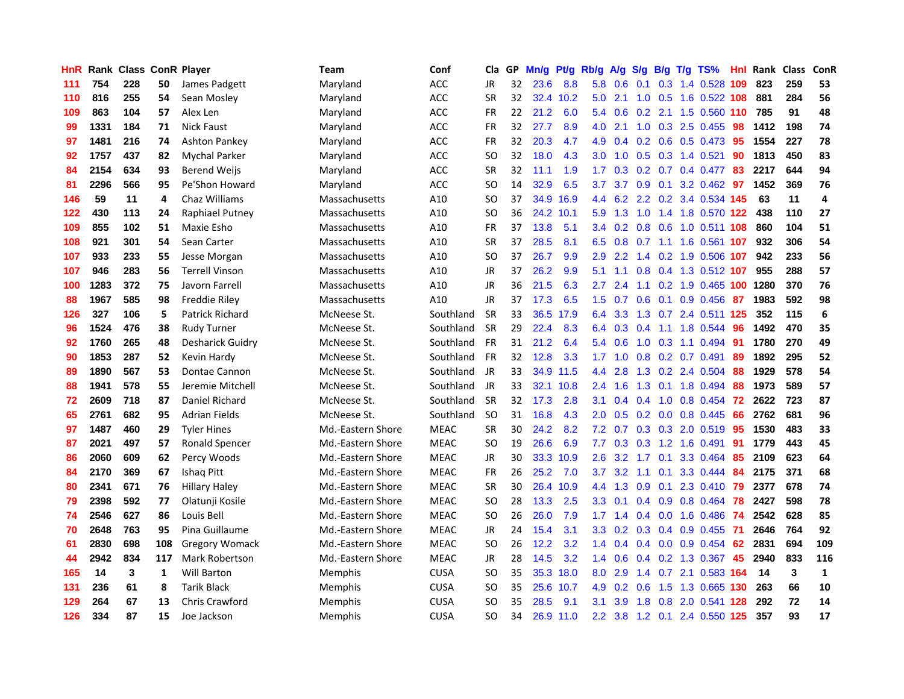| HnR | Rank | Class | ConR | Player | Team | Conf | Cla | GP | Mn/g | Pt/g | Rb/g | A/g | S/g | B/g | T/g | TS% | Hnl | Rank | Class | ConR |
|---|---|---|---|---|---|---|---|---|---|---|---|---|---|---|---|---|---|---|---|---|
| 111 | 754 | 228 | 50 | James Padgett | Maryland | ACC | JR | 32 | 23.6 | 8.8 | 5.8 | 0.6 | 0.1 | 0.3 | 1.4 | 0.528 | 109 | 823 | 259 | 53 |
| 110 | 816 | 255 | 54 | Sean Mosley | Maryland | ACC | SR | 32 | 32.4 | 10.2 | 5.0 | 2.1 | 1.0 | 0.5 | 1.6 | 0.522 | 108 | 881 | 284 | 56 |
| 109 | 863 | 104 | 57 | Alex Len | Maryland | ACC | FR | 22 | 21.2 | 6.0 | 5.4 | 0.6 | 0.2 | 2.1 | 1.5 | 0.560 | 110 | 785 | 91 | 48 |
| 99 | 1331 | 184 | 71 | Nick Faust | Maryland | ACC | FR | 32 | 27.7 | 8.9 | 4.0 | 2.1 | 1.0 | 0.3 | 2.5 | 0.455 | 98 | 1412 | 198 | 74 |
| 97 | 1481 | 216 | 74 | Ashton Pankey | Maryland | ACC | FR | 32 | 20.3 | 4.7 | 4.9 | 0.4 | 0.2 | 0.6 | 0.5 | 0.473 | 95 | 1554 | 227 | 78 |
| 92 | 1757 | 437 | 82 | Mychal Parker | Maryland | ACC | SO | 32 | 18.0 | 4.3 | 3.0 | 1.0 | 0.5 | 0.3 | 1.4 | 0.521 | 90 | 1813 | 450 | 83 |
| 84 | 2154 | 634 | 93 | Berend Weijs | Maryland | ACC | SR | 32 | 11.1 | 1.9 | 1.7 | 0.3 | 0.2 | 0.7 | 0.4 | 0.477 | 83 | 2217 | 644 | 94 |
| 81 | 2296 | 566 | 95 | Pe'Shon Howard | Maryland | ACC | SO | 14 | 32.9 | 6.5 | 3.7 | 3.7 | 0.9 | 0.1 | 3.2 | 0.462 | 97 | 1452 | 369 | 76 |
| 146 | 59 | 11 | 4 | Chaz Williams | Massachusetts | A10 | SO | 37 | 34.9 | 16.9 | 4.4 | 6.2 | 2.2 | 0.2 | 3.4 | 0.534 | 145 | 63 | 11 | 4 |
| 122 | 430 | 113 | 24 | Raphiael Putney | Massachusetts | A10 | SO | 36 | 24.2 | 10.1 | 5.9 | 1.3 | 1.0 | 1.4 | 1.8 | 0.570 | 122 | 438 | 110 | 27 |
| 109 | 855 | 102 | 51 | Maxie Esho | Massachusetts | A10 | FR | 37 | 13.8 | 5.1 | 3.4 | 0.2 | 0.8 | 0.6 | 1.0 | 0.511 | 108 | 860 | 104 | 51 |
| 108 | 921 | 301 | 54 | Sean Carter | Massachusetts | A10 | SR | 37 | 28.5 | 8.1 | 6.5 | 0.8 | 0.7 | 1.1 | 1.6 | 0.561 | 107 | 932 | 306 | 54 |
| 107 | 933 | 233 | 55 | Jesse Morgan | Massachusetts | A10 | SO | 37 | 26.7 | 9.9 | 2.9 | 2.2 | 1.4 | 0.2 | 1.9 | 0.506 | 107 | 942 | 233 | 56 |
| 107 | 946 | 283 | 56 | Terrell Vinson | Massachusetts | A10 | JR | 37 | 26.2 | 9.9 | 5.1 | 1.1 | 0.8 | 0.4 | 1.3 | 0.512 | 107 | 955 | 288 | 57 |
| 100 | 1283 | 372 | 75 | Javorn Farrell | Massachusetts | A10 | JR | 36 | 21.5 | 6.3 | 2.7 | 2.4 | 1.1 | 0.2 | 1.9 | 0.465 | 100 | 1280 | 370 | 76 |
| 88 | 1967 | 585 | 98 | Freddie Riley | Massachusetts | A10 | JR | 37 | 17.3 | 6.5 | 1.5 | 0.7 | 0.6 | 0.1 | 0.9 | 0.456 | 87 | 1983 | 592 | 98 |
| 126 | 327 | 106 | 5 | Patrick Richard | McNeese St. | Southland | SR | 33 | 36.5 | 17.9 | 6.4 | 3.3 | 1.3 | 0.7 | 2.4 | 0.511 | 125 | 352 | 115 | 6 |
| 96 | 1524 | 476 | 38 | Rudy Turner | McNeese St. | Southland | SR | 29 | 22.4 | 8.3 | 6.4 | 0.3 | 0.4 | 1.1 | 1.8 | 0.544 | 96 | 1492 | 470 | 35 |
| 92 | 1760 | 265 | 48 | Desharick Guidry | McNeese St. | Southland | FR | 31 | 21.2 | 6.4 | 5.4 | 0.6 | 1.0 | 0.3 | 1.1 | 0.494 | 91 | 1780 | 270 | 49 |
| 90 | 1853 | 287 | 52 | Kevin Hardy | McNeese St. | Southland | FR | 32 | 12.8 | 3.3 | 1.7 | 1.0 | 0.8 | 0.2 | 0.7 | 0.491 | 89 | 1892 | 295 | 52 |
| 89 | 1890 | 567 | 53 | Dontae Cannon | McNeese St. | Southland | JR | 33 | 34.9 | 11.5 | 4.4 | 2.8 | 1.3 | 0.2 | 2.4 | 0.504 | 88 | 1929 | 578 | 54 |
| 88 | 1941 | 578 | 55 | Jeremie Mitchell | McNeese St. | Southland | JR | 33 | 32.1 | 10.8 | 2.4 | 1.6 | 1.3 | 0.1 | 1.8 | 0.494 | 88 | 1973 | 589 | 57 |
| 72 | 2609 | 718 | 87 | Daniel Richard | McNeese St. | Southland | SR | 32 | 17.3 | 2.8 | 3.1 | 0.4 | 0.4 | 1.0 | 0.8 | 0.454 | 72 | 2622 | 723 | 87 |
| 65 | 2761 | 682 | 95 | Adrian Fields | McNeese St. | Southland | SO | 31 | 16.8 | 4.3 | 2.0 | 0.5 | 0.2 | 0.0 | 0.8 | 0.445 | 66 | 2762 | 681 | 96 |
| 97 | 1487 | 460 | 29 | Tyler Hines | Md.-Eastern Shore | MEAC | SR | 30 | 24.2 | 8.2 | 7.2 | 0.7 | 0.3 | 0.3 | 2.0 | 0.519 | 95 | 1530 | 483 | 33 |
| 87 | 2021 | 497 | 57 | Ronald Spencer | Md.-Eastern Shore | MEAC | SO | 19 | 26.6 | 6.9 | 7.7 | 0.3 | 0.3 | 1.2 | 1.6 | 0.491 | 91 | 1779 | 443 | 45 |
| 86 | 2060 | 609 | 62 | Percy Woods | Md.-Eastern Shore | MEAC | JR | 30 | 33.3 | 10.9 | 2.6 | 3.2 | 1.7 | 0.1 | 3.3 | 0.464 | 85 | 2109 | 623 | 64 |
| 84 | 2170 | 369 | 67 | Ishaq Pitt | Md.-Eastern Shore | MEAC | FR | 26 | 25.2 | 7.0 | 3.7 | 3.2 | 1.1 | 0.1 | 3.3 | 0.444 | 84 | 2175 | 371 | 68 |
| 80 | 2341 | 671 | 76 | Hillary Haley | Md.-Eastern Shore | MEAC | SR | 30 | 26.4 | 10.9 | 4.4 | 1.3 | 0.9 | 0.1 | 2.3 | 0.410 | 79 | 2377 | 678 | 74 |
| 79 | 2398 | 592 | 77 | Olatunji Kosile | Md.-Eastern Shore | MEAC | SO | 28 | 13.3 | 2.5 | 3.3 | 0.1 | 0.4 | 0.9 | 0.8 | 0.464 | 78 | 2427 | 598 | 78 |
| 74 | 2546 | 627 | 86 | Louis Bell | Md.-Eastern Shore | MEAC | SO | 26 | 26.0 | 7.9 | 1.7 | 1.4 | 0.4 | 0.0 | 1.6 | 0.486 | 74 | 2542 | 628 | 85 |
| 70 | 2648 | 763 | 95 | Pina Guillaume | Md.-Eastern Shore | MEAC | JR | 24 | 15.4 | 3.1 | 3.3 | 0.2 | 0.3 | 0.4 | 0.9 | 0.455 | 71 | 2646 | 764 | 92 |
| 61 | 2830 | 698 | 108 | Gregory Womack | Md.-Eastern Shore | MEAC | SO | 26 | 12.2 | 3.2 | 1.4 | 0.4 | 0.4 | 0.0 | 0.9 | 0.454 | 62 | 2831 | 694 | 109 |
| 44 | 2942 | 834 | 117 | Mark Robertson | Md.-Eastern Shore | MEAC | JR | 28 | 14.5 | 3.2 | 1.4 | 0.6 | 0.4 | 0.2 | 1.3 | 0.367 | 45 | 2940 | 833 | 116 |
| 165 | 14 | 3 | 1 | Will Barton | Memphis | CUSA | SO | 35 | 35.3 | 18.0 | 8.0 | 2.9 | 1.4 | 0.7 | 2.1 | 0.583 | 164 | 14 | 3 | 1 |
| 131 | 236 | 61 | 8 | Tarik Black | Memphis | CUSA | SO | 35 | 25.6 | 10.7 | 4.9 | 0.2 | 0.6 | 1.5 | 1.3 | 0.665 | 130 | 263 | 66 | 10 |
| 129 | 264 | 67 | 13 | Chris Crawford | Memphis | CUSA | SO | 35 | 28.5 | 9.1 | 3.1 | 3.9 | 1.8 | 0.8 | 2.0 | 0.541 | 128 | 292 | 72 | 14 |
| 126 | 334 | 87 | 15 | Joe Jackson | Memphis | CUSA | SO | 34 | 26.9 | 11.0 | 2.2 | 3.8 | 1.2 | 0.1 | 2.4 | 0.550 | 125 | 357 | 93 | 17 |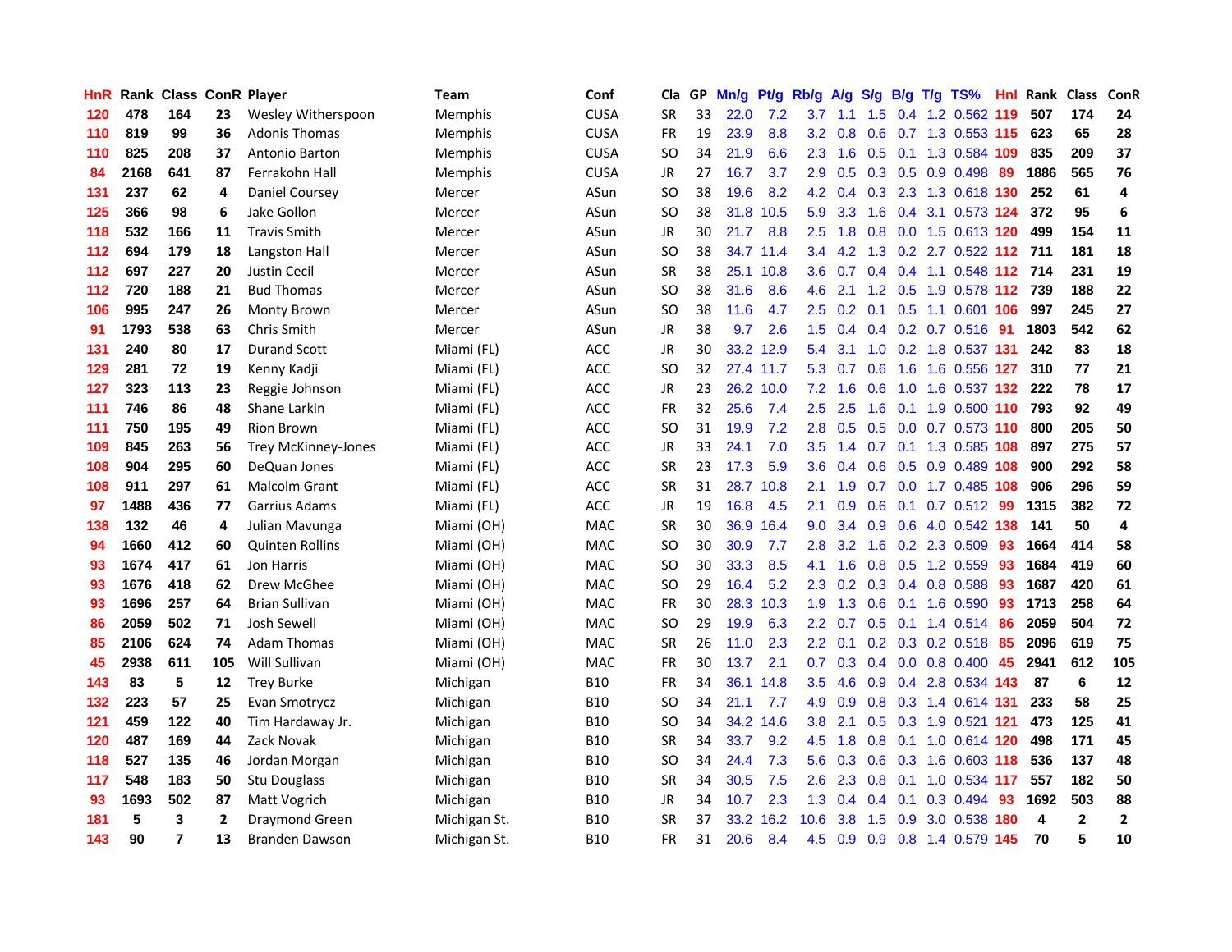| HnR | Rank | Class | ConR | Player | Team | Conf | Cla | GP | Mn/g | Pt/g | Rb/g | A/g | S/g | B/g | T/g | TS% | Hnl | Rank | Class | ConR |
|---|---|---|---|---|---|---|---|---|---|---|---|---|---|---|---|---|---|---|---|---|
| 120 | 478 | 164 | 23 | Wesley Witherspoon | Memphis | CUSA | SR | 33 | 22.0 | 7.2 | 3.7 | 1.1 | 1.5 | 0.4 | 1.2 | 0.562 | 119 | 507 | 174 | 24 |
| 110 | 819 | 99 | 36 | Adonis Thomas | Memphis | CUSA | FR | 19 | 23.9 | 8.8 | 3.2 | 0.8 | 0.6 | 0.7 | 1.3 | 0.553 | 115 | 623 | 65 | 28 |
| 110 | 825 | 208 | 37 | Antonio Barton | Memphis | CUSA | SO | 34 | 21.9 | 6.6 | 2.3 | 1.6 | 0.5 | 0.1 | 1.3 | 0.584 | 109 | 835 | 209 | 37 |
| 84 | 2168 | 641 | 87 | Ferrakohn Hall | Memphis | CUSA | JR | 27 | 16.7 | 3.7 | 2.9 | 0.5 | 0.3 | 0.5 | 0.9 | 0.498 | 89 | 1886 | 565 | 76 |
| 131 | 237 | 62 | 4 | Daniel Coursey | Mercer | ASun | SO | 38 | 19.6 | 8.2 | 4.2 | 0.4 | 0.3 | 2.3 | 1.3 | 0.618 | 130 | 252 | 61 | 4 |
| 125 | 366 | 98 | 6 | Jake Gollon | Mercer | ASun | SO | 38 | 31.8 | 10.5 | 5.9 | 3.3 | 1.6 | 0.4 | 3.1 | 0.573 | 124 | 372 | 95 | 6 |
| 118 | 532 | 166 | 11 | Travis Smith | Mercer | ASun | JR | 30 | 21.7 | 8.8 | 2.5 | 1.8 | 0.8 | 0.0 | 1.5 | 0.613 | 120 | 499 | 154 | 11 |
| 112 | 694 | 179 | 18 | Langston Hall | Mercer | ASun | SO | 38 | 34.7 | 11.4 | 3.4 | 4.2 | 1.3 | 0.2 | 2.7 | 0.522 | 112 | 711 | 181 | 18 |
| 112 | 697 | 227 | 20 | Justin Cecil | Mercer | ASun | SR | 38 | 25.1 | 10.8 | 3.6 | 0.7 | 0.4 | 0.4 | 1.1 | 0.548 | 112 | 714 | 231 | 19 |
| 112 | 720 | 188 | 21 | Bud Thomas | Mercer | ASun | SO | 38 | 31.6 | 8.6 | 4.6 | 2.1 | 1.2 | 0.5 | 1.9 | 0.578 | 112 | 739 | 188 | 22 |
| 106 | 995 | 247 | 26 | Monty Brown | Mercer | ASun | SO | 38 | 11.6 | 4.7 | 2.5 | 0.2 | 0.1 | 0.5 | 1.1 | 0.601 | 106 | 997 | 245 | 27 |
| 91 | 1793 | 538 | 63 | Chris Smith | Mercer | ASun | JR | 38 | 9.7 | 2.6 | 1.5 | 0.4 | 0.4 | 0.2 | 0.7 | 0.516 | 91 | 1803 | 542 | 62 |
| 131 | 240 | 80 | 17 | Durand Scott | Miami (FL) | ACC | JR | 30 | 33.2 | 12.9 | 5.4 | 3.1 | 1.0 | 0.2 | 1.8 | 0.537 | 131 | 242 | 83 | 18 |
| 129 | 281 | 72 | 19 | Kenny Kadji | Miami (FL) | ACC | SO | 32 | 27.4 | 11.7 | 5.3 | 0.7 | 0.6 | 1.6 | 1.6 | 0.556 | 127 | 310 | 77 | 21 |
| 127 | 323 | 113 | 23 | Reggie Johnson | Miami (FL) | ACC | JR | 23 | 26.2 | 10.0 | 7.2 | 1.6 | 0.6 | 1.0 | 1.6 | 0.537 | 132 | 222 | 78 | 17 |
| 111 | 746 | 86 | 48 | Shane Larkin | Miami (FL) | ACC | FR | 32 | 25.6 | 7.4 | 2.5 | 2.5 | 1.6 | 0.1 | 1.9 | 0.500 | 110 | 793 | 92 | 49 |
| 111 | 750 | 195 | 49 | Rion Brown | Miami (FL) | ACC | SO | 31 | 19.9 | 7.2 | 2.8 | 0.5 | 0.5 | 0.0 | 0.7 | 0.573 | 110 | 800 | 205 | 50 |
| 109 | 845 | 263 | 56 | Trey McKinney-Jones | Miami (FL) | ACC | JR | 33 | 24.1 | 7.0 | 3.5 | 1.4 | 0.7 | 0.1 | 1.3 | 0.585 | 108 | 897 | 275 | 57 |
| 108 | 904 | 295 | 60 | DeQuan Jones | Miami (FL) | ACC | SR | 23 | 17.3 | 5.9 | 3.6 | 0.4 | 0.6 | 0.5 | 0.9 | 0.489 | 108 | 900 | 292 | 58 |
| 108 | 911 | 297 | 61 | Malcolm Grant | Miami (FL) | ACC | SR | 31 | 28.7 | 10.8 | 2.1 | 1.9 | 0.7 | 0.0 | 1.7 | 0.485 | 108 | 906 | 296 | 59 |
| 97 | 1488 | 436 | 77 | Garrius Adams | Miami (FL) | ACC | JR | 19 | 16.8 | 4.5 | 2.1 | 0.9 | 0.6 | 0.1 | 0.7 | 0.512 | 99 | 1315 | 382 | 72 |
| 138 | 132 | 46 | 4 | Julian Mavunga | Miami (OH) | MAC | SR | 30 | 36.9 | 16.4 | 9.0 | 3.4 | 0.9 | 0.6 | 4.0 | 0.542 | 138 | 141 | 50 | 4 |
| 94 | 1660 | 412 | 60 | Quinten Rollins | Miami (OH) | MAC | SO | 30 | 30.9 | 7.7 | 2.8 | 3.2 | 1.6 | 0.2 | 2.3 | 0.509 | 93 | 1664 | 414 | 58 |
| 93 | 1674 | 417 | 61 | Jon Harris | Miami (OH) | MAC | SO | 30 | 33.3 | 8.5 | 4.1 | 1.6 | 0.8 | 0.5 | 1.2 | 0.559 | 93 | 1684 | 419 | 60 |
| 93 | 1676 | 418 | 62 | Drew McGhee | Miami (OH) | MAC | SO | 29 | 16.4 | 5.2 | 2.3 | 0.2 | 0.3 | 0.4 | 0.8 | 0.588 | 93 | 1687 | 420 | 61 |
| 93 | 1696 | 257 | 64 | Brian Sullivan | Miami (OH) | MAC | FR | 30 | 28.3 | 10.3 | 1.9 | 1.3 | 0.6 | 0.1 | 1.6 | 0.590 | 93 | 1713 | 258 | 64 |
| 86 | 2059 | 502 | 71 | Josh Sewell | Miami (OH) | MAC | SO | 29 | 19.9 | 6.3 | 2.2 | 0.7 | 0.5 | 0.1 | 1.4 | 0.514 | 86 | 2059 | 504 | 72 |
| 85 | 2106 | 624 | 74 | Adam Thomas | Miami (OH) | MAC | SR | 26 | 11.0 | 2.3 | 2.2 | 0.1 | 0.2 | 0.3 | 0.2 | 0.518 | 85 | 2096 | 619 | 75 |
| 45 | 2938 | 611 | 105 | Will Sullivan | Miami (OH) | MAC | FR | 30 | 13.7 | 2.1 | 0.7 | 0.3 | 0.4 | 0.0 | 0.8 | 0.400 | 45 | 2941 | 612 | 105 |
| 143 | 83 | 5 | 12 | Trey Burke | Michigan | B10 | FR | 34 | 36.1 | 14.8 | 3.5 | 4.6 | 0.9 | 0.4 | 2.8 | 0.534 | 143 | 87 | 6 | 12 |
| 132 | 223 | 57 | 25 | Evan Smotrycz | Michigan | B10 | SO | 34 | 21.1 | 7.7 | 4.9 | 0.9 | 0.8 | 0.3 | 1.4 | 0.614 | 131 | 233 | 58 | 25 |
| 121 | 459 | 122 | 40 | Tim Hardaway Jr. | Michigan | B10 | SO | 34 | 34.2 | 14.6 | 3.8 | 2.1 | 0.5 | 0.3 | 1.9 | 0.521 | 121 | 473 | 125 | 41 |
| 120 | 487 | 169 | 44 | Zack Novak | Michigan | B10 | SR | 34 | 33.7 | 9.2 | 4.5 | 1.8 | 0.8 | 0.1 | 1.0 | 0.614 | 120 | 498 | 171 | 45 |
| 118 | 527 | 135 | 46 | Jordan Morgan | Michigan | B10 | SO | 34 | 24.4 | 7.3 | 5.6 | 0.3 | 0.6 | 0.3 | 1.6 | 0.603 | 118 | 536 | 137 | 48 |
| 117 | 548 | 183 | 50 | Stu Douglass | Michigan | B10 | SR | 34 | 30.5 | 7.5 | 2.6 | 2.3 | 0.8 | 0.1 | 1.0 | 0.534 | 117 | 557 | 182 | 50 |
| 93 | 1693 | 502 | 87 | Matt Vogrich | Michigan | B10 | JR | 34 | 10.7 | 2.3 | 1.3 | 0.4 | 0.4 | 0.1 | 0.3 | 0.494 | 93 | 1692 | 503 | 88 |
| 181 | 5 | 3 | 2 | Draymond Green | Michigan St. | B10 | SR | 37 | 33.2 | 16.2 | 10.6 | 3.8 | 1.5 | 0.9 | 3.0 | 0.538 | 180 | 4 | 2 | 2 |
| 143 | 90 | 7 | 13 | Branden Dawson | Michigan St. | B10 | FR | 31 | 20.6 | 8.4 | 4.5 | 0.9 | 0.9 | 0.8 | 1.4 | 0.579 | 145 | 70 | 5 | 10 |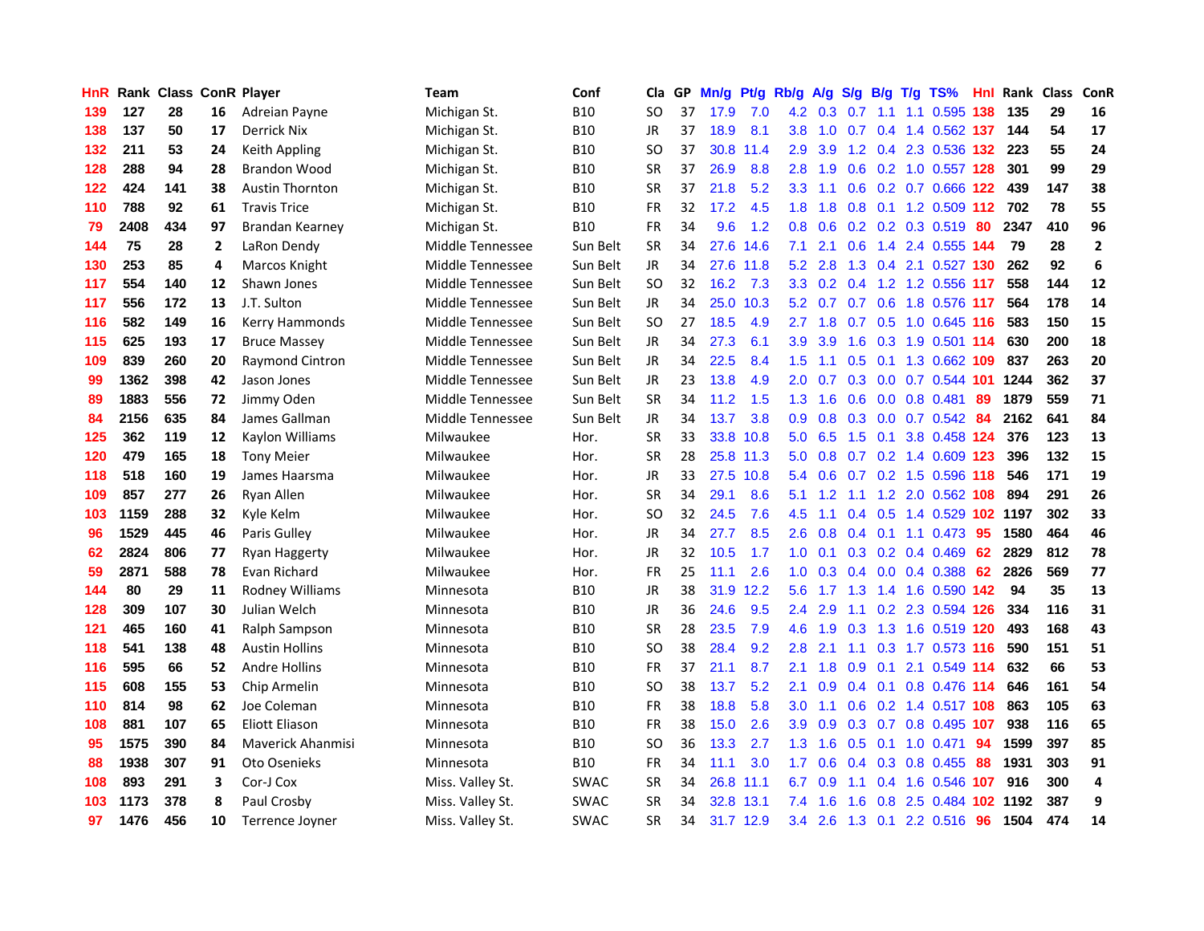| HnR | Rank | Class | ConR | Player | Team | Conf | Cla | GP | Mn/g | Pt/g | Rb/g | A/g | S/g | B/g | T/g | TS% | Hnl | Rank | Class | ConR |
|---|---|---|---|---|---|---|---|---|---|---|---|---|---|---|---|---|---|---|---|---|
| 139 | 127 | 28 | 16 | Adreian Payne | Michigan St. | B10 | SO | 37 | 17.9 | 7.0 | 4.2 | 0.3 | 0.7 | 1.1 | 1.1 | 0.595 | 138 | 135 | 29 | 16 |
| 138 | 137 | 50 | 17 | Derrick Nix | Michigan St. | B10 | JR | 37 | 18.9 | 8.1 | 3.8 | 1.0 | 0.7 | 0.4 | 1.4 | 0.562 | 137 | 144 | 54 | 17 |
| 132 | 211 | 53 | 24 | Keith Appling | Michigan St. | B10 | SO | 37 | 30.8 | 11.4 | 2.9 | 3.9 | 1.2 | 0.4 | 2.3 | 0.536 | 132 | 223 | 55 | 24 |
| 128 | 288 | 94 | 28 | Brandon Wood | Michigan St. | B10 | SR | 37 | 26.9 | 8.8 | 2.8 | 1.9 | 0.6 | 0.2 | 1.0 | 0.557 | 128 | 301 | 99 | 29 |
| 122 | 424 | 141 | 38 | Austin Thornton | Michigan St. | B10 | SR | 37 | 21.8 | 5.2 | 3.3 | 1.1 | 0.6 | 0.2 | 0.7 | 0.666 | 122 | 439 | 147 | 38 |
| 110 | 788 | 92 | 61 | Travis Trice | Michigan St. | B10 | FR | 32 | 17.2 | 4.5 | 1.8 | 1.8 | 0.8 | 0.1 | 1.2 | 0.509 | 112 | 702 | 78 | 55 |
| 79 | 2408 | 434 | 97 | Brandan Kearney | Michigan St. | B10 | FR | 34 | 9.6 | 1.2 | 0.8 | 0.6 | 0.2 | 0.2 | 0.3 | 0.519 | 80 | 2347 | 410 | 96 |
| 144 | 75 | 28 | 2 | LaRon Dendy | Middle Tennessee | Sun Belt | SR | 34 | 27.6 | 14.6 | 7.1 | 2.1 | 0.6 | 1.4 | 2.4 | 0.555 | 144 | 79 | 28 | 2 |
| 130 | 253 | 85 | 4 | Marcos Knight | Middle Tennessee | Sun Belt | JR | 34 | 27.6 | 11.8 | 5.2 | 2.8 | 1.3 | 0.4 | 2.1 | 0.527 | 130 | 262 | 92 | 6 |
| 117 | 554 | 140 | 12 | Shawn Jones | Middle Tennessee | Sun Belt | SO | 32 | 16.2 | 7.3 | 3.3 | 0.2 | 0.4 | 1.2 | 1.2 | 0.556 | 117 | 558 | 144 | 12 |
| 117 | 556 | 172 | 13 | J.T. Sulton | Middle Tennessee | Sun Belt | JR | 34 | 25.0 | 10.3 | 5.2 | 0.7 | 0.7 | 0.6 | 1.8 | 0.576 | 117 | 564 | 178 | 14 |
| 116 | 582 | 149 | 16 | Kerry Hammonds | Middle Tennessee | Sun Belt | SO | 27 | 18.5 | 4.9 | 2.7 | 1.8 | 0.7 | 0.5 | 1.0 | 0.645 | 116 | 583 | 150 | 15 |
| 115 | 625 | 193 | 17 | Bruce Massey | Middle Tennessee | Sun Belt | JR | 34 | 27.3 | 6.1 | 3.9 | 3.9 | 1.6 | 0.3 | 1.9 | 0.501 | 114 | 630 | 200 | 18 |
| 109 | 839 | 260 | 20 | Raymond Cintron | Middle Tennessee | Sun Belt | JR | 34 | 22.5 | 8.4 | 1.5 | 1.1 | 0.5 | 0.1 | 1.3 | 0.662 | 109 | 837 | 263 | 20 |
| 99 | 1362 | 398 | 42 | Jason Jones | Middle Tennessee | Sun Belt | JR | 23 | 13.8 | 4.9 | 2.0 | 0.7 | 0.3 | 0.0 | 0.7 | 0.544 | 101 | 1244 | 362 | 37 |
| 89 | 1883 | 556 | 72 | Jimmy Oden | Middle Tennessee | Sun Belt | SR | 34 | 11.2 | 1.5 | 1.3 | 1.6 | 0.6 | 0.0 | 0.8 | 0.481 | 89 | 1879 | 559 | 71 |
| 84 | 2156 | 635 | 84 | James Gallman | Middle Tennessee | Sun Belt | JR | 34 | 13.7 | 3.8 | 0.9 | 0.8 | 0.3 | 0.0 | 0.7 | 0.542 | 84 | 2162 | 641 | 84 |
| 125 | 362 | 119 | 12 | Kaylon Williams | Milwaukee | Hor. | SR | 33 | 33.8 | 10.8 | 5.0 | 6.5 | 1.5 | 0.1 | 3.8 | 0.458 | 124 | 376 | 123 | 13 |
| 120 | 479 | 165 | 18 | Tony Meier | Milwaukee | Hor. | SR | 28 | 25.8 | 11.3 | 5.0 | 0.8 | 0.7 | 0.2 | 1.4 | 0.609 | 123 | 396 | 132 | 15 |
| 118 | 518 | 160 | 19 | James Haarsma | Milwaukee | Hor. | JR | 33 | 27.5 | 10.8 | 5.4 | 0.6 | 0.7 | 0.2 | 1.5 | 0.596 | 118 | 546 | 171 | 19 |
| 109 | 857 | 277 | 26 | Ryan Allen | Milwaukee | Hor. | SR | 34 | 29.1 | 8.6 | 5.1 | 1.2 | 1.1 | 1.2 | 2.0 | 0.562 | 108 | 894 | 291 | 26 |
| 103 | 1159 | 288 | 32 | Kyle Kelm | Milwaukee | Hor. | SO | 32 | 24.5 | 7.6 | 4.5 | 1.1 | 0.4 | 0.5 | 1.4 | 0.529 | 102 | 1197 | 302 | 33 |
| 96 | 1529 | 445 | 46 | Paris Gulley | Milwaukee | Hor. | JR | 34 | 27.7 | 8.5 | 2.6 | 0.8 | 0.4 | 0.1 | 1.1 | 0.473 | 95 | 1580 | 464 | 46 |
| 62 | 2824 | 806 | 77 | Ryan Haggerty | Milwaukee | Hor. | JR | 32 | 10.5 | 1.7 | 1.0 | 0.1 | 0.3 | 0.2 | 0.4 | 0.469 | 62 | 2829 | 812 | 78 |
| 59 | 2871 | 588 | 78 | Evan Richard | Milwaukee | Hor. | FR | 25 | 11.1 | 2.6 | 1.0 | 0.3 | 0.4 | 0.0 | 0.4 | 0.388 | 62 | 2826 | 569 | 77 |
| 144 | 80 | 29 | 11 | Rodney Williams | Minnesota | B10 | JR | 38 | 31.9 | 12.2 | 5.6 | 1.7 | 1.3 | 1.4 | 1.6 | 0.590 | 142 | 94 | 35 | 13 |
| 128 | 309 | 107 | 30 | Julian Welch | Minnesota | B10 | JR | 36 | 24.6 | 9.5 | 2.4 | 2.9 | 1.1 | 0.2 | 2.3 | 0.594 | 126 | 334 | 116 | 31 |
| 121 | 465 | 160 | 41 | Ralph Sampson | Minnesota | B10 | SR | 28 | 23.5 | 7.9 | 4.6 | 1.9 | 0.3 | 1.3 | 1.6 | 0.519 | 120 | 493 | 168 | 43 |
| 118 | 541 | 138 | 48 | Austin Hollins | Minnesota | B10 | SO | 38 | 28.4 | 9.2 | 2.8 | 2.1 | 1.1 | 0.3 | 1.7 | 0.573 | 116 | 590 | 151 | 51 |
| 116 | 595 | 66 | 52 | Andre Hollins | Minnesota | B10 | FR | 37 | 21.1 | 8.7 | 2.1 | 1.8 | 0.9 | 0.1 | 2.1 | 0.549 | 114 | 632 | 66 | 53 |
| 115 | 608 | 155 | 53 | Chip Armelin | Minnesota | B10 | SO | 38 | 13.7 | 5.2 | 2.1 | 0.9 | 0.4 | 0.1 | 0.8 | 0.476 | 114 | 646 | 161 | 54 |
| 110 | 814 | 98 | 62 | Joe Coleman | Minnesota | B10 | FR | 38 | 18.8 | 5.8 | 3.0 | 1.1 | 0.6 | 0.2 | 1.4 | 0.517 | 108 | 863 | 105 | 63 |
| 108 | 881 | 107 | 65 | Eliott Eliason | Minnesota | B10 | FR | 38 | 15.0 | 2.6 | 3.9 | 0.9 | 0.3 | 0.7 | 0.8 | 0.495 | 107 | 938 | 116 | 65 |
| 95 | 1575 | 390 | 84 | Maverick Ahanmisi | Minnesota | B10 | SO | 36 | 13.3 | 2.7 | 1.3 | 1.6 | 0.5 | 0.1 | 1.0 | 0.471 | 94 | 1599 | 397 | 85 |
| 88 | 1938 | 307 | 91 | Oto Osenieks | Minnesota | B10 | FR | 34 | 11.1 | 3.0 | 1.7 | 0.6 | 0.4 | 0.3 | 0.8 | 0.455 | 88 | 1931 | 303 | 91 |
| 108 | 893 | 291 | 3 | Cor-J Cox | Miss. Valley St. | SWAC | SR | 34 | 26.8 | 11.1 | 6.7 | 0.9 | 1.1 | 0.4 | 1.6 | 0.546 | 107 | 916 | 300 | 4 |
| 103 | 1173 | 378 | 8 | Paul Crosby | Miss. Valley St. | SWAC | SR | 34 | 32.8 | 13.1 | 7.4 | 1.6 | 1.6 | 0.8 | 2.5 | 0.484 | 102 | 1192 | 387 | 9 |
| 97 | 1476 | 456 | 10 | Terrence Joyner | Miss. Valley St. | SWAC | SR | 34 | 31.7 | 12.9 | 3.4 | 2.6 | 1.3 | 0.1 | 2.2 | 0.516 | 96 | 1504 | 474 | 14 |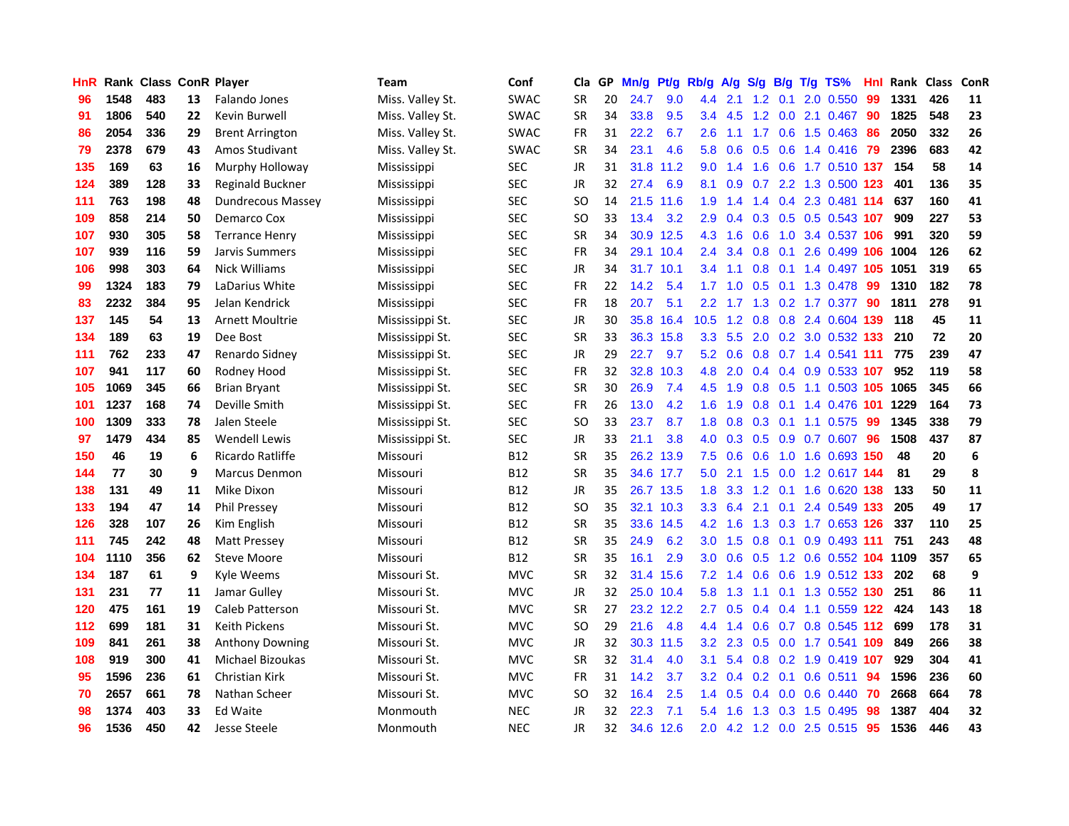| HnR | Rank | Class | ConR | Player | Team | Conf | Cla | GP | Mn/g | Pt/g | Rb/g | A/g | S/g | B/g | T/g | TS% | HnI | Rank | Class | ConR |
|---|---|---|---|---|---|---|---|---|---|---|---|---|---|---|---|---|---|---|---|---|
| 96 | 1548 | 483 | 13 | Falando Jones | Miss. Valley St. | SWAC | SR | 20 | 24.7 | 9.0 | 4.4 | 2.1 | 1.2 | 0.1 | 2.0 | 0.550 | 99 | 1331 | 426 | 11 |
| 91 | 1806 | 540 | 22 | Kevin Burwell | Miss. Valley St. | SWAC | SR | 34 | 33.8 | 9.5 | 3.4 | 4.5 | 1.2 | 0.0 | 2.1 | 0.467 | 90 | 1825 | 548 | 23 |
| 86 | 2054 | 336 | 29 | Brent Arrington | Miss. Valley St. | SWAC | FR | 31 | 22.2 | 6.7 | 2.6 | 1.1 | 1.7 | 0.6 | 1.5 | 0.463 | 86 | 2050 | 332 | 26 |
| 79 | 2378 | 679 | 43 | Amos Studivant | Miss. Valley St. | SWAC | SR | 34 | 23.1 | 4.6 | 5.8 | 0.6 | 0.5 | 0.6 | 1.4 | 0.416 | 79 | 2396 | 683 | 42 |
| 135 | 169 | 63 | 16 | Murphy Holloway | Mississippi | SEC | JR | 31 | 31.8 | 11.2 | 9.0 | 1.4 | 1.6 | 0.6 | 1.7 | 0.510 | 137 | 154 | 58 | 14 |
| 124 | 389 | 128 | 33 | Reginald Buckner | Mississippi | SEC | JR | 32 | 27.4 | 6.9 | 8.1 | 0.9 | 0.7 | 2.2 | 1.3 | 0.500 | 123 | 401 | 136 | 35 |
| 111 | 763 | 198 | 48 | Dundrecous Massey | Mississippi | SEC | SO | 14 | 21.5 | 11.6 | 1.9 | 1.4 | 1.4 | 0.4 | 2.3 | 0.481 | 114 | 637 | 160 | 41 |
| 109 | 858 | 214 | 50 | Demarco Cox | Mississippi | SEC | SO | 33 | 13.4 | 3.2 | 2.9 | 0.4 | 0.3 | 0.5 | 0.5 | 0.543 | 107 | 909 | 227 | 53 |
| 107 | 930 | 305 | 58 | Terrance Henry | Mississippi | SEC | SR | 34 | 30.9 | 12.5 | 4.3 | 1.6 | 0.6 | 1.0 | 3.4 | 0.537 | 106 | 991 | 320 | 59 |
| 107 | 939 | 116 | 59 | Jarvis Summers | Mississippi | SEC | FR | 34 | 29.1 | 10.4 | 2.4 | 3.4 | 0.8 | 0.1 | 2.6 | 0.499 | 106 | 1004 | 126 | 62 |
| 106 | 998 | 303 | 64 | Nick Williams | Mississippi | SEC | JR | 34 | 31.7 | 10.1 | 3.4 | 1.1 | 0.8 | 0.1 | 1.4 | 0.497 | 105 | 1051 | 319 | 65 |
| 99 | 1324 | 183 | 79 | LaDarius White | Mississippi | SEC | FR | 22 | 14.2 | 5.4 | 1.7 | 1.0 | 0.5 | 0.1 | 1.3 | 0.478 | 99 | 1310 | 182 | 78 |
| 83 | 2232 | 384 | 95 | Jelan Kendrick | Mississippi | SEC | FR | 18 | 20.7 | 5.1 | 2.2 | 1.7 | 1.3 | 0.2 | 1.7 | 0.377 | 90 | 1811 | 278 | 91 |
| 137 | 145 | 54 | 13 | Arnett Moultrie | Mississippi St. | SEC | JR | 30 | 35.8 | 16.4 | 10.5 | 1.2 | 0.8 | 0.8 | 2.4 | 0.604 | 139 | 118 | 45 | 11 |
| 134 | 189 | 63 | 19 | Dee Bost | Mississippi St. | SEC | SR | 33 | 36.3 | 15.8 | 3.3 | 5.5 | 2.0 | 0.2 | 3.0 | 0.532 | 133 | 210 | 72 | 20 |
| 111 | 762 | 233 | 47 | Renardo Sidney | Mississippi St. | SEC | JR | 29 | 22.7 | 9.7 | 5.2 | 0.6 | 0.8 | 0.7 | 1.4 | 0.541 | 111 | 775 | 239 | 47 |
| 107 | 941 | 117 | 60 | Rodney Hood | Mississippi St. | SEC | FR | 32 | 32.8 | 10.3 | 4.8 | 2.0 | 0.4 | 0.4 | 0.9 | 0.533 | 107 | 952 | 119 | 58 |
| 105 | 1069 | 345 | 66 | Brian Bryant | Mississippi St. | SEC | SR | 30 | 26.9 | 7.4 | 4.5 | 1.9 | 0.8 | 0.5 | 1.1 | 0.503 | 105 | 1065 | 345 | 66 |
| 101 | 1237 | 168 | 74 | Deville Smith | Mississippi St. | SEC | FR | 26 | 13.0 | 4.2 | 1.6 | 1.9 | 0.8 | 0.1 | 1.4 | 0.476 | 101 | 1229 | 164 | 73 |
| 100 | 1309 | 333 | 78 | Jalen Steele | Mississippi St. | SEC | SO | 33 | 23.7 | 8.7 | 1.8 | 0.8 | 0.3 | 0.1 | 1.1 | 0.575 | 99 | 1345 | 338 | 79 |
| 97 | 1479 | 434 | 85 | Wendell Lewis | Mississippi St. | SEC | JR | 33 | 21.1 | 3.8 | 4.0 | 0.3 | 0.5 | 0.9 | 0.7 | 0.607 | 96 | 1508 | 437 | 87 |
| 150 | 46 | 19 | 6 | Ricardo Ratliffe | Missouri | B12 | SR | 35 | 26.2 | 13.9 | 7.5 | 0.6 | 0.6 | 1.0 | 1.6 | 0.693 | 150 | 48 | 20 | 6 |
| 144 | 77 | 30 | 9 | Marcus Denmon | Missouri | B12 | SR | 35 | 34.6 | 17.7 | 5.0 | 2.1 | 1.5 | 0.0 | 1.2 | 0.617 | 144 | 81 | 29 | 8 |
| 138 | 131 | 49 | 11 | Mike Dixon | Missouri | B12 | JR | 35 | 26.7 | 13.5 | 1.8 | 3.3 | 1.2 | 0.1 | 1.6 | 0.620 | 138 | 133 | 50 | 11 |
| 133 | 194 | 47 | 14 | Phil Pressey | Missouri | B12 | SO | 35 | 32.1 | 10.3 | 3.3 | 6.4 | 2.1 | 0.1 | 2.4 | 0.549 | 133 | 205 | 49 | 17 |
| 126 | 328 | 107 | 26 | Kim English | Missouri | B12 | SR | 35 | 33.6 | 14.5 | 4.2 | 1.6 | 1.3 | 0.3 | 1.7 | 0.653 | 126 | 337 | 110 | 25 |
| 111 | 745 | 242 | 48 | Matt Pressey | Missouri | B12 | SR | 35 | 24.9 | 6.2 | 3.0 | 1.5 | 0.8 | 0.1 | 0.9 | 0.493 | 111 | 751 | 243 | 48 |
| 104 | 1110 | 356 | 62 | Steve Moore | Missouri | B12 | SR | 35 | 16.1 | 2.9 | 3.0 | 0.6 | 0.5 | 1.2 | 0.6 | 0.552 | 104 | 1109 | 357 | 65 |
| 134 | 187 | 61 | 9 | Kyle Weems | Missouri St. | MVC | SR | 32 | 31.4 | 15.6 | 7.2 | 1.4 | 0.6 | 0.6 | 1.9 | 0.512 | 133 | 202 | 68 | 9 |
| 131 | 231 | 77 | 11 | Jamar Gulley | Missouri St. | MVC | JR | 32 | 25.0 | 10.4 | 5.8 | 1.3 | 1.1 | 0.1 | 1.3 | 0.552 | 130 | 251 | 86 | 11 |
| 120 | 475 | 161 | 19 | Caleb Patterson | Missouri St. | MVC | SR | 27 | 23.2 | 12.2 | 2.7 | 0.5 | 0.4 | 0.4 | 1.1 | 0.559 | 122 | 424 | 143 | 18 |
| 112 | 699 | 181 | 31 | Keith Pickens | Missouri St. | MVC | SO | 29 | 21.6 | 4.8 | 4.4 | 1.4 | 0.6 | 0.7 | 0.8 | 0.545 | 112 | 699 | 178 | 31 |
| 109 | 841 | 261 | 38 | Anthony Downing | Missouri St. | MVC | JR | 32 | 30.3 | 11.5 | 3.2 | 2.3 | 0.5 | 0.0 | 1.7 | 0.541 | 109 | 849 | 266 | 38 |
| 108 | 919 | 300 | 41 | Michael Bizoukas | Missouri St. | MVC | SR | 32 | 31.4 | 4.0 | 3.1 | 5.4 | 0.8 | 0.2 | 1.9 | 0.419 | 107 | 929 | 304 | 41 |
| 95 | 1596 | 236 | 61 | Christian Kirk | Missouri St. | MVC | FR | 31 | 14.2 | 3.7 | 3.2 | 0.4 | 0.2 | 0.1 | 0.6 | 0.511 | 94 | 1596 | 236 | 60 |
| 70 | 2657 | 661 | 78 | Nathan Scheer | Missouri St. | MVC | SO | 32 | 16.4 | 2.5 | 1.4 | 0.5 | 0.4 | 0.0 | 0.6 | 0.440 | 70 | 2668 | 664 | 78 |
| 98 | 1374 | 403 | 33 | Ed Waite | Monmouth | NEC | JR | 32 | 22.3 | 7.1 | 5.4 | 1.6 | 1.3 | 0.3 | 1.5 | 0.495 | 98 | 1387 | 404 | 32 |
| 96 | 1536 | 450 | 42 | Jesse Steele | Monmouth | NEC | JR | 32 | 34.6 | 12.6 | 2.0 | 4.2 | 1.2 | 0.0 | 2.5 | 0.515 | 95 | 1536 | 446 | 43 |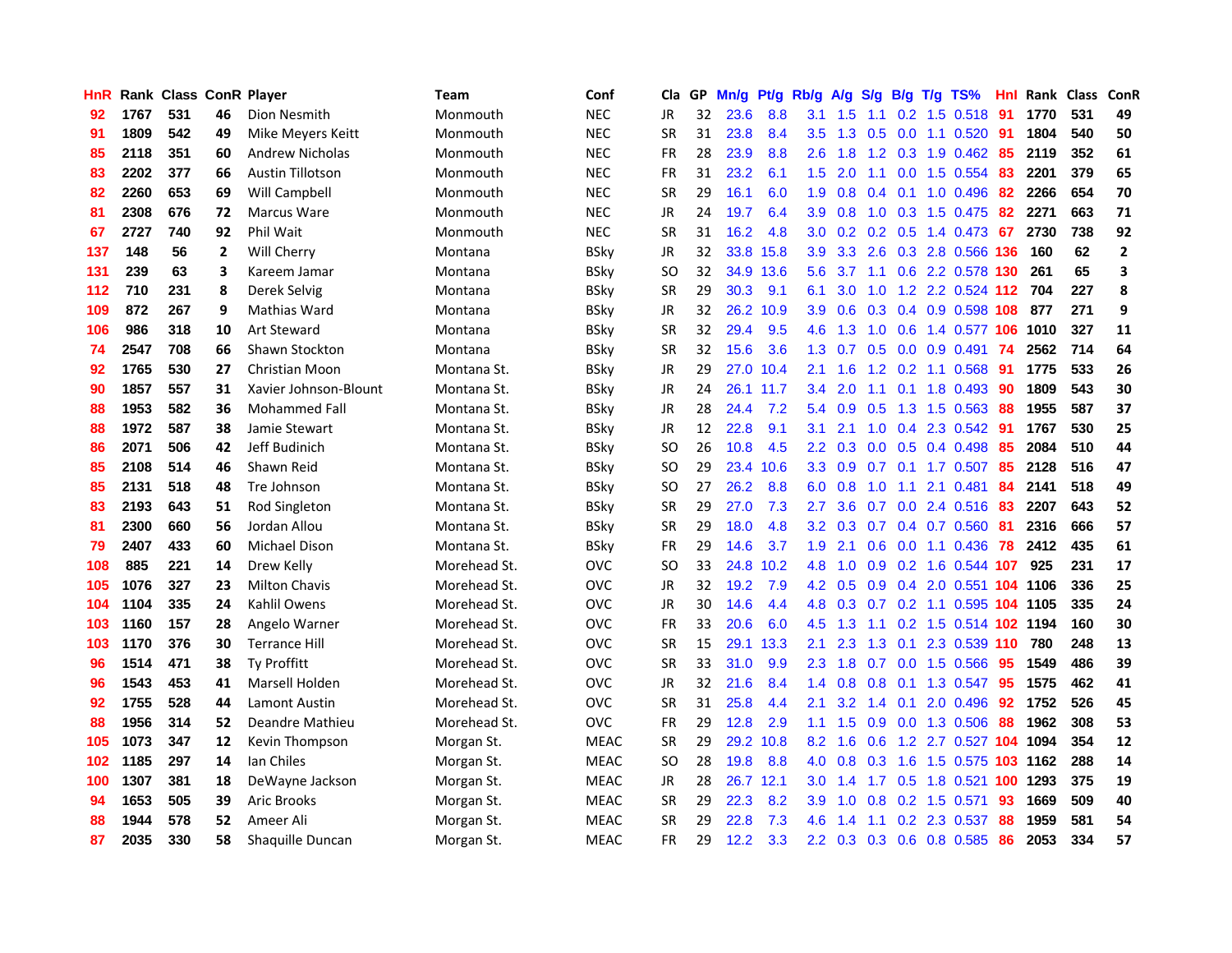| HnR | Rank | Class | ConR | Player | Team | Conf | Cla | GP | Mn/g | Pt/g | Rb/g | A/g | S/g | B/g | T/g | TS% | HnI | Rank | Class | ConR |
|---|---|---|---|---|---|---|---|---|---|---|---|---|---|---|---|---|---|---|---|---|
| 92 | 1767 | 531 | 46 | Dion Nesmith | Monmouth | NEC | JR | 32 | 23.6 | 8.8 | 3.1 | 1.5 | 1.1 | 0.2 | 1.5 | 0.518 | 91 | 1770 | 531 | 49 |
| 91 | 1809 | 542 | 49 | Mike Meyers Keitt | Monmouth | NEC | SR | 31 | 23.8 | 8.4 | 3.5 | 1.3 | 0.5 | 0.0 | 1.1 | 0.520 | 91 | 1804 | 540 | 50 |
| 85 | 2118 | 351 | 60 | Andrew Nicholas | Monmouth | NEC | FR | 28 | 23.9 | 8.8 | 2.6 | 1.8 | 1.2 | 0.3 | 1.9 | 0.462 | 85 | 2119 | 352 | 61 |
| 83 | 2202 | 377 | 66 | Austin Tillotson | Monmouth | NEC | FR | 31 | 23.2 | 6.1 | 1.5 | 2.0 | 1.1 | 0.0 | 1.5 | 0.554 | 83 | 2201 | 379 | 65 |
| 82 | 2260 | 653 | 69 | Will Campbell | Monmouth | NEC | SR | 29 | 16.1 | 6.0 | 1.9 | 0.8 | 0.4 | 0.1 | 1.0 | 0.496 | 82 | 2266 | 654 | 70 |
| 81 | 2308 | 676 | 72 | Marcus Ware | Monmouth | NEC | JR | 24 | 19.7 | 6.4 | 3.9 | 0.8 | 1.0 | 0.3 | 1.5 | 0.475 | 82 | 2271 | 663 | 71 |
| 67 | 2727 | 740 | 92 | Phil Wait | Monmouth | NEC | SR | 31 | 16.2 | 4.8 | 3.0 | 0.2 | 0.2 | 0.5 | 1.4 | 0.473 | 67 | 2730 | 738 | 92 |
| 137 | 148 | 56 | 2 | Will Cherry | Montana | BSky | JR | 32 | 33.8 | 15.8 | 3.9 | 3.3 | 2.6 | 0.3 | 2.8 | 0.566 | 136 | 160 | 62 | 2 |
| 131 | 239 | 63 | 3 | Kareem Jamar | Montana | BSky | SO | 32 | 34.9 | 13.6 | 5.6 | 3.7 | 1.1 | 0.6 | 2.2 | 0.578 | 130 | 261 | 65 | 3 |
| 112 | 710 | 231 | 8 | Derek Selvig | Montana | BSky | SR | 29 | 30.3 | 9.1 | 6.1 | 3.0 | 1.0 | 1.2 | 2.2 | 0.524 | 112 | 704 | 227 | 8 |
| 109 | 872 | 267 | 9 | Mathias Ward | Montana | BSky | JR | 32 | 26.2 | 10.9 | 3.9 | 0.6 | 0.3 | 0.4 | 0.9 | 0.598 | 108 | 877 | 271 | 9 |
| 106 | 986 | 318 | 10 | Art Steward | Montana | BSky | SR | 32 | 29.4 | 9.5 | 4.6 | 1.3 | 1.0 | 0.6 | 1.4 | 0.577 | 106 | 1010 | 327 | 11 |
| 74 | 2547 | 708 | 66 | Shawn Stockton | Montana | BSky | SR | 32 | 15.6 | 3.6 | 1.3 | 0.7 | 0.5 | 0.0 | 0.9 | 0.491 | 74 | 2562 | 714 | 64 |
| 92 | 1765 | 530 | 27 | Christian Moon | Montana St. | BSky | JR | 29 | 27.0 | 10.4 | 2.1 | 1.6 | 1.2 | 0.2 | 1.1 | 0.568 | 91 | 1775 | 533 | 26 |
| 90 | 1857 | 557 | 31 | Xavier Johnson-Blount | Montana St. | BSky | JR | 24 | 26.1 | 11.7 | 3.4 | 2.0 | 1.1 | 0.1 | 1.8 | 0.493 | 90 | 1809 | 543 | 30 |
| 88 | 1953 | 582 | 36 | Mohammed Fall | Montana St. | BSky | JR | 28 | 24.4 | 7.2 | 5.4 | 0.9 | 0.5 | 1.3 | 1.5 | 0.563 | 88 | 1955 | 587 | 37 |
| 88 | 1972 | 587 | 38 | Jamie Stewart | Montana St. | BSky | JR | 12 | 22.8 | 9.1 | 3.1 | 2.1 | 1.0 | 0.4 | 2.3 | 0.542 | 91 | 1767 | 530 | 25 |
| 86 | 2071 | 506 | 42 | Jeff Budinich | Montana St. | BSky | SO | 26 | 10.8 | 4.5 | 2.2 | 0.3 | 0.0 | 0.5 | 0.4 | 0.498 | 85 | 2084 | 510 | 44 |
| 85 | 2108 | 514 | 46 | Shawn Reid | Montana St. | BSky | SO | 29 | 23.4 | 10.6 | 3.3 | 0.9 | 0.7 | 0.1 | 1.7 | 0.507 | 85 | 2128 | 516 | 47 |
| 85 | 2131 | 518 | 48 | Tre Johnson | Montana St. | BSky | SO | 27 | 26.2 | 8.8 | 6.0 | 0.8 | 1.0 | 1.1 | 2.1 | 0.481 | 84 | 2141 | 518 | 49 |
| 83 | 2193 | 643 | 51 | Rod Singleton | Montana St. | BSky | SR | 29 | 27.0 | 7.3 | 2.7 | 3.6 | 0.7 | 0.0 | 2.4 | 0.516 | 83 | 2207 | 643 | 52 |
| 81 | 2300 | 660 | 56 | Jordan Allou | Montana St. | BSky | SR | 29 | 18.0 | 4.8 | 3.2 | 0.3 | 0.7 | 0.4 | 0.7 | 0.560 | 81 | 2316 | 666 | 57 |
| 79 | 2407 | 433 | 60 | Michael Dison | Montana St. | BSky | FR | 29 | 14.6 | 3.7 | 1.9 | 2.1 | 0.6 | 0.0 | 1.1 | 0.436 | 78 | 2412 | 435 | 61 |
| 108 | 885 | 221 | 14 | Drew Kelly | Morehead St. | OVC | SO | 33 | 24.8 | 10.2 | 4.8 | 1.0 | 0.9 | 0.2 | 1.6 | 0.544 | 107 | 925 | 231 | 17 |
| 105 | 1076 | 327 | 23 | Milton Chavis | Morehead St. | OVC | JR | 32 | 19.2 | 7.9 | 4.2 | 0.5 | 0.9 | 0.4 | 2.0 | 0.551 | 104 | 1106 | 336 | 25 |
| 104 | 1104 | 335 | 24 | Kahlil Owens | Morehead St. | OVC | JR | 30 | 14.6 | 4.4 | 4.8 | 0.3 | 0.7 | 0.2 | 1.1 | 0.595 | 104 | 1105 | 335 | 24 |
| 103 | 1160 | 157 | 28 | Angelo Warner | Morehead St. | OVC | FR | 33 | 20.6 | 6.0 | 4.5 | 1.3 | 1.1 | 0.2 | 1.5 | 0.514 | 102 | 1194 | 160 | 30 |
| 103 | 1170 | 376 | 30 | Terrance Hill | Morehead St. | OVC | SR | 15 | 29.1 | 13.3 | 2.1 | 2.3 | 1.3 | 0.1 | 2.3 | 0.539 | 110 | 780 | 248 | 13 |
| 96 | 1514 | 471 | 38 | Ty Proffitt | Morehead St. | OVC | SR | 33 | 31.0 | 9.9 | 2.3 | 1.8 | 0.7 | 0.0 | 1.5 | 0.566 | 95 | 1549 | 486 | 39 |
| 96 | 1543 | 453 | 41 | Marsell Holden | Morehead St. | OVC | JR | 32 | 21.6 | 8.4 | 1.4 | 0.8 | 0.8 | 0.1 | 1.3 | 0.547 | 95 | 1575 | 462 | 41 |
| 92 | 1755 | 528 | 44 | Lamont Austin | Morehead St. | OVC | SR | 31 | 25.8 | 4.4 | 2.1 | 3.2 | 1.4 | 0.1 | 2.0 | 0.496 | 92 | 1752 | 526 | 45 |
| 88 | 1956 | 314 | 52 | Deandre Mathieu | Morehead St. | OVC | FR | 29 | 12.8 | 2.9 | 1.1 | 1.5 | 0.9 | 0.0 | 1.3 | 0.506 | 88 | 1962 | 308 | 53 |
| 105 | 1073 | 347 | 12 | Kevin Thompson | Morgan St. | MEAC | SR | 29 | 29.2 | 10.8 | 8.2 | 1.6 | 0.6 | 1.2 | 2.7 | 0.527 | 104 | 1094 | 354 | 12 |
| 102 | 1185 | 297 | 14 | Ian Chiles | Morgan St. | MEAC | SO | 28 | 19.8 | 8.8 | 4.0 | 0.8 | 0.3 | 1.6 | 1.5 | 0.575 | 103 | 1162 | 288 | 14 |
| 100 | 1307 | 381 | 18 | DeWayne Jackson | Morgan St. | MEAC | JR | 28 | 26.7 | 12.1 | 3.0 | 1.4 | 1.7 | 0.5 | 1.8 | 0.521 | 100 | 1293 | 375 | 19 |
| 94 | 1653 | 505 | 39 | Aric Brooks | Morgan St. | MEAC | SR | 29 | 22.3 | 8.2 | 3.9 | 1.0 | 0.8 | 0.2 | 1.5 | 0.571 | 93 | 1669 | 509 | 40 |
| 88 | 1944 | 578 | 52 | Ameer Ali | Morgan St. | MEAC | SR | 29 | 22.8 | 7.3 | 4.6 | 1.4 | 1.1 | 0.2 | 2.3 | 0.537 | 88 | 1959 | 581 | 54 |
| 87 | 2035 | 330 | 58 | Shaquille Duncan | Morgan St. | MEAC | FR | 29 | 12.2 | 3.3 | 2.2 | 0.3 | 0.3 | 0.6 | 0.8 | 0.585 | 86 | 2053 | 334 | 57 |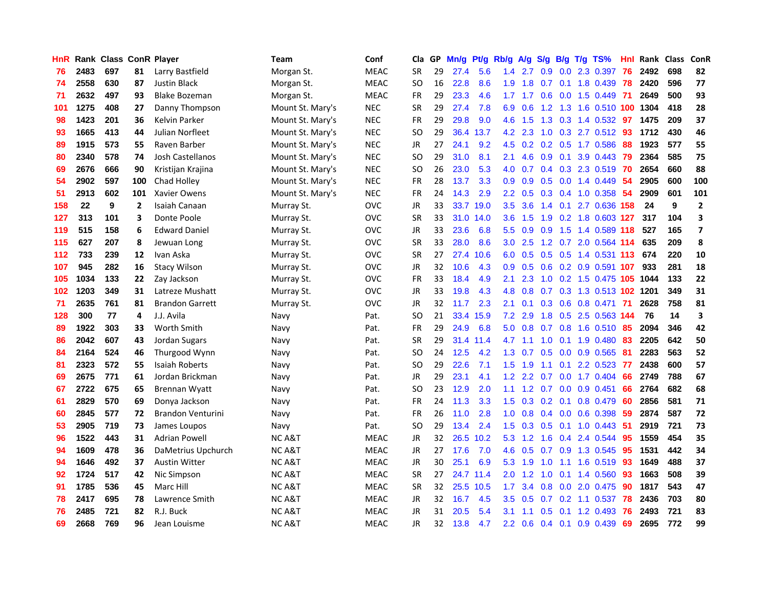| HnR | Rank | Class | ConR | Player | Team | Conf | Cla | GP | Mn/g | Pt/g | Rb/g | A/g | S/g | B/g | T/g | TS% | HnI | Rank | Class | ConR |
|---|---|---|---|---|---|---|---|---|---|---|---|---|---|---|---|---|---|---|---|---|
| 76 | 2483 | 697 | 81 | Larry Bastfield | Morgan St. | MEAC | SR | 29 | 27.4 | 5.6 | 1.4 | 2.7 | 0.9 | 0.0 | 2.3 | 0.397 | 76 | 2492 | 698 | 82 |
| 74 | 2558 | 630 | 87 | Justin Black | Morgan St. | MEAC | SO | 16 | 22.8 | 8.6 | 1.9 | 1.8 | 0.7 | 0.1 | 1.8 | 0.439 | 78 | 2420 | 596 | 77 |
| 71 | 2632 | 497 | 93 | Blake Bozeman | Morgan St. | MEAC | FR | 29 | 23.3 | 4.6 | 1.7 | 1.7 | 0.6 | 0.0 | 1.5 | 0.449 | 71 | 2649 | 500 | 93 |
| 101 | 1275 | 408 | 27 | Danny Thompson | Mount St. Mary's | NEC | SR | 29 | 27.4 | 7.8 | 6.9 | 0.6 | 1.2 | 1.3 | 1.6 | 0.510 | 100 | 1304 | 418 | 28 |
| 98 | 1423 | 201 | 36 | Kelvin Parker | Mount St. Mary's | NEC | FR | 29 | 29.8 | 9.0 | 4.6 | 1.5 | 1.3 | 0.3 | 1.4 | 0.532 | 97 | 1475 | 209 | 37 |
| 93 | 1665 | 413 | 44 | Julian Norfleet | Mount St. Mary's | NEC | SO | 29 | 36.4 | 13.7 | 4.2 | 2.3 | 1.0 | 0.3 | 2.7 | 0.512 | 93 | 1712 | 430 | 46 |
| 89 | 1915 | 573 | 55 | Raven Barber | Mount St. Mary's | NEC | JR | 27 | 24.1 | 9.2 | 4.5 | 0.2 | 0.2 | 0.5 | 1.7 | 0.586 | 88 | 1923 | 577 | 55 |
| 80 | 2340 | 578 | 74 | Josh Castellanos | Mount St. Mary's | NEC | SO | 29 | 31.0 | 8.1 | 2.1 | 4.6 | 0.9 | 0.1 | 3.9 | 0.443 | 79 | 2364 | 585 | 75 |
| 69 | 2676 | 666 | 90 | Kristijan Krajina | Mount St. Mary's | NEC | SO | 26 | 23.0 | 5.3 | 4.0 | 0.7 | 0.4 | 0.3 | 2.3 | 0.519 | 70 | 2654 | 660 | 88 |
| 54 | 2902 | 597 | 100 | Chad Holley | Mount St. Mary's | NEC | FR | 28 | 13.7 | 3.3 | 0.9 | 0.9 | 0.5 | 0.0 | 1.4 | 0.449 | 54 | 2905 | 600 | 100 |
| 51 | 2913 | 602 | 101 | Xavier Owens | Mount St. Mary's | NEC | FR | 24 | 14.3 | 2.9 | 2.2 | 0.5 | 0.3 | 0.4 | 1.0 | 0.358 | 54 | 2909 | 601 | 101 |
| 158 | 22 | 9 | 2 | Isaiah Canaan | Murray St. | OVC | JR | 33 | 33.7 | 19.0 | 3.5 | 3.6 | 1.4 | 0.1 | 2.7 | 0.636 | 158 | 24 | 9 | 2 |
| 127 | 313 | 101 | 3 | Donte Poole | Murray St. | OVC | SR | 33 | 31.0 | 14.0 | 3.6 | 1.5 | 1.9 | 0.2 | 1.8 | 0.603 | 127 | 317 | 104 | 3 |
| 119 | 515 | 158 | 6 | Edward Daniel | Murray St. | OVC | JR | 33 | 23.6 | 6.8 | 5.5 | 0.9 | 0.9 | 1.5 | 1.4 | 0.589 | 118 | 527 | 165 | 7 |
| 115 | 627 | 207 | 8 | Jewuan Long | Murray St. | OVC | SR | 33 | 28.0 | 8.6 | 3.0 | 2.5 | 1.2 | 0.7 | 2.0 | 0.564 | 114 | 635 | 209 | 8 |
| 112 | 733 | 239 | 12 | Ivan Aska | Murray St. | OVC | SR | 27 | 27.4 | 10.6 | 6.0 | 0.5 | 0.5 | 0.5 | 1.4 | 0.531 | 113 | 674 | 220 | 10 |
| 107 | 945 | 282 | 16 | Stacy Wilson | Murray St. | OVC | JR | 32 | 10.6 | 4.3 | 0.9 | 0.5 | 0.6 | 0.2 | 0.9 | 0.591 | 107 | 933 | 281 | 18 |
| 105 | 1034 | 133 | 22 | Zay Jackson | Murray St. | OVC | FR | 33 | 18.4 | 4.9 | 2.1 | 2.3 | 1.0 | 0.2 | 1.5 | 0.475 | 105 | 1044 | 133 | 22 |
| 102 | 1203 | 349 | 31 | Latreze Mushatt | Murray St. | OVC | JR | 33 | 19.8 | 4.3 | 4.8 | 0.8 | 0.7 | 0.3 | 1.3 | 0.513 | 102 | 1201 | 349 | 31 |
| 71 | 2635 | 761 | 81 | Brandon Garrett | Murray St. | OVC | JR | 32 | 11.7 | 2.3 | 2.1 | 0.1 | 0.3 | 0.6 | 0.8 | 0.471 | 71 | 2628 | 758 | 81 |
| 128 | 300 | 77 | 4 | J.J. Avila | Navy | Pat. | SO | 21 | 33.4 | 15.9 | 7.2 | 2.9 | 1.8 | 0.5 | 2.5 | 0.563 | 144 | 76 | 14 | 3 |
| 89 | 1922 | 303 | 33 | Worth Smith | Navy | Pat. | FR | 29 | 24.9 | 6.8 | 5.0 | 0.8 | 0.7 | 0.8 | 1.6 | 0.510 | 85 | 2094 | 346 | 42 |
| 86 | 2042 | 607 | 43 | Jordan Sugars | Navy | Pat. | SR | 29 | 31.4 | 11.4 | 4.7 | 1.1 | 1.0 | 0.1 | 1.9 | 0.480 | 83 | 2205 | 642 | 50 |
| 84 | 2164 | 524 | 46 | Thurgood Wynn | Navy | Pat. | SO | 24 | 12.5 | 4.2 | 1.3 | 0.7 | 0.5 | 0.0 | 0.9 | 0.565 | 81 | 2283 | 563 | 52 |
| 81 | 2323 | 572 | 55 | Isaiah Roberts | Navy | Pat. | SO | 29 | 22.6 | 7.1 | 1.5 | 1.9 | 1.1 | 0.1 | 2.2 | 0.523 | 77 | 2438 | 600 | 57 |
| 69 | 2675 | 771 | 61 | Jordan Brickman | Navy | Pat. | JR | 29 | 23.1 | 4.1 | 1.2 | 2.2 | 0.7 | 0.0 | 1.7 | 0.404 | 66 | 2749 | 788 | 67 |
| 67 | 2722 | 675 | 65 | Brennan Wyatt | Navy | Pat. | SO | 23 | 12.9 | 2.0 | 1.1 | 1.2 | 0.7 | 0.0 | 0.9 | 0.451 | 66 | 2764 | 682 | 68 |
| 61 | 2829 | 570 | 69 | Donya Jackson | Navy | Pat. | FR | 24 | 11.3 | 3.3 | 1.5 | 0.3 | 0.2 | 0.1 | 0.8 | 0.479 | 60 | 2856 | 581 | 71 |
| 60 | 2845 | 577 | 72 | Brandon Venturini | Navy | Pat. | FR | 26 | 11.0 | 2.8 | 1.0 | 0.8 | 0.4 | 0.0 | 0.6 | 0.398 | 59 | 2874 | 587 | 72 |
| 53 | 2905 | 719 | 73 | James Loupos | Navy | Pat. | SO | 29 | 13.4 | 2.4 | 1.5 | 0.3 | 0.5 | 0.1 | 1.0 | 0.443 | 51 | 2919 | 721 | 73 |
| 96 | 1522 | 443 | 31 | Adrian Powell | NC A&T | MEAC | JR | 32 | 26.5 | 10.2 | 5.3 | 1.2 | 1.6 | 0.4 | 2.4 | 0.544 | 95 | 1559 | 454 | 35 |
| 94 | 1609 | 478 | 36 | DaMetrius Upchurch | NC A&T | MEAC | JR | 27 | 17.6 | 7.0 | 4.6 | 0.5 | 0.7 | 0.9 | 1.3 | 0.545 | 95 | 1531 | 442 | 34 |
| 94 | 1646 | 492 | 37 | Austin Witter | NC A&T | MEAC | JR | 30 | 25.1 | 6.9 | 5.3 | 1.9 | 1.0 | 1.1 | 1.6 | 0.519 | 93 | 1649 | 488 | 37 |
| 92 | 1724 | 517 | 42 | Nic Simpson | NC A&T | MEAC | SR | 27 | 24.7 | 11.4 | 2.0 | 1.2 | 1.0 | 0.1 | 1.4 | 0.560 | 93 | 1663 | 508 | 39 |
| 91 | 1785 | 536 | 45 | Marc Hill | NC A&T | MEAC | SR | 32 | 25.5 | 10.5 | 1.7 | 3.4 | 0.8 | 0.0 | 2.0 | 0.475 | 90 | 1817 | 543 | 47 |
| 78 | 2417 | 695 | 78 | Lawrence Smith | NC A&T | MEAC | JR | 32 | 16.7 | 4.5 | 3.5 | 0.5 | 0.7 | 0.2 | 1.1 | 0.537 | 78 | 2436 | 703 | 80 |
| 76 | 2485 | 721 | 82 | R.J. Buck | NC A&T | MEAC | JR | 31 | 20.5 | 5.4 | 3.1 | 1.1 | 0.5 | 0.1 | 1.2 | 0.493 | 76 | 2493 | 721 | 83 |
| 69 | 2668 | 769 | 96 | Jean Louisme | NC A&T | MEAC | JR | 32 | 13.8 | 4.7 | 2.2 | 0.6 | 0.4 | 0.1 | 0.9 | 0.439 | 69 | 2695 | 772 | 99 |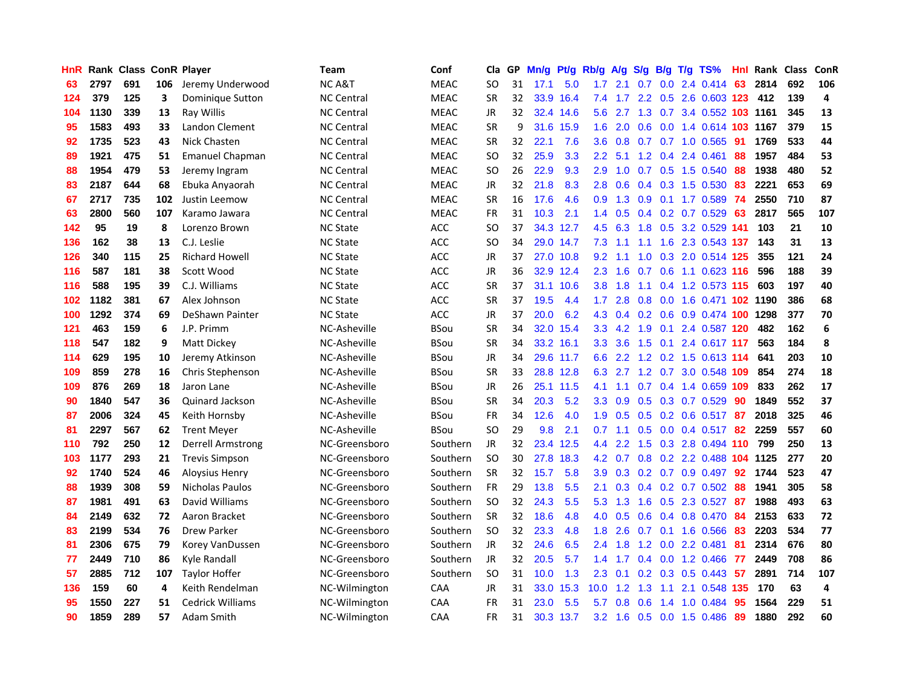| HnR | Rank | Class | ConR | Player | Team | Conf | Cla | GP | Mn/g | Pt/g | Rb/g | A/g | S/g | B/g | T/g | TS% | Hnl | Rank | Class | ConR |
|---|---|---|---|---|---|---|---|---|---|---|---|---|---|---|---|---|---|---|---|---|
| 63 | 2797 | 691 | 106 | Jeremy Underwood | NC A&T | MEAC | SO | 31 | 17.1 | 5.0 | 1.7 | 2.1 | 0.7 | 0.0 | 2.4 | 0.414 | 63 | 2814 | 692 | 106 |
| 124 | 379 | 125 | 3 | Dominique Sutton | NC Central | MEAC | SR | 32 | 33.9 | 16.4 | 7.4 | 1.7 | 2.2 | 0.5 | 2.6 | 0.603 | 123 | 412 | 139 | 4 |
| 104 | 1130 | 339 | 13 | Ray Willis | NC Central | MEAC | JR | 32 | 32.4 | 14.6 | 5.6 | 2.7 | 1.3 | 0.7 | 3.4 | 0.552 | 103 | 1161 | 345 | 13 |
| 95 | 1583 | 493 | 33 | Landon Clement | NC Central | MEAC | SR | 9 | 31.6 | 15.9 | 1.6 | 2.0 | 0.6 | 0.0 | 1.4 | 0.614 | 103 | 1167 | 379 | 15 |
| 92 | 1735 | 523 | 43 | Nick Chasten | NC Central | MEAC | SR | 32 | 22.1 | 7.6 | 3.6 | 0.8 | 0.7 | 0.7 | 1.0 | 0.565 | 91 | 1769 | 533 | 44 |
| 89 | 1921 | 475 | 51 | Emanuel Chapman | NC Central | MEAC | SO | 32 | 25.9 | 3.3 | 2.2 | 5.1 | 1.2 | 0.4 | 2.4 | 0.461 | 88 | 1957 | 484 | 53 |
| 88 | 1954 | 479 | 53 | Jeremy Ingram | NC Central | MEAC | SO | 26 | 22.9 | 9.3 | 2.9 | 1.0 | 0.7 | 0.5 | 1.5 | 0.540 | 88 | 1938 | 480 | 52 |
| 83 | 2187 | 644 | 68 | Ebuka Anyaorah | NC Central | MEAC | JR | 32 | 21.8 | 8.3 | 2.8 | 0.6 | 0.4 | 0.3 | 1.5 | 0.530 | 83 | 2221 | 653 | 69 |
| 67 | 2717 | 735 | 102 | Justin Leemow | NC Central | MEAC | SR | 16 | 17.6 | 4.6 | 0.9 | 1.3 | 0.9 | 0.1 | 1.7 | 0.589 | 74 | 2550 | 710 | 87 |
| 63 | 2800 | 560 | 107 | Karamo Jawara | NC Central | MEAC | FR | 31 | 10.3 | 2.1 | 1.4 | 0.5 | 0.4 | 0.2 | 0.7 | 0.529 | 63 | 2817 | 565 | 107 |
| 142 | 95 | 19 | 8 | Lorenzo Brown | NC State | ACC | SO | 37 | 34.3 | 12.7 | 4.5 | 6.3 | 1.8 | 0.5 | 3.2 | 0.529 | 141 | 103 | 21 | 10 |
| 136 | 162 | 38 | 13 | C.J. Leslie | NC State | ACC | SO | 34 | 29.0 | 14.7 | 7.3 | 1.1 | 1.1 | 1.6 | 2.3 | 0.543 | 137 | 143 | 31 | 13 |
| 126 | 340 | 115 | 25 | Richard Howell | NC State | ACC | JR | 37 | 27.0 | 10.8 | 9.2 | 1.1 | 1.0 | 0.3 | 2.0 | 0.514 | 125 | 355 | 121 | 24 |
| 116 | 587 | 181 | 38 | Scott Wood | NC State | ACC | JR | 36 | 32.9 | 12.4 | 2.3 | 1.6 | 0.7 | 0.6 | 1.1 | 0.623 | 116 | 596 | 188 | 39 |
| 116 | 588 | 195 | 39 | C.J. Williams | NC State | ACC | SR | 37 | 31.1 | 10.6 | 3.8 | 1.8 | 1.1 | 0.4 | 1.2 | 0.573 | 115 | 603 | 197 | 40 |
| 102 | 1182 | 381 | 67 | Alex Johnson | NC State | ACC | SR | 37 | 19.5 | 4.4 | 1.7 | 2.8 | 0.8 | 0.0 | 1.6 | 0.471 | 102 | 1190 | 386 | 68 |
| 100 | 1292 | 374 | 69 | DeShawn Painter | NC State | ACC | JR | 37 | 20.0 | 6.2 | 4.3 | 0.4 | 0.2 | 0.6 | 0.9 | 0.474 | 100 | 1298 | 377 | 70 |
| 121 | 463 | 159 | 6 | J.P. Primm | NC-Asheville | BSou | SR | 34 | 32.0 | 15.4 | 3.3 | 4.2 | 1.9 | 0.1 | 2.4 | 0.587 | 120 | 482 | 162 | 6 |
| 118 | 547 | 182 | 9 | Matt Dickey | NC-Asheville | BSou | SR | 34 | 33.2 | 16.1 | 3.3 | 3.6 | 1.5 | 0.1 | 2.4 | 0.617 | 117 | 563 | 184 | 8 |
| 114 | 629 | 195 | 10 | Jeremy Atkinson | NC-Asheville | BSou | JR | 34 | 29.6 | 11.7 | 6.6 | 2.2 | 1.2 | 0.2 | 1.5 | 0.613 | 114 | 641 | 203 | 10 |
| 109 | 859 | 278 | 16 | Chris Stephenson | NC-Asheville | BSou | SR | 33 | 28.8 | 12.8 | 6.3 | 2.7 | 1.2 | 0.7 | 3.0 | 0.548 | 109 | 854 | 274 | 18 |
| 109 | 876 | 269 | 18 | Jaron Lane | NC-Asheville | BSou | JR | 26 | 25.1 | 11.5 | 4.1 | 1.1 | 0.7 | 0.4 | 1.4 | 0.659 | 109 | 833 | 262 | 17 |
| 90 | 1840 | 547 | 36 | Quinard Jackson | NC-Asheville | BSou | SR | 34 | 20.3 | 5.2 | 3.3 | 0.9 | 0.5 | 0.3 | 0.7 | 0.529 | 90 | 1849 | 552 | 37 |
| 87 | 2006 | 324 | 45 | Keith Hornsby | NC-Asheville | BSou | FR | 34 | 12.6 | 4.0 | 1.9 | 0.5 | 0.5 | 0.2 | 0.6 | 0.517 | 87 | 2018 | 325 | 46 |
| 81 | 2297 | 567 | 62 | Trent Meyer | NC-Asheville | BSou | SO | 29 | 9.8 | 2.1 | 0.7 | 1.1 | 0.5 | 0.0 | 0.4 | 0.517 | 82 | 2259 | 557 | 60 |
| 110 | 792 | 250 | 12 | Derrell Armstrong | NC-Greensboro | Southern | JR | 32 | 23.4 | 12.5 | 4.4 | 2.2 | 1.5 | 0.3 | 2.8 | 0.494 | 110 | 799 | 250 | 13 |
| 103 | 1177 | 293 | 21 | Trevis Simpson | NC-Greensboro | Southern | SO | 30 | 27.8 | 18.3 | 4.2 | 0.7 | 0.8 | 0.2 | 2.2 | 0.488 | 104 | 1125 | 277 | 20 |
| 92 | 1740 | 524 | 46 | Aloysius Henry | NC-Greensboro | Southern | SR | 32 | 15.7 | 5.8 | 3.9 | 0.3 | 0.2 | 0.7 | 0.9 | 0.497 | 92 | 1744 | 523 | 47 |
| 88 | 1939 | 308 | 59 | Nicholas Paulos | NC-Greensboro | Southern | FR | 29 | 13.8 | 5.5 | 2.1 | 0.3 | 0.4 | 0.2 | 0.7 | 0.502 | 88 | 1941 | 305 | 58 |
| 87 | 1981 | 491 | 63 | David Williams | NC-Greensboro | Southern | SO | 32 | 24.3 | 5.5 | 5.3 | 1.3 | 1.6 | 0.5 | 2.3 | 0.527 | 87 | 1988 | 493 | 63 |
| 84 | 2149 | 632 | 72 | Aaron Bracket | NC-Greensboro | Southern | SR | 32 | 18.6 | 4.8 | 4.0 | 0.5 | 0.6 | 0.4 | 0.8 | 0.470 | 84 | 2153 | 633 | 72 |
| 83 | 2199 | 534 | 76 | Drew Parker | NC-Greensboro | Southern | SO | 32 | 23.3 | 4.8 | 1.8 | 2.6 | 0.7 | 0.1 | 1.6 | 0.566 | 83 | 2203 | 534 | 77 |
| 81 | 2306 | 675 | 79 | Korey VanDussen | NC-Greensboro | Southern | JR | 32 | 24.6 | 6.5 | 2.4 | 1.8 | 1.2 | 0.0 | 2.2 | 0.481 | 81 | 2314 | 676 | 80 |
| 77 | 2449 | 710 | 86 | Kyle Randall | NC-Greensboro | Southern | JR | 32 | 20.5 | 5.7 | 1.4 | 1.7 | 0.4 | 0.0 | 1.2 | 0.466 | 77 | 2449 | 708 | 86 |
| 57 | 2885 | 712 | 107 | Taylor Hoffer | NC-Greensboro | Southern | SO | 31 | 10.0 | 1.3 | 2.3 | 0.1 | 0.2 | 0.3 | 0.5 | 0.443 | 57 | 2891 | 714 | 107 |
| 136 | 159 | 60 | 4 | Keith Rendelman | NC-Wilmington | CAA | JR | 31 | 33.0 | 15.3 | 10.0 | 1.2 | 1.3 | 1.1 | 2.1 | 0.548 | 135 | 170 | 63 | 4 |
| 95 | 1550 | 227 | 51 | Cedrick Williams | NC-Wilmington | CAA | FR | 31 | 23.0 | 5.5 | 5.7 | 0.8 | 0.6 | 1.4 | 1.0 | 0.484 | 95 | 1564 | 229 | 51 |
| 90 | 1859 | 289 | 57 | Adam Smith | NC-Wilmington | CAA | FR | 31 | 30.3 | 13.7 | 3.2 | 1.6 | 0.5 | 0.0 | 1.5 | 0.486 | 89 | 1880 | 292 | 60 |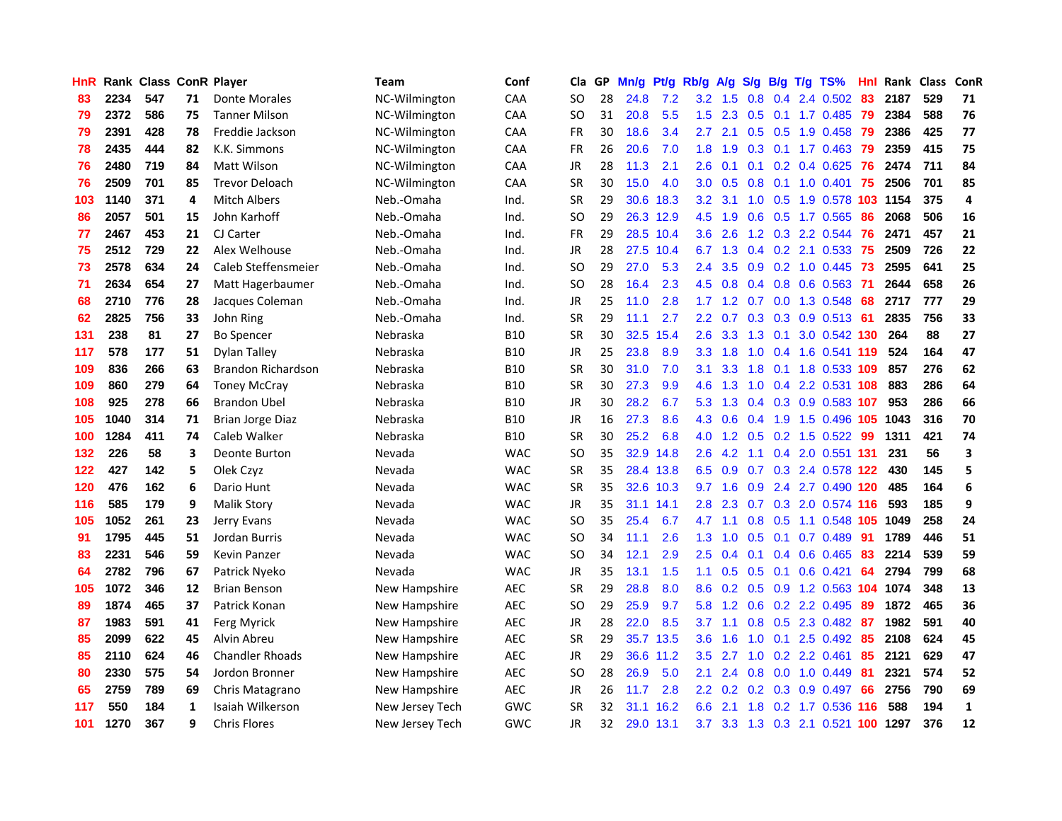| HnR | Rank | Class | ConR | Player | Team | Conf | Cla | GP | Mn/g | Pt/g | Rb/g | A/g | S/g | B/g | T/g | TS% | HnI | Rank | Class | ConR |
|---|---|---|---|---|---|---|---|---|---|---|---|---|---|---|---|---|---|---|---|---|
| 83 | 2234 | 547 | 71 | Donte Morales | NC-Wilmington | CAA | SO | 28 | 24.8 | 7.2 | 3.2 | 1.5 | 0.8 | 0.4 | 2.4 | 0.502 | 83 | 2187 | 529 | 71 |
| 79 | 2372 | 586 | 75 | Tanner Milson | NC-Wilmington | CAA | SO | 31 | 20.8 | 5.5 | 1.5 | 2.3 | 0.5 | 0.1 | 1.7 | 0.485 | 79 | 2384 | 588 | 76 |
| 79 | 2391 | 428 | 78 | Freddie Jackson | NC-Wilmington | CAA | FR | 30 | 18.6 | 3.4 | 2.7 | 2.1 | 0.5 | 0.5 | 1.9 | 0.458 | 79 | 2386 | 425 | 77 |
| 78 | 2435 | 444 | 82 | K.K. Simmons | NC-Wilmington | CAA | FR | 26 | 20.6 | 7.0 | 1.8 | 1.9 | 0.3 | 0.1 | 1.7 | 0.463 | 79 | 2359 | 415 | 75 |
| 76 | 2480 | 719 | 84 | Matt Wilson | NC-Wilmington | CAA | JR | 28 | 11.3 | 2.1 | 2.6 | 0.1 | 0.1 | 0.2 | 0.4 | 0.625 | 76 | 2474 | 711 | 84 |
| 76 | 2509 | 701 | 85 | Trevor Deloach | NC-Wilmington | CAA | SR | 30 | 15.0 | 4.0 | 3.0 | 0.5 | 0.8 | 0.1 | 1.0 | 0.401 | 75 | 2506 | 701 | 85 |
| 103 | 1140 | 371 | 4 | Mitch Albers | Neb.-Omaha | Ind. | SR | 29 | 30.6 | 18.3 | 3.2 | 3.1 | 1.0 | 0.5 | 1.9 | 0.578 | 103 | 1154 | 375 | 4 |
| 86 | 2057 | 501 | 15 | John Karhoff | Neb.-Omaha | Ind. | SO | 29 | 26.3 | 12.9 | 4.5 | 1.9 | 0.6 | 0.5 | 1.7 | 0.565 | 86 | 2068 | 506 | 16 |
| 77 | 2467 | 453 | 21 | CJ Carter | Neb.-Omaha | Ind. | FR | 29 | 28.5 | 10.4 | 3.6 | 2.6 | 1.2 | 0.3 | 2.2 | 0.544 | 76 | 2471 | 457 | 21 |
| 75 | 2512 | 729 | 22 | Alex Welhouse | Neb.-Omaha | Ind. | JR | 28 | 27.5 | 10.4 | 6.7 | 1.3 | 0.4 | 0.2 | 2.1 | 0.533 | 75 | 2509 | 726 | 22 |
| 73 | 2578 | 634 | 24 | Caleb Steffensmeier | Neb.-Omaha | Ind. | SO | 29 | 27.0 | 5.3 | 2.4 | 3.5 | 0.9 | 0.2 | 1.0 | 0.445 | 73 | 2595 | 641 | 25 |
| 71 | 2634 | 654 | 27 | Matt Hagerbaumer | Neb.-Omaha | Ind. | SO | 28 | 16.4 | 2.3 | 4.5 | 0.8 | 0.4 | 0.8 | 0.6 | 0.563 | 71 | 2644 | 658 | 26 |
| 68 | 2710 | 776 | 28 | Jacques Coleman | Neb.-Omaha | Ind. | JR | 25 | 11.0 | 2.8 | 1.7 | 1.2 | 0.7 | 0.0 | 1.3 | 0.548 | 68 | 2717 | 777 | 29 |
| 62 | 2825 | 756 | 33 | John Ring | Neb.-Omaha | Ind. | SR | 29 | 11.1 | 2.7 | 2.2 | 0.7 | 0.3 | 0.3 | 0.9 | 0.513 | 61 | 2835 | 756 | 33 |
| 131 | 238 | 81 | 27 | Bo Spencer | Nebraska | B10 | SR | 30 | 32.5 | 15.4 | 2.6 | 3.3 | 1.3 | 0.1 | 3.0 | 0.542 | 130 | 264 | 88 | 27 |
| 117 | 578 | 177 | 51 | Dylan Talley | Nebraska | B10 | JR | 25 | 23.8 | 8.9 | 3.3 | 1.8 | 1.0 | 0.4 | 1.6 | 0.541 | 119 | 524 | 164 | 47 |
| 109 | 836 | 266 | 63 | Brandon Richardson | Nebraska | B10 | SR | 30 | 31.0 | 7.0 | 3.1 | 3.3 | 1.8 | 0.1 | 1.8 | 0.533 | 109 | 857 | 276 | 62 |
| 109 | 860 | 279 | 64 | Toney McCray | Nebraska | B10 | SR | 30 | 27.3 | 9.9 | 4.6 | 1.3 | 1.0 | 0.4 | 2.2 | 0.531 | 108 | 883 | 286 | 64 |
| 108 | 925 | 278 | 66 | Brandon Ubel | Nebraska | B10 | JR | 30 | 28.2 | 6.7 | 5.3 | 1.3 | 0.4 | 0.3 | 0.9 | 0.583 | 107 | 953 | 286 | 66 |
| 105 | 1040 | 314 | 71 | Brian Jorge Diaz | Nebraska | B10 | JR | 16 | 27.3 | 8.6 | 4.3 | 0.6 | 0.4 | 1.9 | 1.5 | 0.496 | 105 | 1043 | 316 | 70 |
| 100 | 1284 | 411 | 74 | Caleb Walker | Nebraska | B10 | SR | 30 | 25.2 | 6.8 | 4.0 | 1.2 | 0.5 | 0.2 | 1.5 | 0.522 | 99 | 1311 | 421 | 74 |
| 132 | 226 | 58 | 3 | Deonte Burton | Nevada | WAC | SO | 35 | 32.9 | 14.8 | 2.6 | 4.2 | 1.1 | 0.4 | 2.0 | 0.551 | 131 | 231 | 56 | 3 |
| 122 | 427 | 142 | 5 | Olek Czyz | Nevada | WAC | SR | 35 | 28.4 | 13.8 | 6.5 | 0.9 | 0.7 | 0.3 | 2.4 | 0.578 | 122 | 430 | 145 | 5 |
| 120 | 476 | 162 | 6 | Dario Hunt | Nevada | WAC | SR | 35 | 32.6 | 10.3 | 9.7 | 1.6 | 0.9 | 2.4 | 2.7 | 0.490 | 120 | 485 | 164 | 6 |
| 116 | 585 | 179 | 9 | Malik Story | Nevada | WAC | JR | 35 | 31.1 | 14.1 | 2.8 | 2.3 | 0.7 | 0.3 | 2.0 | 0.574 | 116 | 593 | 185 | 9 |
| 105 | 1052 | 261 | 23 | Jerry Evans | Nevada | WAC | SO | 35 | 25.4 | 6.7 | 4.7 | 1.1 | 0.8 | 0.5 | 1.1 | 0.548 | 105 | 1049 | 258 | 24 |
| 91 | 1795 | 445 | 51 | Jordan Burris | Nevada | WAC | SO | 34 | 11.1 | 2.6 | 1.3 | 1.0 | 0.5 | 0.1 | 0.7 | 0.489 | 91 | 1789 | 446 | 51 |
| 83 | 2231 | 546 | 59 | Kevin Panzer | Nevada | WAC | SO | 34 | 12.1 | 2.9 | 2.5 | 0.4 | 0.1 | 0.4 | 0.6 | 0.465 | 83 | 2214 | 539 | 59 |
| 64 | 2782 | 796 | 67 | Patrick Nyeko | Nevada | WAC | JR | 35 | 13.1 | 1.5 | 1.1 | 0.5 | 0.5 | 0.1 | 0.6 | 0.421 | 64 | 2794 | 799 | 68 |
| 105 | 1072 | 346 | 12 | Brian Benson | New Hampshire | AEC | SR | 29 | 28.8 | 8.0 | 8.6 | 0.2 | 0.5 | 0.9 | 1.2 | 0.563 | 104 | 1074 | 348 | 13 |
| 89 | 1874 | 465 | 37 | Patrick Konan | New Hampshire | AEC | SO | 29 | 25.9 | 9.7 | 5.8 | 1.2 | 0.6 | 0.2 | 2.2 | 0.495 | 89 | 1872 | 465 | 36 |
| 87 | 1983 | 591 | 41 | Ferg Myrick | New Hampshire | AEC | JR | 28 | 22.0 | 8.5 | 3.7 | 1.1 | 0.8 | 0.5 | 2.3 | 0.482 | 87 | 1982 | 591 | 40 |
| 85 | 2099 | 622 | 45 | Alvin Abreu | New Hampshire | AEC | SR | 29 | 35.7 | 13.5 | 3.6 | 1.6 | 1.0 | 0.1 | 2.5 | 0.492 | 85 | 2108 | 624 | 45 |
| 85 | 2110 | 624 | 46 | Chandler Rhoads | New Hampshire | AEC | JR | 29 | 36.6 | 11.2 | 3.5 | 2.7 | 1.0 | 0.2 | 2.2 | 0.461 | 85 | 2121 | 629 | 47 |
| 80 | 2330 | 575 | 54 | Jordon Bronner | New Hampshire | AEC | SO | 28 | 26.9 | 5.0 | 2.1 | 2.4 | 0.8 | 0.0 | 1.0 | 0.449 | 81 | 2321 | 574 | 52 |
| 65 | 2759 | 789 | 69 | Chris Matagrano | New Hampshire | AEC | JR | 26 | 11.7 | 2.8 | 2.2 | 0.2 | 0.2 | 0.3 | 0.9 | 0.497 | 66 | 2756 | 790 | 69 |
| 117 | 550 | 184 | 1 | Isaiah Wilkerson | New Jersey Tech | GWC | SR | 32 | 31.1 | 16.2 | 6.6 | 2.1 | 1.8 | 0.2 | 1.7 | 0.536 | 116 | 588 | 194 | 1 |
| 101 | 1270 | 367 | 9 | Chris Flores | New Jersey Tech | GWC | JR | 32 | 29.0 | 13.1 | 3.7 | 3.3 | 1.3 | 0.3 | 2.1 | 0.521 | 100 | 1297 | 376 | 12 |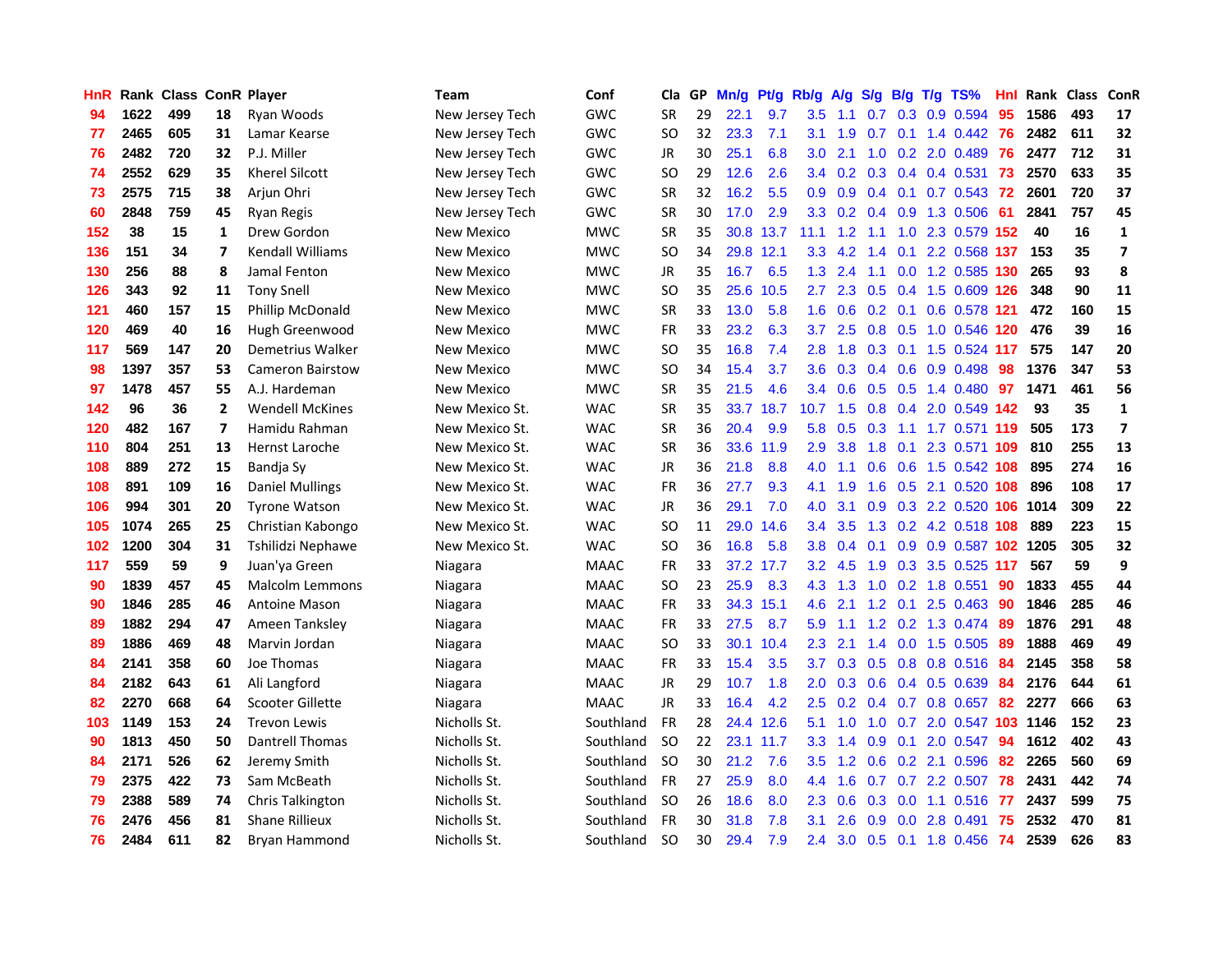| HnR | Rank | Class | ConR | Player | Team | Conf | Cla | GP | Mn/g | Pt/g | Rb/g | A/g | S/g | B/g | T/g | TS% | HnI | Rank | Class | ConR |
|---|---|---|---|---|---|---|---|---|---|---|---|---|---|---|---|---|---|---|---|---|
| 94 | 1622 | 499 | 18 | Ryan Woods | New Jersey Tech | GWC | SR | 29 | 22.1 | 9.7 | 3.5 | 1.1 | 0.7 | 0.3 | 0.9 | 0.594 | 95 | 1586 | 493 | 17 |
| 77 | 2465 | 605 | 31 | Lamar Kearse | New Jersey Tech | GWC | SO | 32 | 23.3 | 7.1 | 3.1 | 1.9 | 0.7 | 0.1 | 1.4 | 0.442 | 76 | 2482 | 611 | 32 |
| 76 | 2482 | 720 | 32 | P.J. Miller | New Jersey Tech | GWC | JR | 30 | 25.1 | 6.8 | 3.0 | 2.1 | 1.0 | 0.2 | 2.0 | 0.489 | 76 | 2477 | 712 | 31 |
| 74 | 2552 | 629 | 35 | Kherel Silcott | New Jersey Tech | GWC | SO | 29 | 12.6 | 2.6 | 3.4 | 0.2 | 0.3 | 0.4 | 0.4 | 0.531 | 73 | 2570 | 633 | 35 |
| 73 | 2575 | 715 | 38 | Arjun Ohri | New Jersey Tech | GWC | SR | 32 | 16.2 | 5.5 | 0.9 | 0.9 | 0.4 | 0.1 | 0.7 | 0.543 | 72 | 2601 | 720 | 37 |
| 60 | 2848 | 759 | 45 | Ryan Regis | New Jersey Tech | GWC | SR | 30 | 17.0 | 2.9 | 3.3 | 0.2 | 0.4 | 0.9 | 1.3 | 0.506 | 61 | 2841 | 757 | 45 |
| 152 | 38 | 15 | 1 | Drew Gordon | New Mexico | MWC | SR | 35 | 30.8 | 13.7 | 11.1 | 1.2 | 1.1 | 1.0 | 2.3 | 0.579 | 152 | 40 | 16 | 1 |
| 136 | 151 | 34 | 7 | Kendall Williams | New Mexico | MWC | SO | 34 | 29.8 | 12.1 | 3.3 | 4.2 | 1.4 | 0.1 | 2.2 | 0.568 | 137 | 153 | 35 | 7 |
| 130 | 256 | 88 | 8 | Jamal Fenton | New Mexico | MWC | JR | 35 | 16.7 | 6.5 | 1.3 | 2.4 | 1.1 | 0.0 | 1.2 | 0.585 | 130 | 265 | 93 | 8 |
| 126 | 343 | 92 | 11 | Tony Snell | New Mexico | MWC | SO | 35 | 25.6 | 10.5 | 2.7 | 2.3 | 0.5 | 0.4 | 1.5 | 0.609 | 126 | 348 | 90 | 11 |
| 121 | 460 | 157 | 15 | Phillip McDonald | New Mexico | MWC | SR | 33 | 13.0 | 5.8 | 1.6 | 0.6 | 0.2 | 0.1 | 0.6 | 0.578 | 121 | 472 | 160 | 15 |
| 120 | 469 | 40 | 16 | Hugh Greenwood | New Mexico | MWC | FR | 33 | 23.2 | 6.3 | 3.7 | 2.5 | 0.8 | 0.5 | 1.0 | 0.546 | 120 | 476 | 39 | 16 |
| 117 | 569 | 147 | 20 | Demetrius Walker | New Mexico | MWC | SO | 35 | 16.8 | 7.4 | 2.8 | 1.8 | 0.3 | 0.1 | 1.5 | 0.524 | 117 | 575 | 147 | 20 |
| 98 | 1397 | 357 | 53 | Cameron Bairstow | New Mexico | MWC | SO | 34 | 15.4 | 3.7 | 3.6 | 0.3 | 0.4 | 0.6 | 0.9 | 0.498 | 98 | 1376 | 347 | 53 |
| 97 | 1478 | 457 | 55 | A.J. Hardeman | New Mexico | MWC | SR | 35 | 21.5 | 4.6 | 3.4 | 0.6 | 0.5 | 0.5 | 1.4 | 0.480 | 97 | 1471 | 461 | 56 |
| 142 | 96 | 36 | 2 | Wendell McKines | New Mexico St. | WAC | SR | 35 | 33.7 | 18.7 | 10.7 | 1.5 | 0.8 | 0.4 | 2.0 | 0.549 | 142 | 93 | 35 | 1 |
| 120 | 482 | 167 | 7 | Hamidu Rahman | New Mexico St. | WAC | SR | 36 | 20.4 | 9.9 | 5.8 | 0.5 | 0.3 | 1.1 | 1.7 | 0.571 | 119 | 505 | 173 | 7 |
| 110 | 804 | 251 | 13 | Hernst Laroche | New Mexico St. | WAC | SR | 36 | 33.6 | 11.9 | 2.9 | 3.8 | 1.8 | 0.1 | 2.3 | 0.571 | 109 | 810 | 255 | 13 |
| 108 | 889 | 272 | 15 | Bandja Sy | New Mexico St. | WAC | JR | 36 | 21.8 | 8.8 | 4.0 | 1.1 | 0.6 | 0.6 | 1.5 | 0.542 | 108 | 895 | 274 | 16 |
| 108 | 891 | 109 | 16 | Daniel Mullings | New Mexico St. | WAC | FR | 36 | 27.7 | 9.3 | 4.1 | 1.9 | 1.6 | 0.5 | 2.1 | 0.520 | 108 | 896 | 108 | 17 |
| 106 | 994 | 301 | 20 | Tyrone Watson | New Mexico St. | WAC | JR | 36 | 29.1 | 7.0 | 4.0 | 3.1 | 0.9 | 0.3 | 2.2 | 0.520 | 106 | 1014 | 309 | 22 |
| 105 | 1074 | 265 | 25 | Christian Kabongo | New Mexico St. | WAC | SO | 11 | 29.0 | 14.6 | 3.4 | 3.5 | 1.3 | 0.2 | 4.2 | 0.518 | 108 | 889 | 223 | 15 |
| 102 | 1200 | 304 | 31 | Tshilidzi Nephawe | New Mexico St. | WAC | SO | 36 | 16.8 | 5.8 | 3.8 | 0.4 | 0.1 | 0.9 | 0.9 | 0.587 | 102 | 1205 | 305 | 32 |
| 117 | 559 | 59 | 9 | Juan'ya Green | Niagara | MAAC | FR | 33 | 37.2 | 17.7 | 3.2 | 4.5 | 1.9 | 0.3 | 3.5 | 0.525 | 117 | 567 | 59 | 9 |
| 90 | 1839 | 457 | 45 | Malcolm Lemmons | Niagara | MAAC | SO | 23 | 25.9 | 8.3 | 4.3 | 1.3 | 1.0 | 0.2 | 1.8 | 0.551 | 90 | 1833 | 455 | 44 |
| 90 | 1846 | 285 | 46 | Antoine Mason | Niagara | MAAC | FR | 33 | 34.3 | 15.1 | 4.6 | 2.1 | 1.2 | 0.1 | 2.5 | 0.463 | 90 | 1846 | 285 | 46 |
| 89 | 1882 | 294 | 47 | Ameen Tanksley | Niagara | MAAC | FR | 33 | 27.5 | 8.7 | 5.9 | 1.1 | 1.2 | 0.2 | 1.3 | 0.474 | 89 | 1876 | 291 | 48 |
| 89 | 1886 | 469 | 48 | Marvin Jordan | Niagara | MAAC | SO | 33 | 30.1 | 10.4 | 2.3 | 2.1 | 1.4 | 0.0 | 1.5 | 0.505 | 89 | 1888 | 469 | 49 |
| 84 | 2141 | 358 | 60 | Joe Thomas | Niagara | MAAC | FR | 33 | 15.4 | 3.5 | 3.7 | 0.3 | 0.5 | 0.8 | 0.8 | 0.516 | 84 | 2145 | 358 | 58 |
| 84 | 2182 | 643 | 61 | Ali Langford | Niagara | MAAC | JR | 29 | 10.7 | 1.8 | 2.0 | 0.3 | 0.6 | 0.4 | 0.5 | 0.639 | 84 | 2176 | 644 | 61 |
| 82 | 2270 | 668 | 64 | Scooter Gillette | Niagara | MAAC | JR | 33 | 16.4 | 4.2 | 2.5 | 0.2 | 0.4 | 0.7 | 0.8 | 0.657 | 82 | 2277 | 666 | 63 |
| 103 | 1149 | 153 | 24 | Trevon Lewis | Nicholls St. | Southland | FR | 28 | 24.4 | 12.6 | 5.1 | 1.0 | 1.0 | 0.7 | 2.0 | 0.547 | 103 | 1146 | 152 | 23 |
| 90 | 1813 | 450 | 50 | Dantrell Thomas | Nicholls St. | Southland | SO | 22 | 23.1 | 11.7 | 3.3 | 1.4 | 0.9 | 0.1 | 2.0 | 0.547 | 94 | 1612 | 402 | 43 |
| 84 | 2171 | 526 | 62 | Jeremy Smith | Nicholls St. | Southland | SO | 30 | 21.2 | 7.6 | 3.5 | 1.2 | 0.6 | 0.2 | 2.1 | 0.596 | 82 | 2265 | 560 | 69 |
| 79 | 2375 | 422 | 73 | Sam McBeath | Nicholls St. | Southland | FR | 27 | 25.9 | 8.0 | 4.4 | 1.6 | 0.7 | 0.7 | 2.2 | 0.507 | 78 | 2431 | 442 | 74 |
| 79 | 2388 | 589 | 74 | Chris Talkington | Nicholls St. | Southland | SO | 26 | 18.6 | 8.0 | 2.3 | 0.6 | 0.3 | 0.0 | 1.1 | 0.516 | 77 | 2437 | 599 | 75 |
| 76 | 2476 | 456 | 81 | Shane Rillieux | Nicholls St. | Southland | FR | 30 | 31.8 | 7.8 | 3.1 | 2.6 | 0.9 | 0.0 | 2.8 | 0.491 | 75 | 2532 | 470 | 81 |
| 76 | 2484 | 611 | 82 | Bryan Hammond | Nicholls St. | Southland | SO | 30 | 29.4 | 7.9 | 2.4 | 3.0 | 0.5 | 0.1 | 1.8 | 0.456 | 74 | 2539 | 626 | 83 |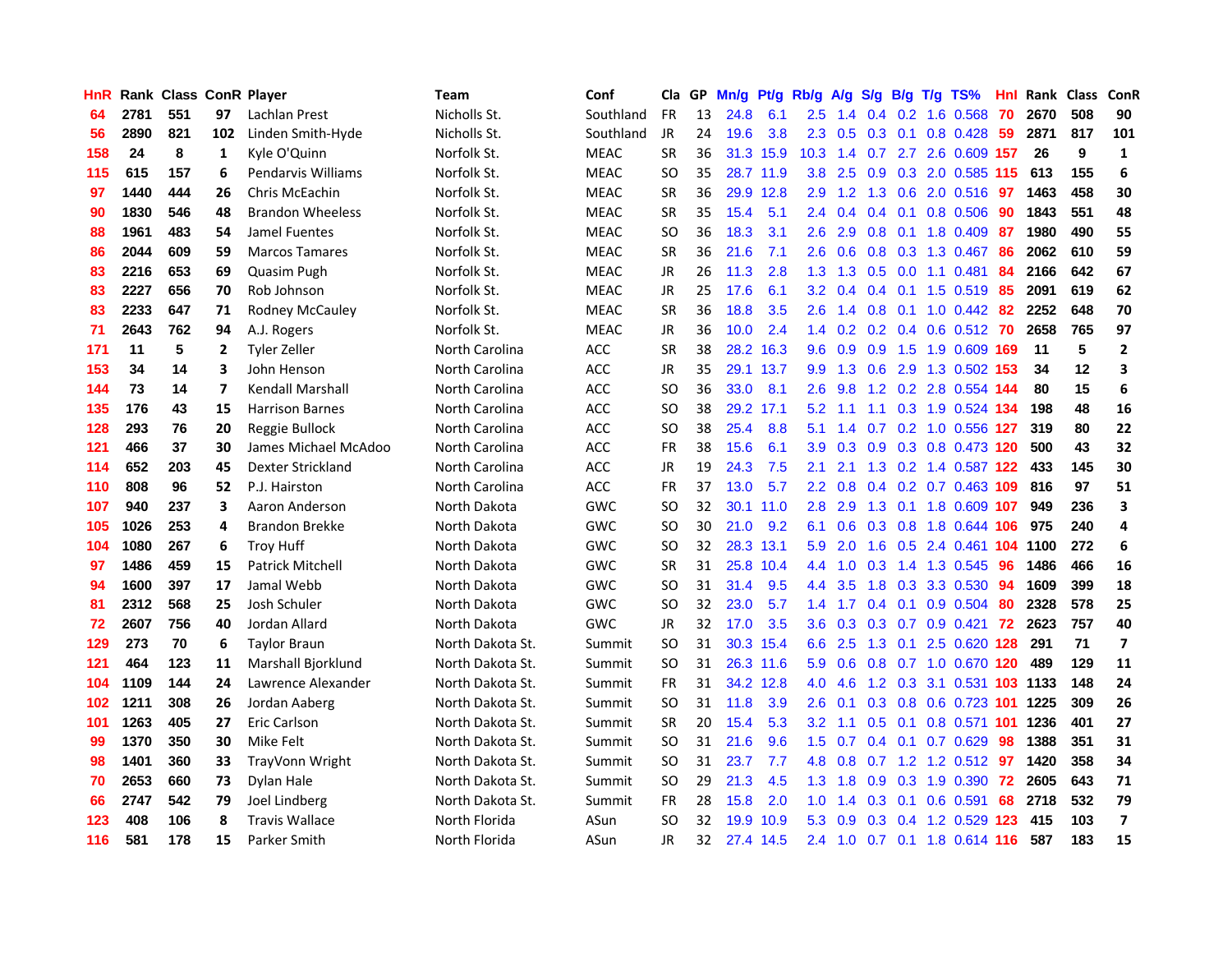| HnR | Rank | Class | ConR | Player | Team | Conf | Cla | GP | Mn/g | Pt/g | Rb/g | A/g | S/g | B/g | T/g | TS% | HnI | Rank | Class | ConR |
|---|---|---|---|---|---|---|---|---|---|---|---|---|---|---|---|---|---|---|---|---|
| 64 | 2781 | 551 | 97 | Lachlan Prest | Nicholls St. | Southland | FR | 13 | 24.8 | 6.1 | 2.5 | 1.4 | 0.4 | 0.2 | 1.6 | 0.568 | 70 | 2670 | 508 | 90 |
| 56 | 2890 | 821 | 102 | Linden Smith-Hyde | Nicholls St. | Southland | JR | 24 | 19.6 | 3.8 | 2.3 | 0.5 | 0.3 | 0.1 | 0.8 | 0.428 | 59 | 2871 | 817 | 101 |
| 158 | 24 | 8 | 1 | Kyle O'Quinn | Norfolk St. | MEAC | SR | 36 | 31.3 | 15.9 | 10.3 | 1.4 | 0.7 | 2.7 | 2.6 | 0.609 | 157 | 26 | 9 | 1 |
| 115 | 615 | 157 | 6 | Pendarvis Williams | Norfolk St. | MEAC | SO | 35 | 28.7 | 11.9 | 3.8 | 2.5 | 0.9 | 0.3 | 2.0 | 0.585 | 115 | 613 | 155 | 6 |
| 97 | 1440 | 444 | 26 | Chris McEachin | Norfolk St. | MEAC | SR | 36 | 29.9 | 12.8 | 2.9 | 1.2 | 1.3 | 0.6 | 2.0 | 0.516 | 97 | 1463 | 458 | 30 |
| 90 | 1830 | 546 | 48 | Brandon Wheeless | Norfolk St. | MEAC | SR | 35 | 15.4 | 5.1 | 2.4 | 0.4 | 0.4 | 0.1 | 0.8 | 0.506 | 90 | 1843 | 551 | 48 |
| 88 | 1961 | 483 | 54 | Jamel Fuentes | Norfolk St. | MEAC | SO | 36 | 18.3 | 3.1 | 2.6 | 2.9 | 0.8 | 0.1 | 1.8 | 0.409 | 87 | 1980 | 490 | 55 |
| 86 | 2044 | 609 | 59 | Marcos Tamares | Norfolk St. | MEAC | SR | 36 | 21.6 | 7.1 | 2.6 | 0.6 | 0.8 | 0.3 | 1.3 | 0.467 | 86 | 2062 | 610 | 59 |
| 83 | 2216 | 653 | 69 | Quasim Pugh | Norfolk St. | MEAC | JR | 26 | 11.3 | 2.8 | 1.3 | 1.3 | 0.5 | 0.0 | 1.1 | 0.481 | 84 | 2166 | 642 | 67 |
| 83 | 2227 | 656 | 70 | Rob Johnson | Norfolk St. | MEAC | JR | 25 | 17.6 | 6.1 | 3.2 | 0.4 | 0.4 | 0.1 | 1.5 | 0.519 | 85 | 2091 | 619 | 62 |
| 83 | 2233 | 647 | 71 | Rodney McCauley | Norfolk St. | MEAC | SR | 36 | 18.8 | 3.5 | 2.6 | 1.4 | 0.8 | 0.1 | 1.0 | 0.442 | 82 | 2252 | 648 | 70 |
| 71 | 2643 | 762 | 94 | A.J. Rogers | Norfolk St. | MEAC | JR | 36 | 10.0 | 2.4 | 1.4 | 0.2 | 0.2 | 0.4 | 0.6 | 0.512 | 70 | 2658 | 765 | 97 |
| 171 | 11 | 5 | 2 | Tyler Zeller | North Carolina | ACC | SR | 38 | 28.2 | 16.3 | 9.6 | 0.9 | 0.9 | 1.5 | 1.9 | 0.609 | 169 | 11 | 5 | 2 |
| 153 | 34 | 14 | 3 | John Henson | North Carolina | ACC | JR | 35 | 29.1 | 13.7 | 9.9 | 1.3 | 0.6 | 2.9 | 1.3 | 0.502 | 153 | 34 | 12 | 3 |
| 144 | 73 | 14 | 7 | Kendall Marshall | North Carolina | ACC | SO | 36 | 33.0 | 8.1 | 2.6 | 9.8 | 1.2 | 0.2 | 2.8 | 0.554 | 144 | 80 | 15 | 6 |
| 135 | 176 | 43 | 15 | Harrison Barnes | North Carolina | ACC | SO | 38 | 29.2 | 17.1 | 5.2 | 1.1 | 1.1 | 0.3 | 1.9 | 0.524 | 134 | 198 | 48 | 16 |
| 128 | 293 | 76 | 20 | Reggie Bullock | North Carolina | ACC | SO | 38 | 25.4 | 8.8 | 5.1 | 1.4 | 0.7 | 0.2 | 1.0 | 0.556 | 127 | 319 | 80 | 22 |
| 121 | 466 | 37 | 30 | James Michael McAdoo | North Carolina | ACC | FR | 38 | 15.6 | 6.1 | 3.9 | 0.3 | 0.9 | 0.3 | 0.8 | 0.473 | 120 | 500 | 43 | 32 |
| 114 | 652 | 203 | 45 | Dexter Strickland | North Carolina | ACC | JR | 19 | 24.3 | 7.5 | 2.1 | 2.1 | 1.3 | 0.2 | 1.4 | 0.587 | 122 | 433 | 145 | 30 |
| 110 | 808 | 96 | 52 | P.J. Hairston | North Carolina | ACC | FR | 37 | 13.0 | 5.7 | 2.2 | 0.8 | 0.4 | 0.2 | 0.7 | 0.463 | 109 | 816 | 97 | 51 |
| 107 | 940 | 237 | 3 | Aaron Anderson | North Dakota | GWC | SO | 32 | 30.1 | 11.0 | 2.8 | 2.9 | 1.3 | 0.1 | 1.8 | 0.609 | 107 | 949 | 236 | 3 |
| 105 | 1026 | 253 | 4 | Brandon Brekke | North Dakota | GWC | SO | 30 | 21.0 | 9.2 | 6.1 | 0.6 | 0.3 | 0.8 | 1.8 | 0.644 | 106 | 975 | 240 | 4 |
| 104 | 1080 | 267 | 6 | Troy Huff | North Dakota | GWC | SO | 32 | 28.3 | 13.1 | 5.9 | 2.0 | 1.6 | 0.5 | 2.4 | 0.461 | 104 | 1100 | 272 | 6 |
| 97 | 1486 | 459 | 15 | Patrick Mitchell | North Dakota | GWC | SR | 31 | 25.8 | 10.4 | 4.4 | 1.0 | 0.3 | 1.4 | 1.3 | 0.545 | 96 | 1486 | 466 | 16 |
| 94 | 1600 | 397 | 17 | Jamal Webb | North Dakota | GWC | SO | 31 | 31.4 | 9.5 | 4.4 | 3.5 | 1.8 | 0.3 | 3.3 | 0.530 | 94 | 1609 | 399 | 18 |
| 81 | 2312 | 568 | 25 | Josh Schuler | North Dakota | GWC | SO | 32 | 23.0 | 5.7 | 1.4 | 1.7 | 0.4 | 0.1 | 0.9 | 0.504 | 80 | 2328 | 578 | 25 |
| 72 | 2607 | 756 | 40 | Jordan Allard | North Dakota | GWC | JR | 32 | 17.0 | 3.5 | 3.6 | 0.3 | 0.3 | 0.7 | 0.9 | 0.421 | 72 | 2623 | 757 | 40 |
| 129 | 273 | 70 | 6 | Taylor Braun | North Dakota St. | Summit | SO | 31 | 30.3 | 15.4 | 6.6 | 2.5 | 1.3 | 0.1 | 2.5 | 0.620 | 128 | 291 | 71 | 7 |
| 121 | 464 | 123 | 11 | Marshall Bjorklund | North Dakota St. | Summit | SO | 31 | 26.3 | 11.6 | 5.9 | 0.6 | 0.8 | 0.7 | 1.0 | 0.670 | 120 | 489 | 129 | 11 |
| 104 | 1109 | 144 | 24 | Lawrence Alexander | North Dakota St. | Summit | FR | 31 | 34.2 | 12.8 | 4.0 | 4.6 | 1.2 | 0.3 | 3.1 | 0.531 | 103 | 1133 | 148 | 24 |
| 102 | 1211 | 308 | 26 | Jordan Aaberg | North Dakota St. | Summit | SO | 31 | 11.8 | 3.9 | 2.6 | 0.1 | 0.3 | 0.8 | 0.6 | 0.723 | 101 | 1225 | 309 | 26 |
| 101 | 1263 | 405 | 27 | Eric Carlson | North Dakota St. | Summit | SR | 20 | 15.4 | 5.3 | 3.2 | 1.1 | 0.5 | 0.1 | 0.8 | 0.571 | 101 | 1236 | 401 | 27 |
| 99 | 1370 | 350 | 30 | Mike Felt | North Dakota St. | Summit | SO | 31 | 21.6 | 9.6 | 1.5 | 0.7 | 0.4 | 0.1 | 0.7 | 0.629 | 98 | 1388 | 351 | 31 |
| 98 | 1401 | 360 | 33 | TrayVonn Wright | North Dakota St. | Summit | SO | 31 | 23.7 | 7.7 | 4.8 | 0.8 | 0.7 | 1.2 | 1.2 | 0.512 | 97 | 1420 | 358 | 34 |
| 70 | 2653 | 660 | 73 | Dylan Hale | North Dakota St. | Summit | SO | 29 | 21.3 | 4.5 | 1.3 | 1.8 | 0.9 | 0.3 | 1.9 | 0.390 | 72 | 2605 | 643 | 71 |
| 66 | 2747 | 542 | 79 | Joel Lindberg | North Dakota St. | Summit | FR | 28 | 15.8 | 2.0 | 1.0 | 1.4 | 0.3 | 0.1 | 0.6 | 0.591 | 68 | 2718 | 532 | 79 |
| 123 | 408 | 106 | 8 | Travis Wallace | North Florida | ASun | SO | 32 | 19.9 | 10.9 | 5.3 | 0.9 | 0.3 | 0.4 | 1.2 | 0.529 | 123 | 415 | 103 | 7 |
| 116 | 581 | 178 | 15 | Parker Smith | North Florida | ASun | JR | 32 | 27.4 | 14.5 | 2.4 | 1.0 | 0.7 | 0.1 | 1.8 | 0.614 | 116 | 587 | 183 | 15 |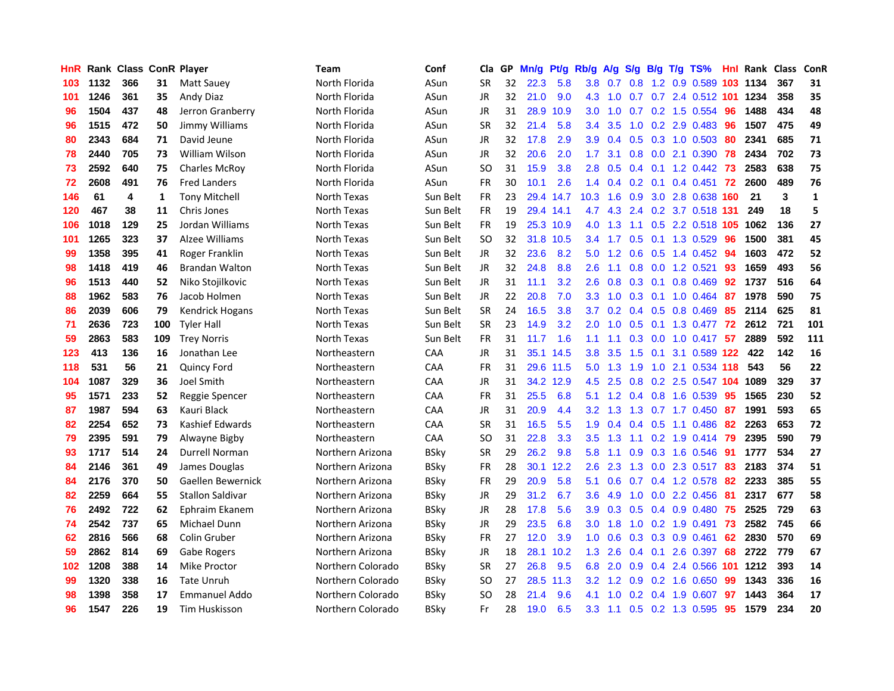| HnR | Rank | Class | ConR | Player | Team | Conf | Cla | GP | Mn/g | Pt/g | Rb/g | A/g | S/g | B/g | T/g | TS% | HnI | Rank | Class | ConR |
|---|---|---|---|---|---|---|---|---|---|---|---|---|---|---|---|---|---|---|---|---|
| 103 | 1132 | 366 | 31 | Matt Sauey | North Florida | ASun | SR | 32 | 22.3 | 5.8 | 3.8 | 0.7 | 0.8 | 1.2 | 0.9 | 0.589 | 103 | 1134 | 367 | 31 |
| 101 | 1246 | 361 | 35 | Andy Diaz | North Florida | ASun | JR | 32 | 21.0 | 9.0 | 4.3 | 1.0 | 0.7 | 0.7 | 2.4 | 0.512 | 101 | 1234 | 358 | 35 |
| 96 | 1504 | 437 | 48 | Jerron Granberry | North Florida | ASun | JR | 31 | 28.9 | 10.9 | 3.0 | 1.0 | 0.7 | 0.2 | 1.5 | 0.554 | 96 | 1488 | 434 | 48 |
| 96 | 1515 | 472 | 50 | Jimmy Williams | North Florida | ASun | SR | 32 | 21.4 | 5.8 | 3.4 | 3.5 | 1.0 | 0.2 | 2.9 | 0.483 | 96 | 1507 | 475 | 49 |
| 80 | 2343 | 684 | 71 | David Jeune | North Florida | ASun | JR | 32 | 17.8 | 2.9 | 3.9 | 0.4 | 0.5 | 0.3 | 1.0 | 0.503 | 80 | 2341 | 685 | 71 |
| 78 | 2440 | 705 | 73 | William Wilson | North Florida | ASun | JR | 32 | 20.6 | 2.0 | 1.7 | 3.1 | 0.8 | 0.0 | 2.1 | 0.390 | 78 | 2434 | 702 | 73 |
| 73 | 2592 | 640 | 75 | Charles McRoy | North Florida | ASun | SO | 31 | 15.9 | 3.8 | 2.8 | 0.5 | 0.4 | 0.1 | 1.2 | 0.442 | 73 | 2583 | 638 | 75 |
| 72 | 2608 | 491 | 76 | Fred Landers | North Florida | ASun | FR | 30 | 10.1 | 2.6 | 1.4 | 0.4 | 0.2 | 0.1 | 0.4 | 0.451 | 72 | 2600 | 489 | 76 |
| 146 | 61 | 4 | 1 | Tony Mitchell | North Texas | Sun Belt | FR | 23 | 29.4 | 14.7 | 10.3 | 1.6 | 0.9 | 3.0 | 2.8 | 0.638 | 160 | 21 | 3 | 1 |
| 120 | 467 | 38 | 11 | Chris Jones | North Texas | Sun Belt | FR | 19 | 29.4 | 14.1 | 4.7 | 4.3 | 2.4 | 0.2 | 3.7 | 0.518 | 131 | 249 | 18 | 5 |
| 106 | 1018 | 129 | 25 | Jordan Williams | North Texas | Sun Belt | FR | 19 | 25.3 | 10.9 | 4.0 | 1.3 | 1.1 | 0.5 | 2.2 | 0.518 | 105 | 1062 | 136 | 27 |
| 101 | 1265 | 323 | 37 | Alzee Williams | North Texas | Sun Belt | SO | 32 | 31.8 | 10.5 | 3.4 | 1.7 | 0.5 | 0.1 | 1.3 | 0.529 | 96 | 1500 | 381 | 45 |
| 99 | 1358 | 395 | 41 | Roger Franklin | North Texas | Sun Belt | JR | 32 | 23.6 | 8.2 | 5.0 | 1.2 | 0.6 | 0.5 | 1.4 | 0.452 | 94 | 1603 | 472 | 52 |
| 98 | 1418 | 419 | 46 | Brandan Walton | North Texas | Sun Belt | JR | 32 | 24.8 | 8.8 | 2.6 | 1.1 | 0.8 | 0.0 | 1.2 | 0.521 | 93 | 1659 | 493 | 56 |
| 96 | 1513 | 440 | 52 | Niko Stojilkovic | North Texas | Sun Belt | JR | 31 | 11.1 | 3.2 | 2.6 | 0.8 | 0.3 | 0.1 | 0.8 | 0.469 | 92 | 1737 | 516 | 64 |
| 88 | 1962 | 583 | 76 | Jacob Holmen | North Texas | Sun Belt | JR | 22 | 20.8 | 7.0 | 3.3 | 1.0 | 0.3 | 0.1 | 1.0 | 0.464 | 87 | 1978 | 590 | 75 |
| 86 | 2039 | 606 | 79 | Kendrick Hogans | North Texas | Sun Belt | SR | 24 | 16.5 | 3.8 | 3.7 | 0.2 | 0.4 | 0.5 | 0.8 | 0.469 | 85 | 2114 | 625 | 81 |
| 71 | 2636 | 723 | 100 | Tyler Hall | North Texas | Sun Belt | SR | 23 | 14.9 | 3.2 | 2.0 | 1.0 | 0.5 | 0.1 | 1.3 | 0.477 | 72 | 2612 | 721 | 101 |
| 59 | 2863 | 583 | 109 | Trey Norris | North Texas | Sun Belt | FR | 31 | 11.7 | 1.6 | 1.1 | 1.1 | 0.3 | 0.0 | 1.0 | 0.417 | 57 | 2889 | 592 | 111 |
| 123 | 413 | 136 | 16 | Jonathan Lee | Northeastern | CAA | JR | 31 | 35.1 | 14.5 | 3.8 | 3.5 | 1.5 | 0.1 | 3.1 | 0.589 | 122 | 422 | 142 | 16 |
| 118 | 531 | 56 | 21 | Quincy Ford | Northeastern | CAA | FR | 31 | 29.6 | 11.5 | 5.0 | 1.3 | 1.9 | 1.0 | 2.1 | 0.534 | 118 | 543 | 56 | 22 |
| 104 | 1087 | 329 | 36 | Joel Smith | Northeastern | CAA | JR | 31 | 34.2 | 12.9 | 4.5 | 2.5 | 0.8 | 0.2 | 2.5 | 0.547 | 104 | 1089 | 329 | 37 |
| 95 | 1571 | 233 | 52 | Reggie Spencer | Northeastern | CAA | FR | 31 | 25.5 | 6.8 | 5.1 | 1.2 | 0.4 | 0.8 | 1.6 | 0.539 | 95 | 1565 | 230 | 52 |
| 87 | 1987 | 594 | 63 | Kauri Black | Northeastern | CAA | JR | 31 | 20.9 | 4.4 | 3.2 | 1.3 | 1.3 | 0.7 | 1.7 | 0.450 | 87 | 1991 | 593 | 65 |
| 82 | 2254 | 652 | 73 | Kashief Edwards | Northeastern | CAA | SR | 31 | 16.5 | 5.5 | 1.9 | 0.4 | 0.4 | 0.5 | 1.1 | 0.486 | 82 | 2263 | 653 | 72 |
| 79 | 2395 | 591 | 79 | Alwayne Bigby | Northeastern | CAA | SO | 31 | 22.8 | 3.3 | 3.5 | 1.3 | 1.1 | 0.2 | 1.9 | 0.414 | 79 | 2395 | 590 | 79 |
| 93 | 1717 | 514 | 24 | Durrell Norman | Northern Arizona | BSky | SR | 29 | 26.2 | 9.8 | 5.8 | 1.1 | 0.9 | 0.3 | 1.6 | 0.546 | 91 | 1777 | 534 | 27 |
| 84 | 2146 | 361 | 49 | James Douglas | Northern Arizona | BSky | FR | 28 | 30.1 | 12.2 | 2.6 | 2.3 | 1.3 | 0.0 | 2.3 | 0.517 | 83 | 2183 | 374 | 51 |
| 84 | 2176 | 370 | 50 | Gaellen Bewernick | Northern Arizona | BSky | FR | 29 | 20.9 | 5.8 | 5.1 | 0.6 | 0.7 | 0.4 | 1.2 | 0.578 | 82 | 2233 | 385 | 55 |
| 82 | 2259 | 664 | 55 | Stallon Saldivar | Northern Arizona | BSky | JR | 29 | 31.2 | 6.7 | 3.6 | 4.9 | 1.0 | 0.0 | 2.2 | 0.456 | 81 | 2317 | 677 | 58 |
| 76 | 2492 | 722 | 62 | Ephraim Ekanem | Northern Arizona | BSky | JR | 28 | 17.8 | 5.6 | 3.9 | 0.3 | 0.5 | 0.4 | 0.9 | 0.480 | 75 | 2525 | 729 | 63 |
| 74 | 2542 | 737 | 65 | Michael Dunn | Northern Arizona | BSky | JR | 29 | 23.5 | 6.8 | 3.0 | 1.8 | 1.0 | 0.2 | 1.9 | 0.491 | 73 | 2582 | 745 | 66 |
| 62 | 2816 | 566 | 68 | Colin Gruber | Northern Arizona | BSky | FR | 27 | 12.0 | 3.9 | 1.0 | 0.6 | 0.3 | 0.3 | 0.9 | 0.461 | 62 | 2830 | 570 | 69 |
| 59 | 2862 | 814 | 69 | Gabe Rogers | Northern Arizona | BSky | JR | 18 | 28.1 | 10.2 | 1.3 | 2.6 | 0.4 | 0.1 | 2.6 | 0.397 | 68 | 2722 | 779 | 67 |
| 102 | 1208 | 388 | 14 | Mike Proctor | Northern Colorado | BSky | SR | 27 | 26.8 | 9.5 | 6.8 | 2.0 | 0.9 | 0.4 | 2.4 | 0.566 | 101 | 1212 | 393 | 14 |
| 99 | 1320 | 338 | 16 | Tate Unruh | Northern Colorado | BSky | SO | 27 | 28.5 | 11.3 | 3.2 | 1.2 | 0.9 | 0.2 | 1.6 | 0.650 | 99 | 1343 | 336 | 16 |
| 98 | 1398 | 358 | 17 | Emmanuel Addo | Northern Colorado | BSky | SO | 28 | 21.4 | 9.6 | 4.1 | 1.0 | 0.2 | 0.4 | 1.9 | 0.607 | 97 | 1443 | 364 | 17 |
| 96 | 1547 | 226 | 19 | Tim Huskisson | Northern Colorado | BSky | Fr | 28 | 19.0 | 6.5 | 3.3 | 1.1 | 0.5 | 0.2 | 1.3 | 0.595 | 95 | 1579 | 234 | 20 |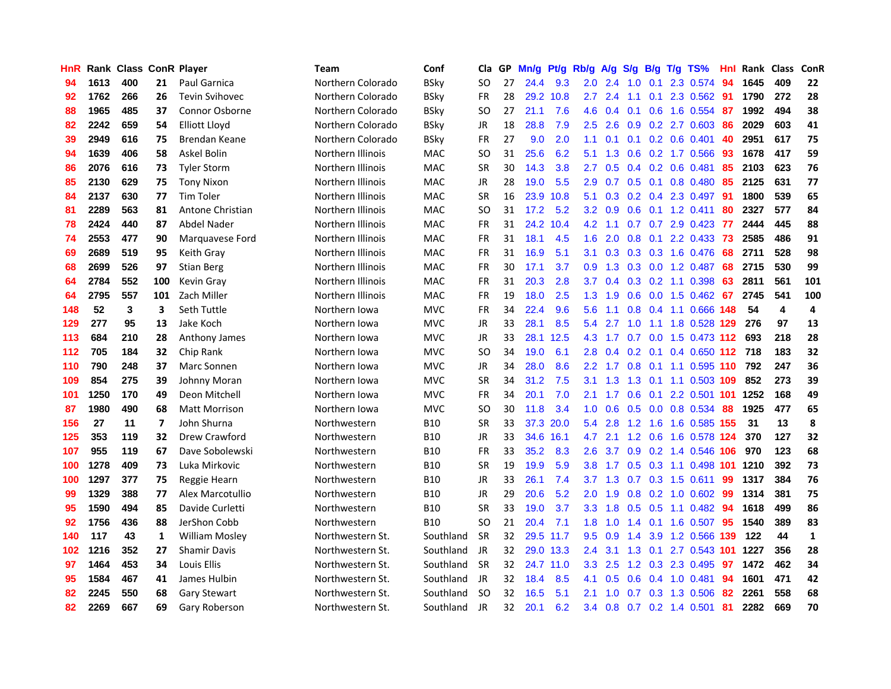| HnR | Rank | Class | ConR | Player | Team | Conf | Cla | GP | Mn/g | Pt/g | Rb/g | A/g | S/g | B/g | T/g | TS% | HnI | Rank | Class | ConR |
|---|---|---|---|---|---|---|---|---|---|---|---|---|---|---|---|---|---|---|---|---|
| 94 | 1613 | 400 | 21 | Paul Garnica | Northern Colorado | BSky | SO | 27 | 24.4 | 9.3 | 2.0 | 2.4 | 1.0 | 0.1 | 2.3 | 0.574 | 94 | 1645 | 409 | 22 |
| 92 | 1762 | 266 | 26 | Tevin Svihovec | Northern Colorado | BSky | FR | 28 | 29.2 | 10.8 | 2.7 | 2.4 | 1.1 | 0.1 | 2.3 | 0.562 | 91 | 1790 | 272 | 28 |
| 88 | 1965 | 485 | 37 | Connor Osborne | Northern Colorado | BSky | SO | 27 | 21.1 | 7.6 | 4.6 | 0.4 | 0.1 | 0.6 | 1.6 | 0.554 | 87 | 1992 | 494 | 38 |
| 82 | 2242 | 659 | 54 | Elliott Lloyd | Northern Colorado | BSky | JR | 18 | 28.8 | 7.9 | 2.5 | 2.6 | 0.9 | 0.2 | 2.7 | 0.603 | 86 | 2029 | 603 | 41 |
| 39 | 2949 | 616 | 75 | Brendan Keane | Northern Colorado | BSky | FR | 27 | 9.0 | 2.0 | 1.1 | 0.1 | 0.1 | 0.2 | 0.6 | 0.401 | 40 | 2951 | 617 | 75 |
| 94 | 1639 | 406 | 58 | Askel Bolin | Northern Illinois | MAC | SO | 31 | 25.6 | 6.2 | 5.1 | 1.3 | 0.6 | 0.2 | 1.7 | 0.566 | 93 | 1678 | 417 | 59 |
| 86 | 2076 | 616 | 73 | Tyler Storm | Northern Illinois | MAC | SR | 30 | 14.3 | 3.8 | 2.7 | 0.5 | 0.4 | 0.2 | 0.6 | 0.481 | 85 | 2103 | 623 | 76 |
| 85 | 2130 | 629 | 75 | Tony Nixon | Northern Illinois | MAC | JR | 28 | 19.0 | 5.5 | 2.9 | 0.7 | 0.5 | 0.1 | 0.8 | 0.480 | 85 | 2125 | 631 | 77 |
| 84 | 2137 | 630 | 77 | Tim Toler | Northern Illinois | MAC | SR | 16 | 23.9 | 10.8 | 5.1 | 0.3 | 0.2 | 0.4 | 2.3 | 0.497 | 91 | 1800 | 539 | 65 |
| 81 | 2289 | 563 | 81 | Antone Christian | Northern Illinois | MAC | SO | 31 | 17.2 | 5.2 | 3.2 | 0.9 | 0.6 | 0.1 | 1.2 | 0.411 | 80 | 2327 | 577 | 84 |
| 78 | 2424 | 440 | 87 | Abdel Nader | Northern Illinois | MAC | FR | 31 | 24.2 | 10.4 | 4.2 | 1.1 | 0.7 | 0.7 | 2.9 | 0.423 | 77 | 2444 | 445 | 88 |
| 74 | 2553 | 477 | 90 | Marquavese Ford | Northern Illinois | MAC | FR | 31 | 18.1 | 4.5 | 1.6 | 2.0 | 0.8 | 0.1 | 2.2 | 0.433 | 73 | 2585 | 486 | 91 |
| 69 | 2689 | 519 | 95 | Keith Gray | Northern Illinois | MAC | FR | 31 | 16.9 | 5.1 | 3.1 | 0.3 | 0.3 | 0.3 | 1.6 | 0.476 | 68 | 2711 | 528 | 98 |
| 68 | 2699 | 526 | 97 | Stian Berg | Northern Illinois | MAC | FR | 30 | 17.1 | 3.7 | 0.9 | 1.3 | 0.3 | 0.0 | 1.2 | 0.487 | 68 | 2715 | 530 | 99 |
| 64 | 2784 | 552 | 100 | Kevin Gray | Northern Illinois | MAC | FR | 31 | 20.3 | 2.8 | 3.7 | 0.4 | 0.3 | 0.2 | 1.1 | 0.398 | 63 | 2811 | 561 | 101 |
| 64 | 2795 | 557 | 101 | Zach Miller | Northern Illinois | MAC | FR | 19 | 18.0 | 2.5 | 1.3 | 1.9 | 0.6 | 0.0 | 1.5 | 0.462 | 67 | 2745 | 541 | 100 |
| 148 | 52 | 3 | 3 | Seth Tuttle | Northern Iowa | MVC | FR | 34 | 22.4 | 9.6 | 5.6 | 1.1 | 0.8 | 0.4 | 1.1 | 0.666 | 148 | 54 | 4 | 4 |
| 129 | 277 | 95 | 13 | Jake Koch | Northern Iowa | MVC | JR | 33 | 28.1 | 8.5 | 5.4 | 2.7 | 1.0 | 1.1 | 1.8 | 0.528 | 129 | 276 | 97 | 13 |
| 113 | 684 | 210 | 28 | Anthony James | Northern Iowa | MVC | JR | 33 | 28.1 | 12.5 | 4.3 | 1.7 | 0.7 | 0.0 | 1.5 | 0.473 | 112 | 693 | 218 | 28 |
| 112 | 705 | 184 | 32 | Chip Rank | Northern Iowa | MVC | SO | 34 | 19.0 | 6.1 | 2.8 | 0.4 | 0.2 | 0.1 | 0.4 | 0.650 | 112 | 718 | 183 | 32 |
| 110 | 790 | 248 | 37 | Marc Sonnen | Northern Iowa | MVC | JR | 34 | 28.0 | 8.6 | 2.2 | 1.7 | 0.8 | 0.1 | 1.1 | 0.595 | 110 | 792 | 247 | 36 |
| 109 | 854 | 275 | 39 | Johnny Moran | Northern Iowa | MVC | SR | 34 | 31.2 | 7.5 | 3.1 | 1.3 | 1.3 | 0.1 | 1.1 | 0.503 | 109 | 852 | 273 | 39 |
| 101 | 1250 | 170 | 49 | Deon Mitchell | Northern Iowa | MVC | FR | 34 | 20.1 | 7.0 | 2.1 | 1.7 | 0.6 | 0.1 | 2.2 | 0.501 | 101 | 1252 | 168 | 49 |
| 87 | 1980 | 490 | 68 | Matt Morrison | Northern Iowa | MVC | SO | 30 | 11.8 | 3.4 | 1.0 | 0.6 | 0.5 | 0.0 | 0.8 | 0.534 | 88 | 1925 | 477 | 65 |
| 156 | 27 | 11 | 7 | John Shurna | Northwestern | B10 | SR | 33 | 37.3 | 20.0 | 5.4 | 2.8 | 1.2 | 1.6 | 1.6 | 0.585 | 155 | 31 | 13 | 8 |
| 125 | 353 | 119 | 32 | Drew Crawford | Northwestern | B10 | JR | 33 | 34.6 | 16.1 | 4.7 | 2.1 | 1.2 | 0.6 | 1.6 | 0.578 | 124 | 370 | 127 | 32 |
| 107 | 955 | 119 | 67 | Dave Sobolewski | Northwestern | B10 | FR | 33 | 35.2 | 8.3 | 2.6 | 3.7 | 0.9 | 0.2 | 1.4 | 0.546 | 106 | 970 | 123 | 68 |
| 100 | 1278 | 409 | 73 | Luka Mirkovic | Northwestern | B10 | SR | 19 | 19.9 | 5.9 | 3.8 | 1.7 | 0.5 | 0.3 | 1.1 | 0.498 | 101 | 1210 | 392 | 73 |
| 100 | 1297 | 377 | 75 | Reggie Hearn | Northwestern | B10 | JR | 33 | 26.1 | 7.4 | 3.7 | 1.3 | 0.7 | 0.3 | 1.5 | 0.611 | 99 | 1317 | 384 | 76 |
| 99 | 1329 | 388 | 77 | Alex Marcotullio | Northwestern | B10 | JR | 29 | 20.6 | 5.2 | 2.0 | 1.9 | 0.8 | 0.2 | 1.0 | 0.602 | 99 | 1314 | 381 | 75 |
| 95 | 1590 | 494 | 85 | Davide Curletti | Northwestern | B10 | SR | 33 | 19.0 | 3.7 | 3.3 | 1.8 | 0.5 | 0.5 | 1.1 | 0.482 | 94 | 1618 | 499 | 86 |
| 92 | 1756 | 436 | 88 | JerShon Cobb | Northwestern | B10 | SO | 21 | 20.4 | 7.1 | 1.8 | 1.0 | 1.4 | 0.1 | 1.6 | 0.507 | 95 | 1540 | 389 | 83 |
| 140 | 117 | 43 | 1 | William Mosley | Northwestern St. | Southland | SR | 32 | 29.5 | 11.7 | 9.5 | 0.9 | 1.4 | 3.9 | 1.2 | 0.566 | 139 | 122 | 44 | 1 |
| 102 | 1216 | 352 | 27 | Shamir Davis | Northwestern St. | Southland | JR | 32 | 29.0 | 13.3 | 2.4 | 3.1 | 1.3 | 0.1 | 2.7 | 0.543 | 101 | 1227 | 356 | 28 |
| 97 | 1464 | 453 | 34 | Louis Ellis | Northwestern St. | Southland | SR | 32 | 24.7 | 11.0 | 3.3 | 2.5 | 1.2 | 0.3 | 2.3 | 0.495 | 97 | 1472 | 462 | 34 |
| 95 | 1584 | 467 | 41 | James Hulbin | Northwestern St. | Southland | JR | 32 | 18.4 | 8.5 | 4.1 | 0.5 | 0.6 | 0.4 | 1.0 | 0.481 | 94 | 1601 | 471 | 42 |
| 82 | 2245 | 550 | 68 | Gary Stewart | Northwestern St. | Southland | SO | 32 | 16.5 | 5.1 | 2.1 | 1.0 | 0.7 | 0.3 | 1.3 | 0.506 | 82 | 2261 | 558 | 68 |
| 82 | 2269 | 667 | 69 | Gary Roberson | Northwestern St. | Southland | JR | 32 | 20.1 | 6.2 | 3.4 | 0.8 | 0.7 | 0.2 | 1.4 | 0.501 | 81 | 2282 | 669 | 70 |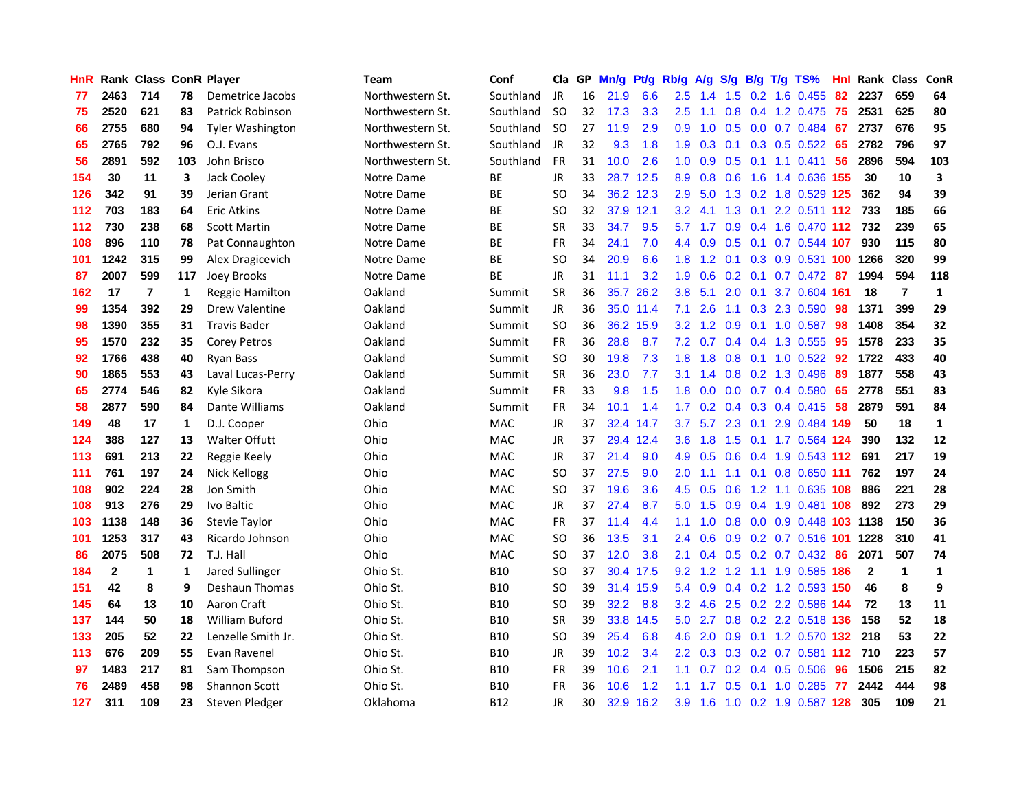| HnR | Rank | Class | ConR | Player | Team | Conf | Cla | GP | Mn/g | Pt/g | Rb/g | A/g | S/g | B/g | T/g | TS% | HnI | Rank | Class | ConR |
|---|---|---|---|---|---|---|---|---|---|---|---|---|---|---|---|---|---|---|---|---|
| 77 | 2463 | 714 | 78 | Demetrice Jacobs | Northwestern St. | Southland | JR | 16 | 21.9 | 6.6 | 2.5 | 1.4 | 1.5 | 0.2 | 1.6 | 0.455 | 82 | 2237 | 659 | 64 |
| 75 | 2520 | 621 | 83 | Patrick Robinson | Northwestern St. | Southland | SO | 32 | 17.3 | 3.3 | 2.5 | 1.1 | 0.8 | 0.4 | 1.2 | 0.475 | 75 | 2531 | 625 | 80 |
| 66 | 2755 | 680 | 94 | Tyler Washington | Northwestern St. | Southland | SO | 27 | 11.9 | 2.9 | 0.9 | 1.0 | 0.5 | 0.0 | 0.7 | 0.484 | 67 | 2737 | 676 | 95 |
| 65 | 2765 | 792 | 96 | O.J. Evans | Northwestern St. | Southland | JR | 32 | 9.3 | 1.8 | 1.9 | 0.3 | 0.1 | 0.3 | 0.5 | 0.522 | 65 | 2782 | 796 | 97 |
| 56 | 2891 | 592 | 103 | John Brisco | Northwestern St. | Southland | FR | 31 | 10.0 | 2.6 | 1.0 | 0.9 | 0.5 | 0.1 | 1.1 | 0.411 | 56 | 2896 | 594 | 103 |
| 154 | 30 | 11 | 3 | Jack Cooley | Notre Dame | BE | JR | 33 | 28.7 | 12.5 | 8.9 | 0.8 | 0.6 | 1.6 | 1.4 | 0.636 | 155 | 30 | 10 | 3 |
| 126 | 342 | 91 | 39 | Jerian Grant | Notre Dame | BE | SO | 34 | 36.2 | 12.3 | 2.9 | 5.0 | 1.3 | 0.2 | 1.8 | 0.529 | 125 | 362 | 94 | 39 |
| 112 | 703 | 183 | 64 | Eric Atkins | Notre Dame | BE | SO | 32 | 37.9 | 12.1 | 3.2 | 4.1 | 1.3 | 0.1 | 2.2 | 0.511 | 112 | 733 | 185 | 66 |
| 112 | 730 | 238 | 68 | Scott Martin | Notre Dame | BE | SR | 33 | 34.7 | 9.5 | 5.7 | 1.7 | 0.9 | 0.4 | 1.6 | 0.470 | 112 | 732 | 239 | 65 |
| 108 | 896 | 110 | 78 | Pat Connaughton | Notre Dame | BE | FR | 34 | 24.1 | 7.0 | 4.4 | 0.9 | 0.5 | 0.1 | 0.7 | 0.544 | 107 | 930 | 115 | 80 |
| 101 | 1242 | 315 | 99 | Alex Dragicevich | Notre Dame | BE | SO | 34 | 20.9 | 6.6 | 1.8 | 1.2 | 0.1 | 0.3 | 0.9 | 0.531 | 100 | 1266 | 320 | 99 |
| 87 | 2007 | 599 | 117 | Joey Brooks | Notre Dame | BE | JR | 31 | 11.1 | 3.2 | 1.9 | 0.6 | 0.2 | 0.1 | 0.7 | 0.472 | 87 | 1994 | 594 | 118 |
| 162 | 17 | 7 | 1 | Reggie Hamilton | Oakland | Summit | SR | 36 | 35.7 | 26.2 | 3.8 | 5.1 | 2.0 | 0.1 | 3.7 | 0.604 | 161 | 18 | 7 | 1 |
| 99 | 1354 | 392 | 29 | Drew Valentine | Oakland | Summit | JR | 36 | 35.0 | 11.4 | 7.1 | 2.6 | 1.1 | 0.3 | 2.3 | 0.590 | 98 | 1371 | 399 | 29 |
| 98 | 1390 | 355 | 31 | Travis Bader | Oakland | Summit | SO | 36 | 36.2 | 15.9 | 3.2 | 1.2 | 0.9 | 0.1 | 1.0 | 0.587 | 98 | 1408 | 354 | 32 |
| 95 | 1570 | 232 | 35 | Corey Petros | Oakland | Summit | FR | 36 | 28.8 | 8.7 | 7.2 | 0.7 | 0.4 | 0.4 | 1.3 | 0.555 | 95 | 1578 | 233 | 35 |
| 92 | 1766 | 438 | 40 | Ryan Bass | Oakland | Summit | SO | 30 | 19.8 | 7.3 | 1.8 | 1.8 | 0.8 | 0.1 | 1.0 | 0.522 | 92 | 1722 | 433 | 40 |
| 90 | 1865 | 553 | 43 | Laval Lucas-Perry | Oakland | Summit | SR | 36 | 23.0 | 7.7 | 3.1 | 1.4 | 0.8 | 0.2 | 1.3 | 0.496 | 89 | 1877 | 558 | 43 |
| 65 | 2774 | 546 | 82 | Kyle Sikora | Oakland | Summit | FR | 33 | 9.8 | 1.5 | 1.8 | 0.0 | 0.0 | 0.7 | 0.4 | 0.580 | 65 | 2778 | 551 | 83 |
| 58 | 2877 | 590 | 84 | Dante Williams | Oakland | Summit | FR | 34 | 10.1 | 1.4 | 1.7 | 0.2 | 0.4 | 0.3 | 0.4 | 0.415 | 58 | 2879 | 591 | 84 |
| 149 | 48 | 17 | 1 | D.J. Cooper | Ohio | MAC | JR | 37 | 32.4 | 14.7 | 3.7 | 5.7 | 2.3 | 0.1 | 2.9 | 0.484 | 149 | 50 | 18 | 1 |
| 124 | 388 | 127 | 13 | Walter Offutt | Ohio | MAC | JR | 37 | 29.4 | 12.4 | 3.6 | 1.8 | 1.5 | 0.1 | 1.7 | 0.564 | 124 | 390 | 132 | 12 |
| 113 | 691 | 213 | 22 | Reggie Keely | Ohio | MAC | JR | 37 | 21.4 | 9.0 | 4.9 | 0.5 | 0.6 | 0.4 | 1.9 | 0.543 | 112 | 691 | 217 | 19 |
| 111 | 761 | 197 | 24 | Nick Kellogg | Ohio | MAC | SO | 37 | 27.5 | 9.0 | 2.0 | 1.1 | 1.1 | 0.1 | 0.8 | 0.650 | 111 | 762 | 197 | 24 |
| 108 | 902 | 224 | 28 | Jon Smith | Ohio | MAC | SO | 37 | 19.6 | 3.6 | 4.5 | 0.5 | 0.6 | 1.2 | 1.1 | 0.635 | 108 | 886 | 221 | 28 |
| 108 | 913 | 276 | 29 | Ivo Baltic | Ohio | MAC | JR | 37 | 27.4 | 8.7 | 5.0 | 1.5 | 0.9 | 0.4 | 1.9 | 0.481 | 108 | 892 | 273 | 29 |
| 103 | 1138 | 148 | 36 | Stevie Taylor | Ohio | MAC | FR | 37 | 11.4 | 4.4 | 1.1 | 1.0 | 0.8 | 0.0 | 0.9 | 0.448 | 103 | 1138 | 150 | 36 |
| 101 | 1253 | 317 | 43 | Ricardo Johnson | Ohio | MAC | SO | 36 | 13.5 | 3.1 | 2.4 | 0.6 | 0.9 | 0.2 | 0.7 | 0.516 | 101 | 1228 | 310 | 41 |
| 86 | 2075 | 508 | 72 | T.J. Hall | Ohio | MAC | SO | 37 | 12.0 | 3.8 | 2.1 | 0.4 | 0.5 | 0.2 | 0.7 | 0.432 | 86 | 2071 | 507 | 74 |
| 184 | 2 | 1 | 1 | Jared Sullinger | Ohio St. | B10 | SO | 37 | 30.4 | 17.5 | 9.2 | 1.2 | 1.2 | 1.1 | 1.9 | 0.585 | 186 | 2 | 1 | 1 |
| 151 | 42 | 8 | 9 | Deshaun Thomas | Ohio St. | B10 | SO | 39 | 31.4 | 15.9 | 5.4 | 0.9 | 0.4 | 0.2 | 1.2 | 0.593 | 150 | 46 | 8 | 9 |
| 145 | 64 | 13 | 10 | Aaron Craft | Ohio St. | B10 | SO | 39 | 32.2 | 8.8 | 3.2 | 4.6 | 2.5 | 0.2 | 2.2 | 0.586 | 144 | 72 | 13 | 11 |
| 137 | 144 | 50 | 18 | William Buford | Ohio St. | B10 | SR | 39 | 33.8 | 14.5 | 5.0 | 2.7 | 0.8 | 0.2 | 2.2 | 0.518 | 136 | 158 | 52 | 18 |
| 133 | 205 | 52 | 22 | Lenzelle Smith Jr. | Ohio St. | B10 | SO | 39 | 25.4 | 6.8 | 4.6 | 2.0 | 0.9 | 0.1 | 1.2 | 0.570 | 132 | 218 | 53 | 22 |
| 113 | 676 | 209 | 55 | Evan Ravenel | Ohio St. | B10 | JR | 39 | 10.2 | 3.4 | 2.2 | 0.3 | 0.3 | 0.2 | 0.7 | 0.581 | 112 | 710 | 223 | 57 |
| 97 | 1483 | 217 | 81 | Sam Thompson | Ohio St. | B10 | FR | 39 | 10.6 | 2.1 | 1.1 | 0.7 | 0.2 | 0.4 | 0.5 | 0.506 | 96 | 1506 | 215 | 82 |
| 76 | 2489 | 458 | 98 | Shannon Scott | Ohio St. | B10 | FR | 36 | 10.6 | 1.2 | 1.1 | 1.7 | 0.5 | 0.1 | 1.0 | 0.285 | 77 | 2442 | 444 | 98 |
| 127 | 311 | 109 | 23 | Steven Pledger | Oklahoma | B12 | JR | 30 | 32.9 | 16.2 | 3.9 | 1.6 | 1.0 | 0.2 | 1.9 | 0.587 | 128 | 305 | 109 | 21 |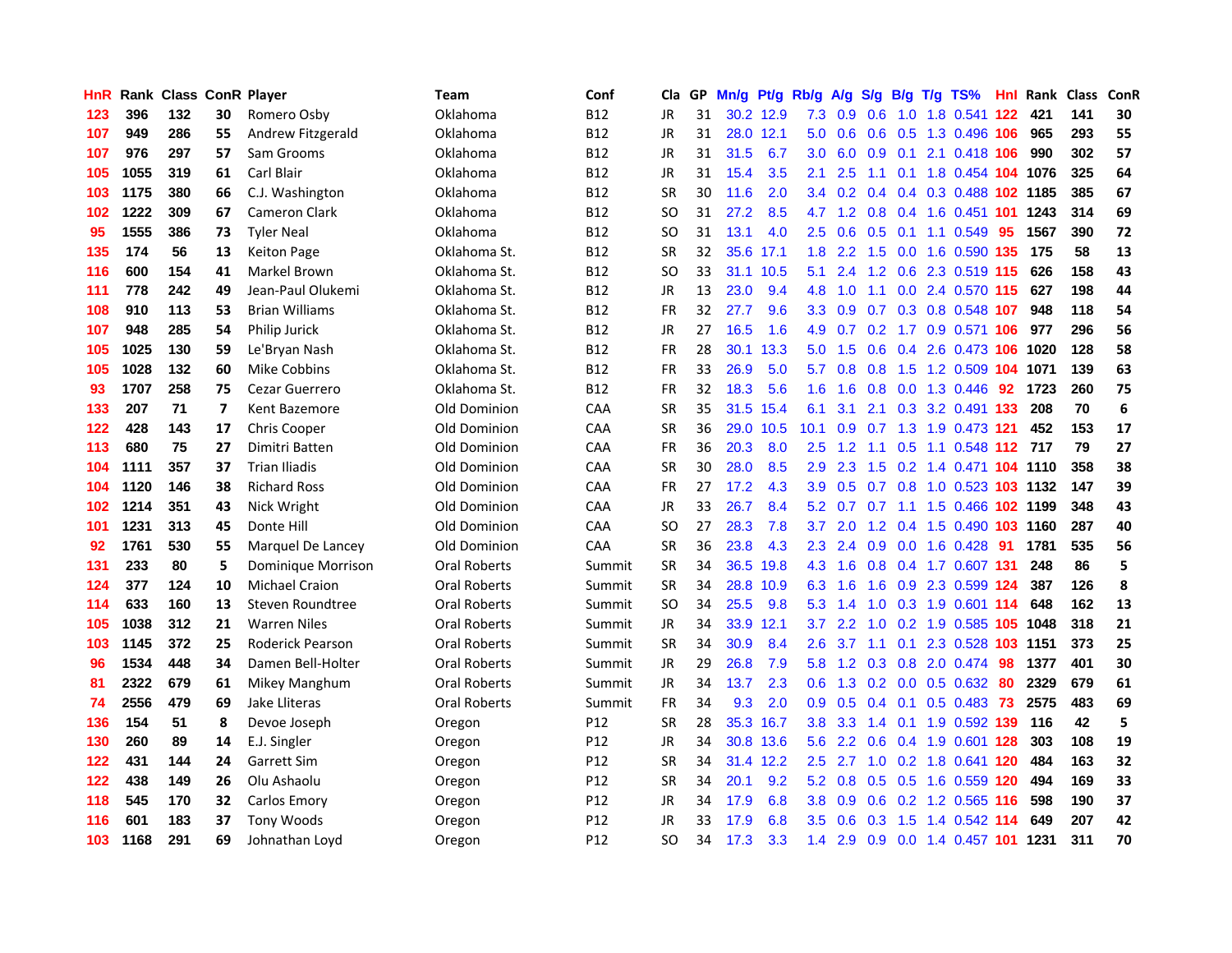| HnR | Rank | Class | ConR | Player | Team | Conf | Cla | GP | Mn/g | Pt/g | Rb/g | A/g | S/g | B/g | T/g | TS% | Hnl | Rank | Class | ConR |
|---|---|---|---|---|---|---|---|---|---|---|---|---|---|---|---|---|---|---|---|---|
| 123 | 396 | 132 | 30 | Romero Osby | Oklahoma | B12 | JR | 31 | 30.2 | 12.9 | 7.3 | 0.9 | 0.6 | 1.0 | 1.8 | 0.541 | 122 | 421 | 141 | 30 |
| 107 | 949 | 286 | 55 | Andrew Fitzgerald | Oklahoma | B12 | JR | 31 | 28.0 | 12.1 | 5.0 | 0.6 | 0.6 | 0.5 | 1.3 | 0.496 | 106 | 965 | 293 | 55 |
| 107 | 976 | 297 | 57 | Sam Grooms | Oklahoma | B12 | JR | 31 | 31.5 | 6.7 | 3.0 | 6.0 | 0.9 | 0.1 | 2.1 | 0.418 | 106 | 990 | 302 | 57 |
| 105 | 1055 | 319 | 61 | Carl Blair | Oklahoma | B12 | JR | 31 | 15.4 | 3.5 | 2.1 | 2.5 | 1.1 | 0.1 | 1.8 | 0.454 | 104 | 1076 | 325 | 64 |
| 103 | 1175 | 380 | 66 | C.J. Washington | Oklahoma | B12 | SR | 30 | 11.6 | 2.0 | 3.4 | 0.2 | 0.4 | 0.4 | 0.3 | 0.488 | 102 | 1185 | 385 | 67 |
| 102 | 1222 | 309 | 67 | Cameron Clark | Oklahoma | B12 | SO | 31 | 27.2 | 8.5 | 4.7 | 1.2 | 0.8 | 0.4 | 1.6 | 0.451 | 101 | 1243 | 314 | 69 |
| 95 | 1555 | 386 | 73 | Tyler Neal | Oklahoma | B12 | SO | 31 | 13.1 | 4.0 | 2.5 | 0.6 | 0.5 | 0.1 | 1.1 | 0.549 | 95 | 1567 | 390 | 72 |
| 135 | 174 | 56 | 13 | Keiton Page | Oklahoma St. | B12 | SR | 32 | 35.6 | 17.1 | 1.8 | 2.2 | 1.5 | 0.0 | 1.6 | 0.590 | 135 | 175 | 58 | 13 |
| 116 | 600 | 154 | 41 | Markel Brown | Oklahoma St. | B12 | SO | 33 | 31.1 | 10.5 | 5.1 | 2.4 | 1.2 | 0.6 | 2.3 | 0.519 | 115 | 626 | 158 | 43 |
| 111 | 778 | 242 | 49 | Jean-Paul Olukemi | Oklahoma St. | B12 | JR | 13 | 23.0 | 9.4 | 4.8 | 1.0 | 1.1 | 0.0 | 2.4 | 0.570 | 115 | 627 | 198 | 44 |
| 108 | 910 | 113 | 53 | Brian Williams | Oklahoma St. | B12 | FR | 32 | 27.7 | 9.6 | 3.3 | 0.9 | 0.7 | 0.3 | 0.8 | 0.548 | 107 | 948 | 118 | 54 |
| 107 | 948 | 285 | 54 | Philip Jurick | Oklahoma St. | B12 | JR | 27 | 16.5 | 1.6 | 4.9 | 0.7 | 0.2 | 1.7 | 0.9 | 0.571 | 106 | 977 | 296 | 56 |
| 105 | 1025 | 130 | 59 | Le'Bryan Nash | Oklahoma St. | B12 | FR | 28 | 30.1 | 13.3 | 5.0 | 1.5 | 0.6 | 0.4 | 2.6 | 0.473 | 106 | 1020 | 128 | 58 |
| 105 | 1028 | 132 | 60 | Mike Cobbins | Oklahoma St. | B12 | FR | 33 | 26.9 | 5.0 | 5.7 | 0.8 | 0.8 | 1.5 | 1.2 | 0.509 | 104 | 1071 | 139 | 63 |
| 93 | 1707 | 258 | 75 | Cezar Guerrero | Oklahoma St. | B12 | FR | 32 | 18.3 | 5.6 | 1.6 | 1.6 | 0.8 | 0.0 | 1.3 | 0.446 | 92 | 1723 | 260 | 75 |
| 133 | 207 | 71 | 7 | Kent Bazemore | Old Dominion | CAA | SR | 35 | 31.5 | 15.4 | 6.1 | 3.1 | 2.1 | 0.3 | 3.2 | 0.491 | 133 | 208 | 70 | 6 |
| 122 | 428 | 143 | 17 | Chris Cooper | Old Dominion | CAA | SR | 36 | 29.0 | 10.5 | 10.1 | 0.9 | 0.7 | 1.3 | 1.9 | 0.473 | 121 | 452 | 153 | 17 |
| 113 | 680 | 75 | 27 | Dimitri Batten | Old Dominion | CAA | FR | 36 | 20.3 | 8.0 | 2.5 | 1.2 | 1.1 | 0.5 | 1.1 | 0.548 | 112 | 717 | 79 | 27 |
| 104 | 1111 | 357 | 37 | Trian Iliadis | Old Dominion | CAA | SR | 30 | 28.0 | 8.5 | 2.9 | 2.3 | 1.5 | 0.2 | 1.4 | 0.471 | 104 | 1110 | 358 | 38 |
| 104 | 1120 | 146 | 38 | Richard Ross | Old Dominion | CAA | FR | 27 | 17.2 | 4.3 | 3.9 | 0.5 | 0.7 | 0.8 | 1.0 | 0.523 | 103 | 1132 | 147 | 39 |
| 102 | 1214 | 351 | 43 | Nick Wright | Old Dominion | CAA | JR | 33 | 26.7 | 8.4 | 5.2 | 0.7 | 0.7 | 1.1 | 1.5 | 0.466 | 102 | 1199 | 348 | 43 |
| 101 | 1231 | 313 | 45 | Donte Hill | Old Dominion | CAA | SO | 27 | 28.3 | 7.8 | 3.7 | 2.0 | 1.2 | 0.4 | 1.5 | 0.490 | 103 | 1160 | 287 | 40 |
| 92 | 1761 | 530 | 55 | Marquel De Lancey | Old Dominion | CAA | SR | 36 | 23.8 | 4.3 | 2.3 | 2.4 | 0.9 | 0.0 | 1.6 | 0.428 | 91 | 1781 | 535 | 56 |
| 131 | 233 | 80 | 5 | Dominique Morrison | Oral Roberts | Summit | SR | 34 | 36.5 | 19.8 | 4.3 | 1.6 | 0.8 | 0.4 | 1.7 | 0.607 | 131 | 248 | 86 | 5 |
| 124 | 377 | 124 | 10 | Michael Craion | Oral Roberts | Summit | SR | 34 | 28.8 | 10.9 | 6.3 | 1.6 | 1.6 | 0.9 | 2.3 | 0.599 | 124 | 387 | 126 | 8 |
| 114 | 633 | 160 | 13 | Steven Roundtree | Oral Roberts | Summit | SO | 34 | 25.5 | 9.8 | 5.3 | 1.4 | 1.0 | 0.3 | 1.9 | 0.601 | 114 | 648 | 162 | 13 |
| 105 | 1038 | 312 | 21 | Warren Niles | Oral Roberts | Summit | JR | 34 | 33.9 | 12.1 | 3.7 | 2.2 | 1.0 | 0.2 | 1.9 | 0.585 | 105 | 1048 | 318 | 21 |
| 103 | 1145 | 372 | 25 | Roderick Pearson | Oral Roberts | Summit | SR | 34 | 30.9 | 8.4 | 2.6 | 3.7 | 1.1 | 0.1 | 2.3 | 0.528 | 103 | 1151 | 373 | 25 |
| 96 | 1534 | 448 | 34 | Damen Bell-Holter | Oral Roberts | Summit | JR | 29 | 26.8 | 7.9 | 5.8 | 1.2 | 0.3 | 0.8 | 2.0 | 0.474 | 98 | 1377 | 401 | 30 |
| 81 | 2322 | 679 | 61 | Mikey Manghum | Oral Roberts | Summit | JR | 34 | 13.7 | 2.3 | 0.6 | 1.3 | 0.2 | 0.0 | 0.5 | 0.632 | 80 | 2329 | 679 | 61 |
| 74 | 2556 | 479 | 69 | Jake Lliteras | Oral Roberts | Summit | FR | 34 | 9.3 | 2.0 | 0.9 | 0.5 | 0.4 | 0.1 | 0.5 | 0.483 | 73 | 2575 | 483 | 69 |
| 136 | 154 | 51 | 8 | Devoe Joseph | Oregon | P12 | SR | 28 | 35.3 | 16.7 | 3.8 | 3.3 | 1.4 | 0.1 | 1.9 | 0.592 | 139 | 116 | 42 | 5 |
| 130 | 260 | 89 | 14 | E.J. Singler | Oregon | P12 | JR | 34 | 30.8 | 13.6 | 5.6 | 2.2 | 0.6 | 0.4 | 1.9 | 0.601 | 128 | 303 | 108 | 19 |
| 122 | 431 | 144 | 24 | Garrett Sim | Oregon | P12 | SR | 34 | 31.4 | 12.2 | 2.5 | 2.7 | 1.0 | 0.2 | 1.8 | 0.641 | 120 | 484 | 163 | 32 |
| 122 | 438 | 149 | 26 | Olu Ashaolu | Oregon | P12 | SR | 34 | 20.1 | 9.2 | 5.2 | 0.8 | 0.5 | 0.5 | 1.6 | 0.559 | 120 | 494 | 169 | 33 |
| 118 | 545 | 170 | 32 | Carlos Emory | Oregon | P12 | JR | 34 | 17.9 | 6.8 | 3.8 | 0.9 | 0.6 | 0.2 | 1.2 | 0.565 | 116 | 598 | 190 | 37 |
| 116 | 601 | 183 | 37 | Tony Woods | Oregon | P12 | JR | 33 | 17.9 | 6.8 | 3.5 | 0.6 | 0.3 | 1.5 | 1.4 | 0.542 | 114 | 649 | 207 | 42 |
| 103 | 1168 | 291 | 69 | Johnathan Loyd | Oregon | P12 | SO | 34 | 17.3 | 3.3 | 1.4 | 2.9 | 0.9 | 0.0 | 1.4 | 0.457 | 101 | 1231 | 311 | 70 |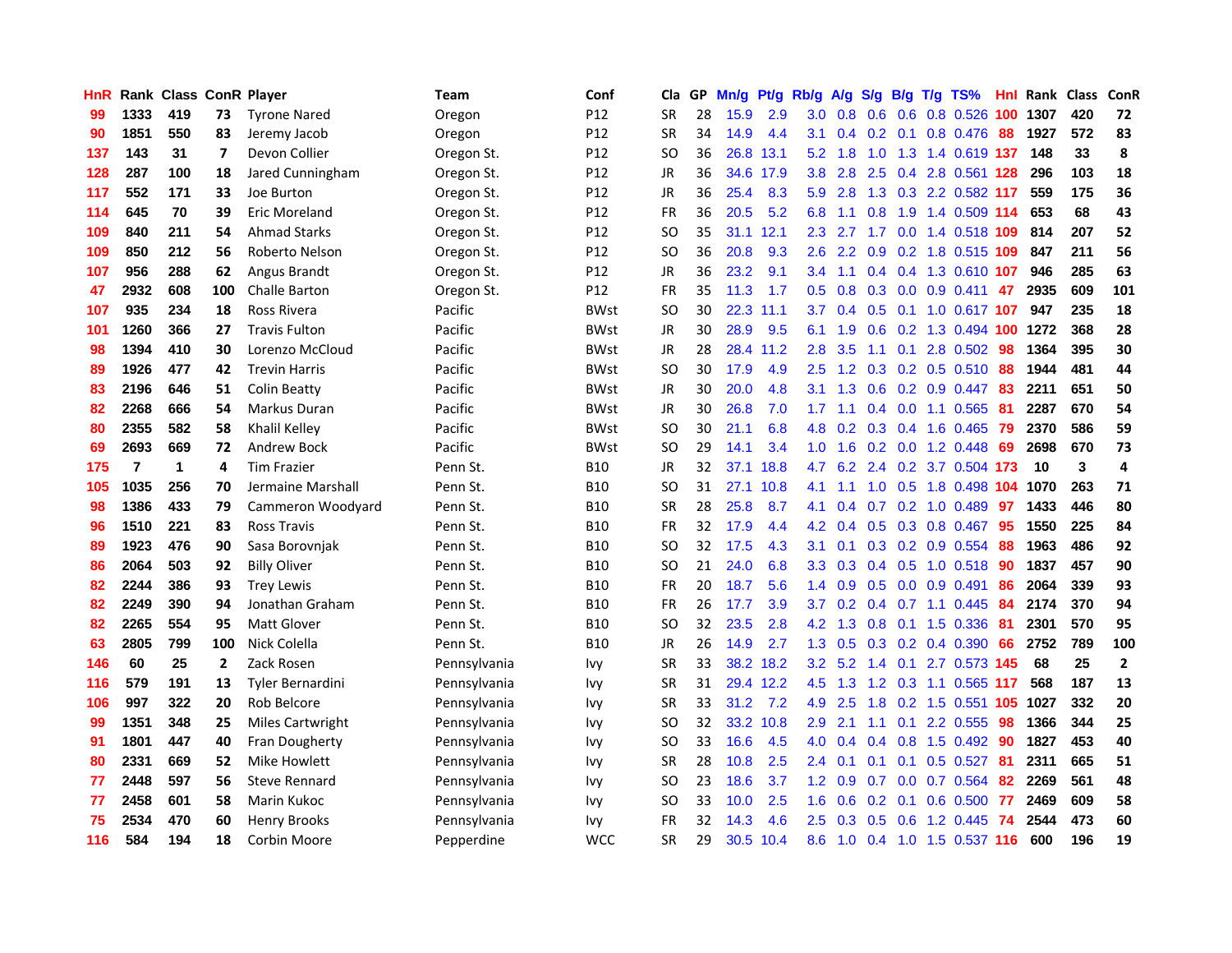| HnR | Rank | Class | ConR | Player | Team | Conf | Cla | GP | Mn/g | Pt/g | Rb/g | A/g | S/g | B/g | T/g | TS% | Hnl | Rank | Class | ConR |
|---|---|---|---|---|---|---|---|---|---|---|---|---|---|---|---|---|---|---|---|---|
| 99 | 1333 | 419 | 73 | Tyrone Nared | Oregon | P12 | SR | 28 | 15.9 | 2.9 | 3.0 | 0.8 | 0.6 | 0.6 | 0.8 | 0.526 | 100 | 1307 | 420 | 72 |
| 90 | 1851 | 550 | 83 | Jeremy Jacob | Oregon | P12 | SR | 34 | 14.9 | 4.4 | 3.1 | 0.4 | 0.2 | 0.1 | 0.8 | 0.476 | 88 | 1927 | 572 | 83 |
| 137 | 143 | 31 | 7 | Devon Collier | Oregon St. | P12 | SO | 36 | 26.8 | 13.1 | 5.2 | 1.8 | 1.0 | 1.3 | 1.4 | 0.619 | 137 | 148 | 33 | 8 |
| 128 | 287 | 100 | 18 | Jared Cunningham | Oregon St. | P12 | JR | 36 | 34.6 | 17.9 | 3.8 | 2.8 | 2.5 | 0.4 | 2.8 | 0.561 | 128 | 296 | 103 | 18 |
| 117 | 552 | 171 | 33 | Joe Burton | Oregon St. | P12 | JR | 36 | 25.4 | 8.3 | 5.9 | 2.8 | 1.3 | 0.3 | 2.2 | 0.582 | 117 | 559 | 175 | 36 |
| 114 | 645 | 70 | 39 | Eric Moreland | Oregon St. | P12 | FR | 36 | 20.5 | 5.2 | 6.8 | 1.1 | 0.8 | 1.9 | 1.4 | 0.509 | 114 | 653 | 68 | 43 |
| 109 | 840 | 211 | 54 | Ahmad Starks | Oregon St. | P12 | SO | 35 | 31.1 | 12.1 | 2.3 | 2.7 | 1.7 | 0.0 | 1.4 | 0.518 | 109 | 814 | 207 | 52 |
| 109 | 850 | 212 | 56 | Roberto Nelson | Oregon St. | P12 | SO | 36 | 20.8 | 9.3 | 2.6 | 2.2 | 0.9 | 0.2 | 1.8 | 0.515 | 109 | 847 | 211 | 56 |
| 107 | 956 | 288 | 62 | Angus Brandt | Oregon St. | P12 | JR | 36 | 23.2 | 9.1 | 3.4 | 1.1 | 0.4 | 0.4 | 1.3 | 0.610 | 107 | 946 | 285 | 63 |
| 47 | 2932 | 608 | 100 | Challe Barton | Oregon St. | P12 | FR | 35 | 11.3 | 1.7 | 0.5 | 0.8 | 0.3 | 0.0 | 0.9 | 0.411 | 47 | 2935 | 609 | 101 |
| 107 | 935 | 234 | 18 | Ross Rivera | Pacific | BWst | SO | 30 | 22.3 | 11.1 | 3.7 | 0.4 | 0.5 | 0.1 | 1.0 | 0.617 | 107 | 947 | 235 | 18 |
| 101 | 1260 | 366 | 27 | Travis Fulton | Pacific | BWst | JR | 30 | 28.9 | 9.5 | 6.1 | 1.9 | 0.6 | 0.2 | 1.3 | 0.494 | 100 | 1272 | 368 | 28 |
| 98 | 1394 | 410 | 30 | Lorenzo McCloud | Pacific | BWst | JR | 28 | 28.4 | 11.2 | 2.8 | 3.5 | 1.1 | 0.1 | 2.8 | 0.502 | 98 | 1364 | 395 | 30 |
| 89 | 1926 | 477 | 42 | Trevin Harris | Pacific | BWst | SO | 30 | 17.9 | 4.9 | 2.5 | 1.2 | 0.3 | 0.2 | 0.5 | 0.510 | 88 | 1944 | 481 | 44 |
| 83 | 2196 | 646 | 51 | Colin Beatty | Pacific | BWst | JR | 30 | 20.0 | 4.8 | 3.1 | 1.3 | 0.6 | 0.2 | 0.9 | 0.447 | 83 | 2211 | 651 | 50 |
| 82 | 2268 | 666 | 54 | Markus Duran | Pacific | BWst | JR | 30 | 26.8 | 7.0 | 1.7 | 1.1 | 0.4 | 0.0 | 1.1 | 0.565 | 81 | 2287 | 670 | 54 |
| 80 | 2355 | 582 | 58 | Khalil Kelley | Pacific | BWst | SO | 30 | 21.1 | 6.8 | 4.8 | 0.2 | 0.3 | 0.4 | 1.6 | 0.465 | 79 | 2370 | 586 | 59 |
| 69 | 2693 | 669 | 72 | Andrew Bock | Pacific | BWst | SO | 29 | 14.1 | 3.4 | 1.0 | 1.6 | 0.2 | 0.0 | 1.2 | 0.448 | 69 | 2698 | 670 | 73 |
| 175 | 7 | 1 | 4 | Tim Frazier | Penn St. | B10 | JR | 32 | 37.1 | 18.8 | 4.7 | 6.2 | 2.4 | 0.2 | 3.7 | 0.504 | 173 | 10 | 3 | 4 |
| 105 | 1035 | 256 | 70 | Jermaine Marshall | Penn St. | B10 | SO | 31 | 27.1 | 10.8 | 4.1 | 1.1 | 1.0 | 0.5 | 1.8 | 0.498 | 104 | 1070 | 263 | 71 |
| 98 | 1386 | 433 | 79 | Cammeron Woodyard | Penn St. | B10 | SR | 28 | 25.8 | 8.7 | 4.1 | 0.4 | 0.7 | 0.2 | 1.0 | 0.489 | 97 | 1433 | 446 | 80 |
| 96 | 1510 | 221 | 83 | Ross Travis | Penn St. | B10 | FR | 32 | 17.9 | 4.4 | 4.2 | 0.4 | 0.5 | 0.3 | 0.8 | 0.467 | 95 | 1550 | 225 | 84 |
| 89 | 1923 | 476 | 90 | Sasa Borovnjak | Penn St. | B10 | SO | 32 | 17.5 | 4.3 | 3.1 | 0.1 | 0.3 | 0.2 | 0.9 | 0.554 | 88 | 1963 | 486 | 92 |
| 86 | 2064 | 503 | 92 | Billy Oliver | Penn St. | B10 | SO | 21 | 24.0 | 6.8 | 3.3 | 0.3 | 0.4 | 0.5 | 1.0 | 0.518 | 90 | 1837 | 457 | 90 |
| 82 | 2244 | 386 | 93 | Trey Lewis | Penn St. | B10 | FR | 20 | 18.7 | 5.6 | 1.4 | 0.9 | 0.5 | 0.0 | 0.9 | 0.491 | 86 | 2064 | 339 | 93 |
| 82 | 2249 | 390 | 94 | Jonathan Graham | Penn St. | B10 | FR | 26 | 17.7 | 3.9 | 3.7 | 0.2 | 0.4 | 0.7 | 1.1 | 0.445 | 84 | 2174 | 370 | 94 |
| 82 | 2265 | 554 | 95 | Matt Glover | Penn St. | B10 | SO | 32 | 23.5 | 2.8 | 4.2 | 1.3 | 0.8 | 0.1 | 1.5 | 0.336 | 81 | 2301 | 570 | 95 |
| 63 | 2805 | 799 | 100 | Nick Colella | Penn St. | B10 | JR | 26 | 14.9 | 2.7 | 1.3 | 0.5 | 0.3 | 0.2 | 0.4 | 0.390 | 66 | 2752 | 789 | 100 |
| 146 | 60 | 25 | 2 | Zack Rosen | Pennsylvania | Ivy | SR | 33 | 38.2 | 18.2 | 3.2 | 5.2 | 1.4 | 0.1 | 2.7 | 0.573 | 145 | 68 | 25 | 2 |
| 116 | 579 | 191 | 13 | Tyler Bernardini | Pennsylvania | Ivy | SR | 31 | 29.4 | 12.2 | 4.5 | 1.3 | 1.2 | 0.3 | 1.1 | 0.565 | 117 | 568 | 187 | 13 |
| 106 | 997 | 322 | 20 | Rob Belcore | Pennsylvania | Ivy | SR | 33 | 31.2 | 7.2 | 4.9 | 2.5 | 1.8 | 0.2 | 1.5 | 0.551 | 105 | 1027 | 332 | 20 |
| 99 | 1351 | 348 | 25 | Miles Cartwright | Pennsylvania | Ivy | SO | 32 | 33.2 | 10.8 | 2.9 | 2.1 | 1.1 | 0.1 | 2.2 | 0.555 | 98 | 1366 | 344 | 25 |
| 91 | 1801 | 447 | 40 | Fran Dougherty | Pennsylvania | Ivy | SO | 33 | 16.6 | 4.5 | 4.0 | 0.4 | 0.4 | 0.8 | 1.5 | 0.492 | 90 | 1827 | 453 | 40 |
| 80 | 2331 | 669 | 52 | Mike Howlett | Pennsylvania | Ivy | SR | 28 | 10.8 | 2.5 | 2.4 | 0.1 | 0.1 | 0.1 | 0.5 | 0.527 | 81 | 2311 | 665 | 51 |
| 77 | 2448 | 597 | 56 | Steve Rennard | Pennsylvania | Ivy | SO | 23 | 18.6 | 3.7 | 1.2 | 0.9 | 0.7 | 0.0 | 0.7 | 0.564 | 82 | 2269 | 561 | 48 |
| 77 | 2458 | 601 | 58 | Marin Kukoc | Pennsylvania | Ivy | SO | 33 | 10.0 | 2.5 | 1.6 | 0.6 | 0.2 | 0.1 | 0.6 | 0.500 | 77 | 2469 | 609 | 58 |
| 75 | 2534 | 470 | 60 | Henry Brooks | Pennsylvania | Ivy | FR | 32 | 14.3 | 4.6 | 2.5 | 0.3 | 0.5 | 0.6 | 1.2 | 0.445 | 74 | 2544 | 473 | 60 |
| 116 | 584 | 194 | 18 | Corbin Moore | Pepperdine | WCC | SR | 29 | 30.5 | 10.4 | 8.6 | 1.0 | 0.4 | 1.0 | 1.5 | 0.537 | 116 | 600 | 196 | 19 |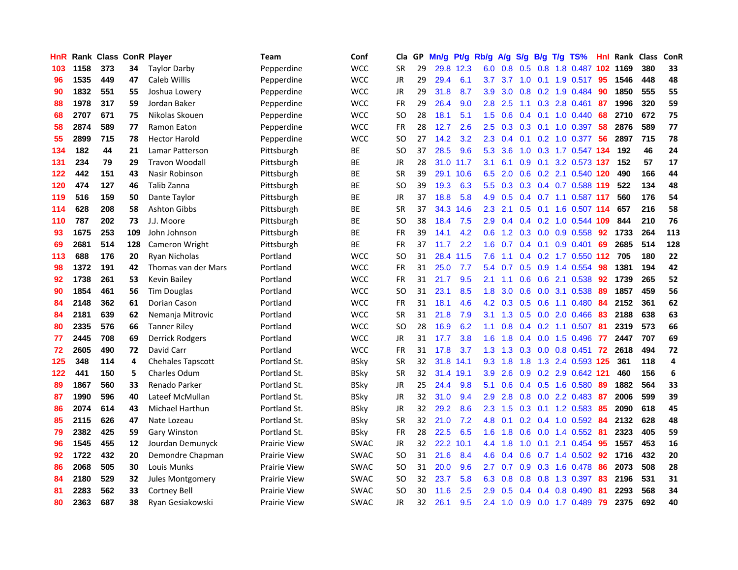| HnR | Rank | Class | ConR | Player | Team | Conf | Cla | GP | Mn/g | Pt/g | Rb/g | A/g | S/g | B/g | T/g | TS% | HnI | Rank | Class | ConR |
|---|---|---|---|---|---|---|---|---|---|---|---|---|---|---|---|---|---|---|---|---|
| 103 | 1158 | 373 | 34 | Taylor Darby | Pepperdine | WCC | SR | 29 | 29.8 | 12.3 | 6.0 | 0.8 | 0.5 | 0.8 | 1.8 | 0.487 | 102 | 1169 | 380 | 33 |
| 96 | 1535 | 449 | 47 | Caleb Willis | Pepperdine | WCC | JR | 29 | 29.4 | 6.1 | 3.7 | 3.7 | 1.0 | 0.1 | 1.9 | 0.517 | 95 | 1546 | 448 | 48 |
| 90 | 1832 | 551 | 55 | Joshua Lowery | Pepperdine | WCC | JR | 29 | 31.8 | 8.7 | 3.9 | 3.0 | 0.8 | 0.2 | 1.9 | 0.484 | 90 | 1850 | 555 | 55 |
| 88 | 1978 | 317 | 59 | Jordan Baker | Pepperdine | WCC | FR | 29 | 26.4 | 9.0 | 2.8 | 2.5 | 1.1 | 0.3 | 2.8 | 0.461 | 87 | 1996 | 320 | 59 |
| 68 | 2707 | 671 | 75 | Nikolas Skouen | Pepperdine | WCC | SO | 28 | 18.1 | 5.1 | 1.5 | 0.6 | 0.4 | 0.1 | 1.0 | 0.440 | 68 | 2710 | 672 | 75 |
| 58 | 2874 | 589 | 77 | Ramon Eaton | Pepperdine | WCC | FR | 28 | 12.7 | 2.6 | 2.5 | 0.3 | 0.3 | 0.1 | 1.0 | 0.397 | 58 | 2876 | 589 | 77 |
| 55 | 2899 | 715 | 78 | Hector Harold | Pepperdine | WCC | SO | 27 | 14.2 | 3.2 | 2.3 | 0.4 | 0.1 | 0.2 | 1.0 | 0.377 | 56 | 2897 | 715 | 78 |
| 134 | 182 | 44 | 21 | Lamar Patterson | Pittsburgh | BE | SO | 37 | 28.5 | 9.6 | 5.3 | 3.6 | 1.0 | 0.3 | 1.7 | 0.547 | 134 | 192 | 46 | 24 |
| 131 | 234 | 79 | 29 | Travon Woodall | Pittsburgh | BE | JR | 28 | 31.0 | 11.7 | 3.1 | 6.1 | 0.9 | 0.1 | 3.2 | 0.573 | 137 | 152 | 57 | 17 |
| 122 | 442 | 151 | 43 | Nasir Robinson | Pittsburgh | BE | SR | 39 | 29.1 | 10.6 | 6.5 | 2.0 | 0.6 | 0.2 | 2.1 | 0.540 | 120 | 490 | 166 | 44 |
| 120 | 474 | 127 | 46 | Talib Zanna | Pittsburgh | BE | SO | 39 | 19.3 | 6.3 | 5.5 | 0.3 | 0.3 | 0.4 | 0.7 | 0.588 | 119 | 522 | 134 | 48 |
| 119 | 516 | 159 | 50 | Dante Taylor | Pittsburgh | BE | JR | 37 | 18.8 | 5.8 | 4.9 | 0.5 | 0.4 | 0.7 | 1.1 | 0.587 | 117 | 560 | 176 | 54 |
| 114 | 628 | 208 | 58 | Ashton Gibbs | Pittsburgh | BE | SR | 37 | 34.3 | 14.6 | 2.3 | 2.1 | 0.5 | 0.1 | 1.6 | 0.507 | 114 | 657 | 216 | 58 |
| 110 | 787 | 202 | 73 | J.J. Moore | Pittsburgh | BE | SO | 38 | 18.4 | 7.5 | 2.9 | 0.4 | 0.4 | 0.2 | 1.0 | 0.544 | 109 | 844 | 210 | 76 |
| 93 | 1675 | 253 | 109 | John Johnson | Pittsburgh | BE | FR | 39 | 14.1 | 4.2 | 0.6 | 1.2 | 0.3 | 0.0 | 0.9 | 0.558 | 92 | 1733 | 264 | 113 |
| 69 | 2681 | 514 | 128 | Cameron Wright | Pittsburgh | BE | FR | 37 | 11.7 | 2.2 | 1.6 | 0.7 | 0.4 | 0.1 | 0.9 | 0.401 | 69 | 2685 | 514 | 128 |
| 113 | 688 | 176 | 20 | Ryan Nicholas | Portland | WCC | SO | 31 | 28.4 | 11.5 | 7.6 | 1.1 | 0.4 | 0.2 | 1.7 | 0.550 | 112 | 705 | 180 | 22 |
| 98 | 1372 | 191 | 42 | Thomas van der Mars | Portland | WCC | FR | 31 | 25.0 | 7.7 | 5.4 | 0.7 | 0.5 | 0.9 | 1.4 | 0.554 | 98 | 1381 | 194 | 42 |
| 92 | 1738 | 261 | 53 | Kevin Bailey | Portland | WCC | FR | 31 | 21.7 | 9.5 | 2.1 | 1.1 | 0.6 | 0.6 | 2.1 | 0.538 | 92 | 1739 | 265 | 52 |
| 90 | 1854 | 461 | 56 | Tim Douglas | Portland | WCC | SO | 31 | 23.1 | 8.5 | 1.8 | 3.0 | 0.6 | 0.0 | 3.1 | 0.538 | 89 | 1857 | 459 | 56 |
| 84 | 2148 | 362 | 61 | Dorian Cason | Portland | WCC | FR | 31 | 18.1 | 4.6 | 4.2 | 0.3 | 0.5 | 0.6 | 1.1 | 0.480 | 84 | 2152 | 361 | 62 |
| 84 | 2181 | 639 | 62 | Nemanja Mitrovic | Portland | WCC | SR | 31 | 21.8 | 7.9 | 3.1 | 1.3 | 0.5 | 0.0 | 2.0 | 0.466 | 83 | 2188 | 638 | 63 |
| 80 | 2335 | 576 | 66 | Tanner Riley | Portland | WCC | SO | 28 | 16.9 | 6.2 | 1.1 | 0.8 | 0.4 | 0.2 | 1.1 | 0.507 | 81 | 2319 | 573 | 66 |
| 77 | 2445 | 708 | 69 | Derrick Rodgers | Portland | WCC | JR | 31 | 17.7 | 3.8 | 1.6 | 1.8 | 0.4 | 0.0 | 1.5 | 0.496 | 77 | 2447 | 707 | 69 |
| 72 | 2605 | 490 | 72 | David Carr | Portland | WCC | FR | 31 | 17.8 | 3.7 | 1.3 | 1.3 | 0.3 | 0.0 | 0.8 | 0.451 | 72 | 2618 | 494 | 72 |
| 125 | 348 | 114 | 4 | Chehales Tapscott | Portland St. | BSky | SR | 32 | 31.8 | 14.1 | 9.3 | 1.8 | 1.8 | 1.3 | 2.4 | 0.593 | 125 | 361 | 118 | 4 |
| 122 | 441 | 150 | 5 | Charles Odum | Portland St. | BSky | SR | 32 | 31.4 | 19.1 | 3.9 | 2.6 | 0.9 | 0.2 | 2.9 | 0.642 | 121 | 460 | 156 | 6 |
| 89 | 1867 | 560 | 33 | Renado Parker | Portland St. | BSky | JR | 25 | 24.4 | 9.8 | 5.1 | 0.6 | 0.4 | 0.5 | 1.6 | 0.580 | 89 | 1882 | 564 | 33 |
| 87 | 1990 | 596 | 40 | Lateef McMullan | Portland St. | BSky | JR | 32 | 31.0 | 9.4 | 2.9 | 2.8 | 0.8 | 0.0 | 2.2 | 0.483 | 87 | 2006 | 599 | 39 |
| 86 | 2074 | 614 | 43 | Michael Harthun | Portland St. | BSky | JR | 32 | 29.2 | 8.6 | 2.3 | 1.5 | 0.3 | 0.1 | 1.2 | 0.583 | 85 | 2090 | 618 | 45 |
| 85 | 2115 | 626 | 47 | Nate Lozeau | Portland St. | BSky | SR | 32 | 21.0 | 7.2 | 4.8 | 0.1 | 0.2 | 0.4 | 1.0 | 0.592 | 84 | 2132 | 628 | 48 |
| 79 | 2382 | 425 | 59 | Gary Winston | Portland St. | BSky | FR | 28 | 22.5 | 6.5 | 1.6 | 1.8 | 0.6 | 0.0 | 1.4 | 0.552 | 81 | 2323 | 405 | 59 |
| 96 | 1545 | 455 | 12 | Jourdan Demunyck | Prairie View | SWAC | JR | 32 | 22.2 | 10.1 | 4.4 | 1.8 | 1.0 | 0.1 | 2.1 | 0.454 | 95 | 1557 | 453 | 16 |
| 92 | 1722 | 432 | 20 | Demondre Chapman | Prairie View | SWAC | SO | 31 | 21.6 | 8.4 | 4.6 | 0.4 | 0.6 | 0.7 | 1.4 | 0.502 | 92 | 1716 | 432 | 20 |
| 86 | 2068 | 505 | 30 | Louis Munks | Prairie View | SWAC | SO | 31 | 20.0 | 9.6 | 2.7 | 0.7 | 0.9 | 0.3 | 1.6 | 0.478 | 86 | 2073 | 508 | 28 |
| 84 | 2180 | 529 | 32 | Jules Montgomery | Prairie View | SWAC | SO | 32 | 23.7 | 5.8 | 6.3 | 0.8 | 0.8 | 0.8 | 1.3 | 0.397 | 83 | 2196 | 531 | 31 |
| 81 | 2283 | 562 | 33 | Cortney Bell | Prairie View | SWAC | SO | 30 | 11.6 | 2.5 | 2.9 | 0.5 | 0.4 | 0.4 | 0.8 | 0.490 | 81 | 2293 | 568 | 34 |
| 80 | 2363 | 687 | 38 | Ryan Gesiakowski | Prairie View | SWAC | JR | 32 | 26.1 | 9.5 | 2.4 | 1.0 | 0.9 | 0.0 | 1.7 | 0.489 | 79 | 2375 | 692 | 40 |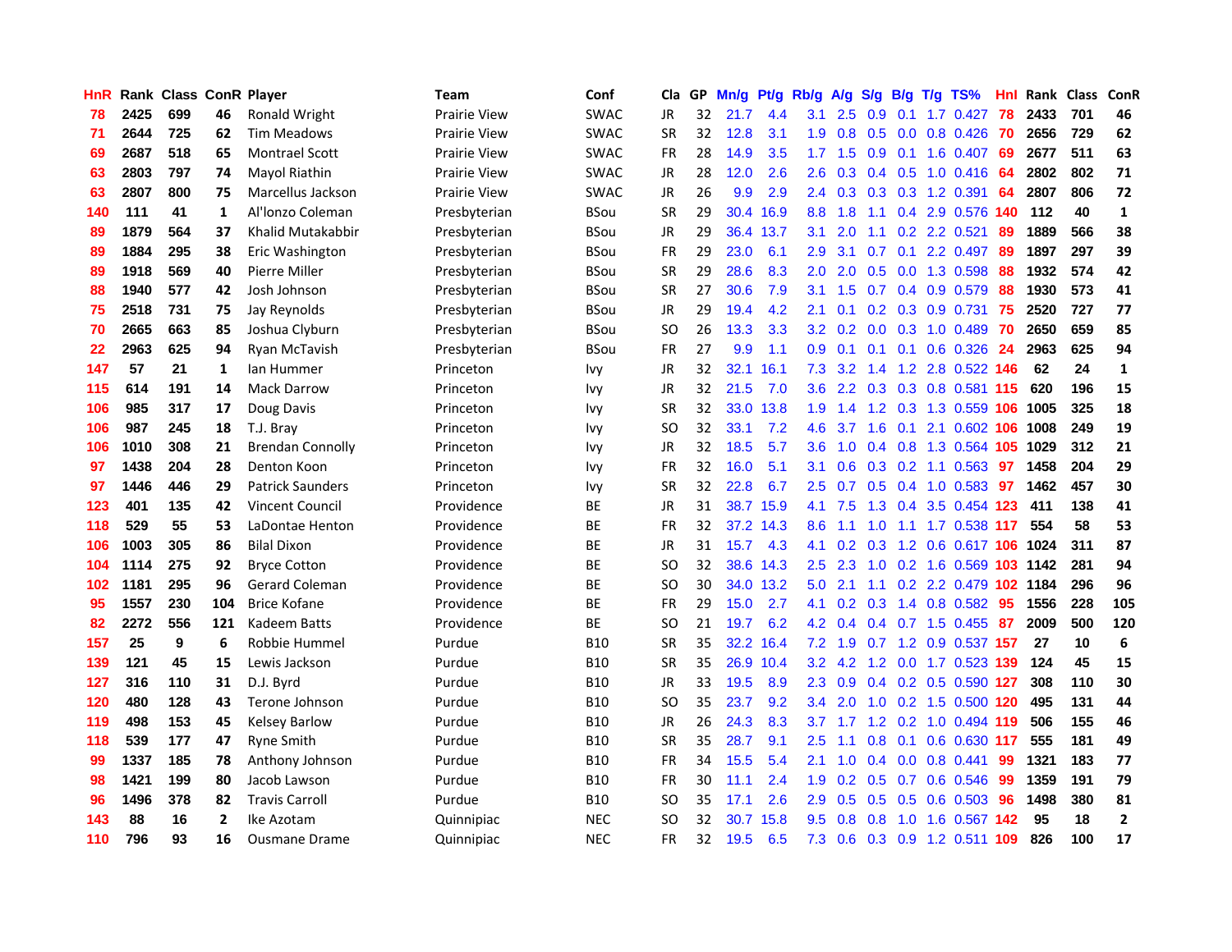| HnR | Rank | Class | ConR | Player | Team | Conf | Cla | GP | Mn/g | Pt/g | Rb/g | A/g | S/g | B/g | T/g | TS% | HnI | Rank | Class | ConR |
|---|---|---|---|---|---|---|---|---|---|---|---|---|---|---|---|---|---|---|---|---|
| 78 | 2425 | 699 | 46 | Ronald Wright | Prairie View | SWAC | JR | 32 | 21.7 | 4.4 | 3.1 | 2.5 | 0.9 | 0.1 | 1.7 | 0.427 | 78 | 2433 | 701 | 46 |
| 71 | 2644 | 725 | 62 | Tim Meadows | Prairie View | SWAC | SR | 32 | 12.8 | 3.1 | 1.9 | 0.8 | 0.5 | 0.0 | 0.8 | 0.426 | 70 | 2656 | 729 | 62 |
| 69 | 2687 | 518 | 65 | Montrael Scott | Prairie View | SWAC | FR | 28 | 14.9 | 3.5 | 1.7 | 1.5 | 0.9 | 0.1 | 1.6 | 0.407 | 69 | 2677 | 511 | 63 |
| 63 | 2803 | 797 | 74 | Mayol Riathin | Prairie View | SWAC | JR | 28 | 12.0 | 2.6 | 2.6 | 0.3 | 0.4 | 0.5 | 1.0 | 0.416 | 64 | 2802 | 802 | 71 |
| 63 | 2807 | 800 | 75 | Marcellus Jackson | Prairie View | SWAC | JR | 26 | 9.9 | 2.9 | 2.4 | 0.3 | 0.3 | 0.3 | 1.2 | 0.391 | 64 | 2807 | 806 | 72 |
| 140 | 111 | 41 | 1 | Al'lonzo Coleman | Presbyterian | BSou | SR | 29 | 30.4 | 16.9 | 8.8 | 1.8 | 1.1 | 0.4 | 2.9 | 0.576 | 140 | 112 | 40 | 1 |
| 89 | 1879 | 564 | 37 | Khalid Mutakabbir | Presbyterian | BSou | JR | 29 | 36.4 | 13.7 | 3.1 | 2.0 | 1.1 | 0.2 | 2.2 | 0.521 | 89 | 1889 | 566 | 38 |
| 89 | 1884 | 295 | 38 | Eric Washington | Presbyterian | BSou | FR | 29 | 23.0 | 6.1 | 2.9 | 3.1 | 0.7 | 0.1 | 2.2 | 0.497 | 89 | 1897 | 297 | 39 |
| 89 | 1918 | 569 | 40 | Pierre Miller | Presbyterian | BSou | SR | 29 | 28.6 | 8.3 | 2.0 | 2.0 | 0.5 | 0.0 | 1.3 | 0.598 | 88 | 1932 | 574 | 42 |
| 88 | 1940 | 577 | 42 | Josh Johnson | Presbyterian | BSou | SR | 27 | 30.6 | 7.9 | 3.1 | 1.5 | 0.7 | 0.4 | 0.9 | 0.579 | 88 | 1930 | 573 | 41 |
| 75 | 2518 | 731 | 75 | Jay Reynolds | Presbyterian | BSou | JR | 29 | 19.4 | 4.2 | 2.1 | 0.1 | 0.2 | 0.3 | 0.9 | 0.731 | 75 | 2520 | 727 | 77 |
| 70 | 2665 | 663 | 85 | Joshua Clyburn | Presbyterian | BSou | SO | 26 | 13.3 | 3.3 | 3.2 | 0.2 | 0.0 | 0.3 | 1.0 | 0.489 | 70 | 2650 | 659 | 85 |
| 22 | 2963 | 625 | 94 | Ryan McTavish | Presbyterian | BSou | FR | 27 | 9.9 | 1.1 | 0.9 | 0.1 | 0.1 | 0.1 | 0.6 | 0.326 | 24 | 2963 | 625 | 94 |
| 147 | 57 | 21 | 1 | Ian Hummer | Princeton | Ivy | JR | 32 | 32.1 | 16.1 | 7.3 | 3.2 | 1.4 | 1.2 | 2.8 | 0.522 | 146 | 62 | 24 | 1 |
| 115 | 614 | 191 | 14 | Mack Darrow | Princeton | Ivy | JR | 32 | 21.5 | 7.0 | 3.6 | 2.2 | 0.3 | 0.3 | 0.8 | 0.581 | 115 | 620 | 196 | 15 |
| 106 | 985 | 317 | 17 | Doug Davis | Princeton | Ivy | SR | 32 | 33.0 | 13.8 | 1.9 | 1.4 | 1.2 | 0.3 | 1.3 | 0.559 | 106 | 1005 | 325 | 18 |
| 106 | 987 | 245 | 18 | T.J. Bray | Princeton | Ivy | SO | 32 | 33.1 | 7.2 | 4.6 | 3.7 | 1.6 | 0.1 | 2.1 | 0.602 | 106 | 1008 | 249 | 19 |
| 106 | 1010 | 308 | 21 | Brendan Connolly | Princeton | Ivy | JR | 32 | 18.5 | 5.7 | 3.6 | 1.0 | 0.4 | 0.8 | 1.3 | 0.564 | 105 | 1029 | 312 | 21 |
| 97 | 1438 | 204 | 28 | Denton Koon | Princeton | Ivy | FR | 32 | 16.0 | 5.1 | 3.1 | 0.6 | 0.3 | 0.2 | 1.1 | 0.563 | 97 | 1458 | 204 | 29 |
| 97 | 1446 | 446 | 29 | Patrick Saunders | Princeton | Ivy | SR | 32 | 22.8 | 6.7 | 2.5 | 0.7 | 0.5 | 0.4 | 1.0 | 0.583 | 97 | 1462 | 457 | 30 |
| 123 | 401 | 135 | 42 | Vincent Council | Providence | BE | JR | 31 | 38.7 | 15.9 | 4.1 | 7.5 | 1.3 | 0.4 | 3.5 | 0.454 | 123 | 411 | 138 | 41 |
| 118 | 529 | 55 | 53 | LaDontae Henton | Providence | BE | FR | 32 | 37.2 | 14.3 | 8.6 | 1.1 | 1.0 | 1.1 | 1.7 | 0.538 | 117 | 554 | 58 | 53 |
| 106 | 1003 | 305 | 86 | Bilal Dixon | Providence | BE | JR | 31 | 15.7 | 4.3 | 4.1 | 0.2 | 0.3 | 1.2 | 0.6 | 0.617 | 106 | 1024 | 311 | 87 |
| 104 | 1114 | 275 | 92 | Bryce Cotton | Providence | BE | SO | 32 | 38.6 | 14.3 | 2.5 | 2.3 | 1.0 | 0.2 | 1.6 | 0.569 | 103 | 1142 | 281 | 94 |
| 102 | 1181 | 295 | 96 | Gerard Coleman | Providence | BE | SO | 30 | 34.0 | 13.2 | 5.0 | 2.1 | 1.1 | 0.2 | 2.2 | 0.479 | 102 | 1184 | 296 | 96 |
| 95 | 1557 | 230 | 104 | Brice Kofane | Providence | BE | FR | 29 | 15.0 | 2.7 | 4.1 | 0.2 | 0.3 | 1.4 | 0.8 | 0.582 | 95 | 1556 | 228 | 105 |
| 82 | 2272 | 556 | 121 | Kadeem Batts | Providence | BE | SO | 21 | 19.7 | 6.2 | 4.2 | 0.4 | 0.4 | 0.7 | 1.5 | 0.455 | 87 | 2009 | 500 | 120 |
| 157 | 25 | 9 | 6 | Robbie Hummel | Purdue | B10 | SR | 35 | 32.2 | 16.4 | 7.2 | 1.9 | 0.7 | 1.2 | 0.9 | 0.537 | 157 | 27 | 10 | 6 |
| 139 | 121 | 45 | 15 | Lewis Jackson | Purdue | B10 | SR | 35 | 26.9 | 10.4 | 3.2 | 4.2 | 1.2 | 0.0 | 1.7 | 0.523 | 139 | 124 | 45 | 15 |
| 127 | 316 | 110 | 31 | D.J. Byrd | Purdue | B10 | JR | 33 | 19.5 | 8.9 | 2.3 | 0.9 | 0.4 | 0.2 | 0.5 | 0.590 | 127 | 308 | 110 | 30 |
| 120 | 480 | 128 | 43 | Terone Johnson | Purdue | B10 | SO | 35 | 23.7 | 9.2 | 3.4 | 2.0 | 1.0 | 0.2 | 1.5 | 0.500 | 120 | 495 | 131 | 44 |
| 119 | 498 | 153 | 45 | Kelsey Barlow | Purdue | B10 | JR | 26 | 24.3 | 8.3 | 3.7 | 1.7 | 1.2 | 0.2 | 1.0 | 0.494 | 119 | 506 | 155 | 46 |
| 118 | 539 | 177 | 47 | Ryne Smith | Purdue | B10 | SR | 35 | 28.7 | 9.1 | 2.5 | 1.1 | 0.8 | 0.1 | 0.6 | 0.630 | 117 | 555 | 181 | 49 |
| 99 | 1337 | 185 | 78 | Anthony Johnson | Purdue | B10 | FR | 34 | 15.5 | 5.4 | 2.1 | 1.0 | 0.4 | 0.0 | 0.8 | 0.441 | 99 | 1321 | 183 | 77 |
| 98 | 1421 | 199 | 80 | Jacob Lawson | Purdue | B10 | FR | 30 | 11.1 | 2.4 | 1.9 | 0.2 | 0.5 | 0.7 | 0.6 | 0.546 | 99 | 1359 | 191 | 79 |
| 96 | 1496 | 378 | 82 | Travis Carroll | Purdue | B10 | SO | 35 | 17.1 | 2.6 | 2.9 | 0.5 | 0.5 | 0.5 | 0.6 | 0.503 | 96 | 1498 | 380 | 81 |
| 143 | 88 | 16 | 2 | Ike Azotam | Quinnipiac | NEC | SO | 32 | 30.7 | 15.8 | 9.5 | 0.8 | 0.8 | 1.0 | 1.6 | 0.567 | 142 | 95 | 18 | 2 |
| 110 | 796 | 93 | 16 | Ousmane Drame | Quinnipiac | NEC | FR | 32 | 19.5 | 6.5 | 7.3 | 0.6 | 0.3 | 0.9 | 1.2 | 0.511 | 109 | 826 | 100 | 17 |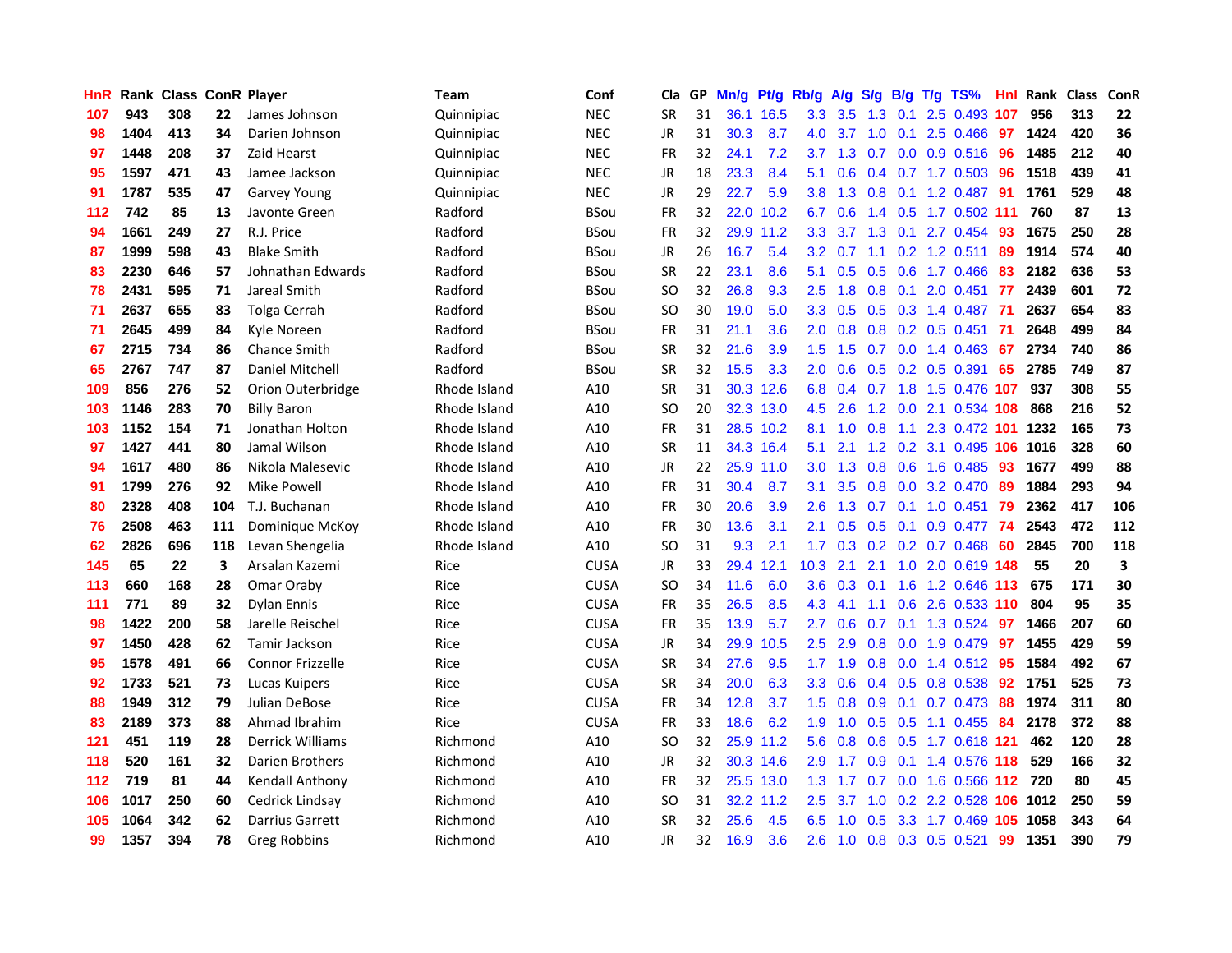| HnR | Rank | Class | ConR | Player | Team | Conf | Cla | GP | Mn/g | Pt/g | Rb/g | A/g | S/g | B/g | T/g | TS% | HnI | Rank | Class | ConR |
|---|---|---|---|---|---|---|---|---|---|---|---|---|---|---|---|---|---|---|---|---|
| 107 | 943 | 308 | 22 | James Johnson | Quinnipiac | NEC | SR | 31 | 36.1 | 16.5 | 3.3 | 3.5 | 1.3 | 0.1 | 2.5 | 0.493 | 107 | 956 | 313 | 22 |
| 98 | 1404 | 413 | 34 | Darien Johnson | Quinnipiac | NEC | JR | 31 | 30.3 | 8.7 | 4.0 | 3.7 | 1.0 | 0.1 | 2.5 | 0.466 | 97 | 1424 | 420 | 36 |
| 97 | 1448 | 208 | 37 | Zaid Hearst | Quinnipiac | NEC | FR | 32 | 24.1 | 7.2 | 3.7 | 1.3 | 0.7 | 0.0 | 0.9 | 0.516 | 96 | 1485 | 212 | 40 |
| 95 | 1597 | 471 | 43 | Jamee Jackson | Quinnipiac | NEC | JR | 18 | 23.3 | 8.4 | 5.1 | 0.6 | 0.4 | 0.7 | 1.7 | 0.503 | 96 | 1518 | 439 | 41 |
| 91 | 1787 | 535 | 47 | Garvey Young | Quinnipiac | NEC | JR | 29 | 22.7 | 5.9 | 3.8 | 1.3 | 0.8 | 0.1 | 1.2 | 0.487 | 91 | 1761 | 529 | 48 |
| 112 | 742 | 85 | 13 | Javonte Green | Radford | BSou | FR | 32 | 22.0 | 10.2 | 6.7 | 0.6 | 1.4 | 0.5 | 1.7 | 0.502 | 111 | 760 | 87 | 13 |
| 94 | 1661 | 249 | 27 | R.J. Price | Radford | BSou | FR | 32 | 29.9 | 11.2 | 3.3 | 3.7 | 1.3 | 0.1 | 2.7 | 0.454 | 93 | 1675 | 250 | 28 |
| 87 | 1999 | 598 | 43 | Blake Smith | Radford | BSou | JR | 26 | 16.7 | 5.4 | 3.2 | 0.7 | 1.1 | 0.2 | 1.2 | 0.511 | 89 | 1914 | 574 | 40 |
| 83 | 2230 | 646 | 57 | Johnathan Edwards | Radford | BSou | SR | 22 | 23.1 | 8.6 | 5.1 | 0.5 | 0.5 | 0.6 | 1.7 | 0.466 | 83 | 2182 | 636 | 53 |
| 78 | 2431 | 595 | 71 | Jareal Smith | Radford | BSou | SO | 32 | 26.8 | 9.3 | 2.5 | 1.8 | 0.8 | 0.1 | 2.0 | 0.451 | 77 | 2439 | 601 | 72 |
| 71 | 2637 | 655 | 83 | Tolga Cerrah | Radford | BSou | SO | 30 | 19.0 | 5.0 | 3.3 | 0.5 | 0.5 | 0.3 | 1.4 | 0.487 | 71 | 2637 | 654 | 83 |
| 71 | 2645 | 499 | 84 | Kyle Noreen | Radford | BSou | FR | 31 | 21.1 | 3.6 | 2.0 | 0.8 | 0.8 | 0.2 | 0.5 | 0.451 | 71 | 2648 | 499 | 84 |
| 67 | 2715 | 734 | 86 | Chance Smith | Radford | BSou | SR | 32 | 21.6 | 3.9 | 1.5 | 1.5 | 0.7 | 0.0 | 1.4 | 0.463 | 67 | 2734 | 740 | 86 |
| 65 | 2767 | 747 | 87 | Daniel Mitchell | Radford | BSou | SR | 32 | 15.5 | 3.3 | 2.0 | 0.6 | 0.5 | 0.2 | 0.5 | 0.391 | 65 | 2785 | 749 | 87 |
| 109 | 856 | 276 | 52 | Orion Outerbridge | Rhode Island | A10 | SR | 31 | 30.3 | 12.6 | 6.8 | 0.4 | 0.7 | 1.8 | 1.5 | 0.476 | 107 | 937 | 308 | 55 |
| 103 | 1146 | 283 | 70 | Billy Baron | Rhode Island | A10 | SO | 20 | 32.3 | 13.0 | 4.5 | 2.6 | 1.2 | 0.0 | 2.1 | 0.534 | 108 | 868 | 216 | 52 |
| 103 | 1152 | 154 | 71 | Jonathan Holton | Rhode Island | A10 | FR | 31 | 28.5 | 10.2 | 8.1 | 1.0 | 0.8 | 1.1 | 2.3 | 0.472 | 101 | 1232 | 165 | 73 |
| 97 | 1427 | 441 | 80 | Jamal Wilson | Rhode Island | A10 | SR | 11 | 34.3 | 16.4 | 5.1 | 2.1 | 1.2 | 0.2 | 3.1 | 0.495 | 106 | 1016 | 328 | 60 |
| 94 | 1617 | 480 | 86 | Nikola Malesevic | Rhode Island | A10 | JR | 22 | 25.9 | 11.0 | 3.0 | 1.3 | 0.8 | 0.6 | 1.6 | 0.485 | 93 | 1677 | 499 | 88 |
| 91 | 1799 | 276 | 92 | Mike Powell | Rhode Island | A10 | FR | 31 | 30.4 | 8.7 | 3.1 | 3.5 | 0.8 | 0.0 | 3.2 | 0.470 | 89 | 1884 | 293 | 94 |
| 80 | 2328 | 408 | 104 | T.J. Buchanan | Rhode Island | A10 | FR | 30 | 20.6 | 3.9 | 2.6 | 1.3 | 0.7 | 0.1 | 1.0 | 0.451 | 79 | 2362 | 417 | 106 |
| 76 | 2508 | 463 | 111 | Dominique McKoy | Rhode Island | A10 | FR | 30 | 13.6 | 3.1 | 2.1 | 0.5 | 0.5 | 0.1 | 0.9 | 0.477 | 74 | 2543 | 472 | 112 |
| 62 | 2826 | 696 | 118 | Levan Shengelia | Rhode Island | A10 | SO | 31 | 9.3 | 2.1 | 1.7 | 0.3 | 0.2 | 0.2 | 0.7 | 0.468 | 60 | 2845 | 700 | 118 |
| 145 | 65 | 22 | 3 | Arsalan Kazemi | Rice | CUSA | JR | 33 | 29.4 | 12.1 | 10.3 | 2.1 | 2.1 | 1.0 | 2.0 | 0.619 | 148 | 55 | 20 | 3 |
| 113 | 660 | 168 | 28 | Omar Oraby | Rice | CUSA | SO | 34 | 11.6 | 6.0 | 3.6 | 0.3 | 0.1 | 1.6 | 1.2 | 0.646 | 113 | 675 | 171 | 30 |
| 111 | 771 | 89 | 32 | Dylan Ennis | Rice | CUSA | FR | 35 | 26.5 | 8.5 | 4.3 | 4.1 | 1.1 | 0.6 | 2.6 | 0.533 | 110 | 804 | 95 | 35 |
| 98 | 1422 | 200 | 58 | Jarelle Reischel | Rice | CUSA | FR | 35 | 13.9 | 5.7 | 2.7 | 0.6 | 0.7 | 0.1 | 1.3 | 0.524 | 97 | 1466 | 207 | 60 |
| 97 | 1450 | 428 | 62 | Tamir Jackson | Rice | CUSA | JR | 34 | 29.9 | 10.5 | 2.5 | 2.9 | 0.8 | 0.0 | 1.9 | 0.479 | 97 | 1455 | 429 | 59 |
| 95 | 1578 | 491 | 66 | Connor Frizzelle | Rice | CUSA | SR | 34 | 27.6 | 9.5 | 1.7 | 1.9 | 0.8 | 0.0 | 1.4 | 0.512 | 95 | 1584 | 492 | 67 |
| 92 | 1733 | 521 | 73 | Lucas Kuipers | Rice | CUSA | SR | 34 | 20.0 | 6.3 | 3.3 | 0.6 | 0.4 | 0.5 | 0.8 | 0.538 | 92 | 1751 | 525 | 73 |
| 88 | 1949 | 312 | 79 | Julian DeBose | Rice | CUSA | FR | 34 | 12.8 | 3.7 | 1.5 | 0.8 | 0.9 | 0.1 | 0.7 | 0.473 | 88 | 1974 | 311 | 80 |
| 83 | 2189 | 373 | 88 | Ahmad Ibrahim | Rice | CUSA | FR | 33 | 18.6 | 6.2 | 1.9 | 1.0 | 0.5 | 0.5 | 1.1 | 0.455 | 84 | 2178 | 372 | 88 |
| 121 | 451 | 119 | 28 | Derrick Williams | Richmond | A10 | SO | 32 | 25.9 | 11.2 | 5.6 | 0.8 | 0.6 | 0.5 | 1.7 | 0.618 | 121 | 462 | 120 | 28 |
| 118 | 520 | 161 | 32 | Darien Brothers | Richmond | A10 | JR | 32 | 30.3 | 14.6 | 2.9 | 1.7 | 0.9 | 0.1 | 1.4 | 0.576 | 118 | 529 | 166 | 32 |
| 112 | 719 | 81 | 44 | Kendall Anthony | Richmond | A10 | FR | 32 | 25.5 | 13.0 | 1.3 | 1.7 | 0.7 | 0.0 | 1.6 | 0.566 | 112 | 720 | 80 | 45 |
| 106 | 1017 | 250 | 60 | Cedrick Lindsay | Richmond | A10 | SO | 31 | 32.2 | 11.2 | 2.5 | 3.7 | 1.0 | 0.2 | 2.2 | 0.528 | 106 | 1012 | 250 | 59 |
| 105 | 1064 | 342 | 62 | Darrius Garrett | Richmond | A10 | SR | 32 | 25.6 | 4.5 | 6.5 | 1.0 | 0.5 | 3.3 | 1.7 | 0.469 | 105 | 1058 | 343 | 64 |
| 99 | 1357 | 394 | 78 | Greg Robbins | Richmond | A10 | JR | 32 | 16.9 | 3.6 | 2.6 | 1.0 | 0.8 | 0.3 | 0.5 | 0.521 | 99 | 1351 | 390 | 79 |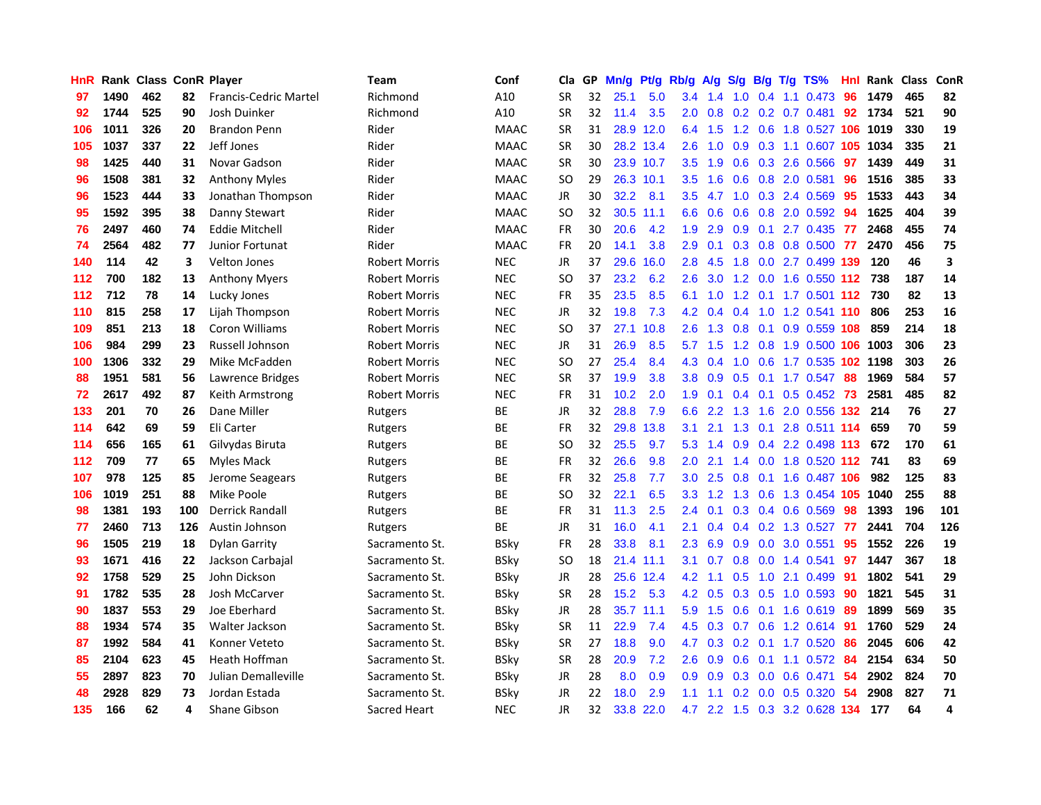| HnR | Rank | Class | ConR | Player | Team | Conf | Cla | GP | Mn/g | Pt/g | Rb/g | A/g | S/g | B/g | T/g | TS% | HnI | Rank | Class | ConR |
|---|---|---|---|---|---|---|---|---|---|---|---|---|---|---|---|---|---|---|---|---|
| 97 | 1490 | 462 | 82 | Francis-Cedric Martel | Richmond | A10 | SR | 32 | 25.1 | 5.0 | 3.4 | 1.4 | 1.0 | 0.4 | 1.1 | 0.473 | 96 | 1479 | 465 | 82 |
| 92 | 1744 | 525 | 90 | Josh Duinker | Richmond | A10 | SR | 32 | 11.4 | 3.5 | 2.0 | 0.8 | 0.2 | 0.2 | 0.7 | 0.481 | 92 | 1734 | 521 | 90 |
| 106 | 1011 | 326 | 20 | Brandon Penn | Rider | MAAC | SR | 31 | 28.9 | 12.0 | 6.4 | 1.5 | 1.2 | 0.6 | 1.8 | 0.527 | 106 | 1019 | 330 | 19 |
| 105 | 1037 | 337 | 22 | Jeff Jones | Rider | MAAC | SR | 30 | 28.2 | 13.4 | 2.6 | 1.0 | 0.9 | 0.3 | 1.1 | 0.607 | 105 | 1034 | 335 | 21 |
| 98 | 1425 | 440 | 31 | Novar Gadson | Rider | MAAC | SR | 30 | 23.9 | 10.7 | 3.5 | 1.9 | 0.6 | 0.3 | 2.6 | 0.566 | 97 | 1439 | 449 | 31 |
| 96 | 1508 | 381 | 32 | Anthony Myles | Rider | MAAC | SO | 29 | 26.3 | 10.1 | 3.5 | 1.6 | 0.6 | 0.8 | 2.0 | 0.581 | 96 | 1516 | 385 | 33 |
| 96 | 1523 | 444 | 33 | Jonathan Thompson | Rider | MAAC | JR | 30 | 32.2 | 8.1 | 3.5 | 4.7 | 1.0 | 0.3 | 2.4 | 0.569 | 95 | 1533 | 443 | 34 |
| 95 | 1592 | 395 | 38 | Danny Stewart | Rider | MAAC | SO | 32 | 30.5 | 11.1 | 6.6 | 0.6 | 0.6 | 0.8 | 2.0 | 0.592 | 94 | 1625 | 404 | 39 |
| 76 | 2497 | 460 | 74 | Eddie Mitchell | Rider | MAAC | FR | 30 | 20.6 | 4.2 | 1.9 | 2.9 | 0.9 | 0.1 | 2.7 | 0.435 | 77 | 2468 | 455 | 74 |
| 74 | 2564 | 482 | 77 | Junior Fortunat | Rider | MAAC | FR | 20 | 14.1 | 3.8 | 2.9 | 0.1 | 0.3 | 0.8 | 0.8 | 0.500 | 77 | 2470 | 456 | 75 |
| 140 | 114 | 42 | 3 | Velton Jones | Robert Morris | NEC | JR | 37 | 29.6 | 16.0 | 2.8 | 4.5 | 1.8 | 0.0 | 2.7 | 0.499 | 139 | 120 | 46 | 3 |
| 112 | 700 | 182 | 13 | Anthony Myers | Robert Morris | NEC | SO | 37 | 23.2 | 6.2 | 2.6 | 3.0 | 1.2 | 0.0 | 1.6 | 0.550 | 112 | 738 | 187 | 14 |
| 112 | 712 | 78 | 14 | Lucky Jones | Robert Morris | NEC | FR | 35 | 23.5 | 8.5 | 6.1 | 1.0 | 1.2 | 0.1 | 1.7 | 0.501 | 112 | 730 | 82 | 13 |
| 110 | 815 | 258 | 17 | Lijah Thompson | Robert Morris | NEC | JR | 32 | 19.8 | 7.3 | 4.2 | 0.4 | 0.4 | 1.0 | 1.2 | 0.541 | 110 | 806 | 253 | 16 |
| 109 | 851 | 213 | 18 | Coron Williams | Robert Morris | NEC | SO | 37 | 27.1 | 10.8 | 2.6 | 1.3 | 0.8 | 0.1 | 0.9 | 0.559 | 108 | 859 | 214 | 18 |
| 106 | 984 | 299 | 23 | Russell Johnson | Robert Morris | NEC | JR | 31 | 26.9 | 8.5 | 5.7 | 1.5 | 1.2 | 0.8 | 1.9 | 0.500 | 106 | 1003 | 306 | 23 |
| 100 | 1306 | 332 | 29 | Mike McFadden | Robert Morris | NEC | SO | 27 | 25.4 | 8.4 | 4.3 | 0.4 | 1.0 | 0.6 | 1.7 | 0.535 | 102 | 1198 | 303 | 26 |
| 88 | 1951 | 581 | 56 | Lawrence Bridges | Robert Morris | NEC | SR | 37 | 19.9 | 3.8 | 3.8 | 0.9 | 0.5 | 0.1 | 1.7 | 0.547 | 88 | 1969 | 584 | 57 |
| 72 | 2617 | 492 | 87 | Keith Armstrong | Robert Morris | NEC | FR | 31 | 10.2 | 2.0 | 1.9 | 0.1 | 0.4 | 0.1 | 0.5 | 0.452 | 73 | 2581 | 485 | 82 |
| 133 | 201 | 70 | 26 | Dane Miller | Rutgers | BE | JR | 32 | 28.8 | 7.9 | 6.6 | 2.2 | 1.3 | 1.6 | 2.0 | 0.556 | 132 | 214 | 76 | 27 |
| 114 | 642 | 69 | 59 | Eli Carter | Rutgers | BE | FR | 32 | 29.8 | 13.8 | 3.1 | 2.1 | 1.3 | 0.1 | 2.8 | 0.511 | 114 | 659 | 70 | 59 |
| 114 | 656 | 165 | 61 | Gilvydas Biruta | Rutgers | BE | SO | 32 | 25.5 | 9.7 | 5.3 | 1.4 | 0.9 | 0.4 | 2.2 | 0.498 | 113 | 672 | 170 | 61 |
| 112 | 709 | 77 | 65 | Myles Mack | Rutgers | BE | FR | 32 | 26.6 | 9.8 | 2.0 | 2.1 | 1.4 | 0.0 | 1.8 | 0.520 | 112 | 741 | 83 | 69 |
| 107 | 978 | 125 | 85 | Jerome Seagears | Rutgers | BE | FR | 32 | 25.8 | 7.7 | 3.0 | 2.5 | 0.8 | 0.1 | 1.6 | 0.487 | 106 | 982 | 125 | 83 |
| 106 | 1019 | 251 | 88 | Mike Poole | Rutgers | BE | SO | 32 | 22.1 | 6.5 | 3.3 | 1.2 | 1.3 | 0.6 | 1.3 | 0.454 | 105 | 1040 | 255 | 88 |
| 98 | 1381 | 193 | 100 | Derrick Randall | Rutgers | BE | FR | 31 | 11.3 | 2.5 | 2.4 | 0.1 | 0.3 | 0.4 | 0.6 | 0.569 | 98 | 1393 | 196 | 101 |
| 77 | 2460 | 713 | 126 | Austin Johnson | Rutgers | BE | JR | 31 | 16.0 | 4.1 | 2.1 | 0.4 | 0.4 | 0.2 | 1.3 | 0.527 | 77 | 2441 | 704 | 126 |
| 96 | 1505 | 219 | 18 | Dylan Garrity | Sacramento St. | BSky | FR | 28 | 33.8 | 8.1 | 2.3 | 6.9 | 0.9 | 0.0 | 3.0 | 0.551 | 95 | 1552 | 226 | 19 |
| 93 | 1671 | 416 | 22 | Jackson Carbajal | Sacramento St. | BSky | SO | 18 | 21.4 | 11.1 | 3.1 | 0.7 | 0.8 | 0.0 | 1.4 | 0.541 | 97 | 1447 | 367 | 18 |
| 92 | 1758 | 529 | 25 | John Dickson | Sacramento St. | BSky | JR | 28 | 25.6 | 12.4 | 4.2 | 1.1 | 0.5 | 1.0 | 2.1 | 0.499 | 91 | 1802 | 541 | 29 |
| 91 | 1782 | 535 | 28 | Josh McCarver | Sacramento St. | BSky | SR | 28 | 15.2 | 5.3 | 4.2 | 0.5 | 0.3 | 0.5 | 1.0 | 0.593 | 90 | 1821 | 545 | 31 |
| 90 | 1837 | 553 | 29 | Joe Eberhard | Sacramento St. | BSky | JR | 28 | 35.7 | 11.1 | 5.9 | 1.5 | 0.6 | 0.1 | 1.6 | 0.619 | 89 | 1899 | 569 | 35 |
| 88 | 1934 | 574 | 35 | Walter Jackson | Sacramento St. | BSky | SR | 11 | 22.9 | 7.4 | 4.5 | 0.3 | 0.7 | 0.6 | 1.2 | 0.614 | 91 | 1760 | 529 | 24 |
| 87 | 1992 | 584 | 41 | Konner Veteto | Sacramento St. | BSky | SR | 27 | 18.8 | 9.0 | 4.7 | 0.3 | 0.2 | 0.1 | 1.7 | 0.520 | 86 | 2045 | 606 | 42 |
| 85 | 2104 | 623 | 45 | Heath Hoffman | Sacramento St. | BSky | SR | 28 | 20.9 | 7.2 | 2.6 | 0.9 | 0.6 | 0.1 | 1.1 | 0.572 | 84 | 2154 | 634 | 50 |
| 55 | 2897 | 823 | 70 | Julian Demalleville | Sacramento St. | BSky | JR | 28 | 8.0 | 0.9 | 0.9 | 0.9 | 0.3 | 0.0 | 0.6 | 0.471 | 54 | 2902 | 824 | 70 |
| 48 | 2928 | 829 | 73 | Jordan Estada | Sacramento St. | BSky | JR | 22 | 18.0 | 2.9 | 1.1 | 1.1 | 0.2 | 0.0 | 0.5 | 0.320 | 54 | 2908 | 827 | 71 |
| 135 | 166 | 62 | 4 | Shane Gibson | Sacred Heart | NEC | JR | 32 | 33.8 | 22.0 | 4.7 | 2.2 | 1.5 | 0.3 | 3.2 | 0.628 | 134 | 177 | 64 | 4 |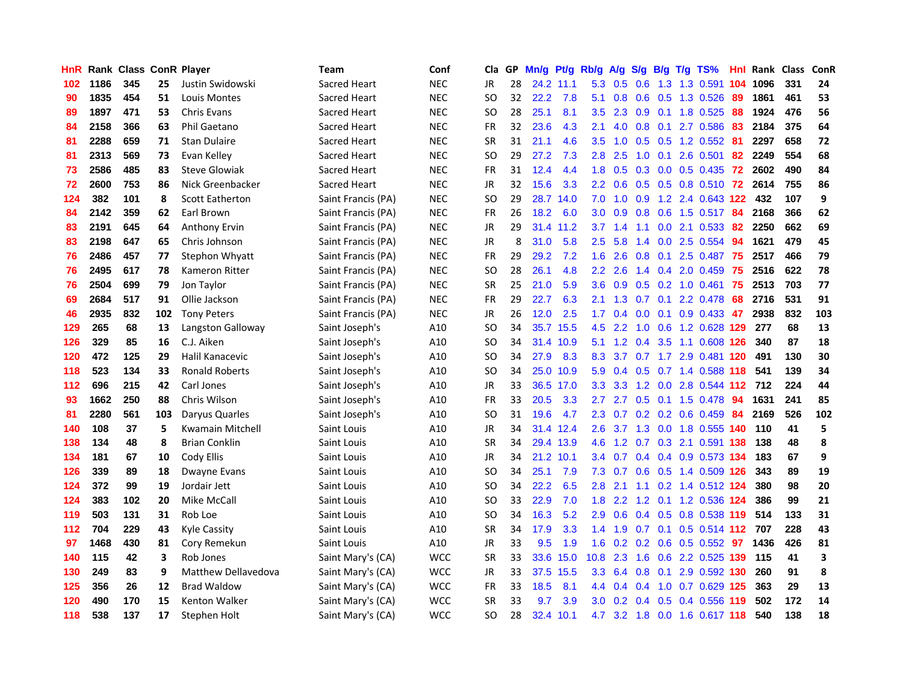| HnR | Rank | Class | ConR | Player | Team | Conf | Cla | GP | Mn/g | Pt/g | Rb/g | A/g | S/g | B/g | T/g | TS% | HnI | Rank | Class | ConR |
|---|---|---|---|---|---|---|---|---|---|---|---|---|---|---|---|---|---|---|---|---|
| 102 | 1186 | 345 | 25 | Justin Swidowski | Sacred Heart | NEC | JR | 28 | 24.2 | 11.1 | 5.3 | 0.5 | 0.6 | 1.3 | 1.3 | 0.591 | 104 | 1096 | 331 | 24 |
| 90 | 1835 | 454 | 51 | Louis Montes | Sacred Heart | NEC | SO | 32 | 22.2 | 7.8 | 5.1 | 0.8 | 0.6 | 0.5 | 1.3 | 0.526 | 89 | 1861 | 461 | 53 |
| 89 | 1897 | 471 | 53 | Chris Evans | Sacred Heart | NEC | SO | 28 | 25.1 | 8.1 | 3.5 | 2.3 | 0.9 | 0.1 | 1.8 | 0.525 | 88 | 1924 | 476 | 56 |
| 84 | 2158 | 366 | 63 | Phil Gaetano | Sacred Heart | NEC | FR | 32 | 23.6 | 4.3 | 2.1 | 4.0 | 0.8 | 0.1 | 2.7 | 0.586 | 83 | 2184 | 375 | 64 |
| 81 | 2288 | 659 | 71 | Stan Dulaire | Sacred Heart | NEC | SR | 31 | 21.1 | 4.6 | 3.5 | 1.0 | 0.5 | 0.5 | 1.2 | 0.552 | 81 | 2297 | 658 | 72 |
| 81 | 2313 | 569 | 73 | Evan Kelley | Sacred Heart | NEC | SO | 29 | 27.2 | 7.3 | 2.8 | 2.5 | 1.0 | 0.1 | 2.6 | 0.501 | 82 | 2249 | 554 | 68 |
| 73 | 2586 | 485 | 83 | Steve Glowiak | Sacred Heart | NEC | FR | 31 | 12.4 | 4.4 | 1.8 | 0.5 | 0.3 | 0.0 | 0.5 | 0.435 | 72 | 2602 | 490 | 84 |
| 72 | 2600 | 753 | 86 | Nick Greenbacker | Sacred Heart | NEC | JR | 32 | 15.6 | 3.3 | 2.2 | 0.6 | 0.5 | 0.5 | 0.8 | 0.510 | 72 | 2614 | 755 | 86 |
| 124 | 382 | 101 | 8 | Scott Eatherton | Saint Francis (PA) | NEC | SO | 29 | 28.7 | 14.0 | 7.0 | 1.0 | 0.9 | 1.2 | 2.4 | 0.643 | 122 | 432 | 107 | 9 |
| 84 | 2142 | 359 | 62 | Earl Brown | Saint Francis (PA) | NEC | FR | 26 | 18.2 | 6.0 | 3.0 | 0.9 | 0.8 | 0.6 | 1.5 | 0.517 | 84 | 2168 | 366 | 62 |
| 83 | 2191 | 645 | 64 | Anthony Ervin | Saint Francis (PA) | NEC | JR | 29 | 31.4 | 11.2 | 3.7 | 1.4 | 1.1 | 0.0 | 2.1 | 0.533 | 82 | 2250 | 662 | 69 |
| 83 | 2198 | 647 | 65 | Chris Johnson | Saint Francis (PA) | NEC | JR | 8 | 31.0 | 5.8 | 2.5 | 5.8 | 1.4 | 0.0 | 2.5 | 0.554 | 94 | 1621 | 479 | 45 |
| 76 | 2486 | 457 | 77 | Stephon Whyatt | Saint Francis (PA) | NEC | FR | 29 | 29.2 | 7.2 | 1.6 | 2.6 | 0.8 | 0.1 | 2.5 | 0.487 | 75 | 2517 | 466 | 79 |
| 76 | 2495 | 617 | 78 | Kameron Ritter | Saint Francis (PA) | NEC | SO | 28 | 26.1 | 4.8 | 2.2 | 2.6 | 1.4 | 0.4 | 2.0 | 0.459 | 75 | 2516 | 622 | 78 |
| 76 | 2504 | 699 | 79 | Jon Taylor | Saint Francis (PA) | NEC | SR | 25 | 21.0 | 5.9 | 3.6 | 0.9 | 0.5 | 0.2 | 1.0 | 0.461 | 75 | 2513 | 703 | 77 |
| 69 | 2684 | 517 | 91 | Ollie Jackson | Saint Francis (PA) | NEC | FR | 29 | 22.7 | 6.3 | 2.1 | 1.3 | 0.7 | 0.1 | 2.2 | 0.478 | 68 | 2716 | 531 | 91 |
| 46 | 2935 | 832 | 102 | Tony Peters | Saint Francis (PA) | NEC | JR | 26 | 12.0 | 2.5 | 1.7 | 0.4 | 0.0 | 0.1 | 0.9 | 0.433 | 47 | 2938 | 832 | 103 |
| 129 | 265 | 68 | 13 | Langston Galloway | Saint Joseph's | A10 | SO | 34 | 35.7 | 15.5 | 4.5 | 2.2 | 1.0 | 0.6 | 1.2 | 0.628 | 129 | 277 | 68 | 13 |
| 126 | 329 | 85 | 16 | C.J. Aiken | Saint Joseph's | A10 | SO | 34 | 31.4 | 10.9 | 5.1 | 1.2 | 0.4 | 3.5 | 1.1 | 0.608 | 126 | 340 | 87 | 18 |
| 120 | 472 | 125 | 29 | Halil Kanacevic | Saint Joseph's | A10 | SO | 34 | 27.9 | 8.3 | 8.3 | 3.7 | 0.7 | 1.7 | 2.9 | 0.481 | 120 | 491 | 130 | 30 |
| 118 | 523 | 134 | 33 | Ronald Roberts | Saint Joseph's | A10 | SO | 34 | 25.0 | 10.9 | 5.9 | 0.4 | 0.5 | 0.7 | 1.4 | 0.588 | 118 | 541 | 139 | 34 |
| 112 | 696 | 215 | 42 | Carl Jones | Saint Joseph's | A10 | JR | 33 | 36.5 | 17.0 | 3.3 | 3.3 | 1.2 | 0.0 | 2.8 | 0.544 | 112 | 712 | 224 | 44 |
| 93 | 1662 | 250 | 88 | Chris Wilson | Saint Joseph's | A10 | FR | 33 | 20.5 | 3.3 | 2.7 | 2.7 | 0.5 | 0.1 | 1.5 | 0.478 | 94 | 1631 | 241 | 85 |
| 81 | 2280 | 561 | 103 | Daryus Quarles | Saint Joseph's | A10 | SO | 31 | 19.6 | 4.7 | 2.3 | 0.7 | 0.2 | 0.2 | 0.6 | 0.459 | 84 | 2169 | 526 | 102 |
| 140 | 108 | 37 | 5 | Kwamain Mitchell | Saint Louis | A10 | JR | 34 | 31.4 | 12.4 | 2.6 | 3.7 | 1.3 | 0.0 | 1.8 | 0.555 | 140 | 110 | 41 | 5 |
| 138 | 134 | 48 | 8 | Brian Conklin | Saint Louis | A10 | SR | 34 | 29.4 | 13.9 | 4.6 | 1.2 | 0.7 | 0.3 | 2.1 | 0.591 | 138 | 138 | 48 | 8 |
| 134 | 181 | 67 | 10 | Cody Ellis | Saint Louis | A10 | JR | 34 | 21.2 | 10.1 | 3.4 | 0.7 | 0.4 | 0.4 | 0.9 | 0.573 | 134 | 183 | 67 | 9 |
| 126 | 339 | 89 | 18 | Dwayne Evans | Saint Louis | A10 | SO | 34 | 25.1 | 7.9 | 7.3 | 0.7 | 0.6 | 0.5 | 1.4 | 0.509 | 126 | 343 | 89 | 19 |
| 124 | 372 | 99 | 19 | Jordair Jett | Saint Louis | A10 | SO | 34 | 22.2 | 6.5 | 2.8 | 2.1 | 1.1 | 0.2 | 1.4 | 0.512 | 124 | 380 | 98 | 20 |
| 124 | 383 | 102 | 20 | Mike McCall | Saint Louis | A10 | SO | 33 | 22.9 | 7.0 | 1.8 | 2.2 | 1.2 | 0.1 | 1.2 | 0.536 | 124 | 386 | 99 | 21 |
| 119 | 503 | 131 | 31 | Rob Loe | Saint Louis | A10 | SO | 34 | 16.3 | 5.2 | 2.9 | 0.6 | 0.4 | 0.5 | 0.8 | 0.538 | 119 | 514 | 133 | 31 |
| 112 | 704 | 229 | 43 | Kyle Cassity | Saint Louis | A10 | SR | 34 | 17.9 | 3.3 | 1.4 | 1.9 | 0.7 | 0.1 | 0.5 | 0.514 | 112 | 707 | 228 | 43 |
| 97 | 1468 | 430 | 81 | Cory Remekun | Saint Louis | A10 | JR | 33 | 9.5 | 1.9 | 1.6 | 0.2 | 0.2 | 0.6 | 0.5 | 0.552 | 97 | 1436 | 426 | 81 |
| 140 | 115 | 42 | 3 | Rob Jones | Saint Mary's (CA) | WCC | SR | 33 | 33.6 | 15.0 | 10.8 | 2.3 | 1.6 | 0.6 | 2.2 | 0.525 | 139 | 115 | 41 | 3 |
| 130 | 249 | 83 | 9 | Matthew Dellavedova | Saint Mary's (CA) | WCC | JR | 33 | 37.5 | 15.5 | 3.3 | 6.4 | 0.8 | 0.1 | 2.9 | 0.592 | 130 | 260 | 91 | 8 |
| 125 | 356 | 26 | 12 | Brad Waldow | Saint Mary's (CA) | WCC | FR | 33 | 18.5 | 8.1 | 4.4 | 0.4 | 0.4 | 1.0 | 0.7 | 0.629 | 125 | 363 | 29 | 13 |
| 120 | 490 | 170 | 15 | Kenton Walker | Saint Mary's (CA) | WCC | SR | 33 | 9.7 | 3.9 | 3.0 | 0.2 | 0.4 | 0.5 | 0.4 | 0.556 | 119 | 502 | 172 | 14 |
| 118 | 538 | 137 | 17 | Stephen Holt | Saint Mary's (CA) | WCC | SO | 28 | 32.4 | 10.1 | 4.7 | 3.2 | 1.8 | 0.0 | 1.6 | 0.617 | 118 | 540 | 138 | 18 |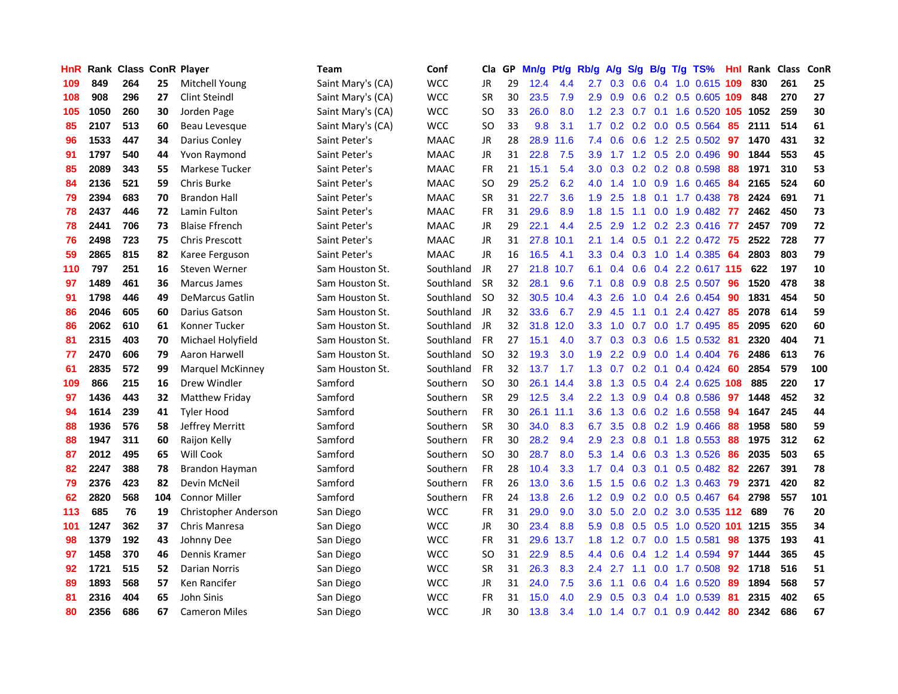| HnR | Rank | Class | ConR | Player | Team | Conf | Cla | GP | Mn/g | Pt/g | Rb/g | A/g | S/g | B/g | T/g | TS% | HnI | Rank | Class | ConR |
|---|---|---|---|---|---|---|---|---|---|---|---|---|---|---|---|---|---|---|---|---|
| 109 | 849 | 264 | 25 | Mitchell Young | Saint Mary's (CA) | WCC | JR | 29 | 12.4 | 4.4 | 2.7 | 0.3 | 0.6 | 0.4 | 1.0 | 0.615 | 109 | 830 | 261 | 25 |
| 108 | 908 | 296 | 27 | Clint Steindl | Saint Mary's (CA) | WCC | SR | 30 | 23.5 | 7.9 | 2.9 | 0.9 | 0.6 | 0.2 | 0.5 | 0.605 | 109 | 848 | 270 | 27 |
| 105 | 1050 | 260 | 30 | Jorden Page | Saint Mary's (CA) | WCC | SO | 33 | 26.0 | 8.0 | 1.2 | 2.3 | 0.7 | 0.1 | 1.6 | 0.520 | 105 | 1052 | 259 | 30 |
| 85 | 2107 | 513 | 60 | Beau Levesque | Saint Mary's (CA) | WCC | SO | 33 | 9.8 | 3.1 | 1.7 | 0.2 | 0.2 | 0.0 | 0.5 | 0.564 | 85 | 2111 | 514 | 61 |
| 96 | 1533 | 447 | 34 | Darius Conley | Saint Peter's | MAAC | JR | 28 | 28.9 | 11.6 | 7.4 | 0.6 | 0.6 | 1.2 | 2.5 | 0.502 | 97 | 1470 | 431 | 32 |
| 91 | 1797 | 540 | 44 | Yvon Raymond | Saint Peter's | MAAC | JR | 31 | 22.8 | 7.5 | 3.9 | 1.7 | 1.2 | 0.5 | 2.0 | 0.496 | 90 | 1844 | 553 | 45 |
| 85 | 2089 | 343 | 55 | Markese Tucker | Saint Peter's | MAAC | FR | 21 | 15.1 | 5.4 | 3.0 | 0.3 | 0.2 | 0.2 | 0.8 | 0.598 | 88 | 1971 | 310 | 53 |
| 84 | 2136 | 521 | 59 | Chris Burke | Saint Peter's | MAAC | SO | 29 | 25.2 | 6.2 | 4.0 | 1.4 | 1.0 | 0.9 | 1.6 | 0.465 | 84 | 2165 | 524 | 60 |
| 79 | 2394 | 683 | 70 | Brandon Hall | Saint Peter's | MAAC | SR | 31 | 22.7 | 3.6 | 1.9 | 2.5 | 1.8 | 0.1 | 1.7 | 0.438 | 78 | 2424 | 691 | 71 |
| 78 | 2437 | 446 | 72 | Lamin Fulton | Saint Peter's | MAAC | FR | 31 | 29.6 | 8.9 | 1.8 | 1.5 | 1.1 | 0.0 | 1.9 | 0.482 | 77 | 2462 | 450 | 73 |
| 78 | 2441 | 706 | 73 | Blaise Ffrench | Saint Peter's | MAAC | JR | 29 | 22.1 | 4.4 | 2.5 | 2.9 | 1.2 | 0.2 | 2.3 | 0.416 | 77 | 2457 | 709 | 72 |
| 76 | 2498 | 723 | 75 | Chris Prescott | Saint Peter's | MAAC | JR | 31 | 27.8 | 10.1 | 2.1 | 1.4 | 0.5 | 0.1 | 2.2 | 0.472 | 75 | 2522 | 728 | 77 |
| 59 | 2865 | 815 | 82 | Karee Ferguson | Saint Peter's | MAAC | JR | 16 | 16.5 | 4.1 | 3.3 | 0.4 | 0.3 | 1.0 | 1.4 | 0.385 | 64 | 2803 | 803 | 79 |
| 110 | 797 | 251 | 16 | Steven Werner | Sam Houston St. | Southland | JR | 27 | 21.8 | 10.7 | 6.1 | 0.4 | 0.6 | 0.4 | 2.2 | 0.617 | 115 | 622 | 197 | 10 |
| 97 | 1489 | 461 | 36 | Marcus James | Sam Houston St. | Southland | SR | 32 | 28.1 | 9.6 | 7.1 | 0.8 | 0.9 | 0.8 | 2.5 | 0.507 | 96 | 1520 | 478 | 38 |
| 91 | 1798 | 446 | 49 | DeMarcus Gatlin | Sam Houston St. | Southland | SO | 32 | 30.5 | 10.4 | 4.3 | 2.6 | 1.0 | 0.4 | 2.6 | 0.454 | 90 | 1831 | 454 | 50 |
| 86 | 2046 | 605 | 60 | Darius Gatson | Sam Houston St. | Southland | JR | 32 | 33.6 | 6.7 | 2.9 | 4.5 | 1.1 | 0.1 | 2.4 | 0.427 | 85 | 2078 | 614 | 59 |
| 86 | 2062 | 610 | 61 | Konner Tucker | Sam Houston St. | Southland | JR | 32 | 31.8 | 12.0 | 3.3 | 1.0 | 0.7 | 0.0 | 1.7 | 0.495 | 85 | 2095 | 620 | 60 |
| 81 | 2315 | 403 | 70 | Michael Holyfield | Sam Houston St. | Southland | FR | 27 | 15.1 | 4.0 | 3.7 | 0.3 | 0.3 | 0.6 | 1.5 | 0.532 | 81 | 2320 | 404 | 71 |
| 77 | 2470 | 606 | 73 | Aaron Harwell | Sam Houston St. | Southland | SO | 32 | 19.3 | 3.0 | 1.9 | 2.2 | 0.9 | 0.0 | 1.4 | 0.404 | 76 | 2486 | 613 | 76 |
| 61 | 2835 | 572 | 99 | Marquel McKinney | Sam Houston St. | Southland | FR | 32 | 13.7 | 1.7 | 1.3 | 0.7 | 0.2 | 0.1 | 0.4 | 0.424 | 60 | 2854 | 579 | 100 |
| 109 | 866 | 215 | 16 | Drew Windler | Samford | Southern | SO | 30 | 26.1 | 14.4 | 3.8 | 1.3 | 0.5 | 0.4 | 2.4 | 0.625 | 108 | 885 | 220 | 17 |
| 97 | 1436 | 443 | 32 | Matthew Friday | Samford | Southern | SR | 29 | 12.5 | 3.4 | 2.2 | 1.3 | 0.9 | 0.4 | 0.8 | 0.586 | 97 | 1448 | 452 | 32 |
| 94 | 1614 | 239 | 41 | Tyler Hood | Samford | Southern | FR | 30 | 26.1 | 11.1 | 3.6 | 1.3 | 0.6 | 0.2 | 1.6 | 0.558 | 94 | 1647 | 245 | 44 |
| 88 | 1936 | 576 | 58 | Jeffrey Merritt | Samford | Southern | SR | 30 | 34.0 | 8.3 | 6.7 | 3.5 | 0.8 | 0.2 | 1.9 | 0.466 | 88 | 1958 | 580 | 59 |
| 88 | 1947 | 311 | 60 | Raijon Kelly | Samford | Southern | FR | 30 | 28.2 | 9.4 | 2.9 | 2.3 | 0.8 | 0.1 | 1.8 | 0.553 | 88 | 1975 | 312 | 62 |
| 87 | 2012 | 495 | 65 | Will Cook | Samford | Southern | SO | 30 | 28.7 | 8.0 | 5.3 | 1.4 | 0.6 | 0.3 | 1.3 | 0.526 | 86 | 2035 | 503 | 65 |
| 82 | 2247 | 388 | 78 | Brandon Hayman | Samford | Southern | FR | 28 | 10.4 | 3.3 | 1.7 | 0.4 | 0.3 | 0.1 | 0.5 | 0.482 | 82 | 2267 | 391 | 78 |
| 79 | 2376 | 423 | 82 | Devin McNeil | Samford | Southern | FR | 26 | 13.0 | 3.6 | 1.5 | 1.5 | 0.6 | 0.2 | 1.3 | 0.463 | 79 | 2371 | 420 | 82 |
| 62 | 2820 | 568 | 104 | Connor Miller | Samford | Southern | FR | 24 | 13.8 | 2.6 | 1.2 | 0.9 | 0.2 | 0.0 | 0.5 | 0.467 | 64 | 2798 | 557 | 101 |
| 113 | 685 | 76 | 19 | Christopher Anderson | San Diego | WCC | FR | 31 | 29.0 | 9.0 | 3.0 | 5.0 | 2.0 | 0.2 | 3.0 | 0.535 | 112 | 689 | 76 | 20 |
| 101 | 1247 | 362 | 37 | Chris Manresa | San Diego | WCC | JR | 30 | 23.4 | 8.8 | 5.9 | 0.8 | 0.5 | 0.5 | 1.0 | 0.520 | 101 | 1215 | 355 | 34 |
| 98 | 1379 | 192 | 43 | Johnny Dee | San Diego | WCC | FR | 31 | 29.6 | 13.7 | 1.8 | 1.2 | 0.7 | 0.0 | 1.5 | 0.581 | 98 | 1375 | 193 | 41 |
| 97 | 1458 | 370 | 46 | Dennis Kramer | San Diego | WCC | SO | 31 | 22.9 | 8.5 | 4.4 | 0.6 | 0.4 | 1.2 | 1.4 | 0.594 | 97 | 1444 | 365 | 45 |
| 92 | 1721 | 515 | 52 | Darian Norris | San Diego | WCC | SR | 31 | 26.3 | 8.3 | 2.4 | 2.7 | 1.1 | 0.0 | 1.7 | 0.508 | 92 | 1718 | 516 | 51 |
| 89 | 1893 | 568 | 57 | Ken Rancifer | San Diego | WCC | JR | 31 | 24.0 | 7.5 | 3.6 | 1.1 | 0.6 | 0.4 | 1.6 | 0.520 | 89 | 1894 | 568 | 57 |
| 81 | 2316 | 404 | 65 | John Sinis | San Diego | WCC | FR | 31 | 15.0 | 4.0 | 2.9 | 0.5 | 0.3 | 0.4 | 1.0 | 0.539 | 81 | 2315 | 402 | 65 |
| 80 | 2356 | 686 | 67 | Cameron Miles | San Diego | WCC | JR | 30 | 13.8 | 3.4 | 1.0 | 1.4 | 0.7 | 0.1 | 0.9 | 0.442 | 80 | 2342 | 686 | 67 |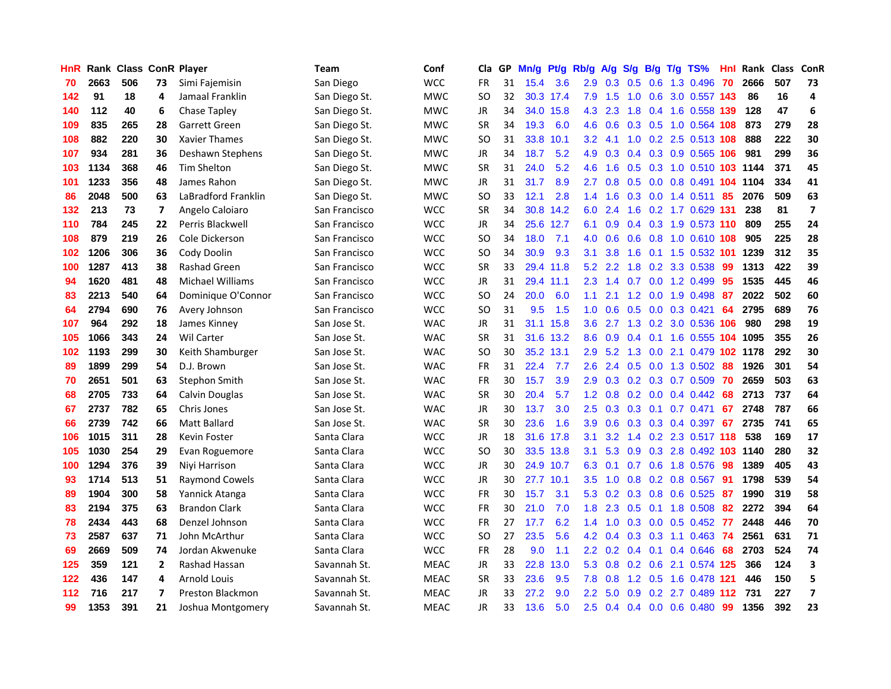| HnR | Rank | Class | ConR | Player | Team | Conf | Cla | GP | Mn/g | Pt/g | Rb/g | A/g | S/g | B/g | T/g | TS% | HnI | Rank | Class | ConR |
|---|---|---|---|---|---|---|---|---|---|---|---|---|---|---|---|---|---|---|---|---|
| 70 | 2663 | 506 | 73 | Simi Fajemisin | San Diego | WCC | FR | 31 | 15.4 | 3.6 | 2.9 | 0.3 | 0.5 | 0.6 | 1.3 | 0.496 | 70 | 2666 | 507 | 73 |
| 142 | 91 | 18 | 4 | Jamaal Franklin | San Diego St. | MWC | SO | 32 | 30.3 | 17.4 | 7.9 | 1.5 | 1.0 | 0.6 | 3.0 | 0.557 | 143 | 86 | 16 | 4 |
| 140 | 112 | 40 | 6 | Chase Tapley | San Diego St. | MWC | JR | 34 | 34.0 | 15.8 | 4.3 | 2.3 | 1.8 | 0.4 | 1.6 | 0.558 | 139 | 128 | 47 | 6 |
| 109 | 835 | 265 | 28 | Garrett Green | San Diego St. | MWC | SR | 34 | 19.3 | 6.0 | 4.6 | 0.6 | 0.3 | 0.5 | 1.0 | 0.564 | 108 | 873 | 279 | 28 |
| 108 | 882 | 220 | 30 | Xavier Thames | San Diego St. | MWC | SO | 31 | 33.8 | 10.1 | 3.2 | 4.1 | 1.0 | 0.2 | 2.5 | 0.513 | 108 | 888 | 222 | 30 |
| 107 | 934 | 281 | 36 | Deshawn Stephens | San Diego St. | MWC | JR | 34 | 18.7 | 5.2 | 4.9 | 0.3 | 0.4 | 0.3 | 0.9 | 0.565 | 106 | 981 | 299 | 36 |
| 103 | 1134 | 368 | 46 | Tim Shelton | San Diego St. | MWC | SR | 31 | 24.0 | 5.2 | 4.6 | 1.6 | 0.5 | 0.3 | 1.0 | 0.510 | 103 | 1144 | 371 | 45 |
| 101 | 1233 | 356 | 48 | James Rahon | San Diego St. | MWC | JR | 31 | 31.7 | 8.9 | 2.7 | 0.8 | 0.5 | 0.0 | 0.8 | 0.491 | 104 | 1104 | 334 | 41 |
| 86 | 2048 | 500 | 63 | LaBradford Franklin | San Diego St. | MWC | SO | 33 | 12.1 | 2.8 | 1.4 | 1.6 | 0.3 | 0.0 | 1.4 | 0.511 | 85 | 2076 | 509 | 63 |
| 132 | 213 | 73 | 7 | Angelo Caloiaro | San Francisco | WCC | SR | 34 | 30.8 | 14.2 | 6.0 | 2.4 | 1.6 | 0.2 | 1.7 | 0.629 | 131 | 238 | 81 | 7 |
| 110 | 784 | 245 | 22 | Perris Blackwell | San Francisco | WCC | JR | 34 | 25.6 | 12.7 | 6.1 | 0.9 | 0.4 | 0.3 | 1.9 | 0.573 | 110 | 809 | 255 | 24 |
| 108 | 879 | 219 | 26 | Cole Dickerson | San Francisco | WCC | SO | 34 | 18.0 | 7.1 | 4.0 | 0.6 | 0.6 | 0.8 | 1.0 | 0.610 | 108 | 905 | 225 | 28 |
| 102 | 1206 | 306 | 36 | Cody Doolin | San Francisco | WCC | SO | 34 | 30.9 | 9.3 | 3.1 | 3.8 | 1.6 | 0.1 | 1.5 | 0.532 | 101 | 1239 | 312 | 35 |
| 100 | 1287 | 413 | 38 | Rashad Green | San Francisco | WCC | SR | 33 | 29.4 | 11.8 | 5.2 | 2.2 | 1.8 | 0.2 | 3.3 | 0.538 | 99 | 1313 | 422 | 39 |
| 94 | 1620 | 481 | 48 | Michael Williams | San Francisco | WCC | JR | 31 | 29.4 | 11.1 | 2.3 | 1.4 | 0.7 | 0.0 | 1.2 | 0.499 | 95 | 1535 | 445 | 46 |
| 83 | 2213 | 540 | 64 | Dominique O'Connor | San Francisco | WCC | SO | 24 | 20.0 | 6.0 | 1.1 | 2.1 | 1.2 | 0.0 | 1.9 | 0.498 | 87 | 2022 | 502 | 60 |
| 64 | 2794 | 690 | 76 | Avery Johnson | San Francisco | WCC | SO | 31 | 9.5 | 1.5 | 1.0 | 0.6 | 0.5 | 0.0 | 0.3 | 0.421 | 64 | 2795 | 689 | 76 |
| 107 | 964 | 292 | 18 | James Kinney | San Jose St. | WAC | JR | 31 | 31.1 | 15.8 | 3.6 | 2.7 | 1.3 | 0.2 | 3.0 | 0.536 | 106 | 980 | 298 | 19 |
| 105 | 1066 | 343 | 24 | Wil Carter | San Jose St. | WAC | SR | 31 | 31.6 | 13.2 | 8.6 | 0.9 | 0.4 | 0.1 | 1.6 | 0.555 | 104 | 1095 | 355 | 26 |
| 102 | 1193 | 299 | 30 | Keith Shamburger | San Jose St. | WAC | SO | 30 | 35.2 | 13.1 | 2.9 | 5.2 | 1.3 | 0.0 | 2.1 | 0.479 | 102 | 1178 | 292 | 30 |
| 89 | 1899 | 299 | 54 | D.J. Brown | San Jose St. | WAC | FR | 31 | 22.4 | 7.7 | 2.6 | 2.4 | 0.5 | 0.0 | 1.3 | 0.502 | 88 | 1926 | 301 | 54 |
| 70 | 2651 | 501 | 63 | Stephon Smith | San Jose St. | WAC | FR | 30 | 15.7 | 3.9 | 2.9 | 0.3 | 0.2 | 0.3 | 0.7 | 0.509 | 70 | 2659 | 503 | 63 |
| 68 | 2705 | 733 | 64 | Calvin Douglas | San Jose St. | WAC | SR | 30 | 20.4 | 5.7 | 1.2 | 0.8 | 0.2 | 0.0 | 0.4 | 0.442 | 68 | 2713 | 737 | 64 |
| 67 | 2737 | 782 | 65 | Chris Jones | San Jose St. | WAC | JR | 30 | 13.7 | 3.0 | 2.5 | 0.3 | 0.3 | 0.1 | 0.7 | 0.471 | 67 | 2748 | 787 | 66 |
| 66 | 2739 | 742 | 66 | Matt Ballard | San Jose St. | WAC | SR | 30 | 23.6 | 1.6 | 3.9 | 0.6 | 0.3 | 0.3 | 0.4 | 0.397 | 67 | 2735 | 741 | 65 |
| 106 | 1015 | 311 | 28 | Kevin Foster | Santa Clara | WCC | JR | 18 | 31.6 | 17.8 | 3.1 | 3.2 | 1.4 | 0.2 | 2.3 | 0.517 | 118 | 538 | 169 | 17 |
| 105 | 1030 | 254 | 29 | Evan Roguemore | Santa Clara | WCC | SO | 30 | 33.5 | 13.8 | 3.1 | 5.3 | 0.9 | 0.3 | 2.8 | 0.492 | 103 | 1140 | 280 | 32 |
| 100 | 1294 | 376 | 39 | Niyi Harrison | Santa Clara | WCC | JR | 30 | 24.9 | 10.7 | 6.3 | 0.1 | 0.7 | 0.6 | 1.8 | 0.576 | 98 | 1389 | 405 | 43 |
| 93 | 1714 | 513 | 51 | Raymond Cowels | Santa Clara | WCC | JR | 30 | 27.7 | 10.1 | 3.5 | 1.0 | 0.8 | 0.2 | 0.8 | 0.567 | 91 | 1798 | 539 | 54 |
| 89 | 1904 | 300 | 58 | Yannick Atanga | Santa Clara | WCC | FR | 30 | 15.7 | 3.1 | 5.3 | 0.2 | 0.3 | 0.8 | 0.6 | 0.525 | 87 | 1990 | 319 | 58 |
| 83 | 2194 | 375 | 63 | Brandon Clark | Santa Clara | WCC | FR | 30 | 21.0 | 7.0 | 1.8 | 2.3 | 0.5 | 0.1 | 1.8 | 0.508 | 82 | 2272 | 394 | 64 |
| 78 | 2434 | 443 | 68 | Denzel Johnson | Santa Clara | WCC | FR | 27 | 17.7 | 6.2 | 1.4 | 1.0 | 0.3 | 0.0 | 0.5 | 0.452 | 77 | 2448 | 446 | 70 |
| 73 | 2587 | 637 | 71 | John McArthur | Santa Clara | WCC | SO | 27 | 23.5 | 5.6 | 4.2 | 0.4 | 0.3 | 0.3 | 1.1 | 0.463 | 74 | 2561 | 631 | 71 |
| 69 | 2669 | 509 | 74 | Jordan Akwenuke | Santa Clara | WCC | FR | 28 | 9.0 | 1.1 | 2.2 | 0.2 | 0.4 | 0.1 | 0.4 | 0.646 | 68 | 2703 | 524 | 74 |
| 125 | 359 | 121 | 2 | Rashad Hassan | Savannah St. | MEAC | JR | 33 | 22.8 | 13.0 | 5.3 | 0.8 | 0.2 | 0.6 | 2.1 | 0.574 | 125 | 366 | 124 | 3 |
| 122 | 436 | 147 | 4 | Arnold Louis | Savannah St. | MEAC | SR | 33 | 23.6 | 9.5 | 7.8 | 0.8 | 1.2 | 0.5 | 1.6 | 0.478 | 121 | 446 | 150 | 5 |
| 112 | 716 | 217 | 7 | Preston Blackmon | Savannah St. | MEAC | JR | 33 | 27.2 | 9.0 | 2.2 | 5.0 | 0.9 | 0.2 | 2.7 | 0.489 | 112 | 731 | 227 | 7 |
| 99 | 1353 | 391 | 21 | Joshua Montgomery | Savannah St. | MEAC | JR | 33 | 13.6 | 5.0 | 2.5 | 0.4 | 0.4 | 0.0 | 0.6 | 0.480 | 99 | 1356 | 392 | 23 |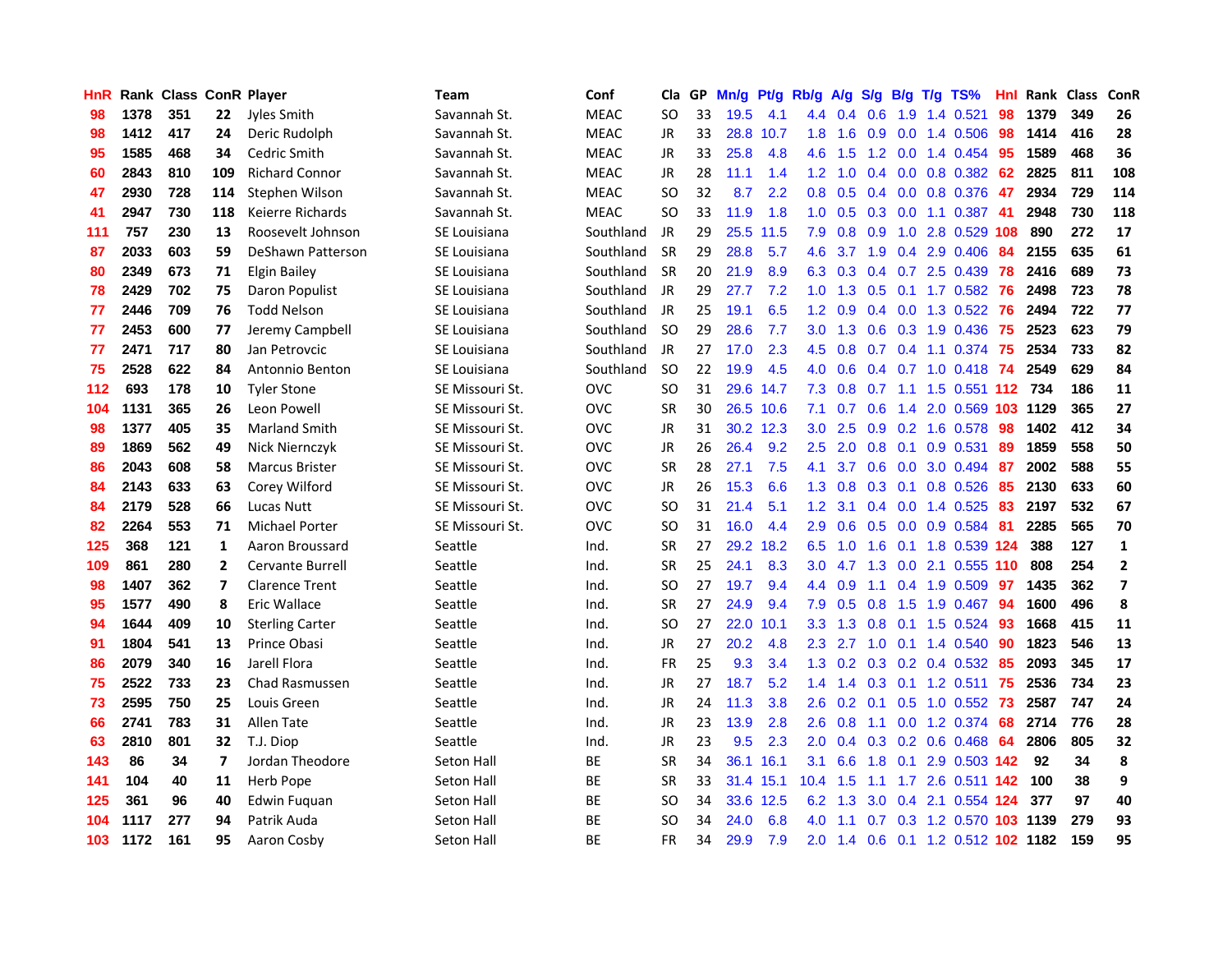| HnR | Rank | Class | ConR | Player | Team | Conf | Cla | GP | Mn/g | Pt/g | Rb/g | A/g | S/g | B/g | T/g | TS% | HnI | Rank | Class | ConR |
|---|---|---|---|---|---|---|---|---|---|---|---|---|---|---|---|---|---|---|---|---|
| 98 | 1378 | 351 | 22 | Jyles Smith | Savannah St. | MEAC | SO | 33 | 19.5 | 4.1 | 4.4 | 0.4 | 0.6 | 1.9 | 1.4 | 0.521 | 98 | 1379 | 349 | 26 |
| 98 | 1412 | 417 | 24 | Deric Rudolph | Savannah St. | MEAC | JR | 33 | 28.8 | 10.7 | 1.8 | 1.6 | 0.9 | 0.0 | 1.4 | 0.506 | 98 | 1414 | 416 | 28 |
| 95 | 1585 | 468 | 34 | Cedric Smith | Savannah St. | MEAC | JR | 33 | 25.8 | 4.8 | 4.6 | 1.5 | 1.2 | 0.0 | 1.4 | 0.454 | 95 | 1589 | 468 | 36 |
| 60 | 2843 | 810 | 109 | Richard Connor | Savannah St. | MEAC | JR | 28 | 11.1 | 1.4 | 1.2 | 1.0 | 0.4 | 0.0 | 0.8 | 0.382 | 62 | 2825 | 811 | 108 |
| 47 | 2930 | 728 | 114 | Stephen Wilson | Savannah St. | MEAC | SO | 32 | 8.7 | 2.2 | 0.8 | 0.5 | 0.4 | 0.0 | 0.8 | 0.376 | 47 | 2934 | 729 | 114 |
| 41 | 2947 | 730 | 118 | Keierre Richards | Savannah St. | MEAC | SO | 33 | 11.9 | 1.8 | 1.0 | 0.5 | 0.3 | 0.0 | 1.1 | 0.387 | 41 | 2948 | 730 | 118 |
| 111 | 757 | 230 | 13 | Roosevelt Johnson | SE Louisiana | Southland | JR | 29 | 25.5 | 11.5 | 7.9 | 0.8 | 0.9 | 1.0 | 2.8 | 0.529 | 108 | 890 | 272 | 17 |
| 87 | 2033 | 603 | 59 | DeShawn Patterson | SE Louisiana | Southland | SR | 29 | 28.8 | 5.7 | 4.6 | 3.7 | 1.9 | 0.4 | 2.9 | 0.406 | 84 | 2155 | 635 | 61 |
| 80 | 2349 | 673 | 71 | Elgin Bailey | SE Louisiana | Southland | SR | 20 | 21.9 | 8.9 | 6.3 | 0.3 | 0.4 | 0.7 | 2.5 | 0.439 | 78 | 2416 | 689 | 73 |
| 78 | 2429 | 702 | 75 | Daron Populist | SE Louisiana | Southland | JR | 29 | 27.7 | 7.2 | 1.0 | 1.3 | 0.5 | 0.1 | 1.7 | 0.582 | 76 | 2498 | 723 | 78 |
| 77 | 2446 | 709 | 76 | Todd Nelson | SE Louisiana | Southland | JR | 25 | 19.1 | 6.5 | 1.2 | 0.9 | 0.4 | 0.0 | 1.3 | 0.522 | 76 | 2494 | 722 | 77 |
| 77 | 2453 | 600 | 77 | Jeremy Campbell | SE Louisiana | Southland | SO | 29 | 28.6 | 7.7 | 3.0 | 1.3 | 0.6 | 0.3 | 1.9 | 0.436 | 75 | 2523 | 623 | 79 |
| 77 | 2471 | 717 | 80 | Jan Petrovcic | SE Louisiana | Southland | JR | 27 | 17.0 | 2.3 | 4.5 | 0.8 | 0.7 | 0.4 | 1.1 | 0.374 | 75 | 2534 | 733 | 82 |
| 75 | 2528 | 622 | 84 | Antonnio Benton | SE Louisiana | Southland | SO | 22 | 19.9 | 4.5 | 4.0 | 0.6 | 0.4 | 0.7 | 1.0 | 0.418 | 74 | 2549 | 629 | 84 |
| 112 | 693 | 178 | 10 | Tyler Stone | SE Missouri St. | OVC | SO | 31 | 29.6 | 14.7 | 7.3 | 0.8 | 0.7 | 1.1 | 1.5 | 0.551 | 112 | 734 | 186 | 11 |
| 104 | 1131 | 365 | 26 | Leon Powell | SE Missouri St. | OVC | SR | 30 | 26.5 | 10.6 | 7.1 | 0.7 | 0.6 | 1.4 | 2.0 | 0.569 | 103 | 1129 | 365 | 27 |
| 98 | 1377 | 405 | 35 | Marland Smith | SE Missouri St. | OVC | JR | 31 | 30.2 | 12.3 | 3.0 | 2.5 | 0.9 | 0.2 | 1.6 | 0.578 | 98 | 1402 | 412 | 34 |
| 89 | 1869 | 562 | 49 | Nick Niernczyk | SE Missouri St. | OVC | JR | 26 | 26.4 | 9.2 | 2.5 | 2.0 | 0.8 | 0.1 | 0.9 | 0.531 | 89 | 1859 | 558 | 50 |
| 86 | 2043 | 608 | 58 | Marcus Brister | SE Missouri St. | OVC | SR | 28 | 27.1 | 7.5 | 4.1 | 3.7 | 0.6 | 0.0 | 3.0 | 0.494 | 87 | 2002 | 588 | 55 |
| 84 | 2143 | 633 | 63 | Corey Wilford | SE Missouri St. | OVC | JR | 26 | 15.3 | 6.6 | 1.3 | 0.8 | 0.3 | 0.1 | 0.8 | 0.526 | 85 | 2130 | 633 | 60 |
| 84 | 2179 | 528 | 66 | Lucas Nutt | SE Missouri St. | OVC | SO | 31 | 21.4 | 5.1 | 1.2 | 3.1 | 0.4 | 0.0 | 1.4 | 0.525 | 83 | 2197 | 532 | 67 |
| 82 | 2264 | 553 | 71 | Michael Porter | SE Missouri St. | OVC | SO | 31 | 16.0 | 4.4 | 2.9 | 0.6 | 0.5 | 0.0 | 0.9 | 0.584 | 81 | 2285 | 565 | 70 |
| 125 | 368 | 121 | 1 | Aaron Broussard | Seattle | Ind. | SR | 27 | 29.2 | 18.2 | 6.5 | 1.0 | 1.6 | 0.1 | 1.8 | 0.539 | 124 | 388 | 127 | 1 |
| 109 | 861 | 280 | 2 | Cervante Burrell | Seattle | Ind. | SR | 25 | 24.1 | 8.3 | 3.0 | 4.7 | 1.3 | 0.0 | 2.1 | 0.555 | 110 | 808 | 254 | 2 |
| 98 | 1407 | 362 | 7 | Clarence Trent | Seattle | Ind. | SO | 27 | 19.7 | 9.4 | 4.4 | 0.9 | 1.1 | 0.4 | 1.9 | 0.509 | 97 | 1435 | 362 | 7 |
| 95 | 1577 | 490 | 8 | Eric Wallace | Seattle | Ind. | SR | 27 | 24.9 | 9.4 | 7.9 | 0.5 | 0.8 | 1.5 | 1.9 | 0.467 | 94 | 1600 | 496 | 8 |
| 94 | 1644 | 409 | 10 | Sterling Carter | Seattle | Ind. | SO | 27 | 22.0 | 10.1 | 3.3 | 1.3 | 0.8 | 0.1 | 1.5 | 0.524 | 93 | 1668 | 415 | 11 |
| 91 | 1804 | 541 | 13 | Prince Obasi | Seattle | Ind. | JR | 27 | 20.2 | 4.8 | 2.3 | 2.7 | 1.0 | 0.1 | 1.4 | 0.540 | 90 | 1823 | 546 | 13 |
| 86 | 2079 | 340 | 16 | Jarell Flora | Seattle | Ind. | FR | 25 | 9.3 | 3.4 | 1.3 | 0.2 | 0.3 | 0.2 | 0.4 | 0.532 | 85 | 2093 | 345 | 17 |
| 75 | 2522 | 733 | 23 | Chad Rasmussen | Seattle | Ind. | JR | 27 | 18.7 | 5.2 | 1.4 | 1.4 | 0.3 | 0.1 | 1.2 | 0.511 | 75 | 2536 | 734 | 23 |
| 73 | 2595 | 750 | 25 | Louis Green | Seattle | Ind. | JR | 24 | 11.3 | 3.8 | 2.6 | 0.2 | 0.1 | 0.5 | 1.0 | 0.552 | 73 | 2587 | 747 | 24 |
| 66 | 2741 | 783 | 31 | Allen Tate | Seattle | Ind. | JR | 23 | 13.9 | 2.8 | 2.6 | 0.8 | 1.1 | 0.0 | 1.2 | 0.374 | 68 | 2714 | 776 | 28 |
| 63 | 2810 | 801 | 32 | T.J. Diop | Seattle | Ind. | JR | 23 | 9.5 | 2.3 | 2.0 | 0.4 | 0.3 | 0.2 | 0.6 | 0.468 | 64 | 2806 | 805 | 32 |
| 143 | 86 | 34 | 7 | Jordan Theodore | Seton Hall | BE | SR | 34 | 36.1 | 16.1 | 3.1 | 6.6 | 1.8 | 0.1 | 2.9 | 0.503 | 142 | 92 | 34 | 8 |
| 141 | 104 | 40 | 11 | Herb Pope | Seton Hall | BE | SR | 33 | 31.4 | 15.1 | 10.4 | 1.5 | 1.1 | 1.7 | 2.6 | 0.511 | 142 | 100 | 38 | 9 |
| 125 | 361 | 96 | 40 | Edwin Fuquan | Seton Hall | BE | SO | 34 | 33.6 | 12.5 | 6.2 | 1.3 | 3.0 | 0.4 | 2.1 | 0.554 | 124 | 377 | 97 | 40 |
| 104 | 1117 | 277 | 94 | Patrik Auda | Seton Hall | BE | SO | 34 | 24.0 | 6.8 | 4.0 | 1.1 | 0.7 | 0.3 | 1.2 | 0.570 | 103 | 1139 | 279 | 93 |
| 103 | 1172 | 161 | 95 | Aaron Cosby | Seton Hall | BE | FR | 34 | 29.9 | 7.9 | 2.0 | 1.4 | 0.6 | 0.1 | 1.2 | 0.512 | 102 | 1182 | 159 | 95 |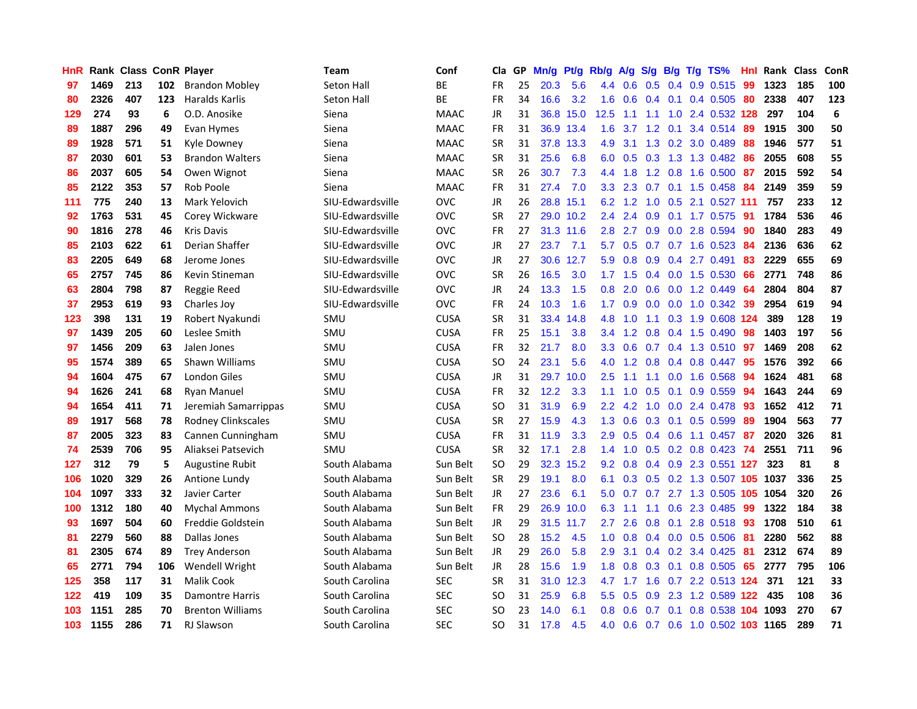| HnR | Rank | Class | ConR | Player | Team | Conf | Cla | GP | Mn/g | Pt/g | Rb/g | A/g | S/g | B/g | T/g | TS% | HnI | Rank | Class | ConR |
|---|---|---|---|---|---|---|---|---|---|---|---|---|---|---|---|---|---|---|---|---|
| 97 | 1469 | 213 | 102 | Brandon Mobley | Seton Hall | BE | FR | 25 | 20.3 | 5.6 | 4.4 | 0.6 | 0.5 | 0.4 | 0.9 | 0.515 | 99 | 1323 | 185 | 100 |
| 80 | 2326 | 407 | 123 | Haralds Karlis | Seton Hall | BE | FR | 34 | 16.6 | 3.2 | 1.6 | 0.6 | 0.4 | 0.1 | 0.4 | 0.505 | 80 | 2338 | 407 | 123 |
| 129 | 274 | 93 | 6 | O.D. Anosike | Siena | MAAC | JR | 31 | 36.8 | 15.0 | 12.5 | 1.1 | 1.1 | 1.0 | 2.4 | 0.532 | 128 | 297 | 104 | 6 |
| 89 | 1887 | 296 | 49 | Evan Hymes | Siena | MAAC | FR | 31 | 36.9 | 13.4 | 1.6 | 3.7 | 1.2 | 0.1 | 3.4 | 0.514 | 89 | 1915 | 300 | 50 |
| 89 | 1928 | 571 | 51 | Kyle Downey | Siena | MAAC | SR | 31 | 37.8 | 13.3 | 4.9 | 3.1 | 1.3 | 0.2 | 3.0 | 0.489 | 88 | 1946 | 577 | 51 |
| 87 | 2030 | 601 | 53 | Brandon Walters | Siena | MAAC | SR | 31 | 25.6 | 6.8 | 6.0 | 0.5 | 0.3 | 1.3 | 1.3 | 0.482 | 86 | 2055 | 608 | 55 |
| 86 | 2037 | 605 | 54 | Owen Wignot | Siena | MAAC | SR | 26 | 30.7 | 7.3 | 4.4 | 1.8 | 1.2 | 0.8 | 1.6 | 0.500 | 87 | 2015 | 592 | 54 |
| 85 | 2122 | 353 | 57 | Rob Poole | Siena | MAAC | FR | 31 | 27.4 | 7.0 | 3.3 | 2.3 | 0.7 | 0.1 | 1.5 | 0.458 | 84 | 2149 | 359 | 59 |
| 111 | 775 | 240 | 13 | Mark Yelovich | SIU-Edwardsville | OVC | JR | 26 | 28.8 | 15.1 | 6.2 | 1.2 | 1.0 | 0.5 | 2.1 | 0.527 | 111 | 757 | 233 | 12 |
| 92 | 1763 | 531 | 45 | Corey Wickware | SIU-Edwardsville | OVC | SR | 27 | 29.0 | 10.2 | 2.4 | 2.4 | 0.9 | 0.1 | 1.7 | 0.575 | 91 | 1784 | 536 | 46 |
| 90 | 1816 | 278 | 46 | Kris Davis | SIU-Edwardsville | OVC | FR | 27 | 31.3 | 11.6 | 2.8 | 2.7 | 0.9 | 0.0 | 2.8 | 0.594 | 90 | 1840 | 283 | 49 |
| 85 | 2103 | 622 | 61 | Derian Shaffer | SIU-Edwardsville | OVC | JR | 27 | 23.7 | 7.1 | 5.7 | 0.5 | 0.7 | 0.7 | 1.6 | 0.523 | 84 | 2136 | 636 | 62 |
| 83 | 2205 | 649 | 68 | Jerome Jones | SIU-Edwardsville | OVC | JR | 27 | 30.6 | 12.7 | 5.9 | 0.8 | 0.9 | 0.4 | 2.7 | 0.491 | 83 | 2229 | 655 | 69 |
| 65 | 2757 | 745 | 86 | Kevin Stineman | SIU-Edwardsville | OVC | SR | 26 | 16.5 | 3.0 | 1.7 | 1.5 | 0.4 | 0.0 | 1.5 | 0.530 | 66 | 2771 | 748 | 86 |
| 63 | 2804 | 798 | 87 | Reggie Reed | SIU-Edwardsville | OVC | JR | 24 | 13.3 | 1.5 | 0.8 | 2.0 | 0.6 | 0.0 | 1.2 | 0.449 | 64 | 2804 | 804 | 87 |
| 37 | 2953 | 619 | 93 | Charles Joy | SIU-Edwardsville | OVC | FR | 24 | 10.3 | 1.6 | 1.7 | 0.9 | 0.0 | 0.0 | 1.0 | 0.342 | 39 | 2954 | 619 | 94 |
| 123 | 398 | 131 | 19 | Robert Nyakundi | SMU | CUSA | SR | 31 | 33.4 | 14.8 | 4.8 | 1.0 | 1.1 | 0.3 | 1.9 | 0.608 | 124 | 389 | 128 | 19 |
| 97 | 1439 | 205 | 60 | Leslee Smith | SMU | CUSA | FR | 25 | 15.1 | 3.8 | 3.4 | 1.2 | 0.8 | 0.4 | 1.5 | 0.490 | 98 | 1403 | 197 | 56 |
| 97 | 1456 | 209 | 63 | Jalen Jones | SMU | CUSA | FR | 32 | 21.7 | 8.0 | 3.3 | 0.6 | 0.7 | 0.4 | 1.3 | 0.510 | 97 | 1469 | 208 | 62 |
| 95 | 1574 | 389 | 65 | Shawn Williams | SMU | CUSA | SO | 24 | 23.1 | 5.6 | 4.0 | 1.2 | 0.8 | 0.4 | 0.8 | 0.447 | 95 | 1576 | 392 | 66 |
| 94 | 1604 | 475 | 67 | London Giles | SMU | CUSA | JR | 31 | 29.7 | 10.0 | 2.5 | 1.1 | 1.1 | 0.0 | 1.6 | 0.568 | 94 | 1624 | 481 | 68 |
| 94 | 1626 | 241 | 68 | Ryan Manuel | SMU | CUSA | FR | 32 | 12.2 | 3.3 | 1.1 | 1.0 | 0.5 | 0.1 | 0.9 | 0.559 | 94 | 1643 | 244 | 69 |
| 94 | 1654 | 411 | 71 | Jeremiah Samarrippas | SMU | CUSA | SO | 31 | 31.9 | 6.9 | 2.2 | 4.2 | 1.0 | 0.0 | 2.4 | 0.478 | 93 | 1652 | 412 | 71 |
| 89 | 1917 | 568 | 78 | Rodney Clinkscales | SMU | CUSA | SR | 27 | 15.9 | 4.3 | 1.3 | 0.6 | 0.3 | 0.1 | 0.5 | 0.599 | 89 | 1904 | 563 | 77 |
| 87 | 2005 | 323 | 83 | Cannen Cunningham | SMU | CUSA | FR | 31 | 11.9 | 3.3 | 2.9 | 0.5 | 0.4 | 0.6 | 1.1 | 0.457 | 87 | 2020 | 326 | 81 |
| 74 | 2539 | 706 | 95 | Aliaksei Patsevich | SMU | CUSA | SR | 32 | 17.1 | 2.8 | 1.4 | 1.0 | 0.5 | 0.2 | 0.8 | 0.423 | 74 | 2551 | 711 | 96 |
| 127 | 312 | 79 | 5 | Augustine Rubit | South Alabama | Sun Belt | SO | 29 | 32.3 | 15.2 | 9.2 | 0.8 | 0.4 | 0.9 | 2.3 | 0.551 | 127 | 323 | 81 | 8 |
| 106 | 1020 | 329 | 26 | Antione Lundy | South Alabama | Sun Belt | SR | 29 | 19.1 | 8.0 | 6.1 | 0.3 | 0.5 | 0.2 | 1.3 | 0.507 | 105 | 1037 | 336 | 25 |
| 104 | 1097 | 333 | 32 | Javier Carter | South Alabama | Sun Belt | JR | 27 | 23.6 | 6.1 | 5.0 | 0.7 | 0.7 | 2.7 | 1.3 | 0.505 | 105 | 1054 | 320 | 26 |
| 100 | 1312 | 180 | 40 | Mychal Ammons | South Alabama | Sun Belt | FR | 29 | 26.9 | 10.0 | 6.3 | 1.1 | 1.1 | 0.6 | 2.3 | 0.485 | 99 | 1322 | 184 | 38 |
| 93 | 1697 | 504 | 60 | Freddie Goldstein | South Alabama | Sun Belt | JR | 29 | 31.5 | 11.7 | 2.7 | 2.6 | 0.8 | 0.1 | 2.8 | 0.518 | 93 | 1708 | 510 | 61 |
| 81 | 2279 | 560 | 88 | Dallas Jones | South Alabama | Sun Belt | SO | 28 | 15.2 | 4.5 | 1.0 | 0.8 | 0.4 | 0.0 | 0.5 | 0.506 | 81 | 2280 | 562 | 88 |
| 81 | 2305 | 674 | 89 | Trey Anderson | South Alabama | Sun Belt | JR | 29 | 26.0 | 5.8 | 2.9 | 3.1 | 0.4 | 0.2 | 3.4 | 0.425 | 81 | 2312 | 674 | 89 |
| 65 | 2771 | 794 | 106 | Wendell Wright | South Alabama | Sun Belt | JR | 28 | 15.6 | 1.9 | 1.8 | 0.8 | 0.3 | 0.1 | 0.8 | 0.505 | 65 | 2777 | 795 | 106 |
| 125 | 358 | 117 | 31 | Malik Cook | South Carolina | SEC | SR | 31 | 31.0 | 12.3 | 4.7 | 1.7 | 1.6 | 0.7 | 2.2 | 0.513 | 124 | 371 | 121 | 33 |
| 122 | 419 | 109 | 35 | Damontre Harris | South Carolina | SEC | SO | 31 | 25.9 | 6.8 | 5.5 | 0.5 | 0.9 | 2.3 | 1.2 | 0.589 | 122 | 435 | 108 | 36 |
| 103 | 1151 | 285 | 70 | Brenton Williams | South Carolina | SEC | SO | 23 | 14.0 | 6.1 | 0.8 | 0.6 | 0.7 | 0.1 | 0.8 | 0.538 | 104 | 1093 | 270 | 67 |
| 103 | 1155 | 286 | 71 | RJ Slawson | South Carolina | SEC | SO | 31 | 17.8 | 4.5 | 4.0 | 0.6 | 0.7 | 0.6 | 1.0 | 0.502 | 103 | 1165 | 289 | 71 |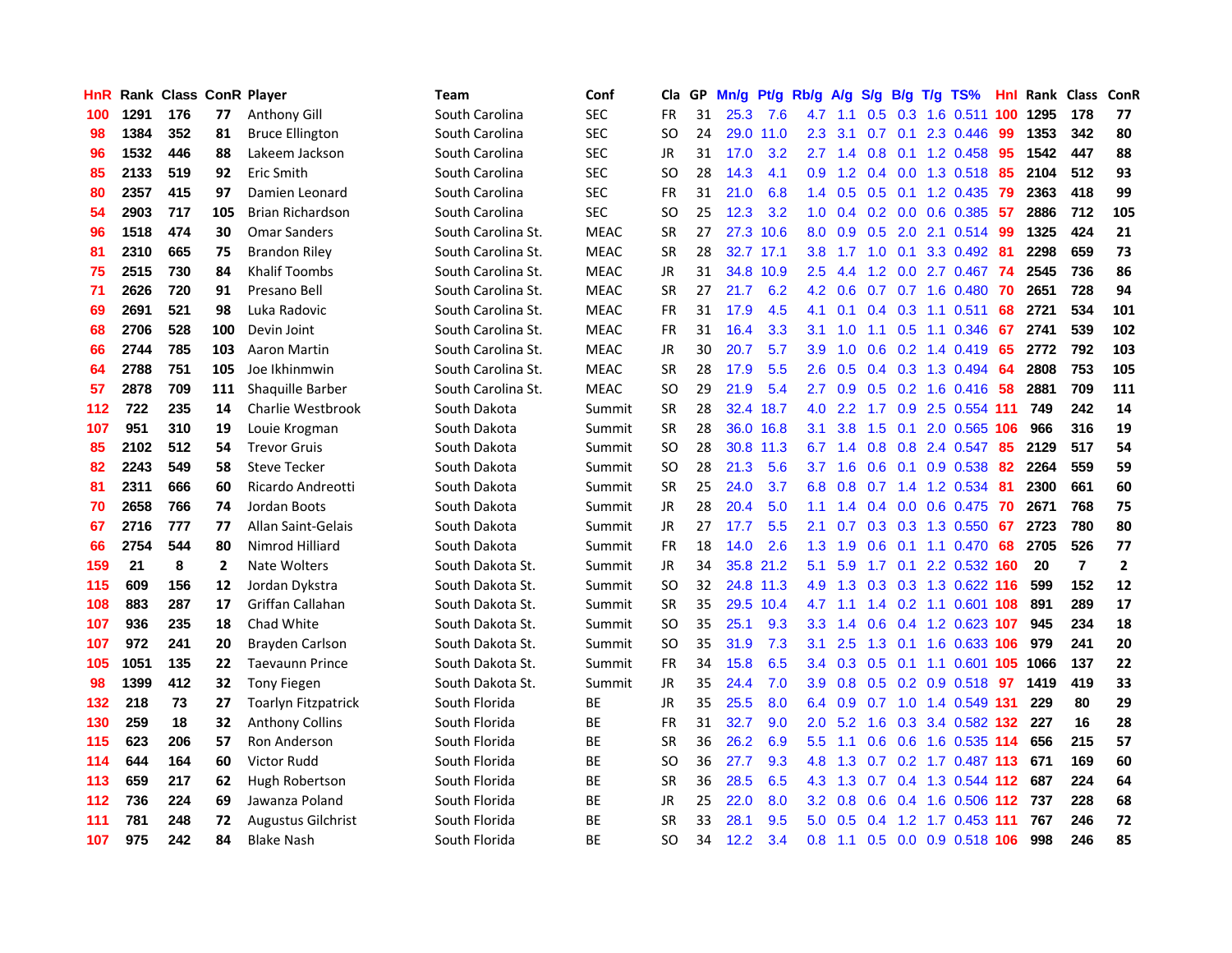| HnR | Rank | Class | ConR | Player | Team | Conf | Cla | GP | Mn/g | Pt/g | Rb/g | A/g | S/g | B/g | T/g | TS% | Hnl | Rank | Class | ConR |
|---|---|---|---|---|---|---|---|---|---|---|---|---|---|---|---|---|---|---|---|---|
| 100 | 1291 | 176 | 77 | Anthony Gill | South Carolina | SEC | FR | 31 | 25.3 | 7.6 | 4.7 | 1.1 | 0.5 | 0.3 | 1.6 | 0.511 | 100 | 1295 | 178 | 77 |
| 98 | 1384 | 352 | 81 | Bruce Ellington | South Carolina | SEC | SO | 24 | 29.0 | 11.0 | 2.3 | 3.1 | 0.7 | 0.1 | 2.3 | 0.446 | 99 | 1353 | 342 | 80 |
| 96 | 1532 | 446 | 88 | Lakeem Jackson | South Carolina | SEC | JR | 31 | 17.0 | 3.2 | 2.7 | 1.4 | 0.8 | 0.1 | 1.2 | 0.458 | 95 | 1542 | 447 | 88 |
| 85 | 2133 | 519 | 92 | Eric Smith | South Carolina | SEC | SO | 28 | 14.3 | 4.1 | 0.9 | 1.2 | 0.4 | 0.0 | 1.3 | 0.518 | 85 | 2104 | 512 | 93 |
| 80 | 2357 | 415 | 97 | Damien Leonard | South Carolina | SEC | FR | 31 | 21.0 | 6.8 | 1.4 | 0.5 | 0.5 | 0.1 | 1.2 | 0.435 | 79 | 2363 | 418 | 99 |
| 54 | 2903 | 717 | 105 | Brian Richardson | South Carolina | SEC | SO | 25 | 12.3 | 3.2 | 1.0 | 0.4 | 0.2 | 0.0 | 0.6 | 0.385 | 57 | 2886 | 712 | 105 |
| 96 | 1518 | 474 | 30 | Omar Sanders | South Carolina St. | MEAC | SR | 27 | 27.3 | 10.6 | 8.0 | 0.9 | 0.5 | 2.0 | 2.1 | 0.514 | 99 | 1325 | 424 | 21 |
| 81 | 2310 | 665 | 75 | Brandon Riley | South Carolina St. | MEAC | SR | 28 | 32.7 | 17.1 | 3.8 | 1.7 | 1.0 | 0.1 | 3.3 | 0.492 | 81 | 2298 | 659 | 73 |
| 75 | 2515 | 730 | 84 | Khalif Toombs | South Carolina St. | MEAC | JR | 31 | 34.8 | 10.9 | 2.5 | 4.4 | 1.2 | 0.0 | 2.7 | 0.467 | 74 | 2545 | 736 | 86 |
| 71 | 2626 | 720 | 91 | Presano Bell | South Carolina St. | MEAC | SR | 27 | 21.7 | 6.2 | 4.2 | 0.6 | 0.7 | 0.7 | 1.6 | 0.480 | 70 | 2651 | 728 | 94 |
| 69 | 2691 | 521 | 98 | Luka Radovic | South Carolina St. | MEAC | FR | 31 | 17.9 | 4.5 | 4.1 | 0.1 | 0.4 | 0.3 | 1.1 | 0.511 | 68 | 2721 | 534 | 101 |
| 68 | 2706 | 528 | 100 | Devin Joint | South Carolina St. | MEAC | FR | 31 | 16.4 | 3.3 | 3.1 | 1.0 | 1.1 | 0.5 | 1.1 | 0.346 | 67 | 2741 | 539 | 102 |
| 66 | 2744 | 785 | 103 | Aaron Martin | South Carolina St. | MEAC | JR | 30 | 20.7 | 5.7 | 3.9 | 1.0 | 0.6 | 0.2 | 1.4 | 0.419 | 65 | 2772 | 792 | 103 |
| 64 | 2788 | 751 | 105 | Joe Ikhinmwin | South Carolina St. | MEAC | SR | 28 | 17.9 | 5.5 | 2.6 | 0.5 | 0.4 | 0.3 | 1.3 | 0.494 | 64 | 2808 | 753 | 105 |
| 57 | 2878 | 709 | 111 | Shaquille Barber | South Carolina St. | MEAC | SO | 29 | 21.9 | 5.4 | 2.7 | 0.9 | 0.5 | 0.2 | 1.6 | 0.416 | 58 | 2881 | 709 | 111 |
| 112 | 722 | 235 | 14 | Charlie Westbrook | South Dakota | Summit | SR | 28 | 32.4 | 18.7 | 4.0 | 2.2 | 1.7 | 0.9 | 2.5 | 0.554 | 111 | 749 | 242 | 14 |
| 107 | 951 | 310 | 19 | Louie Krogman | South Dakota | Summit | SR | 28 | 36.0 | 16.8 | 3.1 | 3.8 | 1.5 | 0.1 | 2.0 | 0.565 | 106 | 966 | 316 | 19 |
| 85 | 2102 | 512 | 54 | Trevor Gruis | South Dakota | Summit | SO | 28 | 30.8 | 11.3 | 6.7 | 1.4 | 0.8 | 0.8 | 2.4 | 0.547 | 85 | 2129 | 517 | 54 |
| 82 | 2243 | 549 | 58 | Steve Tecker | South Dakota | Summit | SO | 28 | 21.3 | 5.6 | 3.7 | 1.6 | 0.6 | 0.1 | 0.9 | 0.538 | 82 | 2264 | 559 | 59 |
| 81 | 2311 | 666 | 60 | Ricardo Andreotti | South Dakota | Summit | SR | 25 | 24.0 | 3.7 | 6.8 | 0.8 | 0.7 | 1.4 | 1.2 | 0.534 | 81 | 2300 | 661 | 60 |
| 70 | 2658 | 766 | 74 | Jordan Boots | South Dakota | Summit | JR | 28 | 20.4 | 5.0 | 1.1 | 1.4 | 0.4 | 0.0 | 0.6 | 0.475 | 70 | 2671 | 768 | 75 |
| 67 | 2716 | 777 | 77 | Allan Saint-Gelais | South Dakota | Summit | JR | 27 | 17.7 | 5.5 | 2.1 | 0.7 | 0.3 | 0.3 | 1.3 | 0.550 | 67 | 2723 | 780 | 80 |
| 66 | 2754 | 544 | 80 | Nimrod Hilliard | South Dakota | Summit | FR | 18 | 14.0 | 2.6 | 1.3 | 1.9 | 0.6 | 0.1 | 1.1 | 0.470 | 68 | 2705 | 526 | 77 |
| 159 | 21 | 8 | 2 | Nate Wolters | South Dakota St. | Summit | JR | 34 | 35.8 | 21.2 | 5.1 | 5.9 | 1.7 | 0.1 | 2.2 | 0.532 | 160 | 20 | 7 | 2 |
| 115 | 609 | 156 | 12 | Jordan Dykstra | South Dakota St. | Summit | SO | 32 | 24.8 | 11.3 | 4.9 | 1.3 | 0.3 | 0.3 | 1.3 | 0.622 | 116 | 599 | 152 | 12 |
| 108 | 883 | 287 | 17 | Griffan Callahan | South Dakota St. | Summit | SR | 35 | 29.5 | 10.4 | 4.7 | 1.1 | 1.4 | 0.2 | 1.1 | 0.601 | 108 | 891 | 289 | 17 |
| 107 | 936 | 235 | 18 | Chad White | South Dakota St. | Summit | SO | 35 | 25.1 | 9.3 | 3.3 | 1.4 | 0.6 | 0.4 | 1.2 | 0.623 | 107 | 945 | 234 | 18 |
| 107 | 972 | 241 | 20 | Brayden Carlson | South Dakota St. | Summit | SO | 35 | 31.9 | 7.3 | 3.1 | 2.5 | 1.3 | 0.1 | 1.6 | 0.633 | 106 | 979 | 241 | 20 |
| 105 | 1051 | 135 | 22 | Taevaunn Prince | South Dakota St. | Summit | FR | 34 | 15.8 | 6.5 | 3.4 | 0.3 | 0.5 | 0.1 | 1.1 | 0.601 | 105 | 1066 | 137 | 22 |
| 98 | 1399 | 412 | 32 | Tony Fiegen | South Dakota St. | Summit | JR | 35 | 24.4 | 7.0 | 3.9 | 0.8 | 0.5 | 0.2 | 0.9 | 0.518 | 97 | 1419 | 419 | 33 |
| 132 | 218 | 73 | 27 | Toarlyn Fitzpatrick | South Florida | BE | JR | 35 | 25.5 | 8.0 | 6.4 | 0.9 | 0.7 | 1.0 | 1.4 | 0.549 | 131 | 229 | 80 | 29 |
| 130 | 259 | 18 | 32 | Anthony Collins | South Florida | BE | FR | 31 | 32.7 | 9.0 | 2.0 | 5.2 | 1.6 | 0.3 | 3.4 | 0.582 | 132 | 227 | 16 | 28 |
| 115 | 623 | 206 | 57 | Ron Anderson | South Florida | BE | SR | 36 | 26.2 | 6.9 | 5.5 | 1.1 | 0.6 | 0.6 | 1.6 | 0.535 | 114 | 656 | 215 | 57 |
| 114 | 644 | 164 | 60 | Victor Rudd | South Florida | BE | SO | 36 | 27.7 | 9.3 | 4.8 | 1.3 | 0.7 | 0.2 | 1.7 | 0.487 | 113 | 671 | 169 | 60 |
| 113 | 659 | 217 | 62 | Hugh Robertson | South Florida | BE | SR | 36 | 28.5 | 6.5 | 4.3 | 1.3 | 0.7 | 0.4 | 1.3 | 0.544 | 112 | 687 | 224 | 64 |
| 112 | 736 | 224 | 69 | Jawanza Poland | South Florida | BE | JR | 25 | 22.0 | 8.0 | 3.2 | 0.8 | 0.6 | 0.4 | 1.6 | 0.506 | 112 | 737 | 228 | 68 |
| 111 | 781 | 248 | 72 | Augustus Gilchrist | South Florida | BE | SR | 33 | 28.1 | 9.5 | 5.0 | 0.5 | 0.4 | 1.2 | 1.7 | 0.453 | 111 | 767 | 246 | 72 |
| 107 | 975 | 242 | 84 | Blake Nash | South Florida | BE | SO | 34 | 12.2 | 3.4 | 0.8 | 1.1 | 0.5 | 0.0 | 0.9 | 0.518 | 106 | 998 | 246 | 85 |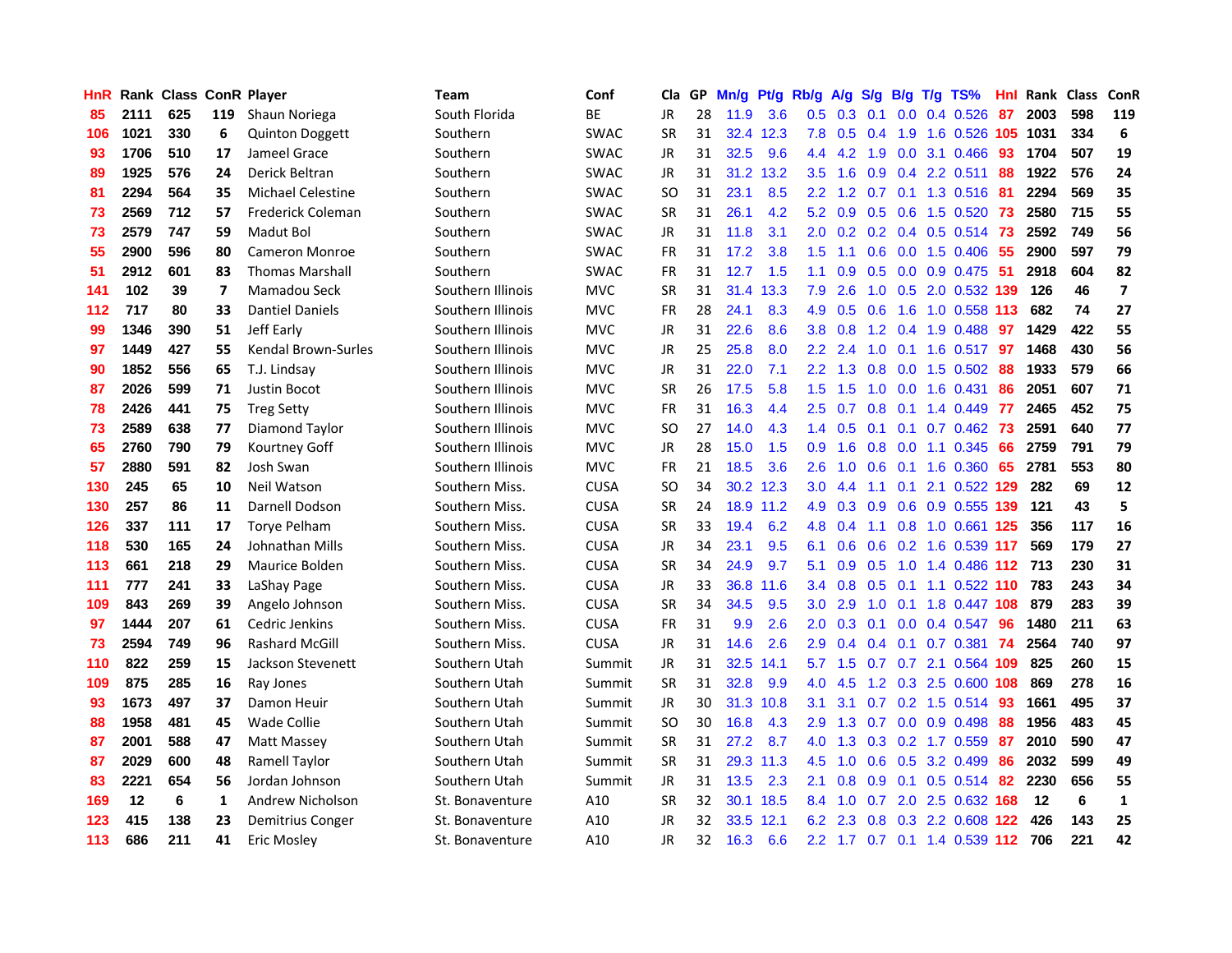| HnR | Rank | Class | ConR | Player | Team | Conf | Cla | GP | Mn/g | Pt/g | Rb/g | A/g | S/g | B/g | T/g | TS% | Hnl | Rank | Class | ConR |
|---|---|---|---|---|---|---|---|---|---|---|---|---|---|---|---|---|---|---|---|---|
| 85 | 2111 | 625 | 119 | Shaun Noriega | South Florida | BE | JR | 28 | 11.9 | 3.6 | 0.5 | 0.3 | 0.1 | 0.0 | 0.4 | 0.526 | 87 | 2003 | 598 | 119 |
| 106 | 1021 | 330 | 6 | Quinton Doggett | Southern | SWAC | SR | 31 | 32.4 | 12.3 | 7.8 | 0.5 | 0.4 | 1.9 | 1.6 | 0.526 | 105 | 1031 | 334 | 6 |
| 93 | 1706 | 510 | 17 | Jameel Grace | Southern | SWAC | JR | 31 | 32.5 | 9.6 | 4.4 | 4.2 | 1.9 | 0.0 | 3.1 | 0.466 | 93 | 1704 | 507 | 19 |
| 89 | 1925 | 576 | 24 | Derick Beltran | Southern | SWAC | JR | 31 | 31.2 | 13.2 | 3.5 | 1.6 | 0.9 | 0.4 | 2.2 | 0.511 | 88 | 1922 | 576 | 24 |
| 81 | 2294 | 564 | 35 | Michael Celestine | Southern | SWAC | SO | 31 | 23.1 | 8.5 | 2.2 | 1.2 | 0.7 | 0.1 | 1.3 | 0.516 | 81 | 2294 | 569 | 35 |
| 73 | 2569 | 712 | 57 | Frederick Coleman | Southern | SWAC | SR | 31 | 26.1 | 4.2 | 5.2 | 0.9 | 0.5 | 0.6 | 1.5 | 0.520 | 73 | 2580 | 715 | 55 |
| 73 | 2579 | 747 | 59 | Madut Bol | Southern | SWAC | JR | 31 | 11.8 | 3.1 | 2.0 | 0.2 | 0.2 | 0.4 | 0.5 | 0.514 | 73 | 2592 | 749 | 56 |
| 55 | 2900 | 596 | 80 | Cameron Monroe | Southern | SWAC | FR | 31 | 17.2 | 3.8 | 1.5 | 1.1 | 0.6 | 0.0 | 1.5 | 0.406 | 55 | 2900 | 597 | 79 |
| 51 | 2912 | 601 | 83 | Thomas Marshall | Southern | SWAC | FR | 31 | 12.7 | 1.5 | 1.1 | 0.9 | 0.5 | 0.0 | 0.9 | 0.475 | 51 | 2918 | 604 | 82 |
| 141 | 102 | 39 | 7 | Mamadou Seck | Southern Illinois | MVC | SR | 31 | 31.4 | 13.3 | 7.9 | 2.6 | 1.0 | 0.5 | 2.0 | 0.532 | 139 | 126 | 46 | 7 |
| 112 | 717 | 80 | 33 | Dantiel Daniels | Southern Illinois | MVC | FR | 28 | 24.1 | 8.3 | 4.9 | 0.5 | 0.6 | 1.6 | 1.0 | 0.558 | 113 | 682 | 74 | 27 |
| 99 | 1346 | 390 | 51 | Jeff Early | Southern Illinois | MVC | JR | 31 | 22.6 | 8.6 | 3.8 | 0.8 | 1.2 | 0.4 | 1.9 | 0.488 | 97 | 1429 | 422 | 55 |
| 97 | 1449 | 427 | 55 | Kendal Brown-Surles | Southern Illinois | MVC | JR | 25 | 25.8 | 8.0 | 2.2 | 2.4 | 1.0 | 0.1 | 1.6 | 0.517 | 97 | 1468 | 430 | 56 |
| 90 | 1852 | 556 | 65 | T.J. Lindsay | Southern Illinois | MVC | JR | 31 | 22.0 | 7.1 | 2.2 | 1.3 | 0.8 | 0.0 | 1.5 | 0.502 | 88 | 1933 | 579 | 66 |
| 87 | 2026 | 599 | 71 | Justin Bocot | Southern Illinois | MVC | SR | 26 | 17.5 | 5.8 | 1.5 | 1.5 | 1.0 | 0.0 | 1.6 | 0.431 | 86 | 2051 | 607 | 71 |
| 78 | 2426 | 441 | 75 | Treg Setty | Southern Illinois | MVC | FR | 31 | 16.3 | 4.4 | 2.5 | 0.7 | 0.8 | 0.1 | 1.4 | 0.449 | 77 | 2465 | 452 | 75 |
| 73 | 2589 | 638 | 77 | Diamond Taylor | Southern Illinois | MVC | SO | 27 | 14.0 | 4.3 | 1.4 | 0.5 | 0.1 | 0.1 | 0.7 | 0.462 | 73 | 2591 | 640 | 77 |
| 65 | 2760 | 790 | 79 | Kourtney Goff | Southern Illinois | MVC | JR | 28 | 15.0 | 1.5 | 0.9 | 1.6 | 0.8 | 0.0 | 1.1 | 0.345 | 66 | 2759 | 791 | 79 |
| 57 | 2880 | 591 | 82 | Josh Swan | Southern Illinois | MVC | FR | 21 | 18.5 | 3.6 | 2.6 | 1.0 | 0.6 | 0.1 | 1.6 | 0.360 | 65 | 2781 | 553 | 80 |
| 130 | 245 | 65 | 10 | Neil Watson | Southern Miss. | CUSA | SO | 34 | 30.2 | 12.3 | 3.0 | 4.4 | 1.1 | 0.1 | 2.1 | 0.522 | 129 | 282 | 69 | 12 |
| 130 | 257 | 86 | 11 | Darnell Dodson | Southern Miss. | CUSA | SR | 24 | 18.9 | 11.2 | 4.9 | 0.3 | 0.9 | 0.6 | 0.9 | 0.555 | 139 | 121 | 43 | 5 |
| 126 | 337 | 111 | 17 | Torye Pelham | Southern Miss. | CUSA | SR | 33 | 19.4 | 6.2 | 4.8 | 0.4 | 1.1 | 0.8 | 1.0 | 0.661 | 125 | 356 | 117 | 16 |
| 118 | 530 | 165 | 24 | Johnathan Mills | Southern Miss. | CUSA | JR | 34 | 23.1 | 9.5 | 6.1 | 0.6 | 0.6 | 0.2 | 1.6 | 0.539 | 117 | 569 | 179 | 27 |
| 113 | 661 | 218 | 29 | Maurice Bolden | Southern Miss. | CUSA | SR | 34 | 24.9 | 9.7 | 5.1 | 0.9 | 0.5 | 1.0 | 1.4 | 0.486 | 112 | 713 | 230 | 31 |
| 111 | 777 | 241 | 33 | LaShay Page | Southern Miss. | CUSA | JR | 33 | 36.8 | 11.6 | 3.4 | 0.8 | 0.5 | 0.1 | 1.1 | 0.522 | 110 | 783 | 243 | 34 |
| 109 | 843 | 269 | 39 | Angelo Johnson | Southern Miss. | CUSA | SR | 34 | 34.5 | 9.5 | 3.0 | 2.9 | 1.0 | 0.1 | 1.8 | 0.447 | 108 | 879 | 283 | 39 |
| 97 | 1444 | 207 | 61 | Cedric Jenkins | Southern Miss. | CUSA | FR | 31 | 9.9 | 2.6 | 2.0 | 0.3 | 0.1 | 0.0 | 0.4 | 0.547 | 96 | 1480 | 211 | 63 |
| 73 | 2594 | 749 | 96 | Rashard McGill | Southern Miss. | CUSA | JR | 31 | 14.6 | 2.6 | 2.9 | 0.4 | 0.4 | 0.1 | 0.7 | 0.381 | 74 | 2564 | 740 | 97 |
| 110 | 822 | 259 | 15 | Jackson Stevenett | Southern Utah | Summit | JR | 31 | 32.5 | 14.1 | 5.7 | 1.5 | 0.7 | 0.7 | 2.1 | 0.564 | 109 | 825 | 260 | 15 |
| 109 | 875 | 285 | 16 | Ray Jones | Southern Utah | Summit | SR | 31 | 32.8 | 9.9 | 4.0 | 4.5 | 1.2 | 0.3 | 2.5 | 0.600 | 108 | 869 | 278 | 16 |
| 93 | 1673 | 497 | 37 | Damon Heuir | Southern Utah | Summit | JR | 30 | 31.3 | 10.8 | 3.1 | 3.1 | 0.7 | 0.2 | 1.5 | 0.514 | 93 | 1661 | 495 | 37 |
| 88 | 1958 | 481 | 45 | Wade Collie | Southern Utah | Summit | SO | 30 | 16.8 | 4.3 | 2.9 | 1.3 | 0.7 | 0.0 | 0.9 | 0.498 | 88 | 1956 | 483 | 45 |
| 87 | 2001 | 588 | 47 | Matt Massey | Southern Utah | Summit | SR | 31 | 27.2 | 8.7 | 4.0 | 1.3 | 0.3 | 0.2 | 1.7 | 0.559 | 87 | 2010 | 590 | 47 |
| 87 | 2029 | 600 | 48 | Ramell Taylor | Southern Utah | Summit | SR | 31 | 29.3 | 11.3 | 4.5 | 1.0 | 0.6 | 0.5 | 3.2 | 0.499 | 86 | 2032 | 599 | 49 |
| 83 | 2221 | 654 | 56 | Jordan Johnson | Southern Utah | Summit | JR | 31 | 13.5 | 2.3 | 2.1 | 0.8 | 0.9 | 0.1 | 0.5 | 0.514 | 82 | 2230 | 656 | 55 |
| 169 | 12 | 6 | 1 | Andrew Nicholson | St. Bonaventure | A10 | SR | 32 | 30.1 | 18.5 | 8.4 | 1.0 | 0.7 | 2.0 | 2.5 | 0.632 | 168 | 12 | 6 | 1 |
| 123 | 415 | 138 | 23 | Demitrius Conger | St. Bonaventure | A10 | JR | 32 | 33.5 | 12.1 | 6.2 | 2.3 | 0.8 | 0.3 | 2.2 | 0.608 | 122 | 426 | 143 | 25 |
| 113 | 686 | 211 | 41 | Eric Mosley | St. Bonaventure | A10 | JR | 32 | 16.3 | 6.6 | 2.2 | 1.7 | 0.7 | 0.1 | 1.4 | 0.539 | 112 | 706 | 221 | 42 |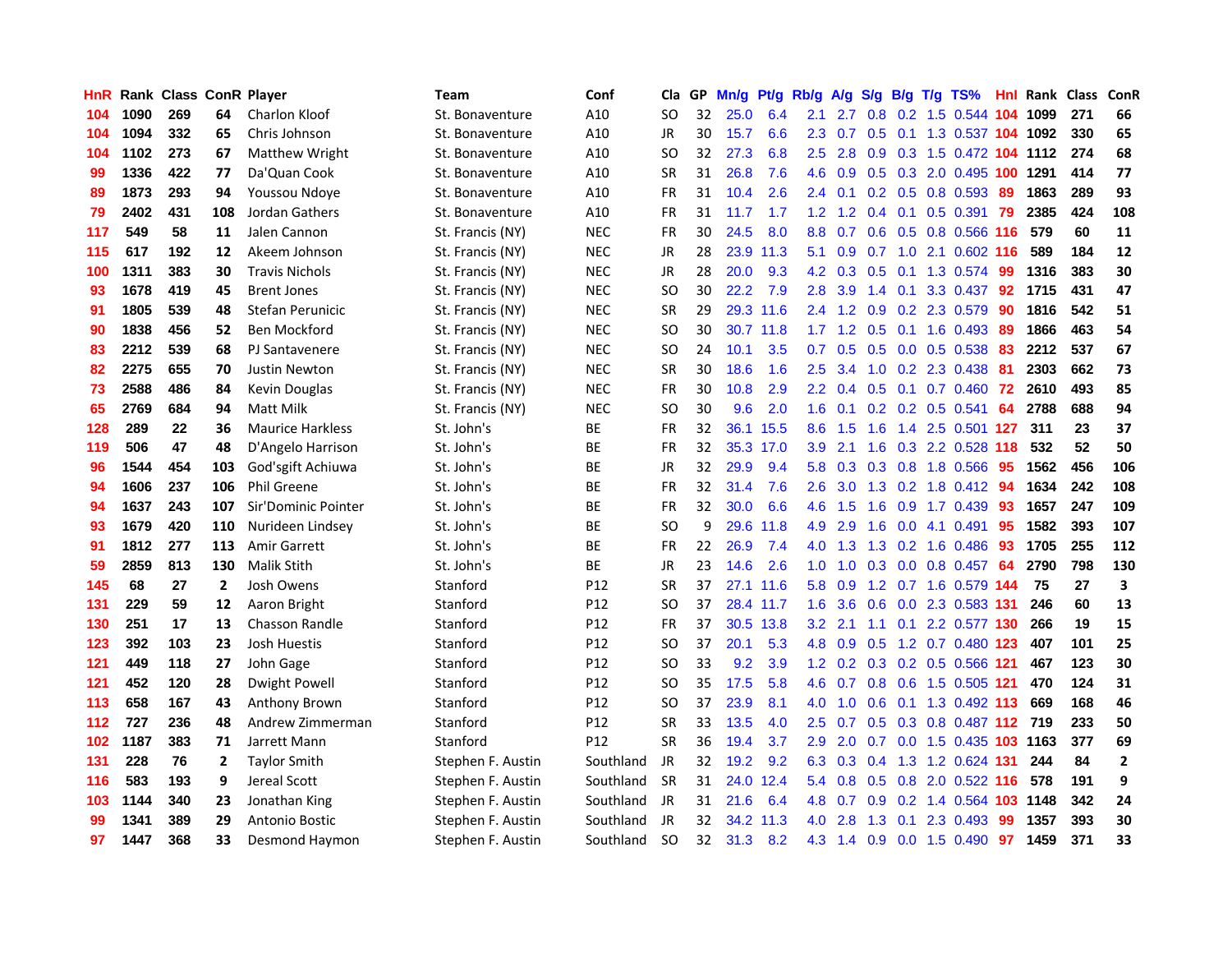| HnR | Rank | Class | ConR | Player | Team | Conf | Cla | GP | Mn/g | Pt/g | Rb/g | A/g | S/g | B/g | T/g | TS% | HnI | Rank | Class | ConR |
|---|---|---|---|---|---|---|---|---|---|---|---|---|---|---|---|---|---|---|---|---|
| 104 | 1090 | 269 | 64 | Charlon Kloof | St. Bonaventure | A10 | SO | 32 | 25.0 | 6.4 | 2.1 | 2.7 | 0.8 | 0.2 | 1.5 | 0.544 | 104 | 1099 | 271 | 66 |
| 104 | 1094 | 332 | 65 | Chris Johnson | St. Bonaventure | A10 | JR | 30 | 15.7 | 6.6 | 2.3 | 0.7 | 0.5 | 0.1 | 1.3 | 0.537 | 104 | 1092 | 330 | 65 |
| 104 | 1102 | 273 | 67 | Matthew Wright | St. Bonaventure | A10 | SO | 32 | 27.3 | 6.8 | 2.5 | 2.8 | 0.9 | 0.3 | 1.5 | 0.472 | 104 | 1112 | 274 | 68 |
| 99 | 1336 | 422 | 77 | Da'Quan Cook | St. Bonaventure | A10 | SR | 31 | 26.8 | 7.6 | 4.6 | 0.9 | 0.5 | 0.3 | 2.0 | 0.495 | 100 | 1291 | 414 | 77 |
| 89 | 1873 | 293 | 94 | Youssou Ndoye | St. Bonaventure | A10 | FR | 31 | 10.4 | 2.6 | 2.4 | 0.1 | 0.2 | 0.5 | 0.8 | 0.593 | 89 | 1863 | 289 | 93 |
| 79 | 2402 | 431 | 108 | Jordan Gathers | St. Bonaventure | A10 | FR | 31 | 11.7 | 1.7 | 1.2 | 1.2 | 0.4 | 0.1 | 0.5 | 0.391 | 79 | 2385 | 424 | 108 |
| 117 | 549 | 58 | 11 | Jalen Cannon | St. Francis (NY) | NEC | FR | 30 | 24.5 | 8.0 | 8.8 | 0.7 | 0.6 | 0.5 | 0.8 | 0.566 | 116 | 579 | 60 | 11 |
| 115 | 617 | 192 | 12 | Akeem Johnson | St. Francis (NY) | NEC | JR | 28 | 23.9 | 11.3 | 5.1 | 0.9 | 0.7 | 1.0 | 2.1 | 0.602 | 116 | 589 | 184 | 12 |
| 100 | 1311 | 383 | 30 | Travis Nichols | St. Francis (NY) | NEC | JR | 28 | 20.0 | 9.3 | 4.2 | 0.3 | 0.5 | 0.1 | 1.3 | 0.574 | 99 | 1316 | 383 | 30 |
| 93 | 1678 | 419 | 45 | Brent Jones | St. Francis (NY) | NEC | SO | 30 | 22.2 | 7.9 | 2.8 | 3.9 | 1.4 | 0.1 | 3.3 | 0.437 | 92 | 1715 | 431 | 47 |
| 91 | 1805 | 539 | 48 | Stefan Perunicic | St. Francis (NY) | NEC | SR | 29 | 29.3 | 11.6 | 2.4 | 1.2 | 0.9 | 0.2 | 2.3 | 0.579 | 90 | 1816 | 542 | 51 |
| 90 | 1838 | 456 | 52 | Ben Mockford | St. Francis (NY) | NEC | SO | 30 | 30.7 | 11.8 | 1.7 | 1.2 | 0.5 | 0.1 | 1.6 | 0.493 | 89 | 1866 | 463 | 54 |
| 83 | 2212 | 539 | 68 | PJ Santavenere | St. Francis (NY) | NEC | SO | 24 | 10.1 | 3.5 | 0.7 | 0.5 | 0.5 | 0.0 | 0.5 | 0.538 | 83 | 2212 | 537 | 67 |
| 82 | 2275 | 655 | 70 | Justin Newton | St. Francis (NY) | NEC | SR | 30 | 18.6 | 1.6 | 2.5 | 3.4 | 1.0 | 0.2 | 2.3 | 0.438 | 81 | 2303 | 662 | 73 |
| 73 | 2588 | 486 | 84 | Kevin Douglas | St. Francis (NY) | NEC | FR | 30 | 10.8 | 2.9 | 2.2 | 0.4 | 0.5 | 0.1 | 0.7 | 0.460 | 72 | 2610 | 493 | 85 |
| 65 | 2769 | 684 | 94 | Matt Milk | St. Francis (NY) | NEC | SO | 30 | 9.6 | 2.0 | 1.6 | 0.1 | 0.2 | 0.2 | 0.5 | 0.541 | 64 | 2788 | 688 | 94 |
| 128 | 289 | 22 | 36 | Maurice Harkless | St. John's | BE | FR | 32 | 36.1 | 15.5 | 8.6 | 1.5 | 1.6 | 1.4 | 2.5 | 0.501 | 127 | 311 | 23 | 37 |
| 119 | 506 | 47 | 48 | D'Angelo Harrison | St. John's | BE | FR | 32 | 35.3 | 17.0 | 3.9 | 2.1 | 1.6 | 0.3 | 2.2 | 0.528 | 118 | 532 | 52 | 50 |
| 96 | 1544 | 454 | 103 | God'sgift Achiuwa | St. John's | BE | JR | 32 | 29.9 | 9.4 | 5.8 | 0.3 | 0.3 | 0.8 | 1.8 | 0.566 | 95 | 1562 | 456 | 106 |
| 94 | 1606 | 237 | 106 | Phil Greene | St. John's | BE | FR | 32 | 31.4 | 7.6 | 2.6 | 3.0 | 1.3 | 0.2 | 1.8 | 0.412 | 94 | 1634 | 242 | 108 |
| 94 | 1637 | 243 | 107 | Sir'Dominic Pointer | St. John's | BE | FR | 32 | 30.0 | 6.6 | 4.6 | 1.5 | 1.6 | 0.9 | 1.7 | 0.439 | 93 | 1657 | 247 | 109 |
| 93 | 1679 | 420 | 110 | Nurideen Lindsey | St. John's | BE | SO | 9 | 29.6 | 11.8 | 4.9 | 2.9 | 1.6 | 0.0 | 4.1 | 0.491 | 95 | 1582 | 393 | 107 |
| 91 | 1812 | 277 | 113 | Amir Garrett | St. John's | BE | FR | 22 | 26.9 | 7.4 | 4.0 | 1.3 | 1.3 | 0.2 | 1.6 | 0.486 | 93 | 1705 | 255 | 112 |
| 59 | 2859 | 813 | 130 | Malik Stith | St. John's | BE | JR | 23 | 14.6 | 2.6 | 1.0 | 1.0 | 0.3 | 0.0 | 0.8 | 0.457 | 64 | 2790 | 798 | 130 |
| 145 | 68 | 27 | 2 | Josh Owens | Stanford | P12 | SR | 37 | 27.1 | 11.6 | 5.8 | 0.9 | 1.2 | 0.7 | 1.6 | 0.579 | 144 | 75 | 27 | 3 |
| 131 | 229 | 59 | 12 | Aaron Bright | Stanford | P12 | SO | 37 | 28.4 | 11.7 | 1.6 | 3.6 | 0.6 | 0.0 | 2.3 | 0.583 | 131 | 246 | 60 | 13 |
| 130 | 251 | 17 | 13 | Chasson Randle | Stanford | P12 | FR | 37 | 30.5 | 13.8 | 3.2 | 2.1 | 1.1 | 0.1 | 2.2 | 0.577 | 130 | 266 | 19 | 15 |
| 123 | 392 | 103 | 23 | Josh Huestis | Stanford | P12 | SO | 37 | 20.1 | 5.3 | 4.8 | 0.9 | 0.5 | 1.2 | 0.7 | 0.480 | 123 | 407 | 101 | 25 |
| 121 | 449 | 118 | 27 | John Gage | Stanford | P12 | SO | 33 | 9.2 | 3.9 | 1.2 | 0.2 | 0.3 | 0.2 | 0.5 | 0.566 | 121 | 467 | 123 | 30 |
| 121 | 452 | 120 | 28 | Dwight Powell | Stanford | P12 | SO | 35 | 17.5 | 5.8 | 4.6 | 0.7 | 0.8 | 0.6 | 1.5 | 0.505 | 121 | 470 | 124 | 31 |
| 113 | 658 | 167 | 43 | Anthony Brown | Stanford | P12 | SO | 37 | 23.9 | 8.1 | 4.0 | 1.0 | 0.6 | 0.1 | 1.3 | 0.492 | 113 | 669 | 168 | 46 |
| 112 | 727 | 236 | 48 | Andrew Zimmerman | Stanford | P12 | SR | 33 | 13.5 | 4.0 | 2.5 | 0.7 | 0.5 | 0.3 | 0.8 | 0.487 | 112 | 719 | 233 | 50 |
| 102 | 1187 | 383 | 71 | Jarrett Mann | Stanford | P12 | SR | 36 | 19.4 | 3.7 | 2.9 | 2.0 | 0.7 | 0.0 | 1.5 | 0.435 | 103 | 1163 | 377 | 69 |
| 131 | 228 | 76 | 2 | Taylor Smith | Stephen F. Austin | Southland | JR | 32 | 19.2 | 9.2 | 6.3 | 0.3 | 0.4 | 1.3 | 1.2 | 0.624 | 131 | 244 | 84 | 2 |
| 116 | 583 | 193 | 9 | Jereal Scott | Stephen F. Austin | Southland | SR | 31 | 24.0 | 12.4 | 5.4 | 0.8 | 0.5 | 0.8 | 2.0 | 0.522 | 116 | 578 | 191 | 9 |
| 103 | 1144 | 340 | 23 | Jonathan King | Stephen F. Austin | Southland | JR | 31 | 21.6 | 6.4 | 4.8 | 0.7 | 0.9 | 0.2 | 1.4 | 0.564 | 103 | 1148 | 342 | 24 |
| 99 | 1341 | 389 | 29 | Antonio Bostic | Stephen F. Austin | Southland | JR | 32 | 34.2 | 11.3 | 4.0 | 2.8 | 1.3 | 0.1 | 2.3 | 0.493 | 99 | 1357 | 393 | 30 |
| 97 | 1447 | 368 | 33 | Desmond Haymon | Stephen F. Austin | Southland | SO | 32 | 31.3 | 8.2 | 4.3 | 1.4 | 0.9 | 0.0 | 1.5 | 0.490 | 97 | 1459 | 371 | 33 |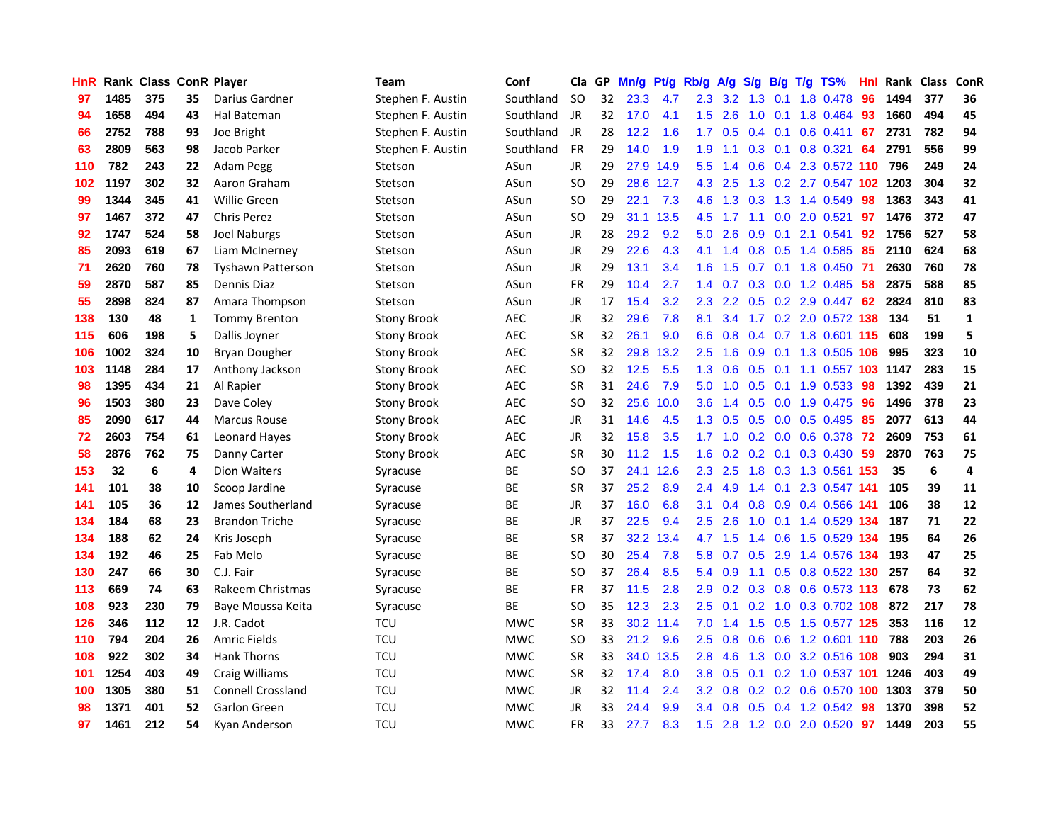| HnR | Rank | Class | ConR | Player | Team | Conf | Cla | GP | Mn/g | Pt/g | Rb/g | A/g | S/g | B/g | T/g | TS% | HnI | Rank | Class | ConR |
|---|---|---|---|---|---|---|---|---|---|---|---|---|---|---|---|---|---|---|---|---|
| 97 | 1485 | 375 | 35 | Darius Gardner | Stephen F. Austin | Southland | SO | 32 | 23.3 | 4.7 | 2.3 | 3.2 | 1.3 | 0.1 | 1.8 | 0.478 | 96 | 1494 | 377 | 36 |
| 94 | 1658 | 494 | 43 | Hal Bateman | Stephen F. Austin | Southland | JR | 32 | 17.0 | 4.1 | 1.5 | 2.6 | 1.0 | 0.1 | 1.8 | 0.464 | 93 | 1660 | 494 | 45 |
| 66 | 2752 | 788 | 93 | Joe Bright | Stephen F. Austin | Southland | JR | 28 | 12.2 | 1.6 | 1.7 | 0.5 | 0.4 | 0.1 | 0.6 | 0.411 | 67 | 2731 | 782 | 94 |
| 63 | 2809 | 563 | 98 | Jacob Parker | Stephen F. Austin | Southland | FR | 29 | 14.0 | 1.9 | 1.9 | 1.1 | 0.3 | 0.1 | 0.8 | 0.321 | 64 | 2791 | 556 | 99 |
| 110 | 782 | 243 | 22 | Adam Pegg | Stetson | ASun | JR | 29 | 27.9 | 14.9 | 5.5 | 1.4 | 0.6 | 0.4 | 2.3 | 0.572 | 110 | 796 | 249 | 24 |
| 102 | 1197 | 302 | 32 | Aaron Graham | Stetson | ASun | SO | 29 | 28.6 | 12.7 | 4.3 | 2.5 | 1.3 | 0.2 | 2.7 | 0.547 | 102 | 1203 | 304 | 32 |
| 99 | 1344 | 345 | 41 | Willie Green | Stetson | ASun | SO | 29 | 22.1 | 7.3 | 4.6 | 1.3 | 0.3 | 1.3 | 1.4 | 0.549 | 98 | 1363 | 343 | 41 |
| 97 | 1467 | 372 | 47 | Chris Perez | Stetson | ASun | SO | 29 | 31.1 | 13.5 | 4.5 | 1.7 | 1.1 | 0.0 | 2.0 | 0.521 | 97 | 1476 | 372 | 47 |
| 92 | 1747 | 524 | 58 | Joel Naburgs | Stetson | ASun | JR | 28 | 29.2 | 9.2 | 5.0 | 2.6 | 0.9 | 0.1 | 2.1 | 0.541 | 92 | 1756 | 527 | 58 |
| 85 | 2093 | 619 | 67 | Liam McInerney | Stetson | ASun | JR | 29 | 22.6 | 4.3 | 4.1 | 1.4 | 0.8 | 0.5 | 1.4 | 0.585 | 85 | 2110 | 624 | 68 |
| 71 | 2620 | 760 | 78 | Tyshawn Patterson | Stetson | ASun | JR | 29 | 13.1 | 3.4 | 1.6 | 1.5 | 0.7 | 0.1 | 1.8 | 0.450 | 71 | 2630 | 760 | 78 |
| 59 | 2870 | 587 | 85 | Dennis Diaz | Stetson | ASun | FR | 29 | 10.4 | 2.7 | 1.4 | 0.7 | 0.3 | 0.0 | 1.2 | 0.485 | 58 | 2875 | 588 | 85 |
| 55 | 2898 | 824 | 87 | Amara Thompson | Stetson | ASun | JR | 17 | 15.4 | 3.2 | 2.3 | 2.2 | 0.5 | 0.2 | 2.9 | 0.447 | 62 | 2824 | 810 | 83 |
| 138 | 130 | 48 | 1 | Tommy Brenton | Stony Brook | AEC | JR | 32 | 29.6 | 7.8 | 8.1 | 3.4 | 1.7 | 0.2 | 2.0 | 0.572 | 138 | 134 | 51 | 1 |
| 115 | 606 | 198 | 5 | Dallis Joyner | Stony Brook | AEC | SR | 32 | 26.1 | 9.0 | 6.6 | 0.8 | 0.4 | 0.7 | 1.8 | 0.601 | 115 | 608 | 199 | 5 |
| 106 | 1002 | 324 | 10 | Bryan Dougher | Stony Brook | AEC | SR | 32 | 29.8 | 13.2 | 2.5 | 1.6 | 0.9 | 0.1 | 1.3 | 0.505 | 106 | 995 | 323 | 10 |
| 103 | 1148 | 284 | 17 | Anthony Jackson | Stony Brook | AEC | SO | 32 | 12.5 | 5.5 | 1.3 | 0.6 | 0.5 | 0.1 | 1.1 | 0.557 | 103 | 1147 | 283 | 15 |
| 98 | 1395 | 434 | 21 | Al Rapier | Stony Brook | AEC | SR | 31 | 24.6 | 7.9 | 5.0 | 1.0 | 0.5 | 0.1 | 1.9 | 0.533 | 98 | 1392 | 439 | 21 |
| 96 | 1503 | 380 | 23 | Dave Coley | Stony Brook | AEC | SO | 32 | 25.6 | 10.0 | 3.6 | 1.4 | 0.5 | 0.0 | 1.9 | 0.475 | 96 | 1496 | 378 | 23 |
| 85 | 2090 | 617 | 44 | Marcus Rouse | Stony Brook | AEC | JR | 31 | 14.6 | 4.5 | 1.3 | 0.5 | 0.5 | 0.0 | 0.5 | 0.495 | 85 | 2077 | 613 | 44 |
| 72 | 2603 | 754 | 61 | Leonard Hayes | Stony Brook | AEC | JR | 32 | 15.8 | 3.5 | 1.7 | 1.0 | 0.2 | 0.0 | 0.6 | 0.378 | 72 | 2609 | 753 | 61 |
| 58 | 2876 | 762 | 75 | Danny Carter | Stony Brook | AEC | SR | 30 | 11.2 | 1.5 | 1.6 | 0.2 | 0.2 | 0.1 | 0.3 | 0.430 | 59 | 2870 | 763 | 75 |
| 153 | 32 | 6 | 4 | Dion Waiters | Syracuse | BE | SO | 37 | 24.1 | 12.6 | 2.3 | 2.5 | 1.8 | 0.3 | 1.3 | 0.561 | 153 | 35 | 6 | 4 |
| 141 | 101 | 38 | 10 | Scoop Jardine | Syracuse | BE | SR | 37 | 25.2 | 8.9 | 2.4 | 4.9 | 1.4 | 0.1 | 2.3 | 0.547 | 141 | 105 | 39 | 11 |
| 141 | 105 | 36 | 12 | James Southerland | Syracuse | BE | JR | 37 | 16.0 | 6.8 | 3.1 | 0.4 | 0.8 | 0.9 | 0.4 | 0.566 | 141 | 106 | 38 | 12 |
| 134 | 184 | 68 | 23 | Brandon Triche | Syracuse | BE | JR | 37 | 22.5 | 9.4 | 2.5 | 2.6 | 1.0 | 0.1 | 1.4 | 0.529 | 134 | 187 | 71 | 22 |
| 134 | 188 | 62 | 24 | Kris Joseph | Syracuse | BE | SR | 37 | 32.2 | 13.4 | 4.7 | 1.5 | 1.4 | 0.6 | 1.5 | 0.529 | 134 | 195 | 64 | 26 |
| 134 | 192 | 46 | 25 | Fab Melo | Syracuse | BE | SO | 30 | 25.4 | 7.8 | 5.8 | 0.7 | 0.5 | 2.9 | 1.4 | 0.576 | 134 | 193 | 47 | 25 |
| 130 | 247 | 66 | 30 | C.J. Fair | Syracuse | BE | SO | 37 | 26.4 | 8.5 | 5.4 | 0.9 | 1.1 | 0.5 | 0.8 | 0.522 | 130 | 257 | 64 | 32 |
| 113 | 669 | 74 | 63 | Rakeem Christmas | Syracuse | BE | FR | 37 | 11.5 | 2.8 | 2.9 | 0.2 | 0.3 | 0.8 | 0.6 | 0.573 | 113 | 678 | 73 | 62 |
| 108 | 923 | 230 | 79 | Baye Moussa Keita | Syracuse | BE | SO | 35 | 12.3 | 2.3 | 2.5 | 0.1 | 0.2 | 1.0 | 0.3 | 0.702 | 108 | 872 | 217 | 78 |
| 126 | 346 | 112 | 12 | J.R. Cadot | TCU | MWC | SR | 33 | 30.2 | 11.4 | 7.0 | 1.4 | 1.5 | 0.5 | 1.5 | 0.577 | 125 | 353 | 116 | 12 |
| 110 | 794 | 204 | 26 | Amric Fields | TCU | MWC | SO | 33 | 21.2 | 9.6 | 2.5 | 0.8 | 0.6 | 0.6 | 1.2 | 0.601 | 110 | 788 | 203 | 26 |
| 108 | 922 | 302 | 34 | Hank Thorns | TCU | MWC | SR | 33 | 34.0 | 13.5 | 2.8 | 4.6 | 1.3 | 0.0 | 3.2 | 0.516 | 108 | 903 | 294 | 31 |
| 101 | 1254 | 403 | 49 | Craig Williams | TCU | MWC | SR | 32 | 17.4 | 8.0 | 3.8 | 0.5 | 0.1 | 0.2 | 1.0 | 0.537 | 101 | 1246 | 403 | 49 |
| 100 | 1305 | 380 | 51 | Connell Crossland | TCU | MWC | JR | 32 | 11.4 | 2.4 | 3.2 | 0.8 | 0.2 | 0.2 | 0.6 | 0.570 | 100 | 1303 | 379 | 50 |
| 98 | 1371 | 401 | 52 | Garlon Green | TCU | MWC | JR | 33 | 24.4 | 9.9 | 3.4 | 0.8 | 0.5 | 0.4 | 1.2 | 0.542 | 98 | 1370 | 398 | 52 |
| 97 | 1461 | 212 | 54 | Kyan Anderson | TCU | MWC | FR | 33 | 27.7 | 8.3 | 1.5 | 2.8 | 1.2 | 0.0 | 2.0 | 0.520 | 97 | 1449 | 203 | 55 |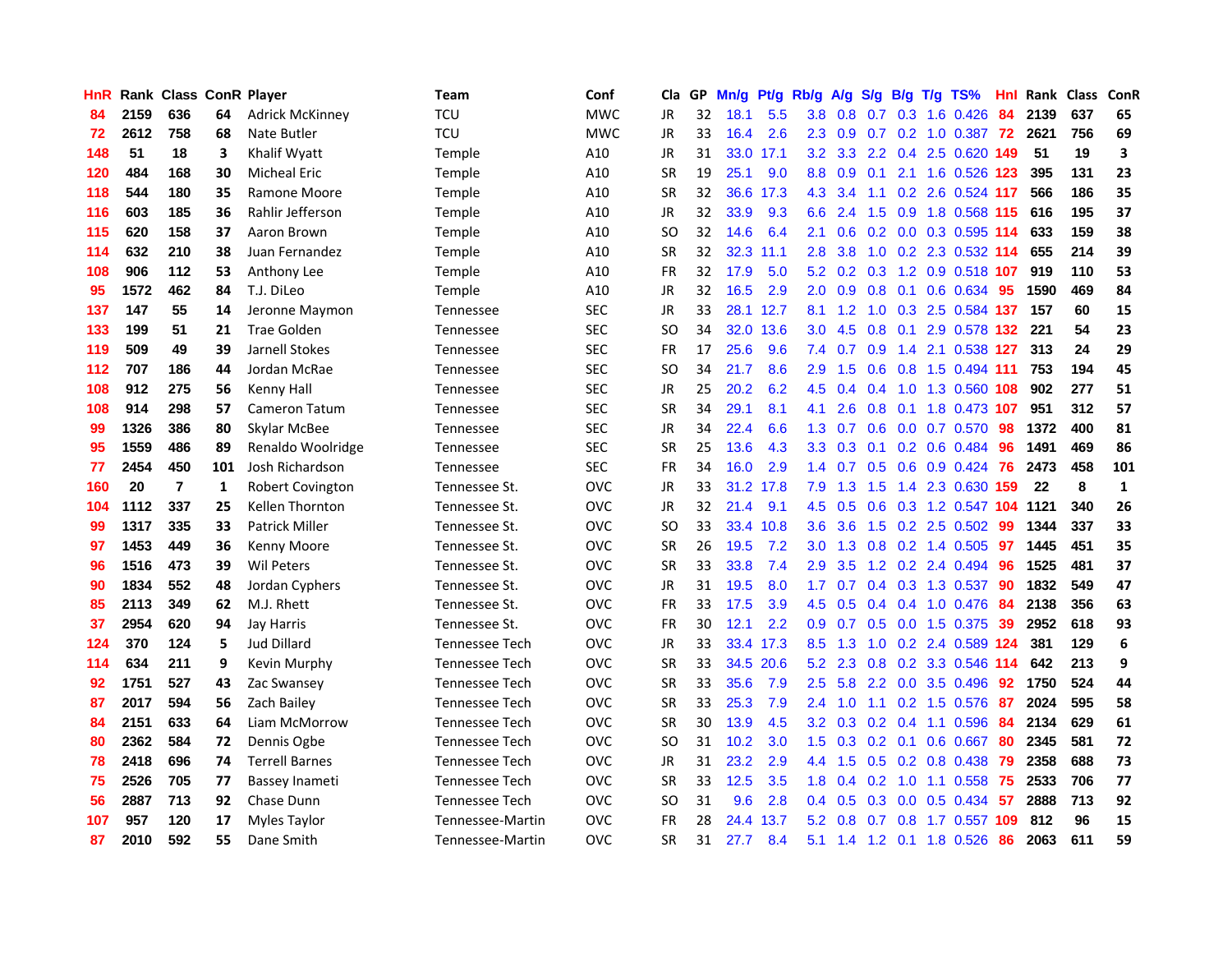| HnR | Rank | Class | ConR | Player | Team | Conf | Cla | GP | Mn/g | Pt/g | Rb/g | A/g | S/g | B/g | T/g | TS% | Hnl | Rank | Class | ConR |
|---|---|---|---|---|---|---|---|---|---|---|---|---|---|---|---|---|---|---|---|---|
| 84 | 2159 | 636 | 64 | Adrick McKinney | TCU | MWC | JR | 32 | 18.1 | 5.5 | 3.8 | 0.8 | 0.7 | 0.3 | 1.6 | 0.426 | 84 | 2139 | 637 | 65 |
| 72 | 2612 | 758 | 68 | Nate Butler | TCU | MWC | JR | 33 | 16.4 | 2.6 | 2.3 | 0.9 | 0.7 | 0.2 | 1.0 | 0.387 | 72 | 2621 | 756 | 69 |
| 148 | 51 | 18 | 3 | Khalif Wyatt | Temple | A10 | JR | 31 | 33.0 | 17.1 | 3.2 | 3.3 | 2.2 | 0.4 | 2.5 | 0.620 | 149 | 51 | 19 | 3 |
| 120 | 484 | 168 | 30 | Micheal Eric | Temple | A10 | SR | 19 | 25.1 | 9.0 | 8.8 | 0.9 | 0.1 | 2.1 | 1.6 | 0.526 | 123 | 395 | 131 | 23 |
| 118 | 544 | 180 | 35 | Ramone Moore | Temple | A10 | SR | 32 | 36.6 | 17.3 | 4.3 | 3.4 | 1.1 | 0.2 | 2.6 | 0.524 | 117 | 566 | 186 | 35 |
| 116 | 603 | 185 | 36 | Rahlir Jefferson | Temple | A10 | JR | 32 | 33.9 | 9.3 | 6.6 | 2.4 | 1.5 | 0.9 | 1.8 | 0.568 | 115 | 616 | 195 | 37 |
| 115 | 620 | 158 | 37 | Aaron Brown | Temple | A10 | SO | 32 | 14.6 | 6.4 | 2.1 | 0.6 | 0.2 | 0.0 | 0.3 | 0.595 | 114 | 633 | 159 | 38 |
| 114 | 632 | 210 | 38 | Juan Fernandez | Temple | A10 | SR | 32 | 32.3 | 11.1 | 2.8 | 3.8 | 1.0 | 0.2 | 2.3 | 0.532 | 114 | 655 | 214 | 39 |
| 108 | 906 | 112 | 53 | Anthony Lee | Temple | A10 | FR | 32 | 17.9 | 5.0 | 5.2 | 0.2 | 0.3 | 1.2 | 0.9 | 0.518 | 107 | 919 | 110 | 53 |
| 95 | 1572 | 462 | 84 | T.J. DiLeo | Temple | A10 | JR | 32 | 16.5 | 2.9 | 2.0 | 0.9 | 0.8 | 0.1 | 0.6 | 0.634 | 95 | 1590 | 469 | 84 |
| 137 | 147 | 55 | 14 | Jeronne Maymon | Tennessee | SEC | JR | 33 | 28.1 | 12.7 | 8.1 | 1.2 | 1.0 | 0.3 | 2.5 | 0.584 | 137 | 157 | 60 | 15 |
| 133 | 199 | 51 | 21 | Trae Golden | Tennessee | SEC | SO | 34 | 32.0 | 13.6 | 3.0 | 4.5 | 0.8 | 0.1 | 2.9 | 0.578 | 132 | 221 | 54 | 23 |
| 119 | 509 | 49 | 39 | Jarnell Stokes | Tennessee | SEC | FR | 17 | 25.6 | 9.6 | 7.4 | 0.7 | 0.9 | 1.4 | 2.1 | 0.538 | 127 | 313 | 24 | 29 |
| 112 | 707 | 186 | 44 | Jordan McRae | Tennessee | SEC | SO | 34 | 21.7 | 8.6 | 2.9 | 1.5 | 0.6 | 0.8 | 1.5 | 0.494 | 111 | 753 | 194 | 45 |
| 108 | 912 | 275 | 56 | Kenny Hall | Tennessee | SEC | JR | 25 | 20.2 | 6.2 | 4.5 | 0.4 | 0.4 | 1.0 | 1.3 | 0.560 | 108 | 902 | 277 | 51 |
| 108 | 914 | 298 | 57 | Cameron Tatum | Tennessee | SEC | SR | 34 | 29.1 | 8.1 | 4.1 | 2.6 | 0.8 | 0.1 | 1.8 | 0.473 | 107 | 951 | 312 | 57 |
| 99 | 1326 | 386 | 80 | Skylar McBee | Tennessee | SEC | JR | 34 | 22.4 | 6.6 | 1.3 | 0.7 | 0.6 | 0.0 | 0.7 | 0.570 | 98 | 1372 | 400 | 81 |
| 95 | 1559 | 486 | 89 | Renaldo Woolridge | Tennessee | SEC | SR | 25 | 13.6 | 4.3 | 3.3 | 0.3 | 0.1 | 0.2 | 0.6 | 0.484 | 96 | 1491 | 469 | 86 |
| 77 | 2454 | 450 | 101 | Josh Richardson | Tennessee | SEC | FR | 34 | 16.0 | 2.9 | 1.4 | 0.7 | 0.5 | 0.6 | 0.9 | 0.424 | 76 | 2473 | 458 | 101 |
| 160 | 20 | 7 | 1 | Robert Covington | Tennessee St. | OVC | JR | 33 | 31.2 | 17.8 | 7.9 | 1.3 | 1.5 | 1.4 | 2.3 | 0.630 | 159 | 22 | 8 | 1 |
| 104 | 1112 | 337 | 25 | Kellen Thornton | Tennessee St. | OVC | JR | 32 | 21.4 | 9.1 | 4.5 | 0.5 | 0.6 | 0.3 | 1.2 | 0.547 | 104 | 1121 | 340 | 26 |
| 99 | 1317 | 335 | 33 | Patrick Miller | Tennessee St. | OVC | SO | 33 | 33.4 | 10.8 | 3.6 | 3.6 | 1.5 | 0.2 | 2.5 | 0.502 | 99 | 1344 | 337 | 33 |
| 97 | 1453 | 449 | 36 | Kenny Moore | Tennessee St. | OVC | SR | 26 | 19.5 | 7.2 | 3.0 | 1.3 | 0.8 | 0.2 | 1.4 | 0.505 | 97 | 1445 | 451 | 35 |
| 96 | 1516 | 473 | 39 | Wil Peters | Tennessee St. | OVC | SR | 33 | 33.8 | 7.4 | 2.9 | 3.5 | 1.2 | 0.2 | 2.4 | 0.494 | 96 | 1525 | 481 | 37 |
| 90 | 1834 | 552 | 48 | Jordan Cyphers | Tennessee St. | OVC | JR | 31 | 19.5 | 8.0 | 1.7 | 0.7 | 0.4 | 0.3 | 1.3 | 0.537 | 90 | 1832 | 549 | 47 |
| 85 | 2113 | 349 | 62 | M.J. Rhett | Tennessee St. | OVC | FR | 33 | 17.5 | 3.9 | 4.5 | 0.5 | 0.4 | 0.4 | 1.0 | 0.476 | 84 | 2138 | 356 | 63 |
| 37 | 2954 | 620 | 94 | Jay Harris | Tennessee St. | OVC | FR | 30 | 12.1 | 2.2 | 0.9 | 0.7 | 0.5 | 0.0 | 1.5 | 0.375 | 39 | 2952 | 618 | 93 |
| 124 | 370 | 124 | 5 | Jud Dillard | Tennessee Tech | OVC | JR | 33 | 33.4 | 17.3 | 8.5 | 1.3 | 1.0 | 0.2 | 2.4 | 0.589 | 124 | 381 | 129 | 6 |
| 114 | 634 | 211 | 9 | Kevin Murphy | Tennessee Tech | OVC | SR | 33 | 34.5 | 20.6 | 5.2 | 2.3 | 0.8 | 0.2 | 3.3 | 0.546 | 114 | 642 | 213 | 9 |
| 92 | 1751 | 527 | 43 | Zac Swansey | Tennessee Tech | OVC | SR | 33 | 35.6 | 7.9 | 2.5 | 5.8 | 2.2 | 0.0 | 3.5 | 0.496 | 92 | 1750 | 524 | 44 |
| 87 | 2017 | 594 | 56 | Zach Bailey | Tennessee Tech | OVC | SR | 33 | 25.3 | 7.9 | 2.4 | 1.0 | 1.1 | 0.2 | 1.5 | 0.576 | 87 | 2024 | 595 | 58 |
| 84 | 2151 | 633 | 64 | Liam McMorrow | Tennessee Tech | OVC | SR | 30 | 13.9 | 4.5 | 3.2 | 0.3 | 0.2 | 0.4 | 1.1 | 0.596 | 84 | 2134 | 629 | 61 |
| 80 | 2362 | 584 | 72 | Dennis Ogbe | Tennessee Tech | OVC | SO | 31 | 10.2 | 3.0 | 1.5 | 0.3 | 0.2 | 0.1 | 0.6 | 0.667 | 80 | 2345 | 581 | 72 |
| 78 | 2418 | 696 | 74 | Terrell Barnes | Tennessee Tech | OVC | JR | 31 | 23.2 | 2.9 | 4.4 | 1.5 | 0.5 | 0.2 | 0.8 | 0.438 | 79 | 2358 | 688 | 73 |
| 75 | 2526 | 705 | 77 | Bassey Inameti | Tennessee Tech | OVC | SR | 33 | 12.5 | 3.5 | 1.8 | 0.4 | 0.2 | 1.0 | 1.1 | 0.558 | 75 | 2533 | 706 | 77 |
| 56 | 2887 | 713 | 92 | Chase Dunn | Tennessee Tech | OVC | SO | 31 | 9.6 | 2.8 | 0.4 | 0.5 | 0.3 | 0.0 | 0.5 | 0.434 | 57 | 2888 | 713 | 92 |
| 107 | 957 | 120 | 17 | Myles Taylor | Tennessee-Martin | OVC | FR | 28 | 24.4 | 13.7 | 5.2 | 0.8 | 0.7 | 0.8 | 1.7 | 0.557 | 109 | 812 | 96 | 15 |
| 87 | 2010 | 592 | 55 | Dane Smith | Tennessee-Martin | OVC | SR | 31 | 27.7 | 8.4 | 5.1 | 1.4 | 1.2 | 0.1 | 1.8 | 0.526 | 86 | 2063 | 611 | 59 |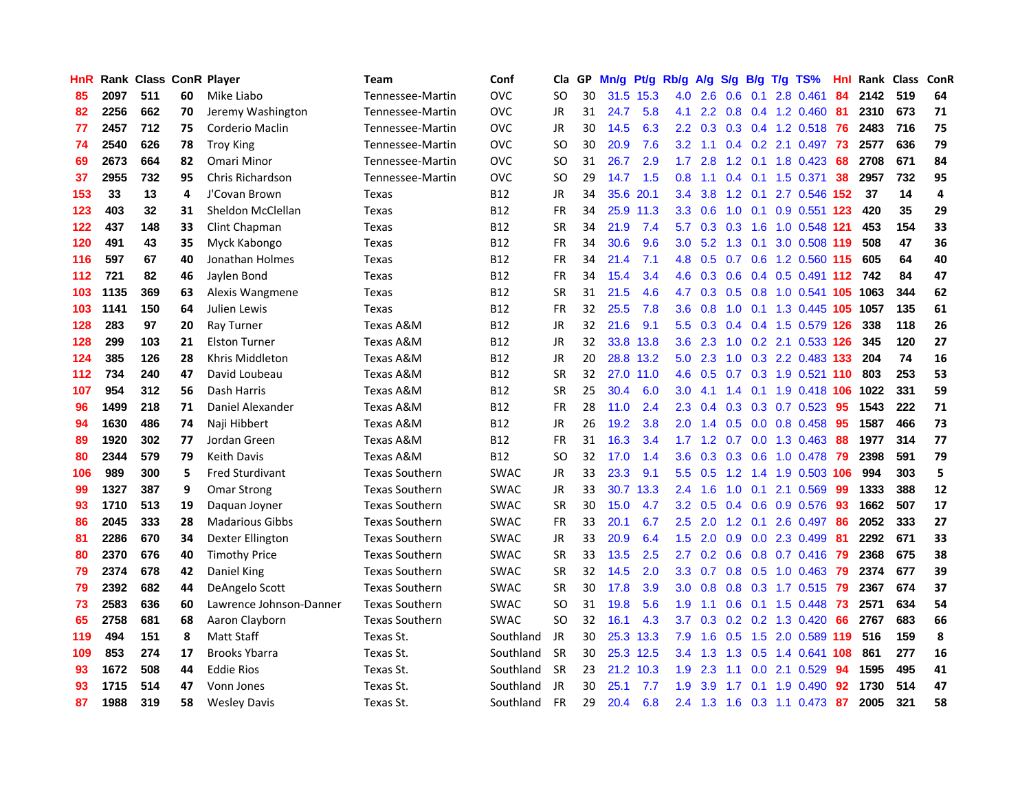| HnR | Rank | Class | ConR | Player | Team | Conf | Cla | GP | Mn/g | Pt/g | Rb/g | A/g | S/g | B/g | T/g | TS% | HnI | Rank | Class | ConR |
|---|---|---|---|---|---|---|---|---|---|---|---|---|---|---|---|---|---|---|---|---|
| 85 | 2097 | 511 | 60 | Mike Liabo | Tennessee-Martin | OVC | SO | 30 | 31.5 | 15.3 | 4.0 | 2.6 | 0.6 | 0.1 | 2.8 | 0.461 | 84 | 2142 | 519 | 64 |
| 82 | 2256 | 662 | 70 | Jeremy Washington | Tennessee-Martin | OVC | JR | 31 | 24.7 | 5.8 | 4.1 | 2.2 | 0.8 | 0.4 | 1.2 | 0.460 | 81 | 2310 | 673 | 71 |
| 77 | 2457 | 712 | 75 | Corderio Maclin | Tennessee-Martin | OVC | JR | 30 | 14.5 | 6.3 | 2.2 | 0.3 | 0.3 | 0.4 | 1.2 | 0.518 | 76 | 2483 | 716 | 75 |
| 74 | 2540 | 626 | 78 | Troy King | Tennessee-Martin | OVC | SO | 30 | 20.9 | 7.6 | 3.2 | 1.1 | 0.4 | 0.2 | 2.1 | 0.497 | 73 | 2577 | 636 | 79 |
| 69 | 2673 | 664 | 82 | Omari Minor | Tennessee-Martin | OVC | SO | 31 | 26.7 | 2.9 | 1.7 | 2.8 | 1.2 | 0.1 | 1.8 | 0.423 | 68 | 2708 | 671 | 84 |
| 37 | 2955 | 732 | 95 | Chris Richardson | Tennessee-Martin | OVC | SO | 29 | 14.7 | 1.5 | 0.8 | 1.1 | 0.4 | 0.1 | 1.5 | 0.371 | 38 | 2957 | 732 | 95 |
| 153 | 33 | 13 | 4 | J'Covan Brown | Texas | B12 | JR | 34 | 35.6 | 20.1 | 3.4 | 3.8 | 1.2 | 0.1 | 2.7 | 0.546 | 152 | 37 | 14 | 4 |
| 123 | 403 | 32 | 31 | Sheldon McClellan | Texas | B12 | FR | 34 | 25.9 | 11.3 | 3.3 | 0.6 | 1.0 | 0.1 | 0.9 | 0.551 | 123 | 420 | 35 | 29 |
| 122 | 437 | 148 | 33 | Clint Chapman | Texas | B12 | SR | 34 | 21.9 | 7.4 | 5.7 | 0.3 | 0.3 | 1.6 | 1.0 | 0.548 | 121 | 453 | 154 | 33 |
| 120 | 491 | 43 | 35 | Myck Kabongo | Texas | B12 | FR | 34 | 30.6 | 9.6 | 3.0 | 5.2 | 1.3 | 0.1 | 3.0 | 0.508 | 119 | 508 | 47 | 36 |
| 116 | 597 | 67 | 40 | Jonathan Holmes | Texas | B12 | FR | 34 | 21.4 | 7.1 | 4.8 | 0.5 | 0.7 | 0.6 | 1.2 | 0.560 | 115 | 605 | 64 | 40 |
| 112 | 721 | 82 | 46 | Jaylen Bond | Texas | B12 | FR | 34 | 15.4 | 3.4 | 4.6 | 0.3 | 0.6 | 0.4 | 0.5 | 0.491 | 112 | 742 | 84 | 47 |
| 103 | 1135 | 369 | 63 | Alexis Wangmene | Texas | B12 | SR | 31 | 21.5 | 4.6 | 4.7 | 0.3 | 0.5 | 0.8 | 1.0 | 0.541 | 105 | 1063 | 344 | 62 |
| 103 | 1141 | 150 | 64 | Julien Lewis | Texas | B12 | FR | 32 | 25.5 | 7.8 | 3.6 | 0.8 | 1.0 | 0.1 | 1.3 | 0.445 | 105 | 1057 | 135 | 61 |
| 128 | 283 | 97 | 20 | Ray Turner | Texas A&M | B12 | JR | 32 | 21.6 | 9.1 | 5.5 | 0.3 | 0.4 | 0.4 | 1.5 | 0.579 | 126 | 338 | 118 | 26 |
| 128 | 299 | 103 | 21 | Elston Turner | Texas A&M | B12 | JR | 32 | 33.8 | 13.8 | 3.6 | 2.3 | 1.0 | 0.2 | 2.1 | 0.533 | 126 | 345 | 120 | 27 |
| 124 | 385 | 126 | 28 | Khris Middleton | Texas A&M | B12 | JR | 20 | 28.8 | 13.2 | 5.0 | 2.3 | 1.0 | 0.3 | 2.2 | 0.483 | 133 | 204 | 74 | 16 |
| 112 | 734 | 240 | 47 | David Loubeau | Texas A&M | B12 | SR | 32 | 27.0 | 11.0 | 4.6 | 0.5 | 0.7 | 0.3 | 1.9 | 0.521 | 110 | 803 | 253 | 53 |
| 107 | 954 | 312 | 56 | Dash Harris | Texas A&M | B12 | SR | 25 | 30.4 | 6.0 | 3.0 | 4.1 | 1.4 | 0.1 | 1.9 | 0.418 | 106 | 1022 | 331 | 59 |
| 96 | 1499 | 218 | 71 | Daniel Alexander | Texas A&M | B12 | FR | 28 | 11.0 | 2.4 | 2.3 | 0.4 | 0.3 | 0.3 | 0.7 | 0.523 | 95 | 1543 | 222 | 71 |
| 94 | 1630 | 486 | 74 | Naji Hibbert | Texas A&M | B12 | JR | 26 | 19.2 | 3.8 | 2.0 | 1.4 | 0.5 | 0.0 | 0.8 | 0.458 | 95 | 1587 | 466 | 73 |
| 89 | 1920 | 302 | 77 | Jordan Green | Texas A&M | B12 | FR | 31 | 16.3 | 3.4 | 1.7 | 1.2 | 0.7 | 0.0 | 1.3 | 0.463 | 88 | 1977 | 314 | 77 |
| 80 | 2344 | 579 | 79 | Keith Davis | Texas A&M | B12 | SO | 32 | 17.0 | 1.4 | 3.6 | 0.3 | 0.3 | 0.6 | 1.0 | 0.478 | 79 | 2398 | 591 | 79 |
| 106 | 989 | 300 | 5 | Fred Sturdivant | Texas Southern | SWAC | JR | 33 | 23.3 | 9.1 | 5.5 | 0.5 | 1.2 | 1.4 | 1.9 | 0.503 | 106 | 994 | 303 | 5 |
| 99 | 1327 | 387 | 9 | Omar Strong | Texas Southern | SWAC | JR | 33 | 30.7 | 13.3 | 2.4 | 1.6 | 1.0 | 0.1 | 2.1 | 0.569 | 99 | 1333 | 388 | 12 |
| 93 | 1710 | 513 | 19 | Daquan Joyner | Texas Southern | SWAC | SR | 30 | 15.0 | 4.7 | 3.2 | 0.5 | 0.4 | 0.6 | 0.9 | 0.576 | 93 | 1662 | 507 | 17 |
| 86 | 2045 | 333 | 28 | Madarious Gibbs | Texas Southern | SWAC | FR | 33 | 20.1 | 6.7 | 2.5 | 2.0 | 1.2 | 0.1 | 2.6 | 0.497 | 86 | 2052 | 333 | 27 |
| 81 | 2286 | 670 | 34 | Dexter Ellington | Texas Southern | SWAC | JR | 33 | 20.9 | 6.4 | 1.5 | 2.0 | 0.9 | 0.0 | 2.3 | 0.499 | 81 | 2292 | 671 | 33 |
| 80 | 2370 | 676 | 40 | Timothy Price | Texas Southern | SWAC | SR | 33 | 13.5 | 2.5 | 2.7 | 0.2 | 0.6 | 0.8 | 0.7 | 0.416 | 79 | 2368 | 675 | 38 |
| 79 | 2374 | 678 | 42 | Daniel King | Texas Southern | SWAC | SR | 32 | 14.5 | 2.0 | 3.3 | 0.7 | 0.8 | 0.5 | 1.0 | 0.463 | 79 | 2374 | 677 | 39 |
| 79 | 2392 | 682 | 44 | DeAngelo Scott | Texas Southern | SWAC | SR | 30 | 17.8 | 3.9 | 3.0 | 0.8 | 0.8 | 0.3 | 1.7 | 0.515 | 79 | 2367 | 674 | 37 |
| 73 | 2583 | 636 | 60 | Lawrence Johnson-Danner | Texas Southern | SWAC | SO | 31 | 19.8 | 5.6 | 1.9 | 1.1 | 0.6 | 0.1 | 1.5 | 0.448 | 73 | 2571 | 634 | 54 |
| 65 | 2758 | 681 | 68 | Aaron Clayborn | Texas Southern | SWAC | SO | 32 | 16.1 | 4.3 | 3.7 | 0.3 | 0.2 | 0.2 | 1.3 | 0.420 | 66 | 2767 | 683 | 66 |
| 119 | 494 | 151 | 8 | Matt Staff | Texas St. | Southland | JR | 30 | 25.3 | 13.3 | 7.9 | 1.6 | 0.5 | 1.5 | 2.0 | 0.589 | 119 | 516 | 159 | 8 |
| 109 | 853 | 274 | 17 | Brooks Ybarra | Texas St. | Southland | SR | 30 | 25.3 | 12.5 | 3.4 | 1.3 | 1.3 | 0.5 | 1.4 | 0.641 | 108 | 861 | 277 | 16 |
| 93 | 1672 | 508 | 44 | Eddie Rios | Texas St. | Southland | SR | 23 | 21.2 | 10.3 | 1.9 | 2.3 | 1.1 | 0.0 | 2.1 | 0.529 | 94 | 1595 | 495 | 41 |
| 93 | 1715 | 514 | 47 | Vonn Jones | Texas St. | Southland | JR | 30 | 25.1 | 7.7 | 1.9 | 3.9 | 1.7 | 0.1 | 1.9 | 0.490 | 92 | 1730 | 514 | 47 |
| 87 | 1988 | 319 | 58 | Wesley Davis | Texas St. | Southland | FR | 29 | 20.4 | 6.8 | 2.4 | 1.3 | 1.6 | 0.3 | 1.1 | 0.473 | 87 | 2005 | 321 | 58 |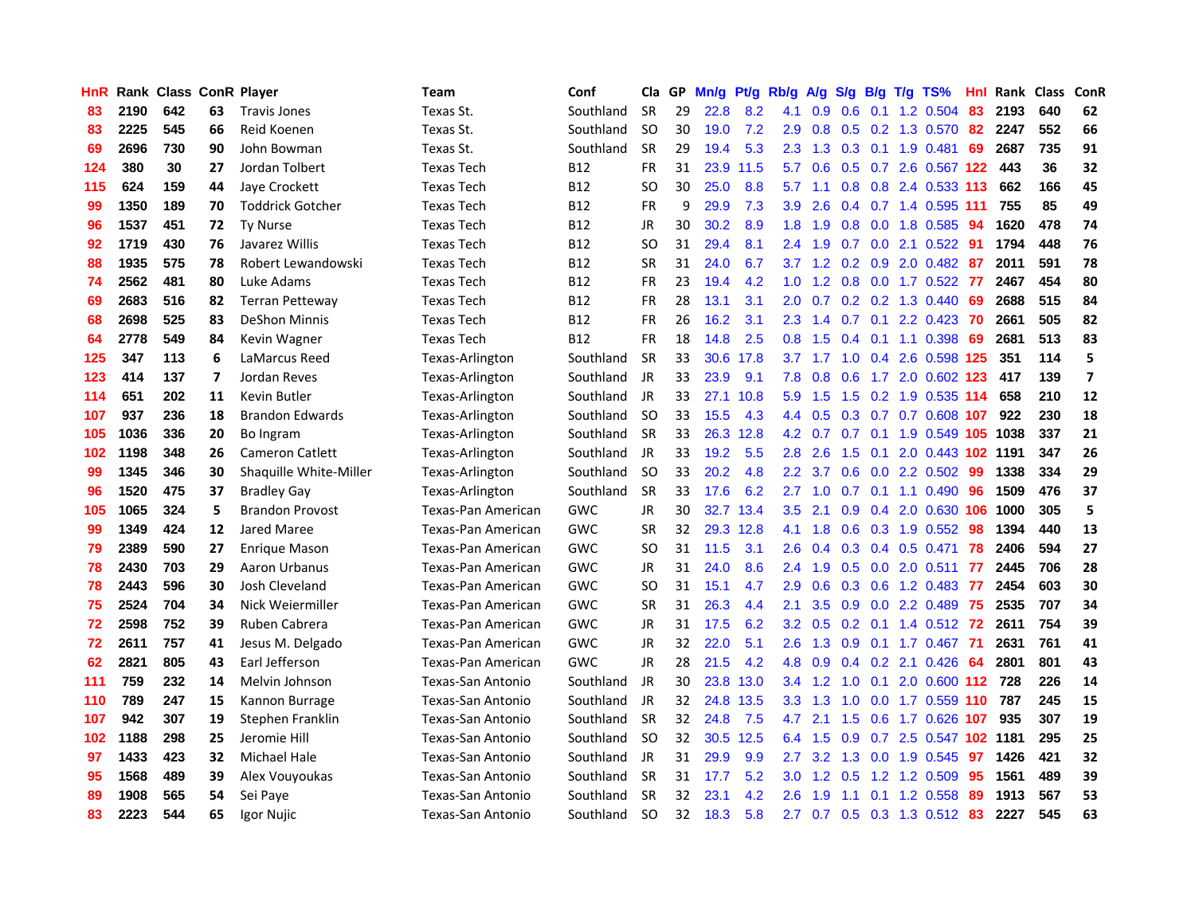| HnR | Rank | Class | ConR | Player | Team | Conf | Cla | GP | Mn/g | Pt/g | Rb/g | A/g | S/g | B/g | T/g | TS% | HnI | Rank | Class | ConR |
|---|---|---|---|---|---|---|---|---|---|---|---|---|---|---|---|---|---|---|---|---|
| 83 | 2190 | 642 | 63 | Travis Jones | Texas St. | Southland | SR | 29 | 22.8 | 8.2 | 4.1 | 0.9 | 0.6 | 0.1 | 1.2 | 0.504 | 83 | 2193 | 640 | 62 |
| 83 | 2225 | 545 | 66 | Reid Koenen | Texas St. | Southland | SO | 30 | 19.0 | 7.2 | 2.9 | 0.8 | 0.5 | 0.2 | 1.3 | 0.570 | 82 | 2247 | 552 | 66 |
| 69 | 2696 | 730 | 90 | John Bowman | Texas St. | Southland | SR | 29 | 19.4 | 5.3 | 2.3 | 1.3 | 0.3 | 0.1 | 1.9 | 0.481 | 69 | 2687 | 735 | 91 |
| 124 | 380 | 30 | 27 | Jordan Tolbert | Texas Tech | B12 | FR | 31 | 23.9 | 11.5 | 5.7 | 0.6 | 0.5 | 0.7 | 2.6 | 0.567 | 122 | 443 | 36 | 32 |
| 115 | 624 | 159 | 44 | Jaye Crockett | Texas Tech | B12 | SO | 30 | 25.0 | 8.8 | 5.7 | 1.1 | 0.8 | 0.8 | 2.4 | 0.533 | 113 | 662 | 166 | 45 |
| 99 | 1350 | 189 | 70 | Toddrick Gotcher | Texas Tech | B12 | FR | 9 | 29.9 | 7.3 | 3.9 | 2.6 | 0.4 | 0.7 | 1.4 | 0.595 | 111 | 755 | 85 | 49 |
| 96 | 1537 | 451 | 72 | Ty Nurse | Texas Tech | B12 | JR | 30 | 30.2 | 8.9 | 1.8 | 1.9 | 0.8 | 0.0 | 1.8 | 0.585 | 94 | 1620 | 478 | 74 |
| 92 | 1719 | 430 | 76 | Javarez Willis | Texas Tech | B12 | SO | 31 | 29.4 | 8.1 | 2.4 | 1.9 | 0.7 | 0.0 | 2.1 | 0.522 | 91 | 1794 | 448 | 76 |
| 88 | 1935 | 575 | 78 | Robert Lewandowski | Texas Tech | B12 | SR | 31 | 24.0 | 6.7 | 3.7 | 1.2 | 0.2 | 0.9 | 2.0 | 0.482 | 87 | 2011 | 591 | 78 |
| 74 | 2562 | 481 | 80 | Luke Adams | Texas Tech | B12 | FR | 23 | 19.4 | 4.2 | 1.0 | 1.2 | 0.8 | 0.0 | 1.7 | 0.522 | 77 | 2467 | 454 | 80 |
| 69 | 2683 | 516 | 82 | Terran Petteway | Texas Tech | B12 | FR | 28 | 13.1 | 3.1 | 2.0 | 0.7 | 0.2 | 0.2 | 1.3 | 0.440 | 69 | 2688 | 515 | 84 |
| 68 | 2698 | 525 | 83 | DeShon Minnis | Texas Tech | B12 | FR | 26 | 16.2 | 3.1 | 2.3 | 1.4 | 0.7 | 0.1 | 2.2 | 0.423 | 70 | 2661 | 505 | 82 |
| 64 | 2778 | 549 | 84 | Kevin Wagner | Texas Tech | B12 | FR | 18 | 14.8 | 2.5 | 0.8 | 1.5 | 0.4 | 0.1 | 1.1 | 0.398 | 69 | 2681 | 513 | 83 |
| 125 | 347 | 113 | 6 | LaMarcus Reed | Texas-Arlington | Southland | SR | 33 | 30.6 | 17.8 | 3.7 | 1.7 | 1.0 | 0.4 | 2.6 | 0.598 | 125 | 351 | 114 | 5 |
| 123 | 414 | 137 | 7 | Jordan Reves | Texas-Arlington | Southland | JR | 33 | 23.9 | 9.1 | 7.8 | 0.8 | 0.6 | 1.7 | 2.0 | 0.602 | 123 | 417 | 139 | 7 |
| 114 | 651 | 202 | 11 | Kevin Butler | Texas-Arlington | Southland | JR | 33 | 27.1 | 10.8 | 5.9 | 1.5 | 1.5 | 0.2 | 1.9 | 0.535 | 114 | 658 | 210 | 12 |
| 107 | 937 | 236 | 18 | Brandon Edwards | Texas-Arlington | Southland | SO | 33 | 15.5 | 4.3 | 4.4 | 0.5 | 0.3 | 0.7 | 0.7 | 0.608 | 107 | 922 | 230 | 18 |
| 105 | 1036 | 336 | 20 | Bo Ingram | Texas-Arlington | Southland | SR | 33 | 26.3 | 12.8 | 4.2 | 0.7 | 0.7 | 0.1 | 1.9 | 0.549 | 105 | 1038 | 337 | 21 |
| 102 | 1198 | 348 | 26 | Cameron Catlett | Texas-Arlington | Southland | JR | 33 | 19.2 | 5.5 | 2.8 | 2.6 | 1.5 | 0.1 | 2.0 | 0.443 | 102 | 1191 | 347 | 26 |
| 99 | 1345 | 346 | 30 | Shaquille White-Miller | Texas-Arlington | Southland | SO | 33 | 20.2 | 4.8 | 2.2 | 3.7 | 0.6 | 0.0 | 2.2 | 0.502 | 99 | 1338 | 334 | 29 |
| 96 | 1520 | 475 | 37 | Bradley Gay | Texas-Arlington | Southland | SR | 33 | 17.6 | 6.2 | 2.7 | 1.0 | 0.7 | 0.1 | 1.1 | 0.490 | 96 | 1509 | 476 | 37 |
| 105 | 1065 | 324 | 5 | Brandon Provost | Texas-Pan American | GWC | JR | 30 | 32.7 | 13.4 | 3.5 | 2.1 | 0.9 | 0.4 | 2.0 | 0.630 | 106 | 1000 | 305 | 5 |
| 99 | 1349 | 424 | 12 | Jared Maree | Texas-Pan American | GWC | SR | 32 | 29.3 | 12.8 | 4.1 | 1.8 | 0.6 | 0.3 | 1.9 | 0.552 | 98 | 1394 | 440 | 13 |
| 79 | 2389 | 590 | 27 | Enrique Mason | Texas-Pan American | GWC | SO | 31 | 11.5 | 3.1 | 2.6 | 0.4 | 0.3 | 0.4 | 0.5 | 0.471 | 78 | 2406 | 594 | 27 |
| 78 | 2430 | 703 | 29 | Aaron Urbanus | Texas-Pan American | GWC | JR | 31 | 24.0 | 8.6 | 2.4 | 1.9 | 0.5 | 0.0 | 2.0 | 0.511 | 77 | 2445 | 706 | 28 |
| 78 | 2443 | 596 | 30 | Josh Cleveland | Texas-Pan American | GWC | SO | 31 | 15.1 | 4.7 | 2.9 | 0.6 | 0.3 | 0.6 | 1.2 | 0.483 | 77 | 2454 | 603 | 30 |
| 75 | 2524 | 704 | 34 | Nick Weiermiller | Texas-Pan American | GWC | SR | 31 | 26.3 | 4.4 | 2.1 | 3.5 | 0.9 | 0.0 | 2.2 | 0.489 | 75 | 2535 | 707 | 34 |
| 72 | 2598 | 752 | 39 | Ruben Cabrera | Texas-Pan American | GWC | JR | 31 | 17.5 | 6.2 | 3.2 | 0.5 | 0.2 | 0.1 | 1.4 | 0.512 | 72 | 2611 | 754 | 39 |
| 72 | 2611 | 757 | 41 | Jesus M. Delgado | Texas-Pan American | GWC | JR | 32 | 22.0 | 5.1 | 2.6 | 1.3 | 0.9 | 0.1 | 1.7 | 0.467 | 71 | 2631 | 761 | 41 |
| 62 | 2821 | 805 | 43 | Earl Jefferson | Texas-Pan American | GWC | JR | 28 | 21.5 | 4.2 | 4.8 | 0.9 | 0.4 | 0.2 | 2.1 | 0.426 | 64 | 2801 | 801 | 43 |
| 111 | 759 | 232 | 14 | Melvin Johnson | Texas-San Antonio | Southland | JR | 30 | 23.8 | 13.0 | 3.4 | 1.2 | 1.0 | 0.1 | 2.0 | 0.600 | 112 | 728 | 226 | 14 |
| 110 | 789 | 247 | 15 | Kannon Burrage | Texas-San Antonio | Southland | JR | 32 | 24.8 | 13.5 | 3.3 | 1.3 | 1.0 | 0.0 | 1.7 | 0.559 | 110 | 787 | 245 | 15 |
| 107 | 942 | 307 | 19 | Stephen Franklin | Texas-San Antonio | Southland | SR | 32 | 24.8 | 7.5 | 4.7 | 2.1 | 1.5 | 0.6 | 1.7 | 0.626 | 107 | 935 | 307 | 19 |
| 102 | 1188 | 298 | 25 | Jeromie Hill | Texas-San Antonio | Southland | SO | 32 | 30.5 | 12.5 | 6.4 | 1.5 | 0.9 | 0.7 | 2.5 | 0.547 | 102 | 1181 | 295 | 25 |
| 97 | 1433 | 423 | 32 | Michael Hale | Texas-San Antonio | Southland | JR | 31 | 29.9 | 9.9 | 2.7 | 3.2 | 1.3 | 0.0 | 1.9 | 0.545 | 97 | 1426 | 421 | 32 |
| 95 | 1568 | 489 | 39 | Alex Vouyoukas | Texas-San Antonio | Southland | SR | 31 | 17.7 | 5.2 | 3.0 | 1.2 | 0.5 | 1.2 | 1.2 | 0.509 | 95 | 1561 | 489 | 39 |
| 89 | 1908 | 565 | 54 | Sei Paye | Texas-San Antonio | Southland | SR | 32 | 23.1 | 4.2 | 2.6 | 1.9 | 1.1 | 0.1 | 1.2 | 0.558 | 89 | 1913 | 567 | 53 |
| 83 | 2223 | 544 | 65 | Igor Nujic | Texas-San Antonio | Southland | SO | 32 | 18.3 | 5.8 | 2.7 | 0.7 | 0.5 | 0.3 | 1.3 | 0.512 | 83 | 2227 | 545 | 63 |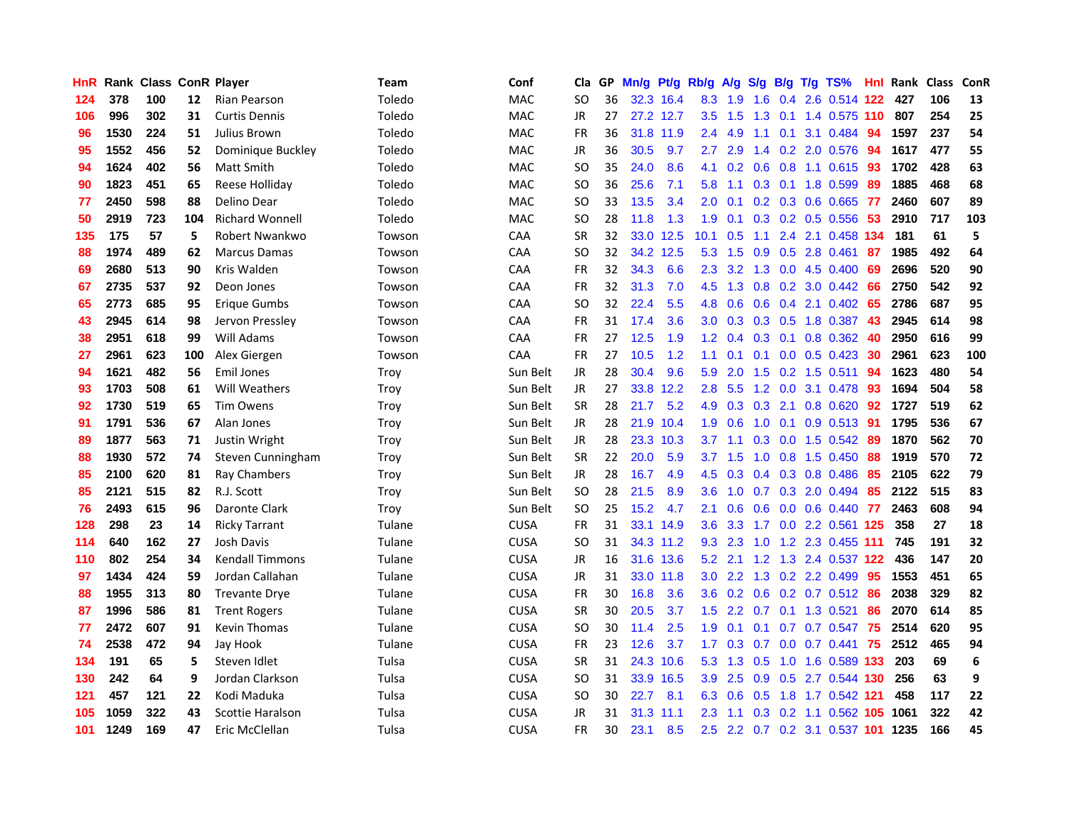| HnR | Rank | Class | ConR | Player | Team | Conf | Cla | GP | Mn/g | Pt/g | Rb/g | A/g | S/g | B/g | T/g | TS% | HnI | Rank | Class | ConR |
|---|---|---|---|---|---|---|---|---|---|---|---|---|---|---|---|---|---|---|---|---|
| 124 | 378 | 100 | 12 | Rian Pearson | Toledo | MAC | SO | 36 | 32.3 | 16.4 | 8.3 | 1.9 | 1.6 | 0.4 | 2.6 | 0.514 | 122 | 427 | 106 | 13 |
| 106 | 996 | 302 | 31 | Curtis Dennis | Toledo | MAC | JR | 27 | 27.2 | 12.7 | 3.5 | 1.5 | 1.3 | 0.1 | 1.4 | 0.575 | 110 | 807 | 254 | 25 |
| 96 | 1530 | 224 | 51 | Julius Brown | Toledo | MAC | FR | 36 | 31.8 | 11.9 | 2.4 | 4.9 | 1.1 | 0.1 | 3.1 | 0.484 | 94 | 1597 | 237 | 54 |
| 95 | 1552 | 456 | 52 | Dominique Buckley | Toledo | MAC | JR | 36 | 30.5 | 9.7 | 2.7 | 2.9 | 1.4 | 0.2 | 2.0 | 0.576 | 94 | 1617 | 477 | 55 |
| 94 | 1624 | 402 | 56 | Matt Smith | Toledo | MAC | SO | 35 | 24.0 | 8.6 | 4.1 | 0.2 | 0.6 | 0.8 | 1.1 | 0.615 | 93 | 1702 | 428 | 63 |
| 90 | 1823 | 451 | 65 | Reese Holliday | Toledo | MAC | SO | 36 | 25.6 | 7.1 | 5.8 | 1.1 | 0.3 | 0.1 | 1.8 | 0.599 | 89 | 1885 | 468 | 68 |
| 77 | 2450 | 598 | 88 | Delino Dear | Toledo | MAC | SO | 33 | 13.5 | 3.4 | 2.0 | 0.1 | 0.2 | 0.3 | 0.6 | 0.665 | 77 | 2460 | 607 | 89 |
| 50 | 2919 | 723 | 104 | Richard Wonnell | Toledo | MAC | SO | 28 | 11.8 | 1.3 | 1.9 | 0.1 | 0.3 | 0.2 | 0.5 | 0.556 | 53 | 2910 | 717 | 103 |
| 135 | 175 | 57 | 5 | Robert Nwankwo | Towson | CAA | SR | 32 | 33.0 | 12.5 | 10.1 | 0.5 | 1.1 | 2.4 | 2.1 | 0.458 | 134 | 181 | 61 | 5 |
| 88 | 1974 | 489 | 62 | Marcus Damas | Towson | CAA | SO | 32 | 34.2 | 12.5 | 5.3 | 1.5 | 0.9 | 0.5 | 2.8 | 0.461 | 87 | 1985 | 492 | 64 |
| 69 | 2680 | 513 | 90 | Kris Walden | Towson | CAA | FR | 32 | 34.3 | 6.6 | 2.3 | 3.2 | 1.3 | 0.0 | 4.5 | 0.400 | 69 | 2696 | 520 | 90 |
| 67 | 2735 | 537 | 92 | Deon Jones | Towson | CAA | FR | 32 | 31.3 | 7.0 | 4.5 | 1.3 | 0.8 | 0.2 | 3.0 | 0.442 | 66 | 2750 | 542 | 92 |
| 65 | 2773 | 685 | 95 | Erique Gumbs | Towson | CAA | SO | 32 | 22.4 | 5.5 | 4.8 | 0.6 | 0.6 | 0.4 | 2.1 | 0.402 | 65 | 2786 | 687 | 95 |
| 43 | 2945 | 614 | 98 | Jervon Pressley | Towson | CAA | FR | 31 | 17.4 | 3.6 | 3.0 | 0.3 | 0.3 | 0.5 | 1.8 | 0.387 | 43 | 2945 | 614 | 98 |
| 38 | 2951 | 618 | 99 | Will Adams | Towson | CAA | FR | 27 | 12.5 | 1.9 | 1.2 | 0.4 | 0.3 | 0.1 | 0.8 | 0.362 | 40 | 2950 | 616 | 99 |
| 27 | 2961 | 623 | 100 | Alex Giergen | Towson | CAA | FR | 27 | 10.5 | 1.2 | 1.1 | 0.1 | 0.1 | 0.0 | 0.5 | 0.423 | 30 | 2961 | 623 | 100 |
| 94 | 1621 | 482 | 56 | Emil Jones | Troy | Sun Belt | JR | 28 | 30.4 | 9.6 | 5.9 | 2.0 | 1.5 | 0.2 | 1.5 | 0.511 | 94 | 1623 | 480 | 54 |
| 93 | 1703 | 508 | 61 | Will Weathers | Troy | Sun Belt | JR | 27 | 33.8 | 12.2 | 2.8 | 5.5 | 1.2 | 0.0 | 3.1 | 0.478 | 93 | 1694 | 504 | 58 |
| 92 | 1730 | 519 | 65 | Tim Owens | Troy | Sun Belt | SR | 28 | 21.7 | 5.2 | 4.9 | 0.3 | 0.3 | 2.1 | 0.8 | 0.620 | 92 | 1727 | 519 | 62 |
| 91 | 1791 | 536 | 67 | Alan Jones | Troy | Sun Belt | JR | 28 | 21.9 | 10.4 | 1.9 | 0.6 | 1.0 | 0.1 | 0.9 | 0.513 | 91 | 1795 | 536 | 67 |
| 89 | 1877 | 563 | 71 | Justin Wright | Troy | Sun Belt | JR | 28 | 23.3 | 10.3 | 3.7 | 1.1 | 0.3 | 0.0 | 1.5 | 0.542 | 89 | 1870 | 562 | 70 |
| 88 | 1930 | 572 | 74 | Steven Cunningham | Troy | Sun Belt | SR | 22 | 20.0 | 5.9 | 3.7 | 1.5 | 1.0 | 0.8 | 1.5 | 0.450 | 88 | 1919 | 570 | 72 |
| 85 | 2100 | 620 | 81 | Ray Chambers | Troy | Sun Belt | JR | 28 | 16.7 | 4.9 | 4.5 | 0.3 | 0.4 | 0.3 | 0.8 | 0.486 | 85 | 2105 | 622 | 79 |
| 85 | 2121 | 515 | 82 | R.J. Scott | Troy | Sun Belt | SO | 28 | 21.5 | 8.9 | 3.6 | 1.0 | 0.7 | 0.3 | 2.0 | 0.494 | 85 | 2122 | 515 | 83 |
| 76 | 2493 | 615 | 96 | Daronte Clark | Troy | Sun Belt | SO | 25 | 15.2 | 4.7 | 2.1 | 0.6 | 0.6 | 0.0 | 0.6 | 0.440 | 77 | 2463 | 608 | 94 |
| 128 | 298 | 23 | 14 | Ricky Tarrant | Tulane | CUSA | FR | 31 | 33.1 | 14.9 | 3.6 | 3.3 | 1.7 | 0.0 | 2.2 | 0.561 | 125 | 358 | 27 | 18 |
| 114 | 640 | 162 | 27 | Josh Davis | Tulane | CUSA | SO | 31 | 34.3 | 11.2 | 9.3 | 2.3 | 1.0 | 1.2 | 2.3 | 0.455 | 111 | 745 | 191 | 32 |
| 110 | 802 | 254 | 34 | Kendall Timmons | Tulane | CUSA | JR | 16 | 31.6 | 13.6 | 5.2 | 2.1 | 1.2 | 1.3 | 2.4 | 0.537 | 122 | 436 | 147 | 20 |
| 97 | 1434 | 424 | 59 | Jordan Callahan | Tulane | CUSA | JR | 31 | 33.0 | 11.8 | 3.0 | 2.2 | 1.3 | 0.2 | 2.2 | 0.499 | 95 | 1553 | 451 | 65 |
| 88 | 1955 | 313 | 80 | Trevante Drye | Tulane | CUSA | FR | 30 | 16.8 | 3.6 | 3.6 | 0.2 | 0.6 | 0.2 | 0.7 | 0.512 | 86 | 2038 | 329 | 82 |
| 87 | 1996 | 586 | 81 | Trent Rogers | Tulane | CUSA | SR | 30 | 20.5 | 3.7 | 1.5 | 2.2 | 0.7 | 0.1 | 1.3 | 0.521 | 86 | 2070 | 614 | 85 |
| 77 | 2472 | 607 | 91 | Kevin Thomas | Tulane | CUSA | SO | 30 | 11.4 | 2.5 | 1.9 | 0.1 | 0.1 | 0.7 | 0.7 | 0.547 | 75 | 2514 | 620 | 95 |
| 74 | 2538 | 472 | 94 | Jay Hook | Tulane | CUSA | FR | 23 | 12.6 | 3.7 | 1.7 | 0.3 | 0.7 | 0.0 | 0.7 | 0.441 | 75 | 2512 | 465 | 94 |
| 134 | 191 | 65 | 5 | Steven Idlet | Tulsa | CUSA | SR | 31 | 24.3 | 10.6 | 5.3 | 1.3 | 0.5 | 1.0 | 1.6 | 0.589 | 133 | 203 | 69 | 6 |
| 130 | 242 | 64 | 9 | Jordan Clarkson | Tulsa | CUSA | SO | 31 | 33.9 | 16.5 | 3.9 | 2.5 | 0.9 | 0.5 | 2.7 | 0.544 | 130 | 256 | 63 | 9 |
| 121 | 457 | 121 | 22 | Kodi Maduka | Tulsa | CUSA | SO | 30 | 22.7 | 8.1 | 6.3 | 0.6 | 0.5 | 1.8 | 1.7 | 0.542 | 121 | 458 | 117 | 22 |
| 105 | 1059 | 322 | 43 | Scottie Haralson | Tulsa | CUSA | JR | 31 | 31.3 | 11.1 | 2.3 | 1.1 | 0.3 | 0.2 | 1.1 | 0.562 | 105 | 1061 | 322 | 42 |
| 101 | 1249 | 169 | 47 | Eric McClellan | Tulsa | CUSA | FR | 30 | 23.1 | 8.5 | 2.5 | 2.2 | 0.7 | 0.2 | 3.1 | 0.537 | 101 | 1235 | 166 | 45 |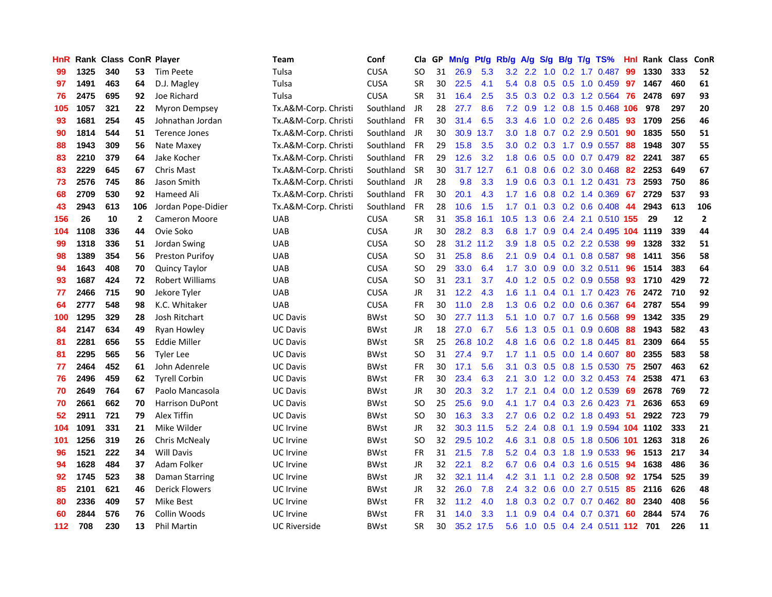| HnR | Rank | Class | ConR | Player | Team | Conf | Cla | GP | Mn/g | Pt/g | Rb/g | A/g | S/g | B/g | T/g | TS% | HnI | Rank | Class | ConR |
|---|---|---|---|---|---|---|---|---|---|---|---|---|---|---|---|---|---|---|---|---|
| 99 | 1325 | 340 | 53 | Tim Peete | Tulsa | CUSA | SO | 31 | 26.9 | 5.3 | 3.2 | 2.2 | 1.0 | 0.2 | 1.7 | 0.487 | 99 | 1330 | 333 | 52 |
| 97 | 1491 | 463 | 64 | D.J. Magley | Tulsa | CUSA | SR | 30 | 22.5 | 4.1 | 5.4 | 0.8 | 0.5 | 0.5 | 1.0 | 0.459 | 97 | 1467 | 460 | 61 |
| 76 | 2475 | 695 | 92 | Joe Richard | Tulsa | CUSA | SR | 31 | 16.4 | 2.5 | 3.5 | 0.3 | 0.2 | 0.3 | 1.2 | 0.564 | 76 | 2478 | 697 | 93 |
| 105 | 1057 | 321 | 22 | Myron Dempsey | Tx.A&M-Corp. Christi | Southland | JR | 28 | 27.7 | 8.6 | 7.2 | 0.9 | 1.2 | 0.8 | 1.5 | 0.468 | 106 | 978 | 297 | 20 |
| 93 | 1681 | 254 | 45 | Johnathan Jordan | Tx.A&M-Corp. Christi | Southland | FR | 30 | 31.4 | 6.5 | 3.3 | 4.6 | 1.0 | 0.2 | 2.6 | 0.485 | 93 | 1709 | 256 | 46 |
| 90 | 1814 | 544 | 51 | Terence Jones | Tx.A&M-Corp. Christi | Southland | JR | 30 | 30.9 | 13.7 | 3.0 | 1.8 | 0.7 | 0.2 | 2.9 | 0.501 | 90 | 1835 | 550 | 51 |
| 88 | 1943 | 309 | 56 | Nate Maxey | Tx.A&M-Corp. Christi | Southland | FR | 29 | 15.8 | 3.5 | 3.0 | 0.2 | 0.3 | 1.7 | 0.9 | 0.557 | 88 | 1948 | 307 | 55 |
| 83 | 2210 | 379 | 64 | Jake Kocher | Tx.A&M-Corp. Christi | Southland | FR | 29 | 12.6 | 3.2 | 1.8 | 0.6 | 0.5 | 0.0 | 0.7 | 0.479 | 82 | 2241 | 387 | 65 |
| 83 | 2229 | 645 | 67 | Chris Mast | Tx.A&M-Corp. Christi | Southland | SR | 30 | 31.7 | 12.7 | 6.1 | 0.8 | 0.6 | 0.2 | 3.0 | 0.468 | 82 | 2253 | 649 | 67 |
| 73 | 2576 | 745 | 86 | Jason Smith | Tx.A&M-Corp. Christi | Southland | JR | 28 | 9.8 | 3.3 | 1.9 | 0.6 | 0.3 | 0.1 | 1.2 | 0.431 | 73 | 2593 | 750 | 86 |
| 68 | 2709 | 530 | 92 | Hameed Ali | Tx.A&M-Corp. Christi | Southland | FR | 30 | 20.1 | 4.3 | 1.7 | 1.6 | 0.8 | 0.2 | 1.4 | 0.369 | 67 | 2729 | 537 | 93 |
| 43 | 2943 | 613 | 106 | Jordan Pope-Didier | Tx.A&M-Corp. Christi | Southland | FR | 28 | 10.6 | 1.5 | 1.7 | 0.1 | 0.3 | 0.2 | 0.6 | 0.408 | 44 | 2943 | 613 | 106 |
| 156 | 26 | 10 | 2 | Cameron Moore | UAB | CUSA | SR | 31 | 35.8 | 16.1 | 10.5 | 1.3 | 0.6 | 2.4 | 2.1 | 0.510 | 155 | 29 | 12 | 2 |
| 104 | 1108 | 336 | 44 | Ovie Soko | UAB | CUSA | JR | 30 | 28.2 | 8.3 | 6.8 | 1.7 | 0.9 | 0.4 | 2.4 | 0.495 | 104 | 1119 | 339 | 44 |
| 99 | 1318 | 336 | 51 | Jordan Swing | UAB | CUSA | SO | 28 | 31.2 | 11.2 | 3.9 | 1.8 | 0.5 | 0.2 | 2.2 | 0.538 | 99 | 1328 | 332 | 51 |
| 98 | 1389 | 354 | 56 | Preston Purifoy | UAB | CUSA | SO | 31 | 25.8 | 8.6 | 2.1 | 0.9 | 0.4 | 0.1 | 0.8 | 0.587 | 98 | 1411 | 356 | 58 |
| 94 | 1643 | 408 | 70 | Quincy Taylor | UAB | CUSA | SO | 29 | 33.0 | 6.4 | 1.7 | 3.0 | 0.9 | 0.0 | 3.2 | 0.511 | 96 | 1514 | 383 | 64 |
| 93 | 1687 | 424 | 72 | Robert Williams | UAB | CUSA | SO | 31 | 23.1 | 3.7 | 4.0 | 1.2 | 0.5 | 0.2 | 0.9 | 0.558 | 93 | 1710 | 429 | 72 |
| 77 | 2466 | 715 | 90 | Jekore Tyler | UAB | CUSA | JR | 31 | 12.2 | 4.3 | 1.6 | 1.1 | 0.4 | 0.1 | 1.7 | 0.423 | 76 | 2472 | 710 | 92 |
| 64 | 2777 | 548 | 98 | K.C. Whitaker | UAB | CUSA | FR | 30 | 11.0 | 2.8 | 1.3 | 0.6 | 0.2 | 0.0 | 0.6 | 0.367 | 64 | 2787 | 554 | 99 |
| 100 | 1295 | 329 | 28 | Josh Ritchart | UC Davis | BWst | SO | 30 | 27.7 | 11.3 | 5.1 | 1.0 | 0.7 | 0.7 | 1.6 | 0.568 | 99 | 1342 | 335 | 29 |
| 84 | 2147 | 634 | 49 | Ryan Howley | UC Davis | BWst | JR | 18 | 27.0 | 6.7 | 5.6 | 1.3 | 0.5 | 0.1 | 0.9 | 0.608 | 88 | 1943 | 582 | 43 |
| 81 | 2281 | 656 | 55 | Eddie Miller | UC Davis | BWst | SR | 25 | 26.8 | 10.2 | 4.8 | 1.6 | 0.6 | 0.2 | 1.8 | 0.445 | 81 | 2309 | 664 | 55 |
| 81 | 2295 | 565 | 56 | Tyler Lee | UC Davis | BWst | SO | 31 | 27.4 | 9.7 | 1.7 | 1.1 | 0.5 | 0.0 | 1.4 | 0.607 | 80 | 2355 | 583 | 58 |
| 77 | 2464 | 452 | 61 | John Adenrele | UC Davis | BWst | FR | 30 | 17.1 | 5.6 | 3.1 | 0.3 | 0.5 | 0.8 | 1.5 | 0.530 | 75 | 2507 | 463 | 62 |
| 76 | 2496 | 459 | 62 | Tyrell Corbin | UC Davis | BWst | FR | 30 | 23.4 | 6.3 | 2.1 | 3.0 | 1.2 | 0.0 | 3.2 | 0.453 | 74 | 2538 | 471 | 63 |
| 70 | 2649 | 764 | 67 | Paolo Mancasola | UC Davis | BWst | JR | 30 | 20.3 | 3.2 | 1.7 | 2.1 | 0.4 | 0.0 | 1.2 | 0.539 | 69 | 2678 | 769 | 72 |
| 70 | 2661 | 662 | 70 | Harrison DuPont | UC Davis | BWst | SO | 25 | 25.6 | 9.0 | 4.1 | 1.7 | 0.4 | 0.3 | 2.6 | 0.423 | 71 | 2636 | 653 | 69 |
| 52 | 2911 | 721 | 79 | Alex Tiffin | UC Davis | BWst | SO | 30 | 16.3 | 3.3 | 2.7 | 0.6 | 0.2 | 0.2 | 1.8 | 0.493 | 51 | 2922 | 723 | 79 |
| 104 | 1091 | 331 | 21 | Mike Wilder | UC Irvine | BWst | JR | 32 | 30.3 | 11.5 | 5.2 | 2.4 | 0.8 | 0.1 | 1.9 | 0.594 | 104 | 1102 | 333 | 21 |
| 101 | 1256 | 319 | 26 | Chris McNealy | UC Irvine | BWst | SO | 32 | 29.5 | 10.2 | 4.6 | 3.1 | 0.8 | 0.5 | 1.8 | 0.506 | 101 | 1263 | 318 | 26 |
| 96 | 1521 | 222 | 34 | Will Davis | UC Irvine | BWst | FR | 31 | 21.5 | 7.8 | 5.2 | 0.4 | 0.3 | 1.8 | 1.9 | 0.533 | 96 | 1513 | 217 | 34 |
| 94 | 1628 | 484 | 37 | Adam Folker | UC Irvine | BWst | JR | 32 | 22.1 | 8.2 | 6.7 | 0.6 | 0.4 | 0.3 | 1.6 | 0.515 | 94 | 1638 | 486 | 36 |
| 92 | 1745 | 523 | 38 | Daman Starring | UC Irvine | BWst | JR | 32 | 32.1 | 11.4 | 4.2 | 3.1 | 1.1 | 0.2 | 2.8 | 0.508 | 92 | 1754 | 525 | 39 |
| 85 | 2101 | 621 | 46 | Derick Flowers | UC Irvine | BWst | JR | 32 | 26.0 | 7.8 | 2.4 | 3.2 | 0.6 | 0.0 | 2.7 | 0.515 | 85 | 2116 | 626 | 48 |
| 80 | 2336 | 409 | 57 | Mike Best | UC Irvine | BWst | FR | 32 | 11.2 | 4.0 | 1.8 | 0.3 | 0.2 | 0.7 | 0.7 | 0.462 | 80 | 2340 | 408 | 56 |
| 60 | 2844 | 576 | 76 | Collin Woods | UC Irvine | BWst | FR | 31 | 14.0 | 3.3 | 1.1 | 0.9 | 0.4 | 0.4 | 0.7 | 0.371 | 60 | 2844 | 574 | 76 |
| 112 | 708 | 230 | 13 | Phil Martin | UC Riverside | BWst | SR | 30 | 35.2 | 17.5 | 5.6 | 1.0 | 0.5 | 0.4 | 2.4 | 0.511 | 112 | 701 | 226 | 11 |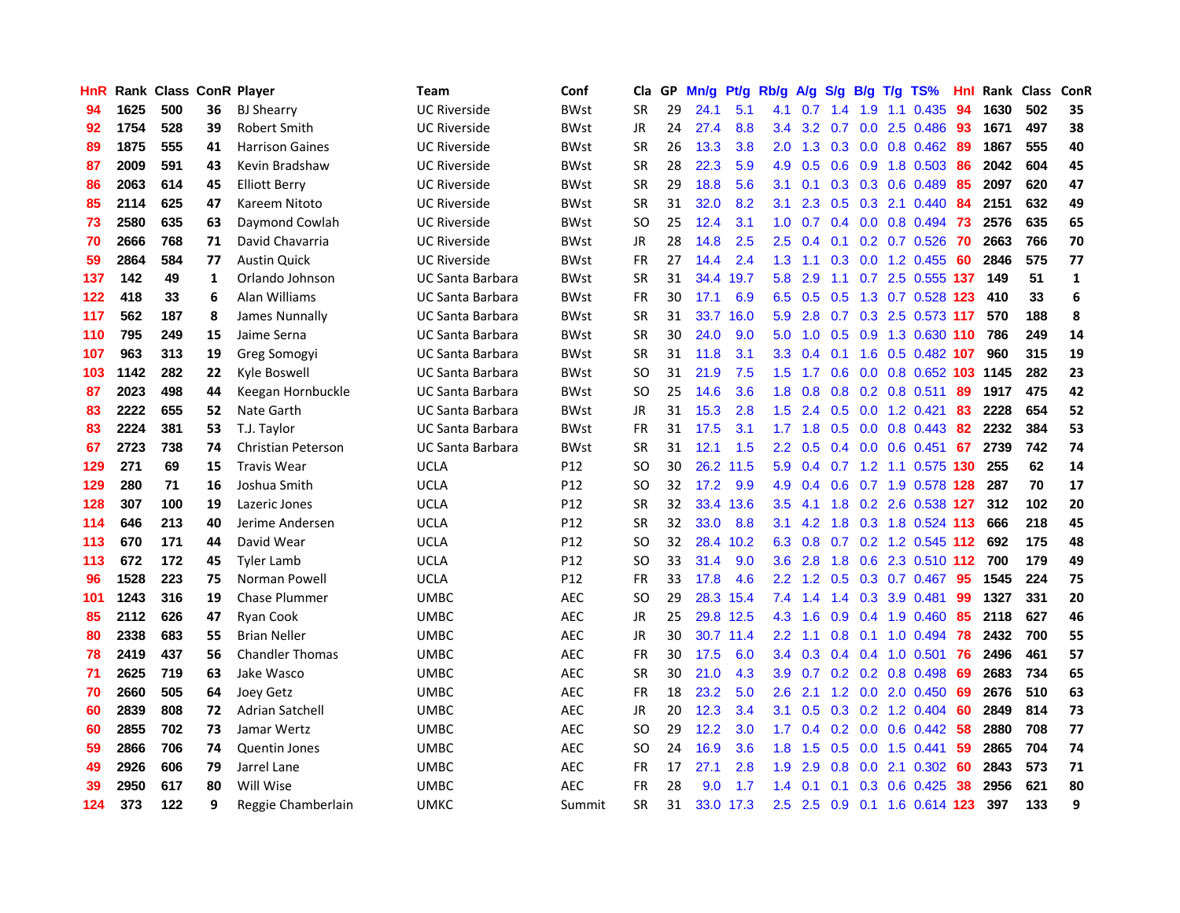| HnR | Rank | Class | ConR | Player | Team | Conf | Cla | GP | Mn/g | Pt/g | Rb/g | A/g | S/g | B/g | T/g | TS% | Hnl | Rank | Class | ConR |
|---|---|---|---|---|---|---|---|---|---|---|---|---|---|---|---|---|---|---|---|---|
| 94 | 1625 | 500 | 36 | BJ Shearry | UC Riverside | BWst | SR | 29 | 24.1 | 5.1 | 4.1 | 0.7 | 1.4 | 1.9 | 1.1 | 0.435 | 94 | 1630 | 502 | 35 |
| 92 | 1754 | 528 | 39 | Robert Smith | UC Riverside | BWst | JR | 24 | 27.4 | 8.8 | 3.4 | 3.2 | 0.7 | 0.0 | 2.5 | 0.486 | 93 | 1671 | 497 | 38 |
| 89 | 1875 | 555 | 41 | Harrison Gaines | UC Riverside | BWst | SR | 26 | 13.3 | 3.8 | 2.0 | 1.3 | 0.3 | 0.0 | 0.8 | 0.462 | 89 | 1867 | 555 | 40 |
| 87 | 2009 | 591 | 43 | Kevin Bradshaw | UC Riverside | BWst | SR | 28 | 22.3 | 5.9 | 4.9 | 0.5 | 0.6 | 0.9 | 1.8 | 0.503 | 86 | 2042 | 604 | 45 |
| 86 | 2063 | 614 | 45 | Elliott Berry | UC Riverside | BWst | SR | 29 | 18.8 | 5.6 | 3.1 | 0.1 | 0.3 | 0.3 | 0.6 | 0.489 | 85 | 2097 | 620 | 47 |
| 85 | 2114 | 625 | 47 | Kareem Nitoto | UC Riverside | BWst | SR | 31 | 32.0 | 8.2 | 3.1 | 2.3 | 0.5 | 0.3 | 2.1 | 0.440 | 84 | 2151 | 632 | 49 |
| 73 | 2580 | 635 | 63 | Daymond Cowlah | UC Riverside | BWst | SO | 25 | 12.4 | 3.1 | 1.0 | 0.7 | 0.4 | 0.0 | 0.8 | 0.494 | 73 | 2576 | 635 | 65 |
| 70 | 2666 | 768 | 71 | David Chavarria | UC Riverside | BWst | JR | 28 | 14.8 | 2.5 | 2.5 | 0.4 | 0.1 | 0.2 | 0.7 | 0.526 | 70 | 2663 | 766 | 70 |
| 59 | 2864 | 584 | 77 | Austin Quick | UC Riverside | BWst | FR | 27 | 14.4 | 2.4 | 1.3 | 1.1 | 0.3 | 0.0 | 1.2 | 0.455 | 60 | 2846 | 575 | 77 |
| 137 | 142 | 49 | 1 | Orlando Johnson | UC Santa Barbara | BWst | SR | 31 | 34.4 | 19.7 | 5.8 | 2.9 | 1.1 | 0.7 | 2.5 | 0.555 | 137 | 149 | 51 | 1 |
| 122 | 418 | 33 | 6 | Alan Williams | UC Santa Barbara | BWst | FR | 30 | 17.1 | 6.9 | 6.5 | 0.5 | 0.5 | 1.3 | 0.7 | 0.528 | 123 | 410 | 33 | 6 |
| 117 | 562 | 187 | 8 | James Nunnally | UC Santa Barbara | BWst | SR | 31 | 33.7 | 16.0 | 5.9 | 2.8 | 0.7 | 0.3 | 2.5 | 0.573 | 117 | 570 | 188 | 8 |
| 110 | 795 | 249 | 15 | Jaime Serna | UC Santa Barbara | BWst | SR | 30 | 24.0 | 9.0 | 5.0 | 1.0 | 0.5 | 0.9 | 1.3 | 0.630 | 110 | 786 | 249 | 14 |
| 107 | 963 | 313 | 19 | Greg Somogyi | UC Santa Barbara | BWst | SR | 31 | 11.8 | 3.1 | 3.3 | 0.4 | 0.1 | 1.6 | 0.5 | 0.482 | 107 | 960 | 315 | 19 |
| 103 | 1142 | 282 | 22 | Kyle Boswell | UC Santa Barbara | BWst | SO | 31 | 21.9 | 7.5 | 1.5 | 1.7 | 0.6 | 0.0 | 0.8 | 0.652 | 103 | 1145 | 282 | 23 |
| 87 | 2023 | 498 | 44 | Keegan Hornbuckle | UC Santa Barbara | BWst | SO | 25 | 14.6 | 3.6 | 1.8 | 0.8 | 0.8 | 0.2 | 0.8 | 0.511 | 89 | 1917 | 475 | 42 |
| 83 | 2222 | 655 | 52 | Nate Garth | UC Santa Barbara | BWst | JR | 31 | 15.3 | 2.8 | 1.5 | 2.4 | 0.5 | 0.0 | 1.2 | 0.421 | 83 | 2228 | 654 | 52 |
| 83 | 2224 | 381 | 53 | T.J. Taylor | UC Santa Barbara | BWst | FR | 31 | 17.5 | 3.1 | 1.7 | 1.8 | 0.5 | 0.0 | 0.8 | 0.443 | 82 | 2232 | 384 | 53 |
| 67 | 2723 | 738 | 74 | Christian Peterson | UC Santa Barbara | BWst | SR | 31 | 12.1 | 1.5 | 2.2 | 0.5 | 0.4 | 0.0 | 0.6 | 0.451 | 67 | 2739 | 742 | 74 |
| 129 | 271 | 69 | 15 | Travis Wear | UCLA | P12 | SO | 30 | 26.2 | 11.5 | 5.9 | 0.4 | 0.7 | 1.2 | 1.1 | 0.575 | 130 | 255 | 62 | 14 |
| 129 | 280 | 71 | 16 | Joshua Smith | UCLA | P12 | SO | 32 | 17.2 | 9.9 | 4.9 | 0.4 | 0.6 | 0.7 | 1.9 | 0.578 | 128 | 287 | 70 | 17 |
| 128 | 307 | 100 | 19 | Lazeric Jones | UCLA | P12 | SR | 32 | 33.4 | 13.6 | 3.5 | 4.1 | 1.8 | 0.2 | 2.6 | 0.538 | 127 | 312 | 102 | 20 |
| 114 | 646 | 213 | 40 | Jerime Andersen | UCLA | P12 | SR | 32 | 33.0 | 8.8 | 3.1 | 4.2 | 1.8 | 0.3 | 1.8 | 0.524 | 113 | 666 | 218 | 45 |
| 113 | 670 | 171 | 44 | David Wear | UCLA | P12 | SO | 32 | 28.4 | 10.2 | 6.3 | 0.8 | 0.7 | 0.2 | 1.2 | 0.545 | 112 | 692 | 175 | 48 |
| 113 | 672 | 172 | 45 | Tyler Lamb | UCLA | P12 | SO | 33 | 31.4 | 9.0 | 3.6 | 2.8 | 1.8 | 0.6 | 2.3 | 0.510 | 112 | 700 | 179 | 49 |
| 96 | 1528 | 223 | 75 | Norman Powell | UCLA | P12 | FR | 33 | 17.8 | 4.6 | 2.2 | 1.2 | 0.5 | 0.3 | 0.7 | 0.467 | 95 | 1545 | 224 | 75 |
| 101 | 1243 | 316 | 19 | Chase Plummer | UMBC | AEC | SO | 29 | 28.3 | 15.4 | 7.4 | 1.4 | 1.4 | 0.3 | 3.9 | 0.481 | 99 | 1327 | 331 | 20 |
| 85 | 2112 | 626 | 47 | Ryan Cook | UMBC | AEC | JR | 25 | 29.8 | 12.5 | 4.3 | 1.6 | 0.9 | 0.4 | 1.9 | 0.460 | 85 | 2118 | 627 | 46 |
| 80 | 2338 | 683 | 55 | Brian Neller | UMBC | AEC | JR | 30 | 30.7 | 11.4 | 2.2 | 1.1 | 0.8 | 0.1 | 1.0 | 0.494 | 78 | 2432 | 700 | 55 |
| 78 | 2419 | 437 | 56 | Chandler Thomas | UMBC | AEC | FR | 30 | 17.5 | 6.0 | 3.4 | 0.3 | 0.4 | 0.4 | 1.0 | 0.501 | 76 | 2496 | 461 | 57 |
| 71 | 2625 | 719 | 63 | Jake Wasco | UMBC | AEC | SR | 30 | 21.0 | 4.3 | 3.9 | 0.7 | 0.2 | 0.2 | 0.8 | 0.498 | 69 | 2683 | 734 | 65 |
| 70 | 2660 | 505 | 64 | Joey Getz | UMBC | AEC | FR | 18 | 23.2 | 5.0 | 2.6 | 2.1 | 1.2 | 0.0 | 2.0 | 0.450 | 69 | 2676 | 510 | 63 |
| 60 | 2839 | 808 | 72 | Adrian Satchell | UMBC | AEC | JR | 20 | 12.3 | 3.4 | 3.1 | 0.5 | 0.3 | 0.2 | 1.2 | 0.404 | 60 | 2849 | 814 | 73 |
| 60 | 2855 | 702 | 73 | Jamar Wertz | UMBC | AEC | SO | 29 | 12.2 | 3.0 | 1.7 | 0.4 | 0.2 | 0.0 | 0.6 | 0.442 | 58 | 2880 | 708 | 77 |
| 59 | 2866 | 706 | 74 | Quentin Jones | UMBC | AEC | SO | 24 | 16.9 | 3.6 | 1.8 | 1.5 | 0.5 | 0.0 | 1.5 | 0.441 | 59 | 2865 | 704 | 74 |
| 49 | 2926 | 606 | 79 | Jarrel Lane | UMBC | AEC | FR | 17 | 27.1 | 2.8 | 1.9 | 2.9 | 0.8 | 0.0 | 2.1 | 0.302 | 60 | 2843 | 573 | 71 |
| 39 | 2950 | 617 | 80 | Will Wise | UMBC | AEC | FR | 28 | 9.0 | 1.7 | 1.4 | 0.1 | 0.1 | 0.3 | 0.6 | 0.425 | 38 | 2956 | 621 | 80 |
| 124 | 373 | 122 | 9 | Reggie Chamberlain | UMKC | Summit | SR | 31 | 33.0 | 17.3 | 2.5 | 2.5 | 0.9 | 0.1 | 1.6 | 0.614 | 123 | 397 | 133 | 9 |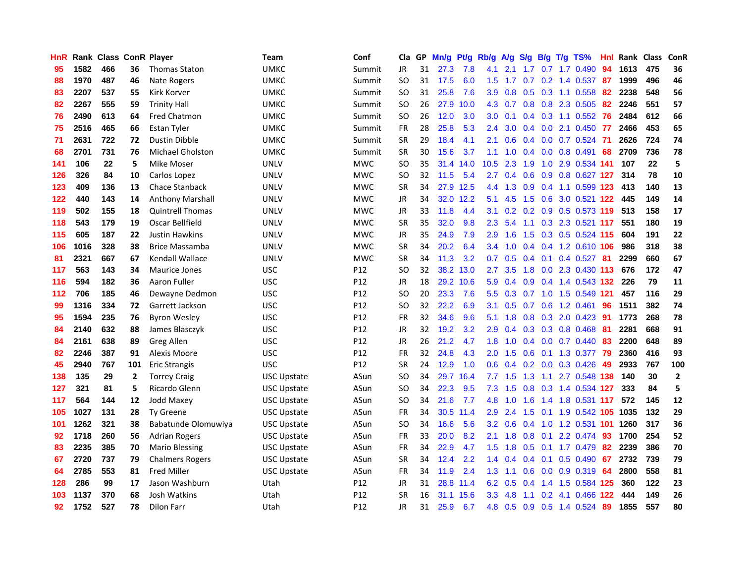| HnR | Rank | Class | ConR | Player | Team | Conf | Cla | GP | Mn/g | Pt/g | Rb/g | A/g | S/g | B/g | T/g | TS% | HnI | Rank | Class | ConR |
|---|---|---|---|---|---|---|---|---|---|---|---|---|---|---|---|---|---|---|---|---|
| 95 | 1582 | 466 | 36 | Thomas Staton | UMKC | Summit | JR | 31 | 27.3 | 7.8 | 4.1 | 2.1 | 1.7 | 0.7 | 1.7 | 0.490 | 94 | 1613 | 475 | 36 |
| 88 | 1970 | 487 | 46 | Nate Rogers | UMKC | Summit | SO | 31 | 17.5 | 6.0 | 1.5 | 1.7 | 0.7 | 0.2 | 1.4 | 0.537 | 87 | 1999 | 496 | 46 |
| 83 | 2207 | 537 | 55 | Kirk Korver | UMKC | Summit | SO | 31 | 25.8 | 7.6 | 3.9 | 0.8 | 0.5 | 0.3 | 1.1 | 0.558 | 82 | 2238 | 548 | 56 |
| 82 | 2267 | 555 | 59 | Trinity Hall | UMKC | Summit | SO | 26 | 27.9 | 10.0 | 4.3 | 0.7 | 0.8 | 0.8 | 2.3 | 0.505 | 82 | 2246 | 551 | 57 |
| 76 | 2490 | 613 | 64 | Fred Chatmon | UMKC | Summit | SO | 26 | 12.0 | 3.0 | 3.0 | 0.1 | 0.4 | 0.3 | 1.1 | 0.552 | 76 | 2484 | 612 | 66 |
| 75 | 2516 | 465 | 66 | Estan Tyler | UMKC | Summit | FR | 28 | 25.8 | 5.3 | 2.4 | 3.0 | 0.4 | 0.0 | 2.1 | 0.450 | 77 | 2466 | 453 | 65 |
| 71 | 2631 | 722 | 72 | Dustin Dibble | UMKC | Summit | SR | 29 | 18.4 | 4.1 | 2.1 | 0.6 | 0.4 | 0.0 | 0.7 | 0.524 | 71 | 2626 | 724 | 74 |
| 68 | 2701 | 731 | 76 | Michael Gholston | UMKC | Summit | SR | 30 | 15.6 | 3.7 | 1.1 | 1.0 | 0.4 | 0.0 | 0.8 | 0.491 | 68 | 2709 | 736 | 78 |
| 141 | 106 | 22 | 5 | Mike Moser | UNLV | MWC | SO | 35 | 31.4 | 14.0 | 10.5 | 2.3 | 1.9 | 1.0 | 2.9 | 0.534 | 141 | 107 | 22 | 5 |
| 126 | 326 | 84 | 10 | Carlos Lopez | UNLV | MWC | SO | 32 | 11.5 | 5.4 | 2.7 | 0.4 | 0.6 | 0.9 | 0.8 | 0.627 | 127 | 314 | 78 | 10 |
| 123 | 409 | 136 | 13 | Chace Stanback | UNLV | MWC | SR | 34 | 27.9 | 12.5 | 4.4 | 1.3 | 0.9 | 0.4 | 1.1 | 0.599 | 123 | 413 | 140 | 13 |
| 122 | 440 | 143 | 14 | Anthony Marshall | UNLV | MWC | JR | 34 | 32.0 | 12.2 | 5.1 | 4.5 | 1.5 | 0.6 | 3.0 | 0.521 | 122 | 445 | 149 | 14 |
| 119 | 502 | 155 | 18 | Quintrell Thomas | UNLV | MWC | JR | 33 | 11.8 | 4.4 | 3.1 | 0.2 | 0.2 | 0.9 | 0.5 | 0.573 | 119 | 513 | 158 | 17 |
| 118 | 543 | 179 | 19 | Oscar Bellfield | UNLV | MWC | SR | 35 | 32.0 | 9.8 | 2.3 | 5.4 | 1.1 | 0.3 | 2.3 | 0.521 | 117 | 551 | 180 | 19 |
| 115 | 605 | 187 | 22 | Justin Hawkins | UNLV | MWC | JR | 35 | 24.9 | 7.9 | 2.9 | 1.6 | 1.5 | 0.3 | 0.5 | 0.524 | 115 | 604 | 191 | 22 |
| 106 | 1016 | 328 | 38 | Brice Massamba | UNLV | MWC | SR | 34 | 20.2 | 6.4 | 3.4 | 1.0 | 0.4 | 0.4 | 1.2 | 0.610 | 106 | 986 | 318 | 38 |
| 81 | 2321 | 667 | 67 | Kendall Wallace | UNLV | MWC | SR | 34 | 11.3 | 3.2 | 0.7 | 0.5 | 0.4 | 0.1 | 0.4 | 0.527 | 81 | 2299 | 660 | 67 |
| 117 | 563 | 143 | 34 | Maurice Jones | USC | P12 | SO | 32 | 38.2 | 13.0 | 2.7 | 3.5 | 1.8 | 0.0 | 2.3 | 0.430 | 113 | 676 | 172 | 47 |
| 116 | 594 | 182 | 36 | Aaron Fuller | USC | P12 | JR | 18 | 29.2 | 10.6 | 5.9 | 0.4 | 0.9 | 0.4 | 1.4 | 0.543 | 132 | 226 | 79 | 11 |
| 112 | 706 | 185 | 46 | Dewayne Dedmon | USC | P12 | SO | 20 | 23.3 | 7.6 | 5.5 | 0.3 | 0.7 | 1.0 | 1.5 | 0.549 | 121 | 457 | 116 | 29 |
| 99 | 1316 | 334 | 72 | Garrett Jackson | USC | P12 | SO | 32 | 22.2 | 6.9 | 3.1 | 0.5 | 0.7 | 0.6 | 1.2 | 0.461 | 96 | 1511 | 382 | 74 |
| 95 | 1594 | 235 | 76 | Byron Wesley | USC | P12 | FR | 32 | 34.6 | 9.6 | 5.1 | 1.8 | 0.8 | 0.3 | 2.0 | 0.423 | 91 | 1773 | 268 | 78 |
| 84 | 2140 | 632 | 88 | James Blasczyk | USC | P12 | JR | 32 | 19.2 | 3.2 | 2.9 | 0.4 | 0.3 | 0.3 | 0.8 | 0.468 | 81 | 2281 | 668 | 91 |
| 84 | 2161 | 638 | 89 | Greg Allen | USC | P12 | JR | 26 | 21.2 | 4.7 | 1.8 | 1.0 | 0.4 | 0.0 | 0.7 | 0.440 | 83 | 2200 | 648 | 89 |
| 82 | 2246 | 387 | 91 | Alexis Moore | USC | P12 | FR | 32 | 24.8 | 4.3 | 2.0 | 1.5 | 0.6 | 0.1 | 1.3 | 0.377 | 79 | 2360 | 416 | 93 |
| 45 | 2940 | 767 | 101 | Eric Strangis | USC | P12 | SR | 24 | 12.9 | 1.0 | 0.6 | 0.4 | 0.2 | 0.0 | 0.3 | 0.426 | 49 | 2933 | 767 | 100 |
| 138 | 135 | 29 | 2 | Torrey Craig | USC Upstate | ASun | SO | 34 | 29.7 | 16.4 | 7.7 | 1.5 | 1.3 | 1.1 | 2.7 | 0.548 | 138 | 140 | 30 | 2 |
| 127 | 321 | 81 | 5 | Ricardo Glenn | USC Upstate | ASun | SO | 34 | 22.3 | 9.5 | 7.3 | 1.5 | 0.8 | 0.3 | 1.4 | 0.534 | 127 | 333 | 84 | 5 |
| 117 | 564 | 144 | 12 | Jodd Maxey | USC Upstate | ASun | SO | 34 | 21.6 | 7.7 | 4.8 | 1.0 | 1.6 | 1.4 | 1.8 | 0.531 | 117 | 572 | 145 | 12 |
| 105 | 1027 | 131 | 28 | Ty Greene | USC Upstate | ASun | FR | 34 | 30.5 | 11.4 | 2.9 | 2.4 | 1.5 | 0.1 | 1.9 | 0.542 | 105 | 1035 | 132 | 29 |
| 101 | 1262 | 321 | 38 | Babatunde Olomuwiya | USC Upstate | ASun | SO | 34 | 16.6 | 5.6 | 3.2 | 0.6 | 0.4 | 1.0 | 1.2 | 0.531 | 101 | 1260 | 317 | 36 |
| 92 | 1718 | 260 | 56 | Adrian Rogers | USC Upstate | ASun | FR | 33 | 20.0 | 8.2 | 2.1 | 1.8 | 0.8 | 0.1 | 2.2 | 0.474 | 93 | 1700 | 254 | 52 |
| 83 | 2235 | 385 | 70 | Mario Blessing | USC Upstate | ASun | FR | 34 | 22.9 | 4.7 | 1.5 | 1.8 | 0.5 | 0.1 | 1.7 | 0.479 | 82 | 2239 | 386 | 70 |
| 67 | 2720 | 737 | 79 | Chalmers Rogers | USC Upstate | ASun | SR | 34 | 12.4 | 2.2 | 1.4 | 0.4 | 0.4 | 0.1 | 0.5 | 0.490 | 67 | 2732 | 739 | 79 |
| 64 | 2785 | 553 | 81 | Fred Miller | USC Upstate | ASun | FR | 34 | 11.9 | 2.4 | 1.3 | 1.1 | 0.6 | 0.0 | 0.9 | 0.319 | 64 | 2800 | 558 | 81 |
| 128 | 286 | 99 | 17 | Jason Washburn | Utah | P12 | JR | 31 | 28.8 | 11.4 | 6.2 | 0.5 | 0.4 | 1.4 | 1.5 | 0.584 | 125 | 360 | 122 | 23 |
| 103 | 1137 | 370 | 68 | Josh Watkins | Utah | P12 | SR | 16 | 31.1 | 15.6 | 3.3 | 4.8 | 1.1 | 0.2 | 4.1 | 0.466 | 122 | 444 | 149 | 26 |
| 92 | 1752 | 527 | 78 | Dilon Farr | Utah | P12 | JR | 31 | 25.9 | 6.7 | 4.8 | 0.5 | 0.9 | 0.5 | 1.4 | 0.524 | 89 | 1855 | 557 | 80 |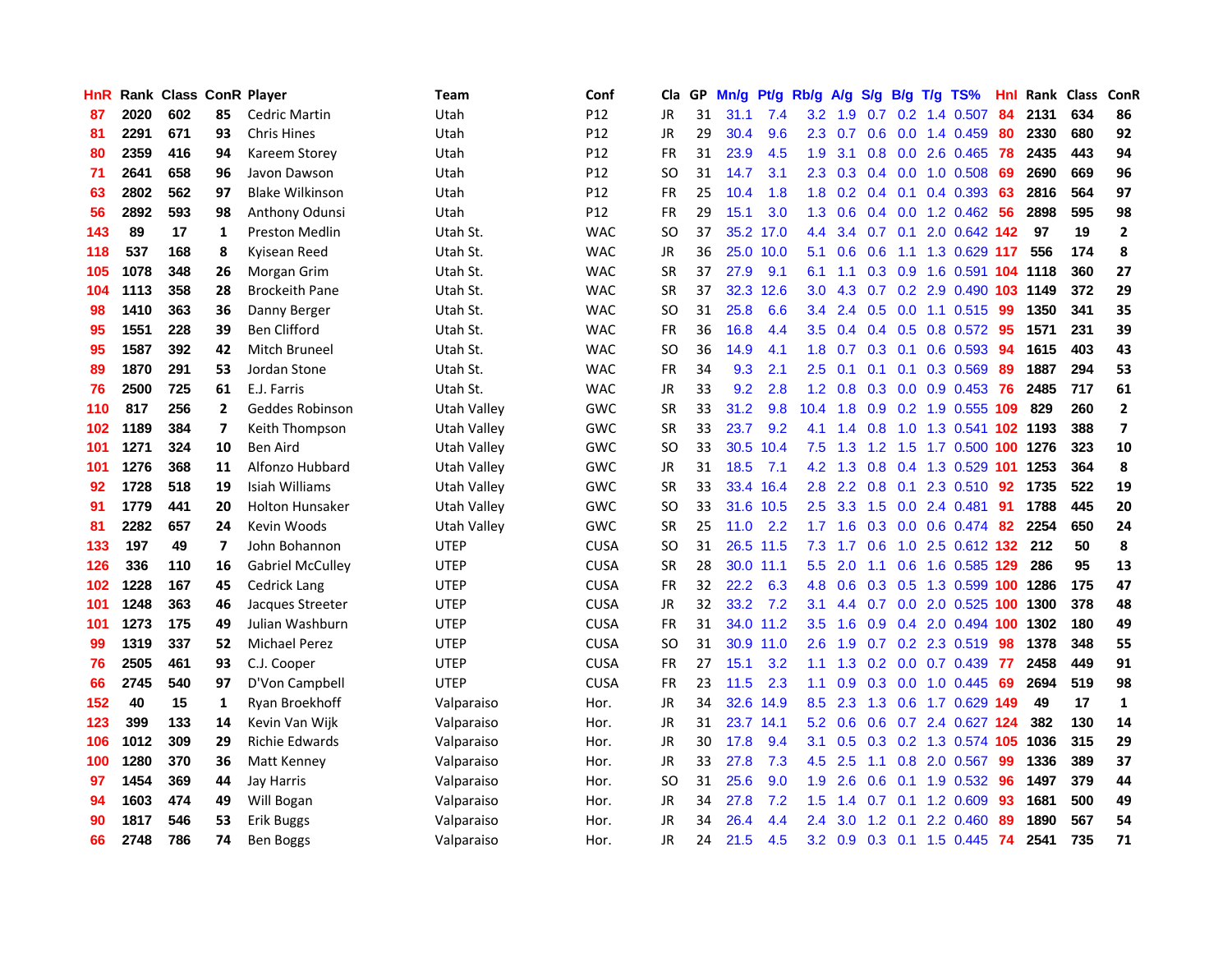| HnR | Rank | Class | ConR | Player | Team | Conf | Cla | GP | Mn/g | Pt/g | Rb/g | A/g | S/g | B/g | T/g | TS% | Hnl | Rank | Class | ConR |
|---|---|---|---|---|---|---|---|---|---|---|---|---|---|---|---|---|---|---|---|---|
| 87 | 2020 | 602 | 85 | Cedric Martin | Utah | P12 | JR | 31 | 31.1 | 7.4 | 3.2 | 1.9 | 0.7 | 0.2 | 1.4 | 0.507 | 84 | 2131 | 634 | 86 |
| 81 | 2291 | 671 | 93 | Chris Hines | Utah | P12 | JR | 29 | 30.4 | 9.6 | 2.3 | 0.7 | 0.6 | 0.0 | 1.4 | 0.459 | 80 | 2330 | 680 | 92 |
| 80 | 2359 | 416 | 94 | Kareem Storey | Utah | P12 | FR | 31 | 23.9 | 4.5 | 1.9 | 3.1 | 0.8 | 0.0 | 2.6 | 0.465 | 78 | 2435 | 443 | 94 |
| 71 | 2641 | 658 | 96 | Javon Dawson | Utah | P12 | SO | 31 | 14.7 | 3.1 | 2.3 | 0.3 | 0.4 | 0.0 | 1.0 | 0.508 | 69 | 2690 | 669 | 96 |
| 63 | 2802 | 562 | 97 | Blake Wilkinson | Utah | P12 | FR | 25 | 10.4 | 1.8 | 1.8 | 0.2 | 0.4 | 0.1 | 0.4 | 0.393 | 63 | 2816 | 564 | 97 |
| 56 | 2892 | 593 | 98 | Anthony Odunsi | Utah | P12 | FR | 29 | 15.1 | 3.0 | 1.3 | 0.6 | 0.4 | 0.0 | 1.2 | 0.462 | 56 | 2898 | 595 | 98 |
| 143 | 89 | 17 | 1 | Preston Medlin | Utah St. | WAC | SO | 37 | 35.2 | 17.0 | 4.4 | 3.4 | 0.7 | 0.1 | 2.0 | 0.642 | 142 | 97 | 19 | 2 |
| 118 | 537 | 168 | 8 | Kyisean Reed | Utah St. | WAC | JR | 36 | 25.0 | 10.0 | 5.1 | 0.6 | 0.6 | 1.1 | 1.3 | 0.629 | 117 | 556 | 174 | 8 |
| 105 | 1078 | 348 | 26 | Morgan Grim | Utah St. | WAC | SR | 37 | 27.9 | 9.1 | 6.1 | 1.1 | 0.3 | 0.9 | 1.6 | 0.591 | 104 | 1118 | 360 | 27 |
| 104 | 1113 | 358 | 28 | Brockeith Pane | Utah St. | WAC | SR | 37 | 32.3 | 12.6 | 3.0 | 4.3 | 0.7 | 0.2 | 2.9 | 0.490 | 103 | 1149 | 372 | 29 |
| 98 | 1410 | 363 | 36 | Danny Berger | Utah St. | WAC | SO | 31 | 25.8 | 6.6 | 3.4 | 2.4 | 0.5 | 0.0 | 1.1 | 0.515 | 99 | 1350 | 341 | 35 |
| 95 | 1551 | 228 | 39 | Ben Clifford | Utah St. | WAC | FR | 36 | 16.8 | 4.4 | 3.5 | 0.4 | 0.4 | 0.5 | 0.8 | 0.572 | 95 | 1571 | 231 | 39 |
| 95 | 1587 | 392 | 42 | Mitch Bruneel | Utah St. | WAC | SO | 36 | 14.9 | 4.1 | 1.8 | 0.7 | 0.3 | 0.1 | 0.6 | 0.593 | 94 | 1615 | 403 | 43 |
| 89 | 1870 | 291 | 53 | Jordan Stone | Utah St. | WAC | FR | 34 | 9.3 | 2.1 | 2.5 | 0.1 | 0.1 | 0.1 | 0.3 | 0.569 | 89 | 1887 | 294 | 53 |
| 76 | 2500 | 725 | 61 | E.J. Farris | Utah St. | WAC | JR | 33 | 9.2 | 2.8 | 1.2 | 0.8 | 0.3 | 0.0 | 0.9 | 0.453 | 76 | 2485 | 717 | 61 |
| 110 | 817 | 256 | 2 | Geddes Robinson | Utah Valley | GWC | SR | 33 | 31.2 | 9.8 | 10.4 | 1.8 | 0.9 | 0.2 | 1.9 | 0.555 | 109 | 829 | 260 | 2 |
| 102 | 1189 | 384 | 7 | Keith Thompson | Utah Valley | GWC | SR | 33 | 23.7 | 9.2 | 4.1 | 1.4 | 0.8 | 1.0 | 1.3 | 0.541 | 102 | 1193 | 388 | 7 |
| 101 | 1271 | 324 | 10 | Ben Aird | Utah Valley | GWC | SO | 33 | 30.5 | 10.4 | 7.5 | 1.3 | 1.2 | 1.5 | 1.7 | 0.500 | 100 | 1276 | 323 | 10 |
| 101 | 1276 | 368 | 11 | Alfonzo Hubbard | Utah Valley | GWC | JR | 31 | 18.5 | 7.1 | 4.2 | 1.3 | 0.8 | 0.4 | 1.3 | 0.529 | 101 | 1253 | 364 | 8 |
| 92 | 1728 | 518 | 19 | Isiah Williams | Utah Valley | GWC | SR | 33 | 33.4 | 16.4 | 2.8 | 2.2 | 0.8 | 0.1 | 2.3 | 0.510 | 92 | 1735 | 522 | 19 |
| 91 | 1779 | 441 | 20 | Holton Hunsaker | Utah Valley | GWC | SO | 33 | 31.6 | 10.5 | 2.5 | 3.3 | 1.5 | 0.0 | 2.4 | 0.481 | 91 | 1788 | 445 | 20 |
| 81 | 2282 | 657 | 24 | Kevin Woods | Utah Valley | GWC | SR | 25 | 11.0 | 2.2 | 1.7 | 1.6 | 0.3 | 0.0 | 0.6 | 0.474 | 82 | 2254 | 650 | 24 |
| 133 | 197 | 49 | 7 | John Bohannon | UTEP | CUSA | SO | 31 | 26.5 | 11.5 | 7.3 | 1.7 | 0.6 | 1.0 | 2.5 | 0.612 | 132 | 212 | 50 | 8 |
| 126 | 336 | 110 | 16 | Gabriel McCulley | UTEP | CUSA | SR | 28 | 30.0 | 11.1 | 5.5 | 2.0 | 1.1 | 0.6 | 1.6 | 0.585 | 129 | 286 | 95 | 13 |
| 102 | 1228 | 167 | 45 | Cedrick Lang | UTEP | CUSA | FR | 32 | 22.2 | 6.3 | 4.8 | 0.6 | 0.3 | 0.5 | 1.3 | 0.599 | 100 | 1286 | 175 | 47 |
| 101 | 1248 | 363 | 46 | Jacques Streeter | UTEP | CUSA | JR | 32 | 33.2 | 7.2 | 3.1 | 4.4 | 0.7 | 0.0 | 2.0 | 0.525 | 100 | 1300 | 378 | 48 |
| 101 | 1273 | 175 | 49 | Julian Washburn | UTEP | CUSA | FR | 31 | 34.0 | 11.2 | 3.5 | 1.6 | 0.9 | 0.4 | 2.0 | 0.494 | 100 | 1302 | 180 | 49 |
| 99 | 1319 | 337 | 52 | Michael Perez | UTEP | CUSA | SO | 31 | 30.9 | 11.0 | 2.6 | 1.9 | 0.7 | 0.2 | 2.3 | 0.519 | 98 | 1378 | 348 | 55 |
| 76 | 2505 | 461 | 93 | C.J. Cooper | UTEP | CUSA | FR | 27 | 15.1 | 3.2 | 1.1 | 1.3 | 0.2 | 0.0 | 0.7 | 0.439 | 77 | 2458 | 449 | 91 |
| 66 | 2745 | 540 | 97 | D'Von Campbell | UTEP | CUSA | FR | 23 | 11.5 | 2.3 | 1.1 | 0.9 | 0.3 | 0.0 | 1.0 | 0.445 | 69 | 2694 | 519 | 98 |
| 152 | 40 | 15 | 1 | Ryan Broekhoff | Valparaiso | Hor. | JR | 34 | 32.6 | 14.9 | 8.5 | 2.3 | 1.3 | 0.6 | 1.7 | 0.629 | 149 | 49 | 17 | 1 |
| 123 | 399 | 133 | 14 | Kevin Van Wijk | Valparaiso | Hor. | JR | 31 | 23.7 | 14.1 | 5.2 | 0.6 | 0.6 | 0.7 | 2.4 | 0.627 | 124 | 382 | 130 | 14 |
| 106 | 1012 | 309 | 29 | Richie Edwards | Valparaiso | Hor. | JR | 30 | 17.8 | 9.4 | 3.1 | 0.5 | 0.3 | 0.2 | 1.3 | 0.574 | 105 | 1036 | 315 | 29 |
| 100 | 1280 | 370 | 36 | Matt Kenney | Valparaiso | Hor. | JR | 33 | 27.8 | 7.3 | 4.5 | 2.5 | 1.1 | 0.8 | 2.0 | 0.567 | 99 | 1336 | 389 | 37 |
| 97 | 1454 | 369 | 44 | Jay Harris | Valparaiso | Hor. | SO | 31 | 25.6 | 9.0 | 1.9 | 2.6 | 0.6 | 0.1 | 1.9 | 0.532 | 96 | 1497 | 379 | 44 |
| 94 | 1603 | 474 | 49 | Will Bogan | Valparaiso | Hor. | JR | 34 | 27.8 | 7.2 | 1.5 | 1.4 | 0.7 | 0.1 | 1.2 | 0.609 | 93 | 1681 | 500 | 49 |
| 90 | 1817 | 546 | 53 | Erik Buggs | Valparaiso | Hor. | JR | 34 | 26.4 | 4.4 | 2.4 | 3.0 | 1.2 | 0.1 | 2.2 | 0.460 | 89 | 1890 | 567 | 54 |
| 66 | 2748 | 786 | 74 | Ben Boggs | Valparaiso | Hor. | JR | 24 | 21.5 | 4.5 | 3.2 | 0.9 | 0.3 | 0.1 | 1.5 | 0.445 | 74 | 2541 | 735 | 71 |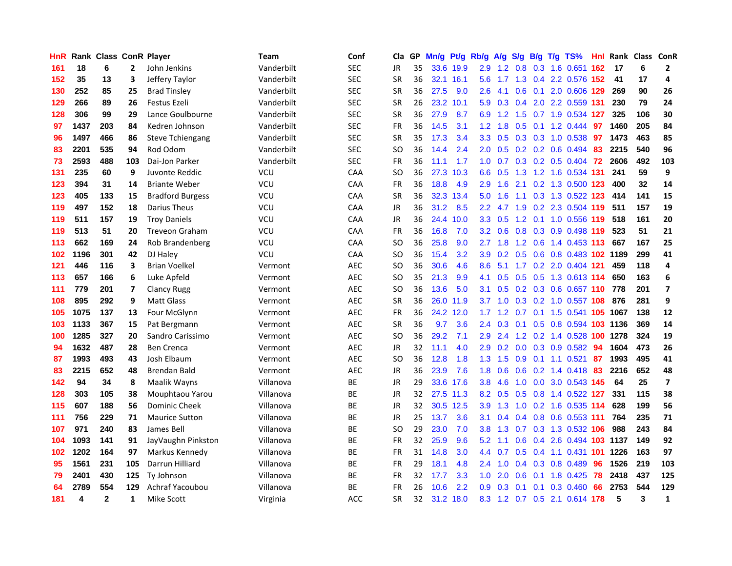| HnR | Rank | Class | ConR | Player | Team | Conf | Cla | GP | Mn/g | Pt/g | Rb/g | A/g | S/g | B/g | T/g | TS% | HnI | Rank | Class | ConR |
|---|---|---|---|---|---|---|---|---|---|---|---|---|---|---|---|---|---|---|---|---|
| 161 | 18 | 6 | 2 | John Jenkins | Vanderbilt | SEC | JR | 35 | 33.6 | 19.9 | 2.9 | 1.2 | 0.8 | 0.3 | 1.6 | 0.651 | 162 | 17 | 6 | 2 |
| 152 | 35 | 13 | 3 | Jeffery Taylor | Vanderbilt | SEC | SR | 36 | 32.1 | 16.1 | 5.6 | 1.7 | 1.3 | 0.4 | 2.2 | 0.576 | 152 | 41 | 17 | 4 |
| 130 | 252 | 85 | 25 | Brad Tinsley | Vanderbilt | SEC | SR | 36 | 27.5 | 9.0 | 2.6 | 4.1 | 0.6 | 0.1 | 2.0 | 0.606 | 129 | 269 | 90 | 26 |
| 129 | 266 | 89 | 26 | Festus Ezeli | Vanderbilt | SEC | SR | 26 | 23.2 | 10.1 | 5.9 | 0.3 | 0.4 | 2.0 | 2.2 | 0.559 | 131 | 230 | 79 | 24 |
| 128 | 306 | 99 | 29 | Lance Goulbourne | Vanderbilt | SEC | SR | 36 | 27.9 | 8.7 | 6.9 | 1.2 | 1.5 | 0.7 | 1.9 | 0.534 | 127 | 325 | 106 | 30 |
| 97 | 1437 | 203 | 84 | Kedren Johnson | Vanderbilt | SEC | FR | 36 | 14.5 | 3.1 | 1.2 | 1.8 | 0.5 | 0.1 | 1.2 | 0.444 | 97 | 1460 | 205 | 84 |
| 96 | 1497 | 466 | 86 | Steve Tchiengang | Vanderbilt | SEC | SR | 35 | 17.3 | 3.4 | 3.3 | 0.5 | 0.3 | 0.3 | 1.0 | 0.538 | 97 | 1473 | 463 | 85 |
| 83 | 2201 | 535 | 94 | Rod Odom | Vanderbilt | SEC | SO | 36 | 14.4 | 2.4 | 2.0 | 0.5 | 0.2 | 0.2 | 0.6 | 0.494 | 83 | 2215 | 540 | 96 |
| 73 | 2593 | 488 | 103 | Dai-Jon Parker | Vanderbilt | SEC | FR | 36 | 11.1 | 1.7 | 1.0 | 0.7 | 0.3 | 0.2 | 0.5 | 0.404 | 72 | 2606 | 492 | 103 |
| 131 | 235 | 60 | 9 | Juvonte Reddic | VCU | CAA | SO | 36 | 27.3 | 10.3 | 6.6 | 0.5 | 1.3 | 1.2 | 1.6 | 0.534 | 131 | 241 | 59 | 9 |
| 123 | 394 | 31 | 14 | Briante Weber | VCU | CAA | FR | 36 | 18.8 | 4.9 | 2.9 | 1.6 | 2.1 | 0.2 | 1.3 | 0.500 | 123 | 400 | 32 | 14 |
| 123 | 405 | 133 | 15 | Bradford Burgess | VCU | CAA | SR | 36 | 32.3 | 13.4 | 5.0 | 1.6 | 1.1 | 0.3 | 1.3 | 0.522 | 123 | 414 | 141 | 15 |
| 119 | 497 | 152 | 18 | Darius Theus | VCU | CAA | JR | 36 | 31.2 | 8.5 | 2.2 | 4.7 | 1.9 | 0.2 | 2.3 | 0.504 | 119 | 511 | 157 | 19 |
| 119 | 511 | 157 | 19 | Troy Daniels | VCU | CAA | JR | 36 | 24.4 | 10.0 | 3.3 | 0.5 | 1.2 | 0.1 | 1.0 | 0.556 | 119 | 518 | 161 | 20 |
| 119 | 513 | 51 | 20 | Treveon Graham | VCU | CAA | FR | 36 | 16.8 | 7.0 | 3.2 | 0.6 | 0.8 | 0.3 | 0.9 | 0.498 | 119 | 523 | 51 | 21 |
| 113 | 662 | 169 | 24 | Rob Brandenberg | VCU | CAA | SO | 36 | 25.8 | 9.0 | 2.7 | 1.8 | 1.2 | 0.6 | 1.4 | 0.453 | 113 | 667 | 167 | 25 |
| 102 | 1196 | 301 | 42 | DJ Haley | VCU | CAA | SO | 36 | 15.4 | 3.2 | 3.9 | 0.2 | 0.5 | 0.6 | 0.8 | 0.483 | 102 | 1189 | 299 | 41 |
| 121 | 446 | 116 | 3 | Brian Voelkel | Vermont | AEC | SO | 36 | 30.6 | 4.6 | 8.6 | 5.1 | 1.7 | 0.2 | 2.0 | 0.404 | 121 | 459 | 118 | 4 |
| 113 | 657 | 166 | 6 | Luke Apfeld | Vermont | AEC | SO | 35 | 21.3 | 9.9 | 4.1 | 0.5 | 0.5 | 0.5 | 1.3 | 0.613 | 114 | 650 | 163 | 6 |
| 111 | 779 | 201 | 7 | Clancy Rugg | Vermont | AEC | SO | 36 | 13.6 | 5.0 | 3.1 | 0.5 | 0.2 | 0.3 | 0.6 | 0.657 | 110 | 778 | 201 | 7 |
| 108 | 895 | 292 | 9 | Matt Glass | Vermont | AEC | SR | 36 | 26.0 | 11.9 | 3.7 | 1.0 | 0.3 | 0.2 | 1.0 | 0.557 | 108 | 876 | 281 | 9 |
| 105 | 1075 | 137 | 13 | Four McGlynn | Vermont | AEC | FR | 36 | 24.2 | 12.0 | 1.7 | 1.2 | 0.7 | 0.1 | 1.5 | 0.541 | 105 | 1067 | 138 | 12 |
| 103 | 1133 | 367 | 15 | Pat Bergmann | Vermont | AEC | SR | 36 | 9.7 | 3.6 | 2.4 | 0.3 | 0.1 | 0.5 | 0.8 | 0.594 | 103 | 1136 | 369 | 14 |
| 100 | 1285 | 327 | 20 | Sandro Carissimo | Vermont | AEC | SO | 36 | 29.2 | 7.1 | 2.9 | 2.4 | 1.2 | 0.2 | 1.4 | 0.528 | 100 | 1278 | 324 | 19 |
| 94 | 1632 | 487 | 28 | Ben Crenca | Vermont | AEC | JR | 32 | 11.1 | 4.0 | 2.9 | 0.2 | 0.0 | 0.3 | 0.9 | 0.582 | 94 | 1604 | 473 | 26 |
| 87 | 1993 | 493 | 43 | Josh Elbaum | Vermont | AEC | SO | 36 | 12.8 | 1.8 | 1.3 | 1.5 | 0.9 | 0.1 | 1.1 | 0.521 | 87 | 1993 | 495 | 41 |
| 83 | 2215 | 652 | 48 | Brendan Bald | Vermont | AEC | JR | 36 | 23.9 | 7.6 | 1.8 | 0.6 | 0.6 | 0.2 | 1.4 | 0.418 | 83 | 2216 | 652 | 48 |
| 142 | 94 | 34 | 8 | Maalik Wayns | Villanova | BE | JR | 29 | 33.6 | 17.6 | 3.8 | 4.6 | 1.0 | 0.0 | 3.0 | 0.543 | 145 | 64 | 25 | 7 |
| 128 | 303 | 105 | 38 | Mouphtaou Yarou | Villanova | BE | JR | 32 | 27.5 | 11.3 | 8.2 | 0.5 | 0.5 | 0.8 | 1.4 | 0.522 | 127 | 331 | 115 | 38 |
| 115 | 607 | 188 | 56 | Dominic Cheek | Villanova | BE | JR | 32 | 30.5 | 12.5 | 3.9 | 1.3 | 1.0 | 0.2 | 1.6 | 0.535 | 114 | 628 | 199 | 56 |
| 111 | 756 | 229 | 71 | Maurice Sutton | Villanova | BE | JR | 25 | 13.7 | 3.6 | 3.1 | 0.4 | 0.4 | 0.8 | 0.6 | 0.553 | 111 | 764 | 235 | 71 |
| 107 | 971 | 240 | 83 | James Bell | Villanova | BE | SO | 29 | 23.0 | 7.0 | 3.8 | 1.3 | 0.7 | 0.3 | 1.3 | 0.532 | 106 | 988 | 243 | 84 |
| 104 | 1093 | 141 | 91 | JayVaughn Pinkston | Villanova | BE | FR | 32 | 25.9 | 9.6 | 5.2 | 1.1 | 0.6 | 0.4 | 2.6 | 0.494 | 103 | 1137 | 149 | 92 |
| 102 | 1202 | 164 | 97 | Markus Kennedy | Villanova | BE | FR | 31 | 14.8 | 3.0 | 4.4 | 0.7 | 0.5 | 0.4 | 1.1 | 0.431 | 101 | 1226 | 163 | 97 |
| 95 | 1561 | 231 | 105 | Darrun Hilliard | Villanova | BE | FR | 29 | 18.1 | 4.8 | 2.4 | 1.0 | 0.4 | 0.3 | 0.8 | 0.489 | 96 | 1526 | 219 | 103 |
| 79 | 2401 | 430 | 125 | Ty Johnson | Villanova | BE | FR | 32 | 17.7 | 3.3 | 1.0 | 2.0 | 0.6 | 0.1 | 1.8 | 0.425 | 78 | 2418 | 437 | 125 |
| 64 | 2789 | 554 | 129 | Achraf Yacoubou | Villanova | BE | FR | 26 | 10.6 | 2.2 | 0.9 | 0.3 | 0.1 | 0.1 | 0.3 | 0.460 | 66 | 2753 | 544 | 129 |
| 181 | 4 | 2 | 1 | Mike Scott | Virginia | ACC | SR | 32 | 31.2 | 18.0 | 8.3 | 1.2 | 0.7 | 0.5 | 2.1 | 0.614 | 178 | 5 | 3 | 1 |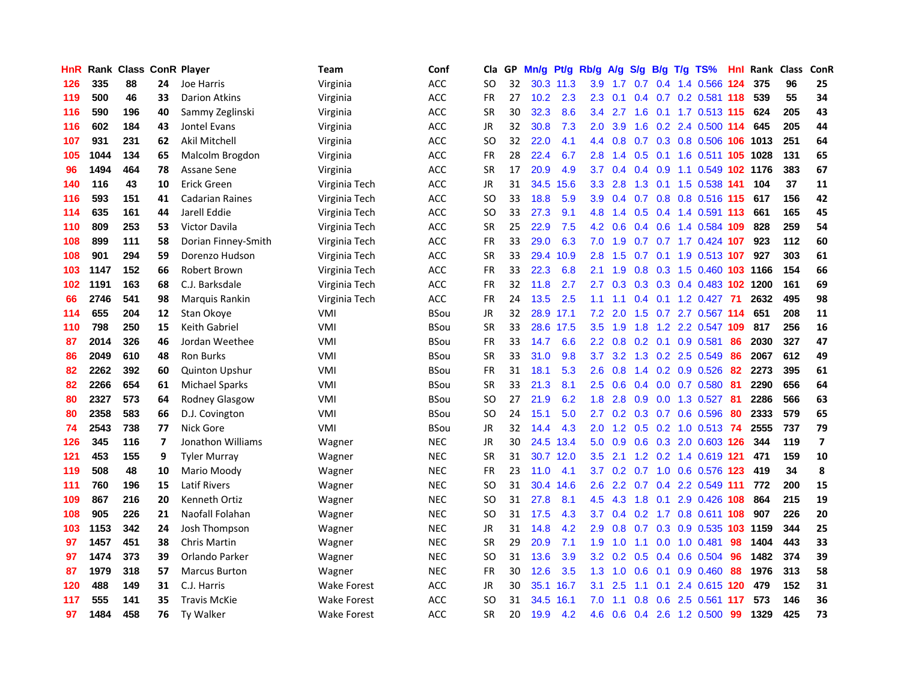| HnR | Rank | Class | ConR | Player | Team | Conf | Cla | GP | Mn/g | Pt/g | Rb/g | A/g | S/g | B/g | T/g | TS% | HnI | Rank | Class | ConR |
|---|---|---|---|---|---|---|---|---|---|---|---|---|---|---|---|---|---|---|---|---|
| 126 | 335 | 88 | 24 | Joe Harris | Virginia | ACC | SO | 32 | 30.3 | 11.3 | 3.9 | 1.7 | 0.7 | 0.4 | 1.4 | 0.566 | 124 | 375 | 96 | 25 |
| 119 | 500 | 46 | 33 | Darion Atkins | Virginia | ACC | FR | 27 | 10.2 | 2.3 | 2.3 | 0.1 | 0.4 | 0.7 | 0.2 | 0.581 | 118 | 539 | 55 | 34 |
| 116 | 590 | 196 | 40 | Sammy Zeglinski | Virginia | ACC | SR | 30 | 32.3 | 8.6 | 3.4 | 2.7 | 1.6 | 0.1 | 1.7 | 0.513 | 115 | 624 | 205 | 43 |
| 116 | 602 | 184 | 43 | Jontel Evans | Virginia | ACC | JR | 32 | 30.8 | 7.3 | 2.0 | 3.9 | 1.6 | 0.2 | 2.4 | 0.500 | 114 | 645 | 205 | 44 |
| 107 | 931 | 231 | 62 | Akil Mitchell | Virginia | ACC | SO | 32 | 22.0 | 4.1 | 4.4 | 0.8 | 0.7 | 0.3 | 0.8 | 0.506 | 106 | 1013 | 251 | 64 |
| 105 | 1044 | 134 | 65 | Malcolm Brogdon | Virginia | ACC | FR | 28 | 22.4 | 6.7 | 2.8 | 1.4 | 0.5 | 0.1 | 1.6 | 0.511 | 105 | 1028 | 131 | 65 |
| 96 | 1494 | 464 | 78 | Assane Sene | Virginia | ACC | SR | 17 | 20.9 | 4.9 | 3.7 | 0.4 | 0.4 | 0.9 | 1.1 | 0.549 | 102 | 1176 | 383 | 67 |
| 140 | 116 | 43 | 10 | Erick Green | Virginia Tech | ACC | JR | 31 | 34.5 | 15.6 | 3.3 | 2.8 | 1.3 | 0.1 | 1.5 | 0.538 | 141 | 104 | 37 | 11 |
| 116 | 593 | 151 | 41 | Cadarian Raines | Virginia Tech | ACC | SO | 33 | 18.8 | 5.9 | 3.9 | 0.4 | 0.7 | 0.8 | 0.8 | 0.516 | 115 | 617 | 156 | 42 |
| 114 | 635 | 161 | 44 | Jarell Eddie | Virginia Tech | ACC | SO | 33 | 27.3 | 9.1 | 4.8 | 1.4 | 0.5 | 0.4 | 1.4 | 0.591 | 113 | 661 | 165 | 45 |
| 110 | 809 | 253 | 53 | Victor Davila | Virginia Tech | ACC | SR | 25 | 22.9 | 7.5 | 4.2 | 0.6 | 0.4 | 0.6 | 1.4 | 0.584 | 109 | 828 | 259 | 54 |
| 108 | 899 | 111 | 58 | Dorian Finney-Smith | Virginia Tech | ACC | FR | 33 | 29.0 | 6.3 | 7.0 | 1.9 | 0.7 | 0.7 | 1.7 | 0.424 | 107 | 923 | 112 | 60 |
| 108 | 901 | 294 | 59 | Dorenzo Hudson | Virginia Tech | ACC | SR | 33 | 29.4 | 10.9 | 2.8 | 1.5 | 0.7 | 0.1 | 1.9 | 0.513 | 107 | 927 | 303 | 61 |
| 103 | 1147 | 152 | 66 | Robert Brown | Virginia Tech | ACC | FR | 33 | 22.3 | 6.8 | 2.1 | 1.9 | 0.8 | 0.3 | 1.5 | 0.460 | 103 | 1166 | 154 | 66 |
| 102 | 1191 | 163 | 68 | C.J. Barksdale | Virginia Tech | ACC | FR | 32 | 11.8 | 2.7 | 2.7 | 0.3 | 0.3 | 0.3 | 0.4 | 0.483 | 102 | 1200 | 161 | 69 |
| 66 | 2746 | 541 | 98 | Marquis Rankin | Virginia Tech | ACC | FR | 24 | 13.5 | 2.5 | 1.1 | 1.1 | 0.4 | 0.1 | 1.2 | 0.427 | 71 | 2632 | 495 | 98 |
| 114 | 655 | 204 | 12 | Stan Okoye | VMI | BSou | JR | 32 | 28.9 | 17.1 | 7.2 | 2.0 | 1.5 | 0.7 | 2.7 | 0.567 | 114 | 651 | 208 | 11 |
| 110 | 798 | 250 | 15 | Keith Gabriel | VMI | BSou | SR | 33 | 28.6 | 17.5 | 3.5 | 1.9 | 1.8 | 1.2 | 2.2 | 0.547 | 109 | 817 | 256 | 16 |
| 87 | 2014 | 326 | 46 | Jordan Weethee | VMI | BSou | FR | 33 | 14.7 | 6.6 | 2.2 | 0.8 | 0.2 | 0.1 | 0.9 | 0.581 | 86 | 2030 | 327 | 47 |
| 86 | 2049 | 610 | 48 | Ron Burks | VMI | BSou | SR | 33 | 31.0 | 9.8 | 3.7 | 3.2 | 1.3 | 0.2 | 2.5 | 0.549 | 86 | 2067 | 612 | 49 |
| 82 | 2262 | 392 | 60 | Quinton Upshur | VMI | BSou | FR | 31 | 18.1 | 5.3 | 2.6 | 0.8 | 1.4 | 0.2 | 0.9 | 0.526 | 82 | 2273 | 395 | 61 |
| 82 | 2266 | 654 | 61 | Michael Sparks | VMI | BSou | SR | 33 | 21.3 | 8.1 | 2.5 | 0.6 | 0.4 | 0.0 | 0.7 | 0.580 | 81 | 2290 | 656 | 64 |
| 80 | 2327 | 573 | 64 | Rodney Glasgow | VMI | BSou | SO | 27 | 21.9 | 6.2 | 1.8 | 2.8 | 0.9 | 0.0 | 1.3 | 0.527 | 81 | 2286 | 566 | 63 |
| 80 | 2358 | 583 | 66 | D.J. Covington | VMI | BSou | SO | 24 | 15.1 | 5.0 | 2.7 | 0.2 | 0.3 | 0.7 | 0.6 | 0.596 | 80 | 2333 | 579 | 65 |
| 74 | 2543 | 738 | 77 | Nick Gore | VMI | BSou | JR | 32 | 14.4 | 4.3 | 2.0 | 1.2 | 0.5 | 0.2 | 1.0 | 0.513 | 74 | 2555 | 737 | 79 |
| 126 | 345 | 116 | 7 | Jonathon Williams | Wagner | NEC | JR | 30 | 24.5 | 13.4 | 5.0 | 0.9 | 0.6 | 0.3 | 2.0 | 0.603 | 126 | 344 | 119 | 7 |
| 121 | 453 | 155 | 9 | Tyler Murray | Wagner | NEC | SR | 31 | 30.7 | 12.0 | 3.5 | 2.1 | 1.2 | 0.2 | 1.4 | 0.619 | 121 | 471 | 159 | 10 |
| 119 | 508 | 48 | 10 | Mario Moody | Wagner | NEC | FR | 23 | 11.0 | 4.1 | 3.7 | 0.2 | 0.7 | 1.0 | 0.6 | 0.576 | 123 | 419 | 34 | 8 |
| 111 | 760 | 196 | 15 | Latif Rivers | Wagner | NEC | SO | 31 | 30.4 | 14.6 | 2.6 | 2.2 | 0.7 | 0.4 | 2.2 | 0.549 | 111 | 772 | 200 | 15 |
| 109 | 867 | 216 | 20 | Kenneth Ortiz | Wagner | NEC | SO | 31 | 27.8 | 8.1 | 4.5 | 4.3 | 1.8 | 0.1 | 2.9 | 0.426 | 108 | 864 | 215 | 19 |
| 108 | 905 | 226 | 21 | Naofall Folahan | Wagner | NEC | SO | 31 | 17.5 | 4.3 | 3.7 | 0.4 | 0.2 | 1.7 | 0.8 | 0.611 | 108 | 907 | 226 | 20 |
| 103 | 1153 | 342 | 24 | Josh Thompson | Wagner | NEC | JR | 31 | 14.8 | 4.2 | 2.9 | 0.8 | 0.7 | 0.3 | 0.9 | 0.535 | 103 | 1159 | 344 | 25 |
| 97 | 1457 | 451 | 38 | Chris Martin | Wagner | NEC | SR | 29 | 20.9 | 7.1 | 1.9 | 1.0 | 1.1 | 0.0 | 1.0 | 0.481 | 98 | 1404 | 443 | 33 |
| 97 | 1474 | 373 | 39 | Orlando Parker | Wagner | NEC | SO | 31 | 13.6 | 3.9 | 3.2 | 0.2 | 0.5 | 0.4 | 0.6 | 0.504 | 96 | 1482 | 374 | 39 |
| 87 | 1979 | 318 | 57 | Marcus Burton | Wagner | NEC | FR | 30 | 12.6 | 3.5 | 1.3 | 1.0 | 0.6 | 0.1 | 0.9 | 0.460 | 88 | 1976 | 313 | 58 |
| 120 | 488 | 149 | 31 | C.J. Harris | Wake Forest | ACC | JR | 30 | 35.1 | 16.7 | 3.1 | 2.5 | 1.1 | 0.1 | 2.4 | 0.615 | 120 | 479 | 152 | 31 |
| 117 | 555 | 141 | 35 | Travis McKie | Wake Forest | ACC | SO | 31 | 34.5 | 16.1 | 7.0 | 1.1 | 0.8 | 0.6 | 2.5 | 0.561 | 117 | 573 | 146 | 36 |
| 97 | 1484 | 458 | 76 | Ty Walker | Wake Forest | ACC | SR | 20 | 19.9 | 4.2 | 4.6 | 0.6 | 0.4 | 2.6 | 1.2 | 0.500 | 99 | 1329 | 425 | 73 |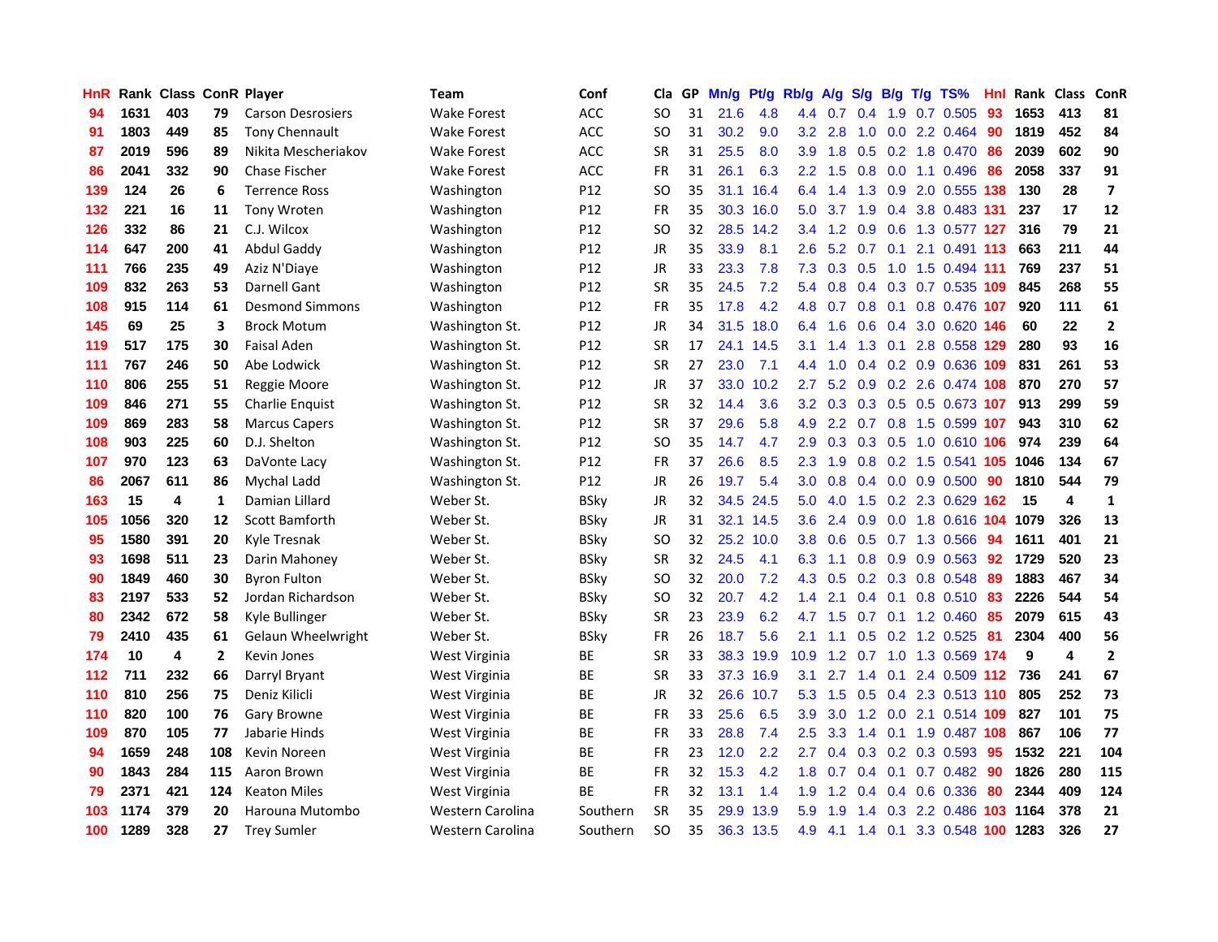| HnR | Rank | Class | ConR | Player | Team | Conf | Cla | GP | Mn/g | Pt/g | Rb/g | A/g | S/g | B/g | T/g | TS% | Hnl | Rank | Class | ConR |
|---|---|---|---|---|---|---|---|---|---|---|---|---|---|---|---|---|---|---|---|---|
| 94 | 1631 | 403 | 79 | Carson Desrosiers | Wake Forest | ACC | SO | 31 | 21.6 | 4.8 | 4.4 | 0.7 | 0.4 | 1.9 | 0.7 | 0.505 | 93 | 1653 | 413 | 81 |
| 91 | 1803 | 449 | 85 | Tony Chennault | Wake Forest | ACC | SO | 31 | 30.2 | 9.0 | 3.2 | 2.8 | 1.0 | 0.0 | 2.2 | 0.464 | 90 | 1819 | 452 | 84 |
| 87 | 2019 | 596 | 89 | Nikita Mescheriakov | Wake Forest | ACC | SR | 31 | 25.5 | 8.0 | 3.9 | 1.8 | 0.5 | 0.2 | 1.8 | 0.470 | 86 | 2039 | 602 | 90 |
| 86 | 2041 | 332 | 90 | Chase Fischer | Wake Forest | ACC | FR | 31 | 26.1 | 6.3 | 2.2 | 1.5 | 0.8 | 0.0 | 1.1 | 0.496 | 86 | 2058 | 337 | 91 |
| 139 | 124 | 26 | 6 | Terrence Ross | Washington | P12 | SO | 35 | 31.1 | 16.4 | 6.4 | 1.4 | 1.3 | 0.9 | 2.0 | 0.555 | 138 | 130 | 28 | 7 |
| 132 | 221 | 16 | 11 | Tony Wroten | Washington | P12 | FR | 35 | 30.3 | 16.0 | 5.0 | 3.7 | 1.9 | 0.4 | 3.8 | 0.483 | 131 | 237 | 17 | 12 |
| 126 | 332 | 86 | 21 | C.J. Wilcox | Washington | P12 | SO | 32 | 28.5 | 14.2 | 3.4 | 1.2 | 0.9 | 0.6 | 1.3 | 0.577 | 127 | 316 | 79 | 21 |
| 114 | 647 | 200 | 41 | Abdul Gaddy | Washington | P12 | JR | 35 | 33.9 | 8.1 | 2.6 | 5.2 | 0.7 | 0.1 | 2.1 | 0.491 | 113 | 663 | 211 | 44 |
| 111 | 766 | 235 | 49 | Aziz N'Diaye | Washington | P12 | JR | 33 | 23.3 | 7.8 | 7.3 | 0.3 | 0.5 | 1.0 | 1.5 | 0.494 | 111 | 769 | 237 | 51 |
| 109 | 832 | 263 | 53 | Darnell Gant | Washington | P12 | SR | 35 | 24.5 | 7.2 | 5.4 | 0.8 | 0.4 | 0.3 | 0.7 | 0.535 | 109 | 845 | 268 | 55 |
| 108 | 915 | 114 | 61 | Desmond Simmons | Washington | P12 | FR | 35 | 17.8 | 4.2 | 4.8 | 0.7 | 0.8 | 0.1 | 0.8 | 0.476 | 107 | 920 | 111 | 61 |
| 145 | 69 | 25 | 3 | Brock Motum | Washington St. | P12 | JR | 34 | 31.5 | 18.0 | 6.4 | 1.6 | 0.6 | 0.4 | 3.0 | 0.620 | 146 | 60 | 22 | 2 |
| 119 | 517 | 175 | 30 | Faisal Aden | Washington St. | P12 | SR | 17 | 24.1 | 14.5 | 3.1 | 1.4 | 1.3 | 0.1 | 2.8 | 0.558 | 129 | 280 | 93 | 16 |
| 111 | 767 | 246 | 50 | Abe Lodwick | Washington St. | P12 | SR | 27 | 23.0 | 7.1 | 4.4 | 1.0 | 0.4 | 0.2 | 0.9 | 0.636 | 109 | 831 | 261 | 53 |
| 110 | 806 | 255 | 51 | Reggie Moore | Washington St. | P12 | JR | 37 | 33.0 | 10.2 | 2.7 | 5.2 | 0.9 | 0.2 | 2.6 | 0.474 | 108 | 870 | 270 | 57 |
| 109 | 846 | 271 | 55 | Charlie Enquist | Washington St. | P12 | SR | 32 | 14.4 | 3.6 | 3.2 | 0.3 | 0.3 | 0.5 | 0.5 | 0.673 | 107 | 913 | 299 | 59 |
| 109 | 869 | 283 | 58 | Marcus Capers | Washington St. | P12 | SR | 37 | 29.6 | 5.8 | 4.9 | 2.2 | 0.7 | 0.8 | 1.5 | 0.599 | 107 | 943 | 310 | 62 |
| 108 | 903 | 225 | 60 | D.J. Shelton | Washington St. | P12 | SO | 35 | 14.7 | 4.7 | 2.9 | 0.3 | 0.3 | 0.5 | 1.0 | 0.610 | 106 | 974 | 239 | 64 |
| 107 | 970 | 123 | 63 | DaVonte Lacy | Washington St. | P12 | FR | 37 | 26.6 | 8.5 | 2.3 | 1.9 | 0.8 | 0.2 | 1.5 | 0.541 | 105 | 1046 | 134 | 67 |
| 86 | 2067 | 611 | 86 | Mychal Ladd | Washington St. | P12 | JR | 26 | 19.7 | 5.4 | 3.0 | 0.8 | 0.4 | 0.0 | 0.9 | 0.500 | 90 | 1810 | 544 | 79 |
| 163 | 15 | 4 | 1 | Damian Lillard | Weber St. | BSky | JR | 32 | 34.5 | 24.5 | 5.0 | 4.0 | 1.5 | 0.2 | 2.3 | 0.629 | 162 | 15 | 4 | 1 |
| 105 | 1056 | 320 | 12 | Scott Bamforth | Weber St. | BSky | JR | 31 | 32.1 | 14.5 | 3.6 | 2.4 | 0.9 | 0.0 | 1.8 | 0.616 | 104 | 1079 | 326 | 13 |
| 95 | 1580 | 391 | 20 | Kyle Tresnak | Weber St. | BSky | SO | 32 | 25.2 | 10.0 | 3.8 | 0.6 | 0.5 | 0.7 | 1.3 | 0.566 | 94 | 1611 | 401 | 21 |
| 93 | 1698 | 511 | 23 | Darin Mahoney | Weber St. | BSky | SR | 32 | 24.5 | 4.1 | 6.3 | 1.1 | 0.8 | 0.9 | 0.9 | 0.563 | 92 | 1729 | 520 | 23 |
| 90 | 1849 | 460 | 30 | Byron Fulton | Weber St. | BSky | SO | 32 | 20.0 | 7.2 | 4.3 | 0.5 | 0.2 | 0.3 | 0.8 | 0.548 | 89 | 1883 | 467 | 34 |
| 83 | 2197 | 533 | 52 | Jordan Richardson | Weber St. | BSky | SO | 32 | 20.7 | 4.2 | 1.4 | 2.1 | 0.4 | 0.1 | 0.8 | 0.510 | 83 | 2226 | 544 | 54 |
| 80 | 2342 | 672 | 58 | Kyle Bullinger | Weber St. | BSky | SR | 23 | 23.9 | 6.2 | 4.7 | 1.5 | 0.7 | 0.1 | 1.2 | 0.460 | 85 | 2079 | 615 | 43 |
| 79 | 2410 | 435 | 61 | Gelaun Wheelwright | Weber St. | BSky | FR | 26 | 18.7 | 5.6 | 2.1 | 1.1 | 0.5 | 0.2 | 1.2 | 0.525 | 81 | 2304 | 400 | 56 |
| 174 | 10 | 4 | 2 | Kevin Jones | West Virginia | BE | SR | 33 | 38.3 | 19.9 | 10.9 | 1.2 | 0.7 | 1.0 | 1.3 | 0.569 | 174 | 9 | 4 | 2 |
| 112 | 711 | 232 | 66 | Darryl Bryant | West Virginia | BE | SR | 33 | 37.3 | 16.9 | 3.1 | 2.7 | 1.4 | 0.1 | 2.4 | 0.509 | 112 | 736 | 241 | 67 |
| 110 | 810 | 256 | 75 | Deniz Kilicli | West Virginia | BE | JR | 32 | 26.6 | 10.7 | 5.3 | 1.5 | 0.5 | 0.4 | 2.3 | 0.513 | 110 | 805 | 252 | 73 |
| 110 | 820 | 100 | 76 | Gary Browne | West Virginia | BE | FR | 33 | 25.6 | 6.5 | 3.9 | 3.0 | 1.2 | 0.0 | 2.1 | 0.514 | 109 | 827 | 101 | 75 |
| 109 | 870 | 105 | 77 | Jabarie Hinds | West Virginia | BE | FR | 33 | 28.8 | 7.4 | 2.5 | 3.3 | 1.4 | 0.1 | 1.9 | 0.487 | 108 | 867 | 106 | 77 |
| 94 | 1659 | 248 | 108 | Kevin Noreen | West Virginia | BE | FR | 23 | 12.0 | 2.2 | 2.7 | 0.4 | 0.3 | 0.2 | 0.3 | 0.593 | 95 | 1532 | 221 | 104 |
| 90 | 1843 | 284 | 115 | Aaron Brown | West Virginia | BE | FR | 32 | 15.3 | 4.2 | 1.8 | 0.7 | 0.4 | 0.1 | 0.7 | 0.482 | 90 | 1826 | 280 | 115 |
| 79 | 2371 | 421 | 124 | Keaton Miles | West Virginia | BE | FR | 32 | 13.1 | 1.4 | 1.9 | 1.2 | 0.4 | 0.4 | 0.6 | 0.336 | 80 | 2344 | 409 | 124 |
| 103 | 1174 | 379 | 20 | Harouna Mutombo | Western Carolina | Southern | SR | 35 | 29.9 | 13.9 | 5.9 | 1.9 | 1.4 | 0.3 | 2.2 | 0.486 | 103 | 1164 | 378 | 21 |
| 100 | 1289 | 328 | 27 | Trey Sumler | Western Carolina | Southern | SO | 35 | 36.3 | 13.5 | 4.9 | 4.1 | 1.4 | 0.1 | 3.3 | 0.548 | 100 | 1283 | 326 | 27 |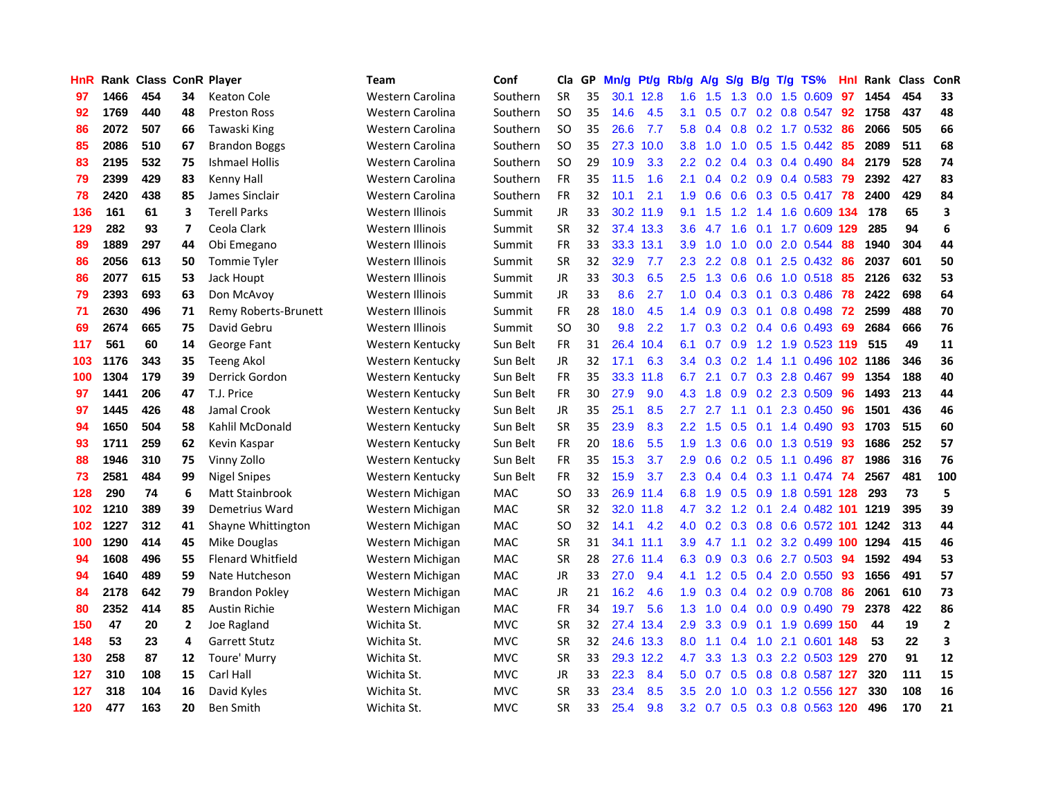| HnR | Rank | Class | ConR | Player | Team | Conf | Cla | GP | Mn/g | Pt/g | Rb/g | A/g | S/g | B/g | T/g | TS% | HnI | Rank | Class | ConR |
|---|---|---|---|---|---|---|---|---|---|---|---|---|---|---|---|---|---|---|---|---|
| 97 | 1466 | 454 | 34 | Keaton Cole | Western Carolina | Southern | SR | 35 | 30.1 | 12.8 | 1.6 | 1.5 | 1.3 | 0.0 | 1.5 | 0.609 | 97 | 1454 | 454 | 33 |
| 92 | 1769 | 440 | 48 | Preston Ross | Western Carolina | Southern | SO | 35 | 14.6 | 4.5 | 3.1 | 0.5 | 0.7 | 0.2 | 0.8 | 0.547 | 92 | 1758 | 437 | 48 |
| 86 | 2072 | 507 | 66 | Tawaski King | Western Carolina | Southern | SO | 35 | 26.6 | 7.7 | 5.8 | 0.4 | 0.8 | 0.2 | 1.7 | 0.532 | 86 | 2066 | 505 | 66 |
| 85 | 2086 | 510 | 67 | Brandon Boggs | Western Carolina | Southern | SO | 35 | 27.3 | 10.0 | 3.8 | 1.0 | 1.0 | 0.5 | 1.5 | 0.442 | 85 | 2089 | 511 | 68 |
| 83 | 2195 | 532 | 75 | Ishmael Hollis | Western Carolina | Southern | SO | 29 | 10.9 | 3.3 | 2.2 | 0.2 | 0.4 | 0.3 | 0.4 | 0.490 | 84 | 2179 | 528 | 74 |
| 79 | 2399 | 429 | 83 | Kenny Hall | Western Carolina | Southern | FR | 35 | 11.5 | 1.6 | 2.1 | 0.4 | 0.2 | 0.9 | 0.4 | 0.583 | 79 | 2392 | 427 | 83 |
| 78 | 2420 | 438 | 85 | James Sinclair | Western Carolina | Southern | FR | 32 | 10.1 | 2.1 | 1.9 | 0.6 | 0.6 | 0.3 | 0.5 | 0.417 | 78 | 2400 | 429 | 84 |
| 136 | 161 | 61 | 3 | Terell Parks | Western Illinois | Summit | JR | 33 | 30.2 | 11.9 | 9.1 | 1.5 | 1.2 | 1.4 | 1.6 | 0.609 | 134 | 178 | 65 | 3 |
| 129 | 282 | 93 | 7 | Ceola Clark | Western Illinois | Summit | SR | 32 | 37.4 | 13.3 | 3.6 | 4.7 | 1.6 | 0.1 | 1.7 | 0.609 | 129 | 285 | 94 | 6 |
| 89 | 1889 | 297 | 44 | Obi Emegano | Western Illinois | Summit | FR | 33 | 33.3 | 13.1 | 3.9 | 1.0 | 1.0 | 0.0 | 2.0 | 0.544 | 88 | 1940 | 304 | 44 |
| 86 | 2056 | 613 | 50 | Tommie Tyler | Western Illinois | Summit | SR | 32 | 32.9 | 7.7 | 2.3 | 2.2 | 0.8 | 0.1 | 2.5 | 0.432 | 86 | 2037 | 601 | 50 |
| 86 | 2077 | 615 | 53 | Jack Houpt | Western Illinois | Summit | JR | 33 | 30.3 | 6.5 | 2.5 | 1.3 | 0.6 | 0.6 | 1.0 | 0.518 | 85 | 2126 | 632 | 53 |
| 79 | 2393 | 693 | 63 | Don McAvoy | Western Illinois | Summit | JR | 33 | 8.6 | 2.7 | 1.0 | 0.4 | 0.3 | 0.1 | 0.3 | 0.486 | 78 | 2422 | 698 | 64 |
| 71 | 2630 | 496 | 71 | Remy Roberts-Brunett | Western Illinois | Summit | FR | 28 | 18.0 | 4.5 | 1.4 | 0.9 | 0.3 | 0.1 | 0.8 | 0.498 | 72 | 2599 | 488 | 70 |
| 69 | 2674 | 665 | 75 | David Gebru | Western Illinois | Summit | SO | 30 | 9.8 | 2.2 | 1.7 | 0.3 | 0.2 | 0.4 | 0.6 | 0.493 | 69 | 2684 | 666 | 76 |
| 117 | 561 | 60 | 14 | George Fant | Western Kentucky | Sun Belt | FR | 31 | 26.4 | 10.4 | 6.1 | 0.7 | 0.9 | 1.2 | 1.9 | 0.523 | 119 | 515 | 49 | 11 |
| 103 | 1176 | 343 | 35 | Teeng Akol | Western Kentucky | Sun Belt | JR | 32 | 17.1 | 6.3 | 3.4 | 0.3 | 0.2 | 1.4 | 1.1 | 0.496 | 102 | 1186 | 346 | 36 |
| 100 | 1304 | 179 | 39 | Derrick Gordon | Western Kentucky | Sun Belt | FR | 35 | 33.3 | 11.8 | 6.7 | 2.1 | 0.7 | 0.3 | 2.8 | 0.467 | 99 | 1354 | 188 | 40 |
| 97 | 1441 | 206 | 47 | T.J. Price | Western Kentucky | Sun Belt | FR | 30 | 27.9 | 9.0 | 4.3 | 1.8 | 0.9 | 0.2 | 2.3 | 0.509 | 96 | 1493 | 213 | 44 |
| 97 | 1445 | 426 | 48 | Jamal Crook | Western Kentucky | Sun Belt | JR | 35 | 25.1 | 8.5 | 2.7 | 2.7 | 1.1 | 0.1 | 2.3 | 0.450 | 96 | 1501 | 436 | 46 |
| 94 | 1650 | 504 | 58 | Kahlil McDonald | Western Kentucky | Sun Belt | SR | 35 | 23.9 | 8.3 | 2.2 | 1.5 | 0.5 | 0.1 | 1.4 | 0.490 | 93 | 1703 | 515 | 60 |
| 93 | 1711 | 259 | 62 | Kevin Kaspar | Western Kentucky | Sun Belt | FR | 20 | 18.6 | 5.5 | 1.9 | 1.3 | 0.6 | 0.0 | 1.3 | 0.519 | 93 | 1686 | 252 | 57 |
| 88 | 1946 | 310 | 75 | Vinny Zollo | Western Kentucky | Sun Belt | FR | 35 | 15.3 | 3.7 | 2.9 | 0.6 | 0.2 | 0.5 | 1.1 | 0.496 | 87 | 1986 | 316 | 76 |
| 73 | 2581 | 484 | 99 | Nigel Snipes | Western Kentucky | Sun Belt | FR | 32 | 15.9 | 3.7 | 2.3 | 0.4 | 0.4 | 0.3 | 1.1 | 0.474 | 74 | 2567 | 481 | 100 |
| 128 | 290 | 74 | 6 | Matt Stainbrook | Western Michigan | MAC | SO | 33 | 26.9 | 11.4 | 6.8 | 1.9 | 0.5 | 0.9 | 1.8 | 0.591 | 128 | 293 | 73 | 5 |
| 102 | 1210 | 389 | 39 | Demetrius Ward | Western Michigan | MAC | SR | 32 | 32.0 | 11.8 | 4.7 | 3.2 | 1.2 | 0.1 | 2.4 | 0.482 | 101 | 1219 | 395 | 39 |
| 102 | 1227 | 312 | 41 | Shayne Whittington | Western Michigan | MAC | SO | 32 | 14.1 | 4.2 | 4.0 | 0.2 | 0.3 | 0.8 | 0.6 | 0.572 | 101 | 1242 | 313 | 44 |
| 100 | 1290 | 414 | 45 | Mike Douglas | Western Michigan | MAC | SR | 31 | 34.1 | 11.1 | 3.9 | 4.7 | 1.1 | 0.2 | 3.2 | 0.499 | 100 | 1294 | 415 | 46 |
| 94 | 1608 | 496 | 55 | Flenard Whitfield | Western Michigan | MAC | SR | 28 | 27.6 | 11.4 | 6.3 | 0.9 | 0.3 | 0.6 | 2.7 | 0.503 | 94 | 1592 | 494 | 53 |
| 94 | 1640 | 489 | 59 | Nate Hutcheson | Western Michigan | MAC | JR | 33 | 27.0 | 9.4 | 4.1 | 1.2 | 0.5 | 0.4 | 2.0 | 0.550 | 93 | 1656 | 491 | 57 |
| 84 | 2178 | 642 | 79 | Brandon Pokley | Western Michigan | MAC | JR | 21 | 16.2 | 4.6 | 1.9 | 0.3 | 0.4 | 0.2 | 0.9 | 0.708 | 86 | 2061 | 610 | 73 |
| 80 | 2352 | 414 | 85 | Austin Richie | Western Michigan | MAC | FR | 34 | 19.7 | 5.6 | 1.3 | 1.0 | 0.4 | 0.0 | 0.9 | 0.490 | 79 | 2378 | 422 | 86 |
| 150 | 47 | 20 | 2 | Joe Ragland | Wichita St. | MVC | SR | 32 | 27.4 | 13.4 | 2.9 | 3.3 | 0.9 | 0.1 | 1.9 | 0.699 | 150 | 44 | 19 | 2 |
| 148 | 53 | 23 | 4 | Garrett Stutz | Wichita St. | MVC | SR | 32 | 24.6 | 13.3 | 8.0 | 1.1 | 0.4 | 1.0 | 2.1 | 0.601 | 148 | 53 | 22 | 3 |
| 130 | 258 | 87 | 12 | Toure' Murry | Wichita St. | MVC | SR | 33 | 29.3 | 12.2 | 4.7 | 3.3 | 1.3 | 0.3 | 2.2 | 0.503 | 129 | 270 | 91 | 12 |
| 127 | 310 | 108 | 15 | Carl Hall | Wichita St. | MVC | JR | 33 | 22.3 | 8.4 | 5.0 | 0.7 | 0.5 | 0.8 | 0.8 | 0.587 | 127 | 320 | 111 | 15 |
| 127 | 318 | 104 | 16 | David Kyles | Wichita St. | MVC | SR | 33 | 23.4 | 8.5 | 3.5 | 2.0 | 1.0 | 0.3 | 1.2 | 0.556 | 127 | 330 | 108 | 16 |
| 120 | 477 | 163 | 20 | Ben Smith | Wichita St. | MVC | SR | 33 | 25.4 | 9.8 | 3.2 | 0.7 | 0.5 | 0.3 | 0.8 | 0.563 | 120 | 496 | 170 | 21 |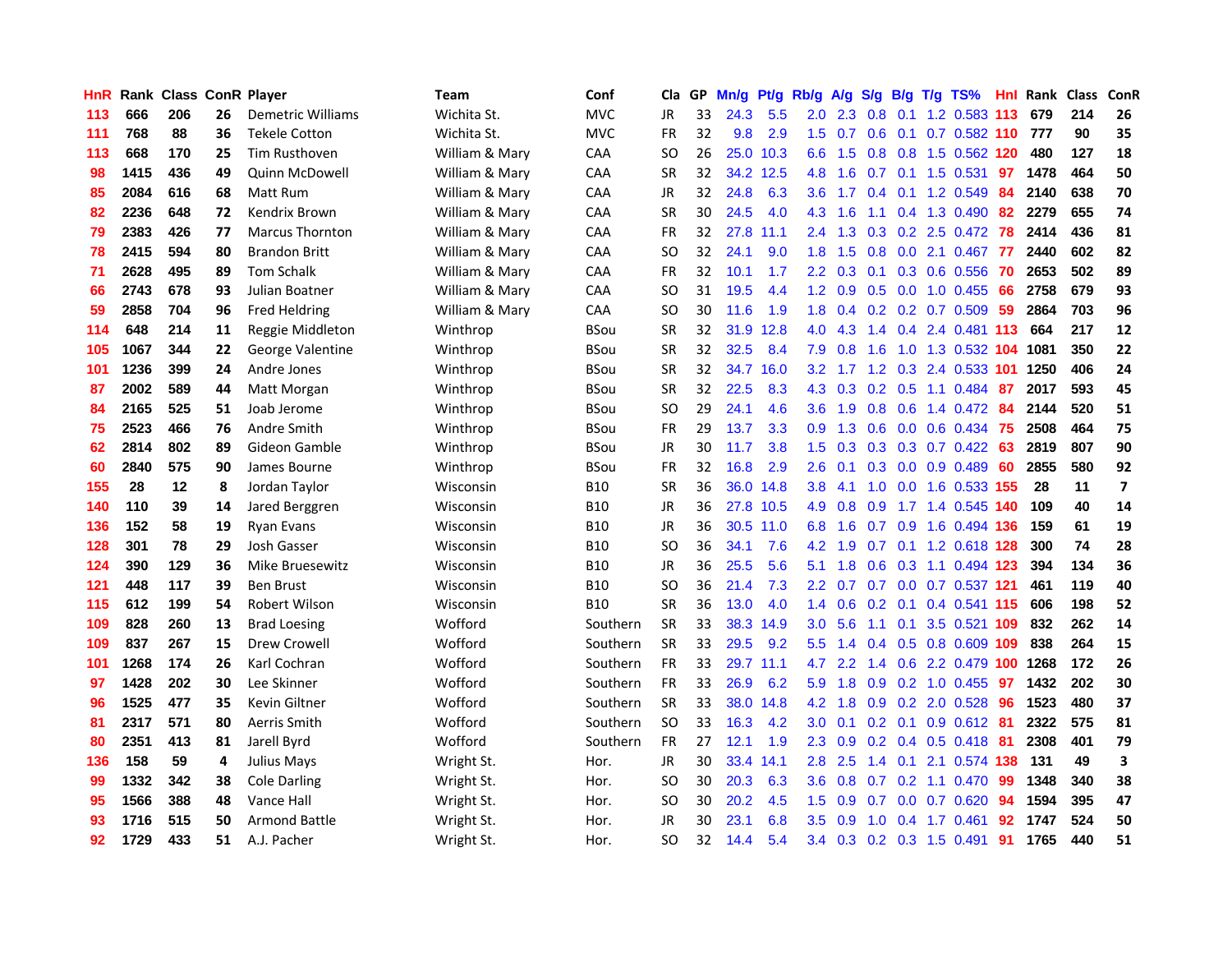| HnR | Rank | Class | ConR | Player | Team | Conf | Cla | GP | Mn/g | Pt/g | Rb/g | A/g | S/g | B/g | T/g | TS% | HnI | Rank | Class | ConR |
|---|---|---|---|---|---|---|---|---|---|---|---|---|---|---|---|---|---|---|---|---|
| 113 | 666 | 206 | 26 | Demetric Williams | Wichita St. | MVC | JR | 33 | 24.3 | 5.5 | 2.0 | 2.3 | 0.8 | 0.1 | 1.2 | 0.583 | 113 | 679 | 214 | 26 |
| 111 | 768 | 88 | 36 | Tekele Cotton | Wichita St. | MVC | FR | 32 | 9.8 | 2.9 | 1.5 | 0.7 | 0.6 | 0.1 | 0.7 | 0.582 | 110 | 777 | 90 | 35 |
| 113 | 668 | 170 | 25 | Tim Rusthoven | William & Mary | CAA | SO | 26 | 25.0 | 10.3 | 6.6 | 1.5 | 0.8 | 0.8 | 1.5 | 0.562 | 120 | 480 | 127 | 18 |
| 98 | 1415 | 436 | 49 | Quinn McDowell | William & Mary | CAA | SR | 32 | 34.2 | 12.5 | 4.8 | 1.6 | 0.7 | 0.1 | 1.5 | 0.531 | 97 | 1478 | 464 | 50 |
| 85 | 2084 | 616 | 68 | Matt Rum | William & Mary | CAA | JR | 32 | 24.8 | 6.3 | 3.6 | 1.7 | 0.4 | 0.1 | 1.2 | 0.549 | 84 | 2140 | 638 | 70 |
| 82 | 2236 | 648 | 72 | Kendrix Brown | William & Mary | CAA | SR | 30 | 24.5 | 4.0 | 4.3 | 1.6 | 1.1 | 0.4 | 1.3 | 0.490 | 82 | 2279 | 655 | 74 |
| 79 | 2383 | 426 | 77 | Marcus Thornton | William & Mary | CAA | FR | 32 | 27.8 | 11.1 | 2.4 | 1.3 | 0.3 | 0.2 | 2.5 | 0.472 | 78 | 2414 | 436 | 81 |
| 78 | 2415 | 594 | 80 | Brandon Britt | William & Mary | CAA | SO | 32 | 24.1 | 9.0 | 1.8 | 1.5 | 0.8 | 0.0 | 2.1 | 0.467 | 77 | 2440 | 602 | 82 |
| 71 | 2628 | 495 | 89 | Tom Schalk | William & Mary | CAA | FR | 32 | 10.1 | 1.7 | 2.2 | 0.3 | 0.1 | 0.3 | 0.6 | 0.556 | 70 | 2653 | 502 | 89 |
| 66 | 2743 | 678 | 93 | Julian Boatner | William & Mary | CAA | SO | 31 | 19.5 | 4.4 | 1.2 | 0.9 | 0.5 | 0.0 | 1.0 | 0.455 | 66 | 2758 | 679 | 93 |
| 59 | 2858 | 704 | 96 | Fred Heldring | William & Mary | CAA | SO | 30 | 11.6 | 1.9 | 1.8 | 0.4 | 0.2 | 0.2 | 0.7 | 0.509 | 59 | 2864 | 703 | 96 |
| 114 | 648 | 214 | 11 | Reggie Middleton | Winthrop | BSou | SR | 32 | 31.9 | 12.8 | 4.0 | 4.3 | 1.4 | 0.4 | 2.4 | 0.481 | 113 | 664 | 217 | 12 |
| 105 | 1067 | 344 | 22 | George Valentine | Winthrop | BSou | SR | 32 | 32.5 | 8.4 | 7.9 | 0.8 | 1.6 | 1.0 | 1.3 | 0.532 | 104 | 1081 | 350 | 22 |
| 101 | 1236 | 399 | 24 | Andre Jones | Winthrop | BSou | SR | 32 | 34.7 | 16.0 | 3.2 | 1.7 | 1.2 | 0.3 | 2.4 | 0.533 | 101 | 1250 | 406 | 24 |
| 87 | 2002 | 589 | 44 | Matt Morgan | Winthrop | BSou | SR | 32 | 22.5 | 8.3 | 4.3 | 0.3 | 0.2 | 0.5 | 1.1 | 0.484 | 87 | 2017 | 593 | 45 |
| 84 | 2165 | 525 | 51 | Joab Jerome | Winthrop | BSou | SO | 29 | 24.1 | 4.6 | 3.6 | 1.9 | 0.8 | 0.6 | 1.4 | 0.472 | 84 | 2144 | 520 | 51 |
| 75 | 2523 | 466 | 76 | Andre Smith | Winthrop | BSou | FR | 29 | 13.7 | 3.3 | 0.9 | 1.3 | 0.6 | 0.0 | 0.6 | 0.434 | 75 | 2508 | 464 | 75 |
| 62 | 2814 | 802 | 89 | Gideon Gamble | Winthrop | BSou | JR | 30 | 11.7 | 3.8 | 1.5 | 0.3 | 0.3 | 0.3 | 0.7 | 0.422 | 63 | 2819 | 807 | 90 |
| 60 | 2840 | 575 | 90 | James Bourne | Winthrop | BSou | FR | 32 | 16.8 | 2.9 | 2.6 | 0.1 | 0.3 | 0.0 | 0.9 | 0.489 | 60 | 2855 | 580 | 92 |
| 155 | 28 | 12 | 8 | Jordan Taylor | Wisconsin | B10 | SR | 36 | 36.0 | 14.8 | 3.8 | 4.1 | 1.0 | 0.0 | 1.6 | 0.533 | 155 | 28 | 11 | 7 |
| 140 | 110 | 39 | 14 | Jared Berggren | Wisconsin | B10 | JR | 36 | 27.8 | 10.5 | 4.9 | 0.8 | 0.9 | 1.7 | 1.4 | 0.545 | 140 | 109 | 40 | 14 |
| 136 | 152 | 58 | 19 | Ryan Evans | Wisconsin | B10 | JR | 36 | 30.5 | 11.0 | 6.8 | 1.6 | 0.7 | 0.9 | 1.6 | 0.494 | 136 | 159 | 61 | 19 |
| 128 | 301 | 78 | 29 | Josh Gasser | Wisconsin | B10 | SO | 36 | 34.1 | 7.6 | 4.2 | 1.9 | 0.7 | 0.1 | 1.2 | 0.618 | 128 | 300 | 74 | 28 |
| 124 | 390 | 129 | 36 | Mike Bruesewitz | Wisconsin | B10 | JR | 36 | 25.5 | 5.6 | 5.1 | 1.8 | 0.6 | 0.3 | 1.1 | 0.494 | 123 | 394 | 134 | 36 |
| 121 | 448 | 117 | 39 | Ben Brust | Wisconsin | B10 | SO | 36 | 21.4 | 7.3 | 2.2 | 0.7 | 0.7 | 0.0 | 0.7 | 0.537 | 121 | 461 | 119 | 40 |
| 115 | 612 | 199 | 54 | Robert Wilson | Wisconsin | B10 | SR | 36 | 13.0 | 4.0 | 1.4 | 0.6 | 0.2 | 0.1 | 0.4 | 0.541 | 115 | 606 | 198 | 52 |
| 109 | 828 | 260 | 13 | Brad Loesing | Wofford | Southern | SR | 33 | 38.3 | 14.9 | 3.0 | 5.6 | 1.1 | 0.1 | 3.5 | 0.521 | 109 | 832 | 262 | 14 |
| 109 | 837 | 267 | 15 | Drew Crowell | Wofford | Southern | SR | 33 | 29.5 | 9.2 | 5.5 | 1.4 | 0.4 | 0.5 | 0.8 | 0.609 | 109 | 838 | 264 | 15 |
| 101 | 1268 | 174 | 26 | Karl Cochran | Wofford | Southern | FR | 33 | 29.7 | 11.1 | 4.7 | 2.2 | 1.4 | 0.6 | 2.2 | 0.479 | 100 | 1268 | 172 | 26 |
| 97 | 1428 | 202 | 30 | Lee Skinner | Wofford | Southern | FR | 33 | 26.9 | 6.2 | 5.9 | 1.8 | 0.9 | 0.2 | 1.0 | 0.455 | 97 | 1432 | 202 | 30 |
| 96 | 1525 | 477 | 35 | Kevin Giltner | Wofford | Southern | SR | 33 | 38.0 | 14.8 | 4.2 | 1.8 | 0.9 | 0.2 | 2.0 | 0.528 | 96 | 1523 | 480 | 37 |
| 81 | 2317 | 571 | 80 | Aerris Smith | Wofford | Southern | SO | 33 | 16.3 | 4.2 | 3.0 | 0.1 | 0.2 | 0.1 | 0.9 | 0.612 | 81 | 2322 | 575 | 81 |
| 80 | 2351 | 413 | 81 | Jarell Byrd | Wofford | Southern | FR | 27 | 12.1 | 1.9 | 2.3 | 0.9 | 0.2 | 0.4 | 0.5 | 0.418 | 81 | 2308 | 401 | 79 |
| 136 | 158 | 59 | 4 | Julius Mays | Wright St. | Hor. | JR | 30 | 33.4 | 14.1 | 2.8 | 2.5 | 1.4 | 0.1 | 2.1 | 0.574 | 138 | 131 | 49 | 3 |
| 99 | 1332 | 342 | 38 | Cole Darling | Wright St. | Hor. | SO | 30 | 20.3 | 6.3 | 3.6 | 0.8 | 0.7 | 0.2 | 1.1 | 0.470 | 99 | 1348 | 340 | 38 |
| 95 | 1566 | 388 | 48 | Vance Hall | Wright St. | Hor. | SO | 30 | 20.2 | 4.5 | 1.5 | 0.9 | 0.7 | 0.0 | 0.7 | 0.620 | 94 | 1594 | 395 | 47 |
| 93 | 1716 | 515 | 50 | Armond Battle | Wright St. | Hor. | JR | 30 | 23.1 | 6.8 | 3.5 | 0.9 | 1.0 | 0.4 | 1.7 | 0.461 | 92 | 1747 | 524 | 50 |
| 92 | 1729 | 433 | 51 | A.J. Pacher | Wright St. | Hor. | SO | 32 | 14.4 | 5.4 | 3.4 | 0.3 | 0.2 | 0.3 | 1.5 | 0.491 | 91 | 1765 | 440 | 51 |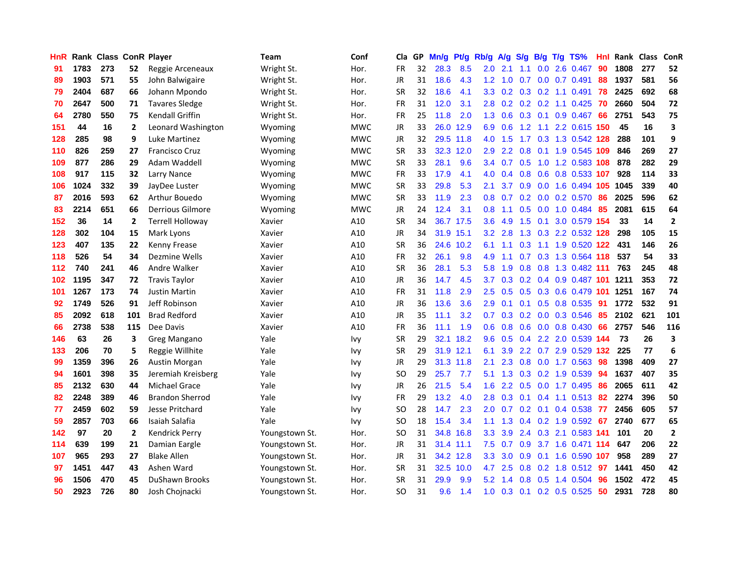| HnR | Rank | Class | ConR | Player | Team | Conf | Cla | GP | Mn/g | Pt/g | Rb/g | A/g | S/g | B/g | T/g | TS% | HnI | Rank | Class | ConR |
|---|---|---|---|---|---|---|---|---|---|---|---|---|---|---|---|---|---|---|---|---|
| 91 | 1783 | 273 | 52 | Reggie Arceneaux | Wright St. | Hor. | FR | 32 | 28.3 | 8.5 | 2.0 | 2.1 | 1.1 | 0.0 | 2.6 | 0.467 | 90 | 1808 | 277 | 52 |
| 89 | 1903 | 571 | 55 | John Balwigaire | Wright St. | Hor. | JR | 31 | 18.6 | 4.3 | 1.2 | 1.0 | 0.7 | 0.0 | 0.7 | 0.491 | 88 | 1937 | 581 | 56 |
| 79 | 2404 | 687 | 66 | Johann Mpondo | Wright St. | Hor. | SR | 32 | 18.6 | 4.1 | 3.3 | 0.2 | 0.3 | 0.2 | 1.1 | 0.491 | 78 | 2425 | 692 | 68 |
| 70 | 2647 | 500 | 71 | Tavares Sledge | Wright St. | Hor. | FR | 31 | 12.0 | 3.1 | 2.8 | 0.2 | 0.2 | 0.2 | 1.1 | 0.425 | 70 | 2660 | 504 | 72 |
| 64 | 2780 | 550 | 75 | Kendall Griffin | Wright St. | Hor. | FR | 25 | 11.8 | 2.0 | 1.3 | 0.6 | 0.3 | 0.1 | 0.9 | 0.467 | 66 | 2751 | 543 | 75 |
| 151 | 44 | 16 | 2 | Leonard Washington | Wyoming | MWC | JR | 33 | 26.0 | 12.9 | 6.9 | 0.6 | 1.2 | 1.1 | 2.2 | 0.615 | 150 | 45 | 16 | 3 |
| 128 | 285 | 98 | 9 | Luke Martinez | Wyoming | MWC | JR | 32 | 29.5 | 11.8 | 4.0 | 1.5 | 1.7 | 0.3 | 1.3 | 0.542 | 128 | 288 | 101 | 9 |
| 110 | 826 | 259 | 27 | Francisco Cruz | Wyoming | MWC | SR | 33 | 32.3 | 12.0 | 2.9 | 2.2 | 0.8 | 0.1 | 1.9 | 0.545 | 109 | 846 | 269 | 27 |
| 109 | 877 | 286 | 29 | Adam Waddell | Wyoming | MWC | SR | 33 | 28.1 | 9.6 | 3.4 | 0.7 | 0.5 | 1.0 | 1.2 | 0.583 | 108 | 878 | 282 | 29 |
| 108 | 917 | 115 | 32 | Larry Nance | Wyoming | MWC | FR | 33 | 17.9 | 4.1 | 4.0 | 0.4 | 0.8 | 0.6 | 0.8 | 0.533 | 107 | 928 | 114 | 33 |
| 106 | 1024 | 332 | 39 | JayDee Luster | Wyoming | MWC | SR | 33 | 29.8 | 5.3 | 2.1 | 3.7 | 0.9 | 0.0 | 1.6 | 0.494 | 105 | 1045 | 339 | 40 |
| 87 | 2016 | 593 | 62 | Arthur Bouedo | Wyoming | MWC | SR | 33 | 11.9 | 2.3 | 0.8 | 0.7 | 0.2 | 0.0 | 0.2 | 0.570 | 86 | 2025 | 596 | 62 |
| 83 | 2214 | 651 | 66 | Derrious Gilmore | Wyoming | MWC | JR | 24 | 12.4 | 3.1 | 0.8 | 1.1 | 0.5 | 0.0 | 1.0 | 0.484 | 85 | 2081 | 615 | 64 |
| 152 | 36 | 14 | 2 | Terrell Holloway | Xavier | A10 | SR | 34 | 36.7 | 17.5 | 3.6 | 4.9 | 1.5 | 0.1 | 3.0 | 0.579 | 154 | 33 | 14 | 2 |
| 128 | 302 | 104 | 15 | Mark Lyons | Xavier | A10 | JR | 34 | 31.9 | 15.1 | 3.2 | 2.8 | 1.3 | 0.3 | 2.2 | 0.532 | 128 | 298 | 105 | 15 |
| 123 | 407 | 135 | 22 | Kenny Frease | Xavier | A10 | SR | 36 | 24.6 | 10.2 | 6.1 | 1.1 | 0.3 | 1.1 | 1.9 | 0.520 | 122 | 431 | 146 | 26 |
| 118 | 526 | 54 | 34 | Dezmine Wells | Xavier | A10 | FR | 32 | 26.1 | 9.8 | 4.9 | 1.1 | 0.7 | 0.3 | 1.3 | 0.564 | 118 | 537 | 54 | 33 |
| 112 | 740 | 241 | 46 | Andre Walker | Xavier | A10 | SR | 36 | 28.1 | 5.3 | 5.8 | 1.9 | 0.8 | 0.8 | 1.3 | 0.482 | 111 | 763 | 245 | 48 |
| 102 | 1195 | 347 | 72 | Travis Taylor | Xavier | A10 | JR | 36 | 14.7 | 4.5 | 3.7 | 0.3 | 0.2 | 0.4 | 0.9 | 0.487 | 101 | 1211 | 353 | 72 |
| 101 | 1267 | 173 | 74 | Justin Martin | Xavier | A10 | FR | 31 | 11.8 | 2.9 | 2.5 | 0.5 | 0.5 | 0.3 | 0.6 | 0.479 | 101 | 1251 | 167 | 74 |
| 92 | 1749 | 526 | 91 | Jeff Robinson | Xavier | A10 | JR | 36 | 13.6 | 3.6 | 2.9 | 0.1 | 0.1 | 0.5 | 0.8 | 0.535 | 91 | 1772 | 532 | 91 |
| 85 | 2092 | 618 | 101 | Brad Redford | Xavier | A10 | JR | 35 | 11.1 | 3.2 | 0.7 | 0.3 | 0.2 | 0.0 | 0.3 | 0.546 | 85 | 2102 | 621 | 101 |
| 66 | 2738 | 538 | 115 | Dee Davis | Xavier | A10 | FR | 36 | 11.1 | 1.9 | 0.6 | 0.8 | 0.6 | 0.0 | 0.8 | 0.430 | 66 | 2757 | 546 | 116 |
| 146 | 63 | 26 | 3 | Greg Mangano | Yale | Ivy | SR | 29 | 32.1 | 18.2 | 9.6 | 0.5 | 0.4 | 2.2 | 2.0 | 0.539 | 144 | 73 | 26 | 3 |
| 133 | 206 | 70 | 5 | Reggie Willhite | Yale | Ivy | SR | 29 | 31.9 | 12.1 | 6.1 | 3.9 | 2.2 | 0.7 | 2.9 | 0.529 | 132 | 225 | 77 | 6 |
| 99 | 1359 | 396 | 26 | Austin Morgan | Yale | Ivy | JR | 29 | 31.3 | 11.8 | 2.1 | 2.3 | 0.8 | 0.0 | 1.7 | 0.563 | 98 | 1398 | 409 | 27 |
| 94 | 1601 | 398 | 35 | Jeremiah Kreisberg | Yale | Ivy | SO | 29 | 25.7 | 7.7 | 5.1 | 1.3 | 0.3 | 0.2 | 1.9 | 0.539 | 94 | 1637 | 407 | 35 |
| 85 | 2132 | 630 | 44 | Michael Grace | Yale | Ivy | JR | 26 | 21.5 | 5.4 | 1.6 | 2.2 | 0.5 | 0.0 | 1.7 | 0.495 | 86 | 2065 | 611 | 42 |
| 82 | 2248 | 389 | 46 | Brandon Sherrod | Yale | Ivy | FR | 29 | 13.2 | 4.0 | 2.8 | 0.3 | 0.1 | 0.4 | 1.1 | 0.513 | 82 | 2274 | 396 | 50 |
| 77 | 2459 | 602 | 59 | Jesse Pritchard | Yale | Ivy | SO | 28 | 14.7 | 2.3 | 2.0 | 0.7 | 0.2 | 0.1 | 0.4 | 0.538 | 77 | 2456 | 605 | 57 |
| 59 | 2857 | 703 | 66 | Isaiah Salafia | Yale | Ivy | SO | 18 | 15.4 | 3.4 | 1.1 | 1.3 | 0.4 | 0.2 | 1.9 | 0.592 | 67 | 2740 | 677 | 65 |
| 142 | 97 | 20 | 2 | Kendrick Perry | Youngstown St. | Hor. | SO | 31 | 34.8 | 16.8 | 3.3 | 3.9 | 2.4 | 0.3 | 2.1 | 0.583 | 141 | 101 | 20 | 2 |
| 114 | 639 | 199 | 21 | Damian Eargle | Youngstown St. | Hor. | JR | 31 | 31.4 | 11.1 | 7.5 | 0.7 | 0.9 | 3.7 | 1.6 | 0.471 | 114 | 647 | 206 | 22 |
| 107 | 965 | 293 | 27 | Blake Allen | Youngstown St. | Hor. | JR | 31 | 34.2 | 12.8 | 3.3 | 3.0 | 0.9 | 0.1 | 1.6 | 0.590 | 107 | 958 | 289 | 27 |
| 97 | 1451 | 447 | 43 | Ashen Ward | Youngstown St. | Hor. | SR | 31 | 32.5 | 10.0 | 4.7 | 2.5 | 0.8 | 0.2 | 1.8 | 0.512 | 97 | 1441 | 450 | 42 |
| 96 | 1506 | 470 | 45 | DuShawn Brooks | Youngstown St. | Hor. | SR | 31 | 29.9 | 9.9 | 5.2 | 1.4 | 0.8 | 0.5 | 1.4 | 0.504 | 96 | 1502 | 472 | 45 |
| 50 | 2923 | 726 | 80 | Josh Chojnacki | Youngstown St. | Hor. | SO | 31 | 9.6 | 1.4 | 1.0 | 0.3 | 0.1 | 0.2 | 0.5 | 0.525 | 50 | 2931 | 728 | 80 |